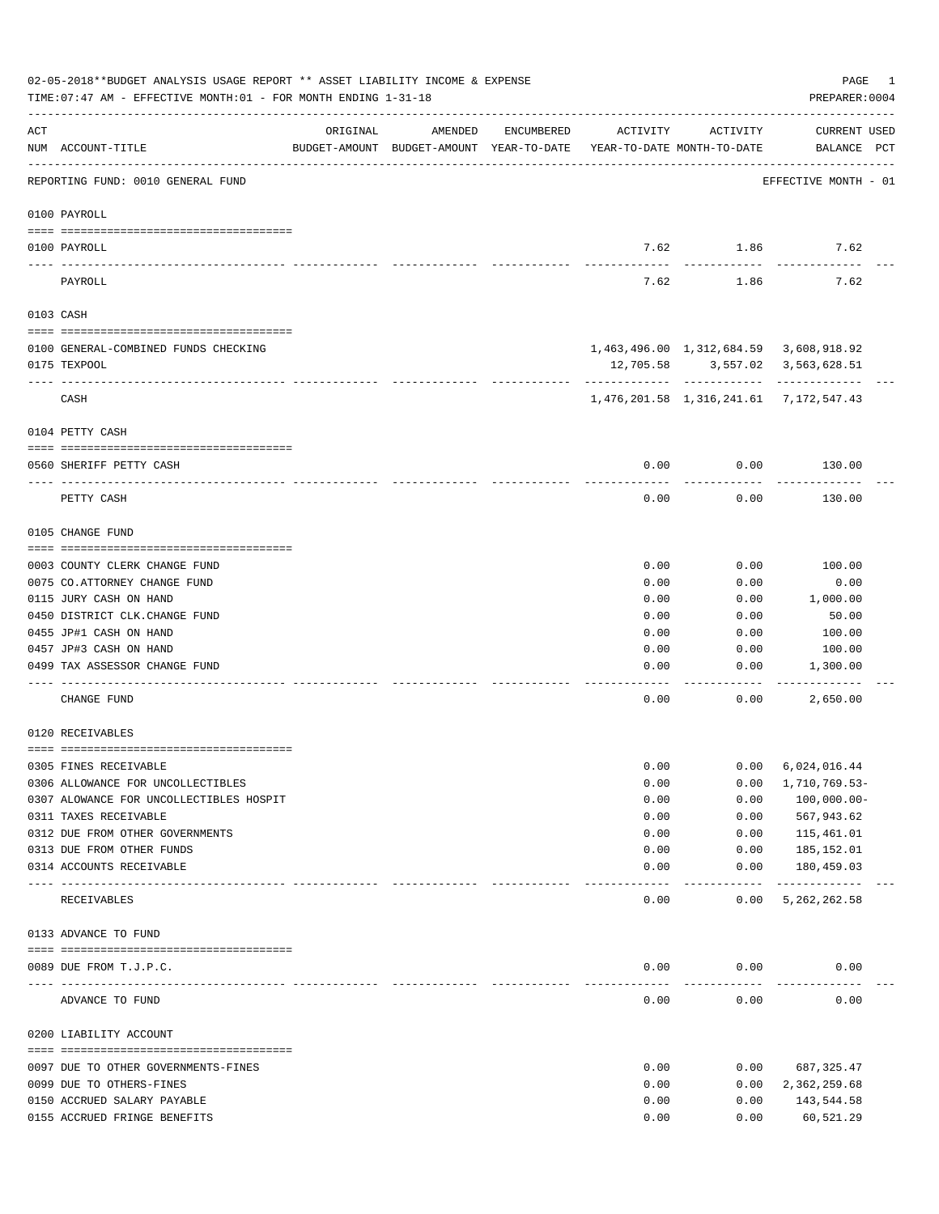02-05-2018**BUDGET ANALYSIS USAGE REPORT ** ASSET LIABILITY INCOME & EXPENSE

TIME:07:47 AM - EFFECTIVE MONTH:01 - FOR MONTH ENDING 1-31-18

PREPARER:0004

| ACT NUM | ACCOUNT-TITLE | ORIGINAL BUDGET-AMOUNT | AMENDED BUDGET-AMOUNT | ENCUMBERED YEAR-TO-DATE | ACTIVITY YEAR-TO-DATE | ACTIVITY MONTH-TO-DATE | CURRENT BALANCE | USED PCT |
|---|---|---|---|---|---|---|---|---|
| | REPORTING FUND: 0010 GENERAL FUND | | | | | | EFFECTIVE MONTH - 01 | |
| | **0100 PAYROLL** | | | | | | | |
| 0100 | PAYROLL | | | | 7.62 | 1.86 | 7.62 | |
| | PAYROLL | | | | 7.62 | 1.86 | 7.62 | |
| | **0103 CASH** | | | | | | | |
| 0100 | GENERAL-COMBINED FUNDS CHECKING | | | | 1,463,496.00 | 1,312,684.59 | 3,608,918.92 | |
| 0175 | TEXPOOL | | | | 12,705.58 | 3,557.02 | 3,563,628.51 | |
| | CASH | | | | 1,476,201.58 | 1,316,241.61 | 7,172,547.43 | |
| | **0104 PETTY CASH** | | | | | | | |
| 0560 | SHERIFF PETTY CASH | | | | 0.00 | 0.00 | 130.00 | |
| | PETTY CASH | | | | 0.00 | 0.00 | 130.00 | |
| | **0105 CHANGE FUND** | | | | | | | |
| 0003 | COUNTY CLERK CHANGE FUND | | | | 0.00 | 0.00 | 100.00 | |
| 0075 | CO.ATTORNEY CHANGE FUND | | | | 0.00 | 0.00 | 0.00 | |
| 0115 | JURY CASH ON HAND | | | | 0.00 | 0.00 | 1,000.00 | |
| 0450 | DISTRICT CLK.CHANGE FUND | | | | 0.00 | 0.00 | 50.00 | |
| 0455 | JP#1 CASH ON HAND | | | | 0.00 | 0.00 | 100.00 | |
| 0457 | JP#3 CASH ON HAND | | | | 0.00 | 0.00 | 100.00 | |
| 0499 | TAX ASSESSOR CHANGE FUND | | | | 0.00 | 0.00 | 1,300.00 | |
| | CHANGE FUND | | | | 0.00 | 0.00 | 2,650.00 | |
| | **0120 RECEIVABLES** | | | | | | | |
| 0305 | FINES RECEIVABLE | | | | 0.00 | 0.00 | 6,024,016.44 | |
| 0306 | ALLOWANCE FOR UNCOLLECTIBLES | | | | 0.00 | 0.00 | 1,710,769.53- | |
| 0307 | ALOWANCE FOR UNCOLLECTIBLES HOSPIT | | | | 0.00 | 0.00 | 100,000.00- | |
| 0311 | TAXES RECEIVABLE | | | | 0.00 | 0.00 | 567,943.62 | |
| 0312 | DUE FROM OTHER GOVERNMENTS | | | | 0.00 | 0.00 | 115,461.01 | |
| 0313 | DUE FROM OTHER FUNDS | | | | 0.00 | 0.00 | 185,152.01 | |
| 0314 | ACCOUNTS RECEIVABLE | | | | 0.00 | 0.00 | 180,459.03 | |
| | RECEIVABLES | | | | 0.00 | 0.00 | 5,262,262.58 | |
| | **0133 ADVANCE TO FUND** | | | | | | | |
| 0089 | DUE FROM T.J.P.C. | | | | 0.00 | 0.00 | 0.00 | |
| | ADVANCE TO FUND | | | | 0.00 | 0.00 | 0.00 | |
| | **0200 LIABILITY ACCOUNT** | | | | | | | |
| 0097 | DUE TO OTHER GOVERNMENTS-FINES | | | | 0.00 | 0.00 | 687,325.47 | |
| 0099 | DUE TO OTHERS-FINES | | | | 0.00 | 0.00 | 2,362,259.68 | |
| 0150 | ACCRUED SALARY PAYABLE | | | | 0.00 | 0.00 | 143,544.58 | |
| 0155 | ACCRUED FRINGE BENEFITS | | | | 0.00 | 0.00 | 60,521.29 | |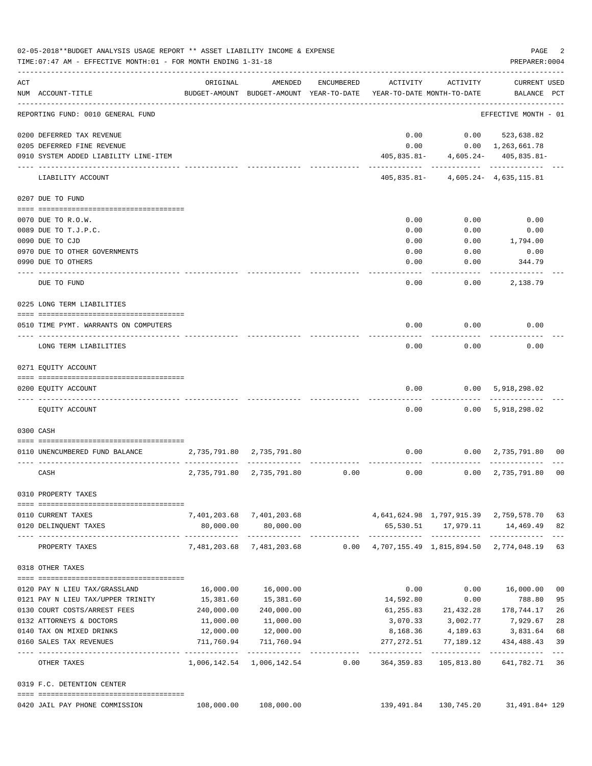02-05-2018**BUDGET ANALYSIS USAGE REPORT ** ASSET LIABILITY INCOME & EXPENSE

TIME:07:47 AM - EFFECTIVE MONTH:01 - FOR MONTH ENDING 1-31-18

PREPARER:0004

| ACT NUM | ACCOUNT-TITLE | ORIGINAL BUDGET-AMOUNT | AMENDED BUDGET-AMOUNT | ENCUMBERED YEAR-TO-DATE | ACTIVITY YEAR-TO-DATE | ACTIVITY MONTH-TO-DATE | CURRENT BALANCE | USED PCT |
|---|---|---|---|---|---|---|---|---|
| | REPORTING FUND: 0010 GENERAL FUND | | | | | | EFFECTIVE MONTH - 01 | |
| 0200 | DEFERRED TAX REVENUE | | | | 0.00 | 0.00 | 523,638.82 | |
| 0205 | DEFERRED FINE REVENUE | | | | 0.00 | 0.00 | 1,263,661.78 | |
| 0910 | SYSTEM ADDED LIABILITY LINE-ITEM | | | | 405,835.81- | 4,605.24- | 405,835.81- | |
| | LIABILITY ACCOUNT | | | | 405,835.81- | 4,605.24- | 4,635,115.81 | |
| | 0207 DUE TO FUND | | | | | | | |
| 0070 | DUE TO R.O.W. | | | | 0.00 | 0.00 | 0.00 | |
| 0089 | DUE TO T.J.P.C. | | | | 0.00 | 0.00 | 0.00 | |
| 0090 | DUE TO CJD | | | | 0.00 | 0.00 | 1,794.00 | |
| 0970 | DUE TO OTHER GOVERNMENTS | | | | 0.00 | 0.00 | 0.00 | |
| 0990 | DUE TO OTHERS | | | | 0.00 | 0.00 | 344.79 | |
| | DUE TO FUND | | | | 0.00 | 0.00 | 2,138.79 | |
| | 0225 LONG TERM LIABILITIES | | | | | | | |
| 0510 | TIME PYMT. WARRANTS ON COMPUTERS | | | | 0.00 | 0.00 | 0.00 | |
| | LONG TERM LIABILITIES | | | | 0.00 | 0.00 | 0.00 | |
| | 0271 EQUITY ACCOUNT | | | | | | | |
| 0200 | EQUITY ACCOUNT | | | | 0.00 | 0.00 | 5,918,298.02 | |
| | EQUITY ACCOUNT | | | | 0.00 | 0.00 | 5,918,298.02 | |
| | 0300 CASH | | | | | | | |
| 0110 | UNENCUMBERED FUND BALANCE | 2,735,791.80 | 2,735,791.80 | | 0.00 | 0.00 | 2,735,791.80 | 00 |
| | CASH | 2,735,791.80 | 2,735,791.80 | 0.00 | 0.00 | 0.00 | 2,735,791.80 | 00 |
| | 0310 PROPERTY TAXES | | | | | | | |
| 0110 | CURRENT TAXES | 7,401,203.68 | 7,401,203.68 | | 4,641,624.98 | 1,797,915.39 | 2,759,578.70 | 63 |
| 0120 | DELINQUENT TAXES | 80,000.00 | 80,000.00 | | 65,530.51 | 17,979.11 | 14,469.49 | 82 |
| | PROPERTY TAXES | 7,481,203.68 | 7,481,203.68 | 0.00 | 4,707,155.49 | 1,815,894.50 | 2,774,048.19 | 63 |
| | 0318 OTHER TAXES | | | | | | | |
| 0120 | PAY N LIEU TAX/GRASSLAND | 16,000.00 | 16,000.00 | | 0.00 | 0.00 | 16,000.00 | 00 |
| 0121 | PAY N LIEU TAX/UPPER TRINITY | 15,381.60 | 15,381.60 | | 14,592.80 | 0.00 | 788.80 | 95 |
| 0130 | COURT COSTS/ARREST FEES | 240,000.00 | 240,000.00 | | 61,255.83 | 21,432.28 | 178,744.17 | 26 |
| 0132 | ATTORNEYS & DOCTORS | 11,000.00 | 11,000.00 | | 3,070.33 | 3,002.77 | 7,929.67 | 28 |
| 0140 | TAX ON MIXED DRINKS | 12,000.00 | 12,000.00 | | 8,168.36 | 4,189.63 | 3,831.64 | 68 |
| 0160 | SALES TAX REVENUES | 711,760.94 | 711,760.94 | | 277,272.51 | 77,189.12 | 434,488.43 | 39 |
| | OTHER TAXES | 1,006,142.54 | 1,006,142.54 | 0.00 | 364,359.83 | 105,813.80 | 641,782.71 | 36 |
| | 0319 F.C. DETENTION CENTER | | | | | | | |
| 0420 | JAIL PAY PHONE COMMISSION | 108,000.00 | 108,000.00 | | 139,491.84 | 130,745.20 | 31,491.84+ | 129 |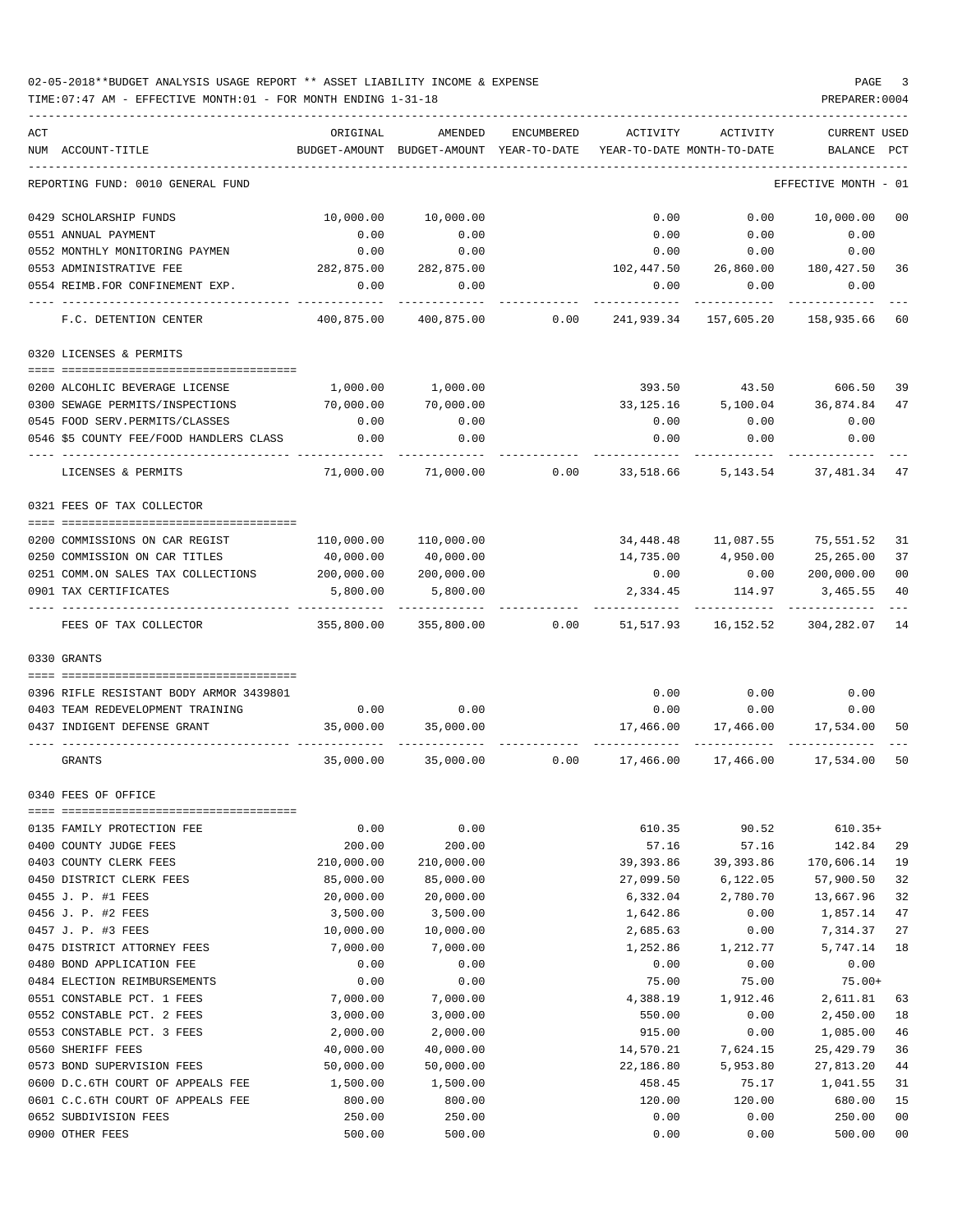02-05-2018**BUDGET ANALYSIS USAGE REPORT ** ASSET LIABILITY INCOME & EXPENSE

TIME:07:47 AM - EFFECTIVE MONTH:01 - FOR MONTH ENDING 1-31-18

REPORTING FUND: 0010 GENERAL FUND — EFFECTIVE MONTH - 01

| ACT NUM | ACCOUNT-TITLE | ORIGINAL BUDGET-AMOUNT | AMENDED BUDGET-AMOUNT | ENCUMBERED YEAR-TO-DATE | ACTIVITY YEAR-TO-DATE | ACTIVITY MONTH-TO-DATE | CURRENT BALANCE | USED PCT |
|---|---|---|---|---|---|---|---|---|
| 0429 | SCHOLARSHIP FUNDS | 10,000.00 | 10,000.00 | | 0.00 | 0.00 | 10,000.00 | 00 |
| 0551 | ANNUAL PAYMENT | 0.00 | 0.00 | | 0.00 | 0.00 | 0.00 | |
| 0552 | MONTHLY MONITORING PAYMEN | 0.00 | 0.00 | | 0.00 | 0.00 | 0.00 | |
| 0553 | ADMINISTRATIVE FEE | 282,875.00 | 282,875.00 | | 102,447.50 | 26,860.00 | 180,427.50 | 36 |
| 0554 | REIMB.FOR CONFINEMENT EXP. | 0.00 | 0.00 | | 0.00 | 0.00 | 0.00 | |
| | F.C. DETENTION CENTER | 400,875.00 | 400,875.00 | 0.00 | 241,939.34 | 157,605.20 | 158,935.66 | 60 |
| | **0320 LICENSES & PERMITS** | | | | | | | |
| 0200 | ALCOHLIC BEVERAGE LICENSE | 1,000.00 | 1,000.00 | | 393.50 | 43.50 | 606.50 | 39 |
| 0300 | SEWAGE PERMITS/INSPECTIONS | 70,000.00 | 70,000.00 | | 33,125.16 | 5,100.04 | 36,874.84 | 47 |
| 0545 | FOOD SERV.PERMITS/CLASSES | 0.00 | 0.00 | | 0.00 | 0.00 | 0.00 | |
| 0546 | $5 COUNTY FEE/FOOD HANDLERS CLASS | 0.00 | 0.00 | | 0.00 | 0.00 | 0.00 | |
| | LICENSES & PERMITS | 71,000.00 | 71,000.00 | 0.00 | 33,518.66 | 5,143.54 | 37,481.34 | 47 |
| | **0321 FEES OF TAX COLLECTOR** | | | | | | | |
| 0200 | COMMISSIONS ON CAR REGIST | 110,000.00 | 110,000.00 | | 34,448.48 | 11,087.55 | 75,551.52 | 31 |
| 0250 | COMMISSION ON CAR TITLES | 40,000.00 | 40,000.00 | | 14,735.00 | 4,950.00 | 25,265.00 | 37 |
| 0251 | COMM.ON SALES TAX COLLECTIONS | 200,000.00 | 200,000.00 | | 0.00 | 0.00 | 200,000.00 | 00 |
| 0901 | TAX CERTIFICATES | 5,800.00 | 5,800.00 | | 2,334.45 | 114.97 | 3,465.55 | 40 |
| | FEES OF TAX COLLECTOR | 355,800.00 | 355,800.00 | 0.00 | 51,517.93 | 16,152.52 | 304,282.07 | 14 |
| | **0330 GRANTS** | | | | | | | |
| 0396 | RIFLE RESISTANT BODY ARMOR 3439801 | | | | 0.00 | 0.00 | 0.00 | |
| 0403 | TEAM REDEVELOPMENT TRAINING | 0.00 | 0.00 | | 0.00 | 0.00 | 0.00 | |
| 0437 | INDIGENT DEFENSE GRANT | 35,000.00 | 35,000.00 | | 17,466.00 | 17,466.00 | 17,534.00 | 50 |
| | GRANTS | 35,000.00 | 35,000.00 | 0.00 | 17,466.00 | 17,466.00 | 17,534.00 | 50 |
| | **0340 FEES OF OFFICE** | | | | | | | |
| 0135 | FAMILY PROTECTION FEE | 0.00 | 0.00 | | 610.35 | 90.52 | 610.35+ | |
| 0400 | COUNTY JUDGE FEES | 200.00 | 200.00 | | 57.16 | 57.16 | 142.84 | 29 |
| 0403 | COUNTY CLERK FEES | 210,000.00 | 210,000.00 | | 39,393.86 | 39,393.86 | 170,606.14 | 19 |
| 0450 | DISTRICT CLERK FEES | 85,000.00 | 85,000.00 | | 27,099.50 | 6,122.05 | 57,900.50 | 32 |
| 0455 | J. P. #1 FEES | 20,000.00 | 20,000.00 | | 6,332.04 | 2,780.70 | 13,667.96 | 32 |
| 0456 | J. P. #2 FEES | 3,500.00 | 3,500.00 | | 1,642.86 | 0.00 | 1,857.14 | 47 |
| 0457 | J. P. #3 FEES | 10,000.00 | 10,000.00 | | 2,685.63 | 0.00 | 7,314.37 | 27 |
| 0475 | DISTRICT ATTORNEY FEES | 7,000.00 | 7,000.00 | | 1,252.86 | 1,212.77 | 5,747.14 | 18 |
| 0480 | BOND APPLICATION FEE | 0.00 | 0.00 | | 0.00 | 0.00 | 0.00 | |
| 0484 | ELECTION REIMBURSEMENTS | 0.00 | 0.00 | | 75.00 | 75.00 | 75.00+ | |
| 0551 | CONSTABLE PCT. 1 FEES | 7,000.00 | 7,000.00 | | 4,388.19 | 1,912.46 | 2,611.81 | 63 |
| 0552 | CONSTABLE PCT. 2 FEES | 3,000.00 | 3,000.00 | | 550.00 | 0.00 | 2,450.00 | 18 |
| 0553 | CONSTABLE PCT. 3 FEES | 2,000.00 | 2,000.00 | | 915.00 | 0.00 | 1,085.00 | 46 |
| 0560 | SHERIFF FEES | 40,000.00 | 40,000.00 | | 14,570.21 | 7,624.15 | 25,429.79 | 36 |
| 0573 | BOND SUPERVISION FEES | 50,000.00 | 50,000.00 | | 22,186.80 | 5,953.80 | 27,813.20 | 44 |
| 0600 | D.C.6TH COURT OF APPEALS FEE | 1,500.00 | 1,500.00 | | 458.45 | 75.17 | 1,041.55 | 31 |
| 0601 | C.C.6TH COURT OF APPEALS FEE | 800.00 | 800.00 | | 120.00 | 120.00 | 680.00 | 15 |
| 0652 | SUBDIVISION FEES | 250.00 | 250.00 | | 0.00 | 0.00 | 250.00 | 00 |
| 0900 | OTHER FEES | 500.00 | 500.00 | | 0.00 | 0.00 | 500.00 | 00 |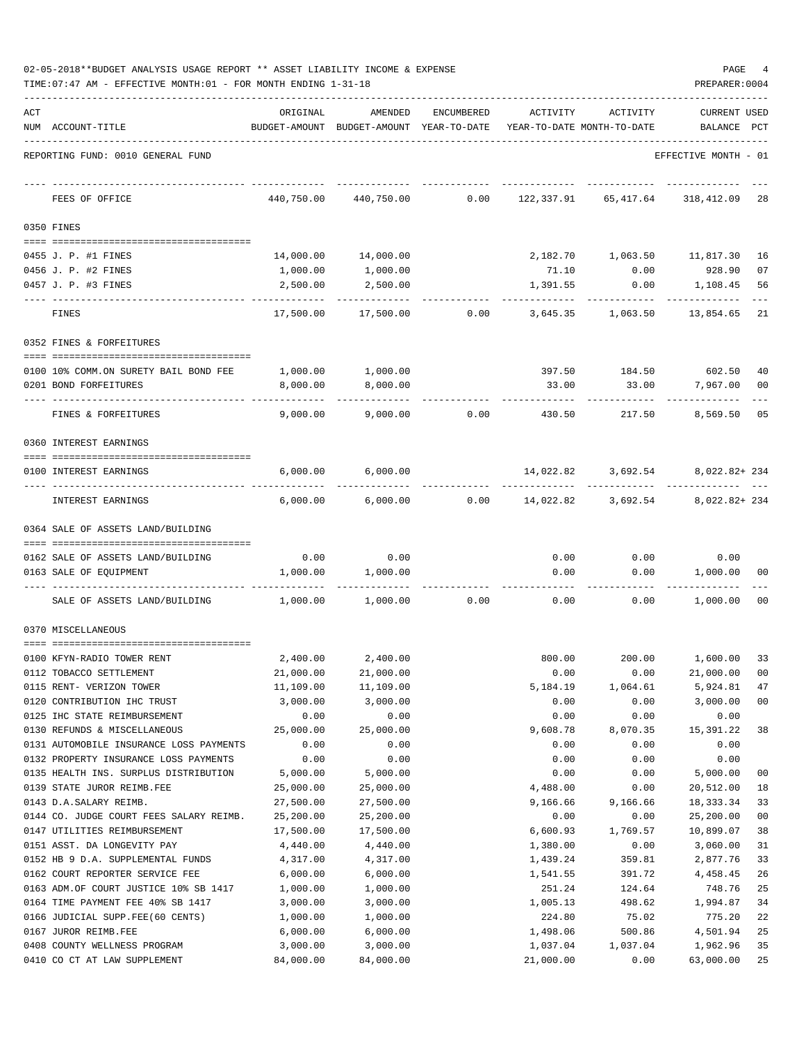02-05-2018**BUDGET ANALYSIS USAGE REPORT ** ASSET LIABILITY INCOME & EXPENSE

TIME:07:47 AM - EFFECTIVE MONTH:01 - FOR MONTH ENDING 1-31-18

PREPARER:0004

REPORTING FUND: 0010 GENERAL FUND — EFFECTIVE MONTH - 01

| ACT NUM | ACCOUNT-TITLE | ORIGINAL BUDGET-AMOUNT | AMENDED BUDGET-AMOUNT | ENCUMBERED YEAR-TO-DATE | ACTIVITY YEAR-TO-DATE | ACTIVITY MONTH-TO-DATE | CURRENT USED BALANCE | PCT |
|---|---|---|---|---|---|---|---|---|
| | FEES OF OFFICE | 440,750.00 | 440,750.00 | 0.00 | 122,337.91 | 65,417.64 | 318,412.09 | 28 |
| 0350 | FINES | | | | | | | |
| 0455 | J. P. #1 FINES | 14,000.00 | 14,000.00 | | 2,182.70 | 1,063.50 | 11,817.30 | 16 |
| 0456 | J. P. #2 FINES | 1,000.00 | 1,000.00 | | 71.10 | 0.00 | 928.90 | 07 |
| 0457 | J. P. #3 FINES | 2,500.00 | 2,500.00 | | 1,391.55 | 0.00 | 1,108.45 | 56 |
| | FINES | 17,500.00 | 17,500.00 | 0.00 | 3,645.35 | 1,063.50 | 13,854.65 | 21 |
| 0352 | FINES & FORFEITURES | | | | | | | |
| 0100 | 10% COMM.ON SURETY BAIL BOND FEE | 1,000.00 | 1,000.00 | | 397.50 | 184.50 | 602.50 | 40 |
| 0201 | BOND FORFEITURES | 8,000.00 | 8,000.00 | | 33.00 | 33.00 | 7,967.00 | 00 |
| | FINES & FORFEITURES | 9,000.00 | 9,000.00 | 0.00 | 430.50 | 217.50 | 8,569.50 | 05 |
| 0360 | INTEREST EARNINGS | | | | | | | |
| 0100 | INTEREST EARNINGS | 6,000.00 | 6,000.00 | | 14,022.82 | 3,692.54 | 8,022.82+ | 234 |
| | INTEREST EARNINGS | 6,000.00 | 6,000.00 | 0.00 | 14,022.82 | 3,692.54 | 8,022.82+ | 234 |
| 0364 | SALE OF ASSETS LAND/BUILDING | | | | | | | |
| 0162 | SALE OF ASSETS LAND/BUILDING | 0.00 | 0.00 | | 0.00 | 0.00 | 0.00 | |
| 0163 | SALE OF EQUIPMENT | 1,000.00 | 1,000.00 | | 0.00 | 0.00 | 1,000.00 | 00 |
| | SALE OF ASSETS LAND/BUILDING | 1,000.00 | 1,000.00 | 0.00 | 0.00 | 0.00 | 1,000.00 | 00 |
| 0370 | MISCELLANEOUS | | | | | | | |
| 0100 | KFYN-RADIO TOWER RENT | 2,400.00 | 2,400.00 | | 800.00 | 200.00 | 1,600.00 | 33 |
| 0112 | TOBACCO SETTLEMENT | 21,000.00 | 21,000.00 | | 0.00 | 0.00 | 21,000.00 | 00 |
| 0115 | RENT- VERIZON TOWER | 11,109.00 | 11,109.00 | | 5,184.19 | 1,064.61 | 5,924.81 | 47 |
| 0120 | CONTRIBUTION IHC TRUST | 3,000.00 | 3,000.00 | | 0.00 | 0.00 | 3,000.00 | 00 |
| 0125 | IHC STATE REIMBURSEMENT | 0.00 | 0.00 | | 0.00 | 0.00 | 0.00 | |
| 0130 | REFUNDS & MISCELLANEOUS | 25,000.00 | 25,000.00 | | 9,608.78 | 8,070.35 | 15,391.22 | 38 |
| 0131 | AUTOMOBILE INSURANCE LOSS PAYMENTS | 0.00 | 0.00 | | 0.00 | 0.00 | 0.00 | |
| 0132 | PROPERTY INSURANCE LOSS PAYMENTS | 0.00 | 0.00 | | 0.00 | 0.00 | 0.00 | |
| 0135 | HEALTH INS. SURPLUS DISTRIBUTION | 5,000.00 | 5,000.00 | | 0.00 | 0.00 | 5,000.00 | 00 |
| 0139 | STATE JUROR REIMB.FEE | 25,000.00 | 25,000.00 | | 4,488.00 | 0.00 | 20,512.00 | 18 |
| 0143 | D.A.SALARY REIMB. | 27,500.00 | 27,500.00 | | 9,166.66 | 9,166.66 | 18,333.34 | 33 |
| 0144 | CO. JUDGE COURT FEES SALARY REIMB. | 25,200.00 | 25,200.00 | | 0.00 | 0.00 | 25,200.00 | 00 |
| 0147 | UTILITIES REIMBURSEMENT | 17,500.00 | 17,500.00 | | 6,600.93 | 1,769.57 | 10,899.07 | 38 |
| 0151 | ASST. DA LONGEVITY PAY | 4,440.00 | 4,440.00 | | 1,380.00 | 0.00 | 3,060.00 | 31 |
| 0152 | HB 9 D.A. SUPPLEMENTAL FUNDS | 4,317.00 | 4,317.00 | | 1,439.24 | 359.81 | 2,877.76 | 33 |
| 0162 | COURT REPORTER SERVICE FEE | 6,000.00 | 6,000.00 | | 1,541.55 | 391.72 | 4,458.45 | 26 |
| 0163 | ADM.OF COURT JUSTICE 10% SB 1417 | 1,000.00 | 1,000.00 | | 251.24 | 124.64 | 748.76 | 25 |
| 0164 | TIME PAYMENT FEE 40% SB 1417 | 3,000.00 | 3,000.00 | | 1,005.13 | 498.62 | 1,994.87 | 34 |
| 0166 | JUDICIAL SUPP.FEE(60 CENTS) | 1,000.00 | 1,000.00 | | 224.80 | 75.02 | 775.20 | 22 |
| 0167 | JUROR REIMB.FEE | 6,000.00 | 6,000.00 | | 1,498.06 | 500.86 | 4,501.94 | 25 |
| 0408 | COUNTY WELLNESS PROGRAM | 3,000.00 | 3,000.00 | | 1,037.04 | 1,037.04 | 1,962.96 | 35 |
| 0410 | CO CT AT LAW SUPPLEMENT | 84,000.00 | 84,000.00 | | 21,000.00 | 0.00 | 63,000.00 | 25 |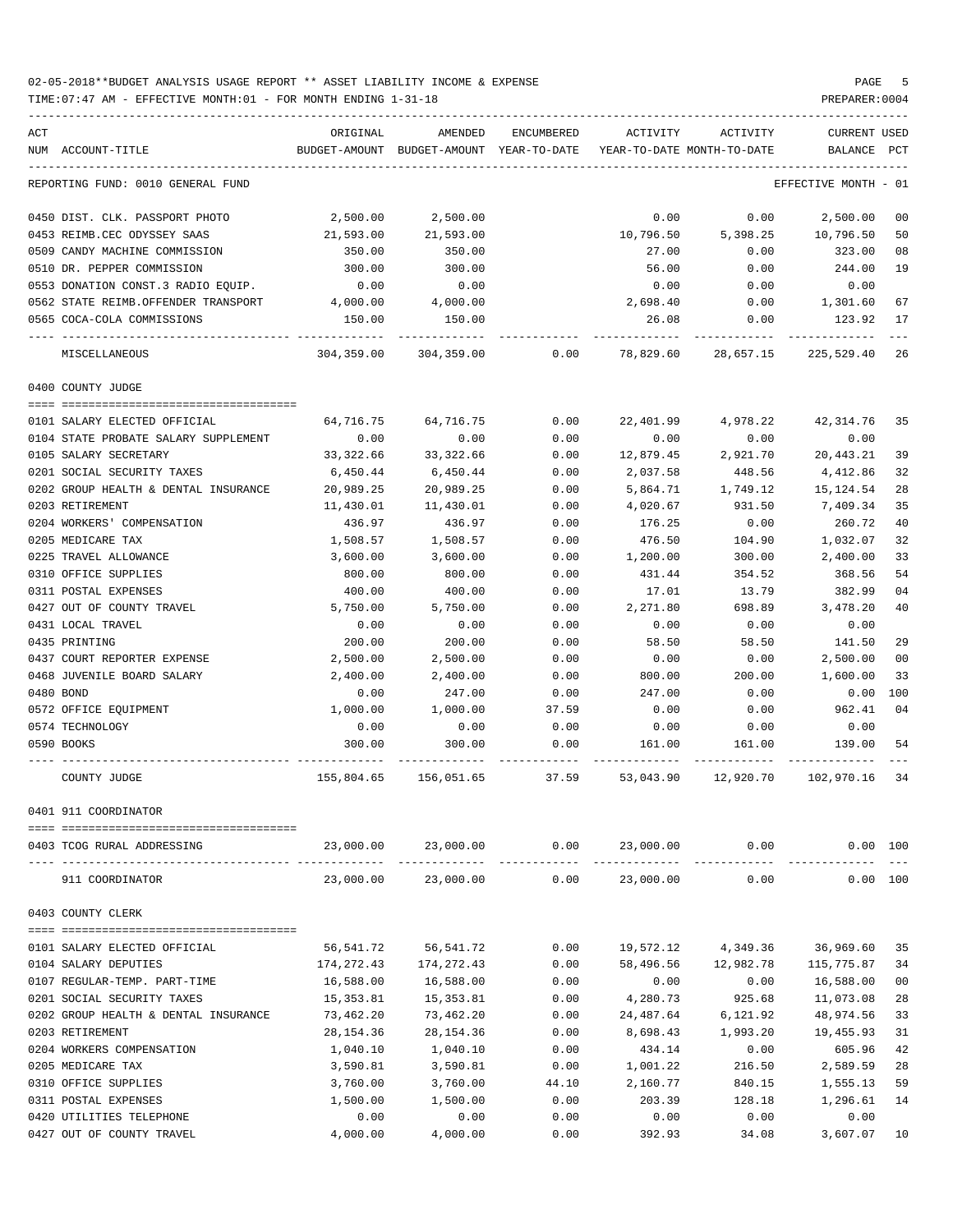02-05-2018**BUDGET ANALYSIS USAGE REPORT ** ASSET LIABILITY INCOME & EXPENSE

TIME:07:47 AM - EFFECTIVE MONTH:01 - FOR MONTH ENDING 1-31-18

PREPARER:0004

| ACT NUM | ACCOUNT-TITLE | ORIGINAL BUDGET-AMOUNT | AMENDED BUDGET-AMOUNT | ENCUMBERED YEAR-TO-DATE | ACTIVITY YEAR-TO-DATE | ACTIVITY MONTH-TO-DATE | CURRENT BALANCE | USED PCT |
|---|---|---|---|---|---|---|---|---|
| | REPORTING FUND: 0010 GENERAL FUND | | | | | | EFFECTIVE MONTH - 01 | |
| 0450 | DIST. CLK. PASSPORT PHOTO | 2,500.00 | 2,500.00 | | 0.00 | 0.00 | 2,500.00 | 00 |
| 0453 | REIMB.CEC ODYSSEY SAAS | 21,593.00 | 21,593.00 | | 10,796.50 | 5,398.25 | 10,796.50 | 50 |
| 0509 | CANDY MACHINE COMMISSION | 350.00 | 350.00 | | 27.00 | 0.00 | 323.00 | 08 |
| 0510 | DR. PEPPER COMMISSION | 300.00 | 300.00 | | 56.00 | 0.00 | 244.00 | 19 |
| 0553 | DONATION CONST.3 RADIO EQUIP. | 0.00 | 0.00 | | 0.00 | 0.00 | 0.00 | |
| 0562 | STATE REIMB.OFFENDER TRANSPORT | 4,000.00 | 4,000.00 | | 2,698.40 | 0.00 | 1,301.60 | 67 |
| 0565 | COCA-COLA COMMISSIONS | 150.00 | 150.00 | | 26.08 | 0.00 | 123.92 | 17 |
| | MISCELLANEOUS | 304,359.00 | 304,359.00 | 0.00 | 78,829.60 | 28,657.15 | 225,529.40 | 26 |
| | **0400 COUNTY JUDGE** | | | | | | | |
| 0101 | SALARY ELECTED OFFICIAL | 64,716.75 | 64,716.75 | 0.00 | 22,401.99 | 4,978.22 | 42,314.76 | 35 |
| 0104 | STATE PROBATE SALARY SUPPLEMENT | 0.00 | 0.00 | 0.00 | 0.00 | 0.00 | 0.00 | |
| 0105 | SALARY SECRETARY | 33,322.66 | 33,322.66 | 0.00 | 12,879.45 | 2,921.70 | 20,443.21 | 39 |
| 0201 | SOCIAL SECURITY TAXES | 6,450.44 | 6,450.44 | 0.00 | 2,037.58 | 448.56 | 4,412.86 | 32 |
| 0202 | GROUP HEALTH & DENTAL INSURANCE | 20,989.25 | 20,989.25 | 0.00 | 5,864.71 | 1,749.12 | 15,124.54 | 28 |
| 0203 | RETIREMENT | 11,430.01 | 11,430.01 | 0.00 | 4,020.67 | 931.50 | 7,409.34 | 35 |
| 0204 | WORKERS' COMPENSATION | 436.97 | 436.97 | 0.00 | 176.25 | 0.00 | 260.72 | 40 |
| 0205 | MEDICARE TAX | 1,508.57 | 1,508.57 | 0.00 | 476.50 | 104.90 | 1,032.07 | 32 |
| 0225 | TRAVEL ALLOWANCE | 3,600.00 | 3,600.00 | 0.00 | 1,200.00 | 300.00 | 2,400.00 | 33 |
| 0310 | OFFICE SUPPLIES | 800.00 | 800.00 | 0.00 | 431.44 | 354.52 | 368.56 | 54 |
| 0311 | POSTAL EXPENSES | 400.00 | 400.00 | 0.00 | 17.01 | 13.79 | 382.99 | 04 |
| 0427 | OUT OF COUNTY TRAVEL | 5,750.00 | 5,750.00 | 0.00 | 2,271.80 | 698.89 | 3,478.20 | 40 |
| 0431 | LOCAL TRAVEL | 0.00 | 0.00 | 0.00 | 0.00 | 0.00 | 0.00 | |
| 0435 | PRINTING | 200.00 | 200.00 | 0.00 | 58.50 | 58.50 | 141.50 | 29 |
| 0437 | COURT REPORTER EXPENSE | 2,500.00 | 2,500.00 | 0.00 | 0.00 | 0.00 | 2,500.00 | 00 |
| 0468 | JUVENILE BOARD SALARY | 2,400.00 | 2,400.00 | 0.00 | 800.00 | 200.00 | 1,600.00 | 33 |
| 0480 | BOND | 0.00 | 247.00 | 0.00 | 247.00 | 0.00 | 0.00 | 100 |
| 0572 | OFFICE EQUIPMENT | 1,000.00 | 1,000.00 | 37.59 | 0.00 | 0.00 | 962.41 | 04 |
| 0574 | TECHNOLOGY | 0.00 | 0.00 | 0.00 | 0.00 | 0.00 | 0.00 | |
| 0590 | BOOKS | 300.00 | 300.00 | 0.00 | 161.00 | 161.00 | 139.00 | 54 |
| | COUNTY JUDGE | 155,804.65 | 156,051.65 | 37.59 | 53,043.90 | 12,920.70 | 102,970.16 | 34 |
| | **0401 911 COORDINATOR** | | | | | | | |
| 0403 | TCOG RURAL ADDRESSING | 23,000.00 | 23,000.00 | 0.00 | 23,000.00 | 0.00 | 0.00 | 100 |
| | 911 COORDINATOR | 23,000.00 | 23,000.00 | 0.00 | 23,000.00 | 0.00 | 0.00 | 100 |
| | **0403 COUNTY CLERK** | | | | | | | |
| 0101 | SALARY ELECTED OFFICIAL | 56,541.72 | 56,541.72 | 0.00 | 19,572.12 | 4,349.36 | 36,969.60 | 35 |
| 0104 | SALARY DEPUTIES | 174,272.43 | 174,272.43 | 0.00 | 58,496.56 | 12,982.78 | 115,775.87 | 34 |
| 0107 | REGULAR-TEMP. PART-TIME | 16,588.00 | 16,588.00 | 0.00 | 0.00 | 0.00 | 16,588.00 | 00 |
| 0201 | SOCIAL SECURITY TAXES | 15,353.81 | 15,353.81 | 0.00 | 4,280.73 | 925.68 | 11,073.08 | 28 |
| 0202 | GROUP HEALTH & DENTAL INSURANCE | 73,462.20 | 73,462.20 | 0.00 | 24,487.64 | 6,121.92 | 48,974.56 | 33 |
| 0203 | RETIREMENT | 28,154.36 | 28,154.36 | 0.00 | 8,698.43 | 1,993.20 | 19,455.93 | 31 |
| 0204 | WORKERS COMPENSATION | 1,040.10 | 1,040.10 | 0.00 | 434.14 | 0.00 | 605.96 | 42 |
| 0205 | MEDICARE TAX | 3,590.81 | 3,590.81 | 0.00 | 1,001.22 | 216.50 | 2,589.59 | 28 |
| 0310 | OFFICE SUPPLIES | 3,760.00 | 3,760.00 | 44.10 | 2,160.77 | 840.15 | 1,555.13 | 59 |
| 0311 | POSTAL EXPENSES | 1,500.00 | 1,500.00 | 0.00 | 203.39 | 128.18 | 1,296.61 | 14 |
| 0420 | UTILITIES TELEPHONE | 0.00 | 0.00 | 0.00 | 0.00 | 0.00 | 0.00 | |
| 0427 | OUT OF COUNTY TRAVEL | 4,000.00 | 4,000.00 | 0.00 | 392.93 | 34.08 | 3,607.07 | 10 |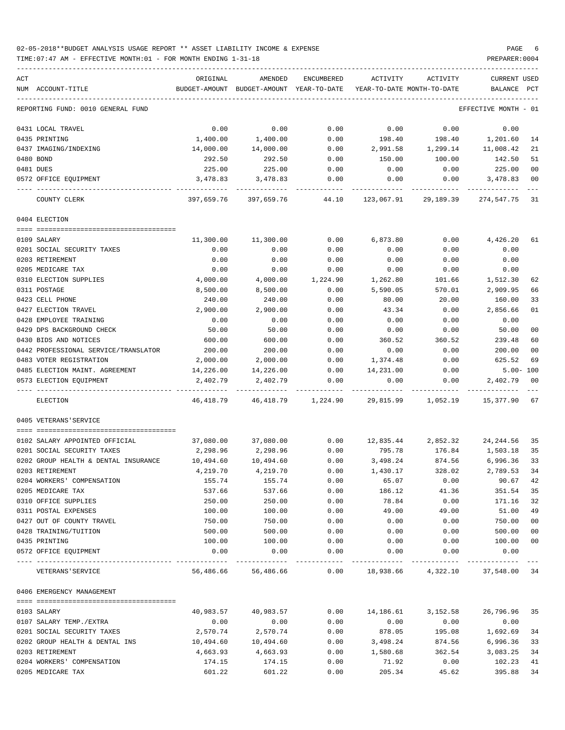02-05-2018**BUDGET ANALYSIS USAGE REPORT ** ASSET LIABILITY INCOME & EXPENSE

TIME:07:47 AM - EFFECTIVE MONTH:01 - FOR MONTH ENDING 1-31-18 PREPARER:0004

| ACT NUM | ACCOUNT-TITLE | ORIGINAL BUDGET-AMOUNT | AMENDED BUDGET-AMOUNT | ENCUMBERED YEAR-TO-DATE | ACTIVITY YEAR-TO-DATE | ACTIVITY MONTH-TO-DATE | CURRENT BALANCE | USED PCT |
|---|---|---|---|---|---|---|---|---|
| | REPORTING FUND: 0010 GENERAL FUND | | | | | | EFFECTIVE MONTH - 01 | |
| 0431 | LOCAL TRAVEL | 0.00 | 0.00 | 0.00 | 0.00 | 0.00 | 0.00 | |
| 0435 | PRINTING | 1,400.00 | 1,400.00 | 0.00 | 198.40 | 198.40 | 1,201.60 | 14 |
| 0437 | IMAGING/INDEXING | 14,000.00 | 14,000.00 | 0.00 | 2,991.58 | 1,299.14 | 11,008.42 | 21 |
| 0480 | BOND | 292.50 | 292.50 | 0.00 | 150.00 | 100.00 | 142.50 | 51 |
| 0481 | DUES | 225.00 | 225.00 | 0.00 | 0.00 | 0.00 | 225.00 | 00 |
| 0572 | OFFICE EQUIPMENT | 3,478.83 | 3,478.83 | 0.00 | 0.00 | 0.00 | 3,478.83 | 00 |
| | COUNTY CLERK | 397,659.76 | 397,659.76 | 44.10 | 123,067.91 | 29,189.39 | 274,547.75 | 31 |
| | 0404 ELECTION | | | | | | | |
| 0109 | SALARY | 11,300.00 | 11,300.00 | 0.00 | 6,873.80 | 0.00 | 4,426.20 | 61 |
| 0201 | SOCIAL SECURITY TAXES | 0.00 | 0.00 | 0.00 | 0.00 | 0.00 | 0.00 | |
| 0203 | RETIREMENT | 0.00 | 0.00 | 0.00 | 0.00 | 0.00 | 0.00 | |
| 0205 | MEDICARE TAX | 0.00 | 0.00 | 0.00 | 0.00 | 0.00 | 0.00 | |
| 0310 | ELECTION SUPPLIES | 4,000.00 | 4,000.00 | 1,224.90 | 1,262.80 | 101.66 | 1,512.30 | 62 |
| 0311 | POSTAGE | 8,500.00 | 8,500.00 | 0.00 | 5,590.05 | 570.01 | 2,909.95 | 66 |
| 0423 | CELL PHONE | 240.00 | 240.00 | 0.00 | 80.00 | 20.00 | 160.00 | 33 |
| 0427 | ELECTION TRAVEL | 2,900.00 | 2,900.00 | 0.00 | 43.34 | 0.00 | 2,856.66 | 01 |
| 0428 | EMPLOYEE TRAINING | 0.00 | 0.00 | 0.00 | 0.00 | 0.00 | 0.00 | |
| 0429 | DPS BACKGROUND CHECK | 50.00 | 50.00 | 0.00 | 0.00 | 0.00 | 50.00 | 00 |
| 0430 | BIDS AND NOTICES | 600.00 | 600.00 | 0.00 | 360.52 | 360.52 | 239.48 | 60 |
| 0442 | PROFESSIONAL SERVICE/TRANSLATOR | 200.00 | 200.00 | 0.00 | 0.00 | 0.00 | 200.00 | 00 |
| 0483 | VOTER REGISTRATION | 2,000.00 | 2,000.00 | 0.00 | 1,374.48 | 0.00 | 625.52 | 69 |
| 0485 | ELECTION MAINT. AGREEMENT | 14,226.00 | 14,226.00 | 0.00 | 14,231.00 | 0.00 | 5.00- | 100 |
| 0573 | ELECTION EQUIPMENT | 2,402.79 | 2,402.79 | 0.00 | 0.00 | 0.00 | 2,402.79 | 00 |
| | ELECTION | 46,418.79 | 46,418.79 | 1,224.90 | 29,815.99 | 1,052.19 | 15,377.90 | 67 |
| | 0405 VETERANS'SERVICE | | | | | | | |
| 0102 | SALARY APPOINTED OFFICIAL | 37,080.00 | 37,080.00 | 0.00 | 12,835.44 | 2,852.32 | 24,244.56 | 35 |
| 0201 | SOCIAL SECURITY TAXES | 2,298.96 | 2,298.96 | 0.00 | 795.78 | 176.84 | 1,503.18 | 35 |
| 0202 | GROUP HEALTH & DENTAL INSURANCE | 10,494.60 | 10,494.60 | 0.00 | 3,498.24 | 874.56 | 6,996.36 | 33 |
| 0203 | RETIREMENT | 4,219.70 | 4,219.70 | 0.00 | 1,430.17 | 328.02 | 2,789.53 | 34 |
| 0204 | WORKERS' COMPENSATION | 155.74 | 155.74 | 0.00 | 65.07 | 0.00 | 90.67 | 42 |
| 0205 | MEDICARE TAX | 537.66 | 537.66 | 0.00 | 186.12 | 41.36 | 351.54 | 35 |
| 0310 | OFFICE SUPPLIES | 250.00 | 250.00 | 0.00 | 78.84 | 0.00 | 171.16 | 32 |
| 0311 | POSTAL EXPENSES | 100.00 | 100.00 | 0.00 | 49.00 | 49.00 | 51.00 | 49 |
| 0427 | OUT OF COUNTY TRAVEL | 750.00 | 750.00 | 0.00 | 0.00 | 0.00 | 750.00 | 00 |
| 0428 | TRAINING/TUITION | 500.00 | 500.00 | 0.00 | 0.00 | 0.00 | 500.00 | 00 |
| 0435 | PRINTING | 100.00 | 100.00 | 0.00 | 0.00 | 0.00 | 100.00 | 00 |
| 0572 | OFFICE EQUIPMENT | 0.00 | 0.00 | 0.00 | 0.00 | 0.00 | 0.00 | |
| | VETERANS'SERVICE | 56,486.66 | 56,486.66 | 0.00 | 18,938.66 | 4,322.10 | 37,548.00 | 34 |
| | 0406 EMERGENCY MANAGEMENT | | | | | | | |
| 0103 | SALARY | 40,983.57 | 40,983.57 | 0.00 | 14,186.61 | 3,152.58 | 26,796.96 | 35 |
| 0107 | SALARY TEMP./EXTRA | 0.00 | 0.00 | 0.00 | 0.00 | 0.00 | 0.00 | |
| 0201 | SOCIAL SECURITY TAXES | 2,570.74 | 2,570.74 | 0.00 | 878.05 | 195.08 | 1,692.69 | 34 |
| 0202 | GROUP HEALTH & DENTAL INS | 10,494.60 | 10,494.60 | 0.00 | 3,498.24 | 874.56 | 6,996.36 | 33 |
| 0203 | RETIREMENT | 4,663.93 | 4,663.93 | 0.00 | 1,580.68 | 362.54 | 3,083.25 | 34 |
| 0204 | WORKERS' COMPENSATION | 174.15 | 174.15 | 0.00 | 71.92 | 0.00 | 102.23 | 41 |
| 0205 | MEDICARE TAX | 601.22 | 601.22 | 0.00 | 205.34 | 45.62 | 395.88 | 34 |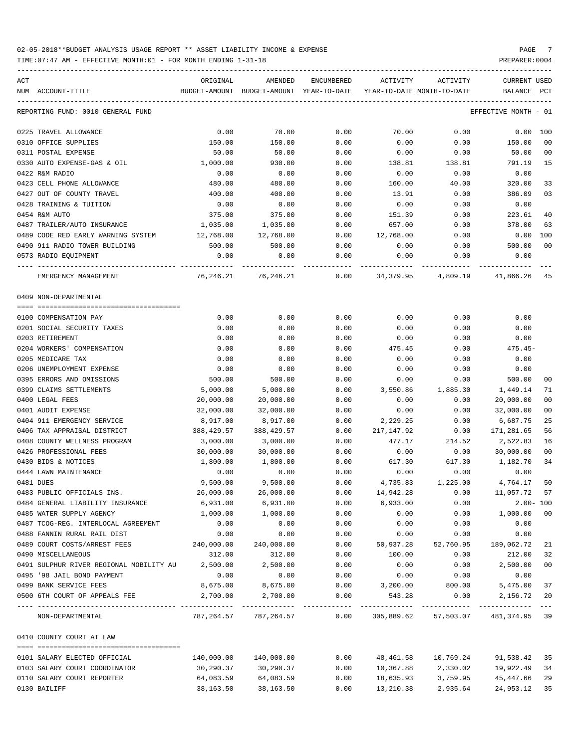02-05-2018**BUDGET ANALYSIS USAGE REPORT ** ASSET LIABILITY INCOME & EXPENSE

TIME:07:47 AM - EFFECTIVE MONTH:01 - FOR MONTH ENDING 1-31-18 PREPARER:0004

| ACT NUM | ACCOUNT-TITLE | ORIGINAL BUDGET-AMOUNT | AMENDED BUDGET-AMOUNT | ENCUMBERED YEAR-TO-DATE | ACTIVITY YEAR-TO-DATE | ACTIVITY MONTH-TO-DATE | CURRENT BALANCE | USED PCT |
|---|---|---|---|---|---|---|---|---|

REPORTING FUND: 0010 GENERAL FUND — EFFECTIVE MONTH - 01

| ACT NUM | ACCOUNT-TITLE | ORIGINAL BUDGET-AMOUNT | AMENDED BUDGET-AMOUNT | ENCUMBERED YEAR-TO-DATE | ACTIVITY YEAR-TO-DATE | ACTIVITY MONTH-TO-DATE | CURRENT BALANCE | USED PCT |
|---|---|---|---|---|---|---|---|---|
| 0225 | TRAVEL ALLOWANCE | 0.00 | 70.00 | 0.00 | 70.00 | 0.00 | 0.00 | 100 |
| 0310 | OFFICE SUPPLIES | 150.00 | 150.00 | 0.00 | 0.00 | 0.00 | 150.00 | 00 |
| 0311 | POSTAL EXPENSE | 50.00 | 50.00 | 0.00 | 0.00 | 0.00 | 50.00 | 00 |
| 0330 | AUTO EXPENSE-GAS & OIL | 1,000.00 | 930.00 | 0.00 | 138.81 | 138.81 | 791.19 | 15 |
| 0422 | R&M RADIO | 0.00 | 0.00 | 0.00 | 0.00 | 0.00 | 0.00 | |
| 0423 | CELL PHONE ALLOWANCE | 480.00 | 480.00 | 0.00 | 160.00 | 40.00 | 320.00 | 33 |
| 0427 | OUT OF COUNTY TRAVEL | 400.00 | 400.00 | 0.00 | 13.91 | 0.00 | 386.09 | 03 |
| 0428 | TRAINING & TUITION | 0.00 | 0.00 | 0.00 | 0.00 | 0.00 | 0.00 | |
| 0454 | R&M AUTO | 375.00 | 375.00 | 0.00 | 151.39 | 0.00 | 223.61 | 40 |
| 0487 | TRAILER/AUTO INSURANCE | 1,035.00 | 1,035.00 | 0.00 | 657.00 | 0.00 | 378.00 | 63 |
| 0489 | CODE RED EARLY WARNING SYSTEM | 12,768.00 | 12,768.00 | 0.00 | 12,768.00 | 0.00 | 0.00 | 100 |
| 0490 | 911 RADIO TOWER BUILDING | 500.00 | 500.00 | 0.00 | 0.00 | 0.00 | 500.00 | 00 |
| 0573 | RADIO EQUIPMENT | 0.00 | 0.00 | 0.00 | 0.00 | 0.00 | 0.00 | |
| | EMERGENCY MANAGEMENT | 76,246.21 | 76,246.21 | 0.00 | 34,379.95 | 4,809.19 | 41,866.26 | 45 |

0409 NON-DEPARTMENTAL

| ACT NUM | ACCOUNT-TITLE | ORIGINAL BUDGET-AMOUNT | AMENDED BUDGET-AMOUNT | ENCUMBERED YEAR-TO-DATE | ACTIVITY YEAR-TO-DATE | ACTIVITY MONTH-TO-DATE | CURRENT BALANCE | USED PCT |
|---|---|---|---|---|---|---|---|---|
| 0100 | COMPENSATION PAY | 0.00 | 0.00 | 0.00 | 0.00 | 0.00 | 0.00 | |
| 0201 | SOCIAL SECURITY TAXES | 0.00 | 0.00 | 0.00 | 0.00 | 0.00 | 0.00 | |
| 0203 | RETIREMENT | 0.00 | 0.00 | 0.00 | 0.00 | 0.00 | 0.00 | |
| 0204 | WORKERS' COMPENSATION | 0.00 | 0.00 | 0.00 | 475.45 | 0.00 | 475.45- | |
| 0205 | MEDICARE TAX | 0.00 | 0.00 | 0.00 | 0.00 | 0.00 | 0.00 | |
| 0206 | UNEMPLOYMENT EXPENSE | 0.00 | 0.00 | 0.00 | 0.00 | 0.00 | 0.00 | |
| 0395 | ERRORS AND OMISSIONS | 500.00 | 500.00 | 0.00 | 0.00 | 0.00 | 500.00 | 00 |
| 0399 | CLAIMS SETTLEMENTS | 5,000.00 | 5,000.00 | 0.00 | 3,550.86 | 1,885.30 | 1,449.14 | 71 |
| 0400 | LEGAL FEES | 20,000.00 | 20,000.00 | 0.00 | 0.00 | 0.00 | 20,000.00 | 00 |
| 0401 | AUDIT EXPENSE | 32,000.00 | 32,000.00 | 0.00 | 0.00 | 0.00 | 32,000.00 | 00 |
| 0404 | 911 EMERGENCY SERVICE | 8,917.00 | 8,917.00 | 0.00 | 2,229.25 | 0.00 | 6,687.75 | 25 |
| 0406 | TAX APPRAISAL DISTRICT | 388,429.57 | 388,429.57 | 0.00 | 217,147.92 | 0.00 | 171,281.65 | 56 |
| 0408 | COUNTY WELLNESS PROGRAM | 3,000.00 | 3,000.00 | 0.00 | 477.17 | 214.52 | 2,522.83 | 16 |
| 0426 | PROFESSIONAL FEES | 30,000.00 | 30,000.00 | 0.00 | 0.00 | 0.00 | 30,000.00 | 00 |
| 0430 | BIDS & NOTICES | 1,800.00 | 1,800.00 | 0.00 | 617.30 | 617.30 | 1,182.70 | 34 |
| 0444 | LAWN MAINTENANCE | 0.00 | 0.00 | 0.00 | 0.00 | 0.00 | 0.00 | |
| 0481 | DUES | 9,500.00 | 9,500.00 | 0.00 | 4,735.83 | 1,225.00 | 4,764.17 | 50 |
| 0483 | PUBLIC OFFICIALS INS. | 26,000.00 | 26,000.00 | 0.00 | 14,942.28 | 0.00 | 11,057.72 | 57 |
| 0484 | GENERAL LIABILITY INSURANCE | 6,931.00 | 6,931.00 | 0.00 | 6,933.00 | 0.00 | 2.00- | 100 |
| 0485 | WATER SUPPLY AGENCY | 1,000.00 | 1,000.00 | 0.00 | 0.00 | 0.00 | 1,000.00 | 00 |
| 0487 | TCOG-REG. INTERLOCAL AGREEMENT | 0.00 | 0.00 | 0.00 | 0.00 | 0.00 | 0.00 | |
| 0488 | FANNIN RURAL RAIL DIST | 0.00 | 0.00 | 0.00 | 0.00 | 0.00 | 0.00 | |
| 0489 | COURT COSTS/ARREST FEES | 240,000.00 | 240,000.00 | 0.00 | 50,937.28 | 52,760.95 | 189,062.72 | 21 |
| 0490 | MISCELLANEOUS | 312.00 | 312.00 | 0.00 | 100.00 | 0.00 | 212.00 | 32 |
| 0491 | SULPHUR RIVER REGIONAL MOBILITY AU | 2,500.00 | 2,500.00 | 0.00 | 0.00 | 0.00 | 2,500.00 | 00 |
| 0495 | '98 JAIL BOND PAYMENT | 0.00 | 0.00 | 0.00 | 0.00 | 0.00 | 0.00 | |
| 0499 | BANK SERVICE FEES | 8,675.00 | 8,675.00 | 0.00 | 3,200.00 | 800.00 | 5,475.00 | 37 |
| 0500 | 6TH COURT OF APPEALS FEE | 2,700.00 | 2,700.00 | 0.00 | 543.28 | 0.00 | 2,156.72 | 20 |
| | NON-DEPARTMENTAL | 787,264.57 | 787,264.57 | 0.00 | 305,889.62 | 57,503.07 | 481,374.95 | 39 |

0410 COUNTY COURT AT LAW

| ACT NUM | ACCOUNT-TITLE | ORIGINAL BUDGET-AMOUNT | AMENDED BUDGET-AMOUNT | ENCUMBERED YEAR-TO-DATE | ACTIVITY YEAR-TO-DATE | ACTIVITY MONTH-TO-DATE | CURRENT BALANCE | USED PCT |
|---|---|---|---|---|---|---|---|---|
| 0101 | SALARY ELECTED OFFICIAL | 140,000.00 | 140,000.00 | 0.00 | 48,461.58 | 10,769.24 | 91,538.42 | 35 |
| 0103 | SALARY COURT COORDINATOR | 30,290.37 | 30,290.37 | 0.00 | 10,367.88 | 2,330.02 | 19,922.49 | 34 |
| 0110 | SALARY COURT REPORTER | 64,083.59 | 64,083.59 | 0.00 | 18,635.93 | 3,759.95 | 45,447.66 | 29 |
| 0130 | BAILIFF | 38,163.50 | 38,163.50 | 0.00 | 13,210.38 | 2,935.64 | 24,953.12 | 35 |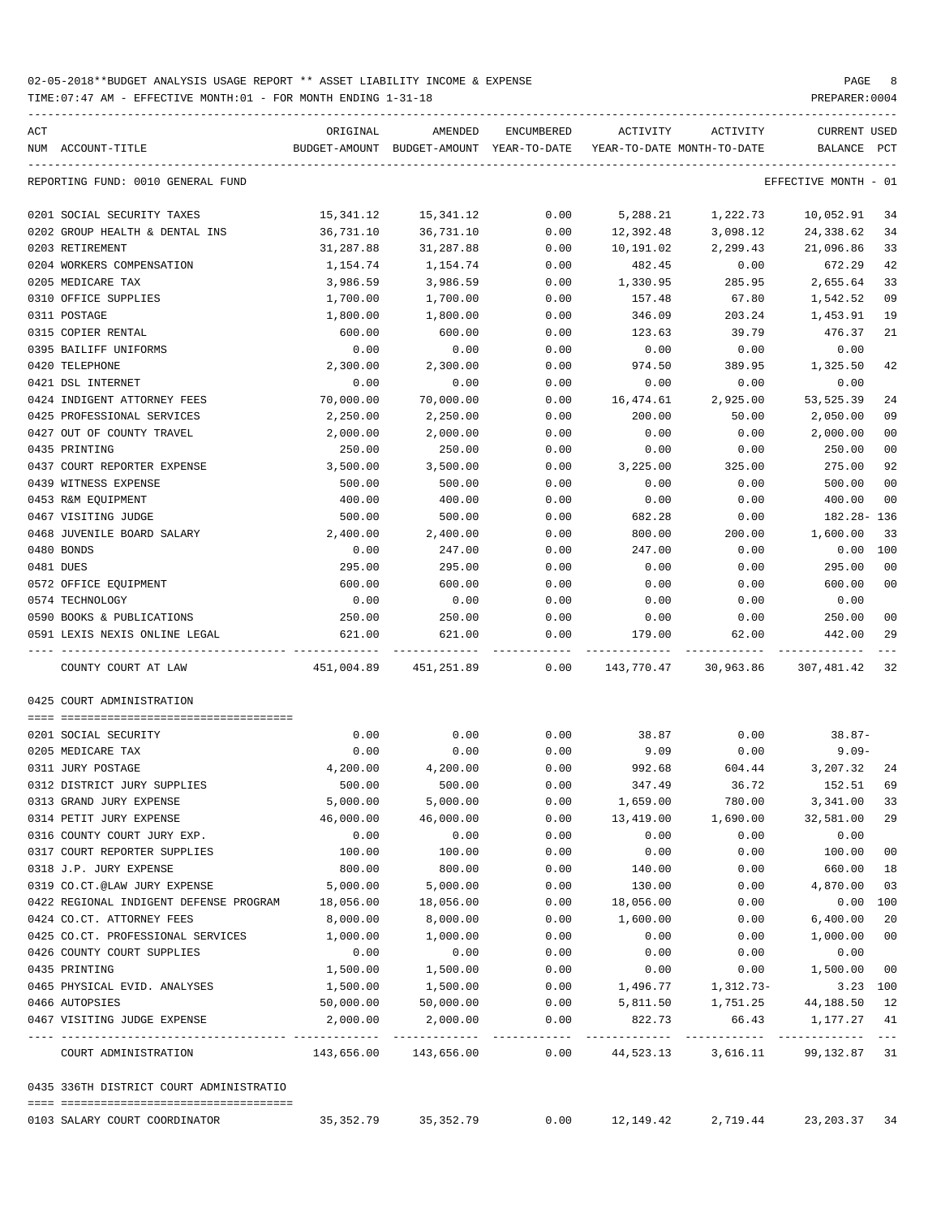02-05-2018**BUDGET ANALYSIS USAGE REPORT ** ASSET LIABILITY INCOME & EXPENSE

TIME:07:47 AM - EFFECTIVE MONTH:01 - FOR MONTH ENDING 1-31-18

PREPARER:0004

REPORTING FUND: 0010 GENERAL FUND — EFFECTIVE MONTH - 01

| ACT NUM | ACCOUNT-TITLE | ORIGINAL BUDGET-AMOUNT | AMENDED BUDGET-AMOUNT | ENCUMBERED YEAR-TO-DATE | ACTIVITY YEAR-TO-DATE | ACTIVITY MONTH-TO-DATE | CURRENT BALANCE | USED PCT |
|---|---|---|---|---|---|---|---|---|
| 0201 | SOCIAL SECURITY TAXES | 15,341.12 | 15,341.12 | 0.00 | 5,288.21 | 1,222.73 | 10,052.91 | 34 |
| 0202 | GROUP HEALTH & DENTAL INS | 36,731.10 | 36,731.10 | 0.00 | 12,392.48 | 3,098.12 | 24,338.62 | 34 |
| 0203 | RETIREMENT | 31,287.88 | 31,287.88 | 0.00 | 10,191.02 | 2,299.43 | 21,096.86 | 33 |
| 0204 | WORKERS COMPENSATION | 1,154.74 | 1,154.74 | 0.00 | 482.45 | 0.00 | 672.29 | 42 |
| 0205 | MEDICARE TAX | 3,986.59 | 3,986.59 | 0.00 | 1,330.95 | 285.95 | 2,655.64 | 33 |
| 0310 | OFFICE SUPPLIES | 1,700.00 | 1,700.00 | 0.00 | 157.48 | 67.80 | 1,542.52 | 09 |
| 0311 | POSTAGE | 1,800.00 | 1,800.00 | 0.00 | 346.09 | 203.24 | 1,453.91 | 19 |
| 0315 | COPIER RENTAL | 600.00 | 600.00 | 0.00 | 123.63 | 39.79 | 476.37 | 21 |
| 0395 | BAILIFF UNIFORMS | 0.00 | 0.00 | 0.00 | 0.00 | 0.00 | 0.00 | |
| 0420 | TELEPHONE | 2,300.00 | 2,300.00 | 0.00 | 974.50 | 389.95 | 1,325.50 | 42 |
| 0421 | DSL INTERNET | 0.00 | 0.00 | 0.00 | 0.00 | 0.00 | 0.00 | |
| 0424 | INDIGENT ATTORNEY FEES | 70,000.00 | 70,000.00 | 0.00 | 16,474.61 | 2,925.00 | 53,525.39 | 24 |
| 0425 | PROFESSIONAL SERVICES | 2,250.00 | 2,250.00 | 0.00 | 200.00 | 50.00 | 2,050.00 | 09 |
| 0427 | OUT OF COUNTY TRAVEL | 2,000.00 | 2,000.00 | 0.00 | 0.00 | 0.00 | 2,000.00 | 00 |
| 0435 | PRINTING | 250.00 | 250.00 | 0.00 | 0.00 | 0.00 | 250.00 | 00 |
| 0437 | COURT REPORTER EXPENSE | 3,500.00 | 3,500.00 | 0.00 | 3,225.00 | 325.00 | 275.00 | 92 |
| 0439 | WITNESS EXPENSE | 500.00 | 500.00 | 0.00 | 0.00 | 0.00 | 500.00 | 00 |
| 0453 | R&M EQUIPMENT | 400.00 | 400.00 | 0.00 | 0.00 | 0.00 | 400.00 | 00 |
| 0467 | VISITING JUDGE | 500.00 | 500.00 | 0.00 | 682.28 | 0.00 | 182.28- | 136 |
| 0468 | JUVENILE BOARD SALARY | 2,400.00 | 2,400.00 | 0.00 | 800.00 | 200.00 | 1,600.00 | 33 |
| 0480 | BONDS | 0.00 | 247.00 | 0.00 | 247.00 | 0.00 | 0.00 | 100 |
| 0481 | DUES | 295.00 | 295.00 | 0.00 | 0.00 | 0.00 | 295.00 | 00 |
| 0572 | OFFICE EQUIPMENT | 600.00 | 600.00 | 0.00 | 0.00 | 0.00 | 600.00 | 00 |
| 0574 | TECHNOLOGY | 0.00 | 0.00 | 0.00 | 0.00 | 0.00 | 0.00 | |
| 0590 | BOOKS & PUBLICATIONS | 250.00 | 250.00 | 0.00 | 0.00 | 0.00 | 250.00 | 00 |
| 0591 | LEXIS NEXIS ONLINE LEGAL | 621.00 | 621.00 | 0.00 | 179.00 | 62.00 | 442.00 | 29 |
| | COUNTY COURT AT LAW | 451,004.89 | 451,251.89 | 0.00 | 143,770.47 | 30,963.86 | 307,481.42 | 32 |

## 0425 COURT ADMINISTRATION

| ACT NUM | ACCOUNT-TITLE | ORIGINAL BUDGET-AMOUNT | AMENDED BUDGET-AMOUNT | ENCUMBERED YEAR-TO-DATE | ACTIVITY YEAR-TO-DATE | ACTIVITY MONTH-TO-DATE | CURRENT BALANCE | USED PCT |
|---|---|---|---|---|---|---|---|---|
| 0201 | SOCIAL SECURITY | 0.00 | 0.00 | 0.00 | 38.87 | 0.00 | 38.87- | |
| 0205 | MEDICARE TAX | 0.00 | 0.00 | 0.00 | 9.09 | 0.00 | 9.09- | |
| 0311 | JURY POSTAGE | 4,200.00 | 4,200.00 | 0.00 | 992.68 | 604.44 | 3,207.32 | 24 |
| 0312 | DISTRICT JURY SUPPLIES | 500.00 | 500.00 | 0.00 | 347.49 | 36.72 | 152.51 | 69 |
| 0313 | GRAND JURY EXPENSE | 5,000.00 | 5,000.00 | 0.00 | 1,659.00 | 780.00 | 3,341.00 | 33 |
| 0314 | PETIT JURY EXPENSE | 46,000.00 | 46,000.00 | 0.00 | 13,419.00 | 1,690.00 | 32,581.00 | 29 |
| 0316 | COUNTY COURT JURY EXP. | 0.00 | 0.00 | 0.00 | 0.00 | 0.00 | 0.00 | |
| 0317 | COURT REPORTER SUPPLIES | 100.00 | 100.00 | 0.00 | 0.00 | 0.00 | 100.00 | 00 |
| 0318 | J.P. JURY EXPENSE | 800.00 | 800.00 | 0.00 | 140.00 | 0.00 | 660.00 | 18 |
| 0319 | CO.CT.@LAW JURY EXPENSE | 5,000.00 | 5,000.00 | 0.00 | 130.00 | 0.00 | 4,870.00 | 03 |
| 0422 | REGIONAL INDIGENT DEFENSE PROGRAM | 18,056.00 | 18,056.00 | 0.00 | 18,056.00 | 0.00 | 0.00 | 100 |
| 0424 | CO.CT. ATTORNEY FEES | 8,000.00 | 8,000.00 | 0.00 | 1,600.00 | 0.00 | 6,400.00 | 20 |
| 0425 | CO.CT. PROFESSIONAL SERVICES | 1,000.00 | 1,000.00 | 0.00 | 0.00 | 0.00 | 1,000.00 | 00 |
| 0426 | COUNTY COURT SUPPLIES | 0.00 | 0.00 | 0.00 | 0.00 | 0.00 | 0.00 | |
| 0435 | PRINTING | 1,500.00 | 1,500.00 | 0.00 | 0.00 | 0.00 | 1,500.00 | 00 |
| 0465 | PHYSICAL EVID. ANALYSES | 1,500.00 | 1,500.00 | 0.00 | 1,496.77 | 1,312.73- | 3.23 | 100 |
| 0466 | AUTOPSIES | 50,000.00 | 50,000.00 | 0.00 | 5,811.50 | 1,751.25 | 44,188.50 | 12 |
| 0467 | VISITING JUDGE EXPENSE | 2,000.00 | 2,000.00 | 0.00 | 822.73 | 66.43 | 1,177.27 | 41 |
| | COURT ADMINISTRATION | 143,656.00 | 143,656.00 | 0.00 | 44,523.13 | 3,616.11 | 99,132.87 | 31 |

## 0435 336TH DISTRICT COURT ADMINISTRATIO

| ACT NUM | ACCOUNT-TITLE | ORIGINAL BUDGET-AMOUNT | AMENDED BUDGET-AMOUNT | ENCUMBERED YEAR-TO-DATE | ACTIVITY YEAR-TO-DATE | ACTIVITY MONTH-TO-DATE | CURRENT BALANCE | USED PCT |
|---|---|---|---|---|---|---|---|---|
| 0103 | SALARY COURT COORDINATOR | 35,352.79 | 35,352.79 | 0.00 | 12,149.42 | 2,719.44 | 23,203.37 | 34 |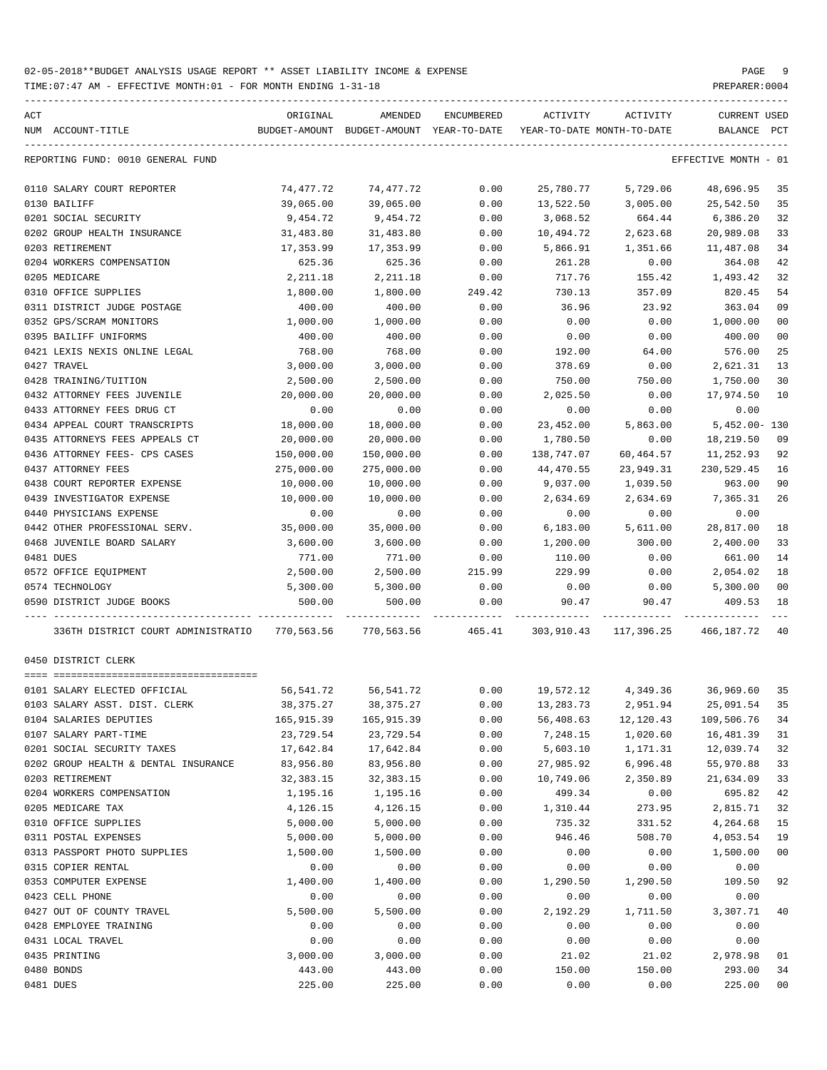02-05-2018**BUDGET ANALYSIS USAGE REPORT ** ASSET LIABILITY INCOME & EXPENSE

TIME:07:47 AM - EFFECTIVE MONTH:01 - FOR MONTH ENDING 1-31-18

PREPARER:0004

REPORTING FUND: 0010 GENERAL FUND — EFFECTIVE MONTH - 01

| ACT NUM | ACCOUNT-TITLE | ORIGINAL BUDGET-AMOUNT | AMENDED BUDGET-AMOUNT | ENCUMBERED YEAR-TO-DATE | ACTIVITY YEAR-TO-DATE | ACTIVITY MONTH-TO-DATE | CURRENT BALANCE | USED PCT |
|---|---|---|---|---|---|---|---|---|
| 0110 | SALARY COURT REPORTER | 74,477.72 | 74,477.72 | 0.00 | 25,780.77 | 5,729.06 | 48,696.95 | 35 |
| 0130 | BAILIFF | 39,065.00 | 39,065.00 | 0.00 | 13,522.50 | 3,005.00 | 25,542.50 | 35 |
| 0201 | SOCIAL SECURITY | 9,454.72 | 9,454.72 | 0.00 | 3,068.52 | 664.44 | 6,386.20 | 32 |
| 0202 | GROUP HEALTH INSURANCE | 31,483.80 | 31,483.80 | 0.00 | 10,494.72 | 2,623.68 | 20,989.08 | 33 |
| 0203 | RETIREMENT | 17,353.99 | 17,353.99 | 0.00 | 5,866.91 | 1,351.66 | 11,487.08 | 34 |
| 0204 | WORKERS COMPENSATION | 625.36 | 625.36 | 0.00 | 261.28 | 0.00 | 364.08 | 42 |
| 0205 | MEDICARE | 2,211.18 | 2,211.18 | 0.00 | 717.76 | 155.42 | 1,493.42 | 32 |
| 0310 | OFFICE SUPPLIES | 1,800.00 | 1,800.00 | 249.42 | 730.13 | 357.09 | 820.45 | 54 |
| 0311 | DISTRICT JUDGE POSTAGE | 400.00 | 400.00 | 0.00 | 36.96 | 23.92 | 363.04 | 09 |
| 0352 | GPS/SCRAM MONITORS | 1,000.00 | 1,000.00 | 0.00 | 0.00 | 0.00 | 1,000.00 | 00 |
| 0395 | BAILIFF UNIFORMS | 400.00 | 400.00 | 0.00 | 0.00 | 0.00 | 400.00 | 00 |
| 0421 | LEXIS NEXIS ONLINE LEGAL | 768.00 | 768.00 | 0.00 | 192.00 | 64.00 | 576.00 | 25 |
| 0427 | TRAVEL | 3,000.00 | 3,000.00 | 0.00 | 378.69 | 0.00 | 2,621.31 | 13 |
| 0428 | TRAINING/TUITION | 2,500.00 | 2,500.00 | 0.00 | 750.00 | 750.00 | 1,750.00 | 30 |
| 0432 | ATTORNEY FEES JUVENILE | 20,000.00 | 20,000.00 | 0.00 | 2,025.50 | 0.00 | 17,974.50 | 10 |
| 0433 | ATTORNEY FEES DRUG CT | 0.00 | 0.00 | 0.00 | 0.00 | 0.00 | 0.00 | |
| 0434 | APPEAL COURT TRANSCRIPTS | 18,000.00 | 18,000.00 | 0.00 | 23,452.00 | 5,863.00 | 5,452.00- | 130 |
| 0435 | ATTORNEYS FEES APPEALS CT | 20,000.00 | 20,000.00 | 0.00 | 1,780.50 | 0.00 | 18,219.50 | 09 |
| 0436 | ATTORNEY FEES- CPS CASES | 150,000.00 | 150,000.00 | 0.00 | 138,747.07 | 60,464.57 | 11,252.93 | 92 |
| 0437 | ATTORNEY FEES | 275,000.00 | 275,000.00 | 0.00 | 44,470.55 | 23,949.31 | 230,529.45 | 16 |
| 0438 | COURT REPORTER EXPENSE | 10,000.00 | 10,000.00 | 0.00 | 9,037.00 | 1,039.50 | 963.00 | 90 |
| 0439 | INVESTIGATOR EXPENSE | 10,000.00 | 10,000.00 | 0.00 | 2,634.69 | 2,634.69 | 7,365.31 | 26 |
| 0440 | PHYSICIANS EXPENSE | 0.00 | 0.00 | 0.00 | 0.00 | 0.00 | 0.00 | |
| 0442 | OTHER PROFESSIONAL SERV. | 35,000.00 | 35,000.00 | 0.00 | 6,183.00 | 5,611.00 | 28,817.00 | 18 |
| 0468 | JUVENILE BOARD SALARY | 3,600.00 | 3,600.00 | 0.00 | 1,200.00 | 300.00 | 2,400.00 | 33 |
| 0481 | DUES | 771.00 | 771.00 | 0.00 | 110.00 | 0.00 | 661.00 | 14 |
| 0572 | OFFICE EQUIPMENT | 2,500.00 | 2,500.00 | 215.99 | 229.99 | 0.00 | 2,054.02 | 18 |
| 0574 | TECHNOLOGY | 5,300.00 | 5,300.00 | 0.00 | 0.00 | 0.00 | 5,300.00 | 00 |
| 0590 | DISTRICT JUDGE BOOKS | 500.00 | 500.00 | 0.00 | 90.47 | 90.47 | 409.53 | 18 |
| | 336TH DISTRICT COURT ADMINISTRATIO | 770,563.56 | 770,563.56 | 465.41 | 303,910.43 | 117,396.25 | 466,187.72 | 40 |

0450 DISTRICT CLERK

| ACT NUM | ACCOUNT-TITLE | ORIGINAL BUDGET-AMOUNT | AMENDED BUDGET-AMOUNT | ENCUMBERED YEAR-TO-DATE | ACTIVITY YEAR-TO-DATE | ACTIVITY MONTH-TO-DATE | CURRENT BALANCE | USED PCT |
|---|---|---|---|---|---|---|---|---|
| 0101 | SALARY ELECTED OFFICIAL | 56,541.72 | 56,541.72 | 0.00 | 19,572.12 | 4,349.36 | 36,969.60 | 35 |
| 0103 | SALARY ASST. DIST. CLERK | 38,375.27 | 38,375.27 | 0.00 | 13,283.73 | 2,951.94 | 25,091.54 | 35 |
| 0104 | SALARIES DEPUTIES | 165,915.39 | 165,915.39 | 0.00 | 56,408.63 | 12,120.43 | 109,506.76 | 34 |
| 0107 | SALARY PART-TIME | 23,729.54 | 23,729.54 | 0.00 | 7,248.15 | 1,020.60 | 16,481.39 | 31 |
| 0201 | SOCIAL SECURITY TAXES | 17,642.84 | 17,642.84 | 0.00 | 5,603.10 | 1,171.31 | 12,039.74 | 32 |
| 0202 | GROUP HEALTH & DENTAL INSURANCE | 83,956.80 | 83,956.80 | 0.00 | 27,985.92 | 6,996.48 | 55,970.88 | 33 |
| 0203 | RETIREMENT | 32,383.15 | 32,383.15 | 0.00 | 10,749.06 | 2,350.89 | 21,634.09 | 33 |
| 0204 | WORKERS COMPENSATION | 1,195.16 | 1,195.16 | 0.00 | 499.34 | 0.00 | 695.82 | 42 |
| 0205 | MEDICARE TAX | 4,126.15 | 4,126.15 | 0.00 | 1,310.44 | 273.95 | 2,815.71 | 32 |
| 0310 | OFFICE SUPPLIES | 5,000.00 | 5,000.00 | 0.00 | 735.32 | 331.52 | 4,264.68 | 15 |
| 0311 | POSTAL EXPENSES | 5,000.00 | 5,000.00 | 0.00 | 946.46 | 508.70 | 4,053.54 | 19 |
| 0313 | PASSPORT PHOTO SUPPLIES | 1,500.00 | 1,500.00 | 0.00 | 0.00 | 0.00 | 1,500.00 | 00 |
| 0315 | COPIER RENTAL | 0.00 | 0.00 | 0.00 | 0.00 | 0.00 | 0.00 | |
| 0353 | COMPUTER EXPENSE | 1,400.00 | 1,400.00 | 0.00 | 1,290.50 | 1,290.50 | 109.50 | 92 |
| 0423 | CELL PHONE | 0.00 | 0.00 | 0.00 | 0.00 | 0.00 | 0.00 | |
| 0427 | OUT OF COUNTY TRAVEL | 5,500.00 | 5,500.00 | 0.00 | 2,192.29 | 1,711.50 | 3,307.71 | 40 |
| 0428 | EMPLOYEE TRAINING | 0.00 | 0.00 | 0.00 | 0.00 | 0.00 | 0.00 | |
| 0431 | LOCAL TRAVEL | 0.00 | 0.00 | 0.00 | 0.00 | 0.00 | 0.00 | |
| 0435 | PRINTING | 3,000.00 | 3,000.00 | 0.00 | 21.02 | 21.02 | 2,978.98 | 01 |
| 0480 | BONDS | 443.00 | 443.00 | 0.00 | 150.00 | 150.00 | 293.00 | 34 |
| 0481 | DUES | 225.00 | 225.00 | 0.00 | 0.00 | 0.00 | 225.00 | 00 |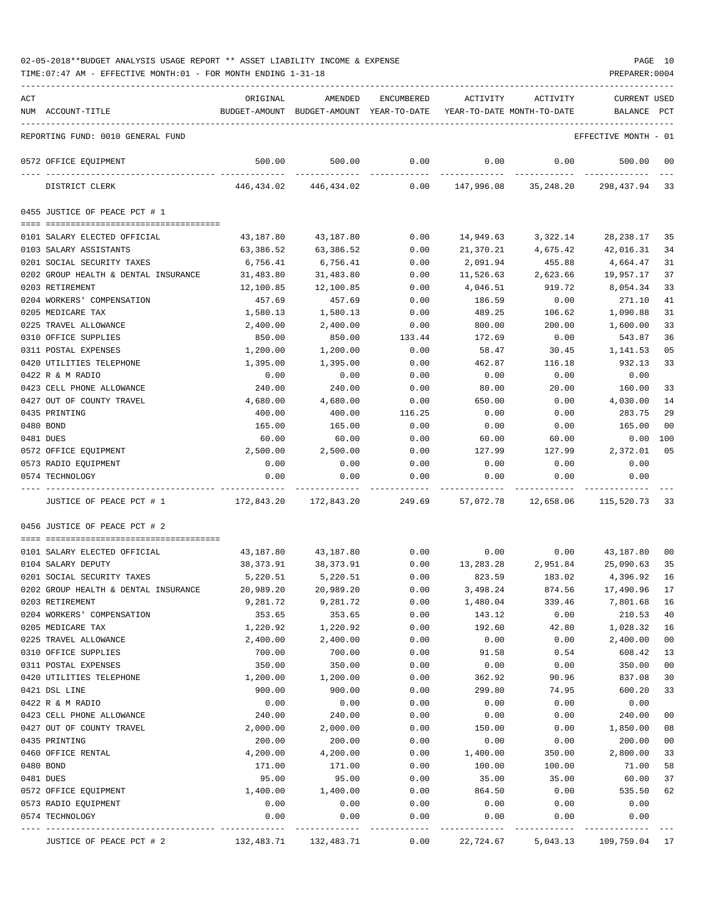02-05-2018**BUDGET ANALYSIS USAGE REPORT ** ASSET LIABILITY INCOME & EXPENSE

TIME:07:47 AM - EFFECTIVE MONTH:01 - FOR MONTH ENDING 1-31-18

PREPARER:0004

| ACT NUM | ACCOUNT-TITLE | ORIGINAL BUDGET-AMOUNT | AMENDED BUDGET-AMOUNT | ENCUMBERED YEAR-TO-DATE | ACTIVITY YEAR-TO-DATE | ACTIVITY MONTH-TO-DATE | CURRENT BALANCE | USED PCT |
|---|---|---|---|---|---|---|---|---|
| | REPORTING FUND: 0010 GENERAL FUND | | | | | | EFFECTIVE MONTH - 01 | |
| 0572 | OFFICE EQUIPMENT | 500.00 | 500.00 | 0.00 | 0.00 | 0.00 | 500.00 | 00 |
| | DISTRICT CLERK | 446,434.02 | 446,434.02 | 0.00 | 147,996.08 | 35,248.20 | 298,437.94 | 33 |
| | 0455 JUSTICE OF PEACE PCT # 1 | | | | | | | |
| 0101 | SALARY ELECTED OFFICIAL | 43,187.80 | 43,187.80 | 0.00 | 14,949.63 | 3,322.14 | 28,238.17 | 35 |
| 0103 | SALARY ASSISTANTS | 63,386.52 | 63,386.52 | 0.00 | 21,370.21 | 4,675.42 | 42,016.31 | 34 |
| 0201 | SOCIAL SECURITY TAXES | 6,756.41 | 6,756.41 | 0.00 | 2,091.94 | 455.88 | 4,664.47 | 31 |
| 0202 | GROUP HEALTH & DENTAL INSURANCE | 31,483.80 | 31,483.80 | 0.00 | 11,526.63 | 2,623.66 | 19,957.17 | 37 |
| 0203 | RETIREMENT | 12,100.85 | 12,100.85 | 0.00 | 4,046.51 | 919.72 | 8,054.34 | 33 |
| 0204 | WORKERS' COMPENSATION | 457.69 | 457.69 | 0.00 | 186.59 | 0.00 | 271.10 | 41 |
| 0205 | MEDICARE TAX | 1,580.13 | 1,580.13 | 0.00 | 489.25 | 106.62 | 1,090.88 | 31 |
| 0225 | TRAVEL ALLOWANCE | 2,400.00 | 2,400.00 | 0.00 | 800.00 | 200.00 | 1,600.00 | 33 |
| 0310 | OFFICE SUPPLIES | 850.00 | 850.00 | 133.44 | 172.69 | 0.00 | 543.87 | 36 |
| 0311 | POSTAL EXPENSES | 1,200.00 | 1,200.00 | 0.00 | 58.47 | 30.45 | 1,141.53 | 05 |
| 0420 | UTILITIES TELEPHONE | 1,395.00 | 1,395.00 | 0.00 | 462.87 | 116.18 | 932.13 | 33 |
| 0422 | R & M RADIO | 0.00 | 0.00 | 0.00 | 0.00 | 0.00 | 0.00 | |
| 0423 | CELL PHONE ALLOWANCE | 240.00 | 240.00 | 0.00 | 80.00 | 20.00 | 160.00 | 33 |
| 0427 | OUT OF COUNTY TRAVEL | 4,680.00 | 4,680.00 | 0.00 | 650.00 | 0.00 | 4,030.00 | 14 |
| 0435 | PRINTING | 400.00 | 400.00 | 116.25 | 0.00 | 0.00 | 283.75 | 29 |
| 0480 | BOND | 165.00 | 165.00 | 0.00 | 0.00 | 0.00 | 165.00 | 00 |
| 0481 | DUES | 60.00 | 60.00 | 0.00 | 60.00 | 60.00 | 0.00 | 100 |
| 0572 | OFFICE EQUIPMENT | 2,500.00 | 2,500.00 | 0.00 | 127.99 | 127.99 | 2,372.01 | 05 |
| 0573 | RADIO EQUIPMENT | 0.00 | 0.00 | 0.00 | 0.00 | 0.00 | 0.00 | |
| 0574 | TECHNOLOGY | 0.00 | 0.00 | 0.00 | 0.00 | 0.00 | 0.00 | |
| | JUSTICE OF PEACE PCT # 1 | 172,843.20 | 172,843.20 | 249.69 | 57,072.78 | 12,658.06 | 115,520.73 | 33 |
| | 0456 JUSTICE OF PEACE PCT # 2 | | | | | | | |
| 0101 | SALARY ELECTED OFFICIAL | 43,187.80 | 43,187.80 | 0.00 | 0.00 | 0.00 | 43,187.80 | 00 |
| 0104 | SALARY DEPUTY | 38,373.91 | 38,373.91 | 0.00 | 13,283.28 | 2,951.84 | 25,090.63 | 35 |
| 0201 | SOCIAL SECURITY TAXES | 5,220.51 | 5,220.51 | 0.00 | 823.59 | 183.02 | 4,396.92 | 16 |
| 0202 | GROUP HEALTH & DENTAL INSURANCE | 20,989.20 | 20,989.20 | 0.00 | 3,498.24 | 874.56 | 17,490.96 | 17 |
| 0203 | RETIREMENT | 9,281.72 | 9,281.72 | 0.00 | 1,480.04 | 339.46 | 7,801.68 | 16 |
| 0204 | WORKERS' COMPENSATION | 353.65 | 353.65 | 0.00 | 143.12 | 0.00 | 210.53 | 40 |
| 0205 | MEDICARE TAX | 1,220.92 | 1,220.92 | 0.00 | 192.60 | 42.80 | 1,028.32 | 16 |
| 0225 | TRAVEL ALLOWANCE | 2,400.00 | 2,400.00 | 0.00 | 0.00 | 0.00 | 2,400.00 | 00 |
| 0310 | OFFICE SUPPLIES | 700.00 | 700.00 | 0.00 | 91.58 | 0.54 | 608.42 | 13 |
| 0311 | POSTAL EXPENSES | 350.00 | 350.00 | 0.00 | 0.00 | 0.00 | 350.00 | 00 |
| 0420 | UTILITIES TELEPHONE | 1,200.00 | 1,200.00 | 0.00 | 362.92 | 90.96 | 837.08 | 30 |
| 0421 | DSL LINE | 900.00 | 900.00 | 0.00 | 299.80 | 74.95 | 600.20 | 33 |
| 0422 | R & M RADIO | 0.00 | 0.00 | 0.00 | 0.00 | 0.00 | 0.00 | |
| 0423 | CELL PHONE ALLOWANCE | 240.00 | 240.00 | 0.00 | 0.00 | 0.00 | 240.00 | 00 |
| 0427 | OUT OF COUNTY TRAVEL | 2,000.00 | 2,000.00 | 0.00 | 150.00 | 0.00 | 1,850.00 | 08 |
| 0435 | PRINTING | 200.00 | 200.00 | 0.00 | 0.00 | 0.00 | 200.00 | 00 |
| 0460 | OFFICE RENTAL | 4,200.00 | 4,200.00 | 0.00 | 1,400.00 | 350.00 | 2,800.00 | 33 |
| 0480 | BOND | 171.00 | 171.00 | 0.00 | 100.00 | 100.00 | 71.00 | 58 |
| 0481 | DUES | 95.00 | 95.00 | 0.00 | 35.00 | 35.00 | 60.00 | 37 |
| 0572 | OFFICE EQUIPMENT | 1,400.00 | 1,400.00 | 0.00 | 864.50 | 0.00 | 535.50 | 62 |
| 0573 | RADIO EQUIPMENT | 0.00 | 0.00 | 0.00 | 0.00 | 0.00 | 0.00 | |
| 0574 | TECHNOLOGY | 0.00 | 0.00 | 0.00 | 0.00 | 0.00 | 0.00 | |
| | JUSTICE OF PEACE PCT # 2 | 132,483.71 | 132,483.71 | 0.00 | 22,724.67 | 5,043.13 | 109,759.04 | 17 |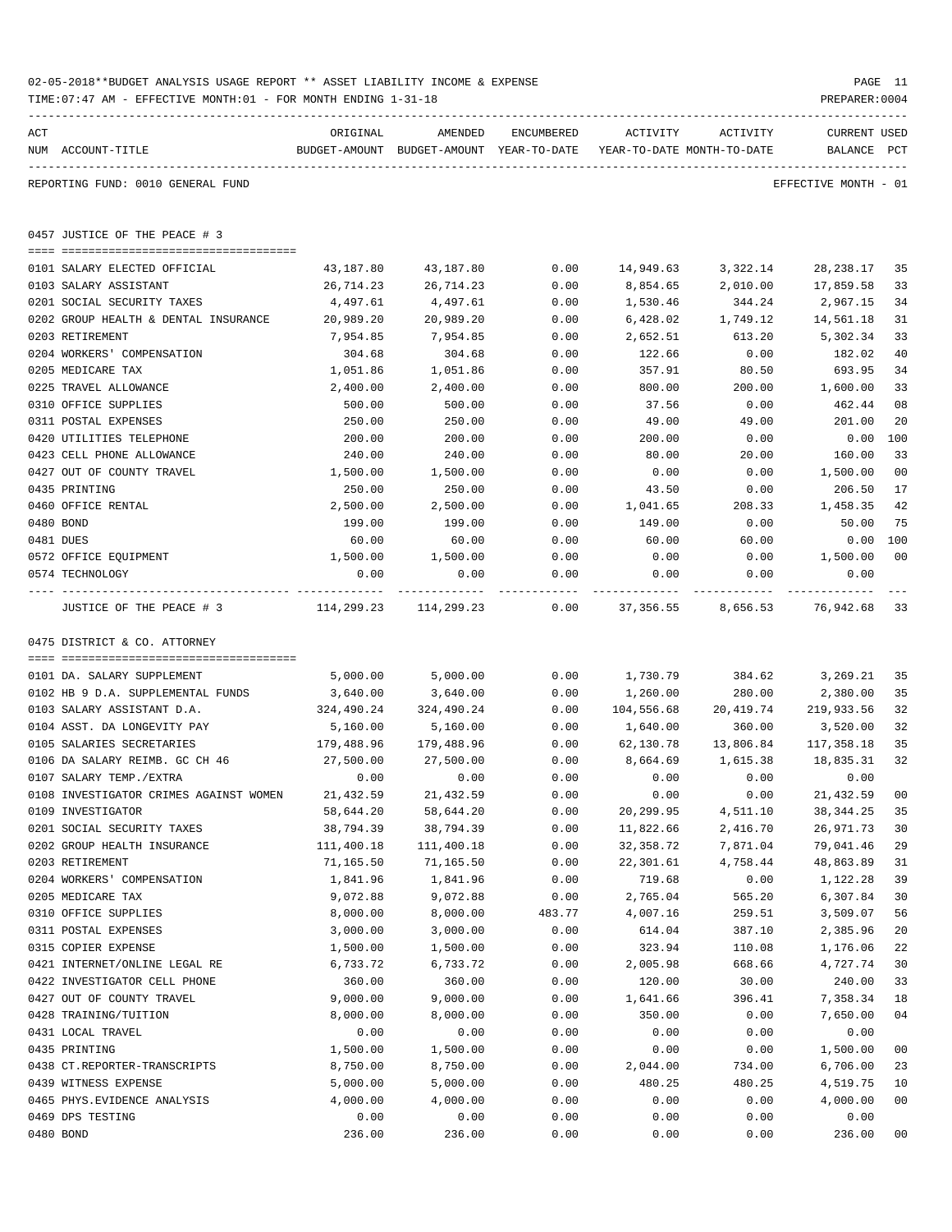02-05-2018**BUDGET ANALYSIS USAGE REPORT ** ASSET LIABILITY INCOME & EXPENSE

TIME:07:47 AM - EFFECTIVE MONTH:01 - FOR MONTH ENDING 1-31-18

PREPARER:0004

REPORTING FUND: 0010 GENERAL FUND — EFFECTIVE MONTH - 01

## 0457 JUSTICE OF THE PEACE # 3

| ACT NUM | ACCOUNT-TITLE | ORIGINAL BUDGET-AMOUNT | AMENDED BUDGET-AMOUNT | ENCUMBERED YEAR-TO-DATE | ACTIVITY YEAR-TO-DATE | ACTIVITY MONTH-TO-DATE | CURRENT BALANCE | USED PCT |
|---|---|---|---|---|---|---|---|---|
| 0101 | SALARY ELECTED OFFICIAL | 43,187.80 | 43,187.80 | 0.00 | 14,949.63 | 3,322.14 | 28,238.17 | 35 |
| 0103 | SALARY ASSISTANT | 26,714.23 | 26,714.23 | 0.00 | 8,854.65 | 2,010.00 | 17,859.58 | 33 |
| 0201 | SOCIAL SECURITY TAXES | 4,497.61 | 4,497.61 | 0.00 | 1,530.46 | 344.24 | 2,967.15 | 34 |
| 0202 | GROUP HEALTH & DENTAL INSURANCE | 20,989.20 | 20,989.20 | 0.00 | 6,428.02 | 1,749.12 | 14,561.18 | 31 |
| 0203 | RETIREMENT | 7,954.85 | 7,954.85 | 0.00 | 2,652.51 | 613.20 | 5,302.34 | 33 |
| 0204 | WORKERS' COMPENSATION | 304.68 | 304.68 | 0.00 | 122.66 | 0.00 | 182.02 | 40 |
| 0205 | MEDICARE TAX | 1,051.86 | 1,051.86 | 0.00 | 357.91 | 80.50 | 693.95 | 34 |
| 0225 | TRAVEL ALLOWANCE | 2,400.00 | 2,400.00 | 0.00 | 800.00 | 200.00 | 1,600.00 | 33 |
| 0310 | OFFICE SUPPLIES | 500.00 | 500.00 | 0.00 | 37.56 | 0.00 | 462.44 | 08 |
| 0311 | POSTAL EXPENSES | 250.00 | 250.00 | 0.00 | 49.00 | 49.00 | 201.00 | 20 |
| 0420 | UTILITIES TELEPHONE | 200.00 | 200.00 | 0.00 | 200.00 | 0.00 | 0.00 | 100 |
| 0423 | CELL PHONE ALLOWANCE | 240.00 | 240.00 | 0.00 | 80.00 | 20.00 | 160.00 | 33 |
| 0427 | OUT OF COUNTY TRAVEL | 1,500.00 | 1,500.00 | 0.00 | 0.00 | 0.00 | 1,500.00 | 00 |
| 0435 | PRINTING | 250.00 | 250.00 | 0.00 | 43.50 | 0.00 | 206.50 | 17 |
| 0460 | OFFICE RENTAL | 2,500.00 | 2,500.00 | 0.00 | 1,041.65 | 208.33 | 1,458.35 | 42 |
| 0480 | BOND | 199.00 | 199.00 | 0.00 | 149.00 | 0.00 | 50.00 | 75 |
| 0481 | DUES | 60.00 | 60.00 | 0.00 | 60.00 | 60.00 | 0.00 | 100 |
| 0572 | OFFICE EQUIPMENT | 1,500.00 | 1,500.00 | 0.00 | 0.00 | 0.00 | 1,500.00 | 00 |
| 0574 | TECHNOLOGY | 0.00 | 0.00 | 0.00 | 0.00 | 0.00 | 0.00 | |
| | JUSTICE OF THE PEACE # 3 | 114,299.23 | 114,299.23 | 0.00 | 37,356.55 | 8,656.53 | 76,942.68 | 33 |

## 0475 DISTRICT & CO. ATTORNEY

| ACT NUM | ACCOUNT-TITLE | ORIGINAL BUDGET-AMOUNT | AMENDED BUDGET-AMOUNT | ENCUMBERED YEAR-TO-DATE | ACTIVITY YEAR-TO-DATE | ACTIVITY MONTH-TO-DATE | CURRENT BALANCE | USED PCT |
|---|---|---|---|---|---|---|---|---|
| 0101 | DA. SALARY SUPPLEMENT | 5,000.00 | 5,000.00 | 0.00 | 1,730.79 | 384.62 | 3,269.21 | 35 |
| 0102 | HB 9 D.A. SUPPLEMENTAL FUNDS | 3,640.00 | 3,640.00 | 0.00 | 1,260.00 | 280.00 | 2,380.00 | 35 |
| 0103 | SALARY ASSISTANT D.A. | 324,490.24 | 324,490.24 | 0.00 | 104,556.68 | 20,419.74 | 219,933.56 | 32 |
| 0104 | ASST. DA LONGEVITY PAY | 5,160.00 | 5,160.00 | 0.00 | 1,640.00 | 360.00 | 3,520.00 | 32 |
| 0105 | SALARIES SECRETARIES | 179,488.96 | 179,488.96 | 0.00 | 62,130.78 | 13,806.84 | 117,358.18 | 35 |
| 0106 | DA SALARY REIMB. GC CH 46 | 27,500.00 | 27,500.00 | 0.00 | 8,664.69 | 1,615.38 | 18,835.31 | 32 |
| 0107 | SALARY TEMP./EXTRA | 0.00 | 0.00 | 0.00 | 0.00 | 0.00 | 0.00 | |
| 0108 | INVESTIGATOR CRIMES AGAINST WOMEN | 21,432.59 | 21,432.59 | 0.00 | 0.00 | 0.00 | 21,432.59 | 00 |
| 0109 | INVESTIGATOR | 58,644.20 | 58,644.20 | 0.00 | 20,299.95 | 4,511.10 | 38,344.25 | 35 |
| 0201 | SOCIAL SECURITY TAXES | 38,794.39 | 38,794.39 | 0.00 | 11,822.66 | 2,416.70 | 26,971.73 | 30 |
| 0202 | GROUP HEALTH INSURANCE | 111,400.18 | 111,400.18 | 0.00 | 32,358.72 | 7,871.04 | 79,041.46 | 29 |
| 0203 | RETIREMENT | 71,165.50 | 71,165.50 | 0.00 | 22,301.61 | 4,758.44 | 48,863.89 | 31 |
| 0204 | WORKERS' COMPENSATION | 1,841.96 | 1,841.96 | 0.00 | 719.68 | 0.00 | 1,122.28 | 39 |
| 0205 | MEDICARE TAX | 9,072.88 | 9,072.88 | 0.00 | 2,765.04 | 565.20 | 6,307.84 | 30 |
| 0310 | OFFICE SUPPLIES | 8,000.00 | 8,000.00 | 483.77 | 4,007.16 | 259.51 | 3,509.07 | 56 |
| 0311 | POSTAL EXPENSES | 3,000.00 | 3,000.00 | 0.00 | 614.04 | 387.10 | 2,385.96 | 20 |
| 0315 | COPIER EXPENSE | 1,500.00 | 1,500.00 | 0.00 | 323.94 | 110.08 | 1,176.06 | 22 |
| 0421 | INTERNET/ONLINE LEGAL RE | 6,733.72 | 6,733.72 | 0.00 | 2,005.98 | 668.66 | 4,727.74 | 30 |
| 0422 | INVESTIGATOR CELL PHONE | 360.00 | 360.00 | 0.00 | 120.00 | 30.00 | 240.00 | 33 |
| 0427 | OUT OF COUNTY TRAVEL | 9,000.00 | 9,000.00 | 0.00 | 1,641.66 | 396.41 | 7,358.34 | 18 |
| 0428 | TRAINING/TUITION | 8,000.00 | 8,000.00 | 0.00 | 350.00 | 0.00 | 7,650.00 | 04 |
| 0431 | LOCAL TRAVEL | 0.00 | 0.00 | 0.00 | 0.00 | 0.00 | 0.00 | |
| 0435 | PRINTING | 1,500.00 | 1,500.00 | 0.00 | 0.00 | 0.00 | 1,500.00 | 00 |
| 0438 | CT.REPORTER-TRANSCRIPTS | 8,750.00 | 8,750.00 | 0.00 | 2,044.00 | 734.00 | 6,706.00 | 23 |
| 0439 | WITNESS EXPENSE | 5,000.00 | 5,000.00 | 0.00 | 480.25 | 480.25 | 4,519.75 | 10 |
| 0465 | PHYS.EVIDENCE ANALYSIS | 4,000.00 | 4,000.00 | 0.00 | 0.00 | 0.00 | 4,000.00 | 00 |
| 0469 | DPS TESTING | 0.00 | 0.00 | 0.00 | 0.00 | 0.00 | 0.00 | |
| 0480 | BOND | 236.00 | 236.00 | 0.00 | 0.00 | 0.00 | 236.00 | 00 |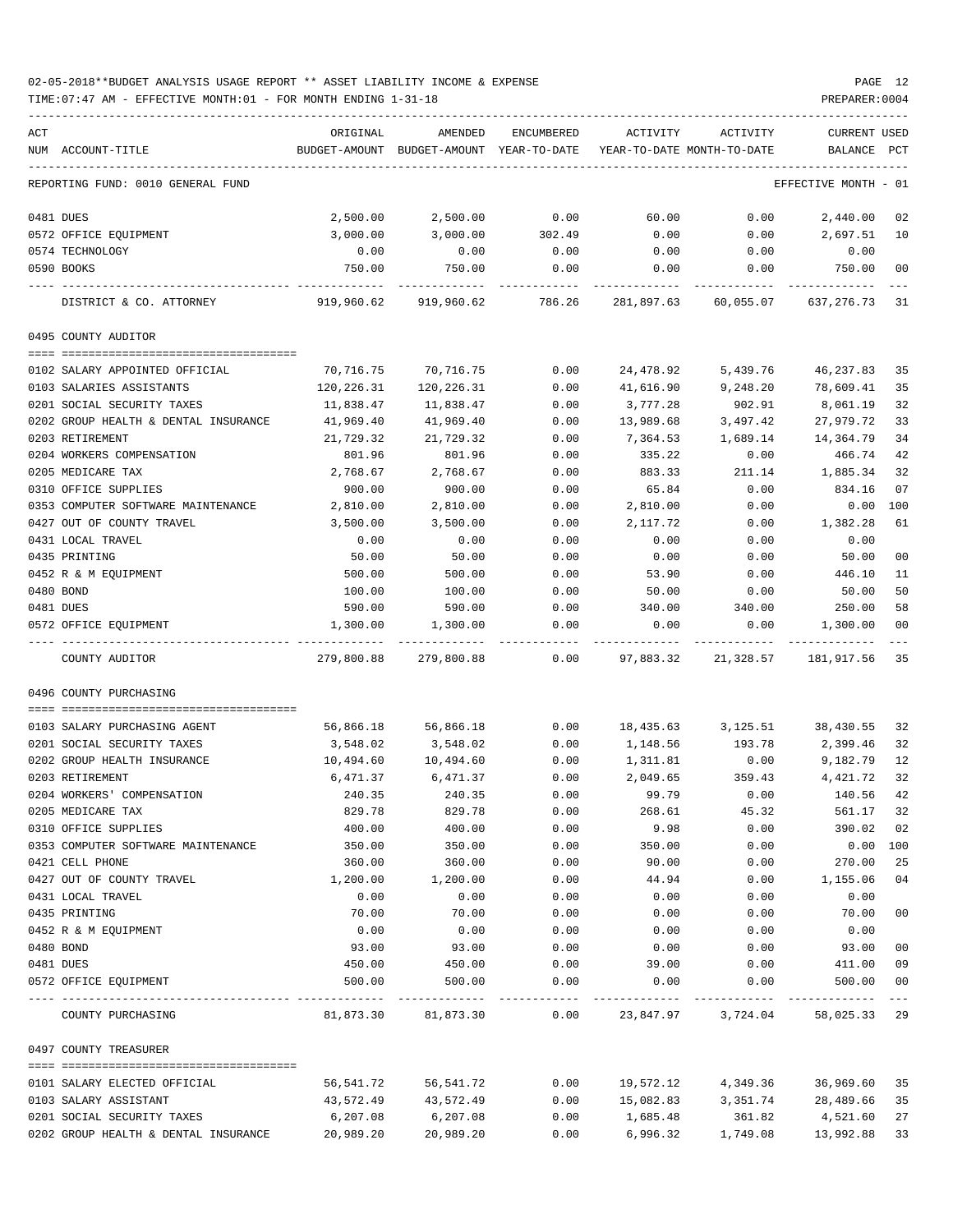02-05-2018**BUDGET ANALYSIS USAGE REPORT ** ASSET LIABILITY INCOME & EXPENSE

TIME:07:47 AM - EFFECTIVE MONTH:01 - FOR MONTH ENDING 1-31-18

PREPARER:0004

| ACT NUM | ACCOUNT-TITLE | ORIGINAL BUDGET-AMOUNT | AMENDED BUDGET-AMOUNT | ENCUMBERED YEAR-TO-DATE | ACTIVITY YEAR-TO-DATE | ACTIVITY MONTH-TO-DATE | CURRENT BALANCE | USED PCT |
|---|---|---|---|---|---|---|---|---|
| | REPORTING FUND: 0010 GENERAL FUND | | | | | | EFFECTIVE MONTH - 01 | |
| 0481 | DUES | 2,500.00 | 2,500.00 | 0.00 | 60.00 | 0.00 | 2,440.00 | 02 |
| 0572 | OFFICE EQUIPMENT | 3,000.00 | 3,000.00 | 302.49 | 0.00 | 0.00 | 2,697.51 | 10 |
| 0574 | TECHNOLOGY | 0.00 | 0.00 | 0.00 | 0.00 | 0.00 | 0.00 | |
| 0590 | BOOKS | 750.00 | 750.00 | 0.00 | 0.00 | 0.00 | 750.00 | 00 |
| | DISTRICT & CO. ATTORNEY | 919,960.62 | 919,960.62 | 786.26 | 281,897.63 | 60,055.07 | 637,276.73 | 31 |
| | 0495 COUNTY AUDITOR | | | | | | | |
| 0102 | SALARY APPOINTED OFFICIAL | 70,716.75 | 70,716.75 | 0.00 | 24,478.92 | 5,439.76 | 46,237.83 | 35 |
| 0103 | SALARIES ASSISTANTS | 120,226.31 | 120,226.31 | 0.00 | 41,616.90 | 9,248.20 | 78,609.41 | 35 |
| 0201 | SOCIAL SECURITY TAXES | 11,838.47 | 11,838.47 | 0.00 | 3,777.28 | 902.91 | 8,061.19 | 32 |
| 0202 | GROUP HEALTH & DENTAL INSURANCE | 41,969.40 | 41,969.40 | 0.00 | 13,989.68 | 3,497.42 | 27,979.72 | 33 |
| 0203 | RETIREMENT | 21,729.32 | 21,729.32 | 0.00 | 7,364.53 | 1,689.14 | 14,364.79 | 34 |
| 0204 | WORKERS COMPENSATION | 801.96 | 801.96 | 0.00 | 335.22 | 0.00 | 466.74 | 42 |
| 0205 | MEDICARE TAX | 2,768.67 | 2,768.67 | 0.00 | 883.33 | 211.14 | 1,885.34 | 32 |
| 0310 | OFFICE SUPPLIES | 900.00 | 900.00 | 0.00 | 65.84 | 0.00 | 834.16 | 07 |
| 0353 | COMPUTER SOFTWARE MAINTENANCE | 2,810.00 | 2,810.00 | 0.00 | 2,810.00 | 0.00 | 0.00 | 100 |
| 0427 | OUT OF COUNTY TRAVEL | 3,500.00 | 3,500.00 | 0.00 | 2,117.72 | 0.00 | 1,382.28 | 61 |
| 0431 | LOCAL TRAVEL | 0.00 | 0.00 | 0.00 | 0.00 | 0.00 | 0.00 | |
| 0435 | PRINTING | 50.00 | 50.00 | 0.00 | 0.00 | 0.00 | 50.00 | 00 |
| 0452 | R & M EQUIPMENT | 500.00 | 500.00 | 0.00 | 53.90 | 0.00 | 446.10 | 11 |
| 0480 | BOND | 100.00 | 100.00 | 0.00 | 50.00 | 0.00 | 50.00 | 50 |
| 0481 | DUES | 590.00 | 590.00 | 0.00 | 340.00 | 340.00 | 250.00 | 58 |
| 0572 | OFFICE EQUIPMENT | 1,300.00 | 1,300.00 | 0.00 | 0.00 | 0.00 | 1,300.00 | 00 |
| | COUNTY AUDITOR | 279,800.88 | 279,800.88 | 0.00 | 97,883.32 | 21,328.57 | 181,917.56 | 35 |
| | 0496 COUNTY PURCHASING | | | | | | | |
| 0103 | SALARY PURCHASING AGENT | 56,866.18 | 56,866.18 | 0.00 | 18,435.63 | 3,125.51 | 38,430.55 | 32 |
| 0201 | SOCIAL SECURITY TAXES | 3,548.02 | 3,548.02 | 0.00 | 1,148.56 | 193.78 | 2,399.46 | 32 |
| 0202 | GROUP HEALTH INSURANCE | 10,494.60 | 10,494.60 | 0.00 | 1,311.81 | 0.00 | 9,182.79 | 12 |
| 0203 | RETIREMENT | 6,471.37 | 6,471.37 | 0.00 | 2,049.65 | 359.43 | 4,421.72 | 32 |
| 0204 | WORKERS' COMPENSATION | 240.35 | 240.35 | 0.00 | 99.79 | 0.00 | 140.56 | 42 |
| 0205 | MEDICARE TAX | 829.78 | 829.78 | 0.00 | 268.61 | 45.32 | 561.17 | 32 |
| 0310 | OFFICE SUPPLIES | 400.00 | 400.00 | 0.00 | 9.98 | 0.00 | 390.02 | 02 |
| 0353 | COMPUTER SOFTWARE MAINTENANCE | 350.00 | 350.00 | 0.00 | 350.00 | 0.00 | 0.00 | 100 |
| 0421 | CELL PHONE | 360.00 | 360.00 | 0.00 | 90.00 | 0.00 | 270.00 | 25 |
| 0427 | OUT OF COUNTY TRAVEL | 1,200.00 | 1,200.00 | 0.00 | 44.94 | 0.00 | 1,155.06 | 04 |
| 0431 | LOCAL TRAVEL | 0.00 | 0.00 | 0.00 | 0.00 | 0.00 | 0.00 | |
| 0435 | PRINTING | 70.00 | 70.00 | 0.00 | 0.00 | 0.00 | 70.00 | 00 |
| 0452 | R & M EQUIPMENT | 0.00 | 0.00 | 0.00 | 0.00 | 0.00 | 0.00 | |
| 0480 | BOND | 93.00 | 93.00 | 0.00 | 0.00 | 0.00 | 93.00 | 00 |
| 0481 | DUES | 450.00 | 450.00 | 0.00 | 39.00 | 0.00 | 411.00 | 09 |
| 0572 | OFFICE EQUIPMENT | 500.00 | 500.00 | 0.00 | 0.00 | 0.00 | 500.00 | 00 |
| | COUNTY PURCHASING | 81,873.30 | 81,873.30 | 0.00 | 23,847.97 | 3,724.04 | 58,025.33 | 29 |
| | 0497 COUNTY TREASURER | | | | | | | |
| 0101 | SALARY ELECTED OFFICIAL | 56,541.72 | 56,541.72 | 0.00 | 19,572.12 | 4,349.36 | 36,969.60 | 35 |
| 0103 | SALARY ASSISTANT | 43,572.49 | 43,572.49 | 0.00 | 15,082.83 | 3,351.74 | 28,489.66 | 35 |
| 0201 | SOCIAL SECURITY TAXES | 6,207.08 | 6,207.08 | 0.00 | 1,685.48 | 361.82 | 4,521.60 | 27 |
| 0202 | GROUP HEALTH & DENTAL INSURANCE | 20,989.20 | 20,989.20 | 0.00 | 6,996.32 | 1,749.08 | 13,992.88 | 33 |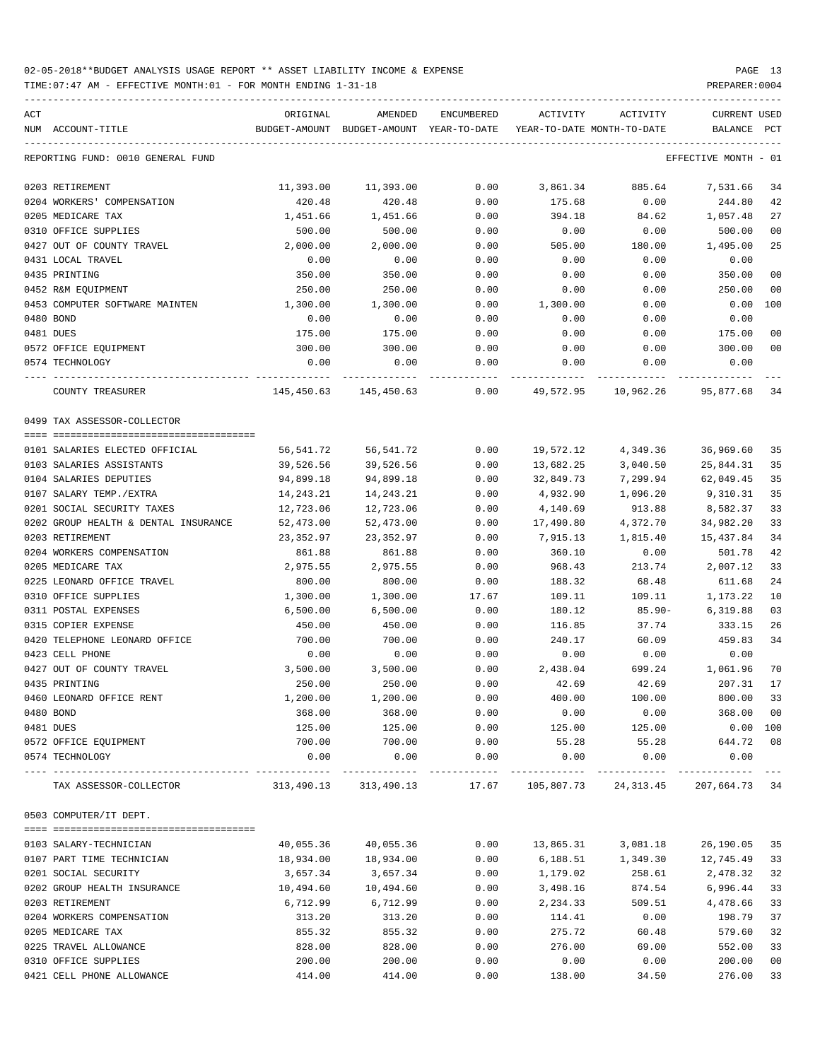02-05-2018**BUDGET ANALYSIS USAGE REPORT ** ASSET LIABILITY INCOME & EXPENSE

TIME:07:47 AM - EFFECTIVE MONTH:01 - FOR MONTH ENDING 1-31-18

PREPARER:0004

REPORTING FUND: 0010 GENERAL FUND — EFFECTIVE MONTH - 01

| ACT NUM | ACCOUNT-TITLE | ORIGINAL BUDGET-AMOUNT | AMENDED BUDGET-AMOUNT | ENCUMBERED YEAR-TO-DATE | ACTIVITY YEAR-TO-DATE | ACTIVITY MONTH-TO-DATE | CURRENT BALANCE | USED PCT |
|---|---|---|---|---|---|---|---|---|
| 0203 | RETIREMENT | 11,393.00 | 11,393.00 | 0.00 | 3,861.34 | 885.64 | 7,531.66 | 34 |
| 0204 | WORKERS' COMPENSATION | 420.48 | 420.48 | 0.00 | 175.68 | 0.00 | 244.80 | 42 |
| 0205 | MEDICARE TAX | 1,451.66 | 1,451.66 | 0.00 | 394.18 | 84.62 | 1,057.48 | 27 |
| 0310 | OFFICE SUPPLIES | 500.00 | 500.00 | 0.00 | 0.00 | 0.00 | 500.00 | 00 |
| 0427 | OUT OF COUNTY TRAVEL | 2,000.00 | 2,000.00 | 0.00 | 505.00 | 180.00 | 1,495.00 | 25 |
| 0431 | LOCAL TRAVEL | 0.00 | 0.00 | 0.00 | 0.00 | 0.00 | 0.00 | |
| 0435 | PRINTING | 350.00 | 350.00 | 0.00 | 0.00 | 0.00 | 350.00 | 00 |
| 0452 | R&M EQUIPMENT | 250.00 | 250.00 | 0.00 | 0.00 | 0.00 | 250.00 | 00 |
| 0453 | COMPUTER SOFTWARE MAINTEN | 1,300.00 | 1,300.00 | 0.00 | 1,300.00 | 0.00 | 0.00 | 100 |
| 0480 | BOND | 0.00 | 0.00 | 0.00 | 0.00 | 0.00 | 0.00 | |
| 0481 | DUES | 175.00 | 175.00 | 0.00 | 0.00 | 0.00 | 175.00 | 00 |
| 0572 | OFFICE EQUIPMENT | 300.00 | 300.00 | 0.00 | 0.00 | 0.00 | 300.00 | 00 |
| 0574 | TECHNOLOGY | 0.00 | 0.00 | 0.00 | 0.00 | 0.00 | 0.00 | |
| | COUNTY TREASURER | 145,450.63 | 145,450.63 | 0.00 | 49,572.95 | 10,962.26 | 95,877.68 | 34 |

0499 TAX ASSESSOR-COLLECTOR

| ACT NUM | ACCOUNT-TITLE | ORIGINAL BUDGET-AMOUNT | AMENDED BUDGET-AMOUNT | ENCUMBERED YEAR-TO-DATE | ACTIVITY YEAR-TO-DATE | ACTIVITY MONTH-TO-DATE | CURRENT BALANCE | USED PCT |
|---|---|---|---|---|---|---|---|---|
| 0101 | SALARIES ELECTED OFFICIAL | 56,541.72 | 56,541.72 | 0.00 | 19,572.12 | 4,349.36 | 36,969.60 | 35 |
| 0103 | SALARIES ASSISTANTS | 39,526.56 | 39,526.56 | 0.00 | 13,682.25 | 3,040.50 | 25,844.31 | 35 |
| 0104 | SALARIES DEPUTIES | 94,899.18 | 94,899.18 | 0.00 | 32,849.73 | 7,299.94 | 62,049.45 | 35 |
| 0107 | SALARY TEMP./EXTRA | 14,243.21 | 14,243.21 | 0.00 | 4,932.90 | 1,096.20 | 9,310.31 | 35 |
| 0201 | SOCIAL SECURITY TAXES | 12,723.06 | 12,723.06 | 0.00 | 4,140.69 | 913.88 | 8,582.37 | 33 |
| 0202 | GROUP HEALTH & DENTAL INSURANCE | 52,473.00 | 52,473.00 | 0.00 | 17,490.80 | 4,372.70 | 34,982.20 | 33 |
| 0203 | RETIREMENT | 23,352.97 | 23,352.97 | 0.00 | 7,915.13 | 1,815.40 | 15,437.84 | 34 |
| 0204 | WORKERS COMPENSATION | 861.88 | 861.88 | 0.00 | 360.10 | 0.00 | 501.78 | 42 |
| 0205 | MEDICARE TAX | 2,975.55 | 2,975.55 | 0.00 | 968.43 | 213.74 | 2,007.12 | 33 |
| 0225 | LEONARD OFFICE TRAVEL | 800.00 | 800.00 | 0.00 | 188.32 | 68.48 | 611.68 | 24 |
| 0310 | OFFICE SUPPLIES | 1,300.00 | 1,300.00 | 17.67 | 109.11 | 109.11 | 1,173.22 | 10 |
| 0311 | POSTAL EXPENSES | 6,500.00 | 6,500.00 | 0.00 | 180.12 | 85.90- | 6,319.88 | 03 |
| 0315 | COPIER EXPENSE | 450.00 | 450.00 | 0.00 | 116.85 | 37.74 | 333.15 | 26 |
| 0420 | TELEPHONE LEONARD OFFICE | 700.00 | 700.00 | 0.00 | 240.17 | 60.09 | 459.83 | 34 |
| 0423 | CELL PHONE | 0.00 | 0.00 | 0.00 | 0.00 | 0.00 | 0.00 | |
| 0427 | OUT OF COUNTY TRAVEL | 3,500.00 | 3,500.00 | 0.00 | 2,438.04 | 699.24 | 1,061.96 | 70 |
| 0435 | PRINTING | 250.00 | 250.00 | 0.00 | 42.69 | 42.69 | 207.31 | 17 |
| 0460 | LEONARD OFFICE RENT | 1,200.00 | 1,200.00 | 0.00 | 400.00 | 100.00 | 800.00 | 33 |
| 0480 | BOND | 368.00 | 368.00 | 0.00 | 0.00 | 0.00 | 368.00 | 00 |
| 0481 | DUES | 125.00 | 125.00 | 0.00 | 125.00 | 125.00 | 0.00 | 100 |
| 0572 | OFFICE EQUIPMENT | 700.00 | 700.00 | 0.00 | 55.28 | 55.28 | 644.72 | 08 |
| 0574 | TECHNOLOGY | 0.00 | 0.00 | 0.00 | 0.00 | 0.00 | 0.00 | |
| | TAX ASSESSOR-COLLECTOR | 313,490.13 | 313,490.13 | 17.67 | 105,807.73 | 24,313.45 | 207,664.73 | 34 |

0503 COMPUTER/IT DEPT.

| ACT NUM | ACCOUNT-TITLE | ORIGINAL BUDGET-AMOUNT | AMENDED BUDGET-AMOUNT | ENCUMBERED YEAR-TO-DATE | ACTIVITY YEAR-TO-DATE | ACTIVITY MONTH-TO-DATE | CURRENT BALANCE | USED PCT |
|---|---|---|---|---|---|---|---|---|
| 0103 | SALARY-TECHNICIAN | 40,055.36 | 40,055.36 | 0.00 | 13,865.31 | 3,081.18 | 26,190.05 | 35 |
| 0107 | PART TIME TECHNICIAN | 18,934.00 | 18,934.00 | 0.00 | 6,188.51 | 1,349.30 | 12,745.49 | 33 |
| 0201 | SOCIAL SECURITY | 3,657.34 | 3,657.34 | 0.00 | 1,179.02 | 258.61 | 2,478.32 | 32 |
| 0202 | GROUP HEALTH INSURANCE | 10,494.60 | 10,494.60 | 0.00 | 3,498.16 | 874.54 | 6,996.44 | 33 |
| 0203 | RETIREMENT | 6,712.99 | 6,712.99 | 0.00 | 2,234.33 | 509.51 | 4,478.66 | 33 |
| 0204 | WORKERS COMPENSATION | 313.20 | 313.20 | 0.00 | 114.41 | 0.00 | 198.79 | 37 |
| 0205 | MEDICARE TAX | 855.32 | 855.32 | 0.00 | 275.72 | 60.48 | 579.60 | 32 |
| 0225 | TRAVEL ALLOWANCE | 828.00 | 828.00 | 0.00 | 276.00 | 69.00 | 552.00 | 33 |
| 0310 | OFFICE SUPPLIES | 200.00 | 200.00 | 0.00 | 0.00 | 0.00 | 200.00 | 00 |
| 0421 | CELL PHONE ALLOWANCE | 414.00 | 414.00 | 0.00 | 138.00 | 34.50 | 276.00 | 33 |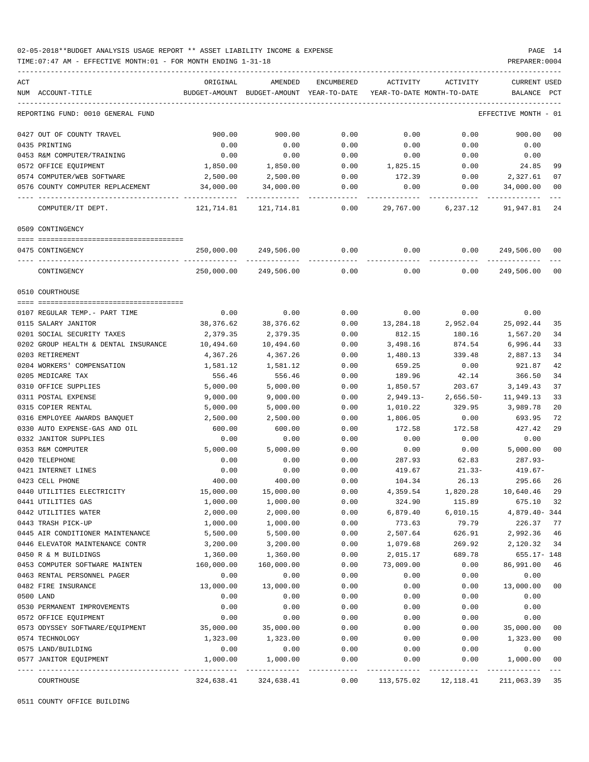02-05-2018**BUDGET ANALYSIS USAGE REPORT ** ASSET LIABILITY INCOME & EXPENSE

TIME:07:47 AM - EFFECTIVE MONTH:01 - FOR MONTH ENDING 1-31-18 PREPARER:0004

| ACT NUM | ACCOUNT-TITLE | ORIGINAL BUDGET-AMOUNT | AMENDED BUDGET-AMOUNT | ENCUMBERED YEAR-TO-DATE | ACTIVITY YEAR-TO-DATE | ACTIVITY MONTH-TO-DATE | CURRENT BALANCE | USED PCT |
|---|---|---|---|---|---|---|---|---|
| | REPORTING FUND: 0010 GENERAL FUND | | | | | | EFFECTIVE MONTH - 01 | |
| 0427 | OUT OF COUNTY TRAVEL | 900.00 | 900.00 | 0.00 | 0.00 | 0.00 | 900.00 | 00 |
| 0435 | PRINTING | 0.00 | 0.00 | 0.00 | 0.00 | 0.00 | 0.00 | |
| 0453 | R&M COMPUTER/TRAINING | 0.00 | 0.00 | 0.00 | 0.00 | 0.00 | 0.00 | |
| 0572 | OFFICE EQUIPMENT | 1,850.00 | 1,850.00 | 0.00 | 1,825.15 | 0.00 | 24.85 | 99 |
| 0574 | COMPUTER/WEB SOFTWARE | 2,500.00 | 2,500.00 | 0.00 | 172.39 | 0.00 | 2,327.61 | 07 |
| 0576 | COUNTY COMPUTER REPLACEMENT | 34,000.00 | 34,000.00 | 0.00 | 0.00 | 0.00 | 34,000.00 | 00 |
| | COMPUTER/IT DEPT. | 121,714.81 | 121,714.81 | 0.00 | 29,767.00 | 6,237.12 | 91,947.81 | 24 |
| | 0509 CONTINGENCY | | | | | | | |
| 0475 | CONTINGENCY | 250,000.00 | 249,506.00 | 0.00 | 0.00 | 0.00 | 249,506.00 | 00 |
| | CONTINGENCY | 250,000.00 | 249,506.00 | 0.00 | 0.00 | 0.00 | 249,506.00 | 00 |
| | 0510 COURTHOUSE | | | | | | | |
| 0107 | REGULAR TEMP.- PART TIME | 0.00 | 0.00 | 0.00 | 0.00 | 0.00 | 0.00 | |
| 0115 | SALARY JANITOR | 38,376.62 | 38,376.62 | 0.00 | 13,284.18 | 2,952.04 | 25,092.44 | 35 |
| 0201 | SOCIAL SECURITY TAXES | 2,379.35 | 2,379.35 | 0.00 | 812.15 | 180.16 | 1,567.20 | 34 |
| 0202 | GROUP HEALTH & DENTAL INSURANCE | 10,494.60 | 10,494.60 | 0.00 | 3,498.16 | 874.54 | 6,996.44 | 33 |
| 0203 | RETIREMENT | 4,367.26 | 4,367.26 | 0.00 | 1,480.13 | 339.48 | 2,887.13 | 34 |
| 0204 | WORKERS' COMPENSATION | 1,581.12 | 1,581.12 | 0.00 | 659.25 | 0.00 | 921.87 | 42 |
| 0205 | MEDICARE TAX | 556.46 | 556.46 | 0.00 | 189.96 | 42.14 | 366.50 | 34 |
| 0310 | OFFICE SUPPLIES | 5,000.00 | 5,000.00 | 0.00 | 1,850.57 | 203.67 | 3,149.43 | 37 |
| 0311 | POSTAL EXPENSE | 9,000.00 | 9,000.00 | 0.00 | 2,949.13- | 2,656.50- | 11,949.13 | 33 |
| 0315 | COPIER RENTAL | 5,000.00 | 5,000.00 | 0.00 | 1,010.22 | 329.95 | 3,989.78 | 20 |
| 0316 | EMPLOYEE AWARDS BANQUET | 2,500.00 | 2,500.00 | 0.00 | 1,806.05 | 0.00 | 693.95 | 72 |
| 0330 | AUTO EXPENSE-GAS AND OIL | 600.00 | 600.00 | 0.00 | 172.58 | 172.58 | 427.42 | 29 |
| 0332 | JANITOR SUPPLIES | 0.00 | 0.00 | 0.00 | 0.00 | 0.00 | 0.00 | |
| 0353 | R&M COMPUTER | 5,000.00 | 5,000.00 | 0.00 | 0.00 | 0.00 | 5,000.00 | 00 |
| 0420 | TELEPHONE | 0.00 | 0.00 | 0.00 | 287.93 | 62.83 | 287.93- | |
| 0421 | INTERNET LINES | 0.00 | 0.00 | 0.00 | 419.67 | 21.33- | 419.67- | |
| 0423 | CELL PHONE | 400.00 | 400.00 | 0.00 | 104.34 | 26.13 | 295.66 | 26 |
| 0440 | UTILITIES ELECTRICITY | 15,000.00 | 15,000.00 | 0.00 | 4,359.54 | 1,820.28 | 10,640.46 | 29 |
| 0441 | UTILITIES GAS | 1,000.00 | 1,000.00 | 0.00 | 324.90 | 115.89 | 675.10 | 32 |
| 0442 | UTILITIES WATER | 2,000.00 | 2,000.00 | 0.00 | 6,879.40 | 6,010.15 | 4,879.40- | 344 |
| 0443 | TRASH PICK-UP | 1,000.00 | 1,000.00 | 0.00 | 773.63 | 79.79 | 226.37 | 77 |
| 0445 | AIR CONDITIONER MAINTENANCE | 5,500.00 | 5,500.00 | 0.00 | 2,507.64 | 626.91 | 2,992.36 | 46 |
| 0446 | ELEVATOR MAINTENANCE CONTR | 3,200.00 | 3,200.00 | 0.00 | 1,079.68 | 269.92 | 2,120.32 | 34 |
| 0450 | R & M BUILDINGS | 1,360.00 | 1,360.00 | 0.00 | 2,015.17 | 689.78 | 655.17- | 148 |
| 0453 | COMPUTER SOFTWARE MAINTEN | 160,000.00 | 160,000.00 | 0.00 | 73,009.00 | 0.00 | 86,991.00 | 46 |
| 0463 | RENTAL PERSONNEL PAGER | 0.00 | 0.00 | 0.00 | 0.00 | 0.00 | 0.00 | |
| 0482 | FIRE INSURANCE | 13,000.00 | 13,000.00 | 0.00 | 0.00 | 0.00 | 13,000.00 | 00 |
| 0500 | LAND | 0.00 | 0.00 | 0.00 | 0.00 | 0.00 | 0.00 | |
| 0530 | PERMANENT IMPROVEMENTS | 0.00 | 0.00 | 0.00 | 0.00 | 0.00 | 0.00 | |
| 0572 | OFFICE EQUIPMENT | 0.00 | 0.00 | 0.00 | 0.00 | 0.00 | 0.00 | |
| 0573 | ODYSSEY SOFTWARE/EQUIPMENT | 35,000.00 | 35,000.00 | 0.00 | 0.00 | 0.00 | 35,000.00 | 00 |
| 0574 | TECHNOLOGY | 1,323.00 | 1,323.00 | 0.00 | 0.00 | 0.00 | 1,323.00 | 00 |
| 0575 | LAND/BUILDING | 0.00 | 0.00 | 0.00 | 0.00 | 0.00 | 0.00 | |
| 0577 | JANITOR EQUIPMENT | 1,000.00 | 1,000.00 | 0.00 | 0.00 | 0.00 | 1,000.00 | 00 |
| | COURTHOUSE | 324,638.41 | 324,638.41 | 0.00 | 113,575.02 | 12,118.41 | 211,063.39 | 35 |

0511 COUNTY OFFICE BUILDING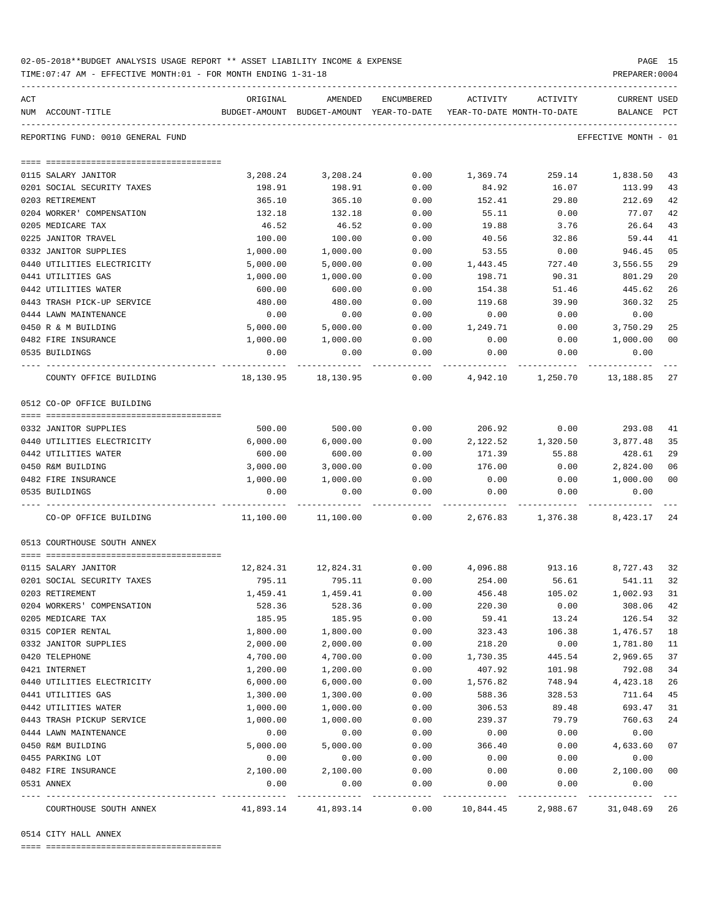02-05-2018**BUDGET ANALYSIS USAGE REPORT ** ASSET LIABILITY INCOME & EXPENSE

TIME:07:47 AM - EFFECTIVE MONTH:01 - FOR MONTH ENDING 1-31-18

PREPARER:0004

REPORTING FUND: 0010 GENERAL FUND — EFFECTIVE MONTH - 01

| ACT NUM | ACCOUNT-TITLE | ORIGINAL BUDGET-AMOUNT | AMENDED BUDGET-AMOUNT | ENCUMBERED YEAR-TO-DATE | ACTIVITY YEAR-TO-DATE | ACTIVITY MONTH-TO-DATE | CURRENT BALANCE | USED PCT |
|---|---|---|---|---|---|---|---|---|
| 0115 | SALARY JANITOR | 3,208.24 | 3,208.24 | 0.00 | 1,369.74 | 259.14 | 1,838.50 | 43 |
| 0201 | SOCIAL SECURITY TAXES | 198.91 | 198.91 | 0.00 | 84.92 | 16.07 | 113.99 | 43 |
| 0203 | RETIREMENT | 365.10 | 365.10 | 0.00 | 152.41 | 29.80 | 212.69 | 42 |
| 0204 | WORKER' COMPENSATION | 132.18 | 132.18 | 0.00 | 55.11 | 0.00 | 77.07 | 42 |
| 0205 | MEDICARE TAX | 46.52 | 46.52 | 0.00 | 19.88 | 3.76 | 26.64 | 43 |
| 0225 | JANITOR TRAVEL | 100.00 | 100.00 | 0.00 | 40.56 | 32.86 | 59.44 | 41 |
| 0332 | JANITOR SUPPLIES | 1,000.00 | 1,000.00 | 0.00 | 53.55 | 0.00 | 946.45 | 05 |
| 0440 | UTILITIES ELECTRICITY | 5,000.00 | 5,000.00 | 0.00 | 1,443.45 | 727.40 | 3,556.55 | 29 |
| 0441 | UTILITIES GAS | 1,000.00 | 1,000.00 | 0.00 | 198.71 | 90.31 | 801.29 | 20 |
| 0442 | UTILITIES WATER | 600.00 | 600.00 | 0.00 | 154.38 | 51.46 | 445.62 | 26 |
| 0443 | TRASH PICK-UP SERVICE | 480.00 | 480.00 | 0.00 | 119.68 | 39.90 | 360.32 | 25 |
| 0444 | LAWN MAINTENANCE | 0.00 | 0.00 | 0.00 | 0.00 | 0.00 | 0.00 | |
| 0450 | R & M BUILDING | 5,000.00 | 5,000.00 | 0.00 | 1,249.71 | 0.00 | 3,750.29 | 25 |
| 0482 | FIRE INSURANCE | 1,000.00 | 1,000.00 | 0.00 | 0.00 | 0.00 | 1,000.00 | 00 |
| 0535 | BUILDINGS | 0.00 | 0.00 | 0.00 | 0.00 | 0.00 | 0.00 | |
| | COUNTY OFFICE BUILDING | 18,130.95 | 18,130.95 | 0.00 | 4,942.10 | 1,250.70 | 13,188.85 | 27 |

0512 CO-OP OFFICE BUILDING

| ACT NUM | ACCOUNT-TITLE | ORIGINAL BUDGET-AMOUNT | AMENDED BUDGET-AMOUNT | ENCUMBERED YEAR-TO-DATE | ACTIVITY YEAR-TO-DATE | ACTIVITY MONTH-TO-DATE | CURRENT BALANCE | USED PCT |
|---|---|---|---|---|---|---|---|---|
| 0332 | JANITOR SUPPLIES | 500.00 | 500.00 | 0.00 | 206.92 | 0.00 | 293.08 | 41 |
| 0440 | UTILITIES ELECTRICITY | 6,000.00 | 6,000.00 | 0.00 | 2,122.52 | 1,320.50 | 3,877.48 | 35 |
| 0442 | UTILITIES WATER | 600.00 | 600.00 | 0.00 | 171.39 | 55.88 | 428.61 | 29 |
| 0450 | R&M BUILDING | 3,000.00 | 3,000.00 | 0.00 | 176.00 | 0.00 | 2,824.00 | 06 |
| 0482 | FIRE INSURANCE | 1,000.00 | 1,000.00 | 0.00 | 0.00 | 0.00 | 1,000.00 | 00 |
| 0535 | BUILDINGS | 0.00 | 0.00 | 0.00 | 0.00 | 0.00 | 0.00 | |
| | CO-OP OFFICE BUILDING | 11,100.00 | 11,100.00 | 0.00 | 2,676.83 | 1,376.38 | 8,423.17 | 24 |

0513 COURTHOUSE SOUTH ANNEX

| ACT NUM | ACCOUNT-TITLE | ORIGINAL BUDGET-AMOUNT | AMENDED BUDGET-AMOUNT | ENCUMBERED YEAR-TO-DATE | ACTIVITY YEAR-TO-DATE | ACTIVITY MONTH-TO-DATE | CURRENT BALANCE | USED PCT |
|---|---|---|---|---|---|---|---|---|
| 0115 | SALARY JANITOR | 12,824.31 | 12,824.31 | 0.00 | 4,096.88 | 913.16 | 8,727.43 | 32 |
| 0201 | SOCIAL SECURITY TAXES | 795.11 | 795.11 | 0.00 | 254.00 | 56.61 | 541.11 | 32 |
| 0203 | RETIREMENT | 1,459.41 | 1,459.41 | 0.00 | 456.48 | 105.02 | 1,002.93 | 31 |
| 0204 | WORKERS' COMPENSATION | 528.36 | 528.36 | 0.00 | 220.30 | 0.00 | 308.06 | 42 |
| 0205 | MEDICARE TAX | 185.95 | 185.95 | 0.00 | 59.41 | 13.24 | 126.54 | 32 |
| 0315 | COPIER RENTAL | 1,800.00 | 1,800.00 | 0.00 | 323.43 | 106.38 | 1,476.57 | 18 |
| 0332 | JANITOR SUPPLIES | 2,000.00 | 2,000.00 | 0.00 | 218.20 | 0.00 | 1,781.80 | 11 |
| 0420 | TELEPHONE | 4,700.00 | 4,700.00 | 0.00 | 1,730.35 | 445.54 | 2,969.65 | 37 |
| 0421 | INTERNET | 1,200.00 | 1,200.00 | 0.00 | 407.92 | 101.98 | 792.08 | 34 |
| 0440 | UTILITIES ELECTRICITY | 6,000.00 | 6,000.00 | 0.00 | 1,576.82 | 748.94 | 4,423.18 | 26 |
| 0441 | UTILITIES GAS | 1,300.00 | 1,300.00 | 0.00 | 588.36 | 328.53 | 711.64 | 45 |
| 0442 | UTILITIES WATER | 1,000.00 | 1,000.00 | 0.00 | 306.53 | 89.48 | 693.47 | 31 |
| 0443 | TRASH PICKUP SERVICE | 1,000.00 | 1,000.00 | 0.00 | 239.37 | 79.79 | 760.63 | 24 |
| 0444 | LAWN MAINTENANCE | 0.00 | 0.00 | 0.00 | 0.00 | 0.00 | 0.00 | |
| 0450 | R&M BUILDING | 5,000.00 | 5,000.00 | 0.00 | 366.40 | 0.00 | 4,633.60 | 07 |
| 0455 | PARKING LOT | 0.00 | 0.00 | 0.00 | 0.00 | 0.00 | 0.00 | |
| 0482 | FIRE INSURANCE | 2,100.00 | 2,100.00 | 0.00 | 0.00 | 0.00 | 2,100.00 | 00 |
| 0531 | ANNEX | 0.00 | 0.00 | 0.00 | 0.00 | 0.00 | 0.00 | |
| | COURTHOUSE SOUTH ANNEX | 41,893.14 | 41,893.14 | 0.00 | 10,844.45 | 2,988.67 | 31,048.69 | 26 |

0514 CITY HALL ANNEX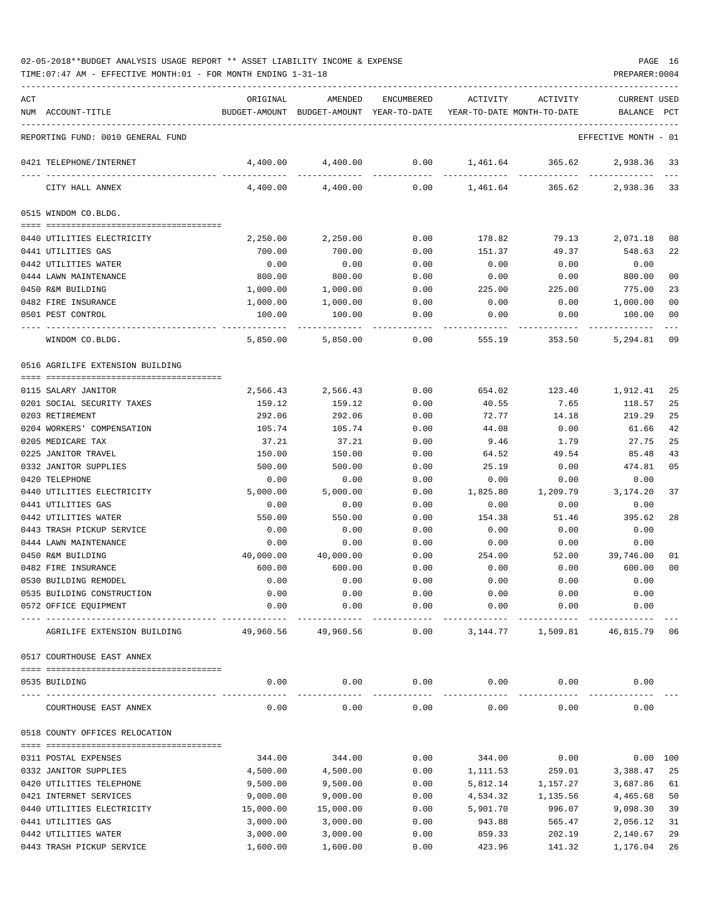02-05-2018**BUDGET ANALYSIS USAGE REPORT ** ASSET LIABILITY INCOME & EXPENSE

TIME:07:47 AM - EFFECTIVE MONTH:01 - FOR MONTH ENDING 1-31-18

PREPARER:0004

| ACT NUM | ACCOUNT-TITLE | ORIGINAL BUDGET-AMOUNT | AMENDED BUDGET-AMOUNT | ENCUMBERED YEAR-TO-DATE | ACTIVITY YEAR-TO-DATE | ACTIVITY MONTH-TO-DATE | CURRENT BALANCE | USED PCT |
|---|---|---|---|---|---|---|---|---|
| | REPORTING FUND: 0010 GENERAL FUND | | | | | | EFFECTIVE MONTH - 01 | |
| 0421 | TELEPHONE/INTERNET | 4,400.00 | 4,400.00 | 0.00 | 1,461.64 | 365.62 | 2,938.36 | 33 |
| | CITY HALL ANNEX | 4,400.00 | 4,400.00 | 0.00 | 1,461.64 | 365.62 | 2,938.36 | 33 |
| | 0515 WINDOM CO.BLDG. | | | | | | | |
| 0440 | UTILITIES ELECTRICITY | 2,250.00 | 2,250.00 | 0.00 | 178.82 | 79.13 | 2,071.18 | 08 |
| 0441 | UTILITIES GAS | 700.00 | 700.00 | 0.00 | 151.37 | 49.37 | 548.63 | 22 |
| 0442 | UTILITIES WATER | 0.00 | 0.00 | 0.00 | 0.00 | 0.00 | 0.00 | |
| 0444 | LAWN MAINTENANCE | 800.00 | 800.00 | 0.00 | 0.00 | 0.00 | 800.00 | 00 |
| 0450 | R&M BUILDING | 1,000.00 | 1,000.00 | 0.00 | 225.00 | 225.00 | 775.00 | 23 |
| 0482 | FIRE INSURANCE | 1,000.00 | 1,000.00 | 0.00 | 0.00 | 0.00 | 1,000.00 | 00 |
| 0501 | PEST CONTROL | 100.00 | 100.00 | 0.00 | 0.00 | 0.00 | 100.00 | 00 |
| | WINDOM CO.BLDG. | 5,850.00 | 5,850.00 | 0.00 | 555.19 | 353.50 | 5,294.81 | 09 |
| | 0516 AGRILIFE EXTENSION BUILDING | | | | | | | |
| 0115 | SALARY JANITOR | 2,566.43 | 2,566.43 | 0.00 | 654.02 | 123.40 | 1,912.41 | 25 |
| 0201 | SOCIAL SECURITY TAXES | 159.12 | 159.12 | 0.00 | 40.55 | 7.65 | 118.57 | 25 |
| 0203 | RETIREMENT | 292.06 | 292.06 | 0.00 | 72.77 | 14.18 | 219.29 | 25 |
| 0204 | WORKERS' COMPENSATION | 105.74 | 105.74 | 0.00 | 44.08 | 0.00 | 61.66 | 42 |
| 0205 | MEDICARE TAX | 37.21 | 37.21 | 0.00 | 9.46 | 1.79 | 27.75 | 25 |
| 0225 | JANITOR TRAVEL | 150.00 | 150.00 | 0.00 | 64.52 | 49.54 | 85.48 | 43 |
| 0332 | JANITOR SUPPLIES | 500.00 | 500.00 | 0.00 | 25.19 | 0.00 | 474.81 | 05 |
| 0420 | TELEPHONE | 0.00 | 0.00 | 0.00 | 0.00 | 0.00 | 0.00 | |
| 0440 | UTILITIES ELECTRICITY | 5,000.00 | 5,000.00 | 0.00 | 1,825.80 | 1,209.79 | 3,174.20 | 37 |
| 0441 | UTILITIES GAS | 0.00 | 0.00 | 0.00 | 0.00 | 0.00 | 0.00 | |
| 0442 | UTILITIES WATER | 550.00 | 550.00 | 0.00 | 154.38 | 51.46 | 395.62 | 28 |
| 0443 | TRASH PICKUP SERVICE | 0.00 | 0.00 | 0.00 | 0.00 | 0.00 | 0.00 | |
| 0444 | LAWN MAINTENANCE | 0.00 | 0.00 | 0.00 | 0.00 | 0.00 | 0.00 | |
| 0450 | R&M BUILDING | 40,000.00 | 40,000.00 | 0.00 | 254.00 | 52.00 | 39,746.00 | 01 |
| 0482 | FIRE INSURANCE | 600.00 | 600.00 | 0.00 | 0.00 | 0.00 | 600.00 | 00 |
| 0530 | BUILDING REMODEL | 0.00 | 0.00 | 0.00 | 0.00 | 0.00 | 0.00 | |
| 0535 | BUILDING CONSTRUCTION | 0.00 | 0.00 | 0.00 | 0.00 | 0.00 | 0.00 | |
| 0572 | OFFICE EQUIPMENT | 0.00 | 0.00 | 0.00 | 0.00 | 0.00 | 0.00 | |
| | AGRILIFE EXTENSION BUILDING | 49,960.56 | 49,960.56 | 0.00 | 3,144.77 | 1,509.81 | 46,815.79 | 06 |
| | 0517 COURTHOUSE EAST ANNEX | | | | | | | |
| 0535 | BUILDING | 0.00 | 0.00 | 0.00 | 0.00 | 0.00 | 0.00 | |
| | COURTHOUSE EAST ANNEX | 0.00 | 0.00 | 0.00 | 0.00 | 0.00 | 0.00 | |
| | 0518 COUNTY OFFICES RELOCATION | | | | | | | |
| 0311 | POSTAL EXPENSES | 344.00 | 344.00 | 0.00 | 344.00 | 0.00 | 0.00 | 100 |
| 0332 | JANITOR SUPPLIES | 4,500.00 | 4,500.00 | 0.00 | 1,111.53 | 259.01 | 3,388.47 | 25 |
| 0420 | UTILITIES TELEPHONE | 9,500.00 | 9,500.00 | 0.00 | 5,812.14 | 1,157.27 | 3,687.86 | 61 |
| 0421 | INTERNET SERVICES | 9,000.00 | 9,000.00 | 0.00 | 4,534.32 | 1,135.56 | 4,465.68 | 50 |
| 0440 | UTILITIES ELECTRICITY | 15,000.00 | 15,000.00 | 0.00 | 5,901.70 | 996.07 | 9,098.30 | 39 |
| 0441 | UTILITIES GAS | 3,000.00 | 3,000.00 | 0.00 | 943.88 | 565.47 | 2,056.12 | 31 |
| 0442 | UTILITIES WATER | 3,000.00 | 3,000.00 | 0.00 | 859.33 | 202.19 | 2,140.67 | 29 |
| 0443 | TRASH PICKUP SERVICE | 1,600.00 | 1,600.00 | 0.00 | 423.96 | 141.32 | 1,176.04 | 26 |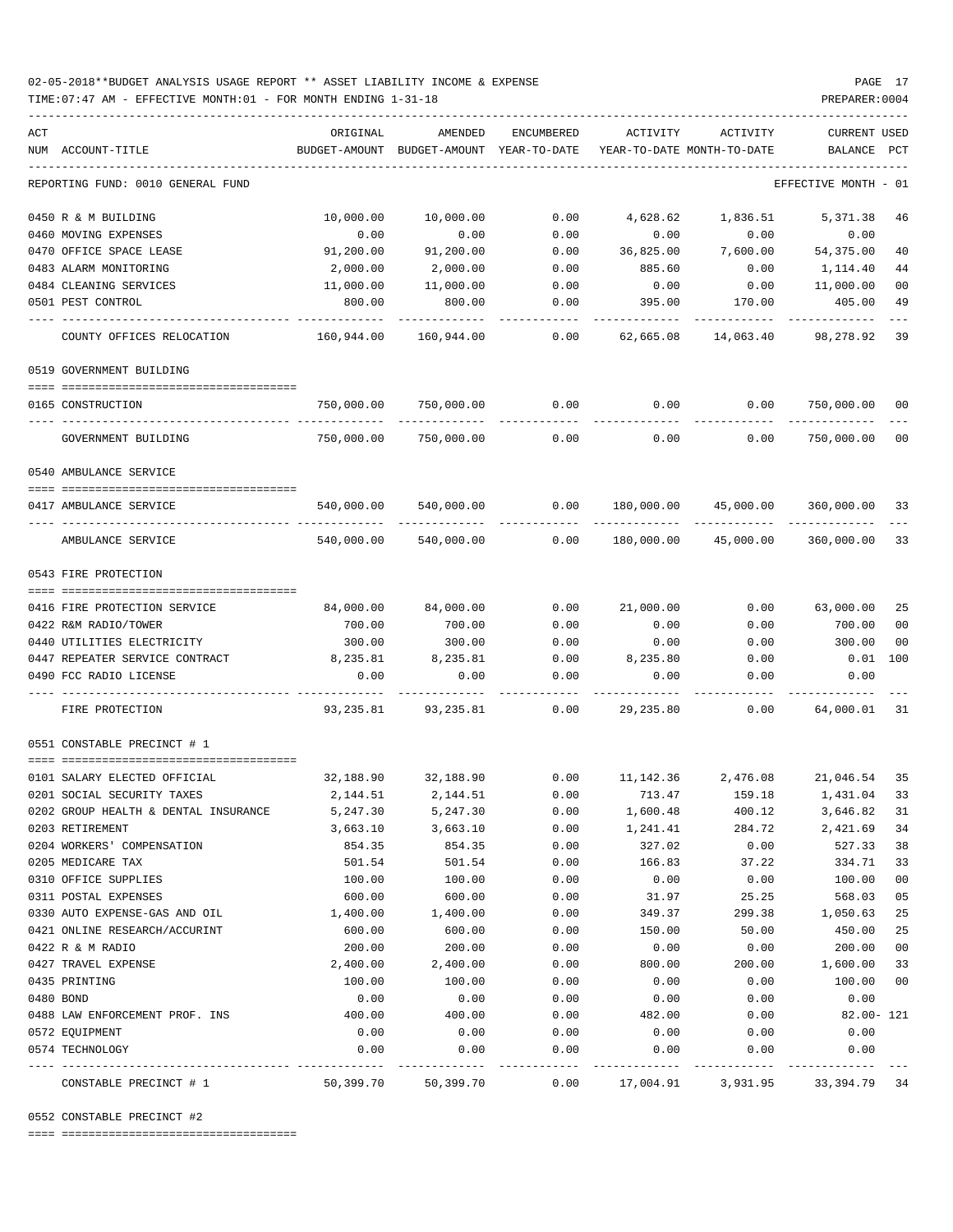02-05-2018**BUDGET ANALYSIS USAGE REPORT ** ASSET LIABILITY INCOME & EXPENSE

TIME:07:47 AM - EFFECTIVE MONTH:01 - FOR MONTH ENDING 1-31-18

PREPARER:0004

REPORTING FUND: 0010 GENERAL FUND — EFFECTIVE MONTH - 01

| ACT NUM | ACCOUNT-TITLE | ORIGINAL BUDGET-AMOUNT | AMENDED BUDGET-AMOUNT | ENCUMBERED YEAR-TO-DATE | ACTIVITY YEAR-TO-DATE | ACTIVITY MONTH-TO-DATE | CURRENT BALANCE | USED PCT |
|---|---|---|---|---|---|---|---|---|
| 0450 | R & M BUILDING | 10,000.00 | 10,000.00 | 0.00 | 4,628.62 | 1,836.51 | 5,371.38 | 46 |
| 0460 | MOVING EXPENSES | 0.00 | 0.00 | 0.00 | 0.00 | 0.00 | 0.00 | |
| 0470 | OFFICE SPACE LEASE | 91,200.00 | 91,200.00 | 0.00 | 36,825.00 | 7,600.00 | 54,375.00 | 40 |
| 0483 | ALARM MONITORING | 2,000.00 | 2,000.00 | 0.00 | 885.60 | 0.00 | 1,114.40 | 44 |
| 0484 | CLEANING SERVICES | 11,000.00 | 11,000.00 | 0.00 | 0.00 | 0.00 | 11,000.00 | 00 |
| 0501 | PEST CONTROL | 800.00 | 800.00 | 0.00 | 395.00 | 170.00 | 405.00 | 49 |
| | COUNTY OFFICES RELOCATION | 160,944.00 | 160,944.00 | 0.00 | 62,665.08 | 14,063.40 | 98,278.92 | 39 |
| | **0519 GOVERNMENT BUILDING** | | | | | | | |
| 0165 | CONSTRUCTION | 750,000.00 | 750,000.00 | 0.00 | 0.00 | 0.00 | 750,000.00 | 00 |
| | GOVERNMENT BUILDING | 750,000.00 | 750,000.00 | 0.00 | 0.00 | 0.00 | 750,000.00 | 00 |
| | **0540 AMBULANCE SERVICE** | | | | | | | |
| 0417 | AMBULANCE SERVICE | 540,000.00 | 540,000.00 | 0.00 | 180,000.00 | 45,000.00 | 360,000.00 | 33 |
| | AMBULANCE SERVICE | 540,000.00 | 540,000.00 | 0.00 | 180,000.00 | 45,000.00 | 360,000.00 | 33 |
| | **0543 FIRE PROTECTION** | | | | | | | |
| 0416 | FIRE PROTECTION SERVICE | 84,000.00 | 84,000.00 | 0.00 | 21,000.00 | 0.00 | 63,000.00 | 25 |
| 0422 | R&M RADIO/TOWER | 700.00 | 700.00 | 0.00 | 0.00 | 0.00 | 700.00 | 00 |
| 0440 | UTILITIES ELECTRICITY | 300.00 | 300.00 | 0.00 | 0.00 | 0.00 | 300.00 | 00 |
| 0447 | REPEATER SERVICE CONTRACT | 8,235.81 | 8,235.81 | 0.00 | 8,235.80 | 0.00 | 0.01 | 100 |
| 0490 | FCC RADIO LICENSE | 0.00 | 0.00 | 0.00 | 0.00 | 0.00 | 0.00 | |
| | FIRE PROTECTION | 93,235.81 | 93,235.81 | 0.00 | 29,235.80 | 0.00 | 64,000.01 | 31 |
| | **0551 CONSTABLE PRECINCT # 1** | | | | | | | |
| 0101 | SALARY ELECTED OFFICIAL | 32,188.90 | 32,188.90 | 0.00 | 11,142.36 | 2,476.08 | 21,046.54 | 35 |
| 0201 | SOCIAL SECURITY TAXES | 2,144.51 | 2,144.51 | 0.00 | 713.47 | 159.18 | 1,431.04 | 33 |
| 0202 | GROUP HEALTH & DENTAL INSURANCE | 5,247.30 | 5,247.30 | 0.00 | 1,600.48 | 400.12 | 3,646.82 | 31 |
| 0203 | RETIREMENT | 3,663.10 | 3,663.10 | 0.00 | 1,241.41 | 284.72 | 2,421.69 | 34 |
| 0204 | WORKERS' COMPENSATION | 854.35 | 854.35 | 0.00 | 327.02 | 0.00 | 527.33 | 38 |
| 0205 | MEDICARE TAX | 501.54 | 501.54 | 0.00 | 166.83 | 37.22 | 334.71 | 33 |
| 0310 | OFFICE SUPPLIES | 100.00 | 100.00 | 0.00 | 0.00 | 0.00 | 100.00 | 00 |
| 0311 | POSTAL EXPENSES | 600.00 | 600.00 | 0.00 | 31.97 | 25.25 | 568.03 | 05 |
| 0330 | AUTO EXPENSE-GAS AND OIL | 1,400.00 | 1,400.00 | 0.00 | 349.37 | 299.38 | 1,050.63 | 25 |
| 0421 | ONLINE RESEARCH/ACCURINT | 600.00 | 600.00 | 0.00 | 150.00 | 50.00 | 450.00 | 25 |
| 0422 | R & M RADIO | 200.00 | 200.00 | 0.00 | 0.00 | 0.00 | 200.00 | 00 |
| 0427 | TRAVEL EXPENSE | 2,400.00 | 2,400.00 | 0.00 | 800.00 | 200.00 | 1,600.00 | 33 |
| 0435 | PRINTING | 100.00 | 100.00 | 0.00 | 0.00 | 0.00 | 100.00 | 00 |
| 0480 | BOND | 0.00 | 0.00 | 0.00 | 0.00 | 0.00 | 0.00 | |
| 0488 | LAW ENFORCEMENT PROF. INS | 400.00 | 400.00 | 0.00 | 482.00 | 0.00 | 82.00- | 121 |
| 0572 | EQUIPMENT | 0.00 | 0.00 | 0.00 | 0.00 | 0.00 | 0.00 | |
| 0574 | TECHNOLOGY | 0.00 | 0.00 | 0.00 | 0.00 | 0.00 | 0.00 | |
| | CONSTABLE PRECINCT # 1 | 50,399.70 | 50,399.70 | 0.00 | 17,004.91 | 3,931.95 | 33,394.79 | 34 |

0552 CONSTABLE PRECINCT #2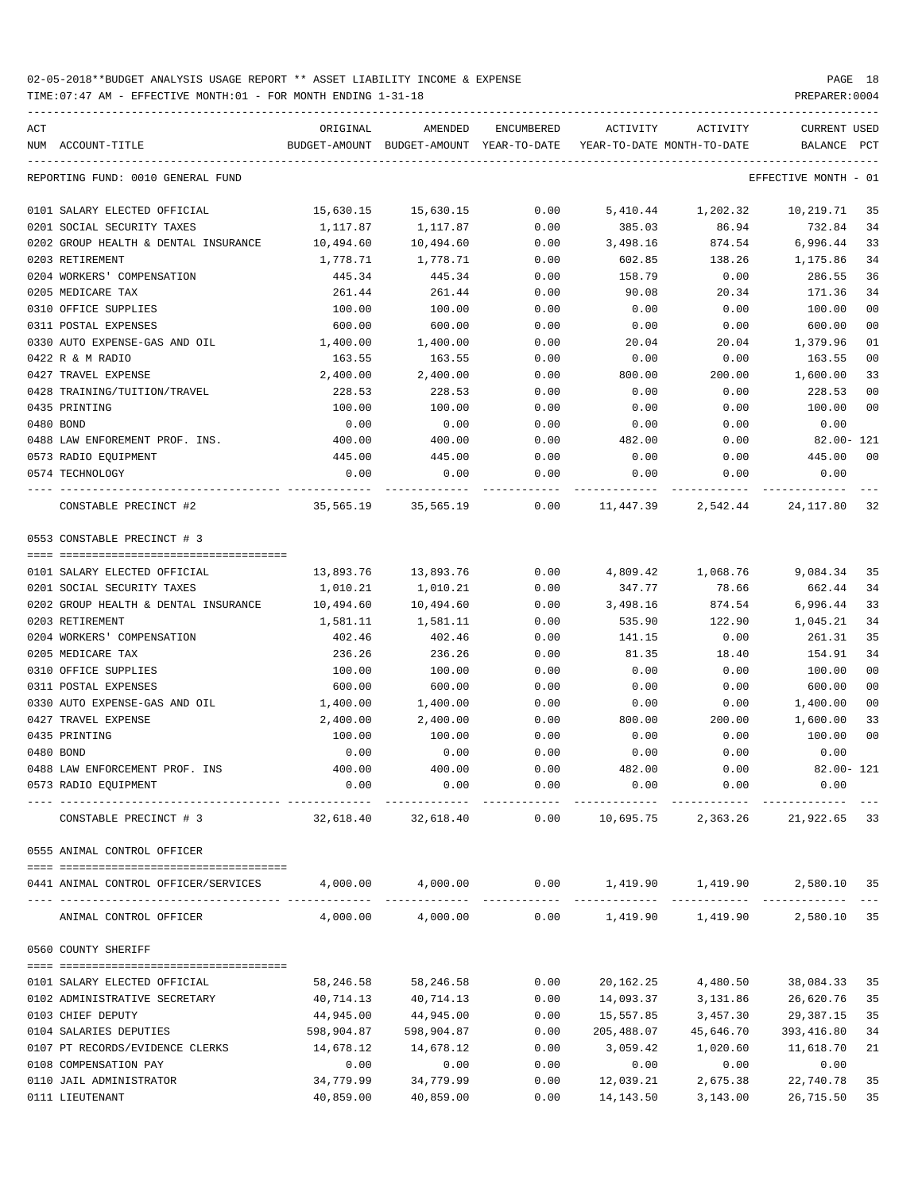02-05-2018**BUDGET ANALYSIS USAGE REPORT ** ASSET LIABILITY INCOME & EXPENSE

TIME:07:47 AM - EFFECTIVE MONTH:01 - FOR MONTH ENDING 1-31-18

PREPARER:0004

| ACT NUM | ACCOUNT-TITLE | ORIGINAL BUDGET-AMOUNT | AMENDED BUDGET-AMOUNT | ENCUMBERED YEAR-TO-DATE | ACTIVITY YEAR-TO-DATE | ACTIVITY MONTH-TO-DATE | CURRENT BALANCE | USED PCT |
|---|---|---|---|---|---|---|---|---|
| | REPORTING FUND: 0010 GENERAL FUND | | | | | | EFFECTIVE MONTH - 01 | |
| 0101 | SALARY ELECTED OFFICIAL | 15,630.15 | 15,630.15 | 0.00 | 5,410.44 | 1,202.32 | 10,219.71 | 35 |
| 0201 | SOCIAL SECURITY TAXES | 1,117.87 | 1,117.87 | 0.00 | 385.03 | 86.94 | 732.84 | 34 |
| 0202 | GROUP HEALTH & DENTAL INSURANCE | 10,494.60 | 10,494.60 | 0.00 | 3,498.16 | 874.54 | 6,996.44 | 33 |
| 0203 | RETIREMENT | 1,778.71 | 1,778.71 | 0.00 | 602.85 | 138.26 | 1,175.86 | 34 |
| 0204 | WORKERS' COMPENSATION | 445.34 | 445.34 | 0.00 | 158.79 | 0.00 | 286.55 | 36 |
| 0205 | MEDICARE TAX | 261.44 | 261.44 | 0.00 | 90.08 | 20.34 | 171.36 | 34 |
| 0310 | OFFICE SUPPLIES | 100.00 | 100.00 | 0.00 | 0.00 | 0.00 | 100.00 | 00 |
| 0311 | POSTAL EXPENSES | 600.00 | 600.00 | 0.00 | 0.00 | 0.00 | 600.00 | 00 |
| 0330 | AUTO EXPENSE-GAS AND OIL | 1,400.00 | 1,400.00 | 0.00 | 20.04 | 20.04 | 1,379.96 | 01 |
| 0422 | R & M RADIO | 163.55 | 163.55 | 0.00 | 0.00 | 0.00 | 163.55 | 00 |
| 0427 | TRAVEL EXPENSE | 2,400.00 | 2,400.00 | 0.00 | 800.00 | 200.00 | 1,600.00 | 33 |
| 0428 | TRAINING/TUITION/TRAVEL | 228.53 | 228.53 | 0.00 | 0.00 | 0.00 | 228.53 | 00 |
| 0435 | PRINTING | 100.00 | 100.00 | 0.00 | 0.00 | 0.00 | 100.00 | 00 |
| 0480 | BOND | 0.00 | 0.00 | 0.00 | 0.00 | 0.00 | 0.00 | |
| 0488 | LAW ENFOREMENT PROF. INS. | 400.00 | 400.00 | 0.00 | 482.00 | 0.00 | 82.00- | 121 |
| 0573 | RADIO EQUIPMENT | 445.00 | 445.00 | 0.00 | 0.00 | 0.00 | 445.00 | 00 |
| 0574 | TECHNOLOGY | 0.00 | 0.00 | 0.00 | 0.00 | 0.00 | 0.00 | |
| | CONSTABLE PRECINCT #2 | 35,565.19 | 35,565.19 | 0.00 | 11,447.39 | 2,542.44 | 24,117.80 | 32 |
| | 0553 CONSTABLE PRECINCT # 3 | | | | | | | |
| 0101 | SALARY ELECTED OFFICIAL | 13,893.76 | 13,893.76 | 0.00 | 4,809.42 | 1,068.76 | 9,084.34 | 35 |
| 0201 | SOCIAL SECURITY TAXES | 1,010.21 | 1,010.21 | 0.00 | 347.77 | 78.66 | 662.44 | 34 |
| 0202 | GROUP HEALTH & DENTAL INSURANCE | 10,494.60 | 10,494.60 | 0.00 | 3,498.16 | 874.54 | 6,996.44 | 33 |
| 0203 | RETIREMENT | 1,581.11 | 1,581.11 | 0.00 | 535.90 | 122.90 | 1,045.21 | 34 |
| 0204 | WORKERS' COMPENSATION | 402.46 | 402.46 | 0.00 | 141.15 | 0.00 | 261.31 | 35 |
| 0205 | MEDICARE TAX | 236.26 | 236.26 | 0.00 | 81.35 | 18.40 | 154.91 | 34 |
| 0310 | OFFICE SUPPLIES | 100.00 | 100.00 | 0.00 | 0.00 | 0.00 | 100.00 | 00 |
| 0311 | POSTAL EXPENSES | 600.00 | 600.00 | 0.00 | 0.00 | 0.00 | 600.00 | 00 |
| 0330 | AUTO EXPENSE-GAS AND OIL | 1,400.00 | 1,400.00 | 0.00 | 0.00 | 0.00 | 1,400.00 | 00 |
| 0427 | TRAVEL EXPENSE | 2,400.00 | 2,400.00 | 0.00 | 800.00 | 200.00 | 1,600.00 | 33 |
| 0435 | PRINTING | 100.00 | 100.00 | 0.00 | 0.00 | 0.00 | 100.00 | 00 |
| 0480 | BOND | 0.00 | 0.00 | 0.00 | 0.00 | 0.00 | 0.00 | |
| 0488 | LAW ENFORCEMENT PROF. INS | 400.00 | 400.00 | 0.00 | 482.00 | 0.00 | 82.00- | 121 |
| 0573 | RADIO EQUIPMENT | 0.00 | 0.00 | 0.00 | 0.00 | 0.00 | 0.00 | |
| | CONSTABLE PRECINCT # 3 | 32,618.40 | 32,618.40 | 0.00 | 10,695.75 | 2,363.26 | 21,922.65 | 33 |
| | 0555 ANIMAL CONTROL OFFICER | | | | | | | |
| 0441 | ANIMAL CONTROL OFFICER/SERVICES | 4,000.00 | 4,000.00 | 0.00 | 1,419.90 | 1,419.90 | 2,580.10 | 35 |
| | ANIMAL CONTROL OFFICER | 4,000.00 | 4,000.00 | 0.00 | 1,419.90 | 1,419.90 | 2,580.10 | 35 |
| | 0560 COUNTY SHERIFF | | | | | | | |
| 0101 | SALARY ELECTED OFFICIAL | 58,246.58 | 58,246.58 | 0.00 | 20,162.25 | 4,480.50 | 38,084.33 | 35 |
| 0102 | ADMINISTRATIVE SECRETARY | 40,714.13 | 40,714.13 | 0.00 | 14,093.37 | 3,131.86 | 26,620.76 | 35 |
| 0103 | CHIEF DEPUTY | 44,945.00 | 44,945.00 | 0.00 | 15,557.85 | 3,457.30 | 29,387.15 | 35 |
| 0104 | SALARIES DEPUTIES | 598,904.87 | 598,904.87 | 0.00 | 205,488.07 | 45,646.70 | 393,416.80 | 34 |
| 0107 | PT RECORDS/EVIDENCE CLERKS | 14,678.12 | 14,678.12 | 0.00 | 3,059.42 | 1,020.60 | 11,618.70 | 21 |
| 0108 | COMPENSATION PAY | 0.00 | 0.00 | 0.00 | 0.00 | 0.00 | 0.00 | |
| 0110 | JAIL ADMINISTRATOR | 34,779.99 | 34,779.99 | 0.00 | 12,039.21 | 2,675.38 | 22,740.78 | 35 |
| 0111 | LIEUTENANT | 40,859.00 | 40,859.00 | 0.00 | 14,143.50 | 3,143.00 | 26,715.50 | 35 |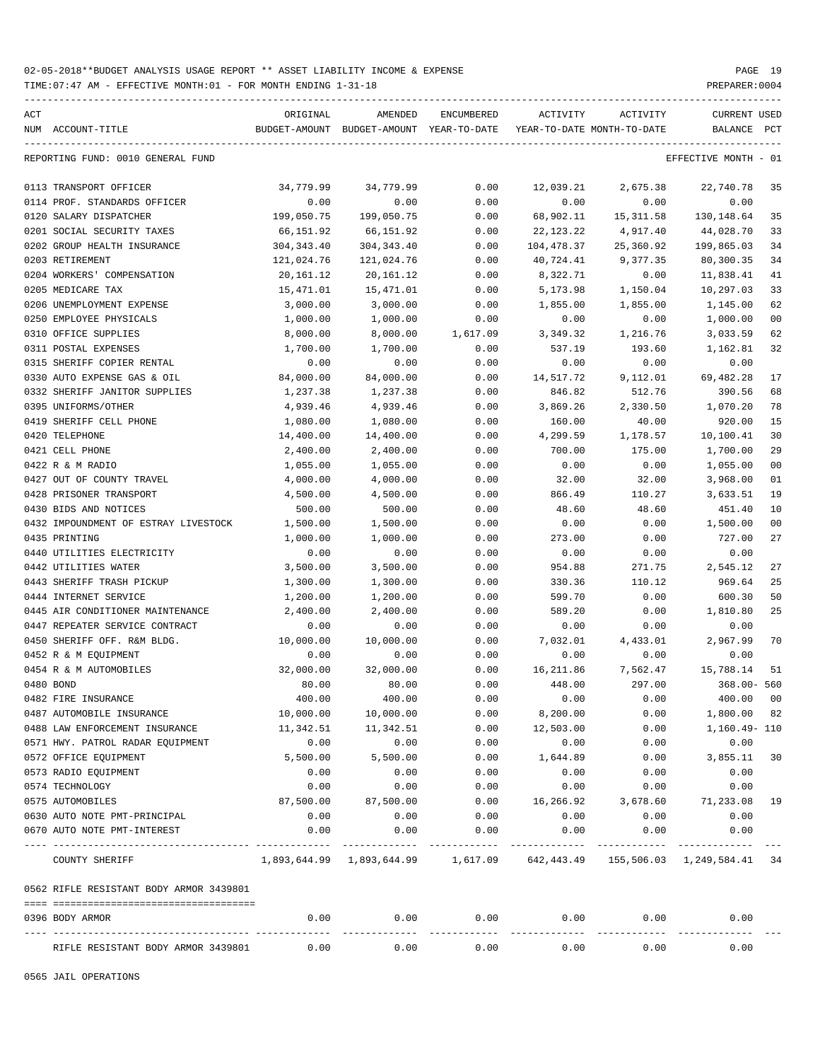02-05-2018**BUDGET ANALYSIS USAGE REPORT ** ASSET LIABILITY INCOME & EXPENSE

TIME:07:47 AM - EFFECTIVE MONTH:01 - FOR MONTH ENDING 1-31-18

PREPARER:0004

| ACT NUM | ACCOUNT-TITLE | ORIGINAL BUDGET-AMOUNT | AMENDED BUDGET-AMOUNT | ENCUMBERED YEAR-TO-DATE | ACTIVITY YEAR-TO-DATE | ACTIVITY MONTH-TO-DATE | CURRENT BALANCE | USED PCT |
|---|---|---|---|---|---|---|---|---|
| | REPORTING FUND: 0010 GENERAL FUND | | | | | | EFFECTIVE MONTH - 01 | |
| 0113 | TRANSPORT OFFICER | 34,779.99 | 34,779.99 | 0.00 | 12,039.21 | 2,675.38 | 22,740.78 | 35 |
| 0114 | PROF. STANDARDS OFFICER | 0.00 | 0.00 | 0.00 | 0.00 | 0.00 | 0.00 | |
| 0120 | SALARY DISPATCHER | 199,050.75 | 199,050.75 | 0.00 | 68,902.11 | 15,311.58 | 130,148.64 | 35 |
| 0201 | SOCIAL SECURITY TAXES | 66,151.92 | 66,151.92 | 0.00 | 22,123.22 | 4,917.40 | 44,028.70 | 33 |
| 0202 | GROUP HEALTH INSURANCE | 304,343.40 | 304,343.40 | 0.00 | 104,478.37 | 25,360.92 | 199,865.03 | 34 |
| 0203 | RETIREMENT | 121,024.76 | 121,024.76 | 0.00 | 40,724.41 | 9,377.35 | 80,300.35 | 34 |
| 0204 | WORKERS' COMPENSATION | 20,161.12 | 20,161.12 | 0.00 | 8,322.71 | 0.00 | 11,838.41 | 41 |
| 0205 | MEDICARE TAX | 15,471.01 | 15,471.01 | 0.00 | 5,173.98 | 1,150.04 | 10,297.03 | 33 |
| 0206 | UNEMPLOYMENT EXPENSE | 3,000.00 | 3,000.00 | 0.00 | 1,855.00 | 1,855.00 | 1,145.00 | 62 |
| 0250 | EMPLOYEE PHYSICALS | 1,000.00 | 1,000.00 | 0.00 | 0.00 | 0.00 | 1,000.00 | 00 |
| 0310 | OFFICE SUPPLIES | 8,000.00 | 8,000.00 | 1,617.09 | 3,349.32 | 1,216.76 | 3,033.59 | 62 |
| 0311 | POSTAL EXPENSES | 1,700.00 | 1,700.00 | 0.00 | 537.19 | 193.60 | 1,162.81 | 32 |
| 0315 | SHERIFF COPIER RENTAL | 0.00 | 0.00 | 0.00 | 0.00 | 0.00 | 0.00 | |
| 0330 | AUTO EXPENSE GAS & OIL | 84,000.00 | 84,000.00 | 0.00 | 14,517.72 | 9,112.01 | 69,482.28 | 17 |
| 0332 | SHERIFF JANITOR SUPPLIES | 1,237.38 | 1,237.38 | 0.00 | 846.82 | 512.76 | 390.56 | 68 |
| 0395 | UNIFORMS/OTHER | 4,939.46 | 4,939.46 | 0.00 | 3,869.26 | 2,330.50 | 1,070.20 | 78 |
| 0419 | SHERIFF CELL PHONE | 1,080.00 | 1,080.00 | 0.00 | 160.00 | 40.00 | 920.00 | 15 |
| 0420 | TELEPHONE | 14,400.00 | 14,400.00 | 0.00 | 4,299.59 | 1,178.57 | 10,100.41 | 30 |
| 0421 | CELL PHONE | 2,400.00 | 2,400.00 | 0.00 | 700.00 | 175.00 | 1,700.00 | 29 |
| 0422 | R & M RADIO | 1,055.00 | 1,055.00 | 0.00 | 0.00 | 0.00 | 1,055.00 | 00 |
| 0427 | OUT OF COUNTY TRAVEL | 4,000.00 | 4,000.00 | 0.00 | 32.00 | 32.00 | 3,968.00 | 01 |
| 0428 | PRISONER TRANSPORT | 4,500.00 | 4,500.00 | 0.00 | 866.49 | 110.27 | 3,633.51 | 19 |
| 0430 | BIDS AND NOTICES | 500.00 | 500.00 | 0.00 | 48.60 | 48.60 | 451.40 | 10 |
| 0432 | IMPOUNDMENT OF ESTRAY LIVESTOCK | 1,500.00 | 1,500.00 | 0.00 | 0.00 | 0.00 | 1,500.00 | 00 |
| 0435 | PRINTING | 1,000.00 | 1,000.00 | 0.00 | 273.00 | 0.00 | 727.00 | 27 |
| 0440 | UTILITIES ELECTRICITY | 0.00 | 0.00 | 0.00 | 0.00 | 0.00 | 0.00 | |
| 0442 | UTILITIES WATER | 3,500.00 | 3,500.00 | 0.00 | 954.88 | 271.75 | 2,545.12 | 27 |
| 0443 | SHERIFF TRASH PICKUP | 1,300.00 | 1,300.00 | 0.00 | 330.36 | 110.12 | 969.64 | 25 |
| 0444 | INTERNET SERVICE | 1,200.00 | 1,200.00 | 0.00 | 599.70 | 0.00 | 600.30 | 50 |
| 0445 | AIR CONDITIONER MAINTENANCE | 2,400.00 | 2,400.00 | 0.00 | 589.20 | 0.00 | 1,810.80 | 25 |
| 0447 | REPEATER SERVICE CONTRACT | 0.00 | 0.00 | 0.00 | 0.00 | 0.00 | 0.00 | |
| 0450 | SHERIFF OFF. R&M BLDG. | 10,000.00 | 10,000.00 | 0.00 | 7,032.01 | 4,433.01 | 2,967.99 | 70 |
| 0452 | R & M EQUIPMENT | 0.00 | 0.00 | 0.00 | 0.00 | 0.00 | 0.00 | |
| 0454 | R & M AUTOMOBILES | 32,000.00 | 32,000.00 | 0.00 | 16,211.86 | 7,562.47 | 15,788.14 | 51 |
| 0480 | BOND | 80.00 | 80.00 | 0.00 | 448.00 | 297.00 | 368.00- | 560 |
| 0482 | FIRE INSURANCE | 400.00 | 400.00 | 0.00 | 0.00 | 0.00 | 400.00 | 00 |
| 0487 | AUTOMOBILE INSURANCE | 10,000.00 | 10,000.00 | 0.00 | 8,200.00 | 0.00 | 1,800.00 | 82 |
| 0488 | LAW ENFORCEMENT INSURANCE | 11,342.51 | 11,342.51 | 0.00 | 12,503.00 | 0.00 | 1,160.49- | 110 |
| 0571 | HWY. PATROL RADAR EQUIPMENT | 0.00 | 0.00 | 0.00 | 0.00 | 0.00 | 0.00 | |
| 0572 | OFFICE EQUIPMENT | 5,500.00 | 5,500.00 | 0.00 | 1,644.89 | 0.00 | 3,855.11 | 30 |
| 0573 | RADIO EQUIPMENT | 0.00 | 0.00 | 0.00 | 0.00 | 0.00 | 0.00 | |
| 0574 | TECHNOLOGY | 0.00 | 0.00 | 0.00 | 0.00 | 0.00 | 0.00 | |
| 0575 | AUTOMOBILES | 87,500.00 | 87,500.00 | 0.00 | 16,266.92 | 3,678.60 | 71,233.08 | 19 |
| 0630 | AUTO NOTE PMT-PRINCIPAL | 0.00 | 0.00 | 0.00 | 0.00 | 0.00 | 0.00 | |
| 0670 | AUTO NOTE PMT-INTEREST | 0.00 | 0.00 | 0.00 | 0.00 | 0.00 | 0.00 | |
| | COUNTY SHERIFF | 1,893,644.99 | 1,893,644.99 | 1,617.09 | 642,443.49 | 155,506.03 | 1,249,584.41 | 34 |

0562 RIFLE RESISTANT BODY ARMOR 3439801

| ACT NUM | ACCOUNT-TITLE | ORIGINAL BUDGET-AMOUNT | AMENDED BUDGET-AMOUNT | ENCUMBERED YEAR-TO-DATE | ACTIVITY YEAR-TO-DATE | ACTIVITY MONTH-TO-DATE | CURRENT BALANCE | USED PCT |
|---|---|---|---|---|---|---|---|---|
| 0396 | BODY ARMOR | 0.00 | 0.00 | 0.00 | 0.00 | 0.00 | 0.00 | |
| | RIFLE RESISTANT BODY ARMOR 3439801 | 0.00 | 0.00 | 0.00 | 0.00 | 0.00 | 0.00 | |

0565 JAIL OPERATIONS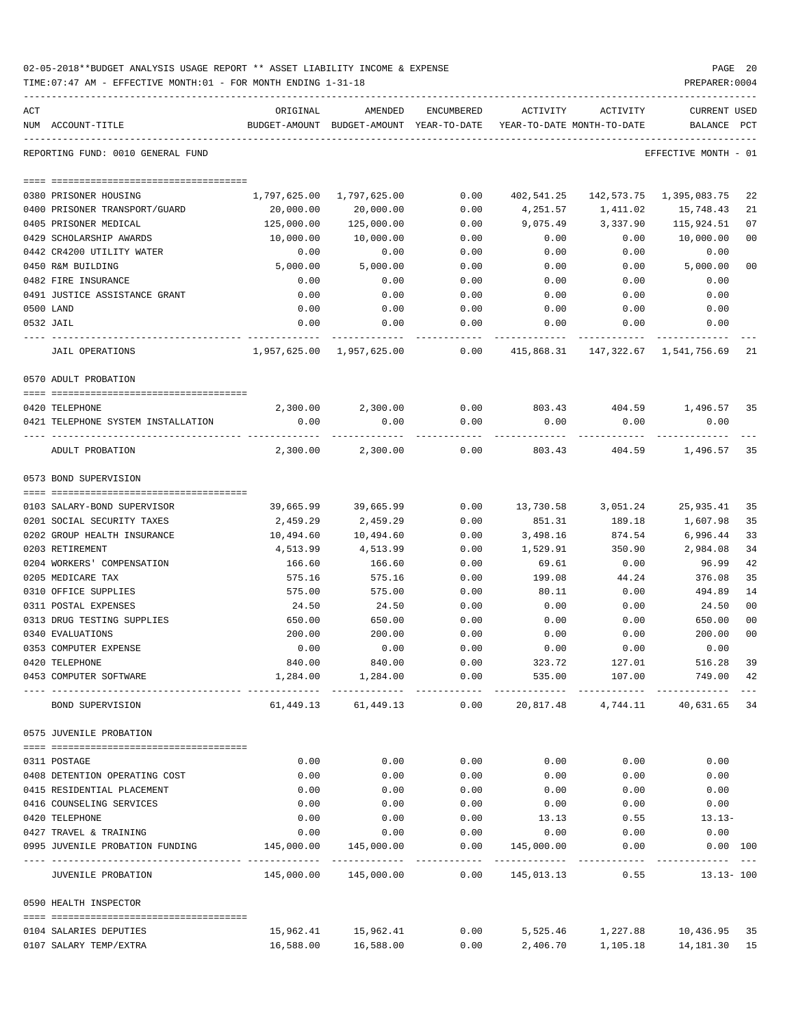02-05-2018**BUDGET ANALYSIS USAGE REPORT ** ASSET LIABILITY INCOME & EXPENSE

TIME:07:47 AM - EFFECTIVE MONTH:01 - FOR MONTH ENDING 1-31-18

PREPARER:0004

REPORTING FUND: 0010 GENERAL FUND — EFFECTIVE MONTH - 01

| ACT NUM | ACCOUNT-TITLE | ORIGINAL BUDGET-AMOUNT | AMENDED BUDGET-AMOUNT | ENCUMBERED YEAR-TO-DATE | ACTIVITY YEAR-TO-DATE | ACTIVITY MONTH-TO-DATE | CURRENT BALANCE | USED PCT |
|---|---|---|---|---|---|---|---|---|
| 0380 | PRISONER HOUSING | 1,797,625.00 | 1,797,625.00 | 0.00 | 402,541.25 | 142,573.75 | 1,395,083.75 | 22 |
| 0400 | PRISONER TRANSPORT/GUARD | 20,000.00 | 20,000.00 | 0.00 | 4,251.57 | 1,411.02 | 15,748.43 | 21 |
| 0405 | PRISONER MEDICAL | 125,000.00 | 125,000.00 | 0.00 | 9,075.49 | 3,337.90 | 115,924.51 | 07 |
| 0429 | SCHOLARSHIP AWARDS | 10,000.00 | 10,000.00 | 0.00 | 0.00 | 0.00 | 10,000.00 | 00 |
| 0442 | CR4200 UTILITY WATER | 0.00 | 0.00 | 0.00 | 0.00 | 0.00 | 0.00 | |
| 0450 | R&M BUILDING | 5,000.00 | 5,000.00 | 0.00 | 0.00 | 0.00 | 5,000.00 | 00 |
| 0482 | FIRE INSURANCE | 0.00 | 0.00 | 0.00 | 0.00 | 0.00 | 0.00 | |
| 0491 | JUSTICE ASSISTANCE GRANT | 0.00 | 0.00 | 0.00 | 0.00 | 0.00 | 0.00 | |
| 0500 | LAND | 0.00 | 0.00 | 0.00 | 0.00 | 0.00 | 0.00 | |
| 0532 | JAIL | 0.00 | 0.00 | 0.00 | 0.00 | 0.00 | 0.00 | |
| | JAIL OPERATIONS | 1,957,625.00 | 1,957,625.00 | 0.00 | 415,868.31 | 147,322.67 | 1,541,756.69 | 21 |
| | **0570 ADULT PROBATION** | | | | | | | |
| 0420 | TELEPHONE | 2,300.00 | 2,300.00 | 0.00 | 803.43 | 404.59 | 1,496.57 | 35 |
| 0421 | TELEPHONE SYSTEM INSTALLATION | 0.00 | 0.00 | 0.00 | 0.00 | 0.00 | 0.00 | |
| | ADULT PROBATION | 2,300.00 | 2,300.00 | 0.00 | 803.43 | 404.59 | 1,496.57 | 35 |
| | **0573 BOND SUPERVISION** | | | | | | | |
| 0103 | SALARY-BOND SUPERVISOR | 39,665.99 | 39,665.99 | 0.00 | 13,730.58 | 3,051.24 | 25,935.41 | 35 |
| 0201 | SOCIAL SECURITY TAXES | 2,459.29 | 2,459.29 | 0.00 | 851.31 | 189.18 | 1,607.98 | 35 |
| 0202 | GROUP HEALTH INSURANCE | 10,494.60 | 10,494.60 | 0.00 | 3,498.16 | 874.54 | 6,996.44 | 33 |
| 0203 | RETIREMENT | 4,513.99 | 4,513.99 | 0.00 | 1,529.91 | 350.90 | 2,984.08 | 34 |
| 0204 | WORKERS' COMPENSATION | 166.60 | 166.60 | 0.00 | 69.61 | 0.00 | 96.99 | 42 |
| 0205 | MEDICARE TAX | 575.16 | 575.16 | 0.00 | 199.08 | 44.24 | 376.08 | 35 |
| 0310 | OFFICE SUPPLIES | 575.00 | 575.00 | 0.00 | 80.11 | 0.00 | 494.89 | 14 |
| 0311 | POSTAL EXPENSES | 24.50 | 24.50 | 0.00 | 0.00 | 0.00 | 24.50 | 00 |
| 0313 | DRUG TESTING SUPPLIES | 650.00 | 650.00 | 0.00 | 0.00 | 0.00 | 650.00 | 00 |
| 0340 | EVALUATIONS | 200.00 | 200.00 | 0.00 | 0.00 | 0.00 | 200.00 | 00 |
| 0353 | COMPUTER EXPENSE | 0.00 | 0.00 | 0.00 | 0.00 | 0.00 | 0.00 | |
| 0420 | TELEPHONE | 840.00 | 840.00 | 0.00 | 323.72 | 127.01 | 516.28 | 39 |
| 0453 | COMPUTER SOFTWARE | 1,284.00 | 1,284.00 | 0.00 | 535.00 | 107.00 | 749.00 | 42 |
| | BOND SUPERVISION | 61,449.13 | 61,449.13 | 0.00 | 20,817.48 | 4,744.11 | 40,631.65 | 34 |
| | **0575 JUVENILE PROBATION** | | | | | | | |
| 0311 | POSTAGE | 0.00 | 0.00 | 0.00 | 0.00 | 0.00 | 0.00 | |
| 0408 | DETENTION OPERATING COST | 0.00 | 0.00 | 0.00 | 0.00 | 0.00 | 0.00 | |
| 0415 | RESIDENTIAL PLACEMENT | 0.00 | 0.00 | 0.00 | 0.00 | 0.00 | 0.00 | |
| 0416 | COUNSELING SERVICES | 0.00 | 0.00 | 0.00 | 0.00 | 0.00 | 0.00 | |
| 0420 | TELEPHONE | 0.00 | 0.00 | 0.00 | 13.13 | 0.55 | 13.13- | |
| 0427 | TRAVEL & TRAINING | 0.00 | 0.00 | 0.00 | 0.00 | 0.00 | 0.00 | |
| 0995 | JUVENILE PROBATION FUNDING | 145,000.00 | 145,000.00 | 0.00 | 145,000.00 | 0.00 | 0.00 | 100 |
| | JUVENILE PROBATION | 145,000.00 | 145,000.00 | 0.00 | 145,013.13 | 0.55 | 13.13- | 100 |
| | **0590 HEALTH INSPECTOR** | | | | | | | |
| 0104 | SALARIES DEPUTIES | 15,962.41 | 15,962.41 | 0.00 | 5,525.46 | 1,227.88 | 10,436.95 | 35 |
| 0107 | SALARY TEMP/EXTRA | 16,588.00 | 16,588.00 | 0.00 | 2,406.70 | 1,105.18 | 14,181.30 | 15 |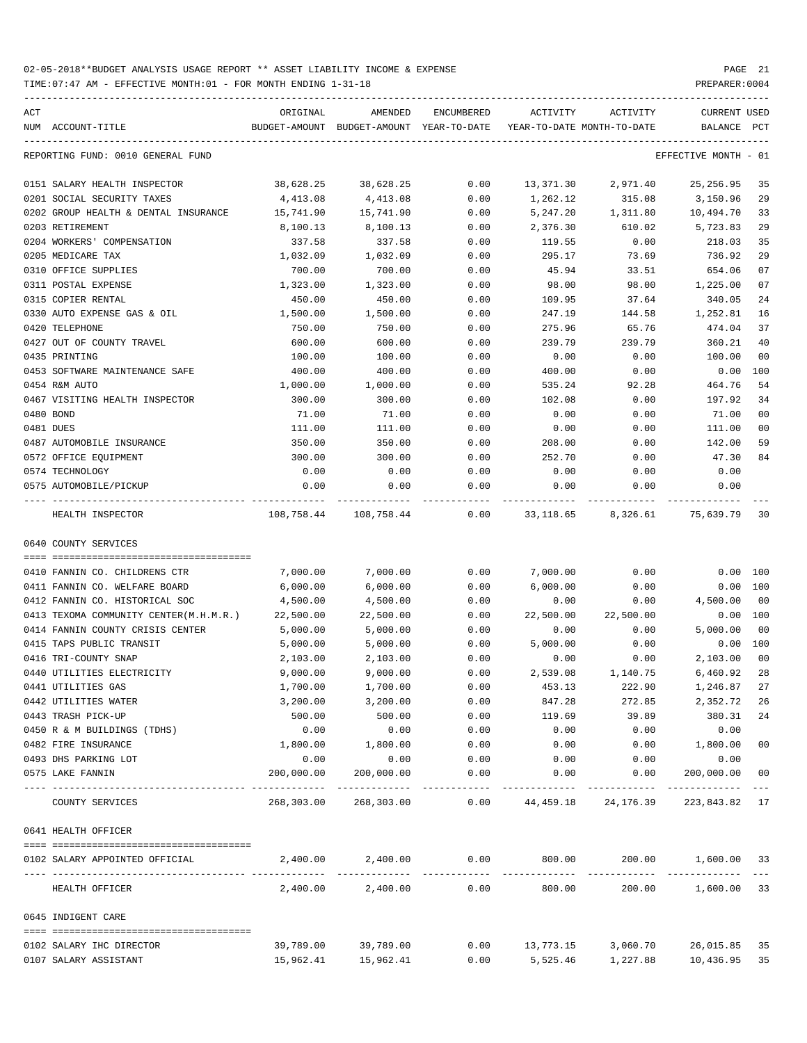02-05-2018**BUDGET ANALYSIS USAGE REPORT ** ASSET LIABILITY INCOME & EXPENSE

TIME:07:47 AM - EFFECTIVE MONTH:01 - FOR MONTH ENDING 1-31-18

PREPARER:0004

REPORTING FUND: 0010 GENERAL FUND — EFFECTIVE MONTH - 01

| ACT NUM | ACCOUNT-TITLE | ORIGINAL BUDGET-AMOUNT | AMENDED BUDGET-AMOUNT | ENCUMBERED YEAR-TO-DATE | ACTIVITY YEAR-TO-DATE | ACTIVITY MONTH-TO-DATE | CURRENT BALANCE | USED PCT |
|---|---|---|---|---|---|---|---|---|
| 0151 | SALARY HEALTH INSPECTOR | 38,628.25 | 38,628.25 | 0.00 | 13,371.30 | 2,971.40 | 25,256.95 | 35 |
| 0201 | SOCIAL SECURITY TAXES | 4,413.08 | 4,413.08 | 0.00 | 1,262.12 | 315.08 | 3,150.96 | 29 |
| 0202 | GROUP HEALTH & DENTAL INSURANCE | 15,741.90 | 15,741.90 | 0.00 | 5,247.20 | 1,311.80 | 10,494.70 | 33 |
| 0203 | RETIREMENT | 8,100.13 | 8,100.13 | 0.00 | 2,376.30 | 610.02 | 5,723.83 | 29 |
| 0204 | WORKERS' COMPENSATION | 337.58 | 337.58 | 0.00 | 119.55 | 0.00 | 218.03 | 35 |
| 0205 | MEDICARE TAX | 1,032.09 | 1,032.09 | 0.00 | 295.17 | 73.69 | 736.92 | 29 |
| 0310 | OFFICE SUPPLIES | 700.00 | 700.00 | 0.00 | 45.94 | 33.51 | 654.06 | 07 |
| 0311 | POSTAL EXPENSE | 1,323.00 | 1,323.00 | 0.00 | 98.00 | 98.00 | 1,225.00 | 07 |
| 0315 | COPIER RENTAL | 450.00 | 450.00 | 0.00 | 109.95 | 37.64 | 340.05 | 24 |
| 0330 | AUTO EXPENSE GAS & OIL | 1,500.00 | 1,500.00 | 0.00 | 247.19 | 144.58 | 1,252.81 | 16 |
| 0420 | TELEPHONE | 750.00 | 750.00 | 0.00 | 275.96 | 65.76 | 474.04 | 37 |
| 0427 | OUT OF COUNTY TRAVEL | 600.00 | 600.00 | 0.00 | 239.79 | 239.79 | 360.21 | 40 |
| 0435 | PRINTING | 100.00 | 100.00 | 0.00 | 0.00 | 0.00 | 100.00 | 00 |
| 0453 | SOFTWARE MAINTENANCE SAFE | 400.00 | 400.00 | 0.00 | 400.00 | 0.00 | 0.00 | 100 |
| 0454 | R&M AUTO | 1,000.00 | 1,000.00 | 0.00 | 535.24 | 92.28 | 464.76 | 54 |
| 0467 | VISITING HEALTH INSPECTOR | 300.00 | 300.00 | 0.00 | 102.08 | 0.00 | 197.92 | 34 |
| 0480 | BOND | 71.00 | 71.00 | 0.00 | 0.00 | 0.00 | 71.00 | 00 |
| 0481 | DUES | 111.00 | 111.00 | 0.00 | 0.00 | 0.00 | 111.00 | 00 |
| 0487 | AUTOMOBILE INSURANCE | 350.00 | 350.00 | 0.00 | 208.00 | 0.00 | 142.00 | 59 |
| 0572 | OFFICE EQUIPMENT | 300.00 | 300.00 | 0.00 | 252.70 | 0.00 | 47.30 | 84 |
| 0574 | TECHNOLOGY | 0.00 | 0.00 | 0.00 | 0.00 | 0.00 | 0.00 | |
| 0575 | AUTOMOBILE/PICKUP | 0.00 | 0.00 | 0.00 | 0.00 | 0.00 | 0.00 | |
| | HEALTH INSPECTOR | 108,758.44 | 108,758.44 | 0.00 | 33,118.65 | 8,326.61 | 75,639.79 | 30 |
| | **0640 COUNTY SERVICES** | | | | | | | |
| 0410 | FANNIN CO. CHILDRENS CTR | 7,000.00 | 7,000.00 | 0.00 | 7,000.00 | 0.00 | 0.00 | 100 |
| 0411 | FANNIN CO. WELFARE BOARD | 6,000.00 | 6,000.00 | 0.00 | 6,000.00 | 0.00 | 0.00 | 100 |
| 0412 | FANNIN CO. HISTORICAL SOC | 4,500.00 | 4,500.00 | 0.00 | 0.00 | 0.00 | 4,500.00 | 00 |
| 0413 | TEXOMA COMMUNITY CENTER(M.H.M.R.) | 22,500.00 | 22,500.00 | 0.00 | 22,500.00 | 22,500.00 | 0.00 | 100 |
| 0414 | FANNIN COUNTY CRISIS CENTER | 5,000.00 | 5,000.00 | 0.00 | 0.00 | 0.00 | 5,000.00 | 00 |
| 0415 | TAPS PUBLIC TRANSIT | 5,000.00 | 5,000.00 | 0.00 | 5,000.00 | 0.00 | 0.00 | 100 |
| 0416 | TRI-COUNTY SNAP | 2,103.00 | 2,103.00 | 0.00 | 0.00 | 0.00 | 2,103.00 | 00 |
| 0440 | UTILITIES ELECTRICITY | 9,000.00 | 9,000.00 | 0.00 | 2,539.08 | 1,140.75 | 6,460.92 | 28 |
| 0441 | UTILITIES GAS | 1,700.00 | 1,700.00 | 0.00 | 453.13 | 222.90 | 1,246.87 | 27 |
| 0442 | UTILITIES WATER | 3,200.00 | 3,200.00 | 0.00 | 847.28 | 272.85 | 2,352.72 | 26 |
| 0443 | TRASH PICK-UP | 500.00 | 500.00 | 0.00 | 119.69 | 39.89 | 380.31 | 24 |
| 0450 | R & M BUILDINGS (TDHS) | 0.00 | 0.00 | 0.00 | 0.00 | 0.00 | 0.00 | |
| 0482 | FIRE INSURANCE | 1,800.00 | 1,800.00 | 0.00 | 0.00 | 0.00 | 1,800.00 | 00 |
| 0493 | DHS PARKING LOT | 0.00 | 0.00 | 0.00 | 0.00 | 0.00 | 0.00 | |
| 0575 | LAKE FANNIN | 200,000.00 | 200,000.00 | 0.00 | 0.00 | 0.00 | 200,000.00 | 00 |
| | COUNTY SERVICES | 268,303.00 | 268,303.00 | 0.00 | 44,459.18 | 24,176.39 | 223,843.82 | 17 |
| | **0641 HEALTH OFFICER** | | | | | | | |
| 0102 | SALARY APPOINTED OFFICIAL | 2,400.00 | 2,400.00 | 0.00 | 800.00 | 200.00 | 1,600.00 | 33 |
| | HEALTH OFFICER | 2,400.00 | 2,400.00 | 0.00 | 800.00 | 200.00 | 1,600.00 | 33 |
| | **0645 INDIGENT CARE** | | | | | | | |
| 0102 | SALARY IHC DIRECTOR | 39,789.00 | 39,789.00 | 0.00 | 13,773.15 | 3,060.70 | 26,015.85 | 35 |
| 0107 | SALARY ASSISTANT | 15,962.41 | 15,962.41 | 0.00 | 5,525.46 | 1,227.88 | 10,436.95 | 35 |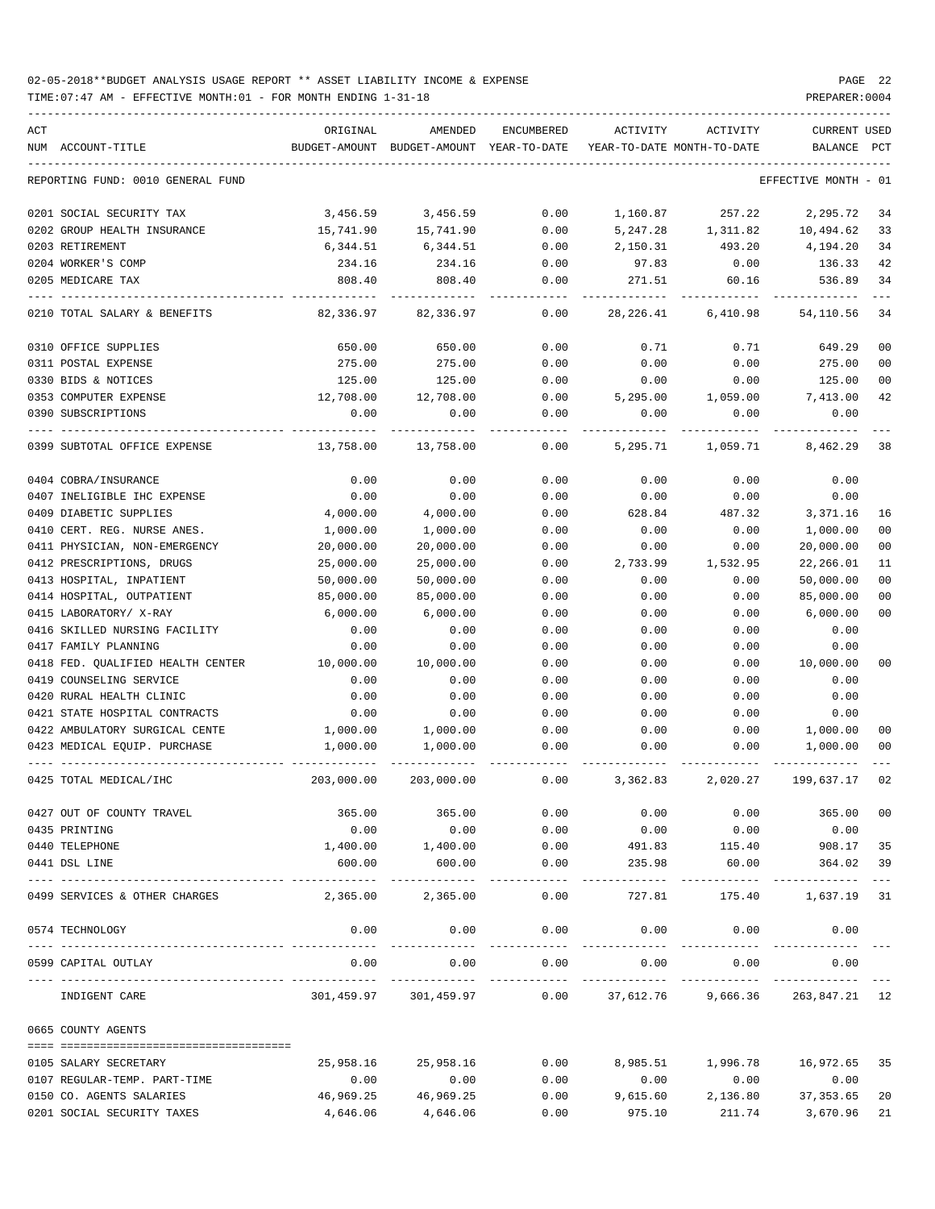02-05-2018**BUDGET ANALYSIS USAGE REPORT ** ASSET LIABILITY INCOME & EXPENSE

TIME:07:47 AM - EFFECTIVE MONTH:01 - FOR MONTH ENDING 1-31-18

PREPARER:0004

| ACT NUM | ACCOUNT-TITLE | ORIGINAL BUDGET-AMOUNT | AMENDED BUDGET-AMOUNT | ENCUMBERED YEAR-TO-DATE | ACTIVITY YEAR-TO-DATE | ACTIVITY MONTH-TO-DATE | CURRENT BALANCE | USED PCT |
|---|---|---|---|---|---|---|---|---|
| | REPORTING FUND: 0010 GENERAL FUND | | | | | | EFFECTIVE MONTH - 01 | |
| 0201 | SOCIAL SECURITY TAX | 3,456.59 | 3,456.59 | 0.00 | 1,160.87 | 257.22 | 2,295.72 | 34 |
| 0202 | GROUP HEALTH INSURANCE | 15,741.90 | 15,741.90 | 0.00 | 5,247.28 | 1,311.82 | 10,494.62 | 33 |
| 0203 | RETIREMENT | 6,344.51 | 6,344.51 | 0.00 | 2,150.31 | 493.20 | 4,194.20 | 34 |
| 0204 | WORKER'S COMP | 234.16 | 234.16 | 0.00 | 97.83 | 0.00 | 136.33 | 42 |
| 0205 | MEDICARE TAX | 808.40 | 808.40 | 0.00 | 271.51 | 60.16 | 536.89 | 34 |
| 0210 | TOTAL SALARY & BENEFITS | 82,336.97 | 82,336.97 | 0.00 | 28,226.41 | 6,410.98 | 54,110.56 | 34 |
| 0310 | OFFICE SUPPLIES | 650.00 | 650.00 | 0.00 | 0.71 | 0.71 | 649.29 | 00 |
| 0311 | POSTAL EXPENSE | 275.00 | 275.00 | 0.00 | 0.00 | 0.00 | 275.00 | 00 |
| 0330 | BIDS & NOTICES | 125.00 | 125.00 | 0.00 | 0.00 | 0.00 | 125.00 | 00 |
| 0353 | COMPUTER EXPENSE | 12,708.00 | 12,708.00 | 0.00 | 5,295.00 | 1,059.00 | 7,413.00 | 42 |
| 0390 | SUBSCRIPTIONS | 0.00 | 0.00 | 0.00 | 0.00 | 0.00 | 0.00 | |
| 0399 | SUBTOTAL OFFICE EXPENSE | 13,758.00 | 13,758.00 | 0.00 | 5,295.71 | 1,059.71 | 8,462.29 | 38 |
| 0404 | COBRA/INSURANCE | 0.00 | 0.00 | 0.00 | 0.00 | 0.00 | 0.00 | |
| 0407 | INELIGIBLE IHC EXPENSE | 0.00 | 0.00 | 0.00 | 0.00 | 0.00 | 0.00 | |
| 0409 | DIABETIC SUPPLIES | 4,000.00 | 4,000.00 | 0.00 | 628.84 | 487.32 | 3,371.16 | 16 |
| 0410 | CERT. REG. NURSE ANES. | 1,000.00 | 1,000.00 | 0.00 | 0.00 | 0.00 | 1,000.00 | 00 |
| 0411 | PHYSICIAN, NON-EMERGENCY | 20,000.00 | 20,000.00 | 0.00 | 0.00 | 0.00 | 20,000.00 | 00 |
| 0412 | PRESCRIPTIONS, DRUGS | 25,000.00 | 25,000.00 | 0.00 | 2,733.99 | 1,532.95 | 22,266.01 | 11 |
| 0413 | HOSPITAL, INPATIENT | 50,000.00 | 50,000.00 | 0.00 | 0.00 | 0.00 | 50,000.00 | 00 |
| 0414 | HOSPITAL, OUTPATIENT | 85,000.00 | 85,000.00 | 0.00 | 0.00 | 0.00 | 85,000.00 | 00 |
| 0415 | LABORATORY/ X-RAY | 6,000.00 | 6,000.00 | 0.00 | 0.00 | 0.00 | 6,000.00 | 00 |
| 0416 | SKILLED NURSING FACILITY | 0.00 | 0.00 | 0.00 | 0.00 | 0.00 | 0.00 | |
| 0417 | FAMILY PLANNING | 0.00 | 0.00 | 0.00 | 0.00 | 0.00 | 0.00 | |
| 0418 | FED. QUALIFIED HEALTH CENTER | 10,000.00 | 10,000.00 | 0.00 | 0.00 | 0.00 | 10,000.00 | 00 |
| 0419 | COUNSELING SERVICE | 0.00 | 0.00 | 0.00 | 0.00 | 0.00 | 0.00 | |
| 0420 | RURAL HEALTH CLINIC | 0.00 | 0.00 | 0.00 | 0.00 | 0.00 | 0.00 | |
| 0421 | STATE HOSPITAL CONTRACTS | 0.00 | 0.00 | 0.00 | 0.00 | 0.00 | 0.00 | |
| 0422 | AMBULATORY SURGICAL CENTE | 1,000.00 | 1,000.00 | 0.00 | 0.00 | 0.00 | 1,000.00 | 00 |
| 0423 | MEDICAL EQUIP. PURCHASE | 1,000.00 | 1,000.00 | 0.00 | 0.00 | 0.00 | 1,000.00 | 00 |
| 0425 | TOTAL MEDICAL/IHC | 203,000.00 | 203,000.00 | 0.00 | 3,362.83 | 2,020.27 | 199,637.17 | 02 |
| 0427 | OUT OF COUNTY TRAVEL | 365.00 | 365.00 | 0.00 | 0.00 | 0.00 | 365.00 | 00 |
| 0435 | PRINTING | 0.00 | 0.00 | 0.00 | 0.00 | 0.00 | 0.00 | |
| 0440 | TELEPHONE | 1,400.00 | 1,400.00 | 0.00 | 491.83 | 115.40 | 908.17 | 35 |
| 0441 | DSL LINE | 600.00 | 600.00 | 0.00 | 235.98 | 60.00 | 364.02 | 39 |
| 0499 | SERVICES & OTHER CHARGES | 2,365.00 | 2,365.00 | 0.00 | 727.81 | 175.40 | 1,637.19 | 31 |
| 0574 | TECHNOLOGY | 0.00 | 0.00 | 0.00 | 0.00 | 0.00 | 0.00 | |
| 0599 | CAPITAL OUTLAY | 0.00 | 0.00 | 0.00 | 0.00 | 0.00 | 0.00 | |
| | INDIGENT CARE | 301,459.97 | 301,459.97 | 0.00 | 37,612.76 | 9,666.36 | 263,847.21 | 12 |
| 0665 | COUNTY AGENTS | | | | | | | |
| 0105 | SALARY SECRETARY | 25,958.16 | 25,958.16 | 0.00 | 8,985.51 | 1,996.78 | 16,972.65 | 35 |
| 0107 | REGULAR-TEMP. PART-TIME | 0.00 | 0.00 | 0.00 | 0.00 | 0.00 | 0.00 | |
| 0150 | CO. AGENTS SALARIES | 46,969.25 | 46,969.25 | 0.00 | 9,615.60 | 2,136.80 | 37,353.65 | 20 |
| 0201 | SOCIAL SECURITY TAXES | 4,646.06 | 4,646.06 | 0.00 | 975.10 | 211.74 | 3,670.96 | 21 |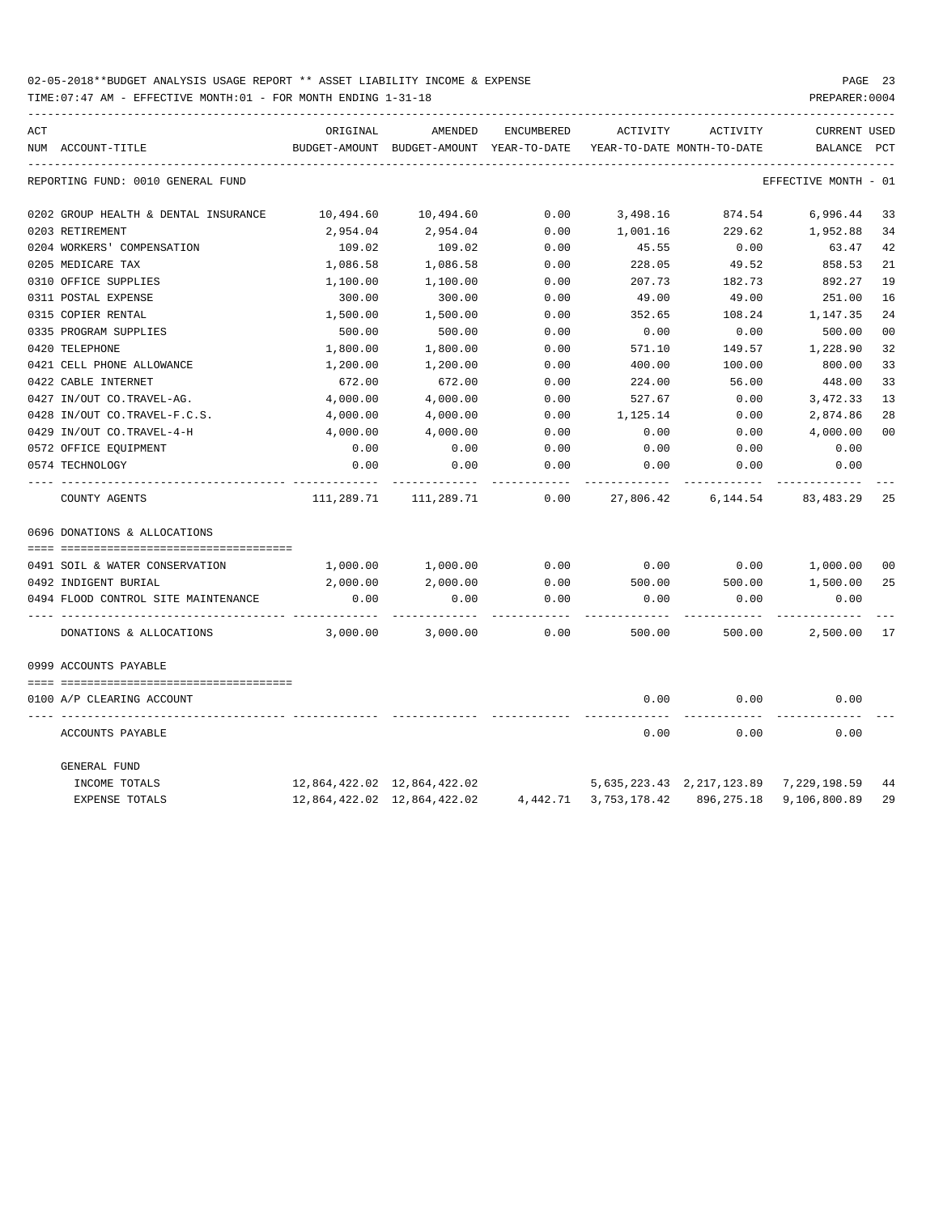02-05-2018**BUDGET ANALYSIS USAGE REPORT ** ASSET LIABILITY INCOME & EXPENSE

TIME:07:47 AM - EFFECTIVE MONTH:01 - FOR MONTH ENDING 1-31-18

PREPARER:0004

REPORTING FUND: 0010 GENERAL FUND — EFFECTIVE MONTH - 01

| ACT NUM | ACCOUNT-TITLE | ORIGINAL BUDGET-AMOUNT | AMENDED BUDGET-AMOUNT | ENCUMBERED YEAR-TO-DATE | ACTIVITY YEAR-TO-DATE | ACTIVITY MONTH-TO-DATE | CURRENT BALANCE | USED PCT |
|---|---|---|---|---|---|---|---|---|
| 0202 | GROUP HEALTH & DENTAL INSURANCE | 10,494.60 | 10,494.60 | 0.00 | 3,498.16 | 874.54 | 6,996.44 | 33 |
| 0203 | RETIREMENT | 2,954.04 | 2,954.04 | 0.00 | 1,001.16 | 229.62 | 1,952.88 | 34 |
| 0204 | WORKERS' COMPENSATION | 109.02 | 109.02 | 0.00 | 45.55 | 0.00 | 63.47 | 42 |
| 0205 | MEDICARE TAX | 1,086.58 | 1,086.58 | 0.00 | 228.05 | 49.52 | 858.53 | 21 |
| 0310 | OFFICE SUPPLIES | 1,100.00 | 1,100.00 | 0.00 | 207.73 | 182.73 | 892.27 | 19 |
| 0311 | POSTAL EXPENSE | 300.00 | 300.00 | 0.00 | 49.00 | 49.00 | 251.00 | 16 |
| 0315 | COPIER RENTAL | 1,500.00 | 1,500.00 | 0.00 | 352.65 | 108.24 | 1,147.35 | 24 |
| 0335 | PROGRAM SUPPLIES | 500.00 | 500.00 | 0.00 | 0.00 | 0.00 | 500.00 | 00 |
| 0420 | TELEPHONE | 1,800.00 | 1,800.00 | 0.00 | 571.10 | 149.57 | 1,228.90 | 32 |
| 0421 | CELL PHONE ALLOWANCE | 1,200.00 | 1,200.00 | 0.00 | 400.00 | 100.00 | 800.00 | 33 |
| 0422 | CABLE INTERNET | 672.00 | 672.00 | 0.00 | 224.00 | 56.00 | 448.00 | 33 |
| 0427 | IN/OUT CO.TRAVEL-AG. | 4,000.00 | 4,000.00 | 0.00 | 527.67 | 0.00 | 3,472.33 | 13 |
| 0428 | IN/OUT CO.TRAVEL-F.C.S. | 4,000.00 | 4,000.00 | 0.00 | 1,125.14 | 0.00 | 2,874.86 | 28 |
| 0429 | IN/OUT CO.TRAVEL-4-H | 4,000.00 | 4,000.00 | 0.00 | 0.00 | 0.00 | 4,000.00 | 00 |
| 0572 | OFFICE EQUIPMENT | 0.00 | 0.00 | 0.00 | 0.00 | 0.00 | 0.00 | |
| 0574 | TECHNOLOGY | 0.00 | 0.00 | 0.00 | 0.00 | 0.00 | 0.00 | |
| | COUNTY AGENTS | 111,289.71 | 111,289.71 | 0.00 | 27,806.42 | 6,144.54 | 83,483.29 | 25 |
| 0696 | DONATIONS & ALLOCATIONS | | | | | | | |
| 0491 | SOIL & WATER CONSERVATION | 1,000.00 | 1,000.00 | 0.00 | 0.00 | 0.00 | 1,000.00 | 00 |
| 0492 | INDIGENT BURIAL | 2,000.00 | 2,000.00 | 0.00 | 500.00 | 500.00 | 1,500.00 | 25 |
| 0494 | FLOOD CONTROL SITE MAINTENANCE | 0.00 | 0.00 | 0.00 | 0.00 | 0.00 | 0.00 | |
| | DONATIONS & ALLOCATIONS | 3,000.00 | 3,000.00 | 0.00 | 500.00 | 500.00 | 2,500.00 | 17 |
| 0999 | ACCOUNTS PAYABLE | | | | | | | |
| 0100 | A/P CLEARING ACCOUNT | | | | 0.00 | 0.00 | 0.00 | |
| | ACCOUNTS PAYABLE | | | | 0.00 | 0.00 | 0.00 | |
| | GENERAL FUND | | | | | | | |
| | INCOME TOTALS | 12,864,422.02 | 12,864,422.02 | | 5,635,223.43 | 2,217,123.89 | 7,229,198.59 | 44 |
| | EXPENSE TOTALS | 12,864,422.02 | 12,864,422.02 | 4,442.71 | 3,753,178.42 | 896,275.18 | 9,106,800.89 | 29 |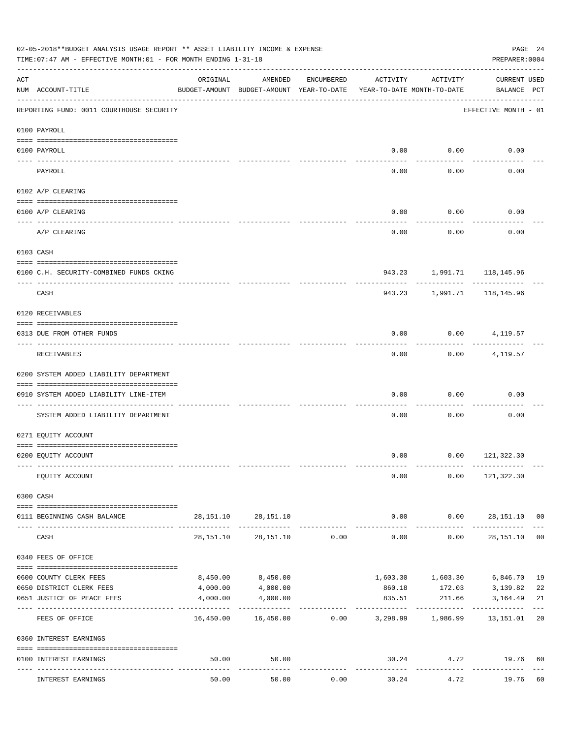02-05-2018**BUDGET ANALYSIS USAGE REPORT ** ASSET LIABILITY INCOME & EXPENSE

TIME:07:47 AM - EFFECTIVE MONTH:01 - FOR MONTH ENDING 1-31-18

PREPARER:0004

REPORTING FUND: 0011 COURTHOUSE SECURITY — EFFECTIVE MONTH - 01

| ACT NUM | ACCOUNT-TITLE | ORIGINAL BUDGET-AMOUNT | AMENDED BUDGET-AMOUNT | ENCUMBERED YEAR-TO-DATE | ACTIVITY YEAR-TO-DATE | ACTIVITY MONTH-TO-DATE | CURRENT BALANCE | USED PCT |
|---|---|---|---|---|---|---|---|---|
| | **0100 PAYROLL** | | | | | | | |
| 0100 | PAYROLL | | | | 0.00 | 0.00 | 0.00 | |
| | PAYROLL | | | | 0.00 | 0.00 | 0.00 | |
| | **0102 A/P CLEARING** | | | | | | | |
| 0100 | A/P CLEARING | | | | 0.00 | 0.00 | 0.00 | |
| | A/P CLEARING | | | | 0.00 | 0.00 | 0.00 | |
| | **0103 CASH** | | | | | | | |
| 0100 | C.H. SECURITY-COMBINED FUNDS CKING | | | | 943.23 | 1,991.71 | 118,145.96 | |
| | CASH | | | | 943.23 | 1,991.71 | 118,145.96 | |
| | **0120 RECEIVABLES** | | | | | | | |
| 0313 | DUE FROM OTHER FUNDS | | | | 0.00 | 0.00 | 4,119.57 | |
| | RECEIVABLES | | | | 0.00 | 0.00 | 4,119.57 | |
| | **0200 SYSTEM ADDED LIABILITY DEPARTMENT** | | | | | | | |
| 0910 | SYSTEM ADDED LIABILITY LINE-ITEM | | | | 0.00 | 0.00 | 0.00 | |
| | SYSTEM ADDED LIABILITY DEPARTMENT | | | | 0.00 | 0.00 | 0.00 | |
| | **0271 EQUITY ACCOUNT** | | | | | | | |
| 0200 | EQUITY ACCOUNT | | | | 0.00 | 0.00 | 121,322.30 | |
| | EQUITY ACCOUNT | | | | 0.00 | 0.00 | 121,322.30 | |
| | **0300 CASH** | | | | | | | |
| 0111 | BEGINNING CASH BALANCE | 28,151.10 | 28,151.10 | | 0.00 | 0.00 | 28,151.10 | 00 |
| | CASH | 28,151.10 | 28,151.10 | 0.00 | 0.00 | 0.00 | 28,151.10 | 00 |
| | **0340 FEES OF OFFICE** | | | | | | | |
| 0600 | COUNTY CLERK FEES | 8,450.00 | 8,450.00 | | 1,603.30 | 1,603.30 | 6,846.70 | 19 |
| 0650 | DISTRICT CLERK FEES | 4,000.00 | 4,000.00 | | 860.18 | 172.03 | 3,139.82 | 22 |
| 0651 | JUSTICE OF PEACE FEES | 4,000.00 | 4,000.00 | | 835.51 | 211.66 | 3,164.49 | 21 |
| | FEES OF OFFICE | 16,450.00 | 16,450.00 | 0.00 | 3,298.99 | 1,986.99 | 13,151.01 | 20 |
| | **0360 INTEREST EARNINGS** | | | | | | | |
| 0100 | INTEREST EARNINGS | 50.00 | 50.00 | | 30.24 | 4.72 | 19.76 | 60 |
| | INTEREST EARNINGS | 50.00 | 50.00 | 0.00 | 30.24 | 4.72 | 19.76 | 60 |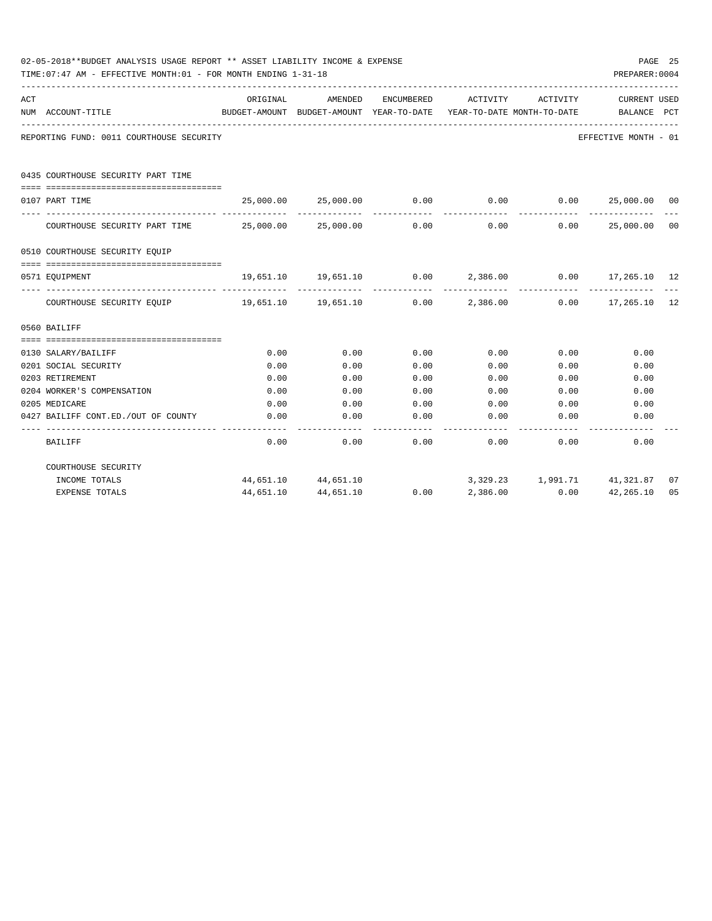02-05-2018**BUDGET ANALYSIS USAGE REPORT ** ASSET LIABILITY INCOME & EXPENSE

TIME:07:47 AM - EFFECTIVE MONTH:01 - FOR MONTH ENDING 1-31-18

PREPARER:0004

| ACT NUM | ACCOUNT-TITLE | ORIGINAL BUDGET-AMOUNT | AMENDED BUDGET-AMOUNT | ENCUMBERED YEAR-TO-DATE | ACTIVITY YEAR-TO-DATE | ACTIVITY MONTH-TO-DATE | CURRENT BALANCE | USED PCT |
|---|---|---|---|---|---|---|---|---|
| | REPORTING FUND: 0011 COURTHOUSE SECURITY | | | | | | EFFECTIVE MONTH - 01 | |
| | **0435 COURTHOUSE SECURITY PART TIME** | | | | | | | |
| 0107 | PART TIME | 25,000.00 | 25,000.00 | 0.00 | 0.00 | 0.00 | 25,000.00 | 00 |
| | COURTHOUSE SECURITY PART TIME | 25,000.00 | 25,000.00 | 0.00 | 0.00 | 0.00 | 25,000.00 | 00 |
| | **0510 COURTHOUSE SECURITY EQUIP** | | | | | | | |
| 0571 | EQUIPMENT | 19,651.10 | 19,651.10 | 0.00 | 2,386.00 | 0.00 | 17,265.10 | 12 |
| | COURTHOUSE SECURITY EQUIP | 19,651.10 | 19,651.10 | 0.00 | 2,386.00 | 0.00 | 17,265.10 | 12 |
| | **0560 BAILIFF** | | | | | | | |
| 0130 | SALARY/BAILIFF | 0.00 | 0.00 | 0.00 | 0.00 | 0.00 | 0.00 | |
| 0201 | SOCIAL SECURITY | 0.00 | 0.00 | 0.00 | 0.00 | 0.00 | 0.00 | |
| 0203 | RETIREMENT | 0.00 | 0.00 | 0.00 | 0.00 | 0.00 | 0.00 | |
| 0204 | WORKER'S COMPENSATION | 0.00 | 0.00 | 0.00 | 0.00 | 0.00 | 0.00 | |
| 0205 | MEDICARE | 0.00 | 0.00 | 0.00 | 0.00 | 0.00 | 0.00 | |
| 0427 | BAILIFF CONT.ED./OUT OF COUNTY | 0.00 | 0.00 | 0.00 | 0.00 | 0.00 | 0.00 | |
| | BAILIFF | 0.00 | 0.00 | 0.00 | 0.00 | 0.00 | 0.00 | |
| | COURTHOUSE SECURITY | | | | | | | |
| | INCOME TOTALS | 44,651.10 | 44,651.10 | | 3,329.23 | 1,991.71 | 41,321.87 | 07 |
| | EXPENSE TOTALS | 44,651.10 | 44,651.10 | 0.00 | 2,386.00 | 0.00 | 42,265.10 | 05 |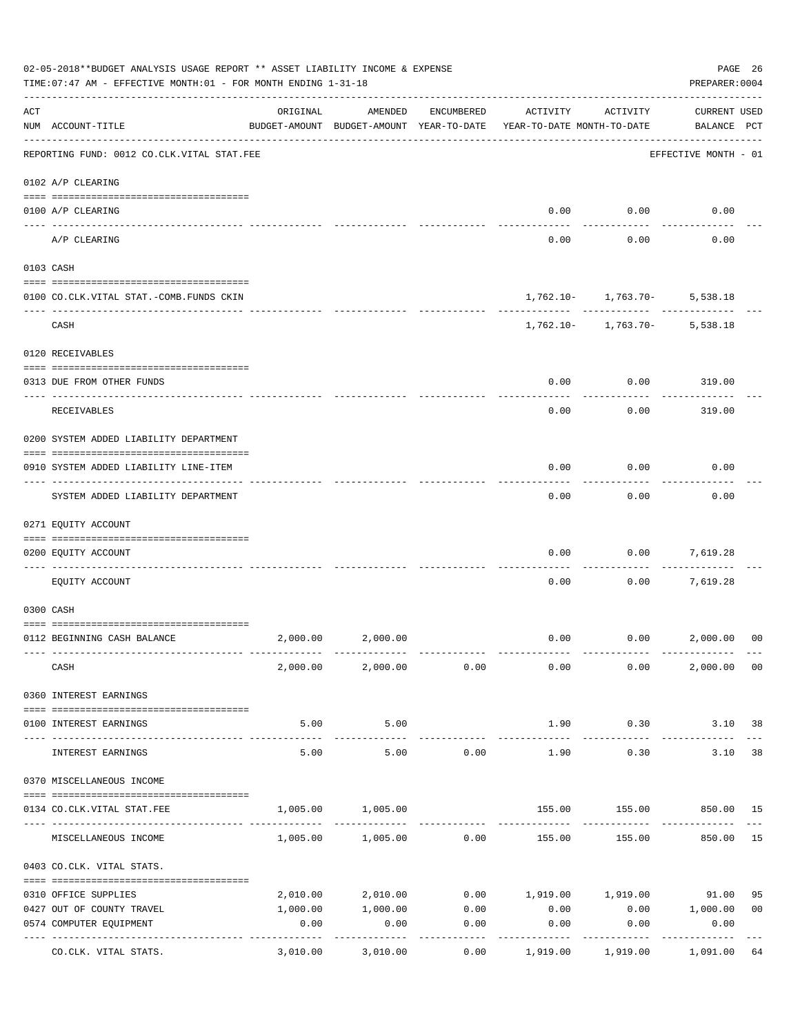02-05-2018**BUDGET ANALYSIS USAGE REPORT ** ASSET LIABILITY INCOME & EXPENSE

TIME:07:47 AM - EFFECTIVE MONTH:01 - FOR MONTH ENDING 1-31-18

PREPARER:0004

| ACT NUM | ACCOUNT-TITLE | ORIGINAL BUDGET-AMOUNT | AMENDED BUDGET-AMOUNT | ENCUMBERED YEAR-TO-DATE | ACTIVITY YEAR-TO-DATE | ACTIVITY MONTH-TO-DATE | CURRENT BALANCE | USED PCT |
|---|---|---|---|---|---|---|---|---|
| | REPORTING FUND: 0012 CO.CLK.VITAL STAT.FEE | | | | | | EFFECTIVE MONTH - 01 | |
| | 0102 A/P CLEARING | | | | | | | |
| 0100 | A/P CLEARING | | | | 0.00 | 0.00 | 0.00 | |
| | A/P CLEARING | | | | 0.00 | 0.00 | 0.00 | |
| | 0103 CASH | | | | | | | |
| 0100 | CO.CLK.VITAL STAT.-COMB.FUNDS CKIN | | | | 1,762.10- | 1,763.70- | 5,538.18 | |
| | CASH | | | | 1,762.10- | 1,763.70- | 5,538.18 | |
| | 0120 RECEIVABLES | | | | | | | |
| 0313 | DUE FROM OTHER FUNDS | | | | 0.00 | 0.00 | 319.00 | |
| | RECEIVABLES | | | | 0.00 | 0.00 | 319.00 | |
| | 0200 SYSTEM ADDED LIABILITY DEPARTMENT | | | | | | | |
| 0910 | SYSTEM ADDED LIABILITY LINE-ITEM | | | | 0.00 | 0.00 | 0.00 | |
| | SYSTEM ADDED LIABILITY DEPARTMENT | | | | 0.00 | 0.00 | 0.00 | |
| | 0271 EQUITY ACCOUNT | | | | | | | |
| 0200 | EQUITY ACCOUNT | | | | 0.00 | 0.00 | 7,619.28 | |
| | EQUITY ACCOUNT | | | | 0.00 | 0.00 | 7,619.28 | |
| | 0300 CASH | | | | | | | |
| 0112 | BEGINNING CASH BALANCE | 2,000.00 | 2,000.00 | | 0.00 | 0.00 | 2,000.00 | 00 |
| | CASH | 2,000.00 | 2,000.00 | 0.00 | 0.00 | 0.00 | 2,000.00 | 00 |
| | 0360 INTEREST EARNINGS | | | | | | | |
| 0100 | INTEREST EARNINGS | 5.00 | 5.00 | | 1.90 | 0.30 | 3.10 | 38 |
| | INTEREST EARNINGS | 5.00 | 5.00 | 0.00 | 1.90 | 0.30 | 3.10 | 38 |
| | 0370 MISCELLANEOUS INCOME | | | | | | | |
| 0134 | CO.CLK.VITAL STAT.FEE | 1,005.00 | 1,005.00 | | 155.00 | 155.00 | 850.00 | 15 |
| | MISCELLANEOUS INCOME | 1,005.00 | 1,005.00 | 0.00 | 155.00 | 155.00 | 850.00 | 15 |
| | 0403 CO.CLK. VITAL STATS. | | | | | | | |
| 0310 | OFFICE SUPPLIES | 2,010.00 | 2,010.00 | 0.00 | 1,919.00 | 1,919.00 | 91.00 | 95 |
| 0427 | OUT OF COUNTY TRAVEL | 1,000.00 | 1,000.00 | 0.00 | 0.00 | 0.00 | 1,000.00 | 00 |
| 0574 | COMPUTER EQUIPMENT | 0.00 | 0.00 | 0.00 | 0.00 | 0.00 | 0.00 | |
| | CO.CLK. VITAL STATS. | 3,010.00 | 3,010.00 | 0.00 | 1,919.00 | 1,919.00 | 1,091.00 | 64 |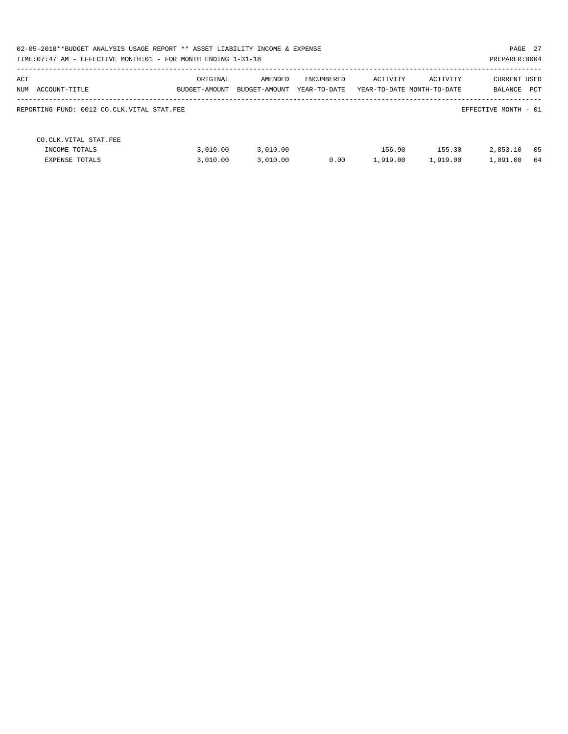02-05-2018**BUDGET ANALYSIS USAGE REPORT ** ASSET LIABILITY INCOME & EXPENSE

TIME:07:47 AM - EFFECTIVE MONTH:01 - FOR MONTH ENDING 1-31-18

PREPARER:0004

| ACT NUM ACCOUNT-TITLE | ORIGINAL BUDGET-AMOUNT | AMENDED BUDGET-AMOUNT | ENCUMBERED YEAR-TO-DATE | ACTIVITY YEAR-TO-DATE | ACTIVITY MONTH-TO-DATE | CURRENT BALANCE | USED PCT |
|---|---|---|---|---|---|---|---|

REPORTING FUND: 0012 CO.CLK.VITAL STAT.FEE

EFFECTIVE MONTH - 01

| ACT NUM ACCOUNT-TITLE | ORIGINAL BUDGET-AMOUNT | AMENDED BUDGET-AMOUNT | ENCUMBERED YEAR-TO-DATE | ACTIVITY YEAR-TO-DATE | ACTIVITY MONTH-TO-DATE | CURRENT BALANCE | USED PCT |
|---|---|---|---|---|---|---|---|
| CO.CLK.VITAL STAT.FEE | | | | | | | |
| INCOME TOTALS | 3,010.00 | 3,010.00 | | 156.90 | 155.30 | 2,853.10 | 05 |
| EXPENSE TOTALS | 3,010.00 | 3,010.00 | 0.00 | 1,919.00 | 1,919.00 | 1,091.00 | 64 |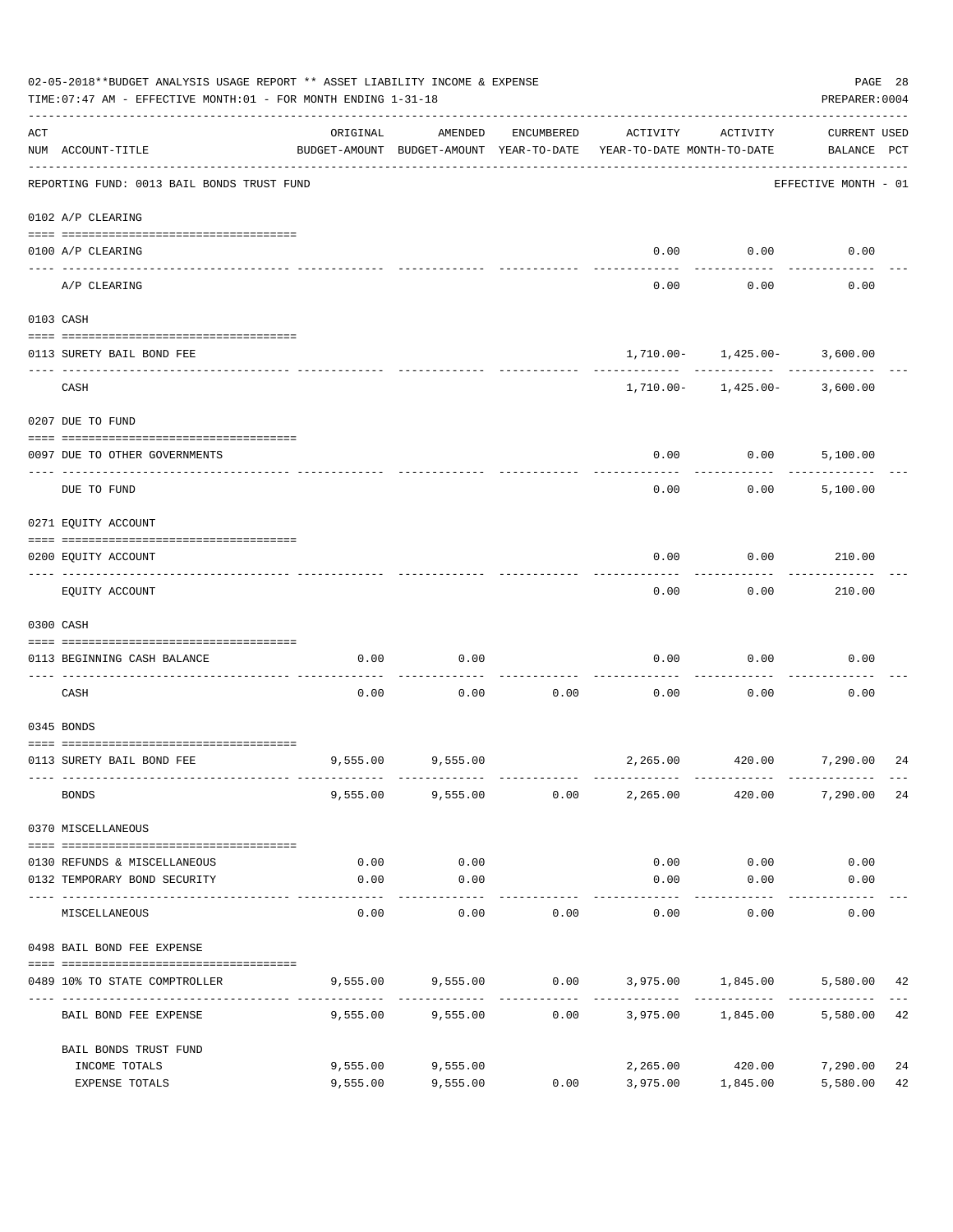02-05-2018**BUDGET ANALYSIS USAGE REPORT ** ASSET LIABILITY INCOME & EXPENSE

TIME:07:47 AM - EFFECTIVE MONTH:01 - FOR MONTH ENDING 1-31-18

PREPARER:0004

| ACT NUM | ACCOUNT-TITLE | ORIGINAL BUDGET-AMOUNT | AMENDED BUDGET-AMOUNT | ENCUMBERED YEAR-TO-DATE | ACTIVITY YEAR-TO-DATE | ACTIVITY MONTH-TO-DATE | CURRENT USED BALANCE | PCT |
|---|---|---|---|---|---|---|---|---|
| | REPORTING FUND: 0013 BAIL BONDS TRUST FUND | | | | | | EFFECTIVE MONTH - 01 | |
| | 0102 A/P CLEARING | | | | | | | |
| 0100 | A/P CLEARING | | | | 0.00 | 0.00 | 0.00 | |
| | A/P CLEARING | | | | 0.00 | 0.00 | 0.00 | |
| | 0103 CASH | | | | | | | |
| 0113 | SURETY BAIL BOND FEE | | | | 1,710.00- | 1,425.00- | 3,600.00 | |
| | CASH | | | | 1,710.00- | 1,425.00- | 3,600.00 | |
| | 0207 DUE TO FUND | | | | | | | |
| 0097 | DUE TO OTHER GOVERNMENTS | | | | 0.00 | 0.00 | 5,100.00 | |
| | DUE TO FUND | | | | 0.00 | 0.00 | 5,100.00 | |
| | 0271 EQUITY ACCOUNT | | | | | | | |
| 0200 | EQUITY ACCOUNT | | | | 0.00 | 0.00 | 210.00 | |
| | EQUITY ACCOUNT | | | | 0.00 | 0.00 | 210.00 | |
| | 0300 CASH | | | | | | | |
| 0113 | BEGINNING CASH BALANCE | 0.00 | 0.00 | | 0.00 | 0.00 | 0.00 | |
| | CASH | 0.00 | 0.00 | 0.00 | 0.00 | 0.00 | 0.00 | |
| | 0345 BONDS | | | | | | | |
| 0113 | SURETY BAIL BOND FEE | 9,555.00 | 9,555.00 | | 2,265.00 | 420.00 | 7,290.00 | 24 |
| | BONDS | 9,555.00 | 9,555.00 | 0.00 | 2,265.00 | 420.00 | 7,290.00 | 24 |
| | 0370 MISCELLANEOUS | | | | | | | |
| 0130 | REFUNDS & MISCELLANEOUS | 0.00 | 0.00 | | 0.00 | 0.00 | 0.00 | |
| 0132 | TEMPORARY BOND SECURITY | 0.00 | 0.00 | | 0.00 | 0.00 | 0.00 | |
| | MISCELLANEOUS | 0.00 | 0.00 | 0.00 | 0.00 | 0.00 | 0.00 | |
| | 0498 BAIL BOND FEE EXPENSE | | | | | | | |
| 0489 | 10% TO STATE COMPTROLLER | 9,555.00 | 9,555.00 | 0.00 | 3,975.00 | 1,845.00 | 5,580.00 | 42 |
| | BAIL BOND FEE EXPENSE | 9,555.00 | 9,555.00 | 0.00 | 3,975.00 | 1,845.00 | 5,580.00 | 42 |
| | BAIL BONDS TRUST FUND | | | | | | | |
| | INCOME TOTALS | 9,555.00 | 9,555.00 | | 2,265.00 | 420.00 | 7,290.00 | 24 |
| | EXPENSE TOTALS | 9,555.00 | 9,555.00 | 0.00 | 3,975.00 | 1,845.00 | 5,580.00 | 42 |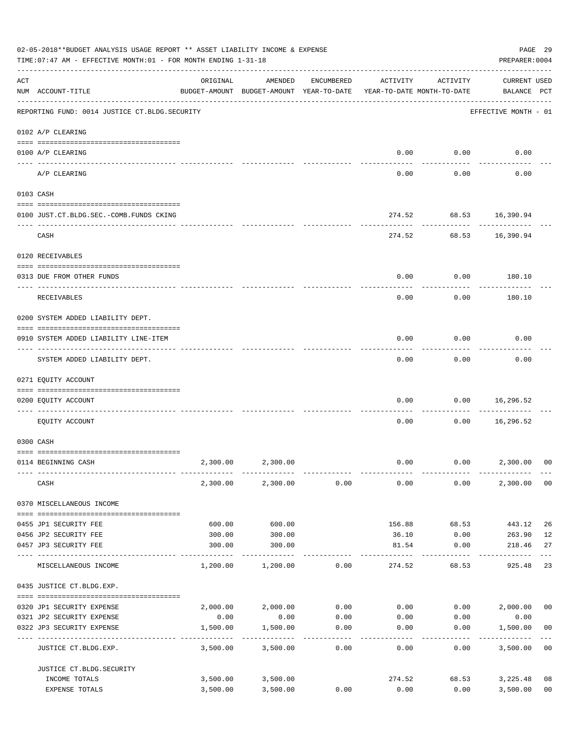02-05-2018**BUDGET ANALYSIS USAGE REPORT ** ASSET LIABILITY INCOME & EXPENSE

TIME:07:47 AM - EFFECTIVE MONTH:01 - FOR MONTH ENDING 1-31-18

PREPARER:0004

REPORTING FUND: 0014 JUSTICE CT.BLDG.SECURITY — EFFECTIVE MONTH - 01

| ACT NUM | ACCOUNT-TITLE | ORIGINAL BUDGET-AMOUNT | AMENDED BUDGET-AMOUNT | ENCUMBERED YEAR-TO-DATE | ACTIVITY YEAR-TO-DATE | ACTIVITY MONTH-TO-DATE | CURRENT BALANCE | USED PCT |
|---|---|---|---|---|---|---|---|---|
| 0102 | A/P CLEARING | | | | | | | |
| 0100 | A/P CLEARING | | | | 0.00 | 0.00 | 0.00 | |
| | A/P CLEARING | | | | 0.00 | 0.00 | 0.00 | |
| 0103 | CASH | | | | | | | |
| 0100 | JUST.CT.BLDG.SEC.-COMB.FUNDS CKING | | | | 274.52 | 68.53 | 16,390.94 | |
| | CASH | | | | 274.52 | 68.53 | 16,390.94 | |
| 0120 | RECEIVABLES | | | | | | | |
| 0313 | DUE FROM OTHER FUNDS | | | | 0.00 | 0.00 | 180.10 | |
| | RECEIVABLES | | | | 0.00 | 0.00 | 180.10 | |
| 0200 | SYSTEM ADDED LIABILITY DEPT. | | | | | | | |
| 0910 | SYSTEM ADDED LIABILITY LINE-ITEM | | | | 0.00 | 0.00 | 0.00 | |
| | SYSTEM ADDED LIABILITY DEPT. | | | | 0.00 | 0.00 | 0.00 | |
| 0271 | EQUITY ACCOUNT | | | | | | | |
| 0200 | EQUITY ACCOUNT | | | | 0.00 | 0.00 | 16,296.52 | |
| | EQUITY ACCOUNT | | | | 0.00 | 0.00 | 16,296.52 | |
| 0300 | CASH | | | | | | | |
| 0114 | BEGINNING CASH | 2,300.00 | 2,300.00 | | 0.00 | 0.00 | 2,300.00 | 00 |
| | CASH | 2,300.00 | 2,300.00 | 0.00 | 0.00 | 0.00 | 2,300.00 | 00 |
| 0370 | MISCELLANEOUS INCOME | | | | | | | |
| 0455 | JP1 SECURITY FEE | 600.00 | 600.00 | | 156.88 | 68.53 | 443.12 | 26 |
| 0456 | JP2 SECURITY FEE | 300.00 | 300.00 | | 36.10 | 0.00 | 263.90 | 12 |
| 0457 | JP3 SECURITY FEE | 300.00 | 300.00 | | 81.54 | 0.00 | 218.46 | 27 |
| | MISCELLANEOUS INCOME | 1,200.00 | 1,200.00 | 0.00 | 274.52 | 68.53 | 925.48 | 23 |
| 0435 | JUSTICE CT.BLDG.EXP. | | | | | | | |
| 0320 | JP1 SECURITY EXPENSE | 2,000.00 | 2,000.00 | 0.00 | 0.00 | 0.00 | 2,000.00 | 00 |
| 0321 | JP2 SECURITY EXPENSE | 0.00 | 0.00 | 0.00 | 0.00 | 0.00 | 0.00 | |
| 0322 | JP3 SECURITY EXPENSE | 1,500.00 | 1,500.00 | 0.00 | 0.00 | 0.00 | 1,500.00 | 00 |
| | JUSTICE CT.BLDG.EXP. | 3,500.00 | 3,500.00 | 0.00 | 0.00 | 0.00 | 3,500.00 | 00 |
| | JUSTICE CT.BLDG.SECURITY | | | | | | | |
| | INCOME TOTALS | 3,500.00 | 3,500.00 | | 274.52 | 68.53 | 3,225.48 | 08 |
| | EXPENSE TOTALS | 3,500.00 | 3,500.00 | 0.00 | 0.00 | 0.00 | 3,500.00 | 00 |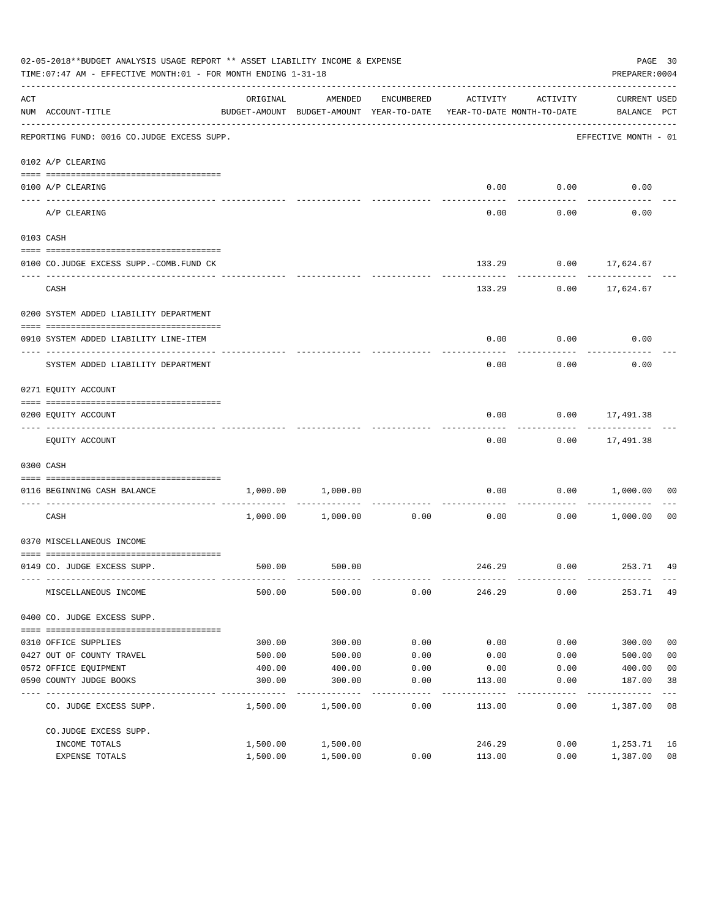02-05-2018**BUDGET ANALYSIS USAGE REPORT ** ASSET LIABILITY INCOME & EXPENSE

TIME:07:47 AM - EFFECTIVE MONTH:01 - FOR MONTH ENDING 1-31-18

PREPARER:0004

| ACT NUM | ACCOUNT-TITLE | ORIGINAL BUDGET-AMOUNT | AMENDED BUDGET-AMOUNT | ENCUMBERED YEAR-TO-DATE | ACTIVITY YEAR-TO-DATE | ACTIVITY MONTH-TO-DATE | CURRENT BALANCE | USED PCT |
|---|---|---|---|---|---|---|---|---|
| | REPORTING FUND: 0016 CO.JUDGE EXCESS SUPP. | | | | | | EFFECTIVE MONTH - 01 | |
| | 0102 A/P CLEARING | | | | | | | |
| 0100 | A/P CLEARING | | | | 0.00 | 0.00 | 0.00 | |
| | A/P CLEARING | | | | 0.00 | 0.00 | 0.00 | |
| | 0103 CASH | | | | | | | |
| 0100 | CO.JUDGE EXCESS SUPP.-COMB.FUND CK | | | | 133.29 | 0.00 | 17,624.67 | |
| | CASH | | | | 133.29 | 0.00 | 17,624.67 | |
| | 0200 SYSTEM ADDED LIABILITY DEPARTMENT | | | | | | | |
| 0910 | SYSTEM ADDED LIABILITY LINE-ITEM | | | | 0.00 | 0.00 | 0.00 | |
| | SYSTEM ADDED LIABILITY DEPARTMENT | | | | 0.00 | 0.00 | 0.00 | |
| | 0271 EQUITY ACCOUNT | | | | | | | |
| 0200 | EQUITY ACCOUNT | | | | 0.00 | 0.00 | 17,491.38 | |
| | EQUITY ACCOUNT | | | | 0.00 | 0.00 | 17,491.38 | |
| | 0300 CASH | | | | | | | |
| 0116 | BEGINNING CASH BALANCE | 1,000.00 | 1,000.00 | | 0.00 | 0.00 | 1,000.00 | 00 |
| | CASH | 1,000.00 | 1,000.00 | 0.00 | 0.00 | 0.00 | 1,000.00 | 00 |
| | 0370 MISCELLANEOUS INCOME | | | | | | | |
| 0149 | CO. JUDGE EXCESS SUPP. | 500.00 | 500.00 | | 246.29 | 0.00 | 253.71 | 49 |
| | MISCELLANEOUS INCOME | 500.00 | 500.00 | 0.00 | 246.29 | 0.00 | 253.71 | 49 |
| | 0400 CO. JUDGE EXCESS SUPP. | | | | | | | |
| 0310 | OFFICE SUPPLIES | 300.00 | 300.00 | 0.00 | 0.00 | 0.00 | 300.00 | 00 |
| 0427 | OUT OF COUNTY TRAVEL | 500.00 | 500.00 | 0.00 | 0.00 | 0.00 | 500.00 | 00 |
| 0572 | OFFICE EQUIPMENT | 400.00 | 400.00 | 0.00 | 0.00 | 0.00 | 400.00 | 00 |
| 0590 | COUNTY JUDGE BOOKS | 300.00 | 300.00 | 0.00 | 113.00 | 0.00 | 187.00 | 38 |
| | CO. JUDGE EXCESS SUPP. | 1,500.00 | 1,500.00 | 0.00 | 113.00 | 0.00 | 1,387.00 | 08 |
| | CO.JUDGE EXCESS SUPP. | | | | | | | |
| | INCOME TOTALS | 1,500.00 | 1,500.00 | | 246.29 | 0.00 | 1,253.71 | 16 |
| | EXPENSE TOTALS | 1,500.00 | 1,500.00 | 0.00 | 113.00 | 0.00 | 1,387.00 | 08 |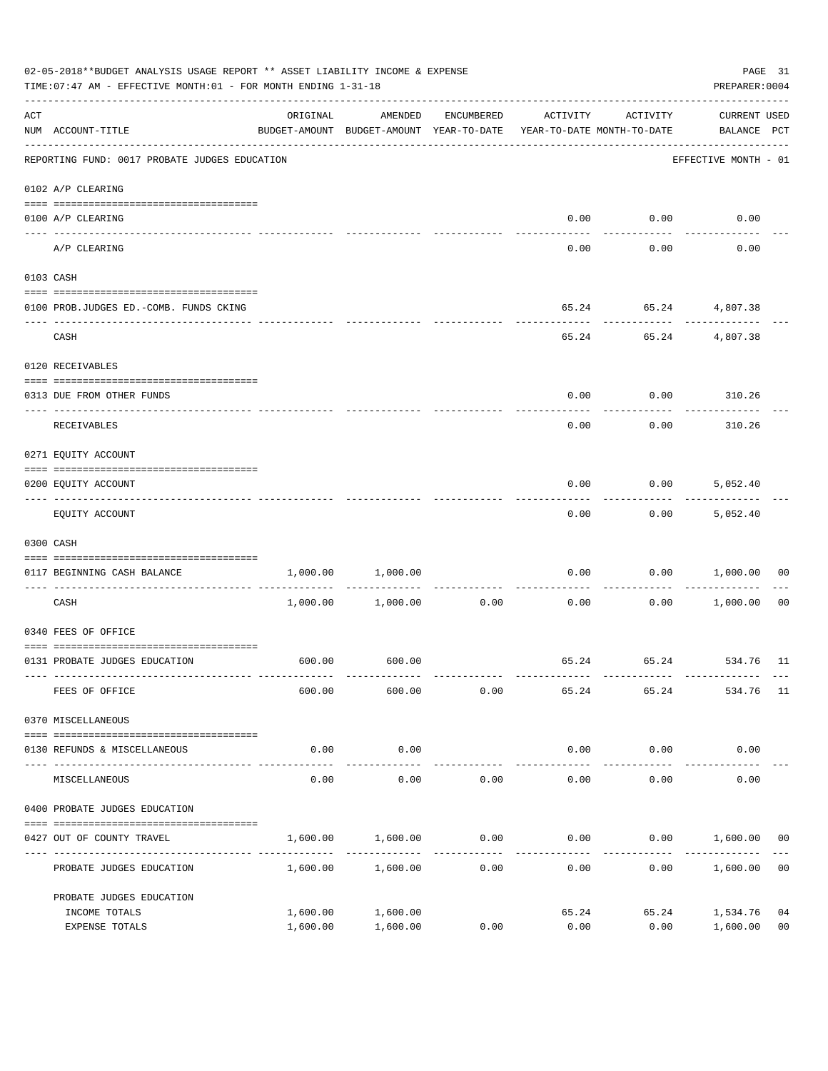02-05-2018**BUDGET ANALYSIS USAGE REPORT ** ASSET LIABILITY INCOME & EXPENSE

TIME:07:47 AM - EFFECTIVE MONTH:01 - FOR MONTH ENDING 1-31-18

PREPARER:0004

| ACT NUM | ACCOUNT-TITLE | ORIGINAL BUDGET-AMOUNT | AMENDED BUDGET-AMOUNT | ENCUMBERED YEAR-TO-DATE | ACTIVITY YEAR-TO-DATE | ACTIVITY MONTH-TO-DATE | CURRENT USED BALANCE | PCT |
|---|---|---|---|---|---|---|---|---|
| | REPORTING FUND: 0017 PROBATE JUDGES EDUCATION | | | | | | EFFECTIVE MONTH - 01 | |
| | 0102 A/P CLEARING | | | | | | | |
| 0100 | A/P CLEARING | | | | 0.00 | 0.00 | 0.00 | |
| | A/P CLEARING | | | | 0.00 | 0.00 | 0.00 | |
| | 0103 CASH | | | | | | | |
| 0100 | PROB.JUDGES ED.-COMB. FUNDS CKING | | | | 65.24 | 65.24 | 4,807.38 | |
| | CASH | | | | 65.24 | 65.24 | 4,807.38 | |
| | 0120 RECEIVABLES | | | | | | | |
| 0313 | DUE FROM OTHER FUNDS | | | | 0.00 | 0.00 | 310.26 | |
| | RECEIVABLES | | | | 0.00 | 0.00 | 310.26 | |
| | 0271 EQUITY ACCOUNT | | | | | | | |
| 0200 | EQUITY ACCOUNT | | | | 0.00 | 0.00 | 5,052.40 | |
| | EQUITY ACCOUNT | | | | 0.00 | 0.00 | 5,052.40 | |
| | 0300 CASH | | | | | | | |
| 0117 | BEGINNING CASH BALANCE | 1,000.00 | 1,000.00 | | 0.00 | 0.00 | 1,000.00 | 00 |
| | CASH | 1,000.00 | 1,000.00 | 0.00 | 0.00 | 0.00 | 1,000.00 | 00 |
| | 0340 FEES OF OFFICE | | | | | | | |
| 0131 | PROBATE JUDGES EDUCATION | 600.00 | 600.00 | | 65.24 | 65.24 | 534.76 | 11 |
| | FEES OF OFFICE | 600.00 | 600.00 | 0.00 | 65.24 | 65.24 | 534.76 | 11 |
| | 0370 MISCELLANEOUS | | | | | | | |
| 0130 | REFUNDS & MISCELLANEOUS | 0.00 | 0.00 | | 0.00 | 0.00 | 0.00 | |
| | MISCELLANEOUS | 0.00 | 0.00 | 0.00 | 0.00 | 0.00 | 0.00 | |
| | 0400 PROBATE JUDGES EDUCATION | | | | | | | |
| 0427 | OUT OF COUNTY TRAVEL | 1,600.00 | 1,600.00 | 0.00 | 0.00 | 0.00 | 1,600.00 | 00 |
| | PROBATE JUDGES EDUCATION | 1,600.00 | 1,600.00 | 0.00 | 0.00 | 0.00 | 1,600.00 | 00 |
| | PROBATE JUDGES EDUCATION | | | | | | | |
| | INCOME TOTALS | 1,600.00 | 1,600.00 | | 65.24 | 65.24 | 1,534.76 | 04 |
| | EXPENSE TOTALS | 1,600.00 | 1,600.00 | 0.00 | 0.00 | 0.00 | 1,600.00 | 00 |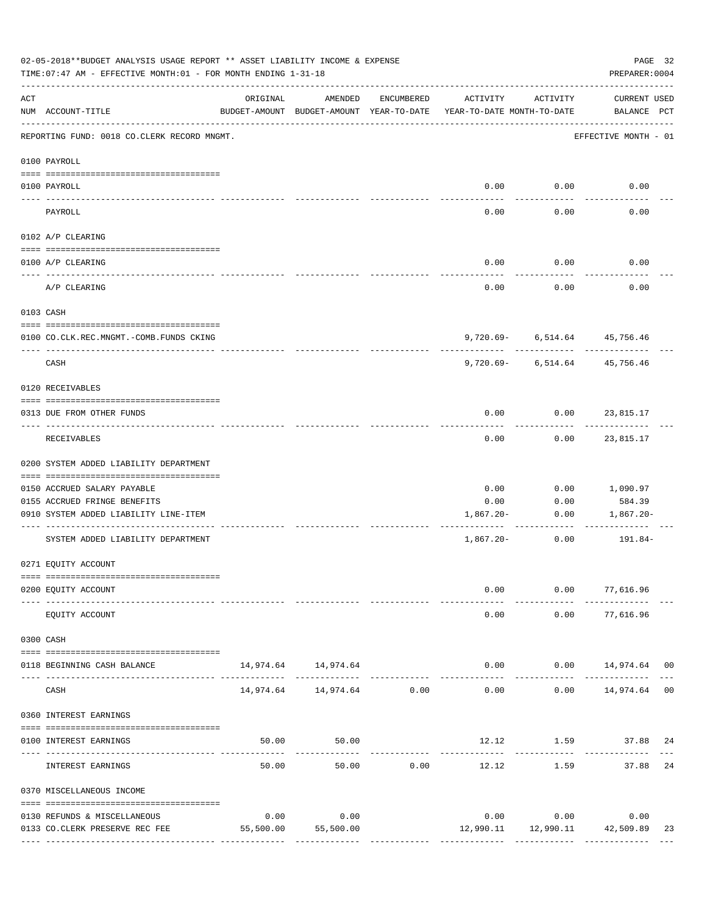02-05-2018**BUDGET ANALYSIS USAGE REPORT ** ASSET LIABILITY INCOME & EXPENSE

TIME:07:47 AM - EFFECTIVE MONTH:01 - FOR MONTH ENDING 1-31-18

PREPARER:0004

REPORTING FUND: 0018 CO.CLERK RECORD MNGMT. — EFFECTIVE MONTH - 01

| ACT NUM | ACCOUNT-TITLE | ORIGINAL BUDGET-AMOUNT | AMENDED BUDGET-AMOUNT | ENCUMBERED YEAR-TO-DATE | ACTIVITY YEAR-TO-DATE | ACTIVITY MONTH-TO-DATE | CURRENT BALANCE | USED PCT |
|---|---|---|---|---|---|---|---|---|
| | **0100 PAYROLL** | | | | | | | |
| 0100 | PAYROLL | | | | 0.00 | 0.00 | 0.00 | |
| | PAYROLL | | | | 0.00 | 0.00 | 0.00 | |
| | **0102 A/P CLEARING** | | | | | | | |
| 0100 | A/P CLEARING | | | | 0.00 | 0.00 | 0.00 | |
| | A/P CLEARING | | | | 0.00 | 0.00 | 0.00 | |
| | **0103 CASH** | | | | | | | |
| 0100 | CO.CLK.REC.MNGMT.-COMB.FUNDS CKING | | | | 9,720.69- | 6,514.64 | 45,756.46 | |
| | CASH | | | | 9,720.69- | 6,514.64 | 45,756.46 | |
| | **0120 RECEIVABLES** | | | | | | | |
| 0313 | DUE FROM OTHER FUNDS | | | | 0.00 | 0.00 | 23,815.17 | |
| | RECEIVABLES | | | | 0.00 | 0.00 | 23,815.17 | |
| | **0200 SYSTEM ADDED LIABILITY DEPARTMENT** | | | | | | | |
| 0150 | ACCRUED SALARY PAYABLE | | | | 0.00 | 0.00 | 1,090.97 | |
| 0155 | ACCRUED FRINGE BENEFITS | | | | 0.00 | 0.00 | 584.39 | |
| 0910 | SYSTEM ADDED LIABILITY LINE-ITEM | | | | 1,867.20- | 0.00 | 1,867.20- | |
| | SYSTEM ADDED LIABILITY DEPARTMENT | | | | 1,867.20- | 0.00 | 191.84- | |
| | **0271 EQUITY ACCOUNT** | | | | | | | |
| 0200 | EQUITY ACCOUNT | | | | 0.00 | 0.00 | 77,616.96 | |
| | EQUITY ACCOUNT | | | | 0.00 | 0.00 | 77,616.96 | |
| | **0300 CASH** | | | | | | | |
| 0118 | BEGINNING CASH BALANCE | 14,974.64 | 14,974.64 | | 0.00 | 0.00 | 14,974.64 | 00 |
| | CASH | 14,974.64 | 14,974.64 | 0.00 | 0.00 | 0.00 | 14,974.64 | 00 |
| | **0360 INTEREST EARNINGS** | | | | | | | |
| 0100 | INTEREST EARNINGS | 50.00 | 50.00 | | 12.12 | 1.59 | 37.88 | 24 |
| | INTEREST EARNINGS | 50.00 | 50.00 | 0.00 | 12.12 | 1.59 | 37.88 | 24 |
| | **0370 MISCELLANEOUS INCOME** | | | | | | | |
| 0130 | REFUNDS & MISCELLANEOUS | 0.00 | 0.00 | | 0.00 | 0.00 | 0.00 | |
| 0133 | CO.CLERK PRESERVE REC FEE | 55,500.00 | 55,500.00 | | 12,990.11 | 12,990.11 | 42,509.89 | 23 |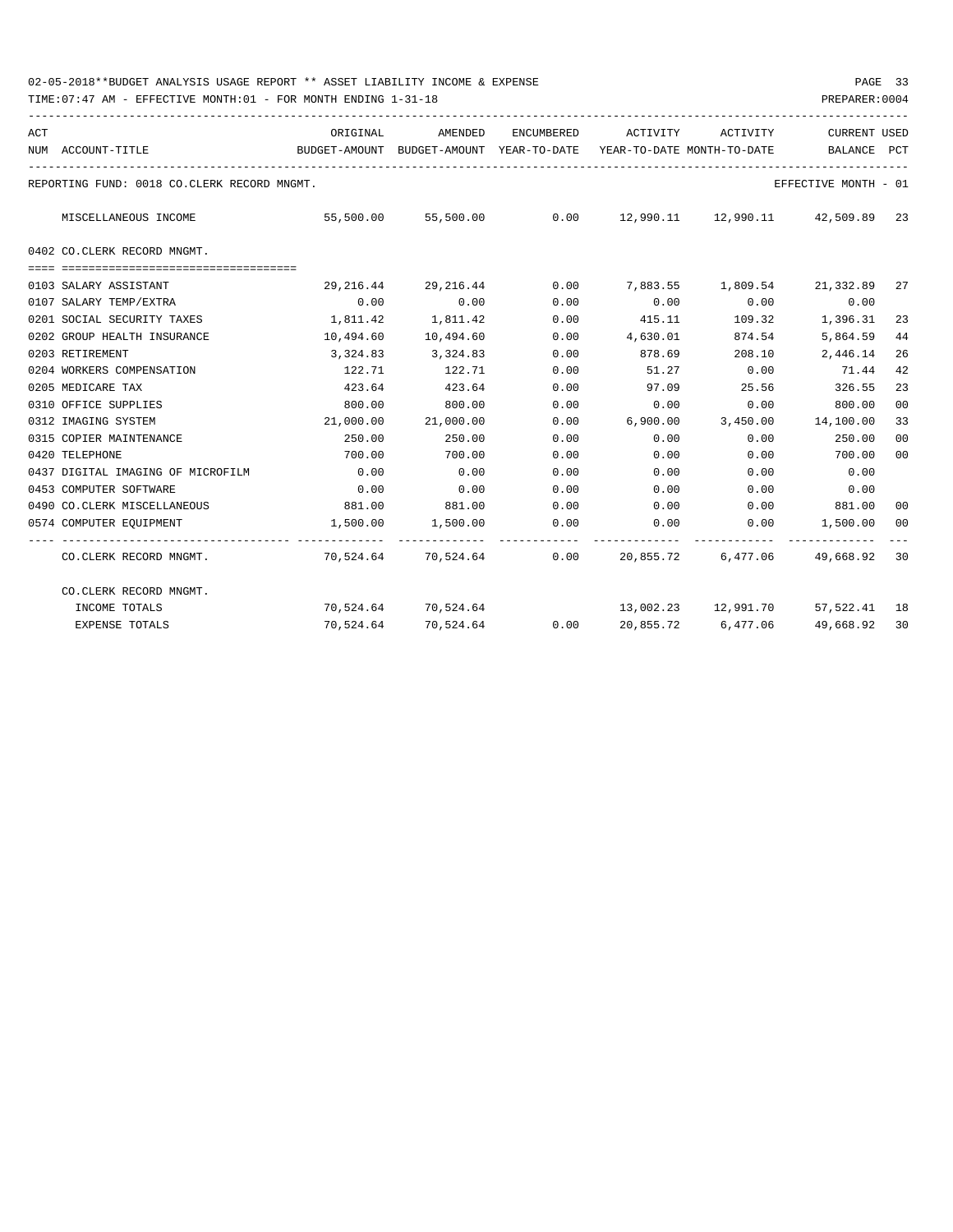02-05-2018**BUDGET ANALYSIS USAGE REPORT ** ASSET LIABILITY INCOME & EXPENSE

TIME:07:47 AM - EFFECTIVE MONTH:01 - FOR MONTH ENDING 1-31-18

PREPARER:0004

| ACT NUM | ACCOUNT-TITLE | ORIGINAL BUDGET-AMOUNT | AMENDED BUDGET-AMOUNT | ENCUMBERED YEAR-TO-DATE | ACTIVITY YEAR-TO-DATE | ACTIVITY MONTH-TO-DATE | CURRENT BALANCE | USED PCT |
|---|---|---|---|---|---|---|---|---|
| | REPORTING FUND: 0018 CO.CLERK RECORD MNGMT. | | | | | | EFFECTIVE MONTH - 01 | |
| | MISCELLANEOUS INCOME | 55,500.00 | 55,500.00 | 0.00 | 12,990.11 | 12,990.11 | 42,509.89 | 23 |
| | 0402 CO.CLERK RECORD MNGMT. | | | | | | | |
| 0103 | SALARY ASSISTANT | 29,216.44 | 29,216.44 | 0.00 | 7,883.55 | 1,809.54 | 21,332.89 | 27 |
| 0107 | SALARY TEMP/EXTRA | 0.00 | 0.00 | 0.00 | 0.00 | 0.00 | 0.00 | |
| 0201 | SOCIAL SECURITY TAXES | 1,811.42 | 1,811.42 | 0.00 | 415.11 | 109.32 | 1,396.31 | 23 |
| 0202 | GROUP HEALTH INSURANCE | 10,494.60 | 10,494.60 | 0.00 | 4,630.01 | 874.54 | 5,864.59 | 44 |
| 0203 | RETIREMENT | 3,324.83 | 3,324.83 | 0.00 | 878.69 | 208.10 | 2,446.14 | 26 |
| 0204 | WORKERS COMPENSATION | 122.71 | 122.71 | 0.00 | 51.27 | 0.00 | 71.44 | 42 |
| 0205 | MEDICARE TAX | 423.64 | 423.64 | 0.00 | 97.09 | 25.56 | 326.55 | 23 |
| 0310 | OFFICE SUPPLIES | 800.00 | 800.00 | 0.00 | 0.00 | 0.00 | 800.00 | 00 |
| 0312 | IMAGING SYSTEM | 21,000.00 | 21,000.00 | 0.00 | 6,900.00 | 3,450.00 | 14,100.00 | 33 |
| 0315 | COPIER MAINTENANCE | 250.00 | 250.00 | 0.00 | 0.00 | 0.00 | 250.00 | 00 |
| 0420 | TELEPHONE | 700.00 | 700.00 | 0.00 | 0.00 | 0.00 | 700.00 | 00 |
| 0437 | DIGITAL IMAGING OF MICROFILM | 0.00 | 0.00 | 0.00 | 0.00 | 0.00 | 0.00 | |
| 0453 | COMPUTER SOFTWARE | 0.00 | 0.00 | 0.00 | 0.00 | 0.00 | 0.00 | |
| 0490 | CO.CLERK MISCELLANEOUS | 881.00 | 881.00 | 0.00 | 0.00 | 0.00 | 881.00 | 00 |
| 0574 | COMPUTER EQUIPMENT | 1,500.00 | 1,500.00 | 0.00 | 0.00 | 0.00 | 1,500.00 | 00 |
| | CO.CLERK RECORD MNGMT. | 70,524.64 | 70,524.64 | 0.00 | 20,855.72 | 6,477.06 | 49,668.92 | 30 |
| | CO.CLERK RECORD MNGMT. | | | | | | | |
| | INCOME TOTALS | 70,524.64 | 70,524.64 | | 13,002.23 | 12,991.70 | 57,522.41 | 18 |
| | EXPENSE TOTALS | 70,524.64 | 70,524.64 | 0.00 | 20,855.72 | 6,477.06 | 49,668.92 | 30 |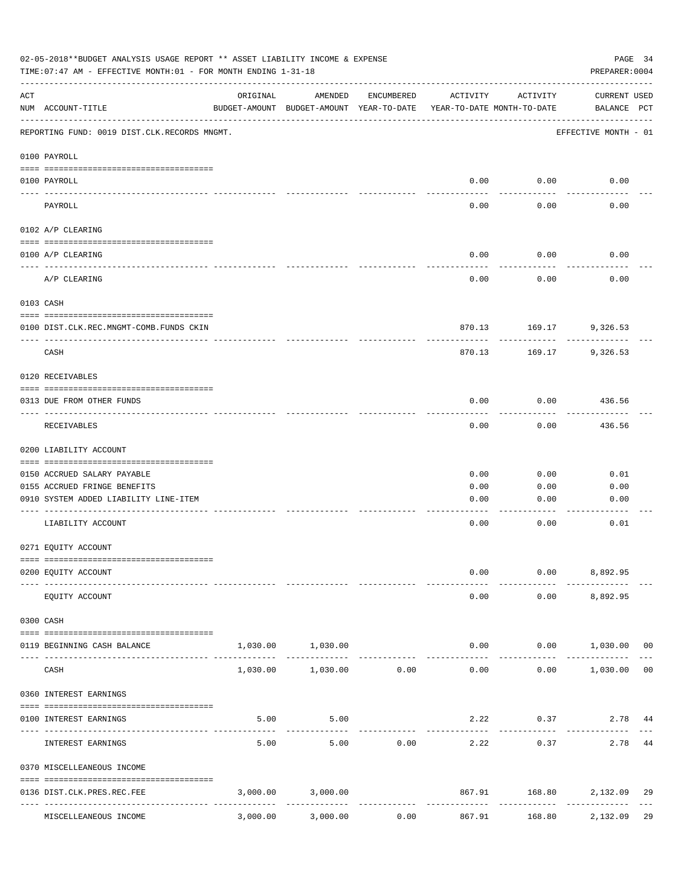02-05-2018**BUDGET ANALYSIS USAGE REPORT ** ASSET LIABILITY INCOME & EXPENSE

TIME:07:47 AM - EFFECTIVE MONTH:01 - FOR MONTH ENDING 1-31-18

PREPARER:0004

| ACT NUM | ACCOUNT-TITLE | ORIGINAL BUDGET-AMOUNT | AMENDED BUDGET-AMOUNT | ENCUMBERED YEAR-TO-DATE | ACTIVITY YEAR-TO-DATE | ACTIVITY MONTH-TO-DATE | CURRENT BALANCE | USED PCT |
|---|---|---|---|---|---|---|---|---|
| | REPORTING FUND: 0019 DIST.CLK.RECORDS MNGMT. | | | | | | EFFECTIVE MONTH - 01 | |
| | **0100 PAYROLL** | | | | | | | |
| 0100 | PAYROLL | | | | 0.00 | 0.00 | 0.00 | |
| | PAYROLL | | | | 0.00 | 0.00 | 0.00 | |
| | **0102 A/P CLEARING** | | | | | | | |
| 0100 | A/P CLEARING | | | | 0.00 | 0.00 | 0.00 | |
| | A/P CLEARING | | | | 0.00 | 0.00 | 0.00 | |
| | **0103 CASH** | | | | | | | |
| 0100 | DIST.CLK.REC.MNGMT-COMB.FUNDS CKIN | | | | 870.13 | 169.17 | 9,326.53 | |
| | CASH | | | | 870.13 | 169.17 | 9,326.53 | |
| | **0120 RECEIVABLES** | | | | | | | |
| 0313 | DUE FROM OTHER FUNDS | | | | 0.00 | 0.00 | 436.56 | |
| | RECEIVABLES | | | | 0.00 | 0.00 | 436.56 | |
| | **0200 LIABILITY ACCOUNT** | | | | | | | |
| 0150 | ACCRUED SALARY PAYABLE | | | | 0.00 | 0.00 | 0.01 | |
| 0155 | ACCRUED FRINGE BENEFITS | | | | 0.00 | 0.00 | 0.00 | |
| 0910 | SYSTEM ADDED LIABILITY LINE-ITEM | | | | 0.00 | 0.00 | 0.00 | |
| | LIABILITY ACCOUNT | | | | 0.00 | 0.00 | 0.01 | |
| | **0271 EQUITY ACCOUNT** | | | | | | | |
| 0200 | EQUITY ACCOUNT | | | | 0.00 | 0.00 | 8,892.95 | |
| | EQUITY ACCOUNT | | | | 0.00 | 0.00 | 8,892.95 | |
| | **0300 CASH** | | | | | | | |
| 0119 | BEGINNING CASH BALANCE | 1,030.00 | 1,030.00 | | 0.00 | 0.00 | 1,030.00 | 00 |
| | CASH | 1,030.00 | 1,030.00 | 0.00 | 0.00 | 0.00 | 1,030.00 | 00 |
| | **0360 INTEREST EARNINGS** | | | | | | | |
| 0100 | INTEREST EARNINGS | 5.00 | 5.00 | | 2.22 | 0.37 | 2.78 | 44 |
| | INTEREST EARNINGS | 5.00 | 5.00 | 0.00 | 2.22 | 0.37 | 2.78 | 44 |
| | **0370 MISCELLANEOUS INCOME** | | | | | | | |
| 0136 | DIST.CLK.PRES.REC.FEE | 3,000.00 | 3,000.00 | | 867.91 | 168.80 | 2,132.09 | 29 |
| | MISCELLANEOUS INCOME | 3,000.00 | 3,000.00 | 0.00 | 867.91 | 168.80 | 2,132.09 | 29 |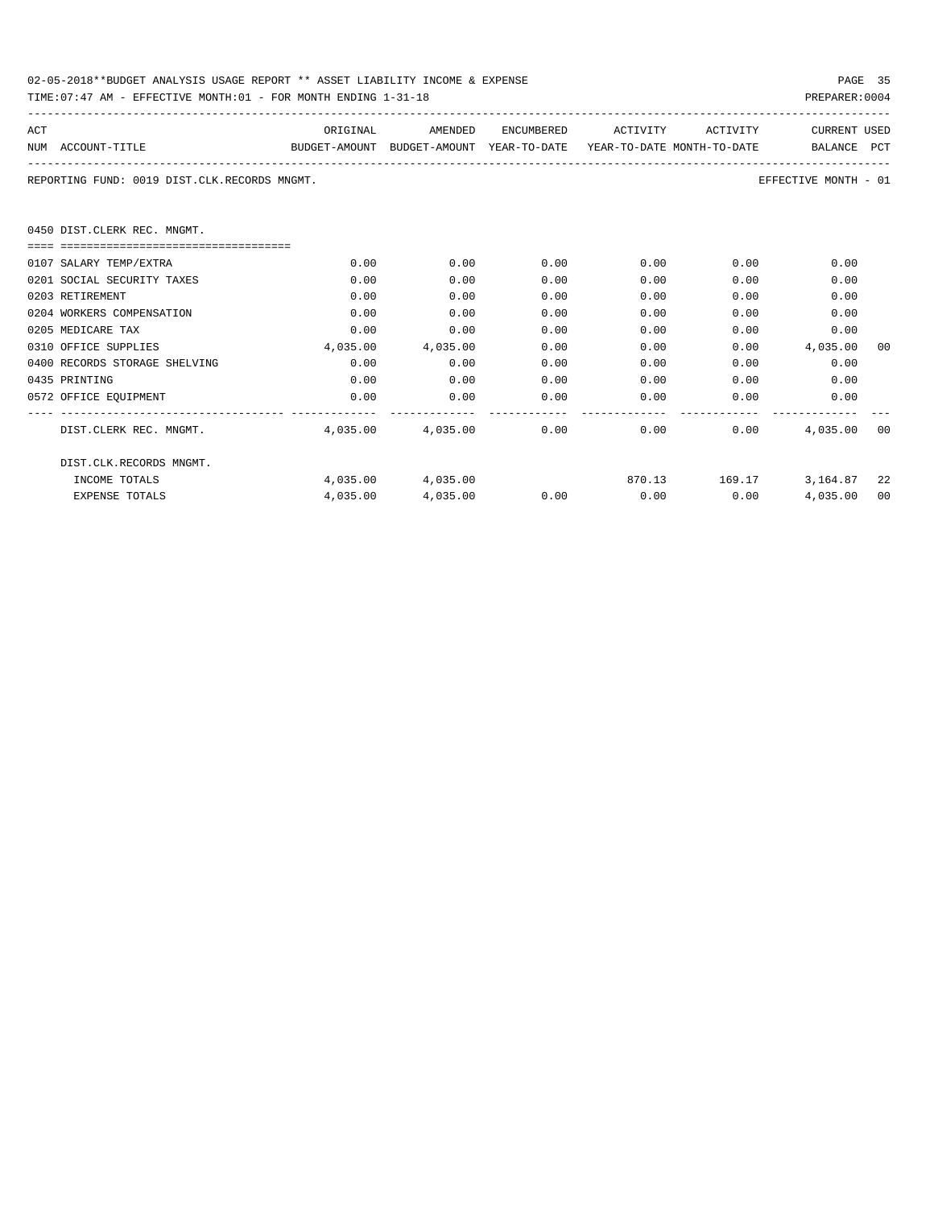02-05-2018**BUDGET ANALYSIS USAGE REPORT ** ASSET LIABILITY INCOME & EXPENSE

TIME:07:47 AM - EFFECTIVE MONTH:01 - FOR MONTH ENDING 1-31-18

PREPARER:0004

REPORTING FUND: 0019 DIST.CLK.RECORDS MNGMT.

EFFECTIVE MONTH - 01

| ACT NUM | ACCOUNT-TITLE | ORIGINAL BUDGET-AMOUNT | AMENDED BUDGET-AMOUNT | ENCUMBERED YEAR-TO-DATE | ACTIVITY YEAR-TO-DATE | ACTIVITY MONTH-TO-DATE | CURRENT BALANCE | USED PCT |
|---|---|---|---|---|---|---|---|---|
| | **0450 DIST.CLERK REC. MNGMT.** | | | | | | | |
| 0107 | SALARY TEMP/EXTRA | 0.00 | 0.00 | 0.00 | 0.00 | 0.00 | 0.00 | |
| 0201 | SOCIAL SECURITY TAXES | 0.00 | 0.00 | 0.00 | 0.00 | 0.00 | 0.00 | |
| 0203 | RETIREMENT | 0.00 | 0.00 | 0.00 | 0.00 | 0.00 | 0.00 | |
| 0204 | WORKERS COMPENSATION | 0.00 | 0.00 | 0.00 | 0.00 | 0.00 | 0.00 | |
| 0205 | MEDICARE TAX | 0.00 | 0.00 | 0.00 | 0.00 | 0.00 | 0.00 | |
| 0310 | OFFICE SUPPLIES | 4,035.00 | 4,035.00 | 0.00 | 0.00 | 0.00 | 4,035.00 | 00 |
| 0400 | RECORDS STORAGE SHELVING | 0.00 | 0.00 | 0.00 | 0.00 | 0.00 | 0.00 | |
| 0435 | PRINTING | 0.00 | 0.00 | 0.00 | 0.00 | 0.00 | 0.00 | |
| 0572 | OFFICE EQUIPMENT | 0.00 | 0.00 | 0.00 | 0.00 | 0.00 | 0.00 | |
| | DIST.CLERK REC. MNGMT. | 4,035.00 | 4,035.00 | 0.00 | 0.00 | 0.00 | 4,035.00 | 00 |
| | DIST.CLK.RECORDS MNGMT. | | | | | | | |
| | INCOME TOTALS | 4,035.00 | 4,035.00 | | 870.13 | 169.17 | 3,164.87 | 22 |
| | EXPENSE TOTALS | 4,035.00 | 4,035.00 | 0.00 | 0.00 | 0.00 | 4,035.00 | 00 |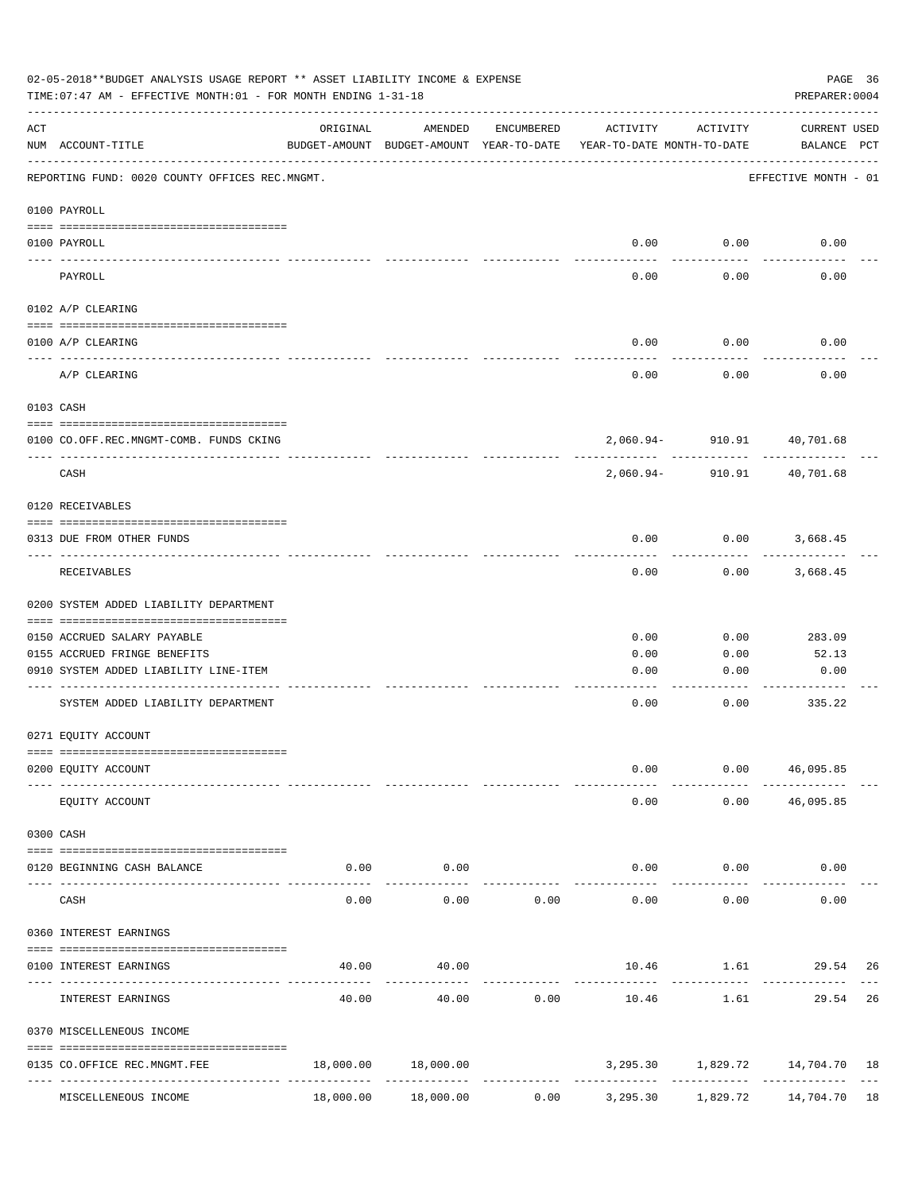02-05-2018**BUDGET ANALYSIS USAGE REPORT ** ASSET LIABILITY INCOME & EXPENSE

TIME:07:47 AM - EFFECTIVE MONTH:01 - FOR MONTH ENDING 1-31-18

PREPARER:0004

| ACT NUM | ACCOUNT-TITLE | ORIGINAL BUDGET-AMOUNT | AMENDED BUDGET-AMOUNT | ENCUMBERED YEAR-TO-DATE | ACTIVITY YEAR-TO-DATE | ACTIVITY MONTH-TO-DATE | CURRENT BALANCE | USED PCT |
|---|---|---|---|---|---|---|---|---|
| | REPORTING FUND: 0020 COUNTY OFFICES REC.MNGMT. | | | | | | EFFECTIVE MONTH - 01 | |
| | 0100 PAYROLL | | | | | | | |
| 0100 | PAYROLL | | | | 0.00 | 0.00 | 0.00 | |
| | PAYROLL | | | | 0.00 | 0.00 | 0.00 | |
| | 0102 A/P CLEARING | | | | | | | |
| 0100 | A/P CLEARING | | | | 0.00 | 0.00 | 0.00 | |
| | A/P CLEARING | | | | 0.00 | 0.00 | 0.00 | |
| | 0103 CASH | | | | | | | |
| 0100 | CO.OFF.REC.MNGMT-COMB. FUNDS CKING | | | | 2,060.94- | 910.91 | 40,701.68 | |
| | CASH | | | | 2,060.94- | 910.91 | 40,701.68 | |
| | 0120 RECEIVABLES | | | | | | | |
| 0313 | DUE FROM OTHER FUNDS | | | | 0.00 | 0.00 | 3,668.45 | |
| | RECEIVABLES | | | | 0.00 | 0.00 | 3,668.45 | |
| | 0200 SYSTEM ADDED LIABILITY DEPARTMENT | | | | | | | |
| 0150 | ACCRUED SALARY PAYABLE | | | | 0.00 | 0.00 | 283.09 | |
| 0155 | ACCRUED FRINGE BENEFITS | | | | 0.00 | 0.00 | 52.13 | |
| 0910 | SYSTEM ADDED LIABILITY LINE-ITEM | | | | 0.00 | 0.00 | 0.00 | |
| | SYSTEM ADDED LIABILITY DEPARTMENT | | | | 0.00 | 0.00 | 335.22 | |
| | 0271 EQUITY ACCOUNT | | | | | | | |
| 0200 | EQUITY ACCOUNT | | | | 0.00 | 0.00 | 46,095.85 | |
| | EQUITY ACCOUNT | | | | 0.00 | 0.00 | 46,095.85 | |
| | 0300 CASH | | | | | | | |
| 0120 | BEGINNING CASH BALANCE | 0.00 | 0.00 | | 0.00 | 0.00 | 0.00 | |
| | CASH | 0.00 | 0.00 | 0.00 | 0.00 | 0.00 | 0.00 | |
| | 0360 INTEREST EARNINGS | | | | | | | |
| 0100 | INTEREST EARNINGS | 40.00 | 40.00 | | 10.46 | 1.61 | 29.54 | 26 |
| | INTEREST EARNINGS | 40.00 | 40.00 | 0.00 | 10.46 | 1.61 | 29.54 | 26 |
| | 0370 MISCELLENEOUS INCOME | | | | | | | |
| 0135 | CO.OFFICE REC.MNGMT.FEE | 18,000.00 | 18,000.00 | | 3,295.30 | 1,829.72 | 14,704.70 | 18 |
| | MISCELLENEOUS INCOME | 18,000.00 | 18,000.00 | 0.00 | 3,295.30 | 1,829.72 | 14,704.70 | 18 |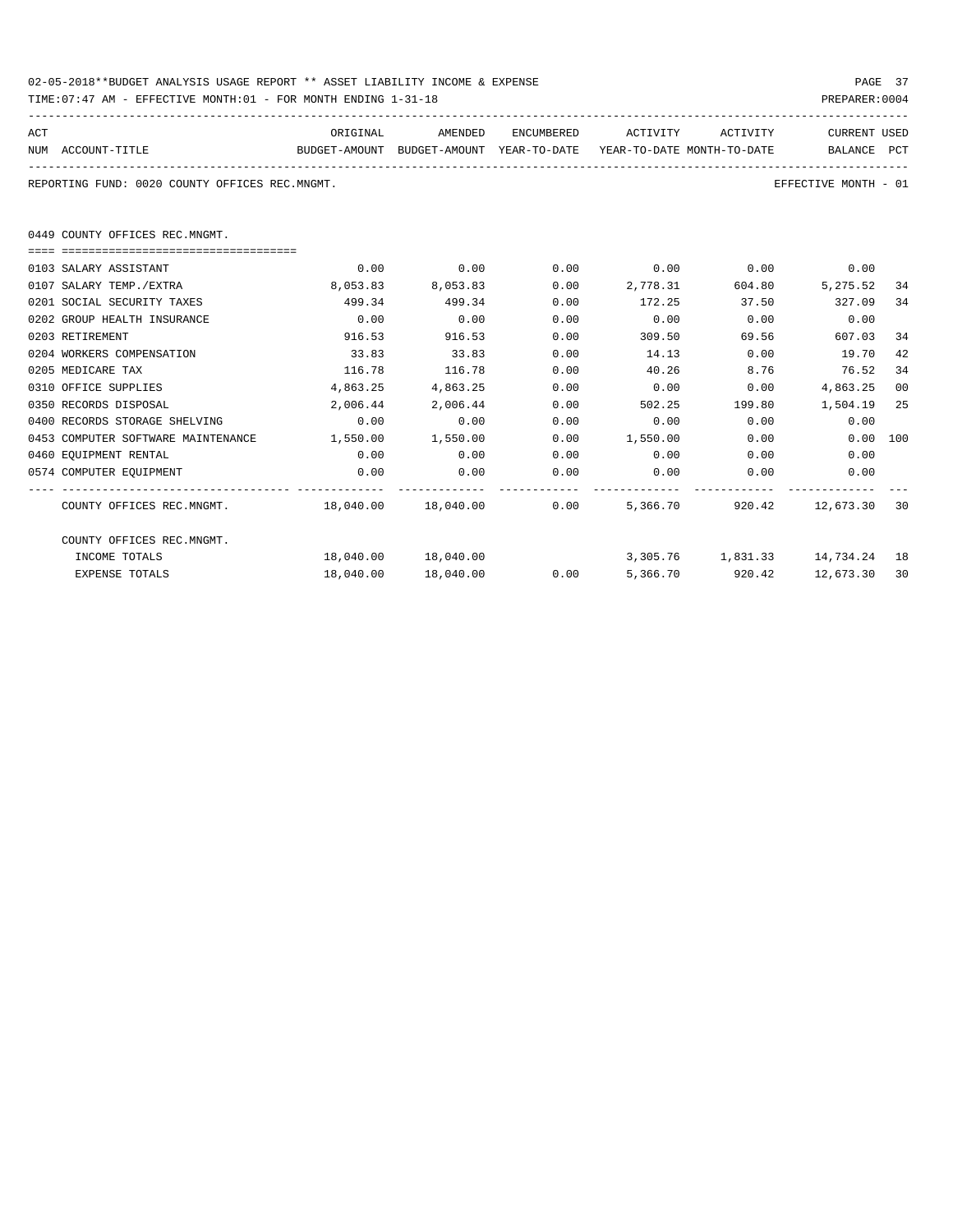02-05-2018**BUDGET ANALYSIS USAGE REPORT ** ASSET LIABILITY INCOME & EXPENSE

TIME:07:47 AM - EFFECTIVE MONTH:01 - FOR MONTH ENDING 1-31-18

PREPARER:0004

REPORTING FUND: 0020 COUNTY OFFICES REC.MNGMT.

EFFECTIVE MONTH - 01

0449 COUNTY OFFICES REC.MNGMT.

| ACT NUM | ACCOUNT-TITLE | ORIGINAL BUDGET-AMOUNT | AMENDED BUDGET-AMOUNT | ENCUMBERED YEAR-TO-DATE | ACTIVITY YEAR-TO-DATE | ACTIVITY MONTH-TO-DATE | CURRENT BALANCE | USED PCT |
|---|---|---|---|---|---|---|---|---|
| 0103 | SALARY ASSISTANT | 0.00 | 0.00 | 0.00 | 0.00 | 0.00 | 0.00 | |
| 0107 | SALARY TEMP./EXTRA | 8,053.83 | 8,053.83 | 0.00 | 2,778.31 | 604.80 | 5,275.52 | 34 |
| 0201 | SOCIAL SECURITY TAXES | 499.34 | 499.34 | 0.00 | 172.25 | 37.50 | 327.09 | 34 |
| 0202 | GROUP HEALTH INSURANCE | 0.00 | 0.00 | 0.00 | 0.00 | 0.00 | 0.00 | |
| 0203 | RETIREMENT | 916.53 | 916.53 | 0.00 | 309.50 | 69.56 | 607.03 | 34 |
| 0204 | WORKERS COMPENSATION | 33.83 | 33.83 | 0.00 | 14.13 | 0.00 | 19.70 | 42 |
| 0205 | MEDICARE TAX | 116.78 | 116.78 | 0.00 | 40.26 | 8.76 | 76.52 | 34 |
| 0310 | OFFICE SUPPLIES | 4,863.25 | 4,863.25 | 0.00 | 0.00 | 0.00 | 4,863.25 | 00 |
| 0350 | RECORDS DISPOSAL | 2,006.44 | 2,006.44 | 0.00 | 502.25 | 199.80 | 1,504.19 | 25 |
| 0400 | RECORDS STORAGE SHELVING | 0.00 | 0.00 | 0.00 | 0.00 | 0.00 | 0.00 | |
| 0453 | COMPUTER SOFTWARE MAINTENANCE | 1,550.00 | 1,550.00 | 0.00 | 1,550.00 | 0.00 | 0.00 | 100 |
| 0460 | EQUIPMENT RENTAL | 0.00 | 0.00 | 0.00 | 0.00 | 0.00 | 0.00 | |
| 0574 | COMPUTER EQUIPMENT | 0.00 | 0.00 | 0.00 | 0.00 | 0.00 | 0.00 | |
| | COUNTY OFFICES REC.MNGMT. | 18,040.00 | 18,040.00 | 0.00 | 5,366.70 | 920.42 | 12,673.30 | 30 |
| | COUNTY OFFICES REC.MNGMT. | | | | | | | |
| | INCOME TOTALS | 18,040.00 | 18,040.00 | | 3,305.76 | 1,831.33 | 14,734.24 | 18 |
| | EXPENSE TOTALS | 18,040.00 | 18,040.00 | 0.00 | 5,366.70 | 920.42 | 12,673.30 | 30 |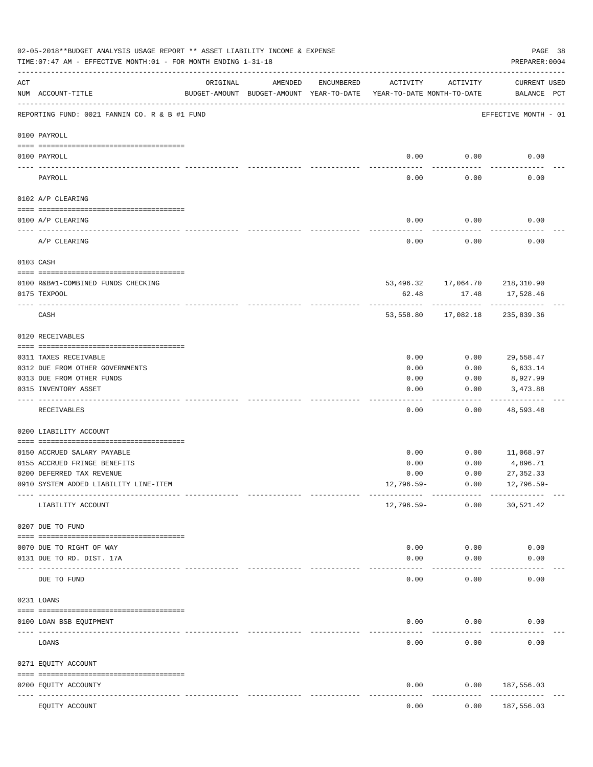02-05-2018**BUDGET ANALYSIS USAGE REPORT ** ASSET LIABILITY INCOME & EXPENSE

TIME:07:47 AM - EFFECTIVE MONTH:01 - FOR MONTH ENDING 1-31-18

PREPARER:0004

REPORTING FUND: 0021 FANNIN CO. R & B #1 FUND — EFFECTIVE MONTH - 01

| ACT NUM | ACCOUNT-TITLE | ORIGINAL BUDGET-AMOUNT | AMENDED BUDGET-AMOUNT | ENCUMBERED YEAR-TO-DATE | ACTIVITY YEAR-TO-DATE | ACTIVITY MONTH-TO-DATE | CURRENT BALANCE | USED PCT |
|---|---|---|---|---|---|---|---|---|
| **0100** | **PAYROLL** | | | | | | | |
| 0100 | PAYROLL | | | | 0.00 | 0.00 | 0.00 | |
| | PAYROLL | | | | 0.00 | 0.00 | 0.00 | |
| **0102** | **A/P CLEARING** | | | | | | | |
| 0100 | A/P CLEARING | | | | 0.00 | 0.00 | 0.00 | |
| | A/P CLEARING | | | | 0.00 | 0.00 | 0.00 | |
| **0103** | **CASH** | | | | | | | |
| 0100 | R&B#1-COMBINED FUNDS CHECKING | | | | 53,496.32 | 17,064.70 | 218,310.90 | |
| 0175 | TEXPOOL | | | | 62.48 | 17.48 | 17,528.46 | |
| | CASH | | | | 53,558.80 | 17,082.18 | 235,839.36 | |
| **0120** | **RECEIVABLES** | | | | | | | |
| 0311 | TAXES RECEIVABLE | | | | 0.00 | 0.00 | 29,558.47 | |
| 0312 | DUE FROM OTHER GOVERNMENTS | | | | 0.00 | 0.00 | 6,633.14 | |
| 0313 | DUE FROM OTHER FUNDS | | | | 0.00 | 0.00 | 8,927.99 | |
| 0315 | INVENTORY ASSET | | | | 0.00 | 0.00 | 3,473.88 | |
| | RECEIVABLES | | | | 0.00 | 0.00 | 48,593.48 | |
| **0200** | **LIABILITY ACCOUNT** | | | | | | | |
| 0150 | ACCRUED SALARY PAYABLE | | | | 0.00 | 0.00 | 11,068.97 | |
| 0155 | ACCRUED FRINGE BENEFITS | | | | 0.00 | 0.00 | 4,896.71 | |
| 0200 | DEFERRED TAX REVENUE | | | | 0.00 | 0.00 | 27,352.33 | |
| 0910 | SYSTEM ADDED LIABILITY LINE-ITEM | | | | 12,796.59- | 0.00 | 12,796.59- | |
| | LIABILITY ACCOUNT | | | | 12,796.59- | 0.00 | 30,521.42 | |
| **0207** | **DUE TO FUND** | | | | | | | |
| 0070 | DUE TO RIGHT OF WAY | | | | 0.00 | 0.00 | 0.00 | |
| 0131 | DUE TO RD. DIST. 17A | | | | 0.00 | 0.00 | 0.00 | |
| | DUE TO FUND | | | | 0.00 | 0.00 | 0.00 | |
| **0231** | **LOANS** | | | | | | | |
| 0100 | LOAN BSB EQUIPMENT | | | | 0.00 | 0.00 | 0.00 | |
| | LOANS | | | | 0.00 | 0.00 | 0.00 | |
| **0271** | **EQUITY ACCOUNT** | | | | | | | |
| 0200 | EQUITY ACCOUNTY | | | | 0.00 | 0.00 | 187,556.03 | |
| | EQUITY ACCOUNT | | | | 0.00 | 0.00 | 187,556.03 | |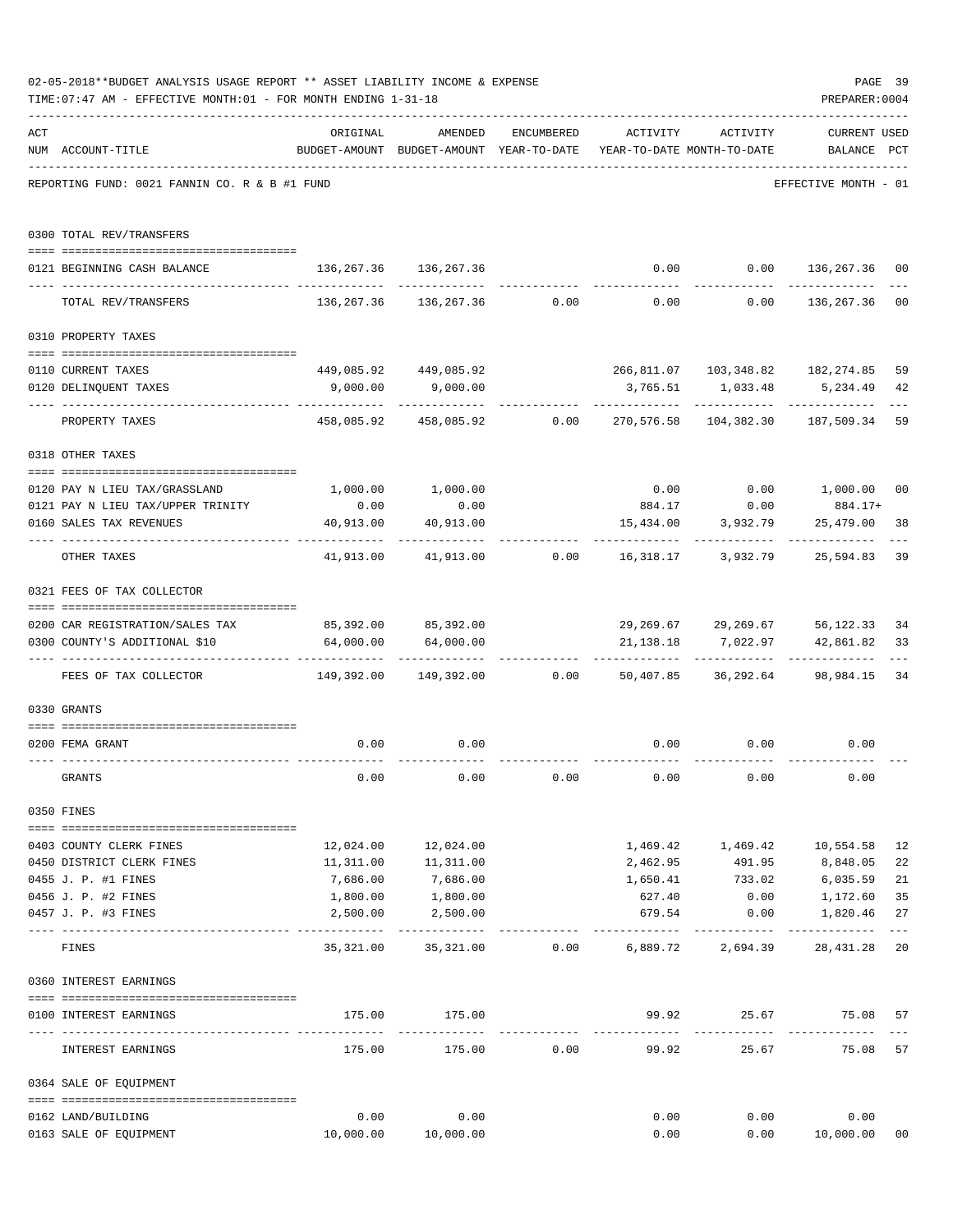02-05-2018**BUDGET ANALYSIS USAGE REPORT ** ASSET LIABILITY INCOME & EXPENSE

TIME:07:47 AM - EFFECTIVE MONTH:01 - FOR MONTH ENDING 1-31-18

PREPARER:0004

REPORTING FUND: 0021 FANNIN CO. R & B #1 FUND — EFFECTIVE MONTH - 01

| ACT NUM | ACCOUNT-TITLE | ORIGINAL BUDGET-AMOUNT | AMENDED BUDGET-AMOUNT | ENCUMBERED YEAR-TO-DATE | ACTIVITY YEAR-TO-DATE | ACTIVITY MONTH-TO-DATE | CURRENT BALANCE | USED PCT |
|---|---|---|---|---|---|---|---|---|
| **0300** | **TOTAL REV/TRANSFERS** | | | | | | | |
| 0121 | BEGINNING CASH BALANCE | 136,267.36 | 136,267.36 | | 0.00 | 0.00 | 136,267.36 | 00 |
| | TOTAL REV/TRANSFERS | 136,267.36 | 136,267.36 | 0.00 | 0.00 | 0.00 | 136,267.36 | 00 |
| **0310** | **PROPERTY TAXES** | | | | | | | |
| 0110 | CURRENT TAXES | 449,085.92 | 449,085.92 | | 266,811.07 | 103,348.82 | 182,274.85 | 59 |
| 0120 | DELINQUENT TAXES | 9,000.00 | 9,000.00 | | 3,765.51 | 1,033.48 | 5,234.49 | 42 |
| | PROPERTY TAXES | 458,085.92 | 458,085.92 | 0.00 | 270,576.58 | 104,382.30 | 187,509.34 | 59 |
| **0318** | **OTHER TAXES** | | | | | | | |
| 0120 | PAY N LIEU TAX/GRASSLAND | 1,000.00 | 1,000.00 | | 0.00 | 0.00 | 1,000.00 | 00 |
| 0121 | PAY N LIEU TAX/UPPER TRINITY | 0.00 | 0.00 | | 884.17 | 0.00 | 884.17+ | |
| 0160 | SALES TAX REVENUES | 40,913.00 | 40,913.00 | | 15,434.00 | 3,932.79 | 25,479.00 | 38 |
| | OTHER TAXES | 41,913.00 | 41,913.00 | 0.00 | 16,318.17 | 3,932.79 | 25,594.83 | 39 |
| **0321** | **FEES OF TAX COLLECTOR** | | | | | | | |
| 0200 | CAR REGISTRATION/SALES TAX | 85,392.00 | 85,392.00 | | 29,269.67 | 29,269.67 | 56,122.33 | 34 |
| 0300 | COUNTY'S ADDITIONAL $10 | 64,000.00 | 64,000.00 | | 21,138.18 | 7,022.97 | 42,861.82 | 33 |
| | FEES OF TAX COLLECTOR | 149,392.00 | 149,392.00 | 0.00 | 50,407.85 | 36,292.64 | 98,984.15 | 34 |
| **0330** | **GRANTS** | | | | | | | |
| 0200 | FEMA GRANT | 0.00 | 0.00 | | 0.00 | 0.00 | 0.00 | |
| | GRANTS | 0.00 | 0.00 | 0.00 | 0.00 | 0.00 | 0.00 | |
| **0350** | **FINES** | | | | | | | |
| 0403 | COUNTY CLERK FINES | 12,024.00 | 12,024.00 | | 1,469.42 | 1,469.42 | 10,554.58 | 12 |
| 0450 | DISTRICT CLERK FINES | 11,311.00 | 11,311.00 | | 2,462.95 | 491.95 | 8,848.05 | 22 |
| 0455 | J. P. #1 FINES | 7,686.00 | 7,686.00 | | 1,650.41 | 733.02 | 6,035.59 | 21 |
| 0456 | J. P. #2 FINES | 1,800.00 | 1,800.00 | | 627.40 | 0.00 | 1,172.60 | 35 |
| 0457 | J. P. #3 FINES | 2,500.00 | 2,500.00 | | 679.54 | 0.00 | 1,820.46 | 27 |
| | FINES | 35,321.00 | 35,321.00 | 0.00 | 6,889.72 | 2,694.39 | 28,431.28 | 20 |
| **0360** | **INTEREST EARNINGS** | | | | | | | |
| 0100 | INTEREST EARNINGS | 175.00 | 175.00 | | 99.92 | 25.67 | 75.08 | 57 |
| | INTEREST EARNINGS | 175.00 | 175.00 | 0.00 | 99.92 | 25.67 | 75.08 | 57 |
| **0364** | **SALE OF EQUIPMENT** | | | | | | | |
| 0162 | LAND/BUILDING | 0.00 | 0.00 | | 0.00 | 0.00 | 0.00 | |
| 0163 | SALE OF EQUIPMENT | 10,000.00 | 10,000.00 | | 0.00 | 0.00 | 10,000.00 | 00 |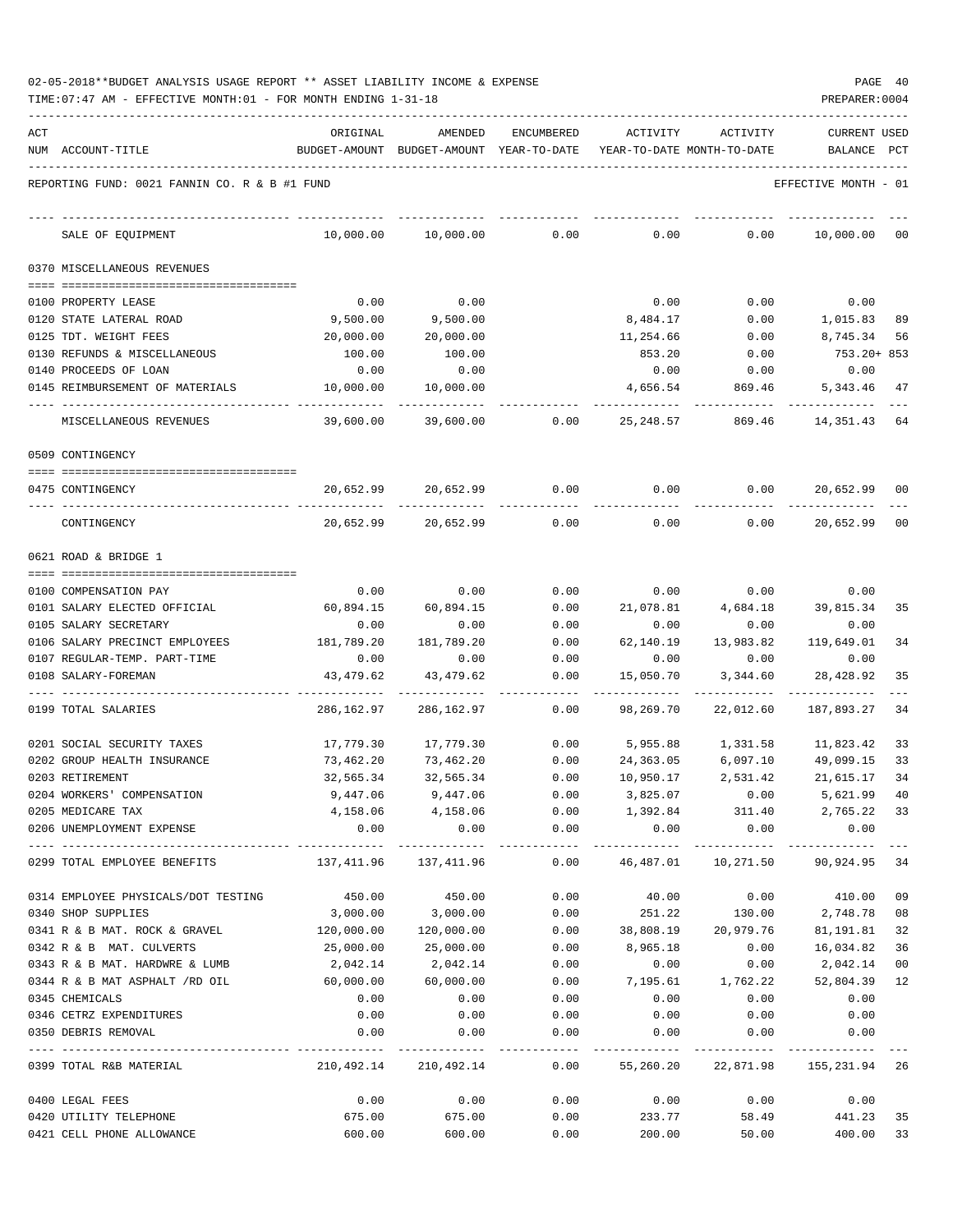02-05-2018**BUDGET ANALYSIS USAGE REPORT ** ASSET LIABILITY INCOME & EXPENSE

TIME:07:47 AM - EFFECTIVE MONTH:01 - FOR MONTH ENDING 1-31-18

PREPARER:0004

REPORTING FUND: 0021 FANNIN CO. R & B #1 FUND — EFFECTIVE MONTH - 01

| ACT NUM | ACCOUNT-TITLE | ORIGINAL BUDGET-AMOUNT | AMENDED BUDGET-AMOUNT | ENCUMBERED YEAR-TO-DATE | ACTIVITY YEAR-TO-DATE | ACTIVITY MONTH-TO-DATE | CURRENT BALANCE | USED PCT |
|---|---|---|---|---|---|---|---|---|
| | SALE OF EQUIPMENT | 10,000.00 | 10,000.00 | 0.00 | 0.00 | 0.00 | 10,000.00 | 00 |
| | **0370 MISCELLANEOUS REVENUES** | | | | | | | |
| 0100 | PROPERTY LEASE | 0.00 | 0.00 | | 0.00 | 0.00 | 0.00 | |
| 0120 | STATE LATERAL ROAD | 9,500.00 | 9,500.00 | | 8,484.17 | 0.00 | 1,015.83 | 89 |
| 0125 | TDT. WEIGHT FEES | 20,000.00 | 20,000.00 | | 11,254.66 | 0.00 | 8,745.34 | 56 |
| 0130 | REFUNDS & MISCELLANEOUS | 100.00 | 100.00 | | 853.20 | 0.00 | 753.20+ | 853 |
| 0140 | PROCEEDS OF LOAN | 0.00 | 0.00 | | 0.00 | 0.00 | 0.00 | |
| 0145 | REIMBURSEMENT OF MATERIALS | 10,000.00 | 10,000.00 | | 4,656.54 | 869.46 | 5,343.46 | 47 |
| | MISCELLANEOUS REVENUES | 39,600.00 | 39,600.00 | 0.00 | 25,248.57 | 869.46 | 14,351.43 | 64 |
| | **0509 CONTINGENCY** | | | | | | | |
| 0475 | CONTINGENCY | 20,652.99 | 20,652.99 | 0.00 | 0.00 | 0.00 | 20,652.99 | 00 |
| | CONTINGENCY | 20,652.99 | 20,652.99 | 0.00 | 0.00 | 0.00 | 20,652.99 | 00 |
| | **0621 ROAD & BRIDGE 1** | | | | | | | |
| 0100 | COMPENSATION PAY | 0.00 | 0.00 | 0.00 | 0.00 | 0.00 | 0.00 | |
| 0101 | SALARY ELECTED OFFICIAL | 60,894.15 | 60,894.15 | 0.00 | 21,078.81 | 4,684.18 | 39,815.34 | 35 |
| 0105 | SALARY SECRETARY | 0.00 | 0.00 | 0.00 | 0.00 | 0.00 | 0.00 | |
| 0106 | SALARY PRECINCT EMPLOYEES | 181,789.20 | 181,789.20 | 0.00 | 62,140.19 | 13,983.82 | 119,649.01 | 34 |
| 0107 | REGULAR-TEMP. PART-TIME | 0.00 | 0.00 | 0.00 | 0.00 | 0.00 | 0.00 | |
| 0108 | SALARY-FOREMAN | 43,479.62 | 43,479.62 | 0.00 | 15,050.70 | 3,344.60 | 28,428.92 | 35 |
| 0199 | TOTAL SALARIES | 286,162.97 | 286,162.97 | 0.00 | 98,269.70 | 22,012.60 | 187,893.27 | 34 |
| 0201 | SOCIAL SECURITY TAXES | 17,779.30 | 17,779.30 | 0.00 | 5,955.88 | 1,331.58 | 11,823.42 | 33 |
| 0202 | GROUP HEALTH INSURANCE | 73,462.20 | 73,462.20 | 0.00 | 24,363.05 | 6,097.10 | 49,099.15 | 33 |
| 0203 | RETIREMENT | 32,565.34 | 32,565.34 | 0.00 | 10,950.17 | 2,531.42 | 21,615.17 | 34 |
| 0204 | WORKERS' COMPENSATION | 9,447.06 | 9,447.06 | 0.00 | 3,825.07 | 0.00 | 5,621.99 | 40 |
| 0205 | MEDICARE TAX | 4,158.06 | 4,158.06 | 0.00 | 1,392.84 | 311.40 | 2,765.22 | 33 |
| 0206 | UNEMPLOYMENT EXPENSE | 0.00 | 0.00 | 0.00 | 0.00 | 0.00 | 0.00 | |
| 0299 | TOTAL EMPLOYEE BENEFITS | 137,411.96 | 137,411.96 | 0.00 | 46,487.01 | 10,271.50 | 90,924.95 | 34 |
| 0314 | EMPLOYEE PHYSICALS/DOT TESTING | 450.00 | 450.00 | 0.00 | 40.00 | 0.00 | 410.00 | 09 |
| 0340 | SHOP SUPPLIES | 3,000.00 | 3,000.00 | 0.00 | 251.22 | 130.00 | 2,748.78 | 08 |
| 0341 | R & B MAT. ROCK & GRAVEL | 120,000.00 | 120,000.00 | 0.00 | 38,808.19 | 20,979.76 | 81,191.81 | 32 |
| 0342 | R & B MAT. CULVERTS | 25,000.00 | 25,000.00 | 0.00 | 8,965.18 | 0.00 | 16,034.82 | 36 |
| 0343 | R & B MAT. HARDWRE & LUMB | 2,042.14 | 2,042.14 | 0.00 | 0.00 | 0.00 | 2,042.14 | 00 |
| 0344 | R & B MAT ASPHALT /RD OIL | 60,000.00 | 60,000.00 | 0.00 | 7,195.61 | 1,762.22 | 52,804.39 | 12 |
| 0345 | CHEMICALS | 0.00 | 0.00 | 0.00 | 0.00 | 0.00 | 0.00 | |
| 0346 | CETRZ EXPENDITURES | 0.00 | 0.00 | 0.00 | 0.00 | 0.00 | 0.00 | |
| 0350 | DEBRIS REMOVAL | 0.00 | 0.00 | 0.00 | 0.00 | 0.00 | 0.00 | |
| 0399 | TOTAL R&B MATERIAL | 210,492.14 | 210,492.14 | 0.00 | 55,260.20 | 22,871.98 | 155,231.94 | 26 |
| 0400 | LEGAL FEES | 0.00 | 0.00 | 0.00 | 0.00 | 0.00 | 0.00 | |
| 0420 | UTILITY TELEPHONE | 675.00 | 675.00 | 0.00 | 233.77 | 58.49 | 441.23 | 35 |
| 0421 | CELL PHONE ALLOWANCE | 600.00 | 600.00 | 0.00 | 200.00 | 50.00 | 400.00 | 33 |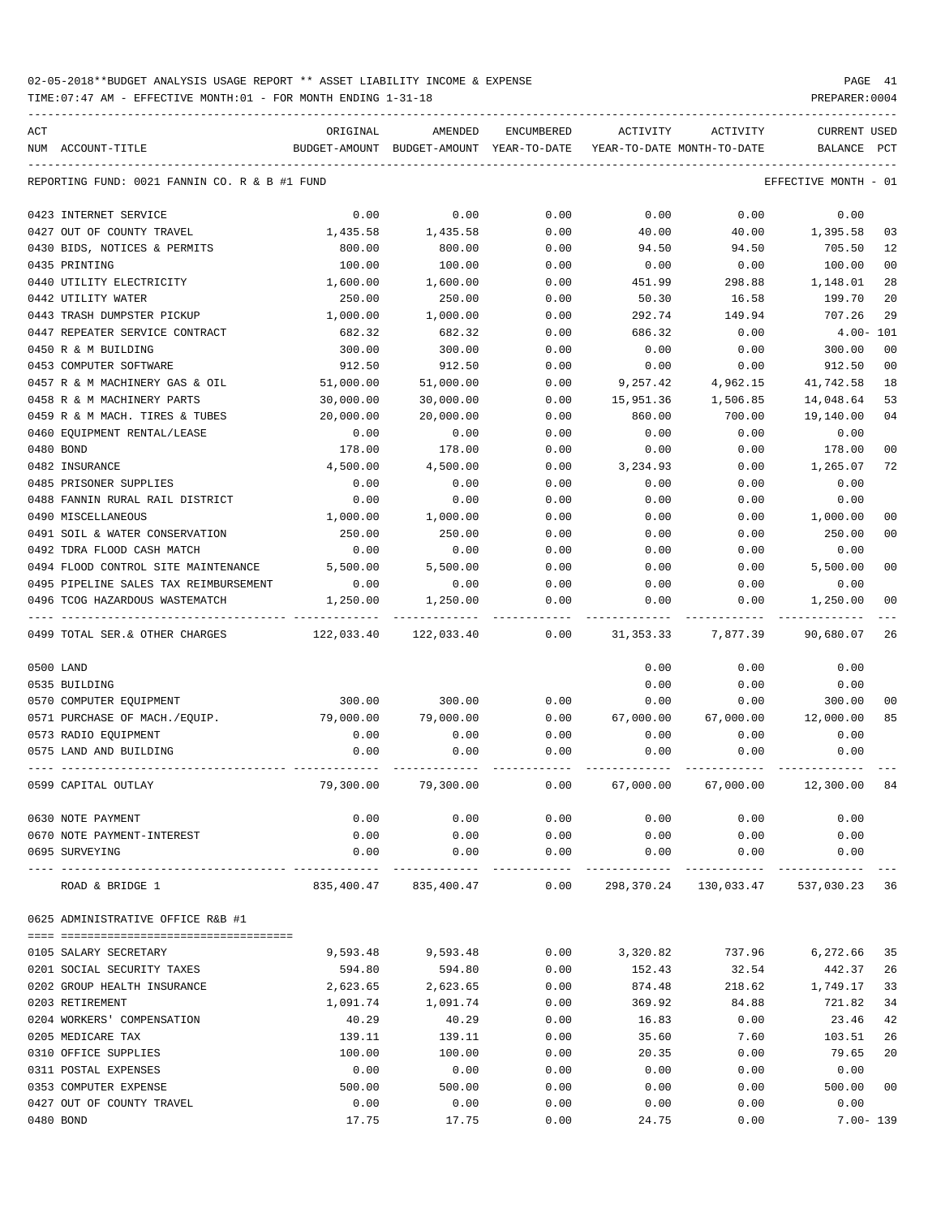02-05-2018**BUDGET ANALYSIS USAGE REPORT ** ASSET LIABILITY INCOME & EXPENSE

TIME:07:47 AM - EFFECTIVE MONTH:01 - FOR MONTH ENDING 1-31-18

PREPARER:0004

| ACT NUM | ACCOUNT-TITLE | ORIGINAL BUDGET-AMOUNT | AMENDED BUDGET-AMOUNT | ENCUMBERED YEAR-TO-DATE | ACTIVITY YEAR-TO-DATE | ACTIVITY MONTH-TO-DATE | CURRENT BALANCE | USED PCT |
|---|---|---|---|---|---|---|---|---|
| | REPORTING FUND: 0021 FANNIN CO. R & B #1 FUND | | | | | | EFFECTIVE MONTH - 01 | |
| 0423 | INTERNET SERVICE | 0.00 | 0.00 | 0.00 | 0.00 | 0.00 | 0.00 | |
| 0427 | OUT OF COUNTY TRAVEL | 1,435.58 | 1,435.58 | 0.00 | 40.00 | 40.00 | 1,395.58 | 03 |
| 0430 | BIDS, NOTICES & PERMITS | 800.00 | 800.00 | 0.00 | 94.50 | 94.50 | 705.50 | 12 |
| 0435 | PRINTING | 100.00 | 100.00 | 0.00 | 0.00 | 0.00 | 100.00 | 00 |
| 0440 | UTILITY ELECTRICITY | 1,600.00 | 1,600.00 | 0.00 | 451.99 | 298.88 | 1,148.01 | 28 |
| 0442 | UTILITY WATER | 250.00 | 250.00 | 0.00 | 50.30 | 16.58 | 199.70 | 20 |
| 0443 | TRASH DUMPSTER PICKUP | 1,000.00 | 1,000.00 | 0.00 | 292.74 | 149.94 | 707.26 | 29 |
| 0447 | REPEATER SERVICE CONTRACT | 682.32 | 682.32 | 0.00 | 686.32 | 0.00 | 4.00- | 101 |
| 0450 | R & M BUILDING | 300.00 | 300.00 | 0.00 | 0.00 | 0.00 | 300.00 | 00 |
| 0453 | COMPUTER SOFTWARE | 912.50 | 912.50 | 0.00 | 0.00 | 0.00 | 912.50 | 00 |
| 0457 | R & M MACHINERY GAS & OIL | 51,000.00 | 51,000.00 | 0.00 | 9,257.42 | 4,962.15 | 41,742.58 | 18 |
| 0458 | R & M MACHINERY PARTS | 30,000.00 | 30,000.00 | 0.00 | 15,951.36 | 1,506.85 | 14,048.64 | 53 |
| 0459 | R & M MACH. TIRES & TUBES | 20,000.00 | 20,000.00 | 0.00 | 860.00 | 700.00 | 19,140.00 | 04 |
| 0460 | EQUIPMENT RENTAL/LEASE | 0.00 | 0.00 | 0.00 | 0.00 | 0.00 | 0.00 | |
| 0480 | BOND | 178.00 | 178.00 | 0.00 | 0.00 | 0.00 | 178.00 | 00 |
| 0482 | INSURANCE | 4,500.00 | 4,500.00 | 0.00 | 3,234.93 | 0.00 | 1,265.07 | 72 |
| 0485 | PRISONER SUPPLIES | 0.00 | 0.00 | 0.00 | 0.00 | 0.00 | 0.00 | |
| 0488 | FANNIN RURAL RAIL DISTRICT | 0.00 | 0.00 | 0.00 | 0.00 | 0.00 | 0.00 | |
| 0490 | MISCELLANEOUS | 1,000.00 | 1,000.00 | 0.00 | 0.00 | 0.00 | 1,000.00 | 00 |
| 0491 | SOIL & WATER CONSERVATION | 250.00 | 250.00 | 0.00 | 0.00 | 0.00 | 250.00 | 00 |
| 0492 | TDRA FLOOD CASH MATCH | 0.00 | 0.00 | 0.00 | 0.00 | 0.00 | 0.00 | |
| 0494 | FLOOD CONTROL SITE MAINTENANCE | 5,500.00 | 5,500.00 | 0.00 | 0.00 | 0.00 | 5,500.00 | 00 |
| 0495 | PIPELINE SALES TAX REIMBURSEMENT | 0.00 | 0.00 | 0.00 | 0.00 | 0.00 | 0.00 | |
| 0496 | TCOG HAZARDOUS WASTEMATCH | 1,250.00 | 1,250.00 | 0.00 | 0.00 | 0.00 | 1,250.00 | 00 |
| 0499 | TOTAL SER.& OTHER CHARGES | 122,033.40 | 122,033.40 | 0.00 | 31,353.33 | 7,877.39 | 90,680.07 | 26 |
| 0500 | LAND | | | | 0.00 | 0.00 | 0.00 | |
| 0535 | BUILDING | | | | 0.00 | 0.00 | 0.00 | |
| 0570 | COMPUTER EQUIPMENT | 300.00 | 300.00 | 0.00 | 0.00 | 0.00 | 300.00 | 00 |
| 0571 | PURCHASE OF MACH./EQUIP. | 79,000.00 | 79,000.00 | 0.00 | 67,000.00 | 67,000.00 | 12,000.00 | 85 |
| 0573 | RADIO EQUIPMENT | 0.00 | 0.00 | 0.00 | 0.00 | 0.00 | 0.00 | |
| 0575 | LAND AND BUILDING | 0.00 | 0.00 | 0.00 | 0.00 | 0.00 | 0.00 | |
| 0599 | CAPITAL OUTLAY | 79,300.00 | 79,300.00 | 0.00 | 67,000.00 | 67,000.00 | 12,300.00 | 84 |
| 0630 | NOTE PAYMENT | 0.00 | 0.00 | 0.00 | 0.00 | 0.00 | 0.00 | |
| 0670 | NOTE PAYMENT-INTEREST | 0.00 | 0.00 | 0.00 | 0.00 | 0.00 | 0.00 | |
| 0695 | SURVEYING | 0.00 | 0.00 | 0.00 | 0.00 | 0.00 | 0.00 | |
| | ROAD & BRIDGE 1 | 835,400.47 | 835,400.47 | 0.00 | 298,370.24 | 130,033.47 | 537,030.23 | 36 |
| | 0625 ADMINISTRATIVE OFFICE R&B #1 | | | | | | | |
| 0105 | SALARY SECRETARY | 9,593.48 | 9,593.48 | 0.00 | 3,320.82 | 737.96 | 6,272.66 | 35 |
| 0201 | SOCIAL SECURITY TAXES | 594.80 | 594.80 | 0.00 | 152.43 | 32.54 | 442.37 | 26 |
| 0202 | GROUP HEALTH INSURANCE | 2,623.65 | 2,623.65 | 0.00 | 874.48 | 218.62 | 1,749.17 | 33 |
| 0203 | RETIREMENT | 1,091.74 | 1,091.74 | 0.00 | 369.92 | 84.88 | 721.82 | 34 |
| 0204 | WORKERS' COMPENSATION | 40.29 | 40.29 | 0.00 | 16.83 | 0.00 | 23.46 | 42 |
| 0205 | MEDICARE TAX | 139.11 | 139.11 | 0.00 | 35.60 | 7.60 | 103.51 | 26 |
| 0310 | OFFICE SUPPLIES | 100.00 | 100.00 | 0.00 | 20.35 | 0.00 | 79.65 | 20 |
| 0311 | POSTAL EXPENSES | 0.00 | 0.00 | 0.00 | 0.00 | 0.00 | 0.00 | |
| 0353 | COMPUTER EXPENSE | 500.00 | 500.00 | 0.00 | 0.00 | 0.00 | 500.00 | 00 |
| 0427 | OUT OF COUNTY TRAVEL | 0.00 | 0.00 | 0.00 | 0.00 | 0.00 | 0.00 | |
| 0480 | BOND | 17.75 | 17.75 | 0.00 | 24.75 | 0.00 | 7.00- | 139 |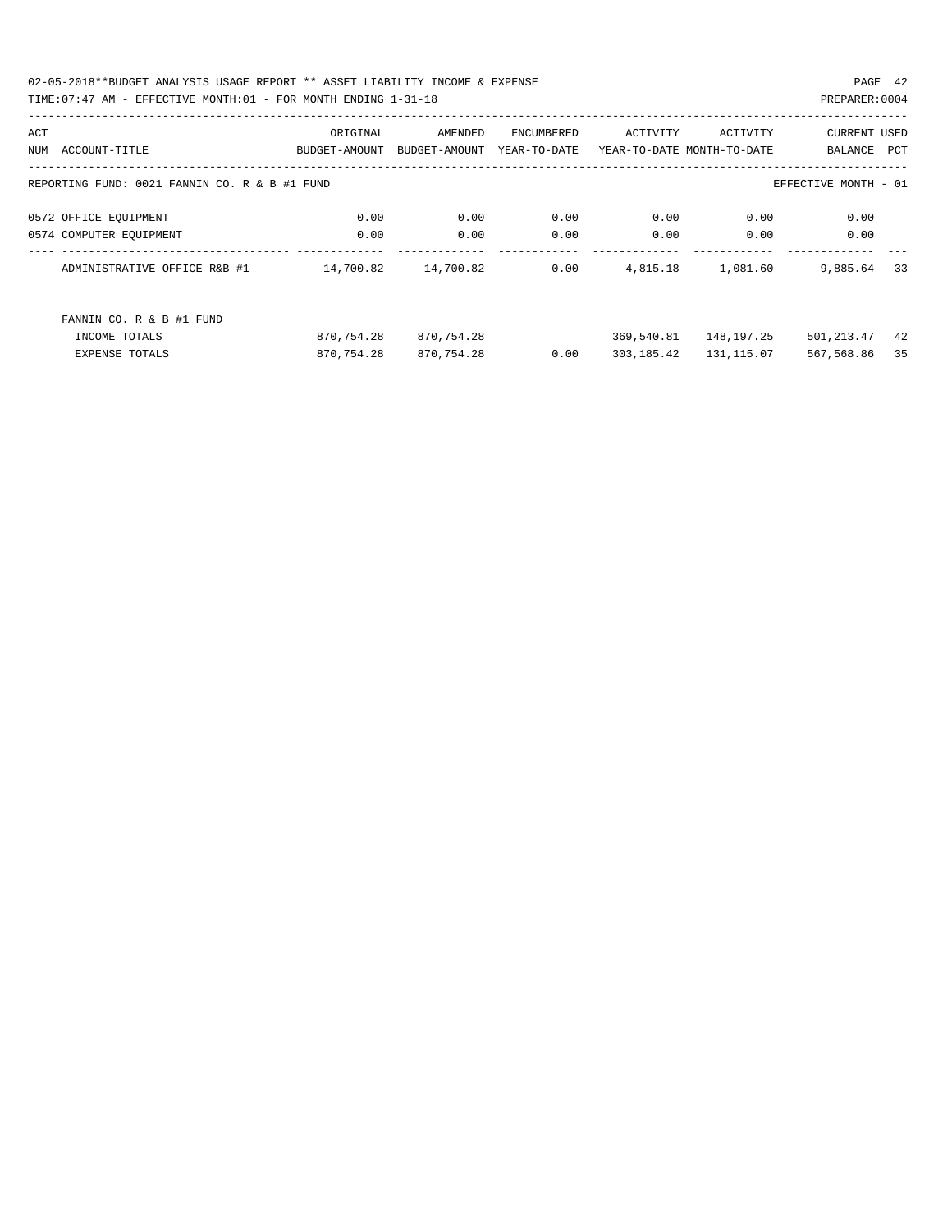02-05-2018**BUDGET ANALYSIS USAGE REPORT ** ASSET LIABILITY INCOME & EXPENSE

TIME:07:47 AM - EFFECTIVE MONTH:01 - FOR MONTH ENDING 1-31-18

PREPARER:0004

| ACT NUM | ACCOUNT-TITLE | ORIGINAL BUDGET-AMOUNT | AMENDED BUDGET-AMOUNT | ENCUMBERED YEAR-TO-DATE | ACTIVITY YEAR-TO-DATE | ACTIVITY MONTH-TO-DATE | CURRENT BALANCE | USED PCT |
|---|---|---|---|---|---|---|---|---|
| | REPORTING FUND: 0021 FANNIN CO. R & B #1 FUND | | | | | | EFFECTIVE MONTH - 01 | |
| 0572 | OFFICE EQUIPMENT | 0.00 | 0.00 | 0.00 | 0.00 | 0.00 | 0.00 | |
| 0574 | COMPUTER EQUIPMENT | 0.00 | 0.00 | 0.00 | 0.00 | 0.00 | 0.00 | |
| | ADMINISTRATIVE OFFICE R&B #1 | 14,700.82 | 14,700.82 | 0.00 | 4,815.18 | 1,081.60 | 9,885.64 | 33 |
| | FANNIN CO. R & B #1 FUND | | | | | | | |
| | INCOME TOTALS | 870,754.28 | 870,754.28 | | 369,540.81 | 148,197.25 | 501,213.47 | 42 |
| | EXPENSE TOTALS | 870,754.28 | 870,754.28 | 0.00 | 303,185.42 | 131,115.07 | 567,568.86 | 35 |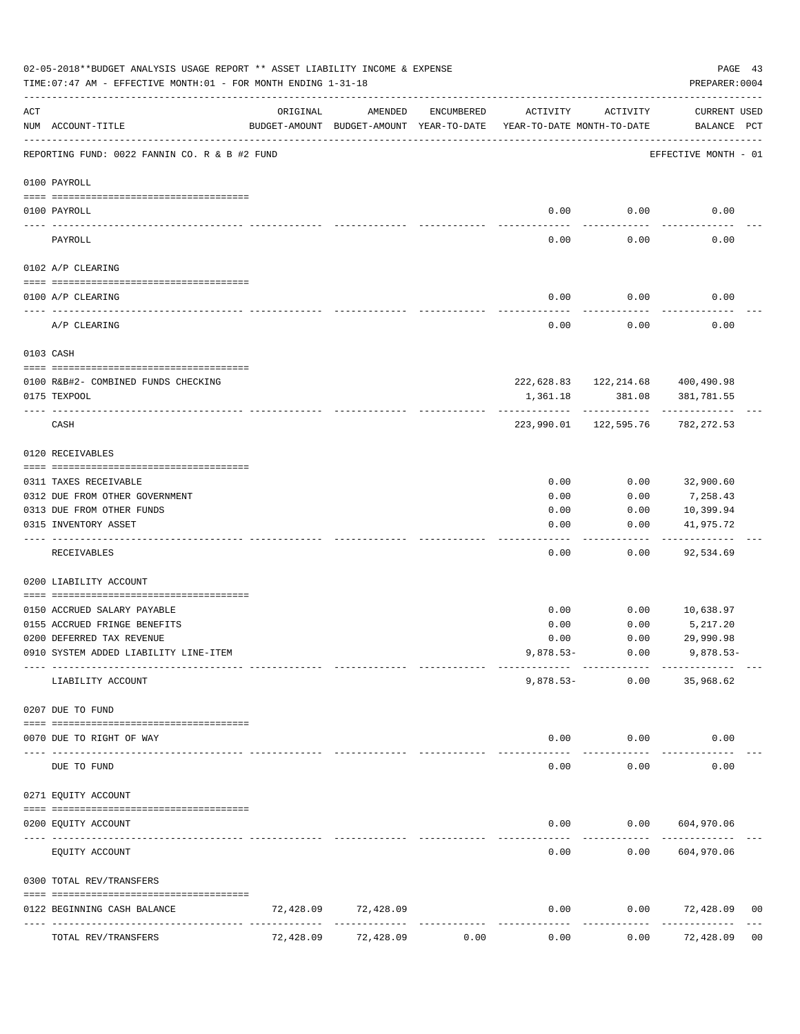02-05-2018**BUDGET ANALYSIS USAGE REPORT ** ASSET LIABILITY INCOME & EXPENSE

TIME:07:47 AM - EFFECTIVE MONTH:01 - FOR MONTH ENDING 1-31-18

PREPARER:0004

REPORTING FUND: 0022 FANNIN CO. R & B #2 FUND — EFFECTIVE MONTH - 01

| ACT NUM | ACCOUNT-TITLE | ORIGINAL BUDGET-AMOUNT | AMENDED BUDGET-AMOUNT | ENCUMBERED YEAR-TO-DATE | ACTIVITY YEAR-TO-DATE | ACTIVITY MONTH-TO-DATE | CURRENT USED BALANCE | PCT |
|---|---|---|---|---|---|---|---|---|
| | **0100 PAYROLL** | | | | | | | |
| 0100 | PAYROLL | | | | 0.00 | 0.00 | 0.00 | |
| | PAYROLL | | | | 0.00 | 0.00 | 0.00 | |
| | **0102 A/P CLEARING** | | | | | | | |
| 0100 | A/P CLEARING | | | | 0.00 | 0.00 | 0.00 | |
| | A/P CLEARING | | | | 0.00 | 0.00 | 0.00 | |
| | **0103 CASH** | | | | | | | |
| 0100 | R&B#2- COMBINED FUNDS CHECKING | | | | 222,628.83 | 122,214.68 | 400,490.98 | |
| 0175 | TEXPOOL | | | | 1,361.18 | 381.08 | 381,781.55 | |
| | CASH | | | | 223,990.01 | 122,595.76 | 782,272.53 | |
| | **0120 RECEIVABLES** | | | | | | | |
| 0311 | TAXES RECEIVABLE | | | | 0.00 | 0.00 | 32,900.60 | |
| 0312 | DUE FROM OTHER GOVERNMENT | | | | 0.00 | 0.00 | 7,258.43 | |
| 0313 | DUE FROM OTHER FUNDS | | | | 0.00 | 0.00 | 10,399.94 | |
| 0315 | INVENTORY ASSET | | | | 0.00 | 0.00 | 41,975.72 | |
| | RECEIVABLES | | | | 0.00 | 0.00 | 92,534.69 | |
| | **0200 LIABILITY ACCOUNT** | | | | | | | |
| 0150 | ACCRUED SALARY PAYABLE | | | | 0.00 | 0.00 | 10,638.97 | |
| 0155 | ACCRUED FRINGE BENEFITS | | | | 0.00 | 0.00 | 5,217.20 | |
| 0200 | DEFERRED TAX REVENUE | | | | 0.00 | 0.00 | 29,990.98 | |
| 0910 | SYSTEM ADDED LIABILITY LINE-ITEM | | | | 9,878.53- | 0.00 | 9,878.53- | |
| | LIABILITY ACCOUNT | | | | 9,878.53- | 0.00 | 35,968.62 | |
| | **0207 DUE TO FUND** | | | | | | | |
| 0070 | DUE TO RIGHT OF WAY | | | | 0.00 | 0.00 | 0.00 | |
| | DUE TO FUND | | | | 0.00 | 0.00 | 0.00 | |
| | **0271 EQUITY ACCOUNT** | | | | | | | |
| 0200 | EQUITY ACCOUNT | | | | 0.00 | 0.00 | 604,970.06 | |
| | EQUITY ACCOUNT | | | | 0.00 | 0.00 | 604,970.06 | |
| | **0300 TOTAL REV/TRANSFERS** | | | | | | | |
| 0122 | BEGINNING CASH BALANCE | 72,428.09 | 72,428.09 | | 0.00 | 0.00 | 72,428.09 | 00 |
| | TOTAL REV/TRANSFERS | 72,428.09 | 72,428.09 | 0.00 | 0.00 | 0.00 | 72,428.09 | 00 |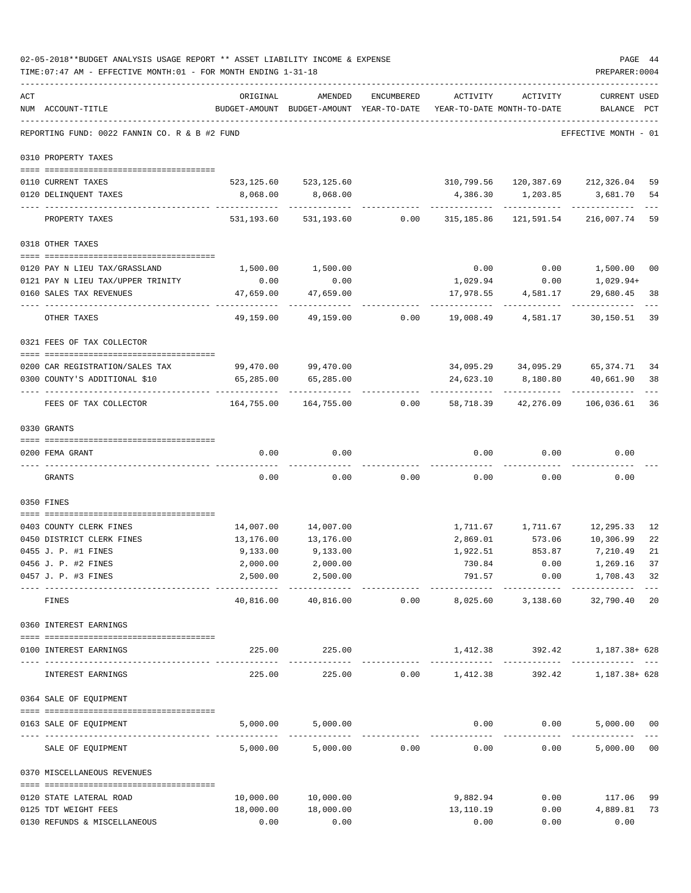02-05-2018**BUDGET ANALYSIS USAGE REPORT ** ASSET LIABILITY INCOME & EXPENSE

TIME:07:47 AM - EFFECTIVE MONTH:01 - FOR MONTH ENDING 1-31-18

PREPARER:0004

REPORTING FUND: 0022 FANNIN CO. R & B #2 FUND — EFFECTIVE MONTH - 01

| ACT NUM | ACCOUNT-TITLE | ORIGINAL BUDGET-AMOUNT | AMENDED BUDGET-AMOUNT | ENCUMBERED YEAR-TO-DATE | ACTIVITY YEAR-TO-DATE | ACTIVITY MONTH-TO-DATE | CURRENT BALANCE | USED PCT |
|---|---|---|---|---|---|---|---|---|
| | **0310 PROPERTY TAXES** | | | | | | | |
| 0110 | CURRENT TAXES | 523,125.60 | 523,125.60 | | 310,799.56 | 120,387.69 | 212,326.04 | 59 |
| 0120 | DELINQUENT TAXES | 8,068.00 | 8,068.00 | | 4,386.30 | 1,203.85 | 3,681.70 | 54 |
| | PROPERTY TAXES | 531,193.60 | 531,193.60 | 0.00 | 315,185.86 | 121,591.54 | 216,007.74 | 59 |
| | **0318 OTHER TAXES** | | | | | | | |
| 0120 | PAY N LIEU TAX/GRASSLAND | 1,500.00 | 1,500.00 | | 0.00 | 0.00 | 1,500.00 | 00 |
| 0121 | PAY N LIEU TAX/UPPER TRINITY | 0.00 | 0.00 | | 1,029.94 | 0.00 | 1,029.94+ | |
| 0160 | SALES TAX REVENUES | 47,659.00 | 47,659.00 | | 17,978.55 | 4,581.17 | 29,680.45 | 38 |
| | OTHER TAXES | 49,159.00 | 49,159.00 | 0.00 | 19,008.49 | 4,581.17 | 30,150.51 | 39 |
| | **0321 FEES OF TAX COLLECTOR** | | | | | | | |
| 0200 | CAR REGISTRATION/SALES TAX | 99,470.00 | 99,470.00 | | 34,095.29 | 34,095.29 | 65,374.71 | 34 |
| 0300 | COUNTY'S ADDITIONAL $10 | 65,285.00 | 65,285.00 | | 24,623.10 | 8,180.80 | 40,661.90 | 38 |
| | FEES OF TAX COLLECTOR | 164,755.00 | 164,755.00 | 0.00 | 58,718.39 | 42,276.09 | 106,036.61 | 36 |
| | **0330 GRANTS** | | | | | | | |
| 0200 | FEMA GRANT | 0.00 | 0.00 | | 0.00 | 0.00 | 0.00 | |
| | GRANTS | 0.00 | 0.00 | 0.00 | 0.00 | 0.00 | 0.00 | |
| | **0350 FINES** | | | | | | | |
| 0403 | COUNTY CLERK FINES | 14,007.00 | 14,007.00 | | 1,711.67 | 1,711.67 | 12,295.33 | 12 |
| 0450 | DISTRICT CLERK FINES | 13,176.00 | 13,176.00 | | 2,869.01 | 573.06 | 10,306.99 | 22 |
| 0455 | J. P. #1 FINES | 9,133.00 | 9,133.00 | | 1,922.51 | 853.87 | 7,210.49 | 21 |
| 0456 | J. P. #2 FINES | 2,000.00 | 2,000.00 | | 730.84 | 0.00 | 1,269.16 | 37 |
| 0457 | J. P. #3 FINES | 2,500.00 | 2,500.00 | | 791.57 | 0.00 | 1,708.43 | 32 |
| | FINES | 40,816.00 | 40,816.00 | 0.00 | 8,025.60 | 3,138.60 | 32,790.40 | 20 |
| | **0360 INTEREST EARNINGS** | | | | | | | |
| 0100 | INTEREST EARNINGS | 225.00 | 225.00 | | 1,412.38 | 392.42 | 1,187.38+ | 628 |
| | INTEREST EARNINGS | 225.00 | 225.00 | 0.00 | 1,412.38 | 392.42 | 1,187.38+ | 628 |
| | **0364 SALE OF EQUIPMENT** | | | | | | | |
| 0163 | SALE OF EQUIPMENT | 5,000.00 | 5,000.00 | | 0.00 | 0.00 | 5,000.00 | 00 |
| | SALE OF EQUIPMENT | 5,000.00 | 5,000.00 | 0.00 | 0.00 | 0.00 | 5,000.00 | 00 |
| | **0370 MISCELLANEOUS REVENUES** | | | | | | | |
| 0120 | STATE LATERAL ROAD | 10,000.00 | 10,000.00 | | 9,882.94 | 0.00 | 117.06 | 99 |
| 0125 | TDT WEIGHT FEES | 18,000.00 | 18,000.00 | | 13,110.19 | 0.00 | 4,889.81 | 73 |
| 0130 | REFUNDS & MISCELLANEOUS | 0.00 | 0.00 | | 0.00 | 0.00 | 0.00 | |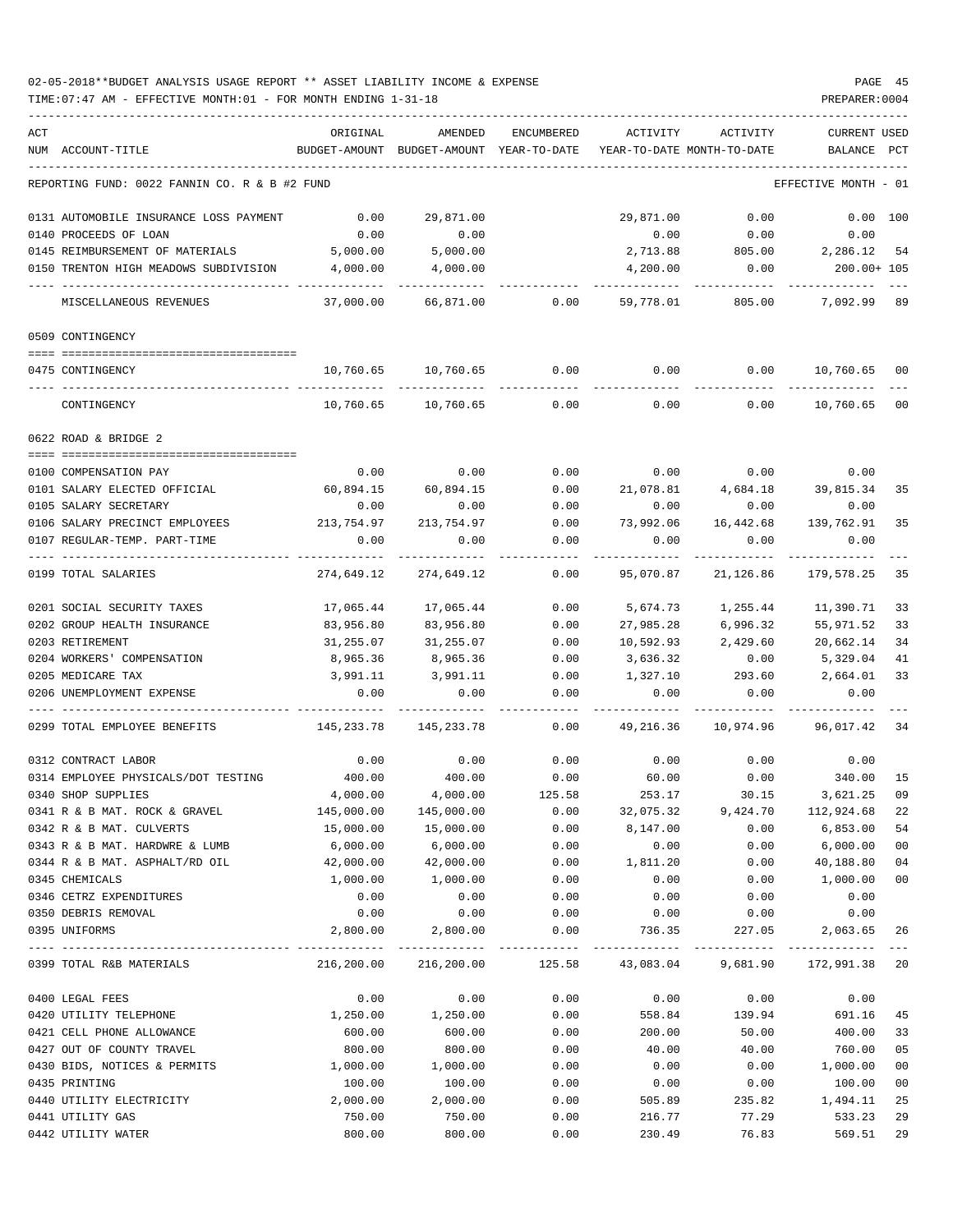02-05-2018**BUDGET ANALYSIS USAGE REPORT ** ASSET LIABILITY INCOME & EXPENSE

TIME:07:47 AM - EFFECTIVE MONTH:01 - FOR MONTH ENDING 1-31-18

PREPARER:0004

| ACT NUM | ACCOUNT-TITLE | ORIGINAL BUDGET-AMOUNT | AMENDED BUDGET-AMOUNT | ENCUMBERED YEAR-TO-DATE | ACTIVITY YEAR-TO-DATE | ACTIVITY MONTH-TO-DATE | CURRENT USED BALANCE | PCT |
|---|---|---|---|---|---|---|---|---|
| | REPORTING FUND: 0022 FANNIN CO. R & B #2 FUND | | | | | | EFFECTIVE MONTH - 01 | |
| 0131 | AUTOMOBILE INSURANCE LOSS PAYMENT | 0.00 | 29,871.00 | | 29,871.00 | 0.00 | 0.00 | 100 |
| 0140 | PROCEEDS OF LOAN | 0.00 | 0.00 | | 0.00 | 0.00 | 0.00 | |
| 0145 | REIMBURSEMENT OF MATERIALS | 5,000.00 | 5,000.00 | | 2,713.88 | 805.00 | 2,286.12 | 54 |
| 0150 | TRENTON HIGH MEADOWS SUBDIVISION | 4,000.00 | 4,000.00 | | 4,200.00 | 0.00 | 200.00+ | 105 |
| | MISCELLANEOUS REVENUES | 37,000.00 | 66,871.00 | 0.00 | 59,778.01 | 805.00 | 7,092.99 | 89 |
| | 0509 CONTINGENCY | | | | | | | |
| 0475 | CONTINGENCY | 10,760.65 | 10,760.65 | 0.00 | 0.00 | 0.00 | 10,760.65 | 00 |
| | CONTINGENCY | 10,760.65 | 10,760.65 | 0.00 | 0.00 | 0.00 | 10,760.65 | 00 |
| | 0622 ROAD & BRIDGE 2 | | | | | | | |
| 0100 | COMPENSATION PAY | 0.00 | 0.00 | 0.00 | 0.00 | 0.00 | 0.00 | |
| 0101 | SALARY ELECTED OFFICIAL | 60,894.15 | 60,894.15 | 0.00 | 21,078.81 | 4,684.18 | 39,815.34 | 35 |
| 0105 | SALARY SECRETARY | 0.00 | 0.00 | 0.00 | 0.00 | 0.00 | 0.00 | |
| 0106 | SALARY PRECINCT EMPLOYEES | 213,754.97 | 213,754.97 | 0.00 | 73,992.06 | 16,442.68 | 139,762.91 | 35 |
| 0107 | REGULAR-TEMP. PART-TIME | 0.00 | 0.00 | 0.00 | 0.00 | 0.00 | 0.00 | |
| 0199 | TOTAL SALARIES | 274,649.12 | 274,649.12 | 0.00 | 95,070.87 | 21,126.86 | 179,578.25 | 35 |
| 0201 | SOCIAL SECURITY TAXES | 17,065.44 | 17,065.44 | 0.00 | 5,674.73 | 1,255.44 | 11,390.71 | 33 |
| 0202 | GROUP HEALTH INSURANCE | 83,956.80 | 83,956.80 | 0.00 | 27,985.28 | 6,996.32 | 55,971.52 | 33 |
| 0203 | RETIREMENT | 31,255.07 | 31,255.07 | 0.00 | 10,592.93 | 2,429.60 | 20,662.14 | 34 |
| 0204 | WORKERS' COMPENSATION | 8,965.36 | 8,965.36 | 0.00 | 3,636.32 | 0.00 | 5,329.04 | 41 |
| 0205 | MEDICARE TAX | 3,991.11 | 3,991.11 | 0.00 | 1,327.10 | 293.60 | 2,664.01 | 33 |
| 0206 | UNEMPLOYMENT EXPENSE | 0.00 | 0.00 | 0.00 | 0.00 | 0.00 | 0.00 | |
| 0299 | TOTAL EMPLOYEE BENEFITS | 145,233.78 | 145,233.78 | 0.00 | 49,216.36 | 10,974.96 | 96,017.42 | 34 |
| 0312 | CONTRACT LABOR | 0.00 | 0.00 | 0.00 | 0.00 | 0.00 | 0.00 | |
| 0314 | EMPLOYEE PHYSICALS/DOT TESTING | 400.00 | 400.00 | 0.00 | 60.00 | 0.00 | 340.00 | 15 |
| 0340 | SHOP SUPPLIES | 4,000.00 | 4,000.00 | 125.58 | 253.17 | 30.15 | 3,621.25 | 09 |
| 0341 | R & B MAT. ROCK & GRAVEL | 145,000.00 | 145,000.00 | 0.00 | 32,075.32 | 9,424.70 | 112,924.68 | 22 |
| 0342 | R & B MAT. CULVERTS | 15,000.00 | 15,000.00 | 0.00 | 8,147.00 | 0.00 | 6,853.00 | 54 |
| 0343 | R & B MAT. HARDWRE & LUMB | 6,000.00 | 6,000.00 | 0.00 | 0.00 | 0.00 | 6,000.00 | 00 |
| 0344 | R & B MAT. ASPHALT/RD OIL | 42,000.00 | 42,000.00 | 0.00 | 1,811.20 | 0.00 | 40,188.80 | 04 |
| 0345 | CHEMICALS | 1,000.00 | 1,000.00 | 0.00 | 0.00 | 0.00 | 1,000.00 | 00 |
| 0346 | CETRZ EXPENDITURES | 0.00 | 0.00 | 0.00 | 0.00 | 0.00 | 0.00 | |
| 0350 | DEBRIS REMOVAL | 0.00 | 0.00 | 0.00 | 0.00 | 0.00 | 0.00 | |
| 0395 | UNIFORMS | 2,800.00 | 2,800.00 | 0.00 | 736.35 | 227.05 | 2,063.65 | 26 |
| 0399 | TOTAL R&B MATERIALS | 216,200.00 | 216,200.00 | 125.58 | 43,083.04 | 9,681.90 | 172,991.38 | 20 |
| 0400 | LEGAL FEES | 0.00 | 0.00 | 0.00 | 0.00 | 0.00 | 0.00 | |
| 0420 | UTILITY TELEPHONE | 1,250.00 | 1,250.00 | 0.00 | 558.84 | 139.94 | 691.16 | 45 |
| 0421 | CELL PHONE ALLOWANCE | 600.00 | 600.00 | 0.00 | 200.00 | 50.00 | 400.00 | 33 |
| 0427 | OUT OF COUNTY TRAVEL | 800.00 | 800.00 | 0.00 | 40.00 | 40.00 | 760.00 | 05 |
| 0430 | BIDS, NOTICES & PERMITS | 1,000.00 | 1,000.00 | 0.00 | 0.00 | 0.00 | 1,000.00 | 00 |
| 0435 | PRINTING | 100.00 | 100.00 | 0.00 | 0.00 | 0.00 | 100.00 | 00 |
| 0440 | UTILITY ELECTRICITY | 2,000.00 | 2,000.00 | 0.00 | 505.89 | 235.82 | 1,494.11 | 25 |
| 0441 | UTILITY GAS | 750.00 | 750.00 | 0.00 | 216.77 | 77.29 | 533.23 | 29 |
| 0442 | UTILITY WATER | 800.00 | 800.00 | 0.00 | 230.49 | 76.83 | 569.51 | 29 |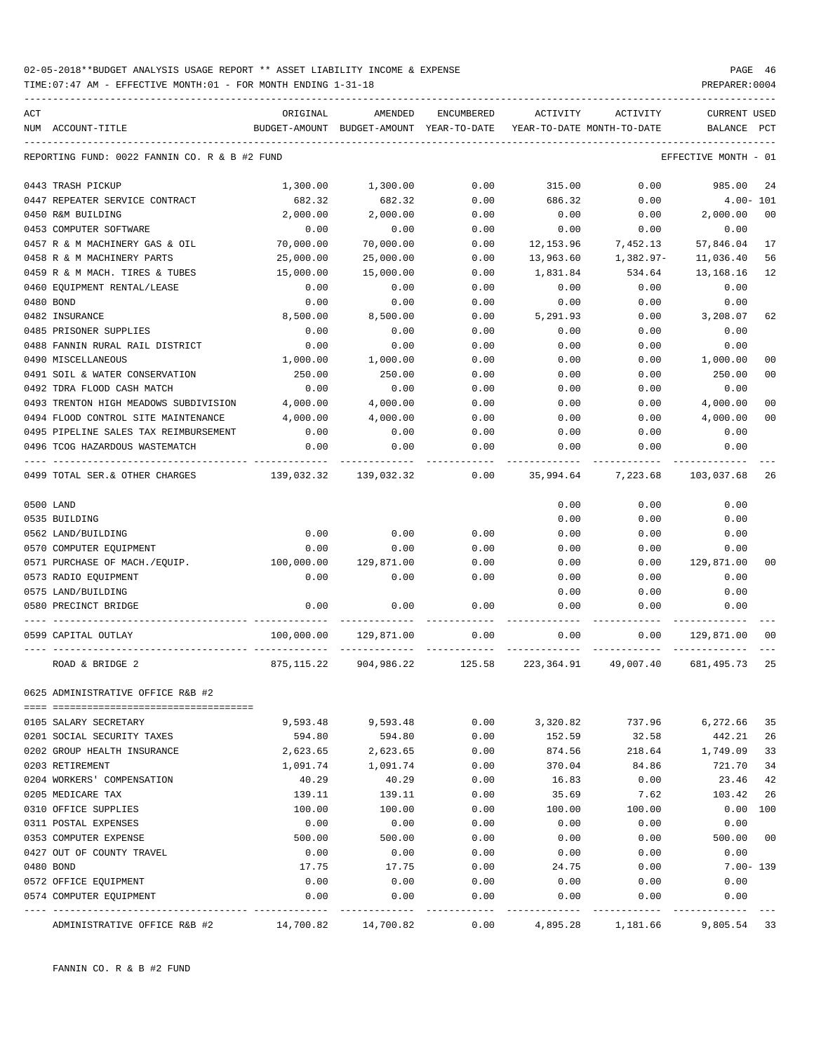02-05-2018**BUDGET ANALYSIS USAGE REPORT ** ASSET LIABILITY INCOME & EXPENSE

TIME:07:47 AM - EFFECTIVE MONTH:01 - FOR MONTH ENDING 1-31-18

PREPARER:0004

REPORTING FUND: 0022 FANNIN CO. R & B #2 FUND — EFFECTIVE MONTH - 01

| ACT NUM | ACCOUNT-TITLE | ORIGINAL BUDGET-AMOUNT | AMENDED BUDGET-AMOUNT | ENCUMBERED YEAR-TO-DATE | ACTIVITY YEAR-TO-DATE | ACTIVITY MONTH-TO-DATE | CURRENT BALANCE | USED PCT |
|---|---|---|---|---|---|---|---|---|
| 0443 | TRASH PICKUP | 1,300.00 | 1,300.00 | 0.00 | 315.00 | 0.00 | 985.00 | 24 |
| 0447 | REPEATER SERVICE CONTRACT | 682.32 | 682.32 | 0.00 | 686.32 | 0.00 | 4.00- | 101 |
| 0450 | R&M BUILDING | 2,000.00 | 2,000.00 | 0.00 | 0.00 | 0.00 | 2,000.00 | 00 |
| 0453 | COMPUTER SOFTWARE | 0.00 | 0.00 | 0.00 | 0.00 | 0.00 | 0.00 | |
| 0457 | R & M MACHINERY GAS & OIL | 70,000.00 | 70,000.00 | 0.00 | 12,153.96 | 7,452.13 | 57,846.04 | 17 |
| 0458 | R & M MACHINERY PARTS | 25,000.00 | 25,000.00 | 0.00 | 13,963.60 | 1,382.97- | 11,036.40 | 56 |
| 0459 | R & M MACH. TIRES & TUBES | 15,000.00 | 15,000.00 | 0.00 | 1,831.84 | 534.64 | 13,168.16 | 12 |
| 0460 | EQUIPMENT RENTAL/LEASE | 0.00 | 0.00 | 0.00 | 0.00 | 0.00 | 0.00 | |
| 0480 | BOND | 0.00 | 0.00 | 0.00 | 0.00 | 0.00 | 0.00 | |
| 0482 | INSURANCE | 8,500.00 | 8,500.00 | 0.00 | 5,291.93 | 0.00 | 3,208.07 | 62 |
| 0485 | PRISONER SUPPLIES | 0.00 | 0.00 | 0.00 | 0.00 | 0.00 | 0.00 | |
| 0488 | FANNIN RURAL RAIL DISTRICT | 0.00 | 0.00 | 0.00 | 0.00 | 0.00 | 0.00 | |
| 0490 | MISCELLANEOUS | 1,000.00 | 1,000.00 | 0.00 | 0.00 | 0.00 | 1,000.00 | 00 |
| 0491 | SOIL & WATER CONSERVATION | 250.00 | 250.00 | 0.00 | 0.00 | 0.00 | 250.00 | 00 |
| 0492 | TDRA FLOOD CASH MATCH | 0.00 | 0.00 | 0.00 | 0.00 | 0.00 | 0.00 | |
| 0493 | TRENTON HIGH MEADOWS SUBDIVISION | 4,000.00 | 4,000.00 | 0.00 | 0.00 | 0.00 | 4,000.00 | 00 |
| 0494 | FLOOD CONTROL SITE MAINTENANCE | 4,000.00 | 4,000.00 | 0.00 | 0.00 | 0.00 | 4,000.00 | 00 |
| 0495 | PIPELINE SALES TAX REIMBURSEMENT | 0.00 | 0.00 | 0.00 | 0.00 | 0.00 | 0.00 | |
| 0496 | TCOG HAZARDOUS WASTEMATCH | 0.00 | 0.00 | 0.00 | 0.00 | 0.00 | 0.00 | |
| 0499 | TOTAL SER.& OTHER CHARGES | 139,032.32 | 139,032.32 | 0.00 | 35,994.64 | 7,223.68 | 103,037.68 | 26 |
| 0500 | LAND | | | | 0.00 | 0.00 | 0.00 | |
| 0535 | BUILDING | | | | 0.00 | 0.00 | 0.00 | |
| 0562 | LAND/BUILDING | 0.00 | 0.00 | 0.00 | 0.00 | 0.00 | 0.00 | |
| 0570 | COMPUTER EQUIPMENT | 0.00 | 0.00 | 0.00 | 0.00 | 0.00 | 0.00 | |
| 0571 | PURCHASE OF MACH./EQUIP. | 100,000.00 | 129,871.00 | 0.00 | 0.00 | 0.00 | 129,871.00 | 00 |
| 0573 | RADIO EQUIPMENT | 0.00 | 0.00 | 0.00 | 0.00 | 0.00 | 0.00 | |
| 0575 | LAND/BUILDING | | | | 0.00 | 0.00 | 0.00 | |
| 0580 | PRECINCT BRIDGE | 0.00 | 0.00 | 0.00 | 0.00 | 0.00 | 0.00 | |
| 0599 | CAPITAL OUTLAY | 100,000.00 | 129,871.00 | 0.00 | 0.00 | 0.00 | 129,871.00 | 00 |
| | ROAD & BRIDGE 2 | 875,115.22 | 904,986.22 | 125.58 | 223,364.91 | 49,007.40 | 681,495.73 | 25 |

0625 ADMINISTRATIVE OFFICE R&B #2

| ACT NUM | ACCOUNT-TITLE | ORIGINAL BUDGET-AMOUNT | AMENDED BUDGET-AMOUNT | ENCUMBERED YEAR-TO-DATE | ACTIVITY YEAR-TO-DATE | ACTIVITY MONTH-TO-DATE | CURRENT BALANCE | USED PCT |
|---|---|---|---|---|---|---|---|---|
| 0105 | SALARY SECRETARY | 9,593.48 | 9,593.48 | 0.00 | 3,320.82 | 737.96 | 6,272.66 | 35 |
| 0201 | SOCIAL SECURITY TAXES | 594.80 | 594.80 | 0.00 | 152.59 | 32.58 | 442.21 | 26 |
| 0202 | GROUP HEALTH INSURANCE | 2,623.65 | 2,623.65 | 0.00 | 874.56 | 218.64 | 1,749.09 | 33 |
| 0203 | RETIREMENT | 1,091.74 | 1,091.74 | 0.00 | 370.04 | 84.86 | 721.70 | 34 |
| 0204 | WORKERS' COMPENSATION | 40.29 | 40.29 | 0.00 | 16.83 | 0.00 | 23.46 | 42 |
| 0205 | MEDICARE TAX | 139.11 | 139.11 | 0.00 | 35.69 | 7.62 | 103.42 | 26 |
| 0310 | OFFICE SUPPLIES | 100.00 | 100.00 | 0.00 | 100.00 | 100.00 | 0.00 | 100 |
| 0311 | POSTAL EXPENSES | 0.00 | 0.00 | 0.00 | 0.00 | 0.00 | 0.00 | |
| 0353 | COMPUTER EXPENSE | 500.00 | 500.00 | 0.00 | 0.00 | 0.00 | 500.00 | 00 |
| 0427 | OUT OF COUNTY TRAVEL | 0.00 | 0.00 | 0.00 | 0.00 | 0.00 | 0.00 | |
| 0480 | BOND | 17.75 | 17.75 | 0.00 | 24.75 | 0.00 | 7.00- | 139 |
| 0572 | OFFICE EQUIPMENT | 0.00 | 0.00 | 0.00 | 0.00 | 0.00 | 0.00 | |
| 0574 | COMPUTER EQUIPMENT | 0.00 | 0.00 | 0.00 | 0.00 | 0.00 | 0.00 | |
| | ADMINISTRATIVE OFFICE R&B #2 | 14,700.82 | 14,700.82 | 0.00 | 4,895.28 | 1,181.66 | 9,805.54 | 33 |

FANNIN CO. R & B #2 FUND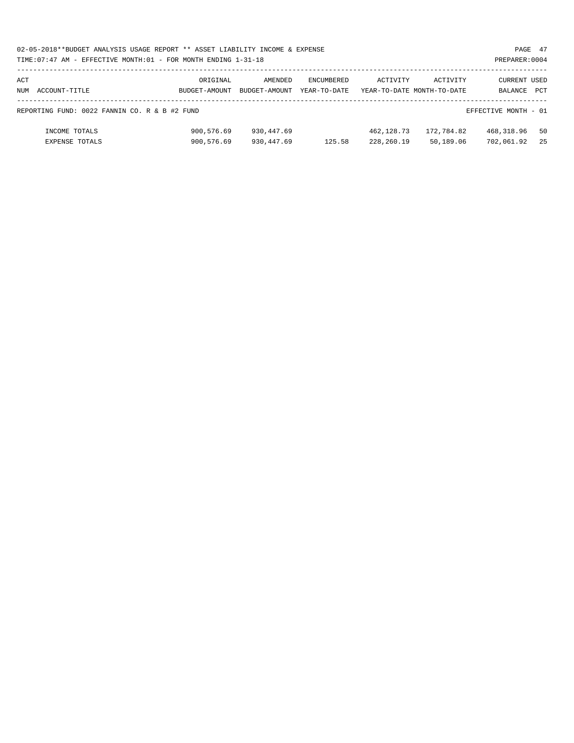02-05-2018**BUDGET ANALYSIS USAGE REPORT ** ASSET LIABILITY INCOME & EXPENSE

TIME:07:47 AM - EFFECTIVE MONTH:01 - FOR MONTH ENDING 1-31-18

PREPARER:0004

| ACT NUM ACCOUNT-TITLE | ORIGINAL BUDGET-AMOUNT | AMENDED BUDGET-AMOUNT | ENCUMBERED YEAR-TO-DATE | ACTIVITY YEAR-TO-DATE | ACTIVITY MONTH-TO-DATE | CURRENT BALANCE | USED PCT |
|---|---|---|---|---|---|---|---|
| REPORTING FUND: 0022 FANNIN CO. R & B #2 FUND | | | | | | EFFECTIVE MONTH - 01 | |
| INCOME TOTALS | 900,576.69 | 930,447.69 | | 462,128.73 | 172,784.82 | 468,318.96 | 50 |
| EXPENSE TOTALS | 900,576.69 | 930,447.69 | 125.58 | 228,260.19 | 50,189.06 | 702,061.92 | 25 |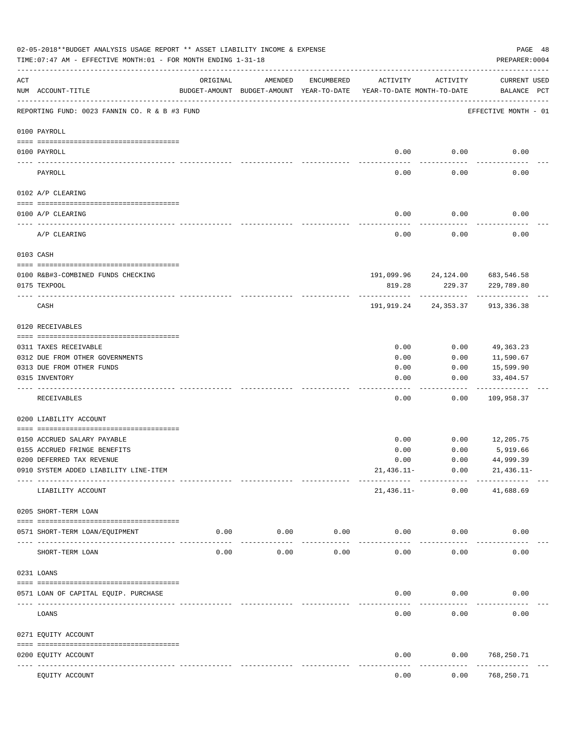02-05-2018**BUDGET ANALYSIS USAGE REPORT ** ASSET LIABILITY INCOME & EXPENSE

TIME:07:47 AM - EFFECTIVE MONTH:01 - FOR MONTH ENDING 1-31-18

PREPARER:0004

REPORTING FUND: 0023 FANNIN CO. R & B #3 FUND — EFFECTIVE MONTH - 01

| ACT NUM | ACCOUNT-TITLE | ORIGINAL BUDGET-AMOUNT | AMENDED BUDGET-AMOUNT | ENCUMBERED YEAR-TO-DATE | ACTIVITY YEAR-TO-DATE | ACTIVITY MONTH-TO-DATE | CURRENT USED BALANCE | PCT |
|---|---|---|---|---|---|---|---|---|
| | **0100 PAYROLL** | | | | | | | |
| 0100 | PAYROLL | | | | 0.00 | 0.00 | 0.00 | |
| | PAYROLL | | | | 0.00 | 0.00 | 0.00 | |
| | **0102 A/P CLEARING** | | | | | | | |
| 0100 | A/P CLEARING | | | | 0.00 | 0.00 | 0.00 | |
| | A/P CLEARING | | | | 0.00 | 0.00 | 0.00 | |
| | **0103 CASH** | | | | | | | |
| 0100 | R&B#3-COMBINED FUNDS CHECKING | | | | 191,099.96 | 24,124.00 | 683,546.58 | |
| 0175 | TEXPOOL | | | | 819.28 | 229.37 | 229,789.80 | |
| | CASH | | | | 191,919.24 | 24,353.37 | 913,336.38 | |
| | **0120 RECEIVABLES** | | | | | | | |
| 0311 | TAXES RECEIVABLE | | | | 0.00 | 0.00 | 49,363.23 | |
| 0312 | DUE FROM OTHER GOVERNMENTS | | | | 0.00 | 0.00 | 11,590.67 | |
| 0313 | DUE FROM OTHER FUNDS | | | | 0.00 | 0.00 | 15,599.90 | |
| 0315 | INVENTORY | | | | 0.00 | 0.00 | 33,404.57 | |
| | RECEIVABLES | | | | 0.00 | 0.00 | 109,958.37 | |
| | **0200 LIABILITY ACCOUNT** | | | | | | | |
| 0150 | ACCRUED SALARY PAYABLE | | | | 0.00 | 0.00 | 12,205.75 | |
| 0155 | ACCRUED FRINGE BENEFITS | | | | 0.00 | 0.00 | 5,919.66 | |
| 0200 | DEFERRED TAX REVENUE | | | | 0.00 | 0.00 | 44,999.39 | |
| 0910 | SYSTEM ADDED LIABILITY LINE-ITEM | | | | 21,436.11- | 0.00 | 21,436.11- | |
| | LIABILITY ACCOUNT | | | | 21,436.11- | 0.00 | 41,688.69 | |
| | **0205 SHORT-TERM LOAN** | | | | | | | |
| 0571 | SHORT-TERM LOAN/EQUIPMENT | 0.00 | 0.00 | 0.00 | 0.00 | 0.00 | 0.00 | |
| | SHORT-TERM LOAN | 0.00 | 0.00 | 0.00 | 0.00 | 0.00 | 0.00 | |
| | **0231 LOANS** | | | | | | | |
| 0571 | LOAN OF CAPITAL EQUIP. PURCHASE | | | | 0.00 | 0.00 | 0.00 | |
| | LOANS | | | | 0.00 | 0.00 | 0.00 | |
| | **0271 EQUITY ACCOUNT** | | | | | | | |
| 0200 | EQUITY ACCOUNT | | | | 0.00 | 0.00 | 768,250.71 | |
| | EQUITY ACCOUNT | | | | 0.00 | 0.00 | 768,250.71 | |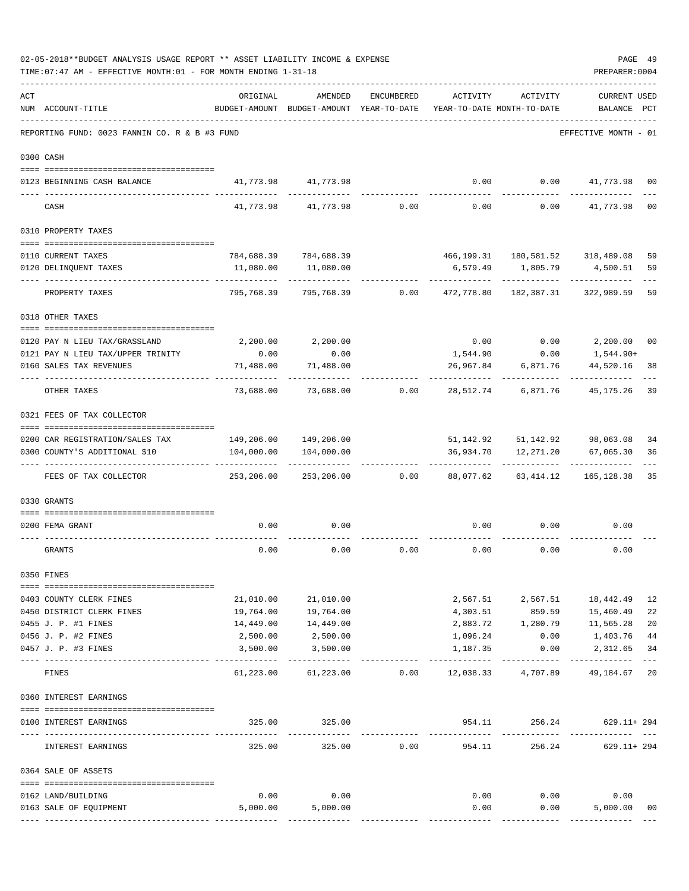02-05-2018**BUDGET ANALYSIS USAGE REPORT ** ASSET LIABILITY INCOME & EXPENSE

TIME:07:47 AM - EFFECTIVE MONTH:01 - FOR MONTH ENDING 1-31-18

PREPARER:0004

REPORTING FUND: 0023 FANNIN CO. R & B #3 FUND — EFFECTIVE MONTH - 01

| ACT NUM | ACCOUNT-TITLE | ORIGINAL BUDGET-AMOUNT | AMENDED BUDGET-AMOUNT | ENCUMBERED YEAR-TO-DATE | ACTIVITY YEAR-TO-DATE | ACTIVITY MONTH-TO-DATE | CURRENT BALANCE | USED PCT |
|---|---|---|---|---|---|---|---|---|
| **0300** | **CASH** | | | | | | | |
| 0123 | BEGINNING CASH BALANCE | 41,773.98 | 41,773.98 | | 0.00 | 0.00 | 41,773.98 | 00 |
| | CASH | 41,773.98 | 41,773.98 | 0.00 | 0.00 | 0.00 | 41,773.98 | 00 |
| **0310** | **PROPERTY TAXES** | | | | | | | |
| 0110 | CURRENT TAXES | 784,688.39 | 784,688.39 | | 466,199.31 | 180,581.52 | 318,489.08 | 59 |
| 0120 | DELINQUENT TAXES | 11,080.00 | 11,080.00 | | 6,579.49 | 1,805.79 | 4,500.51 | 59 |
| | PROPERTY TAXES | 795,768.39 | 795,768.39 | 0.00 | 472,778.80 | 182,387.31 | 322,989.59 | 59 |
| **0318** | **OTHER TAXES** | | | | | | | |
| 0120 | PAY N LIEU TAX/GRASSLAND | 2,200.00 | 2,200.00 | | 0.00 | 0.00 | 2,200.00 | 00 |
| 0121 | PAY N LIEU TAX/UPPER TRINITY | 0.00 | 0.00 | | 1,544.90 | 0.00 | 1,544.90+ | |
| 0160 | SALES TAX REVENUES | 71,488.00 | 71,488.00 | | 26,967.84 | 6,871.76 | 44,520.16 | 38 |
| | OTHER TAXES | 73,688.00 | 73,688.00 | 0.00 | 28,512.74 | 6,871.76 | 45,175.26 | 39 |
| **0321** | **FEES OF TAX COLLECTOR** | | | | | | | |
| 0200 | CAR REGISTRATION/SALES TAX | 149,206.00 | 149,206.00 | | 51,142.92 | 51,142.92 | 98,063.08 | 34 |
| 0300 | COUNTY'S ADDITIONAL $10 | 104,000.00 | 104,000.00 | | 36,934.70 | 12,271.20 | 67,065.30 | 36 |
| | FEES OF TAX COLLECTOR | 253,206.00 | 253,206.00 | 0.00 | 88,077.62 | 63,414.12 | 165,128.38 | 35 |
| **0330** | **GRANTS** | | | | | | | |
| 0200 | FEMA GRANT | 0.00 | 0.00 | | 0.00 | 0.00 | 0.00 | |
| | GRANTS | 0.00 | 0.00 | 0.00 | 0.00 | 0.00 | 0.00 | |
| **0350** | **FINES** | | | | | | | |
| 0403 | COUNTY CLERK FINES | 21,010.00 | 21,010.00 | | 2,567.51 | 2,567.51 | 18,442.49 | 12 |
| 0450 | DISTRICT CLERK FINES | 19,764.00 | 19,764.00 | | 4,303.51 | 859.59 | 15,460.49 | 22 |
| 0455 | J. P. #1 FINES | 14,449.00 | 14,449.00 | | 2,883.72 | 1,280.79 | 11,565.28 | 20 |
| 0456 | J. P. #2 FINES | 2,500.00 | 2,500.00 | | 1,096.24 | 0.00 | 1,403.76 | 44 |
| 0457 | J. P. #3 FINES | 3,500.00 | 3,500.00 | | 1,187.35 | 0.00 | 2,312.65 | 34 |
| | FINES | 61,223.00 | 61,223.00 | 0.00 | 12,038.33 | 4,707.89 | 49,184.67 | 20 |
| **0360** | **INTEREST EARNINGS** | | | | | | | |
| 0100 | INTEREST EARNINGS | 325.00 | 325.00 | | 954.11 | 256.24 | 629.11+ | 294 |
| | INTEREST EARNINGS | 325.00 | 325.00 | 0.00 | 954.11 | 256.24 | 629.11+ | 294 |
| **0364** | **SALE OF ASSETS** | | | | | | | |
| 0162 | LAND/BUILDING | 0.00 | 0.00 | | 0.00 | 0.00 | 0.00 | |
| 0163 | SALE OF EQUIPMENT | 5,000.00 | 5,000.00 | | 0.00 | 0.00 | 5,000.00 | 00 |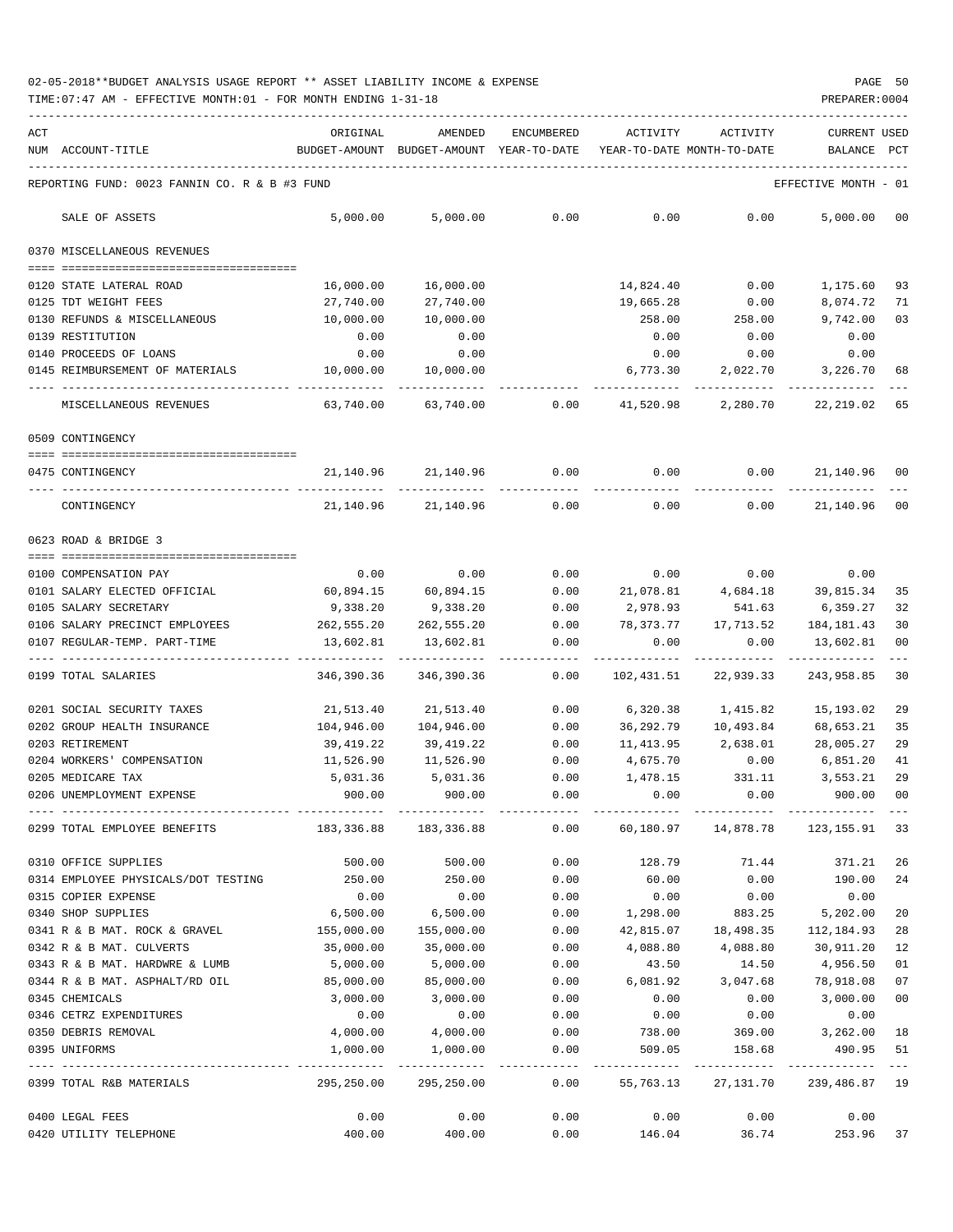02-05-2018**BUDGET ANALYSIS USAGE REPORT ** ASSET LIABILITY INCOME & EXPENSE

TIME:07:47 AM - EFFECTIVE MONTH:01 - FOR MONTH ENDING 1-31-18

PREPARER:0004

REPORTING FUND: 0023 FANNIN CO. R & B #3 FUND — EFFECTIVE MONTH - 01

| ACT NUM | ACCOUNT-TITLE | ORIGINAL BUDGET-AMOUNT | AMENDED BUDGET-AMOUNT | ENCUMBERED YEAR-TO-DATE | ACTIVITY YEAR-TO-DATE | ACTIVITY MONTH-TO-DATE | CURRENT BALANCE | USED PCT |
|---|---|---|---|---|---|---|---|---|
| | SALE OF ASSETS | 5,000.00 | 5,000.00 | 0.00 | 0.00 | 0.00 | 5,000.00 | 00 |
| | **0370 MISCELLANEOUS REVENUES** | | | | | | | |
| 0120 | STATE LATERAL ROAD | 16,000.00 | 16,000.00 | | 14,824.40 | 0.00 | 1,175.60 | 93 |
| 0125 | TDT WEIGHT FEES | 27,740.00 | 27,740.00 | | 19,665.28 | 0.00 | 8,074.72 | 71 |
| 0130 | REFUNDS & MISCELLANEOUS | 10,000.00 | 10,000.00 | | 258.00 | 258.00 | 9,742.00 | 03 |
| 0139 | RESTITUTION | 0.00 | 0.00 | | 0.00 | 0.00 | 0.00 | |
| 0140 | PROCEEDS OF LOANS | 0.00 | 0.00 | | 0.00 | 0.00 | 0.00 | |
| 0145 | REIMBURSEMENT OF MATERIALS | 10,000.00 | 10,000.00 | | 6,773.30 | 2,022.70 | 3,226.70 | 68 |
| | MISCELLANEOUS REVENUES | 63,740.00 | 63,740.00 | 0.00 | 41,520.98 | 2,280.70 | 22,219.02 | 65 |
| | **0509 CONTINGENCY** | | | | | | | |
| 0475 | CONTINGENCY | 21,140.96 | 21,140.96 | 0.00 | 0.00 | 0.00 | 21,140.96 | 00 |
| | CONTINGENCY | 21,140.96 | 21,140.96 | 0.00 | 0.00 | 0.00 | 21,140.96 | 00 |
| | **0623 ROAD & BRIDGE 3** | | | | | | | |
| 0100 | COMPENSATION PAY | 0.00 | 0.00 | 0.00 | 0.00 | 0.00 | 0.00 | |
| 0101 | SALARY ELECTED OFFICIAL | 60,894.15 | 60,894.15 | 0.00 | 21,078.81 | 4,684.18 | 39,815.34 | 35 |
| 0105 | SALARY SECRETARY | 9,338.20 | 9,338.20 | 0.00 | 2,978.93 | 541.63 | 6,359.27 | 32 |
| 0106 | SALARY PRECINCT EMPLOYEES | 262,555.20 | 262,555.20 | 0.00 | 78,373.77 | 17,713.52 | 184,181.43 | 30 |
| 0107 | REGULAR-TEMP. PART-TIME | 13,602.81 | 13,602.81 | 0.00 | 0.00 | 0.00 | 13,602.81 | 00 |
| 0199 | TOTAL SALARIES | 346,390.36 | 346,390.36 | 0.00 | 102,431.51 | 22,939.33 | 243,958.85 | 30 |
| 0201 | SOCIAL SECURITY TAXES | 21,513.40 | 21,513.40 | 0.00 | 6,320.38 | 1,415.82 | 15,193.02 | 29 |
| 0202 | GROUP HEALTH INSURANCE | 104,946.00 | 104,946.00 | 0.00 | 36,292.79 | 10,493.84 | 68,653.21 | 35 |
| 0203 | RETIREMENT | 39,419.22 | 39,419.22 | 0.00 | 11,413.95 | 2,638.01 | 28,005.27 | 29 |
| 0204 | WORKERS' COMPENSATION | 11,526.90 | 11,526.90 | 0.00 | 4,675.70 | 0.00 | 6,851.20 | 41 |
| 0205 | MEDICARE TAX | 5,031.36 | 5,031.36 | 0.00 | 1,478.15 | 331.11 | 3,553.21 | 29 |
| 0206 | UNEMPLOYMENT EXPENSE | 900.00 | 900.00 | 0.00 | 0.00 | 0.00 | 900.00 | 00 |
| 0299 | TOTAL EMPLOYEE BENEFITS | 183,336.88 | 183,336.88 | 0.00 | 60,180.97 | 14,878.78 | 123,155.91 | 33 |
| 0310 | OFFICE SUPPLIES | 500.00 | 500.00 | 0.00 | 128.79 | 71.44 | 371.21 | 26 |
| 0314 | EMPLOYEE PHYSICALS/DOT TESTING | 250.00 | 250.00 | 0.00 | 60.00 | 0.00 | 190.00 | 24 |
| 0315 | COPIER EXPENSE | 0.00 | 0.00 | 0.00 | 0.00 | 0.00 | 0.00 | |
| 0340 | SHOP SUPPLIES | 6,500.00 | 6,500.00 | 0.00 | 1,298.00 | 883.25 | 5,202.00 | 20 |
| 0341 | R & B MAT. ROCK & GRAVEL | 155,000.00 | 155,000.00 | 0.00 | 42,815.07 | 18,498.35 | 112,184.93 | 28 |
| 0342 | R & B MAT. CULVERTS | 35,000.00 | 35,000.00 | 0.00 | 4,088.80 | 4,088.80 | 30,911.20 | 12 |
| 0343 | R & B MAT. HARDWRE & LUMB | 5,000.00 | 5,000.00 | 0.00 | 43.50 | 14.50 | 4,956.50 | 01 |
| 0344 | R & B MAT. ASPHALT/RD OIL | 85,000.00 | 85,000.00 | 0.00 | 6,081.92 | 3,047.68 | 78,918.08 | 07 |
| 0345 | CHEMICALS | 3,000.00 | 3,000.00 | 0.00 | 0.00 | 0.00 | 3,000.00 | 00 |
| 0346 | CETRZ EXPENDITURES | 0.00 | 0.00 | 0.00 | 0.00 | 0.00 | 0.00 | |
| 0350 | DEBRIS REMOVAL | 4,000.00 | 4,000.00 | 0.00 | 738.00 | 369.00 | 3,262.00 | 18 |
| 0395 | UNIFORMS | 1,000.00 | 1,000.00 | 0.00 | 509.05 | 158.68 | 490.95 | 51 |
| 0399 | TOTAL R&B MATERIALS | 295,250.00 | 295,250.00 | 0.00 | 55,763.13 | 27,131.70 | 239,486.87 | 19 |
| 0400 | LEGAL FEES | 0.00 | 0.00 | 0.00 | 0.00 | 0.00 | 0.00 | |
| 0420 | UTILITY TELEPHONE | 400.00 | 400.00 | 0.00 | 146.04 | 36.74 | 253.96 | 37 |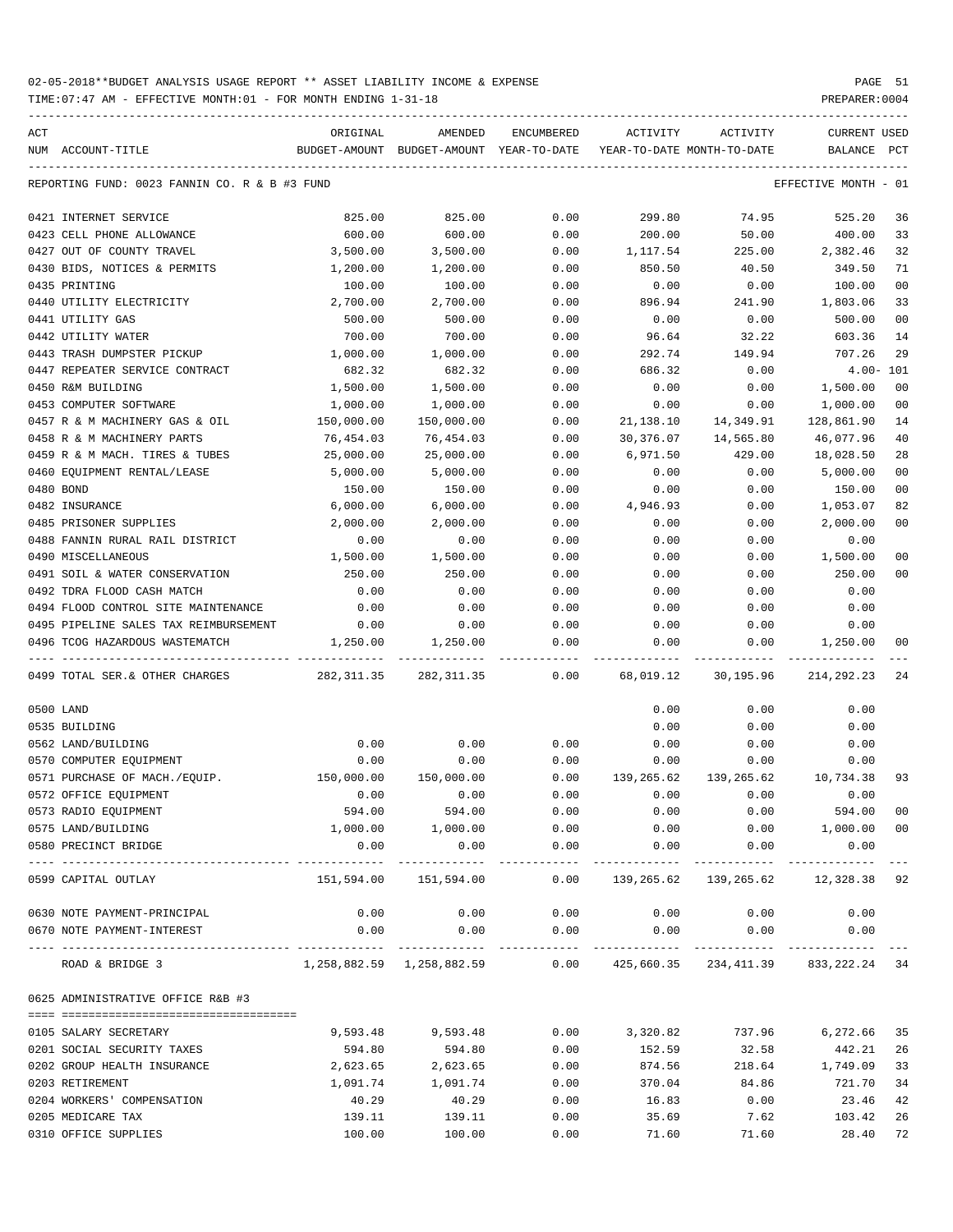02-05-2018**BUDGET ANALYSIS USAGE REPORT ** ASSET LIABILITY INCOME & EXPENSE

TIME:07:47 AM - EFFECTIVE MONTH:01 - FOR MONTH ENDING 1-31-18

PREPARER:0004

REPORTING FUND: 0023 FANNIN CO. R & B #3 FUND — EFFECTIVE MONTH - 01

| ACT NUM | ACCOUNT-TITLE | ORIGINAL BUDGET-AMOUNT | AMENDED BUDGET-AMOUNT | ENCUMBERED YEAR-TO-DATE | ACTIVITY YEAR-TO-DATE | ACTIVITY MONTH-TO-DATE | CURRENT BALANCE | USED PCT |
|---|---|---|---|---|---|---|---|---|
| 0421 | INTERNET SERVICE | 825.00 | 825.00 | 0.00 | 299.80 | 74.95 | 525.20 | 36 |
| 0423 | CELL PHONE ALLOWANCE | 600.00 | 600.00 | 0.00 | 200.00 | 50.00 | 400.00 | 33 |
| 0427 | OUT OF COUNTY TRAVEL | 3,500.00 | 3,500.00 | 0.00 | 1,117.54 | 225.00 | 2,382.46 | 32 |
| 0430 | BIDS, NOTICES & PERMITS | 1,200.00 | 1,200.00 | 0.00 | 850.50 | 40.50 | 349.50 | 71 |
| 0435 | PRINTING | 100.00 | 100.00 | 0.00 | 0.00 | 0.00 | 100.00 | 00 |
| 0440 | UTILITY ELECTRICITY | 2,700.00 | 2,700.00 | 0.00 | 896.94 | 241.90 | 1,803.06 | 33 |
| 0441 | UTILITY GAS | 500.00 | 500.00 | 0.00 | 0.00 | 0.00 | 500.00 | 00 |
| 0442 | UTILITY WATER | 700.00 | 700.00 | 0.00 | 96.64 | 32.22 | 603.36 | 14 |
| 0443 | TRASH DUMPSTER PICKUP | 1,000.00 | 1,000.00 | 0.00 | 292.74 | 149.94 | 707.26 | 29 |
| 0447 | REPEATER SERVICE CONTRACT | 682.32 | 682.32 | 0.00 | 686.32 | 0.00 | 4.00- | 101 |
| 0450 | R&M BUILDING | 1,500.00 | 1,500.00 | 0.00 | 0.00 | 0.00 | 1,500.00 | 00 |
| 0453 | COMPUTER SOFTWARE | 1,000.00 | 1,000.00 | 0.00 | 0.00 | 0.00 | 1,000.00 | 00 |
| 0457 | R & M MACHINERY GAS & OIL | 150,000.00 | 150,000.00 | 0.00 | 21,138.10 | 14,349.91 | 128,861.90 | 14 |
| 0458 | R & M MACHINERY PARTS | 76,454.03 | 76,454.03 | 0.00 | 30,376.07 | 14,565.80 | 46,077.96 | 40 |
| 0459 | R & M MACH. TIRES & TUBES | 25,000.00 | 25,000.00 | 0.00 | 6,971.50 | 429.00 | 18,028.50 | 28 |
| 0460 | EQUIPMENT RENTAL/LEASE | 5,000.00 | 5,000.00 | 0.00 | 0.00 | 0.00 | 5,000.00 | 00 |
| 0480 | BOND | 150.00 | 150.00 | 0.00 | 0.00 | 0.00 | 150.00 | 00 |
| 0482 | INSURANCE | 6,000.00 | 6,000.00 | 0.00 | 4,946.93 | 0.00 | 1,053.07 | 82 |
| 0485 | PRISONER SUPPLIES | 2,000.00 | 2,000.00 | 0.00 | 0.00 | 0.00 | 2,000.00 | 00 |
| 0488 | FANNIN RURAL RAIL DISTRICT | 0.00 | 0.00 | 0.00 | 0.00 | 0.00 | 0.00 | |
| 0490 | MISCELLANEOUS | 1,500.00 | 1,500.00 | 0.00 | 0.00 | 0.00 | 1,500.00 | 00 |
| 0491 | SOIL & WATER CONSERVATION | 250.00 | 250.00 | 0.00 | 0.00 | 0.00 | 250.00 | 00 |
| 0492 | TDRA FLOOD CASH MATCH | 0.00 | 0.00 | 0.00 | 0.00 | 0.00 | 0.00 | |
| 0494 | FLOOD CONTROL SITE MAINTENANCE | 0.00 | 0.00 | 0.00 | 0.00 | 0.00 | 0.00 | |
| 0495 | PIPELINE SALES TAX REIMBURSEMENT | 0.00 | 0.00 | 0.00 | 0.00 | 0.00 | 0.00 | |
| 0496 | TCOG HAZARDOUS WASTEMATCH | 1,250.00 | 1,250.00 | 0.00 | 0.00 | 0.00 | 1,250.00 | 00 |
| 0499 | TOTAL SER.& OTHER CHARGES | 282,311.35 | 282,311.35 | 0.00 | 68,019.12 | 30,195.96 | 214,292.23 | 24 |
| 0500 | LAND | | | | 0.00 | 0.00 | 0.00 | |
| 0535 | BUILDING | | | | 0.00 | 0.00 | 0.00 | |
| 0562 | LAND/BUILDING | 0.00 | 0.00 | 0.00 | 0.00 | 0.00 | 0.00 | |
| 0570 | COMPUTER EQUIPMENT | 0.00 | 0.00 | 0.00 | 0.00 | 0.00 | 0.00 | |
| 0571 | PURCHASE OF MACH./EQUIP. | 150,000.00 | 150,000.00 | 0.00 | 139,265.62 | 139,265.62 | 10,734.38 | 93 |
| 0572 | OFFICE EQUIPMENT | 0.00 | 0.00 | 0.00 | 0.00 | 0.00 | 0.00 | |
| 0573 | RADIO EQUIPMENT | 594.00 | 594.00 | 0.00 | 0.00 | 0.00 | 594.00 | 00 |
| 0575 | LAND/BUILDING | 1,000.00 | 1,000.00 | 0.00 | 0.00 | 0.00 | 1,000.00 | 00 |
| 0580 | PRECINCT BRIDGE | 0.00 | 0.00 | 0.00 | 0.00 | 0.00 | 0.00 | |
| 0599 | CAPITAL OUTLAY | 151,594.00 | 151,594.00 | 0.00 | 139,265.62 | 139,265.62 | 12,328.38 | 92 |
| 0630 | NOTE PAYMENT-PRINCIPAL | 0.00 | 0.00 | 0.00 | 0.00 | 0.00 | 0.00 | |
| 0670 | NOTE PAYMENT-INTEREST | 0.00 | 0.00 | 0.00 | 0.00 | 0.00 | 0.00 | |
| | ROAD & BRIDGE 3 | 1,258,882.59 | 1,258,882.59 | 0.00 | 425,660.35 | 234,411.39 | 833,222.24 | 34 |

0625 ADMINISTRATIVE OFFICE R&B #3

| ACT NUM | ACCOUNT-TITLE | ORIGINAL BUDGET-AMOUNT | AMENDED BUDGET-AMOUNT | ENCUMBERED YEAR-TO-DATE | ACTIVITY YEAR-TO-DATE | ACTIVITY MONTH-TO-DATE | CURRENT BALANCE | USED PCT |
|---|---|---|---|---|---|---|---|---|
| 0105 | SALARY SECRETARY | 9,593.48 | 9,593.48 | 0.00 | 3,320.82 | 737.96 | 6,272.66 | 35 |
| 0201 | SOCIAL SECURITY TAXES | 594.80 | 594.80 | 0.00 | 152.59 | 32.58 | 442.21 | 26 |
| 0202 | GROUP HEALTH INSURANCE | 2,623.65 | 2,623.65 | 0.00 | 874.56 | 218.64 | 1,749.09 | 33 |
| 0203 | RETIREMENT | 1,091.74 | 1,091.74 | 0.00 | 370.04 | 84.86 | 721.70 | 34 |
| 0204 | WORKERS' COMPENSATION | 40.29 | 40.29 | 0.00 | 16.83 | 0.00 | 23.46 | 42 |
| 0205 | MEDICARE TAX | 139.11 | 139.11 | 0.00 | 35.69 | 7.62 | 103.42 | 26 |
| 0310 | OFFICE SUPPLIES | 100.00 | 100.00 | 0.00 | 71.60 | 71.60 | 28.40 | 72 |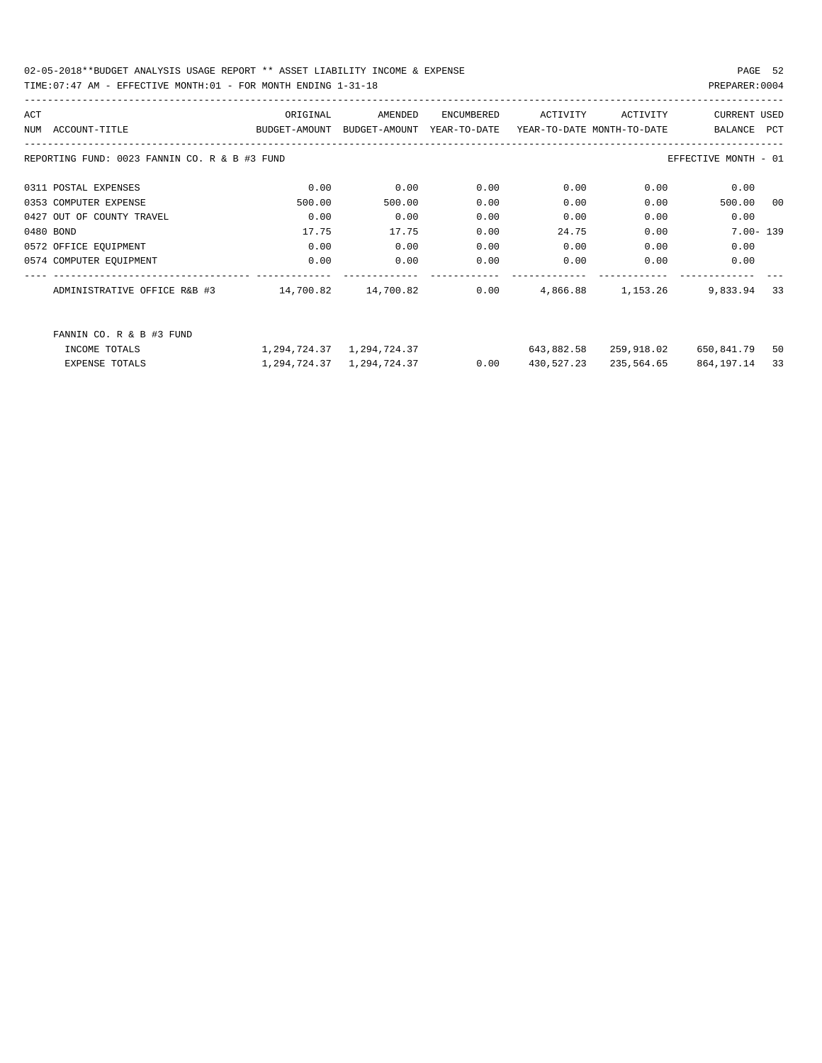02-05-2018**BUDGET ANALYSIS USAGE REPORT ** ASSET LIABILITY INCOME & EXPENSE

TIME:07:47 AM - EFFECTIVE MONTH:01 - FOR MONTH ENDING 1-31-18

PREPARER:0004

| ACT NUM | ACCOUNT-TITLE | ORIGINAL BUDGET-AMOUNT | AMENDED BUDGET-AMOUNT | ENCUMBERED YEAR-TO-DATE | ACTIVITY YEAR-TO-DATE | ACTIVITY MONTH-TO-DATE | CURRENT BALANCE | USED PCT |
|---|---|---|---|---|---|---|---|---|
| REPORTING FUND: 0023 FANNIN CO. R & B #3 FUND | | | | | | | EFFECTIVE MONTH - 01 | |
| 0311 | POSTAL EXPENSES | 0.00 | 0.00 | 0.00 | 0.00 | 0.00 | 0.00 | |
| 0353 | COMPUTER EXPENSE | 500.00 | 500.00 | 0.00 | 0.00 | 0.00 | 500.00 | 00 |
| 0427 | OUT OF COUNTY TRAVEL | 0.00 | 0.00 | 0.00 | 0.00 | 0.00 | 0.00 | |
| 0480 | BOND | 17.75 | 17.75 | 0.00 | 24.75 | 0.00 | 7.00- | 139 |
| 0572 | OFFICE EQUIPMENT | 0.00 | 0.00 | 0.00 | 0.00 | 0.00 | 0.00 | |
| 0574 | COMPUTER EQUIPMENT | 0.00 | 0.00 | 0.00 | 0.00 | 0.00 | 0.00 | |
| | ADMINISTRATIVE OFFICE R&B #3 | 14,700.82 | 14,700.82 | 0.00 | 4,866.88 | 1,153.26 | 9,833.94 | 33 |
| | FANNIN CO. R & B #3 FUND | | | | | | | |
| | INCOME TOTALS | 1,294,724.37 | 1,294,724.37 | | 643,882.58 | 259,918.02 | 650,841.79 | 50 |
| | EXPENSE TOTALS | 1,294,724.37 | 1,294,724.37 | 0.00 | 430,527.23 | 235,564.65 | 864,197.14 | 33 |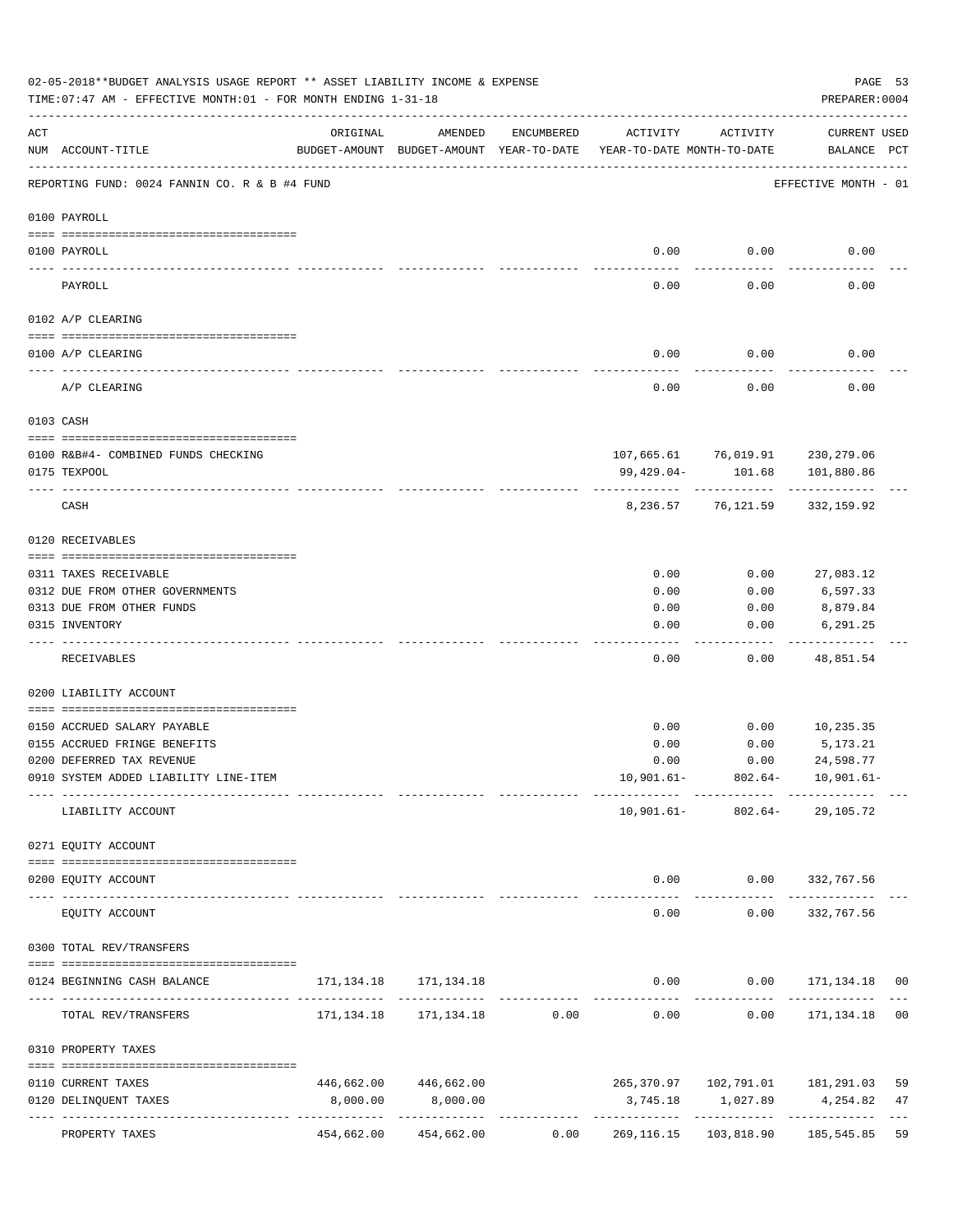02-05-2018**BUDGET ANALYSIS USAGE REPORT ** ASSET LIABILITY INCOME & EXPENSE

TIME:07:47 AM - EFFECTIVE MONTH:01 - FOR MONTH ENDING 1-31-18

PREPARER:0004

REPORTING FUND: 0024 FANNIN CO. R & B #4 FUND — EFFECTIVE MONTH - 01

| ACT NUM | ACCOUNT-TITLE | ORIGINAL BUDGET-AMOUNT | AMENDED BUDGET-AMOUNT | ENCUMBERED YEAR-TO-DATE | ACTIVITY YEAR-TO-DATE | ACTIVITY MONTH-TO-DATE | CURRENT BALANCE | USED PCT |
|---|---|---|---|---|---|---|---|---|
| **0100** | **PAYROLL** | | | | | | | |
| 0100 | PAYROLL | | | | 0.00 | 0.00 | 0.00 | |
| | PAYROLL | | | | 0.00 | 0.00 | 0.00 | |
| **0102** | **A/P CLEARING** | | | | | | | |
| 0100 | A/P CLEARING | | | | 0.00 | 0.00 | 0.00 | |
| | A/P CLEARING | | | | 0.00 | 0.00 | 0.00 | |
| **0103** | **CASH** | | | | | | | |
| 0100 | R&B#4- COMBINED FUNDS CHECKING | | | | 107,665.61 | 76,019.91 | 230,279.06 | |
| 0175 | TEXPOOL | | | | 99,429.04- | 101.68 | 101,880.86 | |
| | CASH | | | | 8,236.57 | 76,121.59 | 332,159.92 | |
| **0120** | **RECEIVABLES** | | | | | | | |
| 0311 | TAXES RECEIVABLE | | | | 0.00 | 0.00 | 27,083.12 | |
| 0312 | DUE FROM OTHER GOVERNMENTS | | | | 0.00 | 0.00 | 6,597.33 | |
| 0313 | DUE FROM OTHER FUNDS | | | | 0.00 | 0.00 | 8,879.84 | |
| 0315 | INVENTORY | | | | 0.00 | 0.00 | 6,291.25 | |
| | RECEIVABLES | | | | 0.00 | 0.00 | 48,851.54 | |
| **0200** | **LIABILITY ACCOUNT** | | | | | | | |
| 0150 | ACCRUED SALARY PAYABLE | | | | 0.00 | 0.00 | 10,235.35 | |
| 0155 | ACCRUED FRINGE BENEFITS | | | | 0.00 | 0.00 | 5,173.21 | |
| 0200 | DEFERRED TAX REVENUE | | | | 0.00 | 0.00 | 24,598.77 | |
| 0910 | SYSTEM ADDED LIABILITY LINE-ITEM | | | | 10,901.61- | 802.64- | 10,901.61- | |
| | LIABILITY ACCOUNT | | | | 10,901.61- | 802.64- | 29,105.72 | |
| **0271** | **EQUITY ACCOUNT** | | | | | | | |
| 0200 | EQUITY ACCOUNT | | | | 0.00 | 0.00 | 332,767.56 | |
| | EQUITY ACCOUNT | | | | 0.00 | 0.00 | 332,767.56 | |
| **0300** | **TOTAL REV/TRANSFERS** | | | | | | | |
| 0124 | BEGINNING CASH BALANCE | 171,134.18 | 171,134.18 | | 0.00 | 0.00 | 171,134.18 | 00 |
| | TOTAL REV/TRANSFERS | 171,134.18 | 171,134.18 | 0.00 | 0.00 | 0.00 | 171,134.18 | 00 |
| **0310** | **PROPERTY TAXES** | | | | | | | |
| 0110 | CURRENT TAXES | 446,662.00 | 446,662.00 | | 265,370.97 | 102,791.01 | 181,291.03 | 59 |
| 0120 | DELINQUENT TAXES | 8,000.00 | 8,000.00 | | 3,745.18 | 1,027.89 | 4,254.82 | 47 |
| | PROPERTY TAXES | 454,662.00 | 454,662.00 | 0.00 | 269,116.15 | 103,818.90 | 185,545.85 | 59 |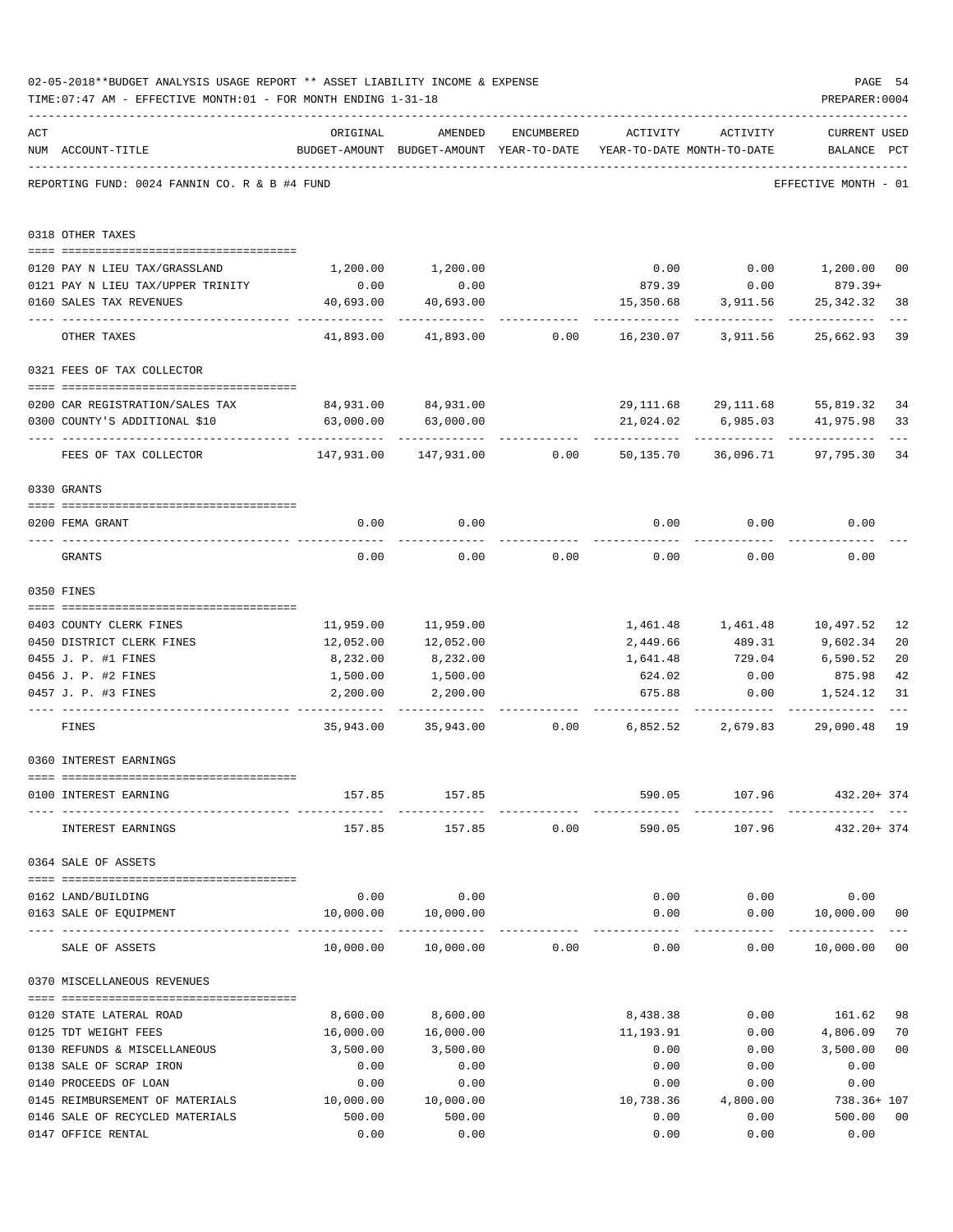02-05-2018**BUDGET ANALYSIS USAGE REPORT ** ASSET LIABILITY INCOME & EXPENSE

TIME:07:47 AM - EFFECTIVE MONTH:01 - FOR MONTH ENDING 1-31-18

PREPARER:0004

REPORTING FUND: 0024 FANNIN CO. R & B #4 FUND — EFFECTIVE MONTH - 01

| ACT NUM | ACCOUNT-TITLE | ORIGINAL BUDGET-AMOUNT | AMENDED BUDGET-AMOUNT | ENCUMBERED YEAR-TO-DATE | ACTIVITY YEAR-TO-DATE | ACTIVITY MONTH-TO-DATE | CURRENT USED BALANCE | PCT |
|---|---|---|---|---|---|---|---|---|
| **0318** | **OTHER TAXES** | | | | | | | |
| 0120 | PAY N LIEU TAX/GRASSLAND | 1,200.00 | 1,200.00 | | 0.00 | 0.00 | 1,200.00 | 00 |
| 0121 | PAY N LIEU TAX/UPPER TRINITY | 0.00 | 0.00 | | 879.39 | 0.00 | 879.39+ | |
| 0160 | SALES TAX REVENUES | 40,693.00 | 40,693.00 | | 15,350.68 | 3,911.56 | 25,342.32 | 38 |
| | OTHER TAXES | 41,893.00 | 41,893.00 | 0.00 | 16,230.07 | 3,911.56 | 25,662.93 | 39 |
| **0321** | **FEES OF TAX COLLECTOR** | | | | | | | |
| 0200 | CAR REGISTRATION/SALES TAX | 84,931.00 | 84,931.00 | | 29,111.68 | 29,111.68 | 55,819.32 | 34 |
| 0300 | COUNTY'S ADDITIONAL $10 | 63,000.00 | 63,000.00 | | 21,024.02 | 6,985.03 | 41,975.98 | 33 |
| | FEES OF TAX COLLECTOR | 147,931.00 | 147,931.00 | 0.00 | 50,135.70 | 36,096.71 | 97,795.30 | 34 |
| **0330** | **GRANTS** | | | | | | | |
| 0200 | FEMA GRANT | 0.00 | 0.00 | | 0.00 | 0.00 | 0.00 | |
| | GRANTS | 0.00 | 0.00 | 0.00 | 0.00 | 0.00 | 0.00 | |
| **0350** | **FINES** | | | | | | | |
| 0403 | COUNTY CLERK FINES | 11,959.00 | 11,959.00 | | 1,461.48 | 1,461.48 | 10,497.52 | 12 |
| 0450 | DISTRICT CLERK FINES | 12,052.00 | 12,052.00 | | 2,449.66 | 489.31 | 9,602.34 | 20 |
| 0455 | J. P. #1 FINES | 8,232.00 | 8,232.00 | | 1,641.48 | 729.04 | 6,590.52 | 20 |
| 0456 | J. P. #2 FINES | 1,500.00 | 1,500.00 | | 624.02 | 0.00 | 875.98 | 42 |
| 0457 | J. P. #3 FINES | 2,200.00 | 2,200.00 | | 675.88 | 0.00 | 1,524.12 | 31 |
| | FINES | 35,943.00 | 35,943.00 | 0.00 | 6,852.52 | 2,679.83 | 29,090.48 | 19 |
| **0360** | **INTEREST EARNINGS** | | | | | | | |
| 0100 | INTEREST EARNING | 157.85 | 157.85 | | 590.05 | 107.96 | 432.20+ | 374 |
| | INTEREST EARNINGS | 157.85 | 157.85 | 0.00 | 590.05 | 107.96 | 432.20+ | 374 |
| **0364** | **SALE OF ASSETS** | | | | | | | |
| 0162 | LAND/BUILDING | 0.00 | 0.00 | | 0.00 | 0.00 | 0.00 | |
| 0163 | SALE OF EQUIPMENT | 10,000.00 | 10,000.00 | | 0.00 | 0.00 | 10,000.00 | 00 |
| | SALE OF ASSETS | 10,000.00 | 10,000.00 | 0.00 | 0.00 | 0.00 | 10,000.00 | 00 |
| **0370** | **MISCELLANEOUS REVENUES** | | | | | | | |
| 0120 | STATE LATERAL ROAD | 8,600.00 | 8,600.00 | | 8,438.38 | 0.00 | 161.62 | 98 |
| 0125 | TDT WEIGHT FEES | 16,000.00 | 16,000.00 | | 11,193.91 | 0.00 | 4,806.09 | 70 |
| 0130 | REFUNDS & MISCELLANEOUS | 3,500.00 | 3,500.00 | | 0.00 | 0.00 | 3,500.00 | 00 |
| 0138 | SALE OF SCRAP IRON | 0.00 | 0.00 | | 0.00 | 0.00 | 0.00 | |
| 0140 | PROCEEDS OF LOAN | 0.00 | 0.00 | | 0.00 | 0.00 | 0.00 | |
| 0145 | REIMBURSEMENT OF MATERIALS | 10,000.00 | 10,000.00 | | 10,738.36 | 4,800.00 | 738.36+ | 107 |
| 0146 | SALE OF RECYCLED MATERIALS | 500.00 | 500.00 | | 0.00 | 0.00 | 500.00 | 00 |
| 0147 | OFFICE RENTAL | 0.00 | 0.00 | | 0.00 | 0.00 | 0.00 | |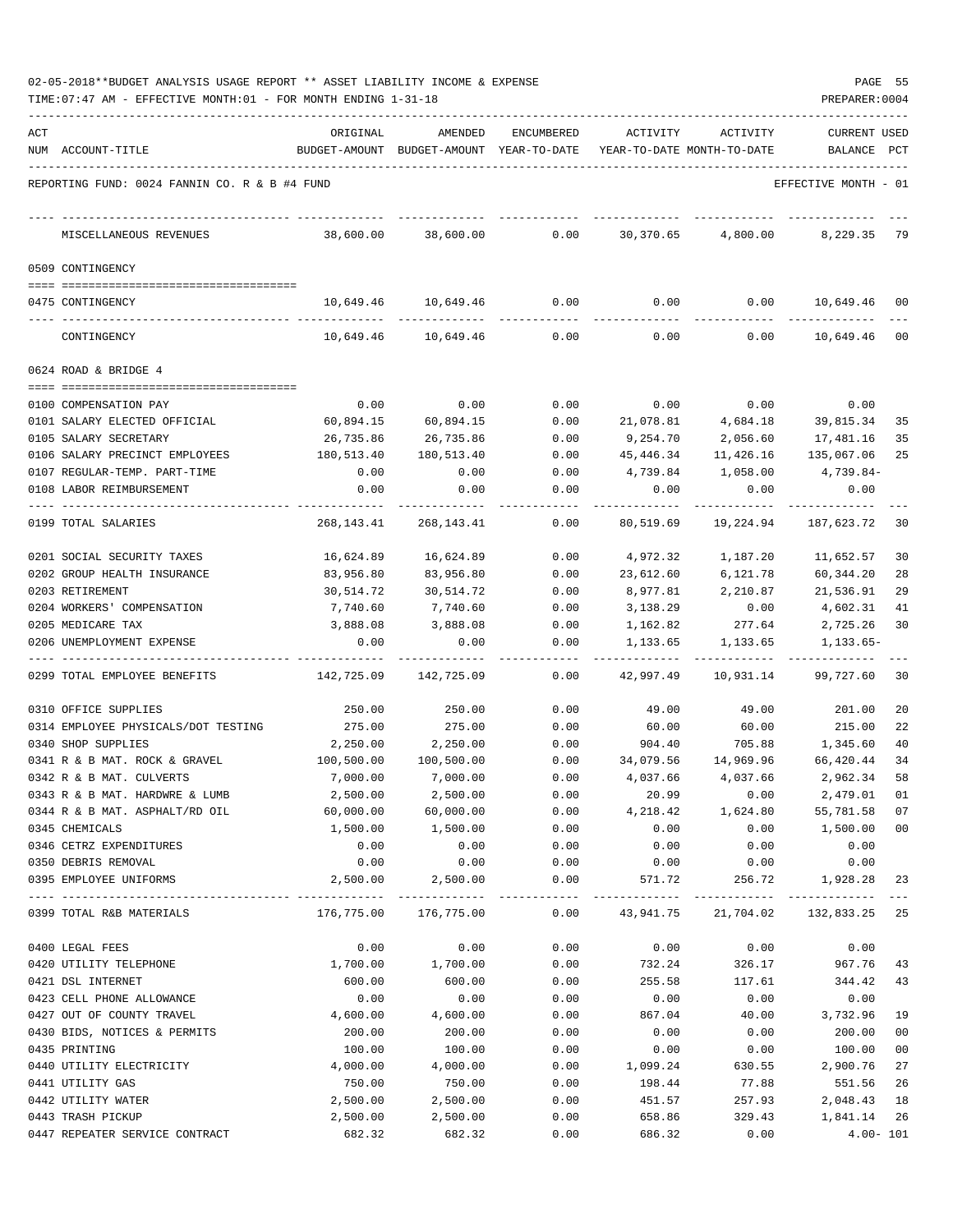02-05-2018**BUDGET ANALYSIS USAGE REPORT ** ASSET LIABILITY INCOME & EXPENSE

TIME:07:47 AM - EFFECTIVE MONTH:01 - FOR MONTH ENDING 1-31-18

PREPARER:0004

REPORTING FUND: 0024 FANNIN CO. R & B #4 FUND — EFFECTIVE MONTH - 01

| ACT NUM | ACCOUNT-TITLE | ORIGINAL BUDGET-AMOUNT | AMENDED BUDGET-AMOUNT | ENCUMBERED YEAR-TO-DATE | ACTIVITY YEAR-TO-DATE | ACTIVITY MONTH-TO-DATE | CURRENT USED BALANCE | PCT |
|---|---|---|---|---|---|---|---|---|
| | MISCELLANEOUS REVENUES | 38,600.00 | 38,600.00 | 0.00 | 30,370.65 | 4,800.00 | 8,229.35 | 79 |
| | **0509 CONTINGENCY** | | | | | | | |
| 0475 | CONTINGENCY | 10,649.46 | 10,649.46 | 0.00 | 0.00 | 0.00 | 10,649.46 | 00 |
| | CONTINGENCY | 10,649.46 | 10,649.46 | 0.00 | 0.00 | 0.00 | 10,649.46 | 00 |
| | **0624 ROAD & BRIDGE 4** | | | | | | | |
| 0100 | COMPENSATION PAY | 0.00 | 0.00 | 0.00 | 0.00 | 0.00 | 0.00 | |
| 0101 | SALARY ELECTED OFFICIAL | 60,894.15 | 60,894.15 | 0.00 | 21,078.81 | 4,684.18 | 39,815.34 | 35 |
| 0105 | SALARY SECRETARY | 26,735.86 | 26,735.86 | 0.00 | 9,254.70 | 2,056.60 | 17,481.16 | 35 |
| 0106 | SALARY PRECINCT EMPLOYEES | 180,513.40 | 180,513.40 | 0.00 | 45,446.34 | 11,426.16 | 135,067.06 | 25 |
| 0107 | REGULAR-TEMP. PART-TIME | 0.00 | 0.00 | 0.00 | 4,739.84 | 1,058.00 | 4,739.84- | |
| 0108 | LABOR REIMBURSEMENT | 0.00 | 0.00 | 0.00 | 0.00 | 0.00 | 0.00 | |
| 0199 | TOTAL SALARIES | 268,143.41 | 268,143.41 | 0.00 | 80,519.69 | 19,224.94 | 187,623.72 | 30 |
| 0201 | SOCIAL SECURITY TAXES | 16,624.89 | 16,624.89 | 0.00 | 4,972.32 | 1,187.20 | 11,652.57 | 30 |
| 0202 | GROUP HEALTH INSURANCE | 83,956.80 | 83,956.80 | 0.00 | 23,612.60 | 6,121.78 | 60,344.20 | 28 |
| 0203 | RETIREMENT | 30,514.72 | 30,514.72 | 0.00 | 8,977.81 | 2,210.87 | 21,536.91 | 29 |
| 0204 | WORKERS' COMPENSATION | 7,740.60 | 7,740.60 | 0.00 | 3,138.29 | 0.00 | 4,602.31 | 41 |
| 0205 | MEDICARE TAX | 3,888.08 | 3,888.08 | 0.00 | 1,162.82 | 277.64 | 2,725.26 | 30 |
| 0206 | UNEMPLOYMENT EXPENSE | 0.00 | 0.00 | 0.00 | 1,133.65 | 1,133.65 | 1,133.65- | |
| 0299 | TOTAL EMPLOYEE BENEFITS | 142,725.09 | 142,725.09 | 0.00 | 42,997.49 | 10,931.14 | 99,727.60 | 30 |
| 0310 | OFFICE SUPPLIES | 250.00 | 250.00 | 0.00 | 49.00 | 49.00 | 201.00 | 20 |
| 0314 | EMPLOYEE PHYSICALS/DOT TESTING | 275.00 | 275.00 | 0.00 | 60.00 | 60.00 | 215.00 | 22 |
| 0340 | SHOP SUPPLIES | 2,250.00 | 2,250.00 | 0.00 | 904.40 | 705.88 | 1,345.60 | 40 |
| 0341 | R & B MAT. ROCK & GRAVEL | 100,500.00 | 100,500.00 | 0.00 | 34,079.56 | 14,969.96 | 66,420.44 | 34 |
| 0342 | R & B MAT. CULVERTS | 7,000.00 | 7,000.00 | 0.00 | 4,037.66 | 4,037.66 | 2,962.34 | 58 |
| 0343 | R & B MAT. HARDWRE & LUMB | 2,500.00 | 2,500.00 | 0.00 | 20.99 | 0.00 | 2,479.01 | 01 |
| 0344 | R & B MAT. ASPHALT/RD OIL | 60,000.00 | 60,000.00 | 0.00 | 4,218.42 | 1,624.80 | 55,781.58 | 07 |
| 0345 | CHEMICALS | 1,500.00 | 1,500.00 | 0.00 | 0.00 | 0.00 | 1,500.00 | 00 |
| 0346 | CETRZ EXPENDITURES | 0.00 | 0.00 | 0.00 | 0.00 | 0.00 | 0.00 | |
| 0350 | DEBRIS REMOVAL | 0.00 | 0.00 | 0.00 | 0.00 | 0.00 | 0.00 | |
| 0395 | EMPLOYEE UNIFORMS | 2,500.00 | 2,500.00 | 0.00 | 571.72 | 256.72 | 1,928.28 | 23 |
| 0399 | TOTAL R&B MATERIALS | 176,775.00 | 176,775.00 | 0.00 | 43,941.75 | 21,704.02 | 132,833.25 | 25 |
| 0400 | LEGAL FEES | 0.00 | 0.00 | 0.00 | 0.00 | 0.00 | 0.00 | |
| 0420 | UTILITY TELEPHONE | 1,700.00 | 1,700.00 | 0.00 | 732.24 | 326.17 | 967.76 | 43 |
| 0421 | DSL INTERNET | 600.00 | 600.00 | 0.00 | 255.58 | 117.61 | 344.42 | 43 |
| 0423 | CELL PHONE ALLOWANCE | 0.00 | 0.00 | 0.00 | 0.00 | 0.00 | 0.00 | |
| 0427 | OUT OF COUNTY TRAVEL | 4,600.00 | 4,600.00 | 0.00 | 867.04 | 40.00 | 3,732.96 | 19 |
| 0430 | BIDS, NOTICES & PERMITS | 200.00 | 200.00 | 0.00 | 0.00 | 0.00 | 200.00 | 00 |
| 0435 | PRINTING | 100.00 | 100.00 | 0.00 | 0.00 | 0.00 | 100.00 | 00 |
| 0440 | UTILITY ELECTRICITY | 4,000.00 | 4,000.00 | 0.00 | 1,099.24 | 630.55 | 2,900.76 | 27 |
| 0441 | UTILITY GAS | 750.00 | 750.00 | 0.00 | 198.44 | 77.88 | 551.56 | 26 |
| 0442 | UTILITY WATER | 2,500.00 | 2,500.00 | 0.00 | 451.57 | 257.93 | 2,048.43 | 18 |
| 0443 | TRASH PICKUP | 2,500.00 | 2,500.00 | 0.00 | 658.86 | 329.43 | 1,841.14 | 26 |
| 0447 | REPEATER SERVICE CONTRACT | 682.32 | 682.32 | 0.00 | 686.32 | 0.00 | 4.00- | 101 |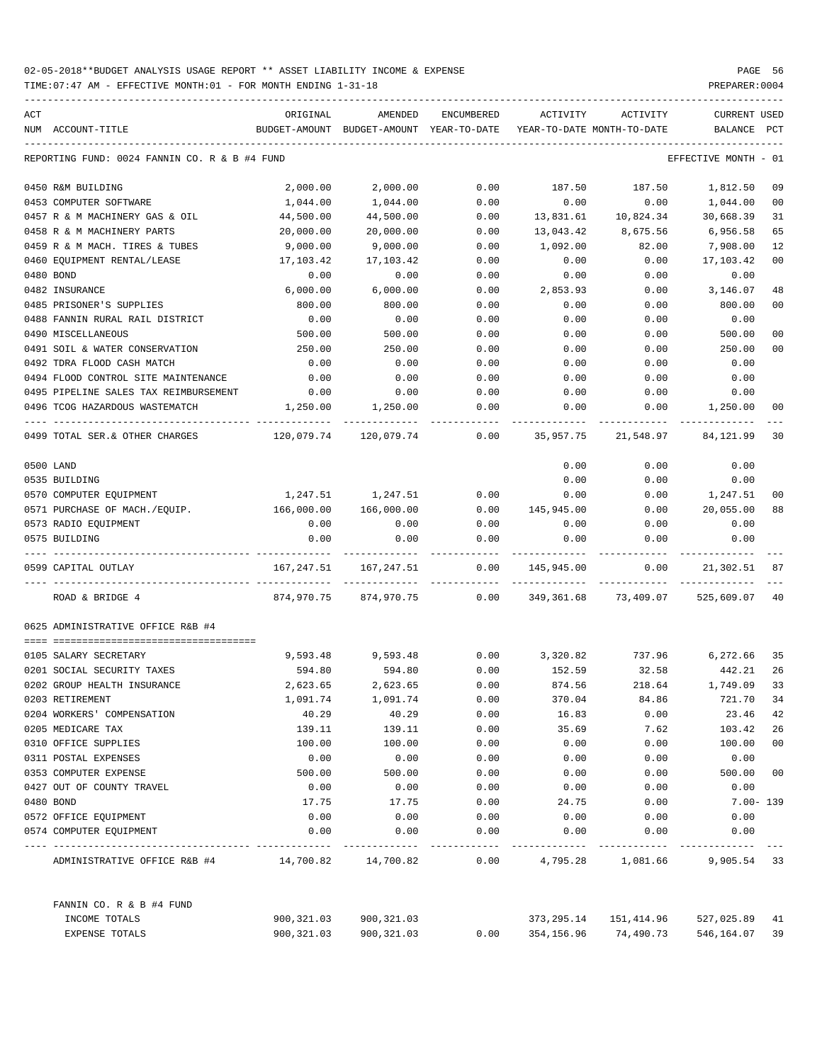02-05-2018**BUDGET ANALYSIS USAGE REPORT ** ASSET LIABILITY INCOME & EXPENSE

TIME:07:47 AM - EFFECTIVE MONTH:01 - FOR MONTH ENDING 1-31-18

PREPARER:0004

| ACT NUM | ACCOUNT-TITLE | ORIGINAL BUDGET-AMOUNT | AMENDED BUDGET-AMOUNT | ENCUMBERED YEAR-TO-DATE | ACTIVITY YEAR-TO-DATE | ACTIVITY MONTH-TO-DATE | CURRENT BALANCE | USED PCT |
|---|---|---|---|---|---|---|---|---|
| REPORTING FUND: 0024 FANNIN CO. R & B #4 FUND | | | | | | | EFFECTIVE MONTH - 01 | |
| 0450 | R&M BUILDING | 2,000.00 | 2,000.00 | 0.00 | 187.50 | 187.50 | 1,812.50 | 09 |
| 0453 | COMPUTER SOFTWARE | 1,044.00 | 1,044.00 | 0.00 | 0.00 | 0.00 | 1,044.00 | 00 |
| 0457 | R & M MACHINERY GAS & OIL | 44,500.00 | 44,500.00 | 0.00 | 13,831.61 | 10,824.34 | 30,668.39 | 31 |
| 0458 | R & M MACHINERY PARTS | 20,000.00 | 20,000.00 | 0.00 | 13,043.42 | 8,675.56 | 6,956.58 | 65 |
| 0459 | R & M MACH. TIRES & TUBES | 9,000.00 | 9,000.00 | 0.00 | 1,092.00 | 82.00 | 7,908.00 | 12 |
| 0460 | EQUIPMENT RENTAL/LEASE | 17,103.42 | 17,103.42 | 0.00 | 0.00 | 0.00 | 17,103.42 | 00 |
| 0480 | BOND | 0.00 | 0.00 | 0.00 | 0.00 | 0.00 | 0.00 | |
| 0482 | INSURANCE | 6,000.00 | 6,000.00 | 0.00 | 2,853.93 | 0.00 | 3,146.07 | 48 |
| 0485 | PRISONER'S SUPPLIES | 800.00 | 800.00 | 0.00 | 0.00 | 0.00 | 800.00 | 00 |
| 0488 | FANNIN RURAL RAIL DISTRICT | 0.00 | 0.00 | 0.00 | 0.00 | 0.00 | 0.00 | |
| 0490 | MISCELLANEOUS | 500.00 | 500.00 | 0.00 | 0.00 | 0.00 | 500.00 | 00 |
| 0491 | SOIL & WATER CONSERVATION | 250.00 | 250.00 | 0.00 | 0.00 | 0.00 | 250.00 | 00 |
| 0492 | TDRA FLOOD CASH MATCH | 0.00 | 0.00 | 0.00 | 0.00 | 0.00 | 0.00 | |
| 0494 | FLOOD CONTROL SITE MAINTENANCE | 0.00 | 0.00 | 0.00 | 0.00 | 0.00 | 0.00 | |
| 0495 | PIPELINE SALES TAX REIMBURSEMENT | 0.00 | 0.00 | 0.00 | 0.00 | 0.00 | 0.00 | |
| 0496 | TCOG HAZARDOUS WASTEMATCH | 1,250.00 | 1,250.00 | 0.00 | 0.00 | 0.00 | 1,250.00 | 00 |
| 0499 | TOTAL SER.& OTHER CHARGES | 120,079.74 | 120,079.74 | 0.00 | 35,957.75 | 21,548.97 | 84,121.99 | 30 |
| 0500 | LAND | | | | 0.00 | 0.00 | 0.00 | |
| 0535 | BUILDING | | | | 0.00 | 0.00 | 0.00 | |
| 0570 | COMPUTER EQUIPMENT | 1,247.51 | 1,247.51 | 0.00 | 0.00 | 0.00 | 1,247.51 | 00 |
| 0571 | PURCHASE OF MACH./EQUIP. | 166,000.00 | 166,000.00 | 0.00 | 145,945.00 | 0.00 | 20,055.00 | 88 |
| 0573 | RADIO EQUIPMENT | 0.00 | 0.00 | 0.00 | 0.00 | 0.00 | 0.00 | |
| 0575 | BUILDING | 0.00 | 0.00 | 0.00 | 0.00 | 0.00 | 0.00 | |
| 0599 | CAPITAL OUTLAY | 167,247.51 | 167,247.51 | 0.00 | 145,945.00 | 0.00 | 21,302.51 | 87 |
| | ROAD & BRIDGE 4 | 874,970.75 | 874,970.75 | 0.00 | 349,361.68 | 73,409.07 | 525,609.07 | 40 |
| 0625 | ADMINISTRATIVE OFFICE R&B #4 | | | | | | | |
| 0105 | SALARY SECRETARY | 9,593.48 | 9,593.48 | 0.00 | 3,320.82 | 737.96 | 6,272.66 | 35 |
| 0201 | SOCIAL SECURITY TAXES | 594.80 | 594.80 | 0.00 | 152.59 | 32.58 | 442.21 | 26 |
| 0202 | GROUP HEALTH INSURANCE | 2,623.65 | 2,623.65 | 0.00 | 874.56 | 218.64 | 1,749.09 | 33 |
| 0203 | RETIREMENT | 1,091.74 | 1,091.74 | 0.00 | 370.04 | 84.86 | 721.70 | 34 |
| 0204 | WORKERS' COMPENSATION | 40.29 | 40.29 | 0.00 | 16.83 | 0.00 | 23.46 | 42 |
| 0205 | MEDICARE TAX | 139.11 | 139.11 | 0.00 | 35.69 | 7.62 | 103.42 | 26 |
| 0310 | OFFICE SUPPLIES | 100.00 | 100.00 | 0.00 | 0.00 | 0.00 | 100.00 | 00 |
| 0311 | POSTAL EXPENSES | 0.00 | 0.00 | 0.00 | 0.00 | 0.00 | 0.00 | |
| 0353 | COMPUTER EXPENSE | 500.00 | 500.00 | 0.00 | 0.00 | 0.00 | 500.00 | 00 |
| 0427 | OUT OF COUNTY TRAVEL | 0.00 | 0.00 | 0.00 | 0.00 | 0.00 | 0.00 | |
| 0480 | BOND | 17.75 | 17.75 | 0.00 | 24.75 | 0.00 | 7.00- | 139 |
| 0572 | OFFICE EQUIPMENT | 0.00 | 0.00 | 0.00 | 0.00 | 0.00 | 0.00 | |
| 0574 | COMPUTER EQUIPMENT | 0.00 | 0.00 | 0.00 | 0.00 | 0.00 | 0.00 | |
| | ADMINISTRATIVE OFFICE R&B #4 | 14,700.82 | 14,700.82 | 0.00 | 4,795.28 | 1,081.66 | 9,905.54 | 33 |
| | FANNIN CO. R & B #4 FUND | | | | | | | |
| | INCOME TOTALS | 900,321.03 | 900,321.03 | | 373,295.14 | 151,414.96 | 527,025.89 | 41 |
| | EXPENSE TOTALS | 900,321.03 | 900,321.03 | 0.00 | 354,156.96 | 74,490.73 | 546,164.07 | 39 |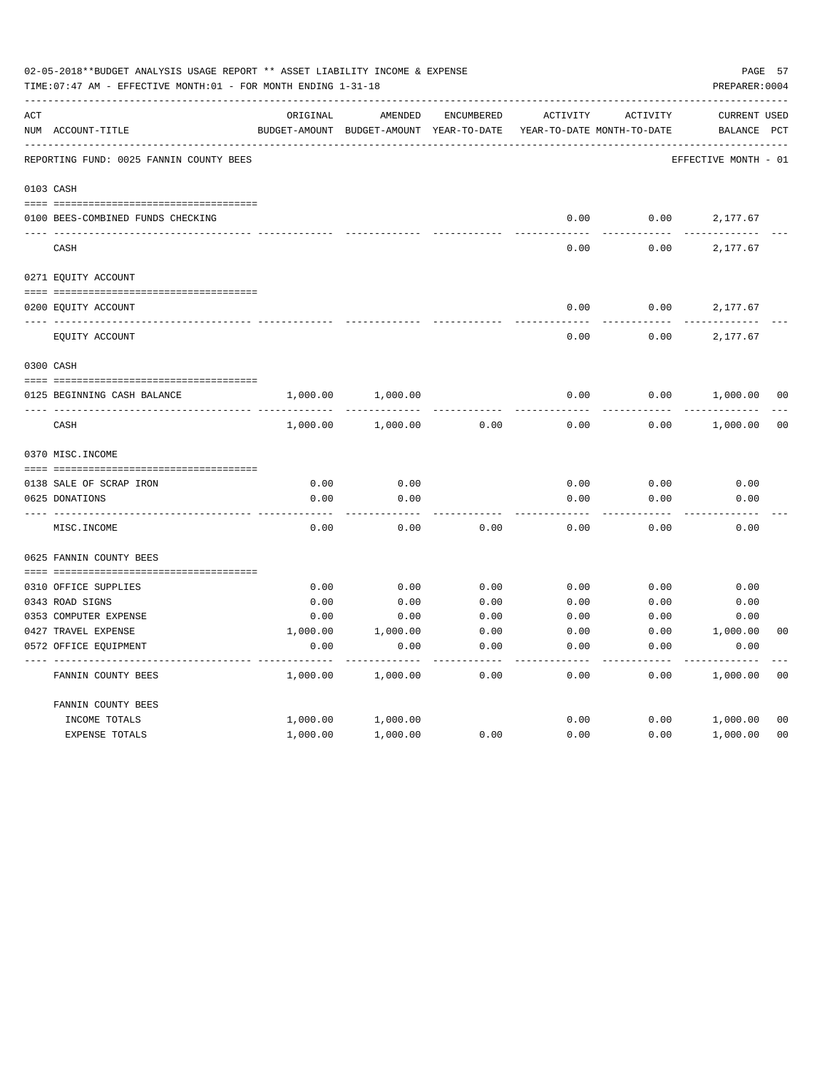02-05-2018**BUDGET ANALYSIS USAGE REPORT ** ASSET LIABILITY INCOME & EXPENSE

TIME:07:47 AM - EFFECTIVE MONTH:01 - FOR MONTH ENDING 1-31-18

PREPARER:0004

| ACT NUM | ACCOUNT-TITLE | ORIGINAL BUDGET-AMOUNT | AMENDED BUDGET-AMOUNT | ENCUMBERED YEAR-TO-DATE | ACTIVITY YEAR-TO-DATE | ACTIVITY MONTH-TO-DATE | CURRENT BALANCE | USED PCT |
|---|---|---|---|---|---|---|---|---|
| | REPORTING FUND: 0025 FANNIN COUNTY BEES | | | | | | EFFECTIVE MONTH - 01 | |
| 0103 | CASH | | | | | | | |
| 0100 | BEES-COMBINED FUNDS CHECKING | | | | 0.00 | 0.00 | 2,177.67 | |
| | CASH | | | | 0.00 | 0.00 | 2,177.67 | |
| 0271 | EQUITY ACCOUNT | | | | | | | |
| 0200 | EQUITY ACCOUNT | | | | 0.00 | 0.00 | 2,177.67 | |
| | EQUITY ACCOUNT | | | | 0.00 | 0.00 | 2,177.67 | |
| 0300 | CASH | | | | | | | |
| 0125 | BEGINNING CASH BALANCE | 1,000.00 | 1,000.00 | | 0.00 | 0.00 | 1,000.00 | 00 |
| | CASH | 1,000.00 | 1,000.00 | 0.00 | 0.00 | 0.00 | 1,000.00 | 00 |
| 0370 | MISC.INCOME | | | | | | | |
| 0138 | SALE OF SCRAP IRON | 0.00 | 0.00 | | 0.00 | 0.00 | 0.00 | |
| 0625 | DONATIONS | 0.00 | 0.00 | | 0.00 | 0.00 | 0.00 | |
| | MISC.INCOME | 0.00 | 0.00 | 0.00 | 0.00 | 0.00 | 0.00 | |
| 0625 | FANNIN COUNTY BEES | | | | | | | |
| 0310 | OFFICE SUPPLIES | 0.00 | 0.00 | 0.00 | 0.00 | 0.00 | 0.00 | |
| 0343 | ROAD SIGNS | 0.00 | 0.00 | 0.00 | 0.00 | 0.00 | 0.00 | |
| 0353 | COMPUTER EXPENSE | 0.00 | 0.00 | 0.00 | 0.00 | 0.00 | 0.00 | |
| 0427 | TRAVEL EXPENSE | 1,000.00 | 1,000.00 | 0.00 | 0.00 | 0.00 | 1,000.00 | 00 |
| 0572 | OFFICE EQUIPMENT | 0.00 | 0.00 | 0.00 | 0.00 | 0.00 | 0.00 | |
| | FANNIN COUNTY BEES | 1,000.00 | 1,000.00 | 0.00 | 0.00 | 0.00 | 1,000.00 | 00 |
| | FANNIN COUNTY BEES | | | | | | | |
| | INCOME TOTALS | 1,000.00 | 1,000.00 | | 0.00 | 0.00 | 1,000.00 | 00 |
| | EXPENSE TOTALS | 1,000.00 | 1,000.00 | 0.00 | 0.00 | 0.00 | 1,000.00 | 00 |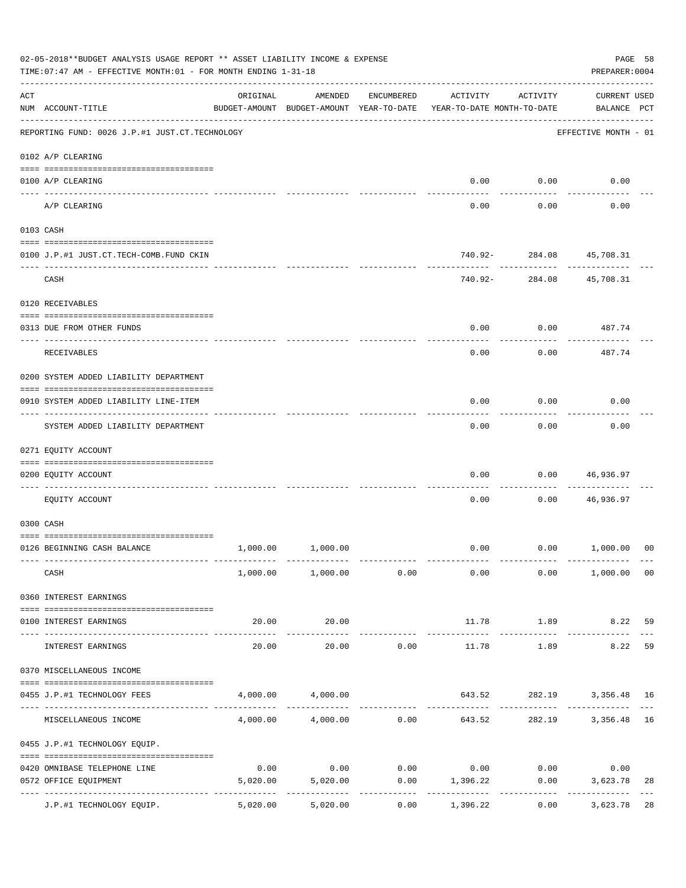02-05-2018**BUDGET ANALYSIS USAGE REPORT ** ASSET LIABILITY INCOME & EXPENSE

TIME:07:47 AM - EFFECTIVE MONTH:01 - FOR MONTH ENDING 1-31-18

PREPARER:0004

REPORTING FUND: 0026 J.P.#1 JUST.CT.TECHNOLOGY — EFFECTIVE MONTH - 01

| ACT NUM | ACCOUNT-TITLE | ORIGINAL BUDGET-AMOUNT | AMENDED BUDGET-AMOUNT | ENCUMBERED YEAR-TO-DATE | ACTIVITY YEAR-TO-DATE | ACTIVITY MONTH-TO-DATE | CURRENT USED BALANCE | PCT |
|---|---|---|---|---|---|---|---|---|
| | **0102 A/P CLEARING** | | | | | | | |
| 0100 | A/P CLEARING | | | | 0.00 | 0.00 | 0.00 | |
| | A/P CLEARING | | | | 0.00 | 0.00 | 0.00 | |
| | **0103 CASH** | | | | | | | |
| 0100 | J.P.#1 JUST.CT.TECH-COMB.FUND CKIN | | | | 740.92- | 284.08 | 45,708.31 | |
| | CASH | | | | 740.92- | 284.08 | 45,708.31 | |
| | **0120 RECEIVABLES** | | | | | | | |
| 0313 | DUE FROM OTHER FUNDS | | | | 0.00 | 0.00 | 487.74 | |
| | RECEIVABLES | | | | 0.00 | 0.00 | 487.74 | |
| | **0200 SYSTEM ADDED LIABILITY DEPARTMENT** | | | | | | | |
| 0910 | SYSTEM ADDED LIABILITY LINE-ITEM | | | | 0.00 | 0.00 | 0.00 | |
| | SYSTEM ADDED LIABILITY DEPARTMENT | | | | 0.00 | 0.00 | 0.00 | |
| | **0271 EQUITY ACCOUNT** | | | | | | | |
| 0200 | EQUITY ACCOUNT | | | | 0.00 | 0.00 | 46,936.97 | |
| | EQUITY ACCOUNT | | | | 0.00 | 0.00 | 46,936.97 | |
| | **0300 CASH** | | | | | | | |
| 0126 | BEGINNING CASH BALANCE | 1,000.00 | 1,000.00 | | 0.00 | 0.00 | 1,000.00 | 00 |
| | CASH | 1,000.00 | 1,000.00 | 0.00 | 0.00 | 0.00 | 1,000.00 | 00 |
| | **0360 INTEREST EARNINGS** | | | | | | | |
| 0100 | INTEREST EARNINGS | 20.00 | 20.00 | | 11.78 | 1.89 | 8.22 | 59 |
| | INTEREST EARNINGS | 20.00 | 20.00 | 0.00 | 11.78 | 1.89 | 8.22 | 59 |
| | **0370 MISCELLANEOUS INCOME** | | | | | | | |
| 0455 | J.P.#1 TECHNOLOGY FEES | 4,000.00 | 4,000.00 | | 643.52 | 282.19 | 3,356.48 | 16 |
| | MISCELLANEOUS INCOME | 4,000.00 | 4,000.00 | 0.00 | 643.52 | 282.19 | 3,356.48 | 16 |
| | **0455 J.P.#1 TECHNOLOGY EQUIP.** | | | | | | | |
| 0420 | OMNIBASE TELEPHONE LINE | 0.00 | 0.00 | 0.00 | 0.00 | 0.00 | 0.00 | |
| 0572 | OFFICE EQUIPMENT | 5,020.00 | 5,020.00 | 0.00 | 1,396.22 | 0.00 | 3,623.78 | 28 |
| | J.P.#1 TECHNOLOGY EQUIP. | 5,020.00 | 5,020.00 | 0.00 | 1,396.22 | 0.00 | 3,623.78 | 28 |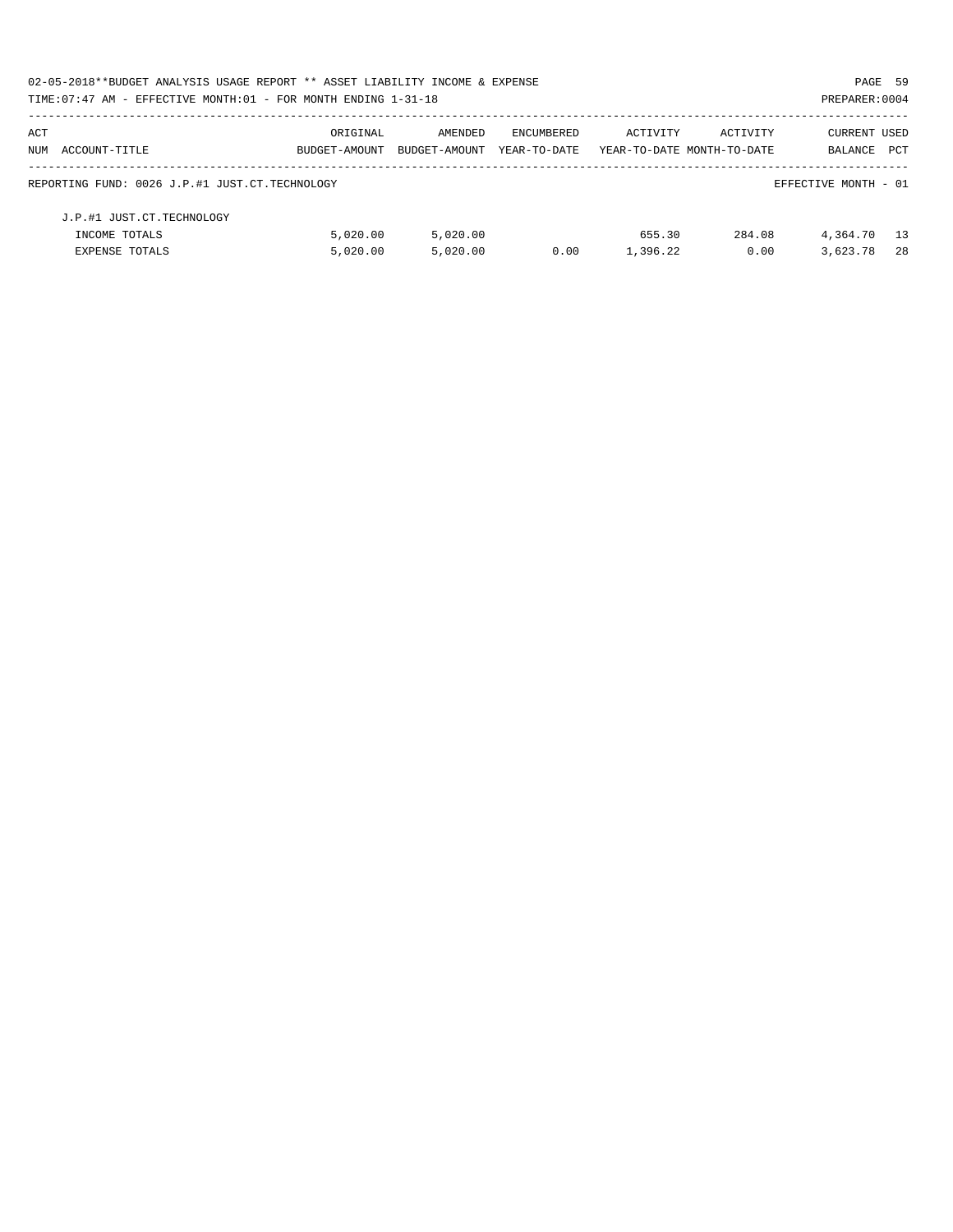02-05-2018**BUDGET ANALYSIS USAGE REPORT ** ASSET LIABILITY INCOME & EXPENSE

TIME:07:47 AM - EFFECTIVE MONTH:01 - FOR MONTH ENDING 1-31-18

PREPARER:0004

| ACT NUM | ACCOUNT-TITLE | ORIGINAL BUDGET-AMOUNT | AMENDED BUDGET-AMOUNT | ENCUMBERED YEAR-TO-DATE | ACTIVITY YEAR-TO-DATE | ACTIVITY MONTH-TO-DATE | CURRENT BALANCE | USED PCT |
|---|---|---|---|---|---|---|---|---|
| REPORTING FUND: 0026 J.P.#1 JUST.CT.TECHNOLOGY | | | | | | | EFFECTIVE MONTH - 01 | |
| | J.P.#1 JUST.CT.TECHNOLOGY | | | | | | | |
| | INCOME TOTALS | 5,020.00 | 5,020.00 | | 655.30 | 284.08 | 4,364.70 | 13 |
| | EXPENSE TOTALS | 5,020.00 | 5,020.00 | 0.00 | 1,396.22 | 0.00 | 3,623.78 | 28 |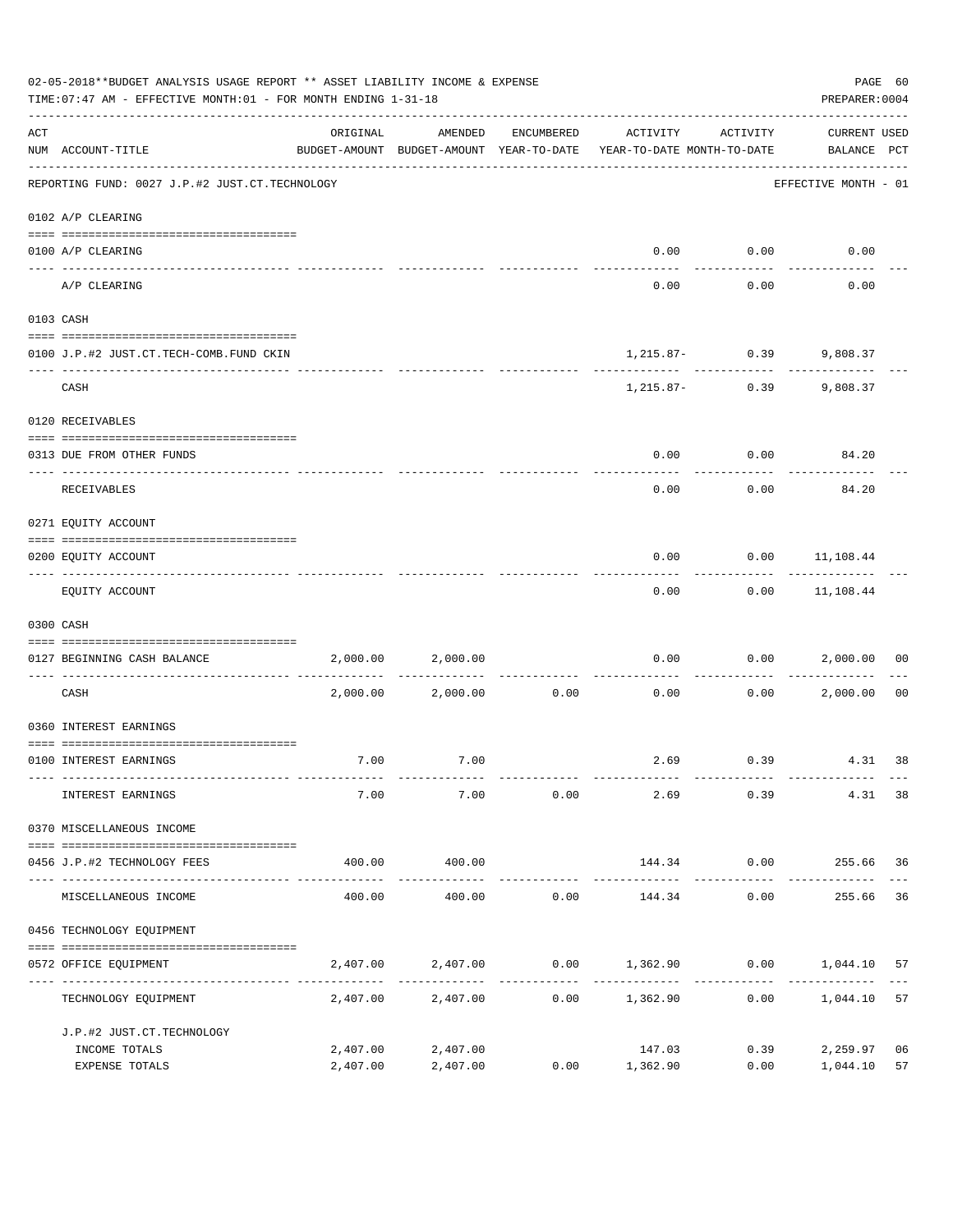02-05-2018**BUDGET ANALYSIS USAGE REPORT ** ASSET LIABILITY INCOME & EXPENSE

TIME:07:47 AM - EFFECTIVE MONTH:01 - FOR MONTH ENDING 1-31-18

PREPARER:0004

REPORTING FUND: 0027 J.P.#2 JUST.CT.TECHNOLOGY — EFFECTIVE MONTH - 01

| ACT NUM | ACCOUNT-TITLE | ORIGINAL BUDGET-AMOUNT | AMENDED BUDGET-AMOUNT | ENCUMBERED YEAR-TO-DATE | ACTIVITY YEAR-TO-DATE | ACTIVITY MONTH-TO-DATE | CURRENT BALANCE | USED PCT |
|---|---|---|---|---|---|---|---|---|
| 0102 | A/P CLEARING | | | | | | | |
| 0100 | A/P CLEARING | | | | 0.00 | 0.00 | 0.00 | |
| | A/P CLEARING | | | | 0.00 | 0.00 | 0.00 | |
| 0103 | CASH | | | | | | | |
| 0100 | J.P.#2 JUST.CT.TECH-COMB.FUND CKIN | | | | 1,215.87- | 0.39 | 9,808.37 | |
| | CASH | | | | 1,215.87- | 0.39 | 9,808.37 | |
| 0120 | RECEIVABLES | | | | | | | |
| 0313 | DUE FROM OTHER FUNDS | | | | 0.00 | 0.00 | 84.20 | |
| | RECEIVABLES | | | | 0.00 | 0.00 | 84.20 | |
| 0271 | EQUITY ACCOUNT | | | | | | | |
| 0200 | EQUITY ACCOUNT | | | | 0.00 | 0.00 | 11,108.44 | |
| | EQUITY ACCOUNT | | | | 0.00 | 0.00 | 11,108.44 | |
| 0300 | CASH | | | | | | | |
| 0127 | BEGINNING CASH BALANCE | 2,000.00 | 2,000.00 | | 0.00 | 0.00 | 2,000.00 | 00 |
| | CASH | 2,000.00 | 2,000.00 | 0.00 | 0.00 | 0.00 | 2,000.00 | 00 |
| 0360 | INTEREST EARNINGS | | | | | | | |
| 0100 | INTEREST EARNINGS | 7.00 | 7.00 | | 2.69 | 0.39 | 4.31 | 38 |
| | INTEREST EARNINGS | 7.00 | 7.00 | 0.00 | 2.69 | 0.39 | 4.31 | 38 |
| 0370 | MISCELLANEOUS INCOME | | | | | | | |
| 0456 | J.P.#2 TECHNOLOGY FEES | 400.00 | 400.00 | | 144.34 | 0.00 | 255.66 | 36 |
| | MISCELLANEOUS INCOME | 400.00 | 400.00 | 0.00 | 144.34 | 0.00 | 255.66 | 36 |
| 0456 | TECHNOLOGY EQUIPMENT | | | | | | | |
| 0572 | OFFICE EQUIPMENT | 2,407.00 | 2,407.00 | 0.00 | 1,362.90 | 0.00 | 1,044.10 | 57 |
| | TECHNOLOGY EQUIPMENT | 2,407.00 | 2,407.00 | 0.00 | 1,362.90 | 0.00 | 1,044.10 | 57 |
| | J.P.#2 JUST.CT.TECHNOLOGY | | | | | | | |
| | INCOME TOTALS | 2,407.00 | 2,407.00 | | 147.03 | 0.39 | 2,259.97 | 06 |
| | EXPENSE TOTALS | 2,407.00 | 2,407.00 | 0.00 | 1,362.90 | 0.00 | 1,044.10 | 57 |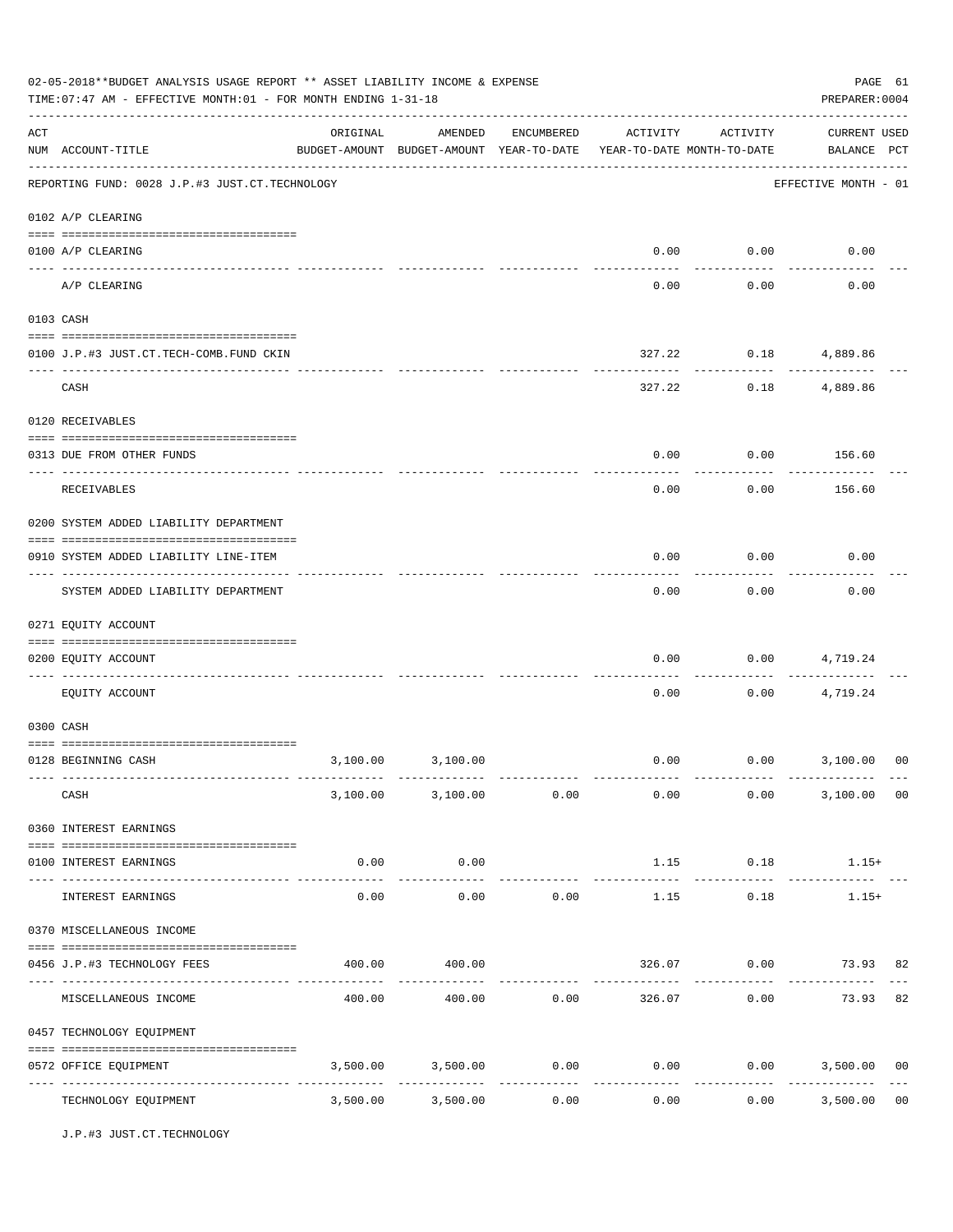02-05-2018**BUDGET ANALYSIS USAGE REPORT ** ASSET LIABILITY INCOME & EXPENSE

TIME:07:47 AM - EFFECTIVE MONTH:01 - FOR MONTH ENDING 1-31-18

PREPARER:0004

| ACT NUM | ACCOUNT-TITLE | ORIGINAL BUDGET-AMOUNT | AMENDED BUDGET-AMOUNT | ENCUMBERED YEAR-TO-DATE | ACTIVITY YEAR-TO-DATE | ACTIVITY MONTH-TO-DATE | CURRENT BALANCE | USED PCT |
|---|---|---|---|---|---|---|---|---|
| | REPORTING FUND: 0028 J.P.#3 JUST.CT.TECHNOLOGY | | | | | | EFFECTIVE MONTH - 01 | |
| | 0102 A/P CLEARING | | | | | | | |
| 0100 | A/P CLEARING | | | | 0.00 | 0.00 | 0.00 | |
| | A/P CLEARING | | | | 0.00 | 0.00 | 0.00 | |
| | 0103 CASH | | | | | | | |
| 0100 | J.P.#3 JUST.CT.TECH-COMB.FUND CKIN | | | | 327.22 | 0.18 | 4,889.86 | |
| | CASH | | | | 327.22 | 0.18 | 4,889.86 | |
| | 0120 RECEIVABLES | | | | | | | |
| 0313 | DUE FROM OTHER FUNDS | | | | 0.00 | 0.00 | 156.60 | |
| | RECEIVABLES | | | | 0.00 | 0.00 | 156.60 | |
| | 0200 SYSTEM ADDED LIABILITY DEPARTMENT | | | | | | | |
| 0910 | SYSTEM ADDED LIABILITY LINE-ITEM | | | | 0.00 | 0.00 | 0.00 | |
| | SYSTEM ADDED LIABILITY DEPARTMENT | | | | 0.00 | 0.00 | 0.00 | |
| | 0271 EQUITY ACCOUNT | | | | | | | |
| 0200 | EQUITY ACCOUNT | | | | 0.00 | 0.00 | 4,719.24 | |
| | EQUITY ACCOUNT | | | | 0.00 | 0.00 | 4,719.24 | |
| | 0300 CASH | | | | | | | |
| 0128 | BEGINNING CASH | 3,100.00 | 3,100.00 | | 0.00 | 0.00 | 3,100.00 | 00 |
| | CASH | 3,100.00 | 3,100.00 | 0.00 | 0.00 | 0.00 | 3,100.00 | 00 |
| | 0360 INTEREST EARNINGS | | | | | | | |
| 0100 | INTEREST EARNINGS | 0.00 | 0.00 | | 1.15 | 0.18 | 1.15+ | |
| | INTEREST EARNINGS | 0.00 | 0.00 | 0.00 | 1.15 | 0.18 | 1.15+ | |
| | 0370 MISCELLANEOUS INCOME | | | | | | | |
| 0456 | J.P.#3 TECHNOLOGY FEES | 400.00 | 400.00 | | 326.07 | 0.00 | 73.93 | 82 |
| | MISCELLANEOUS INCOME | 400.00 | 400.00 | 0.00 | 326.07 | 0.00 | 73.93 | 82 |
| | 0457 TECHNOLOGY EQUIPMENT | | | | | | | |
| 0572 | OFFICE EQUIPMENT | 3,500.00 | 3,500.00 | 0.00 | 0.00 | 0.00 | 3,500.00 | 00 |
| | TECHNOLOGY EQUIPMENT | 3,500.00 | 3,500.00 | 0.00 | 0.00 | 0.00 | 3,500.00 | 00 |

J.P.#3 JUST.CT.TECHNOLOGY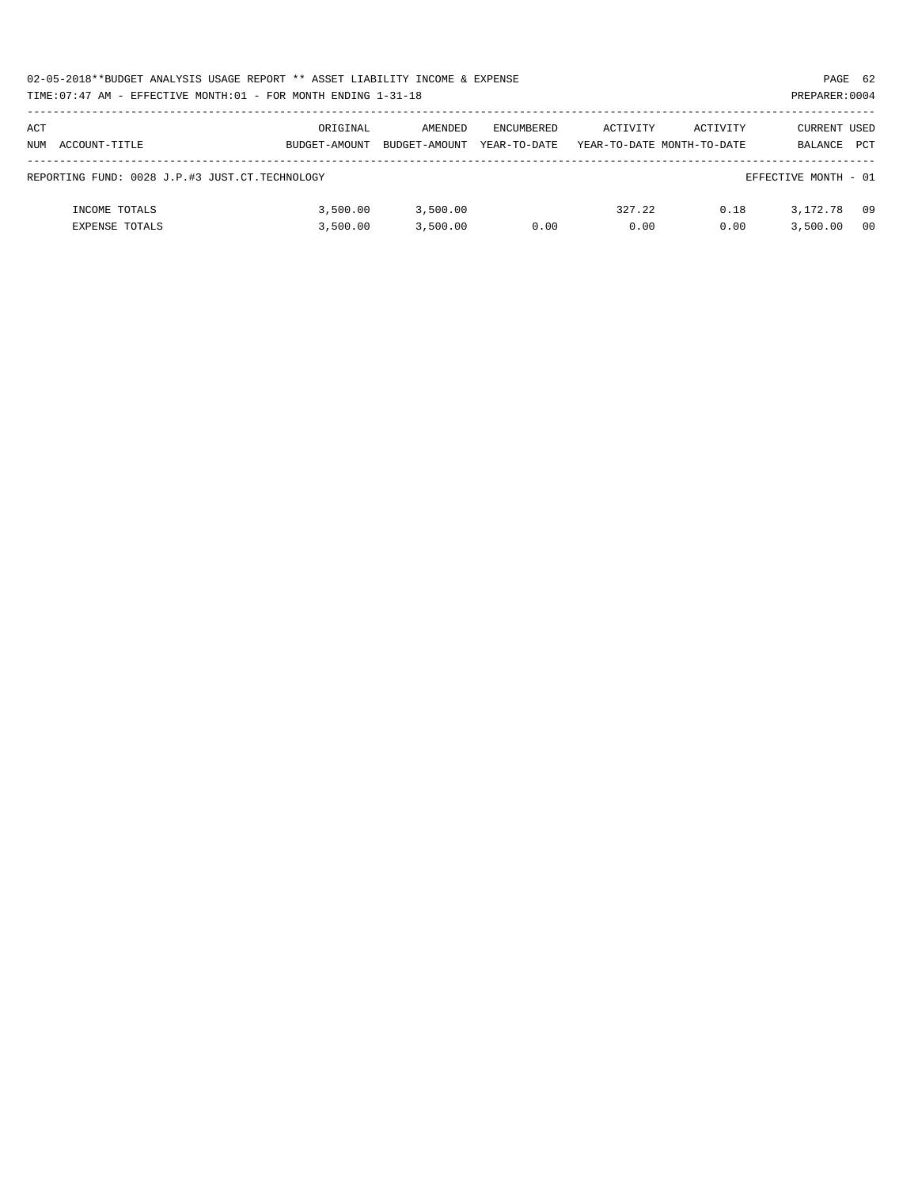02-05-2018**BUDGET ANALYSIS USAGE REPORT ** ASSET LIABILITY INCOME & EXPENSE

TIME:07:47 AM - EFFECTIVE MONTH:01 - FOR MONTH ENDING 1-31-18

PREPARER:0004

| ACT NUM ACCOUNT-TITLE | ORIGINAL BUDGET-AMOUNT | AMENDED BUDGET-AMOUNT | ENCUMBERED YEAR-TO-DATE | ACTIVITY YEAR-TO-DATE | ACTIVITY MONTH-TO-DATE | CURRENT BALANCE | USED PCT |
|---|---|---|---|---|---|---|---|
| REPORTING FUND: 0028 J.P.#3 JUST.CT.TECHNOLOGY | | | | | | EFFECTIVE MONTH - 01 | |
| INCOME TOTALS | 3,500.00 | 3,500.00 | | 327.22 | 0.18 | 3,172.78 | 09 |
| EXPENSE TOTALS | 3,500.00 | 3,500.00 | 0.00 | 0.00 | 0.00 | 3,500.00 | 00 |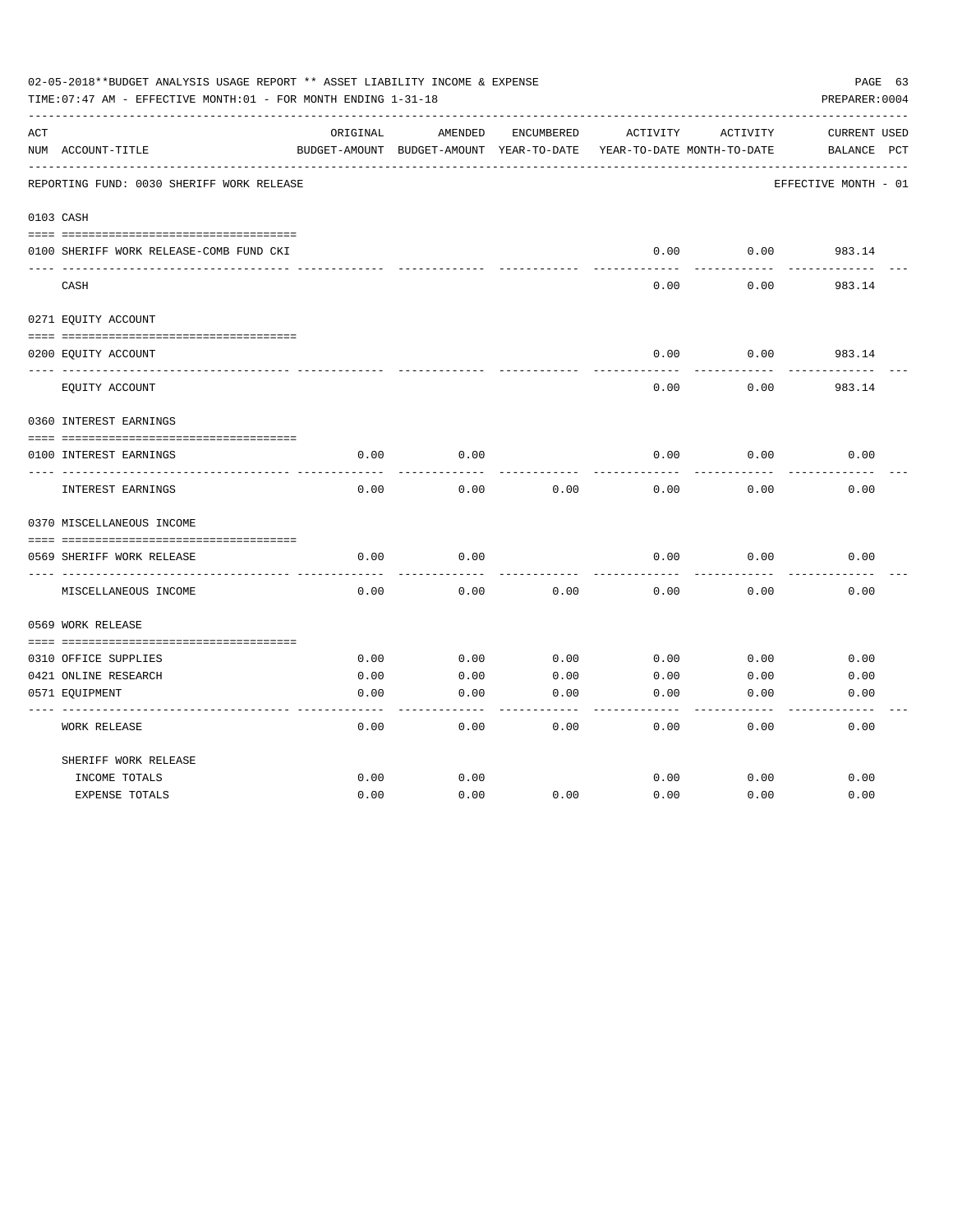02-05-2018**BUDGET ANALYSIS USAGE REPORT ** ASSET LIABILITY INCOME & EXPENSE

TIME:07:47 AM - EFFECTIVE MONTH:01 - FOR MONTH ENDING 1-31-18 PREPARER:0004

REPORTING FUND: 0030 SHERIFF WORK RELEASE EFFECTIVE MONTH - 01

| ACT NUM | ACCOUNT-TITLE | ORIGINAL BUDGET-AMOUNT | AMENDED BUDGET-AMOUNT | ENCUMBERED YEAR-TO-DATE | ACTIVITY YEAR-TO-DATE | ACTIVITY MONTH-TO-DATE | CURRENT BALANCE | USED PCT |
|---|---|---|---|---|---|---|---|---|
| 0103 | CASH | | | | | | | |
| 0100 | SHERIFF WORK RELEASE-COMB FUND CKI | | | | 0.00 | 0.00 | 983.14 | |
| | CASH | | | | 0.00 | 0.00 | 983.14 | |
| 0271 | EQUITY ACCOUNT | | | | | | | |
| 0200 | EQUITY ACCOUNT | | | | 0.00 | 0.00 | 983.14 | |
| | EQUITY ACCOUNT | | | | 0.00 | 0.00 | 983.14 | |
| 0360 | INTEREST EARNINGS | | | | | | | |
| 0100 | INTEREST EARNINGS | 0.00 | 0.00 | | 0.00 | 0.00 | 0.00 | |
| | INTEREST EARNINGS | 0.00 | 0.00 | 0.00 | 0.00 | 0.00 | 0.00 | |
| 0370 | MISCELLANEOUS INCOME | | | | | | | |
| 0569 | SHERIFF WORK RELEASE | 0.00 | 0.00 | | 0.00 | 0.00 | 0.00 | |
| | MISCELLANEOUS INCOME | 0.00 | 0.00 | 0.00 | 0.00 | 0.00 | 0.00 | |
| 0569 | WORK RELEASE | | | | | | | |
| 0310 | OFFICE SUPPLIES | 0.00 | 0.00 | 0.00 | 0.00 | 0.00 | 0.00 | |
| 0421 | ONLINE RESEARCH | 0.00 | 0.00 | 0.00 | 0.00 | 0.00 | 0.00 | |
| 0571 | EQUIPMENT | 0.00 | 0.00 | 0.00 | 0.00 | 0.00 | 0.00 | |
| | WORK RELEASE | 0.00 | 0.00 | 0.00 | 0.00 | 0.00 | 0.00 | |
| | SHERIFF WORK RELEASE | | | | | | | |
| | INCOME TOTALS | 0.00 | 0.00 | | 0.00 | 0.00 | 0.00 | |
| | EXPENSE TOTALS | 0.00 | 0.00 | 0.00 | 0.00 | 0.00 | 0.00 | |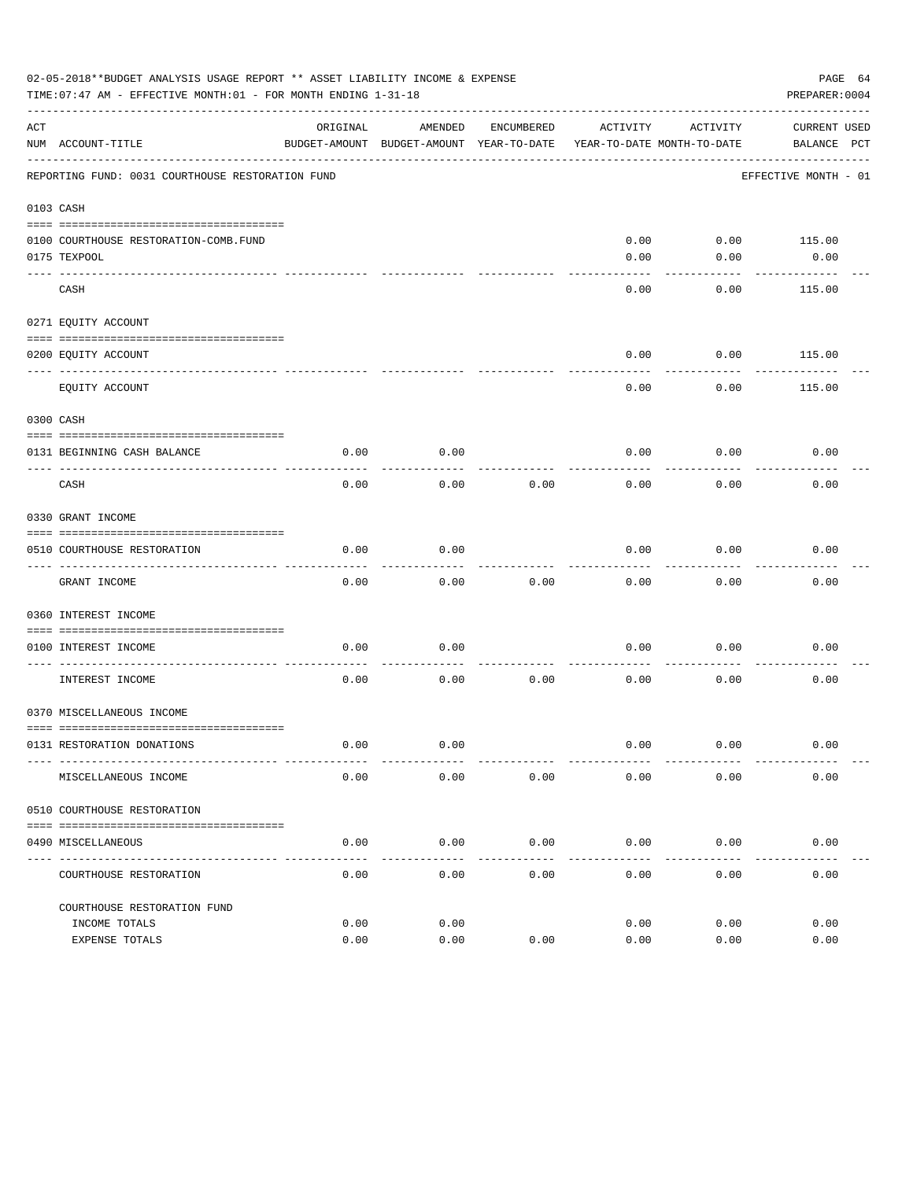02-05-2018**BUDGET ANALYSIS USAGE REPORT ** ASSET LIABILITY INCOME & EXPENSE

TIME:07:47 AM - EFFECTIVE MONTH:01 - FOR MONTH ENDING 1-31-18

PREPARER:0004

REPORTING FUND: 0031 COURTHOUSE RESTORATION FUND — EFFECTIVE MONTH - 01

| ACT NUM | ACCOUNT-TITLE | ORIGINAL BUDGET-AMOUNT | AMENDED BUDGET-AMOUNT | ENCUMBERED YEAR-TO-DATE | ACTIVITY YEAR-TO-DATE | ACTIVITY MONTH-TO-DATE | CURRENT BALANCE | USED PCT |
|---|---|---|---|---|---|---|---|---|
| 0103 | CASH | | | | | | | |
| 0100 | COURTHOUSE RESTORATION-COMB.FUND | | | | 0.00 | 0.00 | 115.00 | |
| 0175 | TEXPOOL | | | | 0.00 | 0.00 | 0.00 | |
| | CASH | | | | 0.00 | 0.00 | 115.00 | |
| 0271 | EQUITY ACCOUNT | | | | | | | |
| 0200 | EQUITY ACCOUNT | | | | 0.00 | 0.00 | 115.00 | |
| | EQUITY ACCOUNT | | | | 0.00 | 0.00 | 115.00 | |
| 0300 | CASH | | | | | | | |
| 0131 | BEGINNING CASH BALANCE | 0.00 | 0.00 | | 0.00 | 0.00 | 0.00 | |
| | CASH | 0.00 | 0.00 | 0.00 | 0.00 | 0.00 | 0.00 | |
| 0330 | GRANT INCOME | | | | | | | |
| 0510 | COURTHOUSE RESTORATION | 0.00 | 0.00 | | 0.00 | 0.00 | 0.00 | |
| | GRANT INCOME | 0.00 | 0.00 | 0.00 | 0.00 | 0.00 | 0.00 | |
| 0360 | INTEREST INCOME | | | | | | | |
| 0100 | INTEREST INCOME | 0.00 | 0.00 | | 0.00 | 0.00 | 0.00 | |
| | INTEREST INCOME | 0.00 | 0.00 | 0.00 | 0.00 | 0.00 | 0.00 | |
| 0370 | MISCELLANEOUS INCOME | | | | | | | |
| 0131 | RESTORATION DONATIONS | 0.00 | 0.00 | | 0.00 | 0.00 | 0.00 | |
| | MISCELLANEOUS INCOME | 0.00 | 0.00 | 0.00 | 0.00 | 0.00 | 0.00 | |
| 0510 | COURTHOUSE RESTORATION | | | | | | | |
| 0490 | MISCELLANEOUS | 0.00 | 0.00 | 0.00 | 0.00 | 0.00 | 0.00 | |
| | COURTHOUSE RESTORATION | 0.00 | 0.00 | 0.00 | 0.00 | 0.00 | 0.00 | |
| | COURTHOUSE RESTORATION FUND | | | | | | | |
| | INCOME TOTALS | 0.00 | 0.00 | | 0.00 | 0.00 | 0.00 | |
| | EXPENSE TOTALS | 0.00 | 0.00 | 0.00 | 0.00 | 0.00 | 0.00 | |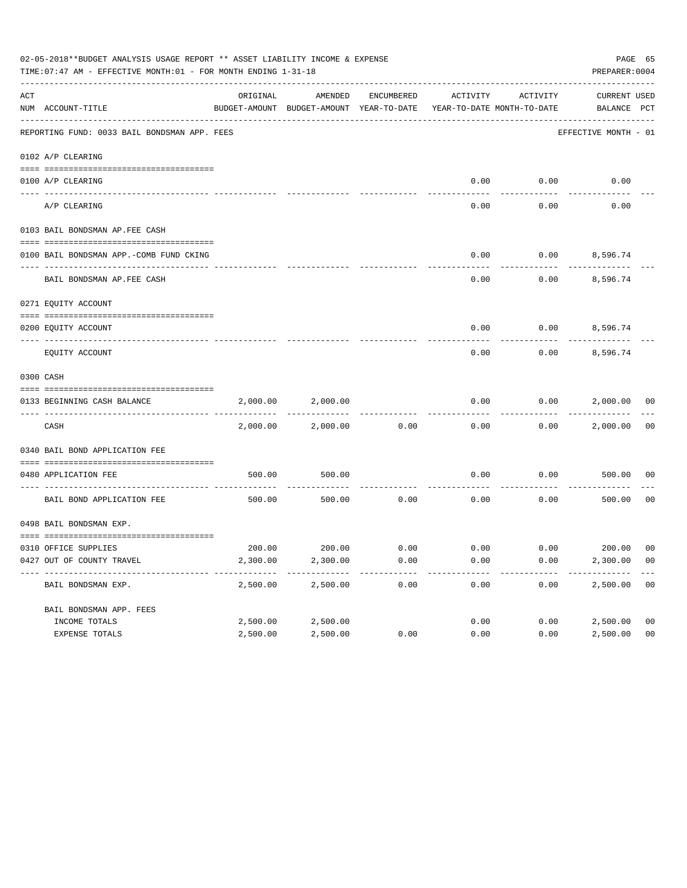02-05-2018**BUDGET ANALYSIS USAGE REPORT ** ASSET LIABILITY INCOME & EXPENSE

TIME:07:47 AM - EFFECTIVE MONTH:01 - FOR MONTH ENDING 1-31-18

PREPARER:0004

REPORTING FUND: 0033 BAIL BONDSMAN APP. FEES — EFFECTIVE MONTH - 01

| ACT NUM | ACCOUNT-TITLE | ORIGINAL BUDGET-AMOUNT | AMENDED BUDGET-AMOUNT | ENCUMBERED YEAR-TO-DATE | ACTIVITY YEAR-TO-DATE | ACTIVITY MONTH-TO-DATE | CURRENT BALANCE | USED PCT |
|---|---|---|---|---|---|---|---|---|
| | **0102 A/P CLEARING** | | | | | | | |
| 0100 | A/P CLEARING | | | | 0.00 | 0.00 | 0.00 | |
| | A/P CLEARING | | | | 0.00 | 0.00 | 0.00 | |
| | **0103 BAIL BONDSMAN AP.FEE CASH** | | | | | | | |
| 0100 | BAIL BONDSMAN APP.-COMB FUND CKING | | | | 0.00 | 0.00 | 8,596.74 | |
| | BAIL BONDSMAN AP.FEE CASH | | | | 0.00 | 0.00 | 8,596.74 | |
| | **0271 EQUITY ACCOUNT** | | | | | | | |
| 0200 | EQUITY ACCOUNT | | | | 0.00 | 0.00 | 8,596.74 | |
| | EQUITY ACCOUNT | | | | 0.00 | 0.00 | 8,596.74 | |
| | **0300 CASH** | | | | | | | |
| 0133 | BEGINNING CASH BALANCE | 2,000.00 | 2,000.00 | | 0.00 | 0.00 | 2,000.00 | 00 |
| | CASH | 2,000.00 | 2,000.00 | 0.00 | 0.00 | 0.00 | 2,000.00 | 00 |
| | **0340 BAIL BOND APPLICATION FEE** | | | | | | | |
| 0480 | APPLICATION FEE | 500.00 | 500.00 | | 0.00 | 0.00 | 500.00 | 00 |
| | BAIL BOND APPLICATION FEE | 500.00 | 500.00 | 0.00 | 0.00 | 0.00 | 500.00 | 00 |
| | **0498 BAIL BONDSMAN EXP.** | | | | | | | |
| 0310 | OFFICE SUPPLIES | 200.00 | 200.00 | 0.00 | 0.00 | 0.00 | 200.00 | 00 |
| 0427 | OUT OF COUNTY TRAVEL | 2,300.00 | 2,300.00 | 0.00 | 0.00 | 0.00 | 2,300.00 | 00 |
| | BAIL BONDSMAN EXP. | 2,500.00 | 2,500.00 | 0.00 | 0.00 | 0.00 | 2,500.00 | 00 |
| | **BAIL BONDSMAN APP. FEES** | | | | | | | |
| | INCOME TOTALS | 2,500.00 | 2,500.00 | | 0.00 | 0.00 | 2,500.00 | 00 |
| | EXPENSE TOTALS | 2,500.00 | 2,500.00 | 0.00 | 0.00 | 0.00 | 2,500.00 | 00 |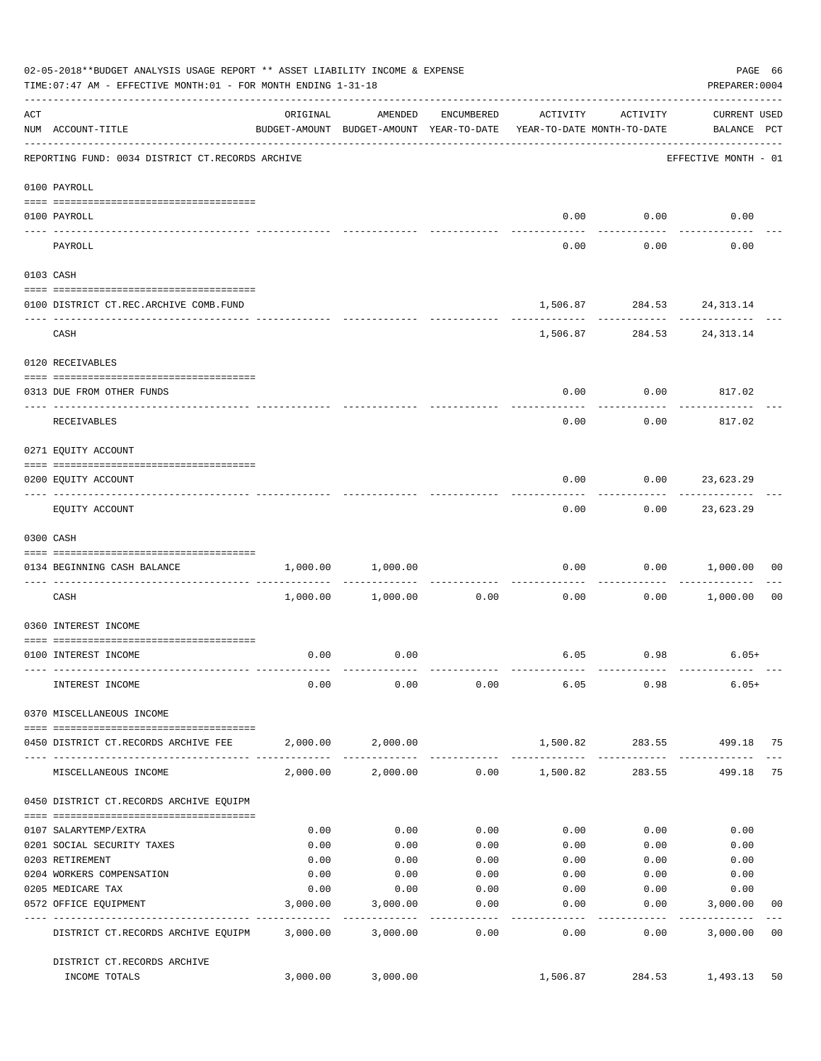02-05-2018**BUDGET ANALYSIS USAGE REPORT ** ASSET LIABILITY INCOME & EXPENSE

TIME:07:47 AM - EFFECTIVE MONTH:01 - FOR MONTH ENDING 1-31-18

PREPARER:0004

| ACT NUM | ACCOUNT-TITLE | ORIGINAL BUDGET-AMOUNT | AMENDED BUDGET-AMOUNT | ENCUMBERED YEAR-TO-DATE | ACTIVITY YEAR-TO-DATE | ACTIVITY MONTH-TO-DATE | CURRENT USED BALANCE | PCT |
|---|---|---|---|---|---|---|---|---|
| | REPORTING FUND: 0034 DISTRICT CT.RECORDS ARCHIVE | | | | | | EFFECTIVE MONTH - 01 | |
| | 0100 PAYROLL | | | | | | | |
| 0100 | PAYROLL | | | | 0.00 | 0.00 | 0.00 | |
| | PAYROLL | | | | 0.00 | 0.00 | 0.00 | |
| | 0103 CASH | | | | | | | |
| 0100 | DISTRICT CT.REC.ARCHIVE COMB.FUND | | | | 1,506.87 | 284.53 | 24,313.14 | |
| | CASH | | | | 1,506.87 | 284.53 | 24,313.14 | |
| | 0120 RECEIVABLES | | | | | | | |
| 0313 | DUE FROM OTHER FUNDS | | | | 0.00 | 0.00 | 817.02 | |
| | RECEIVABLES | | | | 0.00 | 0.00 | 817.02 | |
| | 0271 EQUITY ACCOUNT | | | | | | | |
| 0200 | EQUITY ACCOUNT | | | | 0.00 | 0.00 | 23,623.29 | |
| | EQUITY ACCOUNT | | | | 0.00 | 0.00 | 23,623.29 | |
| | 0300 CASH | | | | | | | |
| 0134 | BEGINNING CASH BALANCE | 1,000.00 | 1,000.00 | | 0.00 | 0.00 | 1,000.00 | 00 |
| | CASH | 1,000.00 | 1,000.00 | 0.00 | 0.00 | 0.00 | 1,000.00 | 00 |
| | 0360 INTEREST INCOME | | | | | | | |
| 0100 | INTEREST INCOME | 0.00 | 0.00 | | 6.05 | 0.98 | 6.05+ | |
| | INTEREST INCOME | 0.00 | 0.00 | 0.00 | 6.05 | 0.98 | 6.05+ | |
| | 0370 MISCELLANEOUS INCOME | | | | | | | |
| 0450 | DISTRICT CT.RECORDS ARCHIVE FEE | 2,000.00 | 2,000.00 | | 1,500.82 | 283.55 | 499.18 | 75 |
| | MISCELLANEOUS INCOME | 2,000.00 | 2,000.00 | 0.00 | 1,500.82 | 283.55 | 499.18 | 75 |
| | 0450 DISTRICT CT.RECORDS ARCHIVE EQUIPM | | | | | | | |
| 0107 | SALARYTEMP/EXTRA | 0.00 | 0.00 | 0.00 | 0.00 | 0.00 | 0.00 | |
| 0201 | SOCIAL SECURITY TAXES | 0.00 | 0.00 | 0.00 | 0.00 | 0.00 | 0.00 | |
| 0203 | RETIREMENT | 0.00 | 0.00 | 0.00 | 0.00 | 0.00 | 0.00 | |
| 0204 | WORKERS COMPENSATION | 0.00 | 0.00 | 0.00 | 0.00 | 0.00 | 0.00 | |
| 0205 | MEDICARE TAX | 0.00 | 0.00 | 0.00 | 0.00 | 0.00 | 0.00 | |
| 0572 | OFFICE EQUIPMENT | 3,000.00 | 3,000.00 | 0.00 | 0.00 | 0.00 | 3,000.00 | 00 |
| | DISTRICT CT.RECORDS ARCHIVE EQUIPM | 3,000.00 | 3,000.00 | 0.00 | 0.00 | 0.00 | 3,000.00 | 00 |
| | DISTRICT CT.RECORDS ARCHIVE INCOME TOTALS | 3,000.00 | 3,000.00 | | 1,506.87 | 284.53 | 1,493.13 | 50 |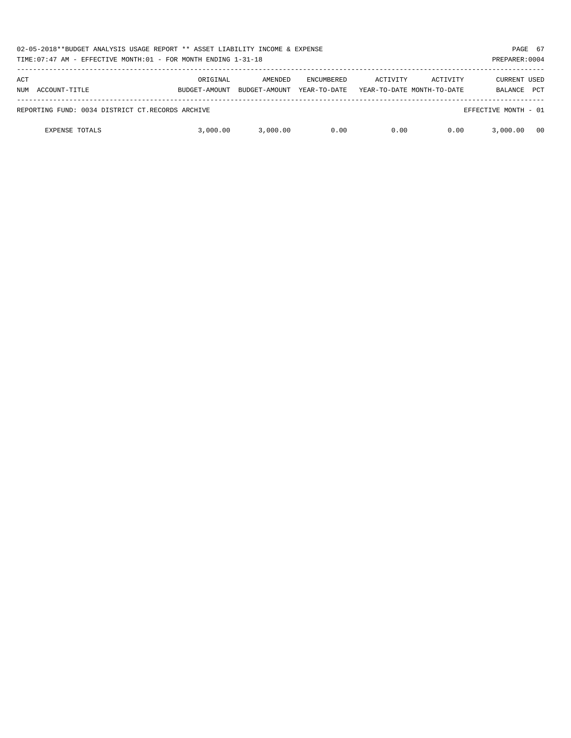02-05-2018**BUDGET ANALYSIS USAGE REPORT ** ASSET LIABILITY INCOME & EXPENSE

TIME:07:47 AM - EFFECTIVE MONTH:01 - FOR MONTH ENDING 1-31-18

PREPARER:0004

| ACT NUM ACCOUNT-TITLE | ORIGINAL BUDGET-AMOUNT | AMENDED BUDGET-AMOUNT | ENCUMBERED YEAR-TO-DATE | ACTIVITY YEAR-TO-DATE | ACTIVITY MONTH-TO-DATE | CURRENT BALANCE | USED PCT |
|---|---|---|---|---|---|---|---|
| REPORTING FUND: 0034 DISTRICT CT.RECORDS ARCHIVE | | | | | | EFFECTIVE MONTH - 01 | |
| EXPENSE TOTALS | 3,000.00 | 3,000.00 | 0.00 | 0.00 | 0.00 | 3,000.00 | 00 |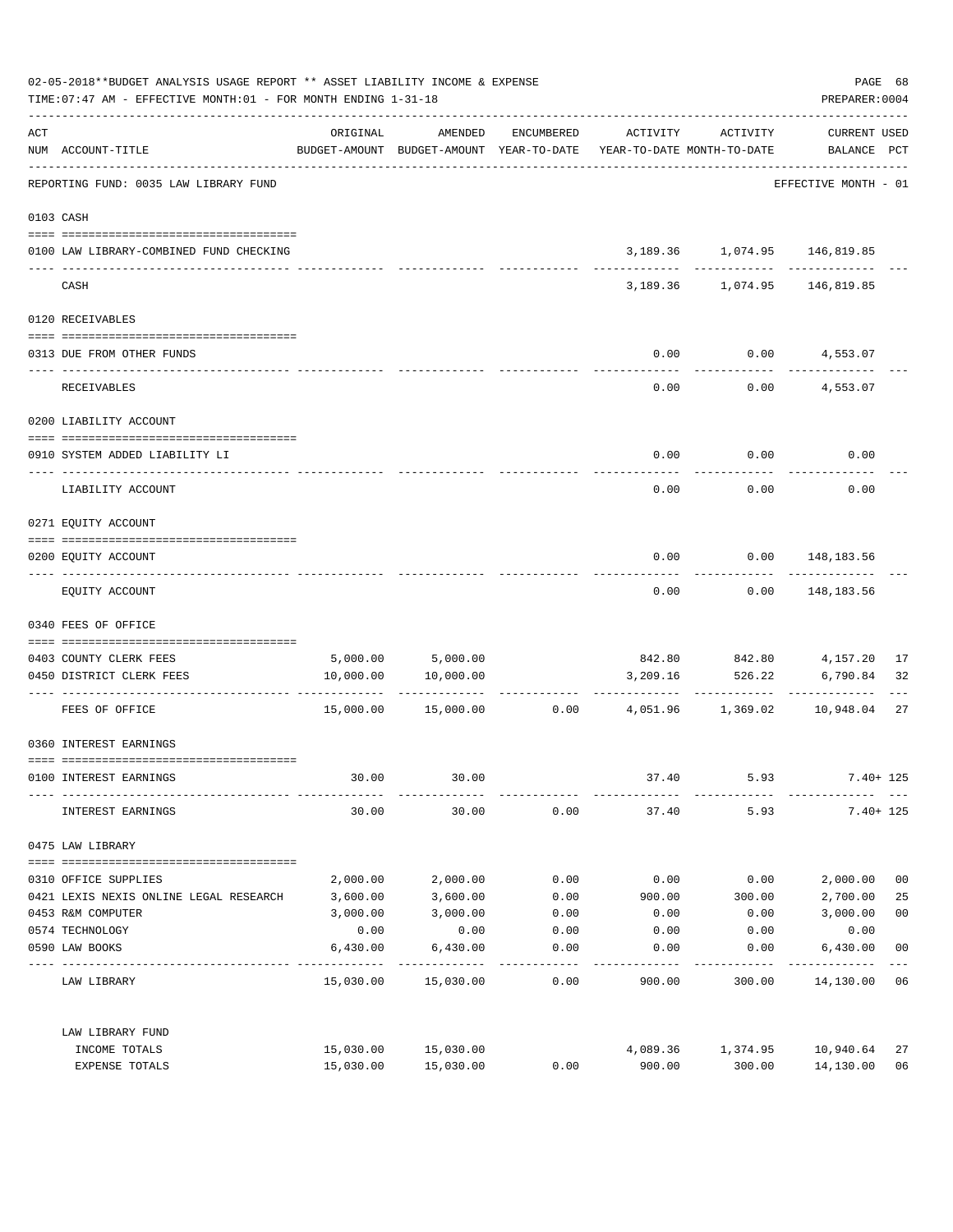02-05-2018**BUDGET ANALYSIS USAGE REPORT ** ASSET LIABILITY INCOME & EXPENSE

TIME:07:47 AM - EFFECTIVE MONTH:01 - FOR MONTH ENDING 1-31-18

PREPARER:0004

| ACT NUM | ACCOUNT-TITLE | ORIGINAL BUDGET-AMOUNT | AMENDED BUDGET-AMOUNT | ENCUMBERED YEAR-TO-DATE | ACTIVITY YEAR-TO-DATE | ACTIVITY MONTH-TO-DATE | CURRENT BALANCE | USED PCT |
|---|---|---|---|---|---|---|---|---|
| | REPORTING FUND: 0035 LAW LIBRARY FUND | | | | | | EFFECTIVE MONTH - 01 | |
| 0103 | CASH | | | | | | | |
| 0100 | LAW LIBRARY-COMBINED FUND CHECKING | | | | 3,189.36 | 1,074.95 | 146,819.85 | |
| | CASH | | | | 3,189.36 | 1,074.95 | 146,819.85 | |
| 0120 | RECEIVABLES | | | | | | | |
| 0313 | DUE FROM OTHER FUNDS | | | | 0.00 | 0.00 | 4,553.07 | |
| | RECEIVABLES | | | | 0.00 | 0.00 | 4,553.07 | |
| 0200 | LIABILITY ACCOUNT | | | | | | | |
| 0910 | SYSTEM ADDED LIABILITY LI | | | | 0.00 | 0.00 | 0.00 | |
| | LIABILITY ACCOUNT | | | | 0.00 | 0.00 | 0.00 | |
| 0271 | EQUITY ACCOUNT | | | | | | | |
| 0200 | EQUITY ACCOUNT | | | | 0.00 | 0.00 | 148,183.56 | |
| | EQUITY ACCOUNT | | | | 0.00 | 0.00 | 148,183.56 | |
| 0340 | FEES OF OFFICE | | | | | | | |
| 0403 | COUNTY CLERK FEES | 5,000.00 | 5,000.00 | | 842.80 | 842.80 | 4,157.20 | 17 |
| 0450 | DISTRICT CLERK FEES | 10,000.00 | 10,000.00 | | 3,209.16 | 526.22 | 6,790.84 | 32 |
| | FEES OF OFFICE | 15,000.00 | 15,000.00 | 0.00 | 4,051.96 | 1,369.02 | 10,948.04 | 27 |
| 0360 | INTEREST EARNINGS | | | | | | | |
| 0100 | INTEREST EARNINGS | 30.00 | 30.00 | | 37.40 | 5.93 | 7.40+ | 125 |
| | INTEREST EARNINGS | 30.00 | 30.00 | 0.00 | 37.40 | 5.93 | 7.40+ | 125 |
| 0475 | LAW LIBRARY | | | | | | | |
| 0310 | OFFICE SUPPLIES | 2,000.00 | 2,000.00 | 0.00 | 0.00 | 0.00 | 2,000.00 | 00 |
| 0421 | LEXIS NEXIS ONLINE LEGAL RESEARCH | 3,600.00 | 3,600.00 | 0.00 | 900.00 | 300.00 | 2,700.00 | 25 |
| 0453 | R&M COMPUTER | 3,000.00 | 3,000.00 | 0.00 | 0.00 | 0.00 | 3,000.00 | 00 |
| 0574 | TECHNOLOGY | 0.00 | 0.00 | 0.00 | 0.00 | 0.00 | 0.00 | |
| 0590 | LAW BOOKS | 6,430.00 | 6,430.00 | 0.00 | 0.00 | 0.00 | 6,430.00 | 00 |
| | LAW LIBRARY | 15,030.00 | 15,030.00 | 0.00 | 900.00 | 300.00 | 14,130.00 | 06 |
| | LAW LIBRARY FUND | | | | | | | |
| | INCOME TOTALS | 15,030.00 | 15,030.00 | | 4,089.36 | 1,374.95 | 10,940.64 | 27 |
| | EXPENSE TOTALS | 15,030.00 | 15,030.00 | 0.00 | 900.00 | 300.00 | 14,130.00 | 06 |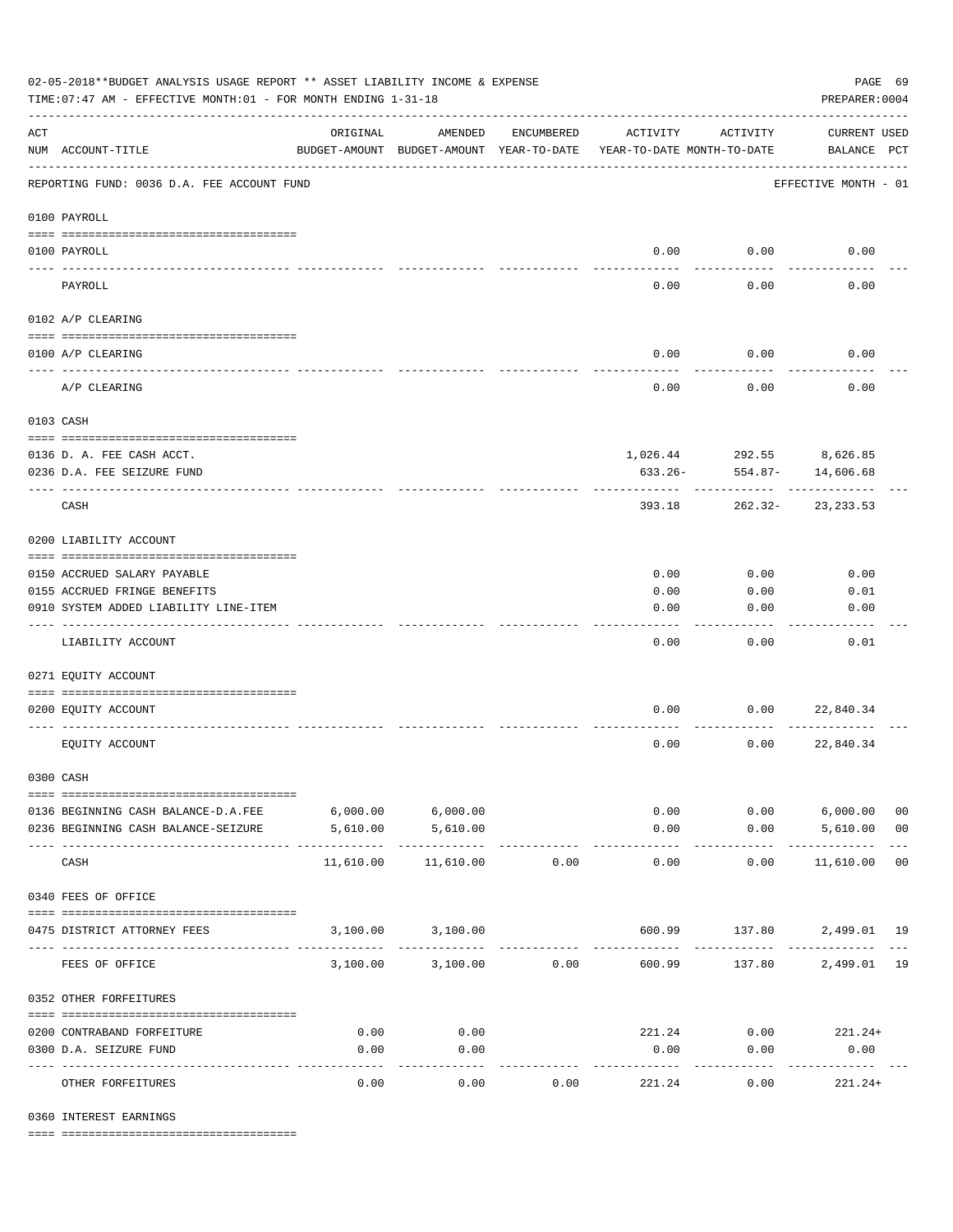02-05-2018**BUDGET ANALYSIS USAGE REPORT ** ASSET LIABILITY INCOME & EXPENSE

TIME:07:47 AM - EFFECTIVE MONTH:01 - FOR MONTH ENDING 1-31-18

PREPARER:0004

REPORTING FUND: 0036 D.A. FEE ACCOUNT FUND — EFFECTIVE MONTH - 01

| ACT NUM | ACCOUNT-TITLE | ORIGINAL BUDGET-AMOUNT | AMENDED BUDGET-AMOUNT | ENCUMBERED YEAR-TO-DATE | ACTIVITY YEAR-TO-DATE | ACTIVITY MONTH-TO-DATE | CURRENT USED BALANCE | PCT |
|---|---|---|---|---|---|---|---|---|
| **0100 PAYROLL** | | | | | | | | |
| 0100 | PAYROLL | | | | 0.00 | 0.00 | 0.00 | |
| | PAYROLL | | | | 0.00 | 0.00 | 0.00 | |
| **0102 A/P CLEARING** | | | | | | | | |
| 0100 | A/P CLEARING | | | | 0.00 | 0.00 | 0.00 | |
| | A/P CLEARING | | | | 0.00 | 0.00 | 0.00 | |
| **0103 CASH** | | | | | | | | |
| 0136 | D. A. FEE CASH ACCT. | | | | 1,026.44 | 292.55 | 8,626.85 | |
| 0236 | D.A. FEE SEIZURE FUND | | | | 633.26- | 554.87- | 14,606.68 | |
| | CASH | | | | 393.18 | 262.32- | 23,233.53 | |
| **0200 LIABILITY ACCOUNT** | | | | | | | | |
| 0150 | ACCRUED SALARY PAYABLE | | | | 0.00 | 0.00 | 0.00 | |
| 0155 | ACCRUED FRINGE BENEFITS | | | | 0.00 | 0.00 | 0.01 | |
| 0910 | SYSTEM ADDED LIABILITY LINE-ITEM | | | | 0.00 | 0.00 | 0.00 | |
| | LIABILITY ACCOUNT | | | | 0.00 | 0.00 | 0.01 | |
| **0271 EQUITY ACCOUNT** | | | | | | | | |
| 0200 | EQUITY ACCOUNT | | | | 0.00 | 0.00 | 22,840.34 | |
| | EQUITY ACCOUNT | | | | 0.00 | 0.00 | 22,840.34 | |
| **0300 CASH** | | | | | | | | |
| 0136 | BEGINNING CASH BALANCE-D.A.FEE | 6,000.00 | 6,000.00 | | 0.00 | 0.00 | 6,000.00 | 00 |
| 0236 | BEGINNING CASH BALANCE-SEIZURE | 5,610.00 | 5,610.00 | | 0.00 | 0.00 | 5,610.00 | 00 |
| | CASH | 11,610.00 | 11,610.00 | 0.00 | 0.00 | 0.00 | 11,610.00 | 00 |
| **0340 FEES OF OFFICE** | | | | | | | | |
| 0475 | DISTRICT ATTORNEY FEES | 3,100.00 | 3,100.00 | | 600.99 | 137.80 | 2,499.01 | 19 |
| | FEES OF OFFICE | 3,100.00 | 3,100.00 | 0.00 | 600.99 | 137.80 | 2,499.01 | 19 |
| **0352 OTHER FORFEITURES** | | | | | | | | |
| 0200 | CONTRABAND FORFEITURE | 0.00 | 0.00 | | 221.24 | 0.00 | 221.24+ | |
| 0300 | D.A. SEIZURE FUND | 0.00 | 0.00 | | 0.00 | 0.00 | 0.00 | |
| | OTHER FORFEITURES | 0.00 | 0.00 | 0.00 | 221.24 | 0.00 | 221.24+ | |
| **0360 INTEREST EARNINGS** | | | | | | | | |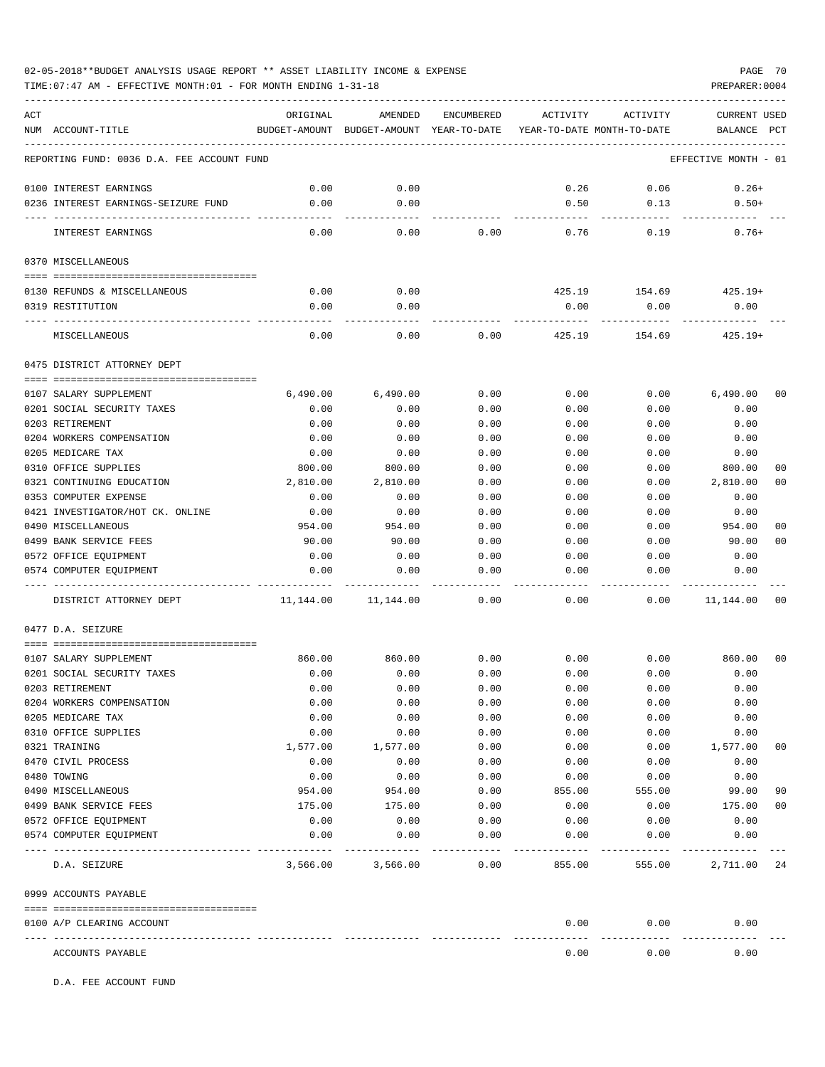02-05-2018**BUDGET ANALYSIS USAGE REPORT ** ASSET LIABILITY INCOME & EXPENSE

TIME:07:47 AM - EFFECTIVE MONTH:01 - FOR MONTH ENDING 1-31-18

PREPARER:0004

| ACT NUM | ACCOUNT-TITLE | ORIGINAL BUDGET-AMOUNT | AMENDED BUDGET-AMOUNT | ENCUMBERED YEAR-TO-DATE | ACTIVITY YEAR-TO-DATE | ACTIVITY MONTH-TO-DATE | CURRENT USED BALANCE | PCT |
|---|---|---|---|---|---|---|---|---|
| | REPORTING FUND: 0036 D.A. FEE ACCOUNT FUND | | | | | | EFFECTIVE MONTH - 01 | |
| 0100 | INTEREST EARNINGS | 0.00 | 0.00 | | 0.26 | 0.06 | 0.26+ | |
| 0236 | INTEREST EARNINGS-SEIZURE FUND | 0.00 | 0.00 | | 0.50 | 0.13 | 0.50+ | |
| | INTEREST EARNINGS | 0.00 | 0.00 | 0.00 | 0.76 | 0.19 | 0.76+ | |
| | 0370 MISCELLANEOUS | | | | | | | |
| 0130 | REFUNDS & MISCELLANEOUS | 0.00 | 0.00 | | 425.19 | 154.69 | 425.19+ | |
| 0319 | RESTITUTION | 0.00 | 0.00 | | 0.00 | 0.00 | 0.00 | |
| | MISCELLANEOUS | 0.00 | 0.00 | 0.00 | 425.19 | 154.69 | 425.19+ | |
| | 0475 DISTRICT ATTORNEY DEPT | | | | | | | |
| 0107 | SALARY SUPPLEMENT | 6,490.00 | 6,490.00 | 0.00 | 0.00 | 0.00 | 6,490.00 | 00 |
| 0201 | SOCIAL SECURITY TAXES | 0.00 | 0.00 | 0.00 | 0.00 | 0.00 | 0.00 | |
| 0203 | RETIREMENT | 0.00 | 0.00 | 0.00 | 0.00 | 0.00 | 0.00 | |
| 0204 | WORKERS COMPENSATION | 0.00 | 0.00 | 0.00 | 0.00 | 0.00 | 0.00 | |
| 0205 | MEDICARE TAX | 0.00 | 0.00 | 0.00 | 0.00 | 0.00 | 0.00 | |
| 0310 | OFFICE SUPPLIES | 800.00 | 800.00 | 0.00 | 0.00 | 0.00 | 800.00 | 00 |
| 0321 | CONTINUING EDUCATION | 2,810.00 | 2,810.00 | 0.00 | 0.00 | 0.00 | 2,810.00 | 00 |
| 0353 | COMPUTER EXPENSE | 0.00 | 0.00 | 0.00 | 0.00 | 0.00 | 0.00 | |
| 0421 | INVESTIGATOR/HOT CK. ONLINE | 0.00 | 0.00 | 0.00 | 0.00 | 0.00 | 0.00 | |
| 0490 | MISCELLANEOUS | 954.00 | 954.00 | 0.00 | 0.00 | 0.00 | 954.00 | 00 |
| 0499 | BANK SERVICE FEES | 90.00 | 90.00 | 0.00 | 0.00 | 0.00 | 90.00 | 00 |
| 0572 | OFFICE EQUIPMENT | 0.00 | 0.00 | 0.00 | 0.00 | 0.00 | 0.00 | |
| 0574 | COMPUTER EQUIPMENT | 0.00 | 0.00 | 0.00 | 0.00 | 0.00 | 0.00 | |
| | DISTRICT ATTORNEY DEPT | 11,144.00 | 11,144.00 | 0.00 | 0.00 | 0.00 | 11,144.00 | 00 |
| | 0477 D.A. SEIZURE | | | | | | | |
| 0107 | SALARY SUPPLEMENT | 860.00 | 860.00 | 0.00 | 0.00 | 0.00 | 860.00 | 00 |
| 0201 | SOCIAL SECURITY TAXES | 0.00 | 0.00 | 0.00 | 0.00 | 0.00 | 0.00 | |
| 0203 | RETIREMENT | 0.00 | 0.00 | 0.00 | 0.00 | 0.00 | 0.00 | |
| 0204 | WORKERS COMPENSATION | 0.00 | 0.00 | 0.00 | 0.00 | 0.00 | 0.00 | |
| 0205 | MEDICARE TAX | 0.00 | 0.00 | 0.00 | 0.00 | 0.00 | 0.00 | |
| 0310 | OFFICE SUPPLIES | 0.00 | 0.00 | 0.00 | 0.00 | 0.00 | 0.00 | |
| 0321 | TRAINING | 1,577.00 | 1,577.00 | 0.00 | 0.00 | 0.00 | 1,577.00 | 00 |
| 0470 | CIVIL PROCESS | 0.00 | 0.00 | 0.00 | 0.00 | 0.00 | 0.00 | |
| 0480 | TOWING | 0.00 | 0.00 | 0.00 | 0.00 | 0.00 | 0.00 | |
| 0490 | MISCELLANEOUS | 954.00 | 954.00 | 0.00 | 855.00 | 555.00 | 99.00 | 90 |
| 0499 | BANK SERVICE FEES | 175.00 | 175.00 | 0.00 | 0.00 | 0.00 | 175.00 | 00 |
| 0572 | OFFICE EQUIPMENT | 0.00 | 0.00 | 0.00 | 0.00 | 0.00 | 0.00 | |
| 0574 | COMPUTER EQUIPMENT | 0.00 | 0.00 | 0.00 | 0.00 | 0.00 | 0.00 | |
| | D.A. SEIZURE | 3,566.00 | 3,566.00 | 0.00 | 855.00 | 555.00 | 2,711.00 | 24 |
| | 0999 ACCOUNTS PAYABLE | | | | | | | |
| 0100 | A/P CLEARING ACCOUNT | | | | 0.00 | 0.00 | 0.00 | |
| | ACCOUNTS PAYABLE | | | | 0.00 | 0.00 | 0.00 | |

D.A. FEE ACCOUNT FUND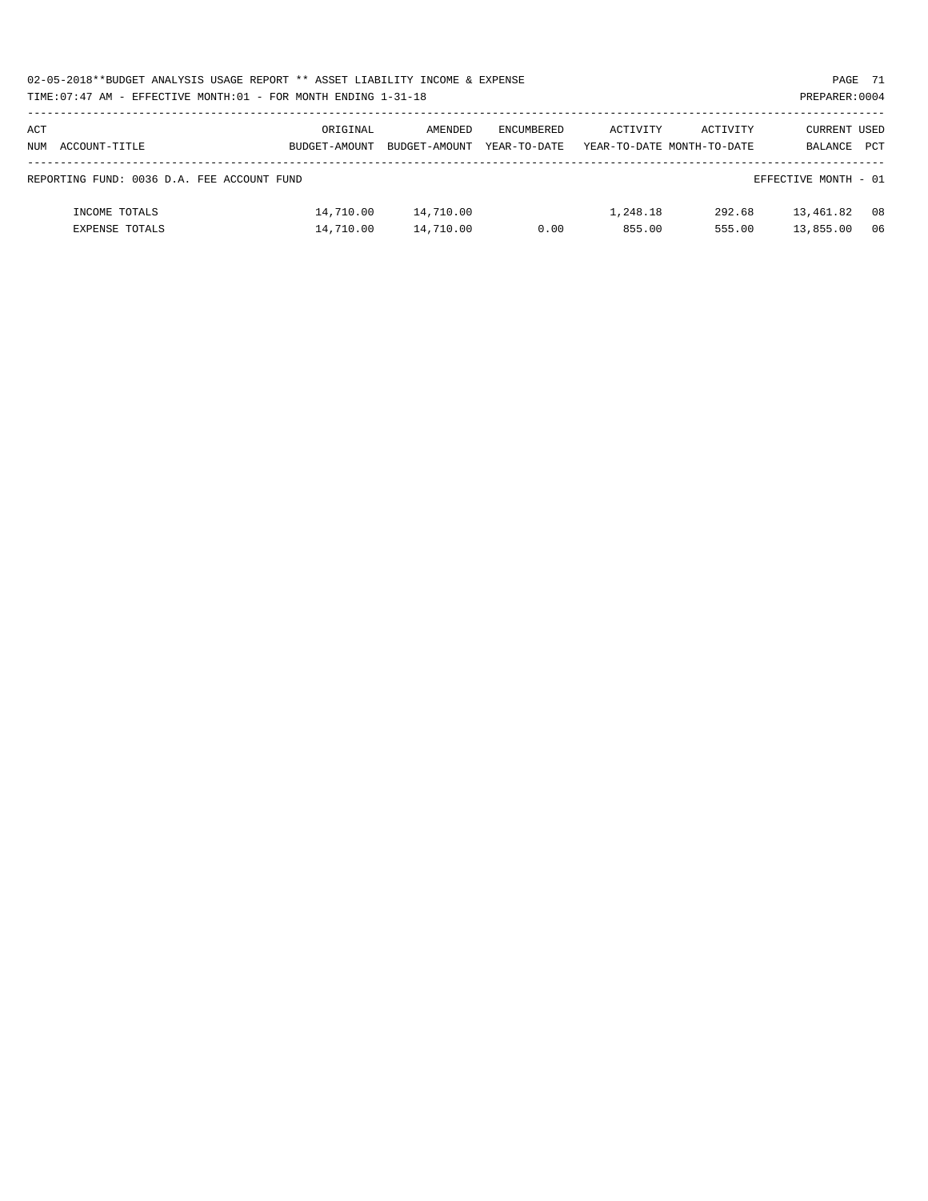02-05-2018**BUDGET ANALYSIS USAGE REPORT ** ASSET LIABILITY INCOME & EXPENSE

TIME:07:47 AM - EFFECTIVE MONTH:01 - FOR MONTH ENDING 1-31-18

PREPARER:0004

| ACT NUM | ACCOUNT-TITLE | ORIGINAL BUDGET-AMOUNT | AMENDED BUDGET-AMOUNT | ENCUMBERED YEAR-TO-DATE | ACTIVITY YEAR-TO-DATE | ACTIVITY MONTH-TO-DATE | CURRENT BALANCE | USED PCT |
|---|---|---|---|---|---|---|---|---|
| REPORTING FUND: 0036 D.A. FEE ACCOUNT FUND | | | | | | | EFFECTIVE MONTH - 01 | |
| | INCOME TOTALS | 14,710.00 | 14,710.00 | | 1,248.18 | 292.68 | 13,461.82 | 08 |
| | EXPENSE TOTALS | 14,710.00 | 14,710.00 | 0.00 | 855.00 | 555.00 | 13,855.00 | 06 |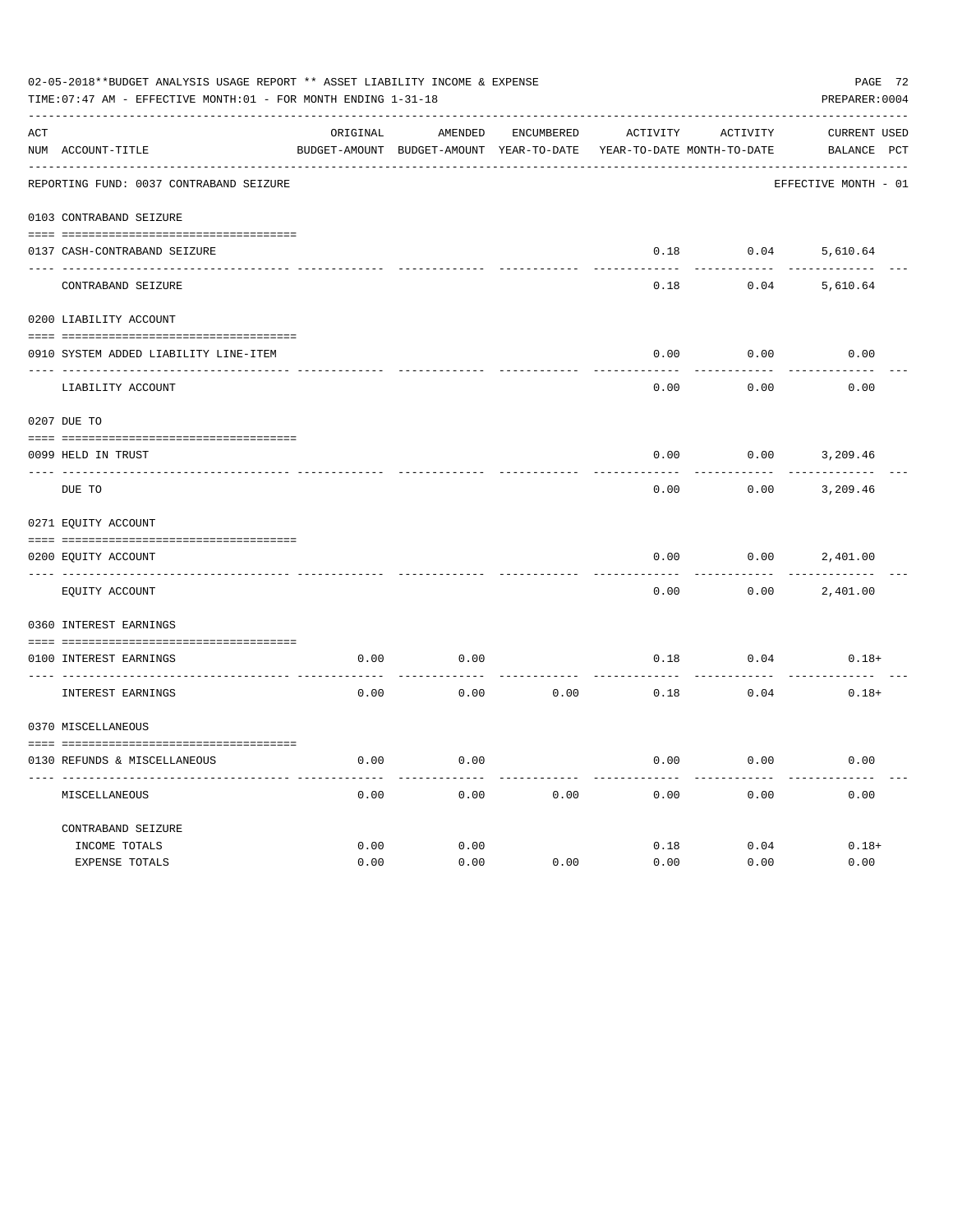02-05-2018**BUDGET ANALYSIS USAGE REPORT ** ASSET LIABILITY INCOME & EXPENSE

TIME:07:47 AM - EFFECTIVE MONTH:01 - FOR MONTH ENDING 1-31-18

PREPARER:0004

| ACT NUM | ACCOUNT-TITLE | ORIGINAL BUDGET-AMOUNT | AMENDED BUDGET-AMOUNT | ENCUMBERED YEAR-TO-DATE | ACTIVITY YEAR-TO-DATE | ACTIVITY MONTH-TO-DATE | CURRENT BALANCE | USED PCT |
|---|---|---|---|---|---|---|---|---|
| | REPORTING FUND: 0037 CONTRABAND SEIZURE | | | | | | EFFECTIVE MONTH - 01 | |
| 0103 | CONTRABAND SEIZURE | | | | | | | |
| 0137 | CASH-CONTRABAND SEIZURE | | | | 0.18 | 0.04 | 5,610.64 | |
| | CONTRABAND SEIZURE | | | | 0.18 | 0.04 | 5,610.64 | |
| 0200 | LIABILITY ACCOUNT | | | | | | | |
| 0910 | SYSTEM ADDED LIABILITY LINE-ITEM | | | | 0.00 | 0.00 | 0.00 | |
| | LIABILITY ACCOUNT | | | | 0.00 | 0.00 | 0.00 | |
| 0207 | DUE TO | | | | | | | |
| 0099 | HELD IN TRUST | | | | 0.00 | 0.00 | 3,209.46 | |
| | DUE TO | | | | 0.00 | 0.00 | 3,209.46 | |
| 0271 | EQUITY ACCOUNT | | | | | | | |
| 0200 | EQUITY ACCOUNT | | | | 0.00 | 0.00 | 2,401.00 | |
| | EQUITY ACCOUNT | | | | 0.00 | 0.00 | 2,401.00 | |
| 0360 | INTEREST EARNINGS | | | | | | | |
| 0100 | INTEREST EARNINGS | 0.00 | 0.00 | | 0.18 | 0.04 | 0.18+ | |
| | INTEREST EARNINGS | 0.00 | 0.00 | 0.00 | 0.18 | 0.04 | 0.18+ | |
| 0370 | MISCELLANEOUS | | | | | | | |
| 0130 | REFUNDS & MISCELLANEOUS | 0.00 | 0.00 | | 0.00 | 0.00 | 0.00 | |
| | MISCELLANEOUS | 0.00 | 0.00 | 0.00 | 0.00 | 0.00 | 0.00 | |
| | CONTRABAND SEIZURE | | | | | | | |
| | INCOME TOTALS | 0.00 | 0.00 | | 0.18 | 0.04 | 0.18+ | |
| | EXPENSE TOTALS | 0.00 | 0.00 | 0.00 | 0.00 | 0.00 | 0.00 | |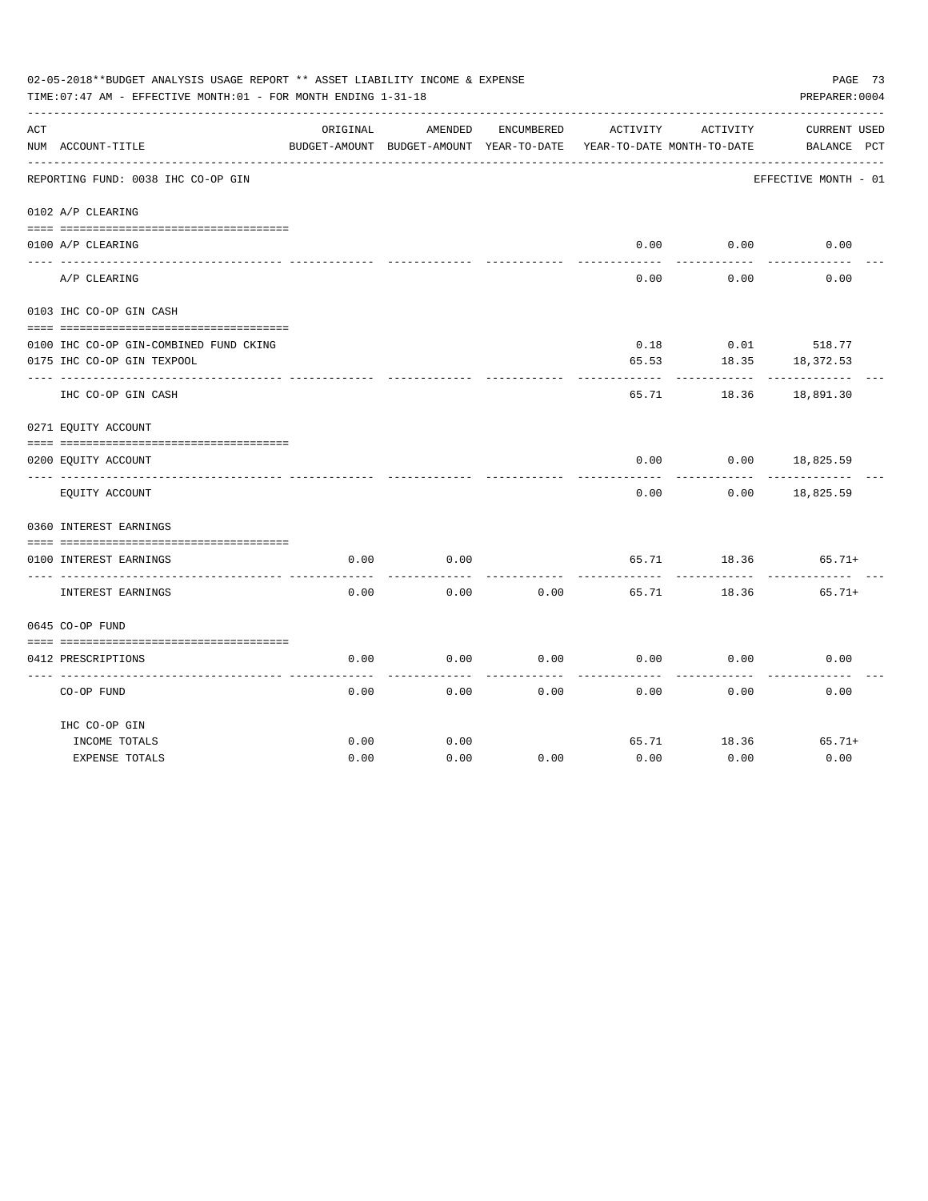02-05-2018**BUDGET ANALYSIS USAGE REPORT ** ASSET LIABILITY INCOME & EXPENSE

TIME:07:47 AM - EFFECTIVE MONTH:01 - FOR MONTH ENDING 1-31-18

PREPARER:0004

| ACT NUM | ACCOUNT-TITLE | ORIGINAL BUDGET-AMOUNT | AMENDED BUDGET-AMOUNT | ENCUMBERED YEAR-TO-DATE | ACTIVITY YEAR-TO-DATE | ACTIVITY MONTH-TO-DATE | CURRENT BALANCE | USED PCT |
|---|---|---|---|---|---|---|---|---|
| | REPORTING FUND: 0038 IHC CO-OP GIN | | | | | | EFFECTIVE MONTH - 01 | |
| 0102 | A/P CLEARING | | | | | | | |
| 0100 | A/P CLEARING | | | | 0.00 | 0.00 | 0.00 | |
| | A/P CLEARING | | | | 0.00 | 0.00 | 0.00 | |
| 0103 | IHC CO-OP GIN CASH | | | | | | | |
| 0100 | IHC CO-OP GIN-COMBINED FUND CKING | | | | 0.18 | 0.01 | 518.77 | |
| 0175 | IHC CO-OP GIN TEXPOOL | | | | 65.53 | 18.35 | 18,372.53 | |
| | IHC CO-OP GIN CASH | | | | 65.71 | 18.36 | 18,891.30 | |
| 0271 | EQUITY ACCOUNT | | | | | | | |
| 0200 | EQUITY ACCOUNT | | | | 0.00 | 0.00 | 18,825.59 | |
| | EQUITY ACCOUNT | | | | 0.00 | 0.00 | 18,825.59 | |
| 0360 | INTEREST EARNINGS | | | | | | | |
| 0100 | INTEREST EARNINGS | 0.00 | 0.00 | | 65.71 | 18.36 | 65.71+ | |
| | INTEREST EARNINGS | 0.00 | 0.00 | 0.00 | 65.71 | 18.36 | 65.71+ | |
| 0645 | CO-OP FUND | | | | | | | |
| 0412 | PRESCRIPTIONS | 0.00 | 0.00 | 0.00 | 0.00 | 0.00 | 0.00 | |
| | CO-OP FUND | 0.00 | 0.00 | 0.00 | 0.00 | 0.00 | 0.00 | |
| | IHC CO-OP GIN | | | | | | | |
| | INCOME TOTALS | 0.00 | 0.00 | | 65.71 | 18.36 | 65.71+ | |
| | EXPENSE TOTALS | 0.00 | 0.00 | 0.00 | 0.00 | 0.00 | 0.00 | |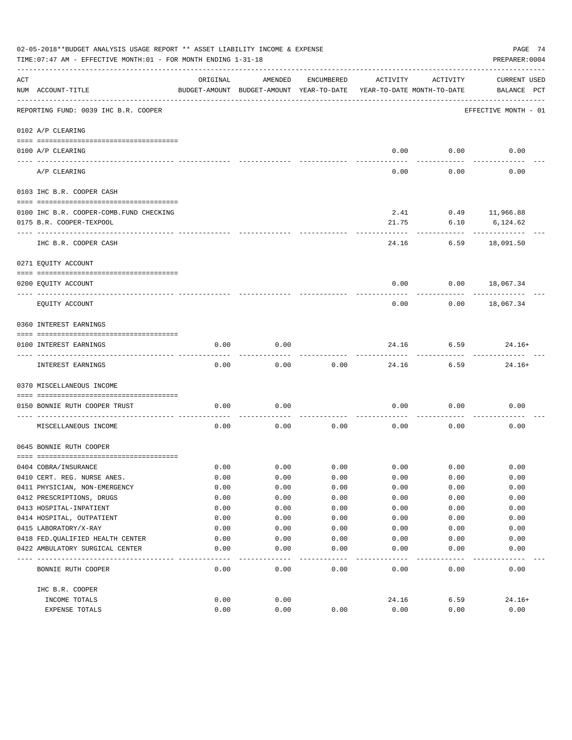02-05-2018**BUDGET ANALYSIS USAGE REPORT ** ASSET LIABILITY INCOME & EXPENSE

TIME:07:47 AM - EFFECTIVE MONTH:01 - FOR MONTH ENDING 1-31-18

PREPARER:0004

REPORTING FUND: 0039 IHC B.R. COOPER — EFFECTIVE MONTH - 01

| ACT NUM | ACCOUNT-TITLE | ORIGINAL BUDGET-AMOUNT | AMENDED BUDGET-AMOUNT | ENCUMBERED YEAR-TO-DATE | ACTIVITY YEAR-TO-DATE | ACTIVITY MONTH-TO-DATE | CURRENT BALANCE | USED PCT |
|---|---|---|---|---|---|---|---|---|
| **0102** | **A/P CLEARING** | | | | | | | |
| 0100 | A/P CLEARING | | | | 0.00 | 0.00 | 0.00 | |
| | A/P CLEARING | | | | 0.00 | 0.00 | 0.00 | |
| **0103** | **IHC B.R. COOPER CASH** | | | | | | | |
| 0100 | IHC B.R. COOPER-COMB.FUND CHECKING | | | | 2.41 | 0.49 | 11,966.88 | |
| 0175 | B.R. COOPER-TEXPOOL | | | | 21.75 | 6.10 | 6,124.62 | |
| | IHC B.R. COOPER CASH | | | | 24.16 | 6.59 | 18,091.50 | |
| **0271** | **EQUITY ACCOUNT** | | | | | | | |
| 0200 | EQUITY ACCOUNT | | | | 0.00 | 0.00 | 18,067.34 | |
| | EQUITY ACCOUNT | | | | 0.00 | 0.00 | 18,067.34 | |
| **0360** | **INTEREST EARNINGS** | | | | | | | |
| 0100 | INTEREST EARNINGS | 0.00 | 0.00 | | 24.16 | 6.59 | 24.16+ | |
| | INTEREST EARNINGS | 0.00 | 0.00 | 0.00 | 24.16 | 6.59 | 24.16+ | |
| **0370** | **MISCELLANEOUS INCOME** | | | | | | | |
| 0150 | BONNIE RUTH COOPER TRUST | 0.00 | 0.00 | | 0.00 | 0.00 | 0.00 | |
| | MISCELLANEOUS INCOME | 0.00 | 0.00 | 0.00 | 0.00 | 0.00 | 0.00 | |
| **0645** | **BONNIE RUTH COOPER** | | | | | | | |
| 0404 | COBRA/INSURANCE | 0.00 | 0.00 | 0.00 | 0.00 | 0.00 | 0.00 | |
| 0410 | CERT. REG. NURSE ANES. | 0.00 | 0.00 | 0.00 | 0.00 | 0.00 | 0.00 | |
| 0411 | PHYSICIAN, NON-EMERGENCY | 0.00 | 0.00 | 0.00 | 0.00 | 0.00 | 0.00 | |
| 0412 | PRESCRIPTIONS, DRUGS | 0.00 | 0.00 | 0.00 | 0.00 | 0.00 | 0.00 | |
| 0413 | HOSPITAL-INPATIENT | 0.00 | 0.00 | 0.00 | 0.00 | 0.00 | 0.00 | |
| 0414 | HOSPITAL, OUTPATIENT | 0.00 | 0.00 | 0.00 | 0.00 | 0.00 | 0.00 | |
| 0415 | LABORATORY/X-RAY | 0.00 | 0.00 | 0.00 | 0.00 | 0.00 | 0.00 | |
| 0418 | FED.QUALIFIED HEALTH CENTER | 0.00 | 0.00 | 0.00 | 0.00 | 0.00 | 0.00 | |
| 0422 | AMBULATORY SURGICAL CENTER | 0.00 | 0.00 | 0.00 | 0.00 | 0.00 | 0.00 | |
| | BONNIE RUTH COOPER | 0.00 | 0.00 | 0.00 | 0.00 | 0.00 | 0.00 | |
| | **IHC B.R. COOPER** | | | | | | | |
| | INCOME TOTALS | 0.00 | 0.00 | | 24.16 | 6.59 | 24.16+ | |
| | EXPENSE TOTALS | 0.00 | 0.00 | 0.00 | 0.00 | 0.00 | 0.00 | |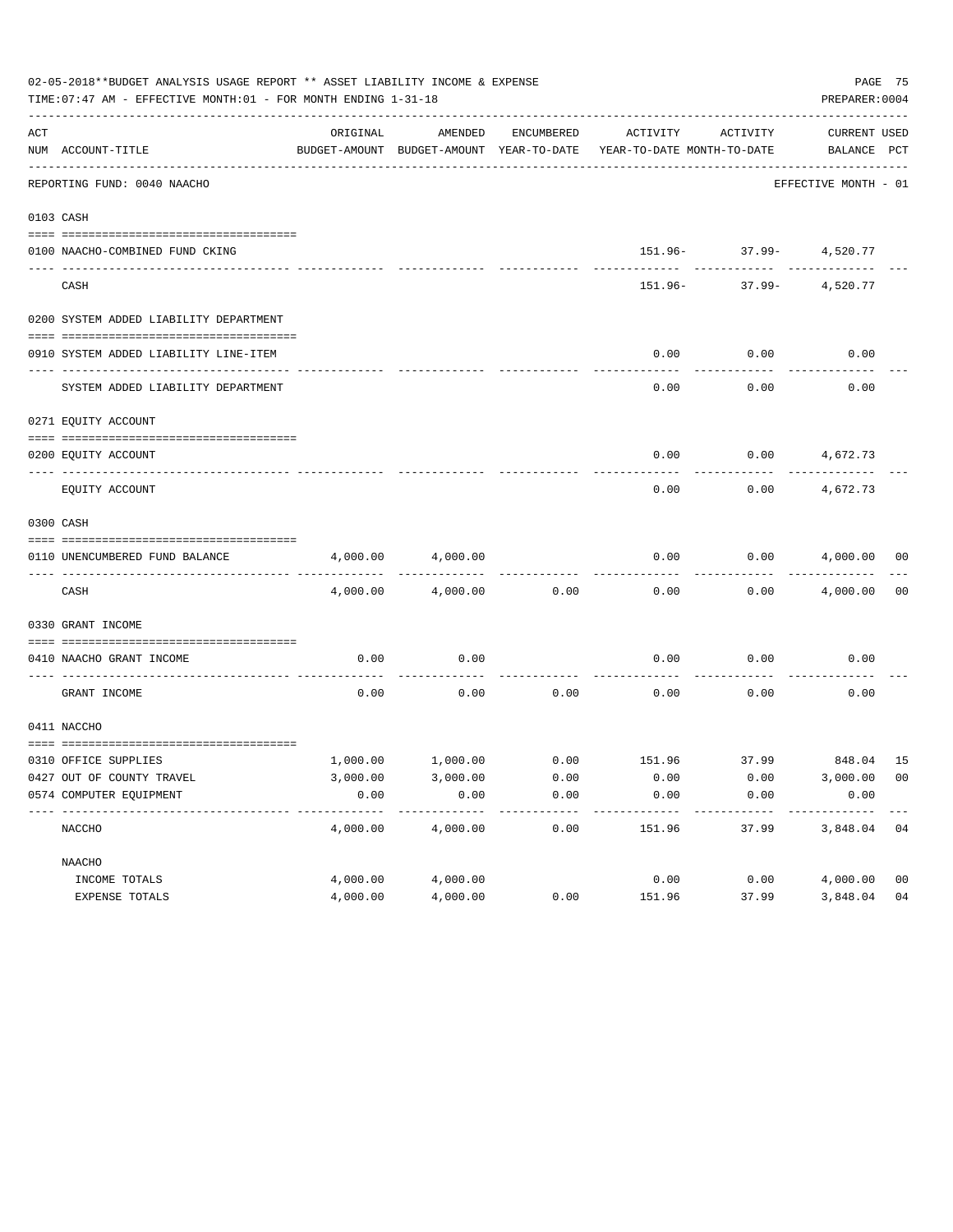02-05-2018**BUDGET ANALYSIS USAGE REPORT ** ASSET LIABILITY INCOME & EXPENSE

TIME:07:47 AM - EFFECTIVE MONTH:01 - FOR MONTH ENDING 1-31-18

PREPARER:0004

| ACT NUM | ACCOUNT-TITLE | ORIGINAL BUDGET-AMOUNT | AMENDED BUDGET-AMOUNT | ENCUMBERED YEAR-TO-DATE | ACTIVITY YEAR-TO-DATE | ACTIVITY MONTH-TO-DATE | CURRENT BALANCE | USED PCT |
|---|---|---|---|---|---|---|---|---|
| | REPORTING FUND: 0040 NAACHO | | | | | | EFFECTIVE MONTH - 01 | |
| 0103 | CASH | | | | | | | |
| 0100 | NAACHO-COMBINED FUND CKING | | | | 151.96- | 37.99- | 4,520.77 | |
| | CASH | | | | 151.96- | 37.99- | 4,520.77 | |
| 0200 | SYSTEM ADDED LIABILITY DEPARTMENT | | | | | | | |
| 0910 | SYSTEM ADDED LIABILITY LINE-ITEM | | | | 0.00 | 0.00 | 0.00 | |
| | SYSTEM ADDED LIABILITY DEPARTMENT | | | | 0.00 | 0.00 | 0.00 | |
| 0271 | EQUITY ACCOUNT | | | | | | | |
| 0200 | EQUITY ACCOUNT | | | | 0.00 | 0.00 | 4,672.73 | |
| | EQUITY ACCOUNT | | | | 0.00 | 0.00 | 4,672.73 | |
| 0300 | CASH | | | | | | | |
| 0110 | UNENCUMBERED FUND BALANCE | 4,000.00 | 4,000.00 | | 0.00 | 0.00 | 4,000.00 | 00 |
| | CASH | 4,000.00 | 4,000.00 | 0.00 | 0.00 | 0.00 | 4,000.00 | 00 |
| 0330 | GRANT INCOME | | | | | | | |
| 0410 | NAACHO GRANT INCOME | 0.00 | 0.00 | | 0.00 | 0.00 | 0.00 | |
| | GRANT INCOME | 0.00 | 0.00 | 0.00 | 0.00 | 0.00 | 0.00 | |
| 0411 | NACCHO | | | | | | | |
| 0310 | OFFICE SUPPLIES | 1,000.00 | 1,000.00 | 0.00 | 151.96 | 37.99 | 848.04 | 15 |
| 0427 | OUT OF COUNTY TRAVEL | 3,000.00 | 3,000.00 | 0.00 | 0.00 | 0.00 | 3,000.00 | 00 |
| 0574 | COMPUTER EQUIPMENT | 0.00 | 0.00 | 0.00 | 0.00 | 0.00 | 0.00 | |
| | NACCHO | 4,000.00 | 4,000.00 | 0.00 | 151.96 | 37.99 | 3,848.04 | 04 |
| | NAACHO | | | | | | | |
| | INCOME TOTALS | 4,000.00 | 4,000.00 | | 0.00 | 0.00 | 4,000.00 | 00 |
| | EXPENSE TOTALS | 4,000.00 | 4,000.00 | 0.00 | 151.96 | 37.99 | 3,848.04 | 04 |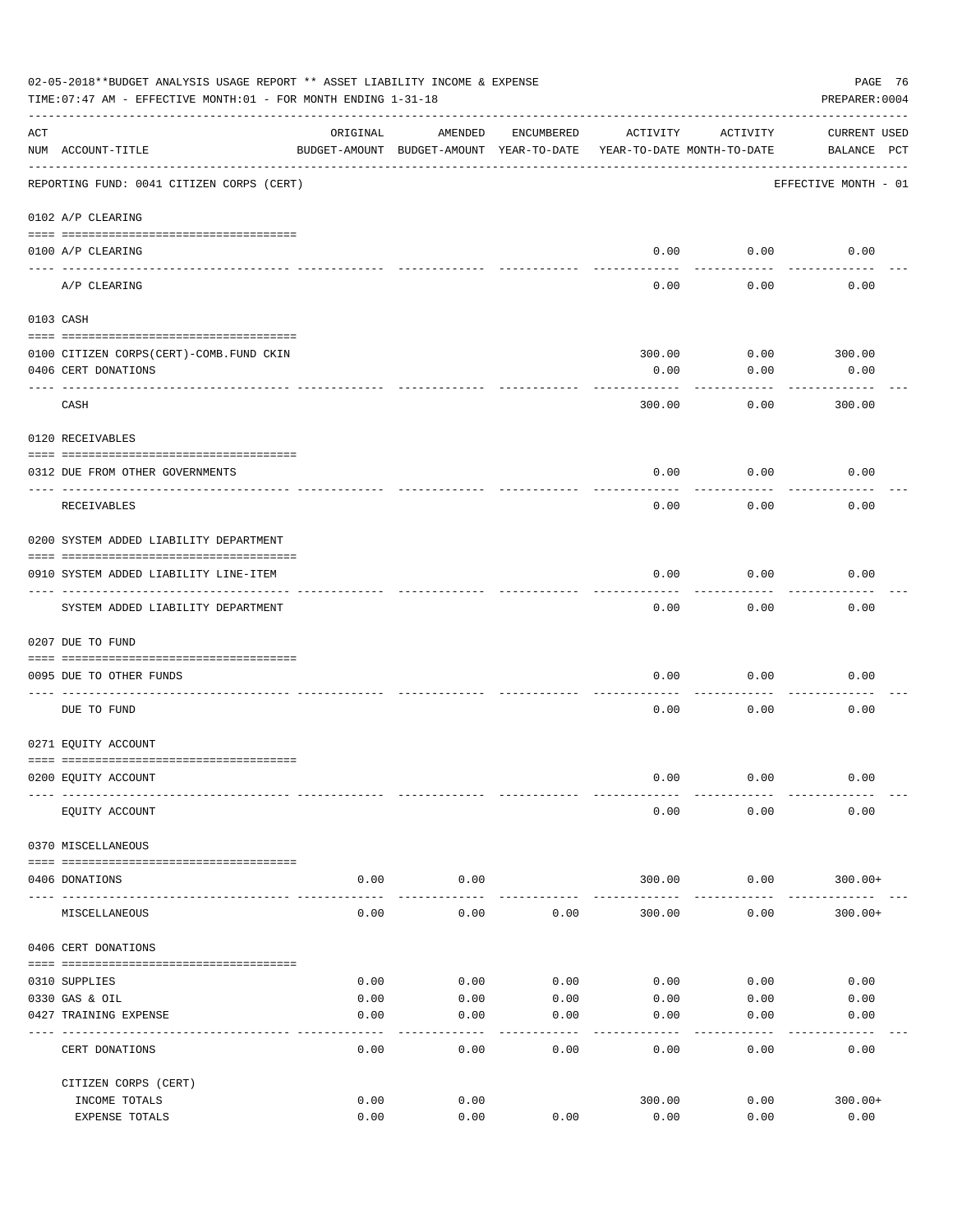02-05-2018**BUDGET ANALYSIS USAGE REPORT ** ASSET LIABILITY INCOME & EXPENSE

TIME:07:47 AM - EFFECTIVE MONTH:01 - FOR MONTH ENDING 1-31-18

PREPARER:0004

| ACT NUM | ACCOUNT-TITLE | ORIGINAL BUDGET-AMOUNT | AMENDED BUDGET-AMOUNT | ENCUMBERED YEAR-TO-DATE | ACTIVITY YEAR-TO-DATE | ACTIVITY MONTH-TO-DATE | CURRENT BALANCE | USED PCT |
|---|---|---|---|---|---|---|---|---|
| | REPORTING FUND: 0041 CITIZEN CORPS (CERT) | | | | | | EFFECTIVE MONTH - 01 | |
| | **0102 A/P CLEARING** | | | | | | | |
| 0100 | A/P CLEARING | | | | 0.00 | 0.00 | 0.00 | |
| | A/P CLEARING | | | | 0.00 | 0.00 | 0.00 | |
| | **0103 CASH** | | | | | | | |
| 0100 | CITIZEN CORPS(CERT)-COMB.FUND CKIN | | | | 300.00 | 0.00 | 300.00 | |
| 0406 | CERT DONATIONS | | | | 0.00 | 0.00 | 0.00 | |
| | CASH | | | | 300.00 | 0.00 | 300.00 | |
| | **0120 RECEIVABLES** | | | | | | | |
| 0312 | DUE FROM OTHER GOVERNMENTS | | | | 0.00 | 0.00 | 0.00 | |
| | RECEIVABLES | | | | 0.00 | 0.00 | 0.00 | |
| | **0200 SYSTEM ADDED LIABILITY DEPARTMENT** | | | | | | | |
| 0910 | SYSTEM ADDED LIABILITY LINE-ITEM | | | | 0.00 | 0.00 | 0.00 | |
| | SYSTEM ADDED LIABILITY DEPARTMENT | | | | 0.00 | 0.00 | 0.00 | |
| | **0207 DUE TO FUND** | | | | | | | |
| 0095 | DUE TO OTHER FUNDS | | | | 0.00 | 0.00 | 0.00 | |
| | DUE TO FUND | | | | 0.00 | 0.00 | 0.00 | |
| | **0271 EQUITY ACCOUNT** | | | | | | | |
| 0200 | EQUITY ACCOUNT | | | | 0.00 | 0.00 | 0.00 | |
| | EQUITY ACCOUNT | | | | 0.00 | 0.00 | 0.00 | |
| | **0370 MISCELLANEOUS** | | | | | | | |
| 0406 | DONATIONS | 0.00 | 0.00 | | 300.00 | 0.00 | 300.00+ | |
| | MISCELLANEOUS | 0.00 | 0.00 | 0.00 | 300.00 | 0.00 | 300.00+ | |
| | **0406 CERT DONATIONS** | | | | | | | |
| 0310 | SUPPLIES | 0.00 | 0.00 | 0.00 | 0.00 | 0.00 | 0.00 | |
| 0330 | GAS & OIL | 0.00 | 0.00 | 0.00 | 0.00 | 0.00 | 0.00 | |
| 0427 | TRAINING EXPENSE | 0.00 | 0.00 | 0.00 | 0.00 | 0.00 | 0.00 | |
| | CERT DONATIONS | 0.00 | 0.00 | 0.00 | 0.00 | 0.00 | 0.00 | |
| | CITIZEN CORPS (CERT) | | | | | | | |
| | INCOME TOTALS | 0.00 | 0.00 | | 300.00 | 0.00 | 300.00+ | |
| | EXPENSE TOTALS | 0.00 | 0.00 | 0.00 | 0.00 | 0.00 | 0.00 | |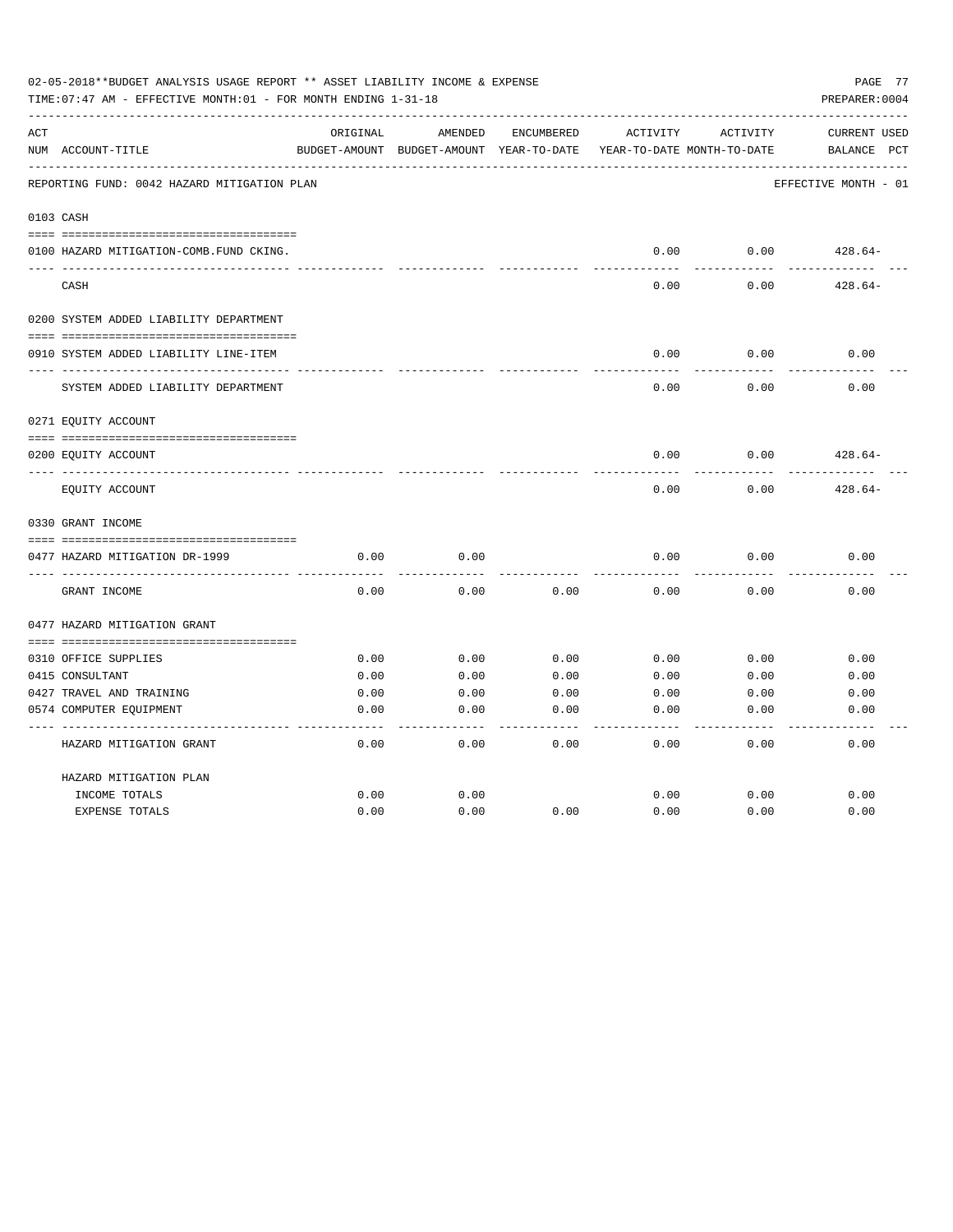02-05-2018**BUDGET ANALYSIS USAGE REPORT ** ASSET LIABILITY INCOME & EXPENSE

TIME:07:47 AM - EFFECTIVE MONTH:01 - FOR MONTH ENDING 1-31-18

PREPARER:0004

REPORTING FUND: 0042 HAZARD MITIGATION PLAN — EFFECTIVE MONTH - 01

| ACT NUM | ACCOUNT-TITLE | ORIGINAL BUDGET-AMOUNT | AMENDED BUDGET-AMOUNT | ENCUMBERED YEAR-TO-DATE | ACTIVITY YEAR-TO-DATE | ACTIVITY MONTH-TO-DATE | CURRENT BALANCE | USED PCT |
|---|---|---|---|---|---|---|---|---|
| 0103 | CASH | | | | | | | |
| 0100 | HAZARD MITIGATION-COMB.FUND CKING. | | | | 0.00 | 0.00 | 428.64- | |
| | CASH | | | | 0.00 | 0.00 | 428.64- | |
| 0200 | SYSTEM ADDED LIABILITY DEPARTMENT | | | | | | | |
| 0910 | SYSTEM ADDED LIABILITY LINE-ITEM | | | | 0.00 | 0.00 | 0.00 | |
| | SYSTEM ADDED LIABILITY DEPARTMENT | | | | 0.00 | 0.00 | 0.00 | |
| 0271 | EQUITY ACCOUNT | | | | | | | |
| 0200 | EQUITY ACCOUNT | | | | 0.00 | 0.00 | 428.64- | |
| | EQUITY ACCOUNT | | | | 0.00 | 0.00 | 428.64- | |
| 0330 | GRANT INCOME | | | | | | | |
| 0477 | HAZARD MITIGATION DR-1999 | 0.00 | 0.00 | | 0.00 | 0.00 | 0.00 | |
| | GRANT INCOME | 0.00 | 0.00 | 0.00 | 0.00 | 0.00 | 0.00 | |
| 0477 | HAZARD MITIGATION GRANT | | | | | | | |
| 0310 | OFFICE SUPPLIES | 0.00 | 0.00 | 0.00 | 0.00 | 0.00 | 0.00 | |
| 0415 | CONSULTANT | 0.00 | 0.00 | 0.00 | 0.00 | 0.00 | 0.00 | |
| 0427 | TRAVEL AND TRAINING | 0.00 | 0.00 | 0.00 | 0.00 | 0.00 | 0.00 | |
| 0574 | COMPUTER EQUIPMENT | 0.00 | 0.00 | 0.00 | 0.00 | 0.00 | 0.00 | |
| | HAZARD MITIGATION GRANT | 0.00 | 0.00 | 0.00 | 0.00 | 0.00 | 0.00 | |
| | HAZARD MITIGATION PLAN | | | | | | | |
| | INCOME TOTALS | 0.00 | 0.00 | | 0.00 | 0.00 | 0.00 | |
| | EXPENSE TOTALS | 0.00 | 0.00 | 0.00 | 0.00 | 0.00 | 0.00 | |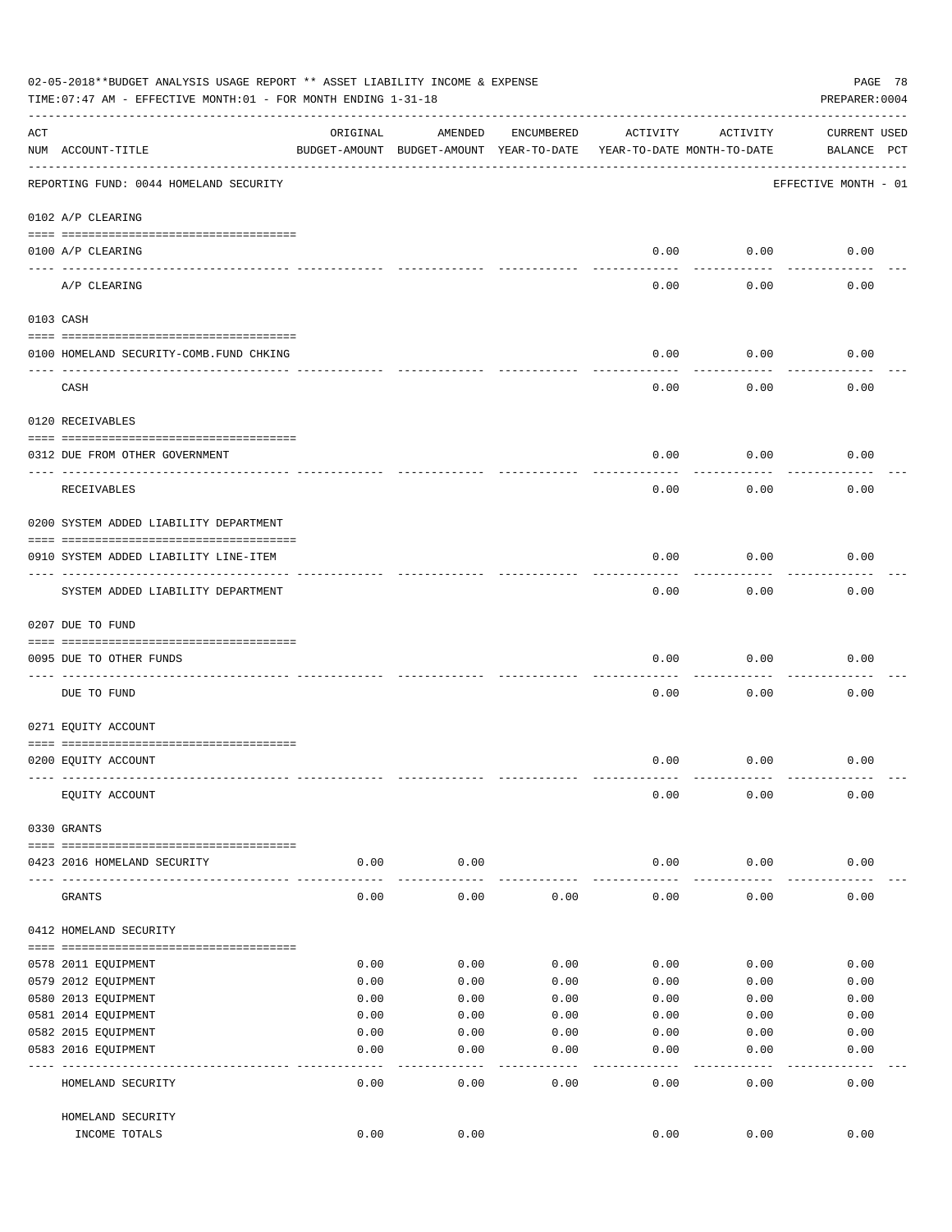02-05-2018**BUDGET ANALYSIS USAGE REPORT ** ASSET LIABILITY INCOME & EXPENSE

TIME:07:47 AM - EFFECTIVE MONTH:01 - FOR MONTH ENDING 1-31-18

PREPARER:0004

REPORTING FUND: 0044 HOMELAND SECURITY — EFFECTIVE MONTH - 01

| ACT NUM | ACCOUNT-TITLE | ORIGINAL BUDGET-AMOUNT | AMENDED BUDGET-AMOUNT | ENCUMBERED YEAR-TO-DATE | ACTIVITY YEAR-TO-DATE | ACTIVITY MONTH-TO-DATE | CURRENT BALANCE | USED PCT |
|---|---|---|---|---|---|---|---|---|
| | **0102 A/P CLEARING** | | | | | | | |
| 0100 | A/P CLEARING | | | | 0.00 | 0.00 | 0.00 | |
| | A/P CLEARING | | | | 0.00 | 0.00 | 0.00 | |
| | **0103 CASH** | | | | | | | |
| 0100 | HOMELAND SECURITY-COMB.FUND CHKING | | | | 0.00 | 0.00 | 0.00 | |
| | CASH | | | | 0.00 | 0.00 | 0.00 | |
| | **0120 RECEIVABLES** | | | | | | | |
| 0312 | DUE FROM OTHER GOVERNMENT | | | | 0.00 | 0.00 | 0.00 | |
| | RECEIVABLES | | | | 0.00 | 0.00 | 0.00 | |
| | **0200 SYSTEM ADDED LIABILITY DEPARTMENT** | | | | | | | |
| 0910 | SYSTEM ADDED LIABILITY LINE-ITEM | | | | 0.00 | 0.00 | 0.00 | |
| | SYSTEM ADDED LIABILITY DEPARTMENT | | | | 0.00 | 0.00 | 0.00 | |
| | **0207 DUE TO FUND** | | | | | | | |
| 0095 | DUE TO OTHER FUNDS | | | | 0.00 | 0.00 | 0.00 | |
| | DUE TO FUND | | | | 0.00 | 0.00 | 0.00 | |
| | **0271 EQUITY ACCOUNT** | | | | | | | |
| 0200 | EQUITY ACCOUNT | | | | 0.00 | 0.00 | 0.00 | |
| | EQUITY ACCOUNT | | | | 0.00 | 0.00 | 0.00 | |
| | **0330 GRANTS** | | | | | | | |
| 0423 | 2016 HOMELAND SECURITY | 0.00 | 0.00 | | 0.00 | 0.00 | 0.00 | |
| | GRANTS | 0.00 | 0.00 | 0.00 | 0.00 | 0.00 | 0.00 | |
| | **0412 HOMELAND SECURITY** | | | | | | | |
| 0578 | 2011 EQUIPMENT | 0.00 | 0.00 | 0.00 | 0.00 | 0.00 | 0.00 | |
| 0579 | 2012 EQUIPMENT | 0.00 | 0.00 | 0.00 | 0.00 | 0.00 | 0.00 | |
| 0580 | 2013 EQUIPMENT | 0.00 | 0.00 | 0.00 | 0.00 | 0.00 | 0.00 | |
| 0581 | 2014 EQUIPMENT | 0.00 | 0.00 | 0.00 | 0.00 | 0.00 | 0.00 | |
| 0582 | 2015 EQUIPMENT | 0.00 | 0.00 | 0.00 | 0.00 | 0.00 | 0.00 | |
| 0583 | 2016 EQUIPMENT | 0.00 | 0.00 | 0.00 | 0.00 | 0.00 | 0.00 | |
| | HOMELAND SECURITY | 0.00 | 0.00 | 0.00 | 0.00 | 0.00 | 0.00 | |
| | HOMELAND SECURITY INCOME TOTALS | 0.00 | 0.00 | | 0.00 | 0.00 | 0.00 | |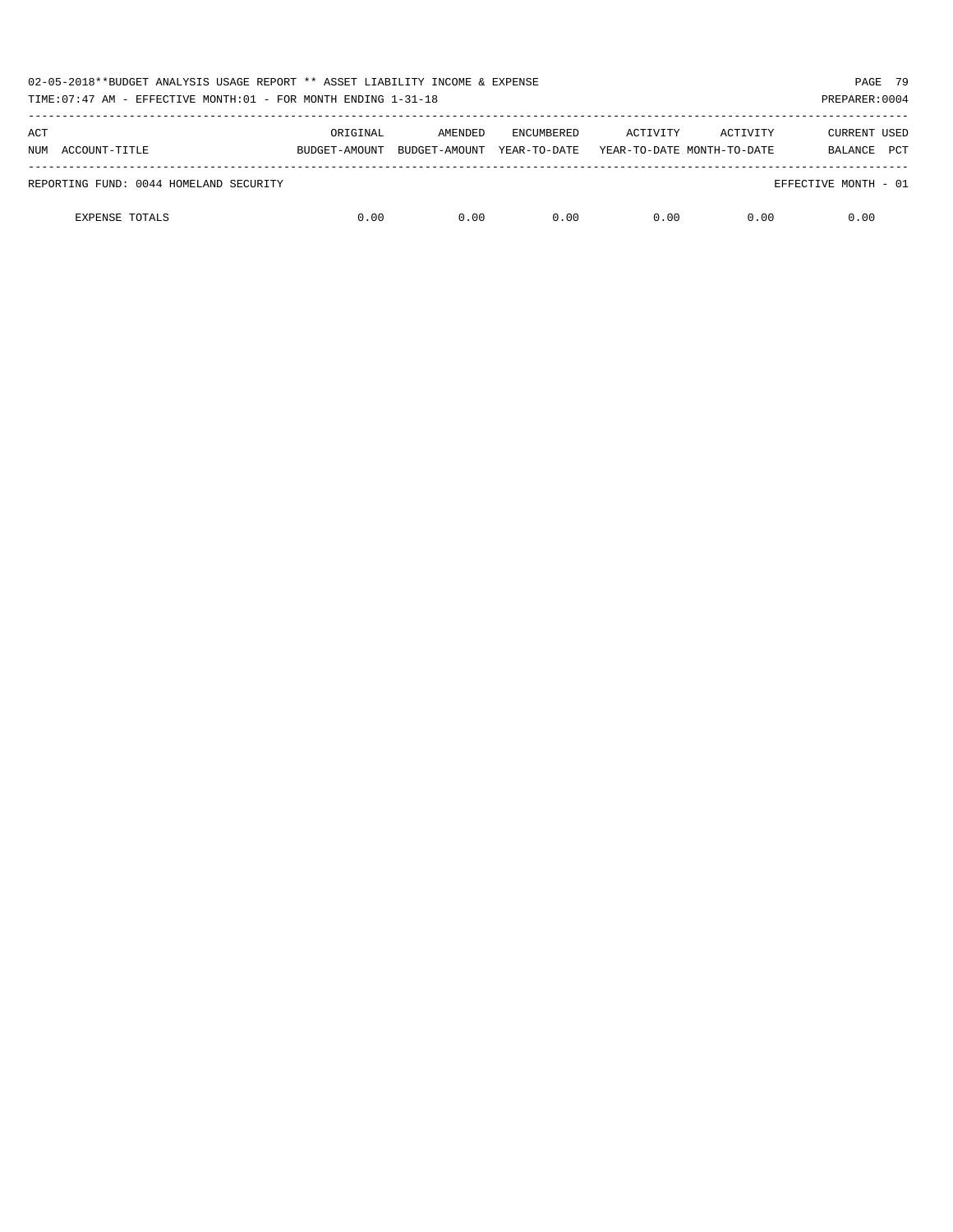02-05-2018**BUDGET ANALYSIS USAGE REPORT ** ASSET LIABILITY INCOME & EXPENSE

TIME:07:47 AM - EFFECTIVE MONTH:01 - FOR MONTH ENDING 1-31-18

PREPARER:0004

| ACT NUM | ACCOUNT-TITLE | ORIGINAL BUDGET-AMOUNT | AMENDED BUDGET-AMOUNT | ENCUMBERED YEAR-TO-DATE | ACTIVITY YEAR-TO-DATE | ACTIVITY MONTH-TO-DATE | CURRENT BALANCE | USED PCT |
|---|---|---|---|---|---|---|---|---|
| | REPORTING FUND: 0044 HOMELAND SECURITY | | | | | | EFFECTIVE MONTH - 01 | |
| | EXPENSE TOTALS | 0.00 | 0.00 | 0.00 | 0.00 | 0.00 | 0.00 | |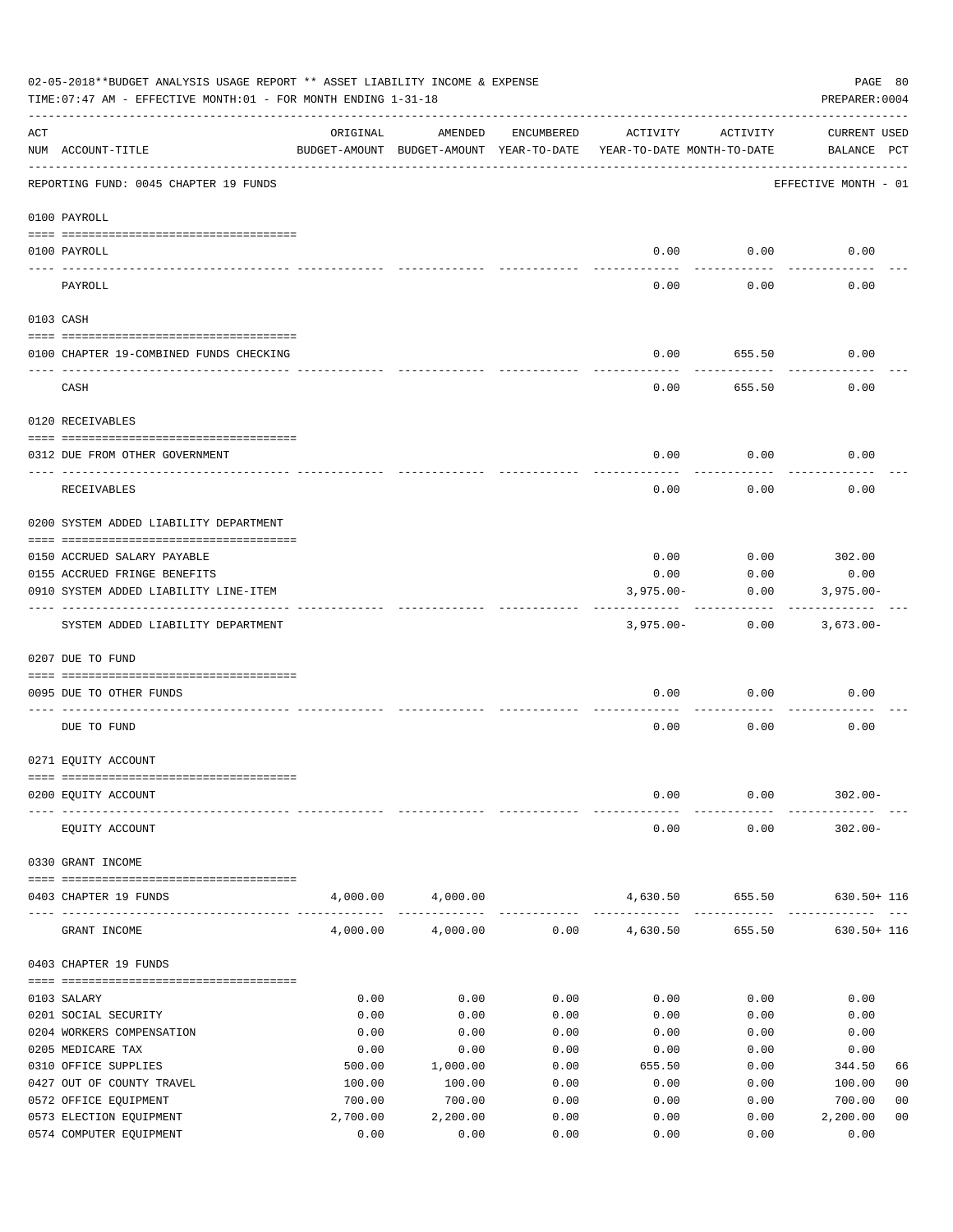02-05-2018**BUDGET ANALYSIS USAGE REPORT ** ASSET LIABILITY INCOME & EXPENSE

TIME:07:47 AM - EFFECTIVE MONTH:01 - FOR MONTH ENDING 1-31-18

PREPARER:0004

| ACT NUM | ACCOUNT-TITLE | ORIGINAL BUDGET-AMOUNT | AMENDED BUDGET-AMOUNT | ENCUMBERED YEAR-TO-DATE | ACTIVITY YEAR-TO-DATE | ACTIVITY MONTH-TO-DATE | CURRENT BALANCE | USED PCT |
|---|---|---|---|---|---|---|---|---|
| | REPORTING FUND: 0045 CHAPTER 19 FUNDS | | | | | | EFFECTIVE MONTH - 01 | |
| | **0100 PAYROLL** | | | | | | | |
| 0100 | PAYROLL | | | | 0.00 | 0.00 | 0.00 | |
| | PAYROLL | | | | 0.00 | 0.00 | 0.00 | |
| | **0103 CASH** | | | | | | | |
| 0100 | CHAPTER 19-COMBINED FUNDS CHECKING | | | | 0.00 | 655.50 | 0.00 | |
| | CASH | | | | 0.00 | 655.50 | 0.00 | |
| | **0120 RECEIVABLES** | | | | | | | |
| 0312 | DUE FROM OTHER GOVERNMENT | | | | 0.00 | 0.00 | 0.00 | |
| | RECEIVABLES | | | | 0.00 | 0.00 | 0.00 | |
| | **0200 SYSTEM ADDED LIABILITY DEPARTMENT** | | | | | | | |
| 0150 | ACCRUED SALARY PAYABLE | | | | 0.00 | 0.00 | 302.00 | |
| 0155 | ACCRUED FRINGE BENEFITS | | | | 0.00 | 0.00 | 0.00 | |
| 0910 | SYSTEM ADDED LIABILITY LINE-ITEM | | | | 3,975.00- | 0.00 | 3,975.00- | |
| | SYSTEM ADDED LIABILITY DEPARTMENT | | | | 3,975.00- | 0.00 | 3,673.00- | |
| | **0207 DUE TO FUND** | | | | | | | |
| 0095 | DUE TO OTHER FUNDS | | | | 0.00 | 0.00 | 0.00 | |
| | DUE TO FUND | | | | 0.00 | 0.00 | 0.00 | |
| | **0271 EQUITY ACCOUNT** | | | | | | | |
| 0200 | EQUITY ACCOUNT | | | | 0.00 | 0.00 | 302.00- | |
| | EQUITY ACCOUNT | | | | 0.00 | 0.00 | 302.00- | |
| | **0330 GRANT INCOME** | | | | | | | |
| 0403 | CHAPTER 19 FUNDS | 4,000.00 | 4,000.00 | | 4,630.50 | 655.50 | 630.50+ | 116 |
| | GRANT INCOME | 4,000.00 | 4,000.00 | 0.00 | 4,630.50 | 655.50 | 630.50+ | 116 |
| | **0403 CHAPTER 19 FUNDS** | | | | | | | |
| 0103 | SALARY | 0.00 | 0.00 | 0.00 | 0.00 | 0.00 | 0.00 | |
| 0201 | SOCIAL SECURITY | 0.00 | 0.00 | 0.00 | 0.00 | 0.00 | 0.00 | |
| 0204 | WORKERS COMPENSATION | 0.00 | 0.00 | 0.00 | 0.00 | 0.00 | 0.00 | |
| 0205 | MEDICARE TAX | 0.00 | 0.00 | 0.00 | 0.00 | 0.00 | 0.00 | |
| 0310 | OFFICE SUPPLIES | 500.00 | 1,000.00 | 0.00 | 655.50 | 0.00 | 344.50 | 66 |
| 0427 | OUT OF COUNTY TRAVEL | 100.00 | 100.00 | 0.00 | 0.00 | 0.00 | 100.00 | 00 |
| 0572 | OFFICE EQUIPMENT | 700.00 | 700.00 | 0.00 | 0.00 | 0.00 | 700.00 | 00 |
| 0573 | ELECTION EQUIPMENT | 2,700.00 | 2,200.00 | 0.00 | 0.00 | 0.00 | 2,200.00 | 00 |
| 0574 | COMPUTER EQUIPMENT | 0.00 | 0.00 | 0.00 | 0.00 | 0.00 | 0.00 | |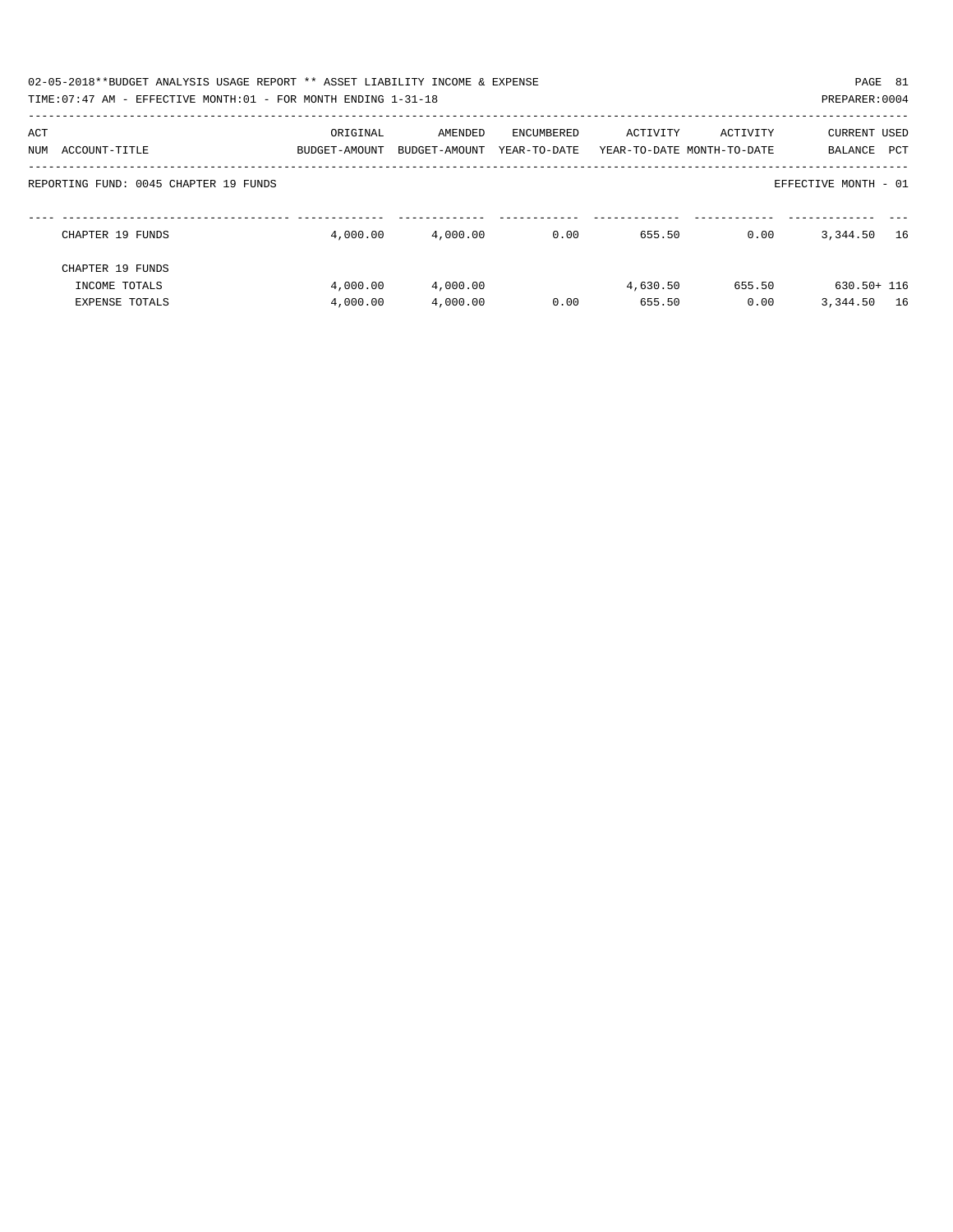02-05-2018**BUDGET ANALYSIS USAGE REPORT ** ASSET LIABILITY INCOME & EXPENSE

TIME:07:47 AM - EFFECTIVE MONTH:01 - FOR MONTH ENDING 1-31-18

PREPARER:0004

REPORTING FUND: 0045 CHAPTER 19 FUNDS

EFFECTIVE MONTH - 01

| ACT NUM | ACCOUNT-TITLE | ORIGINAL BUDGET-AMOUNT | AMENDED BUDGET-AMOUNT | ENCUMBERED YEAR-TO-DATE | ACTIVITY YEAR-TO-DATE | ACTIVITY MONTH-TO-DATE | CURRENT BALANCE | USED PCT |
|---|---|---|---|---|---|---|---|---|
| | CHAPTER 19 FUNDS | 4,000.00 | 4,000.00 | 0.00 | 655.50 | 0.00 | 3,344.50 | 16 |
| | CHAPTER 19 FUNDS | | | | | | | |
| | INCOME TOTALS | 4,000.00 | 4,000.00 | | 4,630.50 | 655.50 | 630.50+ | 116 |
| | EXPENSE TOTALS | 4,000.00 | 4,000.00 | 0.00 | 655.50 | 0.00 | 3,344.50 | 16 |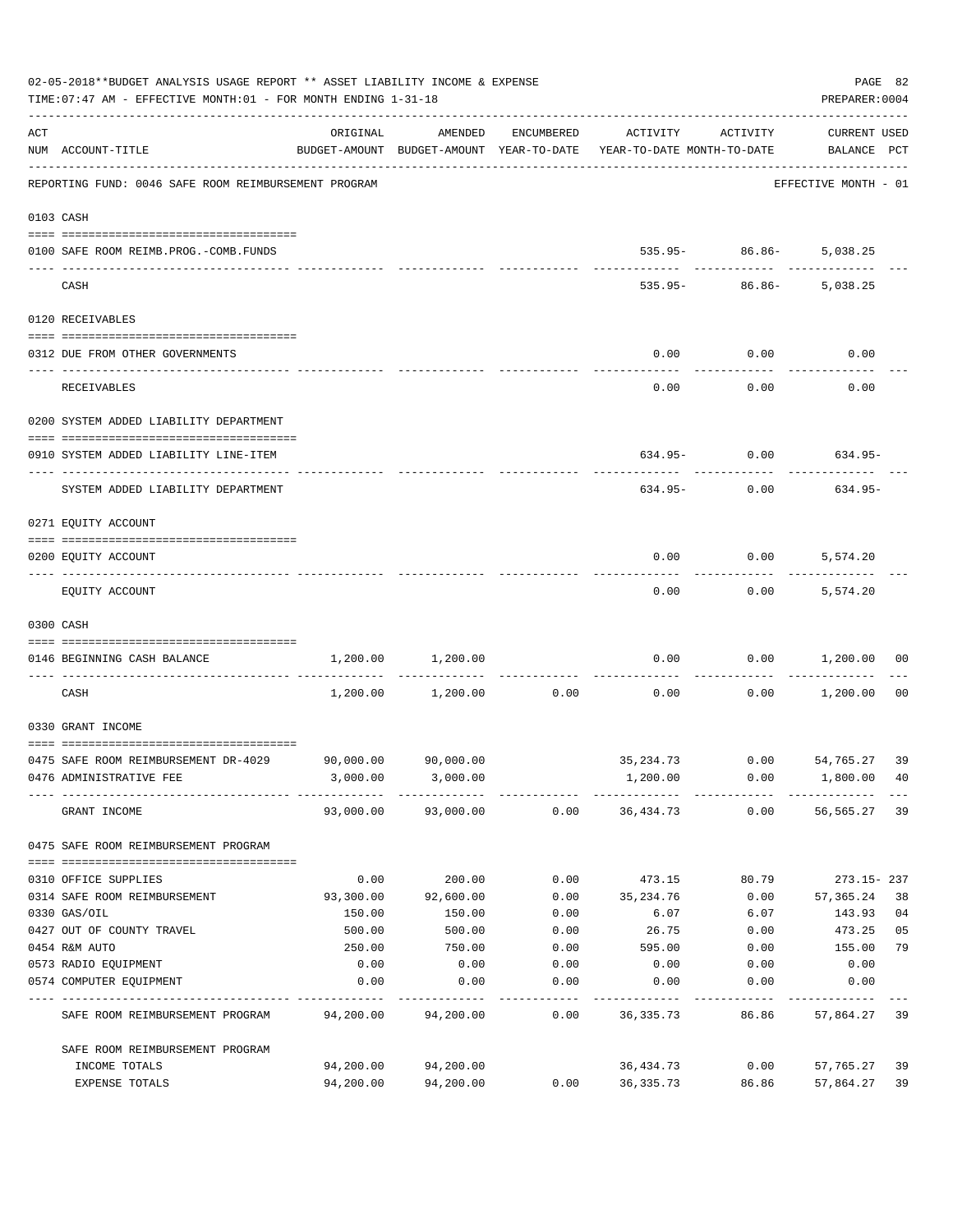02-05-2018**BUDGET ANALYSIS USAGE REPORT ** ASSET LIABILITY INCOME & EXPENSE

TIME:07:47 AM - EFFECTIVE MONTH:01 - FOR MONTH ENDING 1-31-18

PREPARER:0004

| ACT NUM | ACCOUNT-TITLE | ORIGINAL BUDGET-AMOUNT | AMENDED BUDGET-AMOUNT | ENCUMBERED YEAR-TO-DATE | ACTIVITY YEAR-TO-DATE | ACTIVITY MONTH-TO-DATE | CURRENT USED BALANCE | PCT |
|---|---|---|---|---|---|---|---|---|
| | REPORTING FUND: 0046 SAFE ROOM REIMBURSEMENT PROGRAM | | | | | | EFFECTIVE MONTH - 01 | |
| 0103 | CASH | | | | | | | |
| 0100 | SAFE ROOM REIMB.PROG.-COMB.FUNDS | | | | 535.95- | 86.86- | 5,038.25 | |
| | CASH | | | | 535.95- | 86.86- | 5,038.25 | |
| 0120 | RECEIVABLES | | | | | | | |
| 0312 | DUE FROM OTHER GOVERNMENTS | | | | 0.00 | 0.00 | 0.00 | |
| | RECEIVABLES | | | | 0.00 | 0.00 | 0.00 | |
| 0200 | SYSTEM ADDED LIABILITY DEPARTMENT | | | | | | | |
| 0910 | SYSTEM ADDED LIABILITY LINE-ITEM | | | | 634.95- | 0.00 | 634.95- | |
| | SYSTEM ADDED LIABILITY DEPARTMENT | | | | 634.95- | 0.00 | 634.95- | |
| 0271 | EQUITY ACCOUNT | | | | | | | |
| 0200 | EQUITY ACCOUNT | | | | 0.00 | 0.00 | 5,574.20 | |
| | EQUITY ACCOUNT | | | | 0.00 | 0.00 | 5,574.20 | |
| 0300 | CASH | | | | | | | |
| 0146 | BEGINNING CASH BALANCE | 1,200.00 | 1,200.00 | | 0.00 | 0.00 | 1,200.00 | 00 |
| | CASH | 1,200.00 | 1,200.00 | 0.00 | 0.00 | 0.00 | 1,200.00 | 00 |
| 0330 | GRANT INCOME | | | | | | | |
| 0475 | SAFE ROOM REIMBURSEMENT DR-4029 | 90,000.00 | 90,000.00 | | 35,234.73 | 0.00 | 54,765.27 | 39 |
| 0476 | ADMINISTRATIVE FEE | 3,000.00 | 3,000.00 | | 1,200.00 | 0.00 | 1,800.00 | 40 |
| | GRANT INCOME | 93,000.00 | 93,000.00 | 0.00 | 36,434.73 | 0.00 | 56,565.27 | 39 |
| 0475 | SAFE ROOM REIMBURSEMENT PROGRAM | | | | | | | |
| 0310 | OFFICE SUPPLIES | 0.00 | 200.00 | 0.00 | 473.15 | 80.79 | 273.15- | 237 |
| 0314 | SAFE ROOM REIMBURSEMENT | 93,300.00 | 92,600.00 | 0.00 | 35,234.76 | 0.00 | 57,365.24 | 38 |
| 0330 | GAS/OIL | 150.00 | 150.00 | 0.00 | 6.07 | 6.07 | 143.93 | 04 |
| 0427 | OUT OF COUNTY TRAVEL | 500.00 | 500.00 | 0.00 | 26.75 | 0.00 | 473.25 | 05 |
| 0454 | R&M AUTO | 250.00 | 750.00 | 0.00 | 595.00 | 0.00 | 155.00 | 79 |
| 0573 | RADIO EQUIPMENT | 0.00 | 0.00 | 0.00 | 0.00 | 0.00 | 0.00 | |
| 0574 | COMPUTER EQUIPMENT | 0.00 | 0.00 | 0.00 | 0.00 | 0.00 | 0.00 | |
| | SAFE ROOM REIMBURSEMENT PROGRAM | 94,200.00 | 94,200.00 | 0.00 | 36,335.73 | 86.86 | 57,864.27 | 39 |
| | SAFE ROOM REIMBURSEMENT PROGRAM | | | | | | | |
| | INCOME TOTALS | 94,200.00 | 94,200.00 | | 36,434.73 | 0.00 | 57,765.27 | 39 |
| | EXPENSE TOTALS | 94,200.00 | 94,200.00 | 0.00 | 36,335.73 | 86.86 | 57,864.27 | 39 |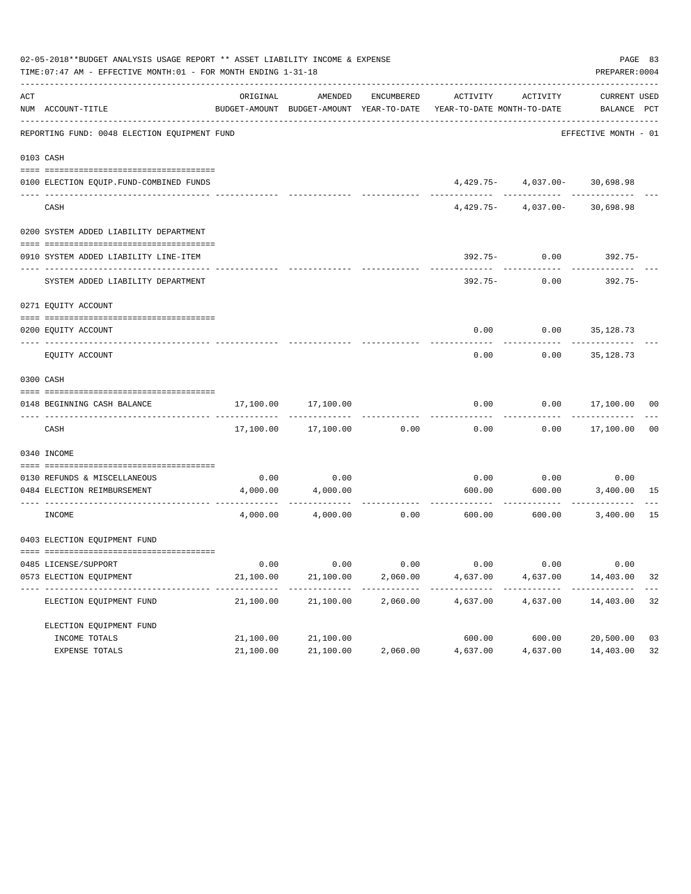02-05-2018**BUDGET ANALYSIS USAGE REPORT ** ASSET LIABILITY INCOME & EXPENSE

TIME:07:47 AM - EFFECTIVE MONTH:01 - FOR MONTH ENDING 1-31-18

PREPARER:0004

| ACT NUM | ACCOUNT-TITLE | ORIGINAL BUDGET-AMOUNT | AMENDED BUDGET-AMOUNT | ENCUMBERED YEAR-TO-DATE | ACTIVITY YEAR-TO-DATE | ACTIVITY MONTH-TO-DATE | CURRENT BALANCE | USED PCT |
|---|---|---|---|---|---|---|---|---|
| | REPORTING FUND: 0048 ELECTION EQUIPMENT FUND | | | | | | EFFECTIVE MONTH - 01 | |
| 0103 | CASH | | | | | | | |
| 0100 | ELECTION EQUIP.FUND-COMBINED FUNDS | | | | 4,429.75- | 4,037.00- | 30,698.98 | |
| | CASH | | | | 4,429.75- | 4,037.00- | 30,698.98 | |
| 0200 | SYSTEM ADDED LIABILITY DEPARTMENT | | | | | | | |
| 0910 | SYSTEM ADDED LIABILITY LINE-ITEM | | | | 392.75- | 0.00 | 392.75- | |
| | SYSTEM ADDED LIABILITY DEPARTMENT | | | | 392.75- | 0.00 | 392.75- | |
| 0271 | EQUITY ACCOUNT | | | | | | | |
| 0200 | EQUITY ACCOUNT | | | | 0.00 | 0.00 | 35,128.73 | |
| | EQUITY ACCOUNT | | | | 0.00 | 0.00 | 35,128.73 | |
| 0300 | CASH | | | | | | | |
| 0148 | BEGINNING CASH BALANCE | 17,100.00 | 17,100.00 | | 0.00 | 0.00 | 17,100.00 | 00 |
| | CASH | 17,100.00 | 17,100.00 | 0.00 | 0.00 | 0.00 | 17,100.00 | 00 |
| 0340 | INCOME | | | | | | | |
| 0130 | REFUNDS & MISCELLANEOUS | 0.00 | 0.00 | | 0.00 | 0.00 | 0.00 | |
| 0484 | ELECTION REIMBURSEMENT | 4,000.00 | 4,000.00 | | 600.00 | 600.00 | 3,400.00 | 15 |
| | INCOME | 4,000.00 | 4,000.00 | 0.00 | 600.00 | 600.00 | 3,400.00 | 15 |
| 0403 | ELECTION EQUIPMENT FUND | | | | | | | |
| 0485 | LICENSE/SUPPORT | 0.00 | 0.00 | 0.00 | 0.00 | 0.00 | 0.00 | |
| 0573 | ELECTION EQUIPMENT | 21,100.00 | 21,100.00 | 2,060.00 | 4,637.00 | 4,637.00 | 14,403.00 | 32 |
| | ELECTION EQUIPMENT FUND | 21,100.00 | 21,100.00 | 2,060.00 | 4,637.00 | 4,637.00 | 14,403.00 | 32 |
| | ELECTION EQUIPMENT FUND | | | | | | | |
| | INCOME TOTALS | 21,100.00 | 21,100.00 | | 600.00 | 600.00 | 20,500.00 | 03 |
| | EXPENSE TOTALS | 21,100.00 | 21,100.00 | 2,060.00 | 4,637.00 | 4,637.00 | 14,403.00 | 32 |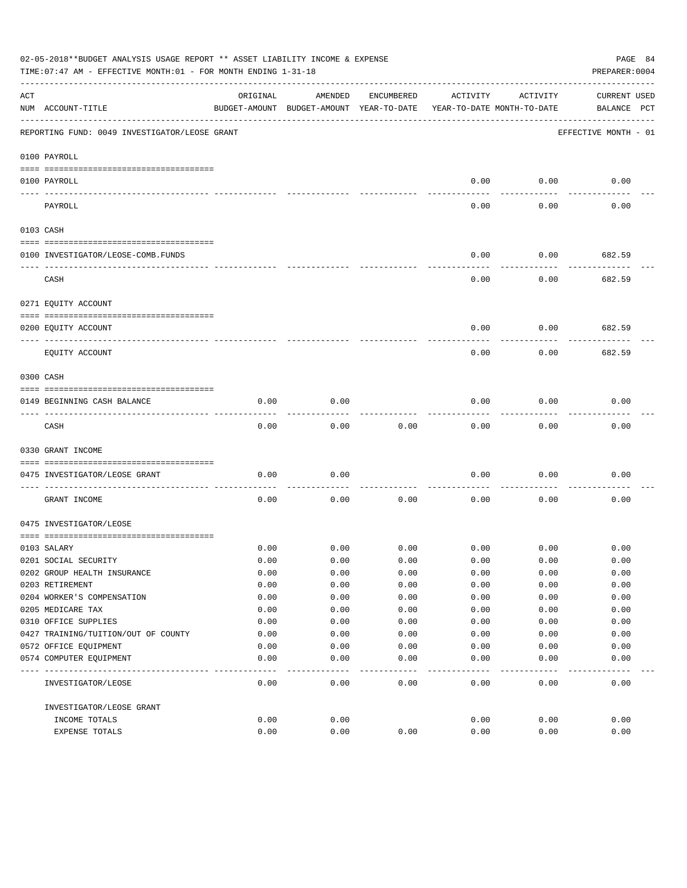02-05-2018**BUDGET ANALYSIS USAGE REPORT ** ASSET LIABILITY INCOME & EXPENSE

TIME:07:47 AM - EFFECTIVE MONTH:01 - FOR MONTH ENDING 1-31-18

PREPARER:0004

| ACT NUM | ACCOUNT-TITLE | ORIGINAL BUDGET-AMOUNT | AMENDED BUDGET-AMOUNT | ENCUMBERED YEAR-TO-DATE | ACTIVITY YEAR-TO-DATE | ACTIVITY MONTH-TO-DATE | CURRENT BALANCE | USED PCT |
|---|---|---|---|---|---|---|---|---|
| | REPORTING FUND: 0049 INVESTIGATOR/LEOSE GRANT | | | | | | EFFECTIVE MONTH - 01 | |
| | 0100 PAYROLL | | | | | | | |
| 0100 | PAYROLL | | | | 0.00 | 0.00 | 0.00 | |
| | PAYROLL | | | | 0.00 | 0.00 | 0.00 | |
| | 0103 CASH | | | | | | | |
| 0100 | INVESTIGATOR/LEOSE-COMB.FUNDS | | | | 0.00 | 0.00 | 682.59 | |
| | CASH | | | | 0.00 | 0.00 | 682.59 | |
| | 0271 EQUITY ACCOUNT | | | | | | | |
| 0200 | EQUITY ACCOUNT | | | | 0.00 | 0.00 | 682.59 | |
| | EQUITY ACCOUNT | | | | 0.00 | 0.00 | 682.59 | |
| | 0300 CASH | | | | | | | |
| 0149 | BEGINNING CASH BALANCE | 0.00 | 0.00 | | 0.00 | 0.00 | 0.00 | |
| | CASH | 0.00 | 0.00 | 0.00 | 0.00 | 0.00 | 0.00 | |
| | 0330 GRANT INCOME | | | | | | | |
| 0475 | INVESTIGATOR/LEOSE GRANT | 0.00 | 0.00 | | 0.00 | 0.00 | 0.00 | |
| | GRANT INCOME | 0.00 | 0.00 | 0.00 | 0.00 | 0.00 | 0.00 | |
| | 0475 INVESTIGATOR/LEOSE | | | | | | | |
| 0103 | SALARY | 0.00 | 0.00 | 0.00 | 0.00 | 0.00 | 0.00 | |
| 0201 | SOCIAL SECURITY | 0.00 | 0.00 | 0.00 | 0.00 | 0.00 | 0.00 | |
| 0202 | GROUP HEALTH INSURANCE | 0.00 | 0.00 | 0.00 | 0.00 | 0.00 | 0.00 | |
| 0203 | RETIREMENT | 0.00 | 0.00 | 0.00 | 0.00 | 0.00 | 0.00 | |
| 0204 | WORKER'S COMPENSATION | 0.00 | 0.00 | 0.00 | 0.00 | 0.00 | 0.00 | |
| 0205 | MEDICARE TAX | 0.00 | 0.00 | 0.00 | 0.00 | 0.00 | 0.00 | |
| 0310 | OFFICE SUPPLIES | 0.00 | 0.00 | 0.00 | 0.00 | 0.00 | 0.00 | |
| 0427 | TRAINING/TUITION/OUT OF COUNTY | 0.00 | 0.00 | 0.00 | 0.00 | 0.00 | 0.00 | |
| 0572 | OFFICE EQUIPMENT | 0.00 | 0.00 | 0.00 | 0.00 | 0.00 | 0.00 | |
| 0574 | COMPUTER EQUIPMENT | 0.00 | 0.00 | 0.00 | 0.00 | 0.00 | 0.00 | |
| | INVESTIGATOR/LEOSE | 0.00 | 0.00 | 0.00 | 0.00 | 0.00 | 0.00 | |
| | INVESTIGATOR/LEOSE GRANT | | | | | | | |
| | INCOME TOTALS | 0.00 | 0.00 | | 0.00 | 0.00 | 0.00 | |
| | EXPENSE TOTALS | 0.00 | 0.00 | 0.00 | 0.00 | 0.00 | 0.00 | |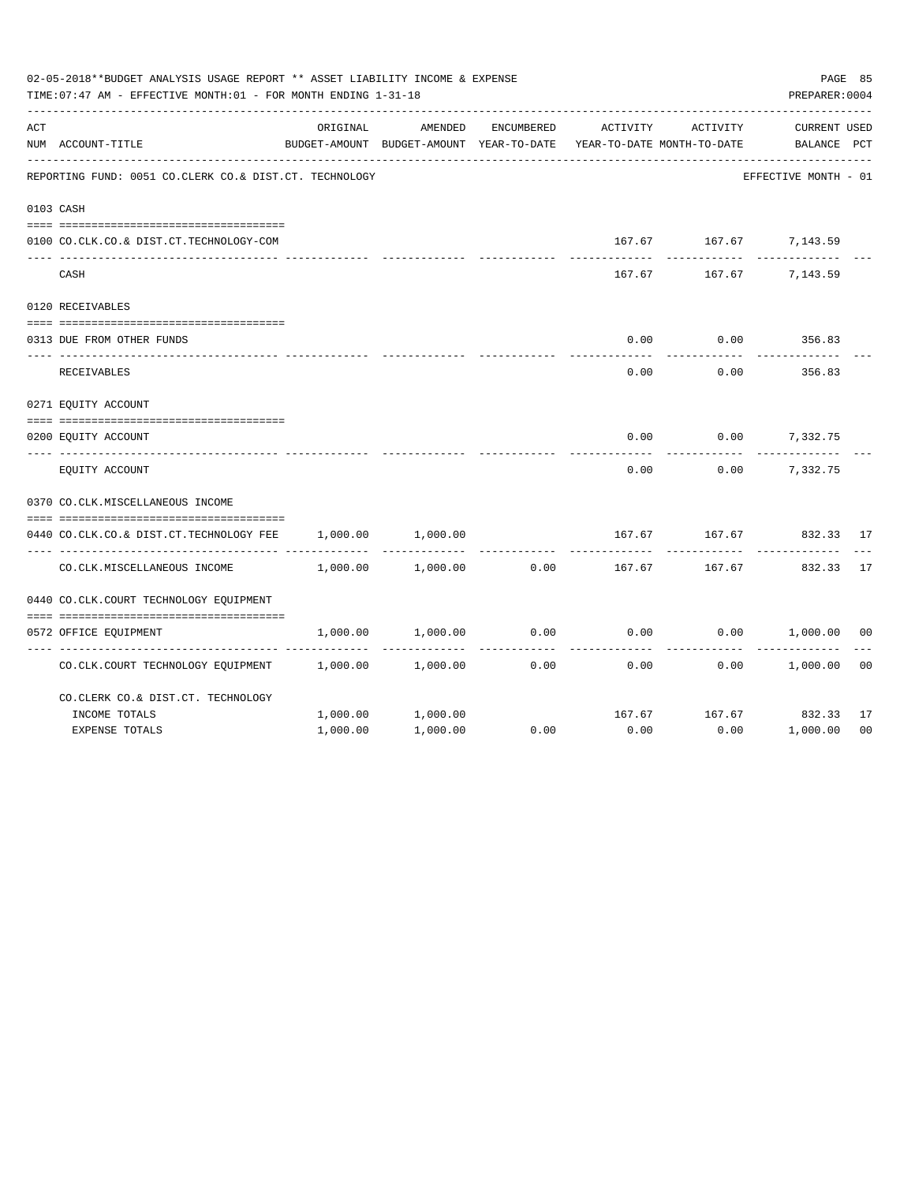02-05-2018**BUDGET ANALYSIS USAGE REPORT ** ASSET LIABILITY INCOME & EXPENSE

TIME:07:47 AM - EFFECTIVE MONTH:01 - FOR MONTH ENDING 1-31-18

PREPARER:0004

REPORTING FUND: 0051 CO.CLERK CO.& DIST.CT. TECHNOLOGY — EFFECTIVE MONTH - 01

| ACT NUM | ACCOUNT-TITLE | ORIGINAL BUDGET-AMOUNT | AMENDED BUDGET-AMOUNT | ENCUMBERED YEAR-TO-DATE | ACTIVITY YEAR-TO-DATE | ACTIVITY MONTH-TO-DATE | CURRENT BALANCE | USED PCT |
|---|---|---|---|---|---|---|---|---|
| 0103 | CASH | | | | | | | |
| 0100 | CO.CLK.CO.& DIST.CT.TECHNOLOGY-COM | | | | 167.67 | 167.67 | 7,143.59 | |
| | CASH | | | | 167.67 | 167.67 | 7,143.59 | |
| 0120 | RECEIVABLES | | | | | | | |
| 0313 | DUE FROM OTHER FUNDS | | | | 0.00 | 0.00 | 356.83 | |
| | RECEIVABLES | | | | 0.00 | 0.00 | 356.83 | |
| 0271 | EQUITY ACCOUNT | | | | | | | |
| 0200 | EQUITY ACCOUNT | | | | 0.00 | 0.00 | 7,332.75 | |
| | EQUITY ACCOUNT | | | | 0.00 | 0.00 | 7,332.75 | |
| 0370 | CO.CLK.MISCELLANEOUS INCOME | | | | | | | |
| 0440 | CO.CLK.CO.& DIST.CT.TECHNOLOGY FEE | 1,000.00 | 1,000.00 | | 167.67 | 167.67 | 832.33 | 17 |
| | CO.CLK.MISCELLANEOUS INCOME | 1,000.00 | 1,000.00 | 0.00 | 167.67 | 167.67 | 832.33 | 17 |
| 0440 | CO.CLK.COURT TECHNOLOGY EQUIPMENT | | | | | | | |
| 0572 | OFFICE EQUIPMENT | 1,000.00 | 1,000.00 | 0.00 | 0.00 | 0.00 | 1,000.00 | 00 |
| | CO.CLK.COURT TECHNOLOGY EQUIPMENT | 1,000.00 | 1,000.00 | 0.00 | 0.00 | 0.00 | 1,000.00 | 00 |
| | CO.CLERK CO.& DIST.CT. TECHNOLOGY | | | | | | | |
| | INCOME TOTALS | 1,000.00 | 1,000.00 | | 167.67 | 167.67 | 832.33 | 17 |
| | EXPENSE TOTALS | 1,000.00 | 1,000.00 | 0.00 | 0.00 | 0.00 | 1,000.00 | 00 |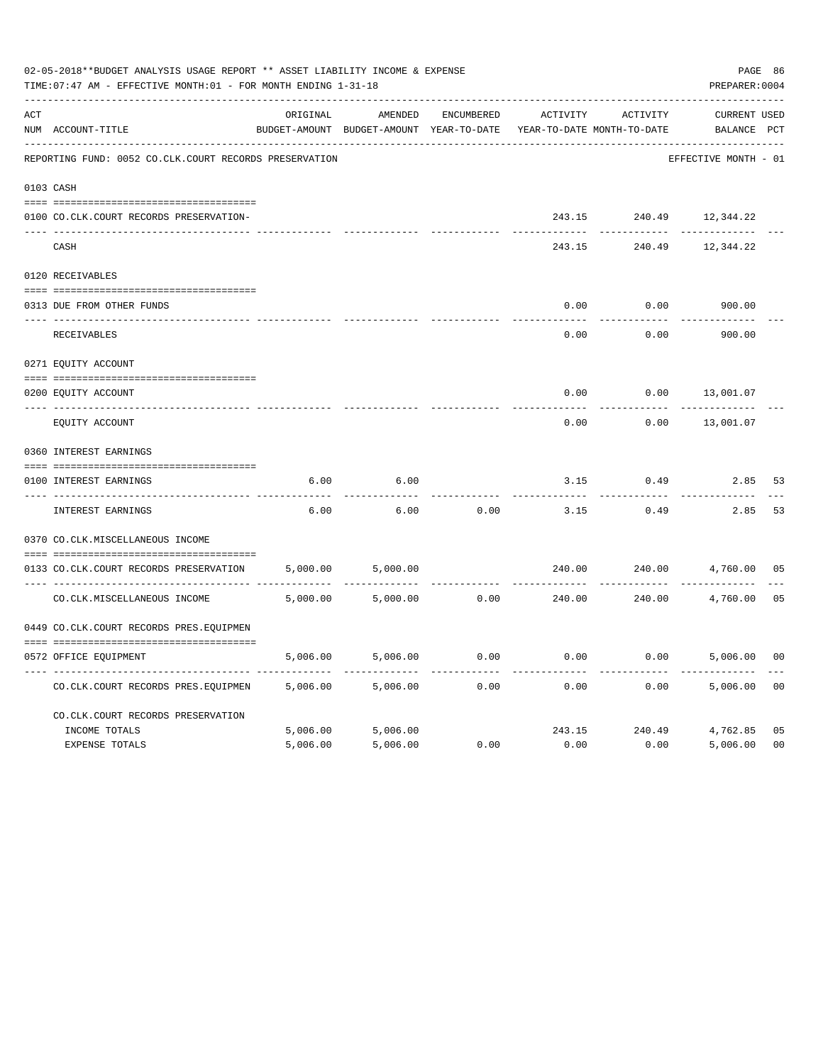02-05-2018**BUDGET ANALYSIS USAGE REPORT ** ASSET LIABILITY INCOME & EXPENSE

TIME:07:47 AM - EFFECTIVE MONTH:01 - FOR MONTH ENDING 1-31-18

PREPARER:0004

REPORTING FUND: 0052 CO.CLK.COURT RECORDS PRESERVATION — EFFECTIVE MONTH - 01

| ACT NUM | ACCOUNT-TITLE | ORIGINAL BUDGET-AMOUNT | AMENDED BUDGET-AMOUNT | ENCUMBERED YEAR-TO-DATE | ACTIVITY YEAR-TO-DATE | ACTIVITY MONTH-TO-DATE | CURRENT BALANCE | USED PCT |
|---|---|---|---|---|---|---|---|---|
| 0103 | CASH | | | | | | | |
| 0100 | CO.CLK.COURT RECORDS PRESERVATION- | | | | 243.15 | 240.49 | 12,344.22 | |
| | CASH | | | | 243.15 | 240.49 | 12,344.22 | |
| 0120 | RECEIVABLES | | | | | | | |
| 0313 | DUE FROM OTHER FUNDS | | | | 0.00 | 0.00 | 900.00 | |
| | RECEIVABLES | | | | 0.00 | 0.00 | 900.00 | |
| 0271 | EQUITY ACCOUNT | | | | | | | |
| 0200 | EQUITY ACCOUNT | | | | 0.00 | 0.00 | 13,001.07 | |
| | EQUITY ACCOUNT | | | | 0.00 | 0.00 | 13,001.07 | |
| 0360 | INTEREST EARNINGS | | | | | | | |
| 0100 | INTEREST EARNINGS | 6.00 | 6.00 | | 3.15 | 0.49 | 2.85 | 53 |
| | INTEREST EARNINGS | 6.00 | 6.00 | 0.00 | 3.15 | 0.49 | 2.85 | 53 |
| 0370 | CO.CLK.MISCELLANEOUS INCOME | | | | | | | |
| 0133 | CO.CLK.COURT RECORDS PRESERVATION | 5,000.00 | 5,000.00 | | 240.00 | 240.00 | 4,760.00 | 05 |
| | CO.CLK.MISCELLANEOUS INCOME | 5,000.00 | 5,000.00 | 0.00 | 240.00 | 240.00 | 4,760.00 | 05 |
| 0449 | CO.CLK.COURT RECORDS PRES.EQUIPMEN | | | | | | | |
| 0572 | OFFICE EQUIPMENT | 5,006.00 | 5,006.00 | 0.00 | 0.00 | 0.00 | 5,006.00 | 00 |
| | CO.CLK.COURT RECORDS PRES.EQUIPMEN | 5,006.00 | 5,006.00 | 0.00 | 0.00 | 0.00 | 5,006.00 | 00 |
| | CO.CLK.COURT RECORDS PRESERVATION | | | | | | | |
| | INCOME TOTALS | 5,006.00 | 5,006.00 | | 243.15 | 240.49 | 4,762.85 | 05 |
| | EXPENSE TOTALS | 5,006.00 | 5,006.00 | 0.00 | 0.00 | 0.00 | 5,006.00 | 00 |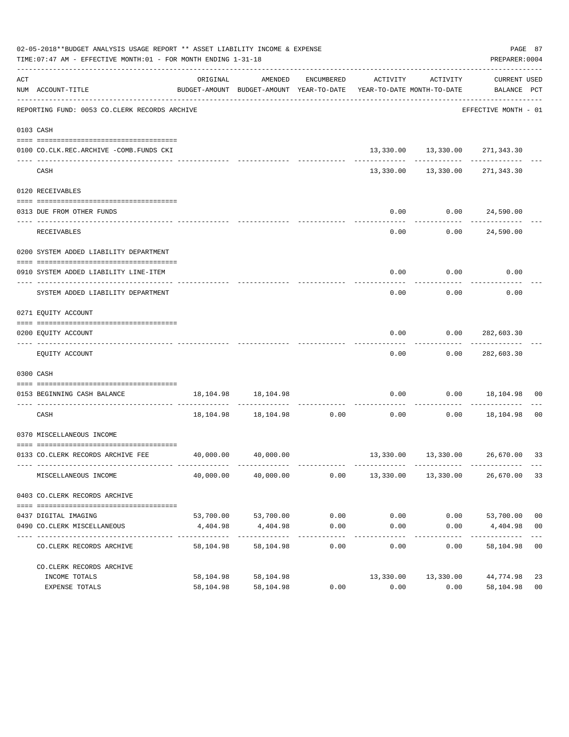02-05-2018**BUDGET ANALYSIS USAGE REPORT ** ASSET LIABILITY INCOME & EXPENSE

TIME:07:47 AM - EFFECTIVE MONTH:01 - FOR MONTH ENDING 1-31-18

PREPARER:0004

REPORTING FUND: 0053 CO.CLERK RECORDS ARCHIVE — EFFECTIVE MONTH - 01

| ACT NUM | ACCOUNT-TITLE | ORIGINAL BUDGET-AMOUNT | AMENDED BUDGET-AMOUNT | ENCUMBERED YEAR-TO-DATE | ACTIVITY YEAR-TO-DATE | ACTIVITY MONTH-TO-DATE | CURRENT BALANCE | USED PCT |
|---|---|---|---|---|---|---|---|---|
| 0103 | CASH | | | | | | | |
| 0100 | CO.CLK.REC.ARCHIVE -COMB.FUNDS CKI | | | | 13,330.00 | 13,330.00 | 271,343.30 | |
| | CASH | | | | 13,330.00 | 13,330.00 | 271,343.30 | |
| 0120 | RECEIVABLES | | | | | | | |
| 0313 | DUE FROM OTHER FUNDS | | | | 0.00 | 0.00 | 24,590.00 | |
| | RECEIVABLES | | | | 0.00 | 0.00 | 24,590.00 | |
| 0200 | SYSTEM ADDED LIABILITY DEPARTMENT | | | | | | | |
| 0910 | SYSTEM ADDED LIABILITY LINE-ITEM | | | | 0.00 | 0.00 | 0.00 | |
| | SYSTEM ADDED LIABILITY DEPARTMENT | | | | 0.00 | 0.00 | 0.00 | |
| 0271 | EQUITY ACCOUNT | | | | | | | |
| 0200 | EQUITY ACCOUNT | | | | 0.00 | 0.00 | 282,603.30 | |
| | EQUITY ACCOUNT | | | | 0.00 | 0.00 | 282,603.30 | |
| 0300 | CASH | | | | | | | |
| 0153 | BEGINNING CASH BALANCE | 18,104.98 | 18,104.98 | | 0.00 | 0.00 | 18,104.98 | 00 |
| | CASH | 18,104.98 | 18,104.98 | 0.00 | 0.00 | 0.00 | 18,104.98 | 00 |
| 0370 | MISCELLANEOUS INCOME | | | | | | | |
| 0133 | CO.CLERK RECORDS ARCHIVE FEE | 40,000.00 | 40,000.00 | | 13,330.00 | 13,330.00 | 26,670.00 | 33 |
| | MISCELLANEOUS INCOME | 40,000.00 | 40,000.00 | 0.00 | 13,330.00 | 13,330.00 | 26,670.00 | 33 |
| 0403 | CO.CLERK RECORDS ARCHIVE | | | | | | | |
| 0437 | DIGITAL IMAGING | 53,700.00 | 53,700.00 | 0.00 | 0.00 | 0.00 | 53,700.00 | 00 |
| 0490 | CO.CLERK MISCELLANEOUS | 4,404.98 | 4,404.98 | 0.00 | 0.00 | 0.00 | 4,404.98 | 00 |
| | CO.CLERK RECORDS ARCHIVE | 58,104.98 | 58,104.98 | 0.00 | 0.00 | 0.00 | 58,104.98 | 00 |
| | CO.CLERK RECORDS ARCHIVE | | | | | | | |
| | INCOME TOTALS | 58,104.98 | 58,104.98 | | 13,330.00 | 13,330.00 | 44,774.98 | 23 |
| | EXPENSE TOTALS | 58,104.98 | 58,104.98 | 0.00 | 0.00 | 0.00 | 58,104.98 | 00 |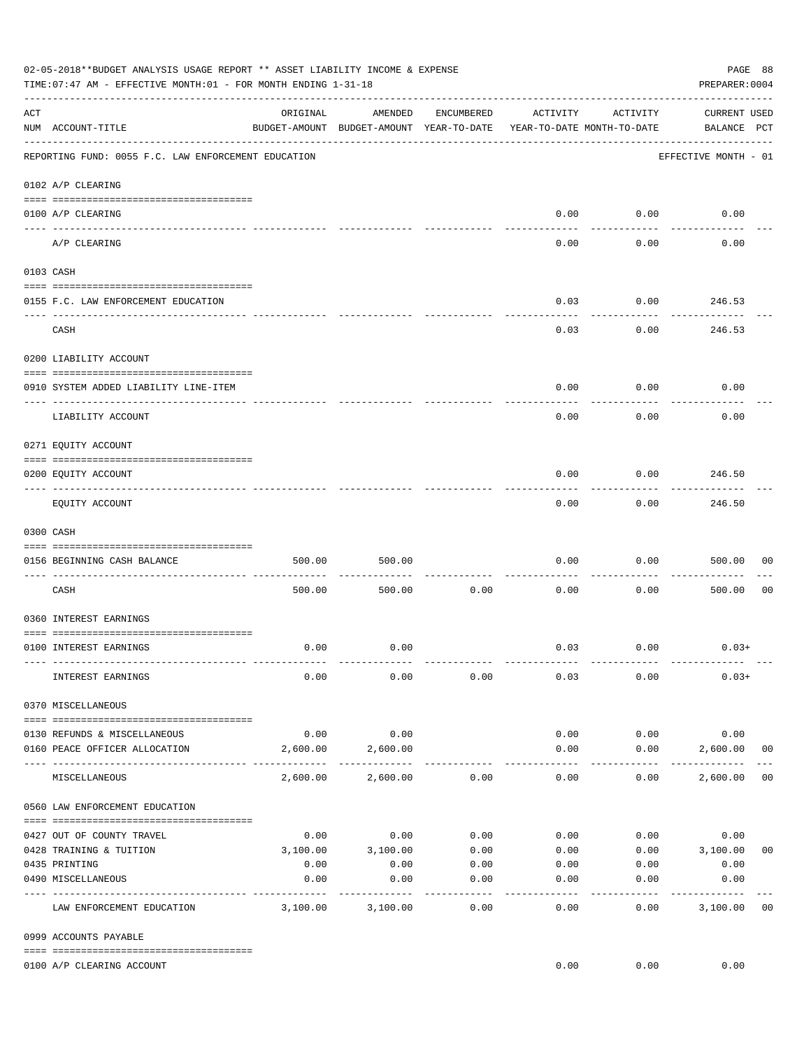02-05-2018**BUDGET ANALYSIS USAGE REPORT ** ASSET LIABILITY INCOME & EXPENSE

TIME:07:47 AM - EFFECTIVE MONTH:01 - FOR MONTH ENDING 1-31-18

PREPARER:0004

| ACT NUM | ACCOUNT-TITLE | ORIGINAL BUDGET-AMOUNT | AMENDED BUDGET-AMOUNT | ENCUMBERED YEAR-TO-DATE | ACTIVITY YEAR-TO-DATE | ACTIVITY MONTH-TO-DATE | CURRENT USED BALANCE | PCT |
|---|---|---|---|---|---|---|---|---|
| | REPORTING FUND: 0055 F.C. LAW ENFORCEMENT EDUCATION | | | | | | EFFECTIVE MONTH - 01 | |
| | 0102 A/P CLEARING | | | | | | | |
| 0100 | A/P CLEARING | | | | 0.00 | 0.00 | 0.00 | |
| | A/P CLEARING | | | | 0.00 | 0.00 | 0.00 | |
| | 0103 CASH | | | | | | | |
| 0155 | F.C. LAW ENFORCEMENT EDUCATION | | | | 0.03 | 0.00 | 246.53 | |
| | CASH | | | | 0.03 | 0.00 | 246.53 | |
| | 0200 LIABILITY ACCOUNT | | | | | | | |
| 0910 | SYSTEM ADDED LIABILITY LINE-ITEM | | | | 0.00 | 0.00 | 0.00 | |
| | LIABILITY ACCOUNT | | | | 0.00 | 0.00 | 0.00 | |
| | 0271 EQUITY ACCOUNT | | | | | | | |
| 0200 | EQUITY ACCOUNT | | | | 0.00 | 0.00 | 246.50 | |
| | EQUITY ACCOUNT | | | | 0.00 | 0.00 | 246.50 | |
| | 0300 CASH | | | | | | | |
| 0156 | BEGINNING CASH BALANCE | 500.00 | 500.00 | | 0.00 | 0.00 | 500.00 | 00 |
| | CASH | 500.00 | 500.00 | 0.00 | 0.00 | 0.00 | 500.00 | 00 |
| | 0360 INTEREST EARNINGS | | | | | | | |
| 0100 | INTEREST EARNINGS | 0.00 | 0.00 | | 0.03 | 0.00 | 0.03+ | |
| | INTEREST EARNINGS | 0.00 | 0.00 | 0.00 | 0.03 | 0.00 | 0.03+ | |
| | 0370 MISCELLANEOUS | | | | | | | |
| 0130 | REFUNDS & MISCELLANEOUS | 0.00 | 0.00 | | 0.00 | 0.00 | 0.00 | |
| 0160 | PEACE OFFICER ALLOCATION | 2,600.00 | 2,600.00 | | 0.00 | 0.00 | 2,600.00 | 00 |
| | MISCELLANEOUS | 2,600.00 | 2,600.00 | 0.00 | 0.00 | 0.00 | 2,600.00 | 00 |
| | 0560 LAW ENFORCEMENT EDUCATION | | | | | | | |
| 0427 | OUT OF COUNTY TRAVEL | 0.00 | 0.00 | 0.00 | 0.00 | 0.00 | 0.00 | |
| 0428 | TRAINING & TUITION | 3,100.00 | 3,100.00 | 0.00 | 0.00 | 0.00 | 3,100.00 | 00 |
| 0435 | PRINTING | 0.00 | 0.00 | 0.00 | 0.00 | 0.00 | 0.00 | |
| 0490 | MISCELLANEOUS | 0.00 | 0.00 | 0.00 | 0.00 | 0.00 | 0.00 | |
| | LAW ENFORCEMENT EDUCATION | 3,100.00 | 3,100.00 | 0.00 | 0.00 | 0.00 | 3,100.00 | 00 |
| | 0999 ACCOUNTS PAYABLE | | | | | | | |
| 0100 | A/P CLEARING ACCOUNT | | | | 0.00 | 0.00 | 0.00 | |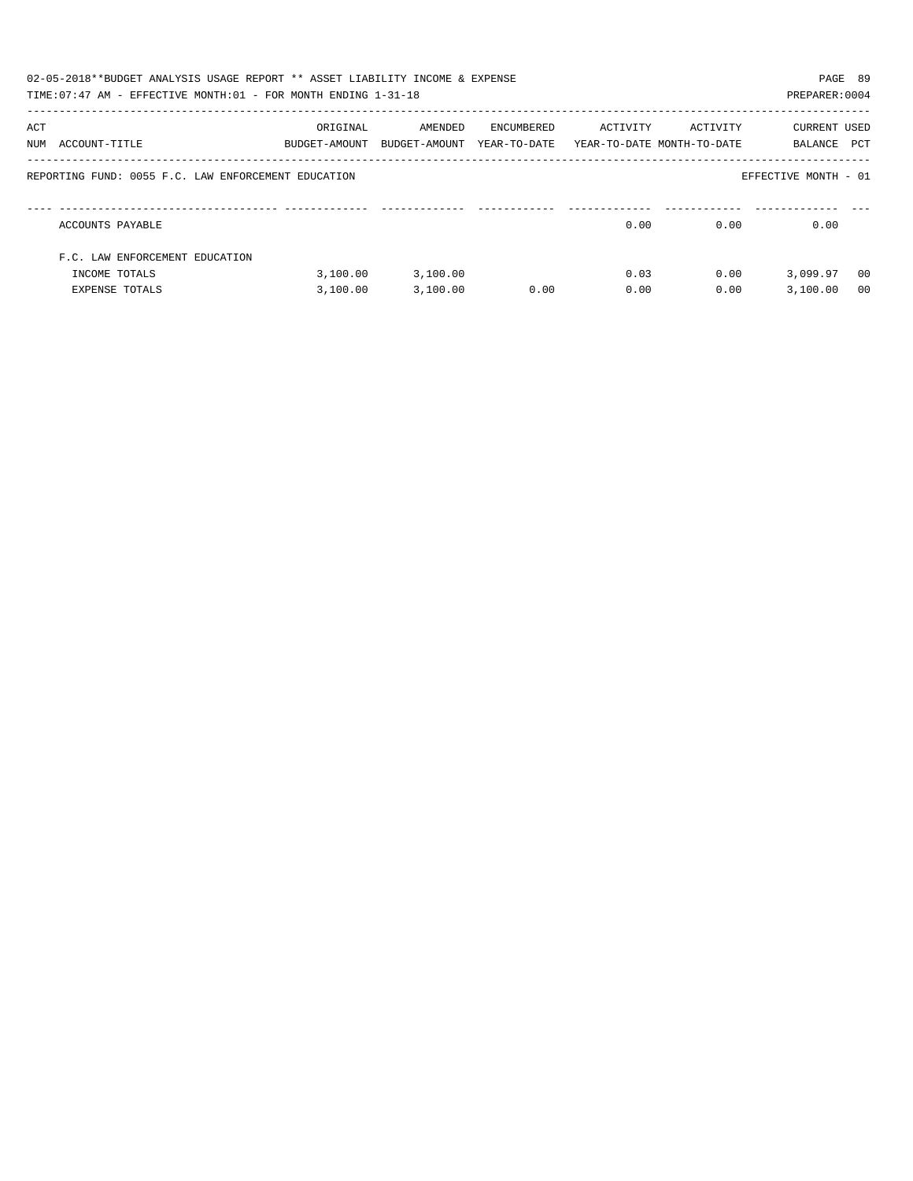02-05-2018**BUDGET ANALYSIS USAGE REPORT ** ASSET LIABILITY INCOME & EXPENSE

TIME:07:47 AM - EFFECTIVE MONTH:01 - FOR MONTH ENDING 1-31-18

PREPARER:0004

| ACT NUM | ACCOUNT-TITLE | ORIGINAL BUDGET-AMOUNT | AMENDED BUDGET-AMOUNT | ENCUMBERED YEAR-TO-DATE | ACTIVITY YEAR-TO-DATE | ACTIVITY MONTH-TO-DATE | CURRENT BALANCE | USED PCT |
|---|---|---|---|---|---|---|---|---|
| | REPORTING FUND: 0055 F.C. LAW ENFORCEMENT EDUCATION | | | | | | EFFECTIVE MONTH - 01 | |
| | ACCOUNTS PAYABLE | | | | 0.00 | 0.00 | 0.00 | |
| | F.C. LAW ENFORCEMENT EDUCATION | | | | | | | |
| | INCOME TOTALS | 3,100.00 | 3,100.00 | | 0.03 | 0.00 | 3,099.97 | 00 |
| | EXPENSE TOTALS | 3,100.00 | 3,100.00 | 0.00 | 0.00 | 0.00 | 3,100.00 | 00 |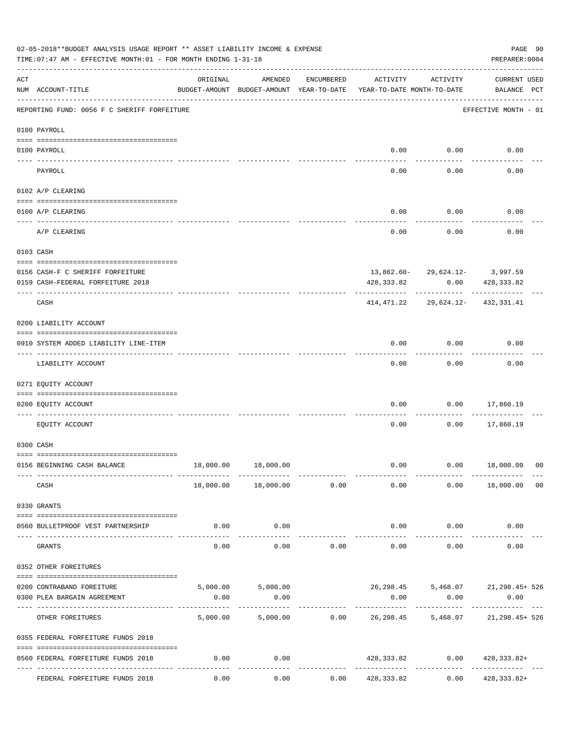02-05-2018**BUDGET ANALYSIS USAGE REPORT ** ASSET LIABILITY INCOME & EXPENSE

TIME:07:47 AM - EFFECTIVE MONTH:01 - FOR MONTH ENDING 1-31-18

PREPARER:0004

| ACT NUM | ACCOUNT-TITLE | ORIGINAL BUDGET-AMOUNT | AMENDED BUDGET-AMOUNT | ENCUMBERED YEAR-TO-DATE | ACTIVITY YEAR-TO-DATE | ACTIVITY MONTH-TO-DATE | CURRENT BALANCE | USED PCT |
|---|---|---|---|---|---|---|---|---|
| | REPORTING FUND: 0056 F C SHERIFF FORFEITURE | | | | | | EFFECTIVE MONTH - 01 | |
| | **0100 PAYROLL** | | | | | | | |
| 0100 | PAYROLL | | | | 0.00 | 0.00 | 0.00 | |
| | PAYROLL | | | | 0.00 | 0.00 | 0.00 | |
| | **0102 A/P CLEARING** | | | | | | | |
| 0100 | A/P CLEARING | | | | 0.00 | 0.00 | 0.00 | |
| | A/P CLEARING | | | | 0.00 | 0.00 | 0.00 | |
| | **0103 CASH** | | | | | | | |
| 0156 | CASH-F C SHERIFF FORFEITURE | | | | 13,862.60- | 29,624.12- | 3,997.59 | |
| 0159 | CASH-FEDERAL FORFEITURE 2018 | | | | 428,333.82 | 0.00 | 428,333.82 | |
| | CASH | | | | 414,471.22 | 29,624.12- | 432,331.41 | |
| | **0200 LIABILITY ACCOUNT** | | | | | | | |
| 0910 | SYSTEM ADDED LIABILITY LINE-ITEM | | | | 0.00 | 0.00 | 0.00 | |
| | LIABILITY ACCOUNT | | | | 0.00 | 0.00 | 0.00 | |
| | **0271 EQUITY ACCOUNT** | | | | | | | |
| 0200 | EQUITY ACCOUNT | | | | 0.00 | 0.00 | 17,860.19 | |
| | EQUITY ACCOUNT | | | | 0.00 | 0.00 | 17,860.19 | |
| | **0300 CASH** | | | | | | | |
| 0156 | BEGINNING CASH BALANCE | 18,000.00 | 18,000.00 | | 0.00 | 0.00 | 18,000.00 | 00 |
| | CASH | 18,000.00 | 18,000.00 | 0.00 | 0.00 | 0.00 | 18,000.00 | 00 |
| | **0330 GRANTS** | | | | | | | |
| 0560 | BULLETPROOF VEST PARTNERSHIP | 0.00 | 0.00 | | 0.00 | 0.00 | 0.00 | |
| | GRANTS | 0.00 | 0.00 | 0.00 | 0.00 | 0.00 | 0.00 | |
| | **0352 OTHER FOREITURES** | | | | | | | |
| 0200 | CONTRABAND FOREITURE | 5,000.00 | 5,000.00 | | 26,298.45 | 5,468.07 | 21,298.45+ | 526 |
| 0300 | PLEA BARGAIN AGREEMENT | 0.00 | 0.00 | | 0.00 | 0.00 | 0.00 | |
| | OTHER FOREITURES | 5,000.00 | 5,000.00 | 0.00 | 26,298.45 | 5,468.07 | 21,298.45+ | 526 |
| | **0355 FEDERAL FORFEITURE FUNDS 2018** | | | | | | | |
| 0560 | FEDERAL FORFEITURE FUNDS 2018 | 0.00 | 0.00 | | 428,333.82 | 0.00 | 428,333.82+ | |
| | FEDERAL FORFEITURE FUNDS 2018 | 0.00 | 0.00 | 0.00 | 428,333.82 | 0.00 | 428,333.82+ | |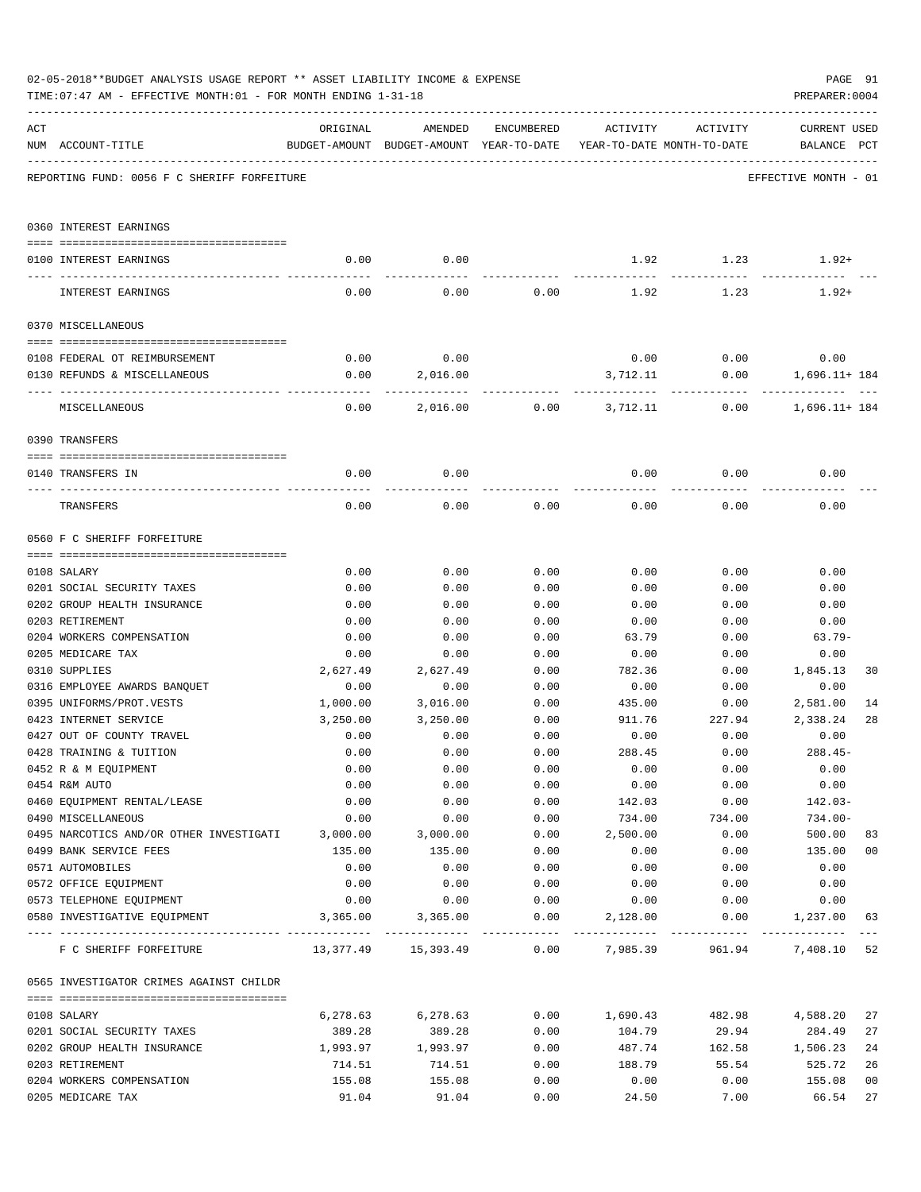02-05-2018**BUDGET ANALYSIS USAGE REPORT ** ASSET LIABILITY INCOME & EXPENSE

TIME:07:47 AM - EFFECTIVE MONTH:01 - FOR MONTH ENDING 1-31-18

PREPARER:0004

REPORTING FUND: 0056 F C SHERIFF FORFEITURE — EFFECTIVE MONTH - 01

| ACT NUM | ACCOUNT-TITLE | ORIGINAL BUDGET-AMOUNT | AMENDED BUDGET-AMOUNT | ENCUMBERED YEAR-TO-DATE | ACTIVITY YEAR-TO-DATE | ACTIVITY MONTH-TO-DATE | CURRENT USED BALANCE | PCT |
|---|---|---|---|---|---|---|---|---|
| 0360 | INTEREST EARNINGS | | | | | | | |
| 0100 | INTEREST EARNINGS | 0.00 | 0.00 | | 1.92 | 1.23 | 1.92+ | |
| | INTEREST EARNINGS | 0.00 | 0.00 | 0.00 | 1.92 | 1.23 | 1.92+ | |
| 0370 | MISCELLANEOUS | | | | | | | |
| 0108 | FEDERAL OT REIMBURSEMENT | 0.00 | 0.00 | | 0.00 | 0.00 | 0.00 | |
| 0130 | REFUNDS & MISCELLANEOUS | 0.00 | 2,016.00 | | 3,712.11 | 0.00 | 1,696.11+ | 184 |
| | MISCELLANEOUS | 0.00 | 2,016.00 | 0.00 | 3,712.11 | 0.00 | 1,696.11+ | 184 |
| 0390 | TRANSFERS | | | | | | | |
| 0140 | TRANSFERS IN | 0.00 | 0.00 | | 0.00 | 0.00 | 0.00 | |
| | TRANSFERS | 0.00 | 0.00 | 0.00 | 0.00 | 0.00 | 0.00 | |
| 0560 | F C SHERIFF FORFEITURE | | | | | | | |
| 0108 | SALARY | 0.00 | 0.00 | 0.00 | 0.00 | 0.00 | 0.00 | |
| 0201 | SOCIAL SECURITY TAXES | 0.00 | 0.00 | 0.00 | 0.00 | 0.00 | 0.00 | |
| 0202 | GROUP HEALTH INSURANCE | 0.00 | 0.00 | 0.00 | 0.00 | 0.00 | 0.00 | |
| 0203 | RETIREMENT | 0.00 | 0.00 | 0.00 | 0.00 | 0.00 | 0.00 | |
| 0204 | WORKERS COMPENSATION | 0.00 | 0.00 | 0.00 | 63.79 | 0.00 | 63.79- | |
| 0205 | MEDICARE TAX | 0.00 | 0.00 | 0.00 | 0.00 | 0.00 | 0.00 | |
| 0310 | SUPPLIES | 2,627.49 | 2,627.49 | 0.00 | 782.36 | 0.00 | 1,845.13 | 30 |
| 0316 | EMPLOYEE AWARDS BANQUET | 0.00 | 0.00 | 0.00 | 0.00 | 0.00 | 0.00 | |
| 0395 | UNIFORMS/PROT.VESTS | 1,000.00 | 3,016.00 | 0.00 | 435.00 | 0.00 | 2,581.00 | 14 |
| 0423 | INTERNET SERVICE | 3,250.00 | 3,250.00 | 0.00 | 911.76 | 227.94 | 2,338.24 | 28 |
| 0427 | OUT OF COUNTY TRAVEL | 0.00 | 0.00 | 0.00 | 0.00 | 0.00 | 0.00 | |
| 0428 | TRAINING & TUITION | 0.00 | 0.00 | 0.00 | 288.45 | 0.00 | 288.45- | |
| 0452 | R & M EQUIPMENT | 0.00 | 0.00 | 0.00 | 0.00 | 0.00 | 0.00 | |
| 0454 | R&M AUTO | 0.00 | 0.00 | 0.00 | 0.00 | 0.00 | 0.00 | |
| 0460 | EQUIPMENT RENTAL/LEASE | 0.00 | 0.00 | 0.00 | 142.03 | 0.00 | 142.03- | |
| 0490 | MISCELLANEOUS | 0.00 | 0.00 | 0.00 | 734.00 | 734.00 | 734.00- | |
| 0495 | NARCOTICS AND/OR OTHER INVESTIGATI | 3,000.00 | 3,000.00 | 0.00 | 2,500.00 | 0.00 | 500.00 | 83 |
| 0499 | BANK SERVICE FEES | 135.00 | 135.00 | 0.00 | 0.00 | 0.00 | 135.00 | 00 |
| 0571 | AUTOMOBILES | 0.00 | 0.00 | 0.00 | 0.00 | 0.00 | 0.00 | |
| 0572 | OFFICE EQUIPMENT | 0.00 | 0.00 | 0.00 | 0.00 | 0.00 | 0.00 | |
| 0573 | TELEPHONE EQUIPMENT | 0.00 | 0.00 | 0.00 | 0.00 | 0.00 | 0.00 | |
| 0580 | INVESTIGATIVE EQUIPMENT | 3,365.00 | 3,365.00 | 0.00 | 2,128.00 | 0.00 | 1,237.00 | 63 |
| | F C SHERIFF FORFEITURE | 13,377.49 | 15,393.49 | 0.00 | 7,985.39 | 961.94 | 7,408.10 | 52 |
| 0565 | INVESTIGATOR CRIMES AGAINST CHILDR | | | | | | | |
| 0108 | SALARY | 6,278.63 | 6,278.63 | 0.00 | 1,690.43 | 482.98 | 4,588.20 | 27 |
| 0201 | SOCIAL SECURITY TAXES | 389.28 | 389.28 | 0.00 | 104.79 | 29.94 | 284.49 | 27 |
| 0202 | GROUP HEALTH INSURANCE | 1,993.97 | 1,993.97 | 0.00 | 487.74 | 162.58 | 1,506.23 | 24 |
| 0203 | RETIREMENT | 714.51 | 714.51 | 0.00 | 188.79 | 55.54 | 525.72 | 26 |
| 0204 | WORKERS COMPENSATION | 155.08 | 155.08 | 0.00 | 0.00 | 0.00 | 155.08 | 00 |
| 0205 | MEDICARE TAX | 91.04 | 91.04 | 0.00 | 24.50 | 7.00 | 66.54 | 27 |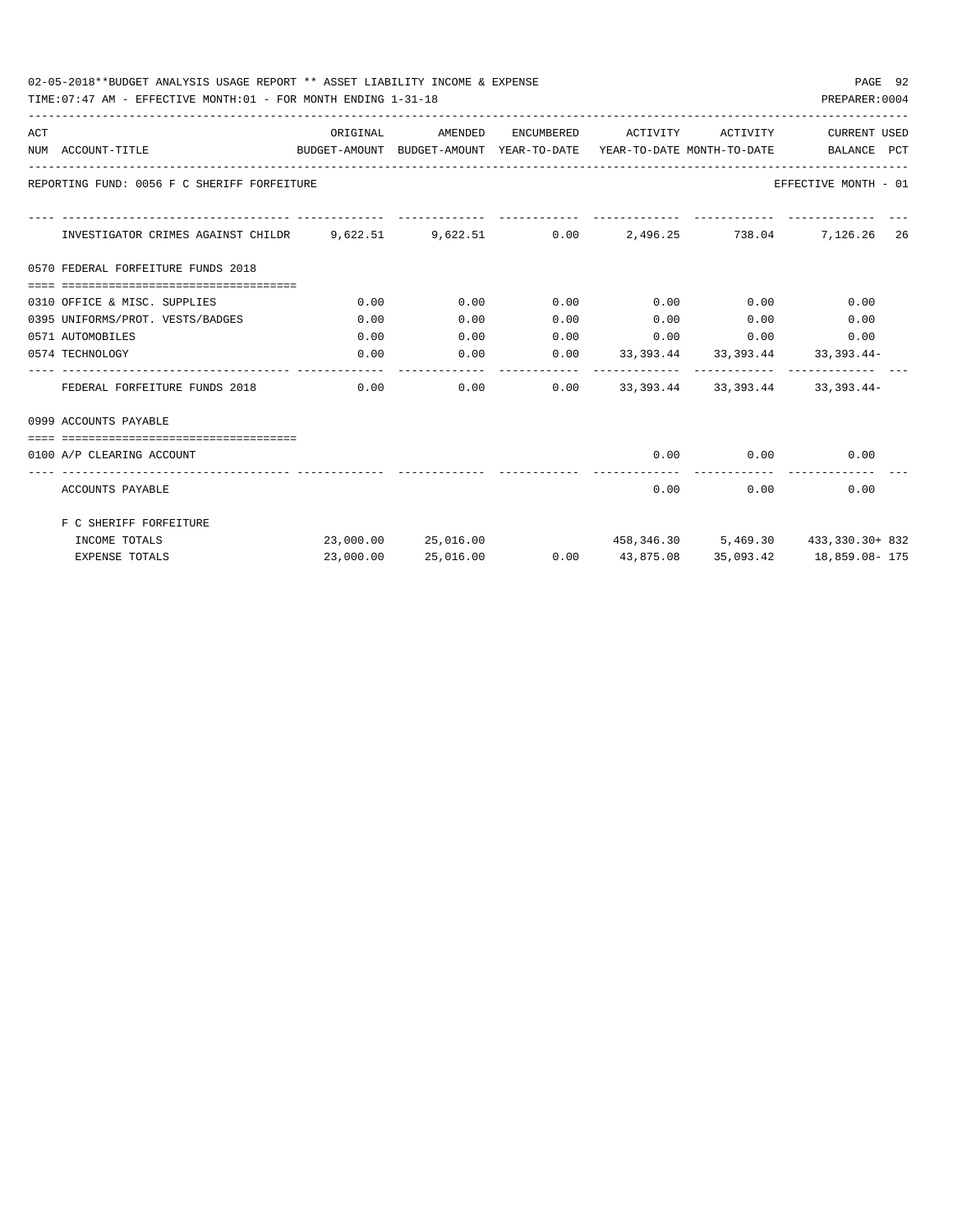02-05-2018**BUDGET ANALYSIS USAGE REPORT ** ASSET LIABILITY INCOME & EXPENSE

TIME:07:47 AM - EFFECTIVE MONTH:01 - FOR MONTH ENDING 1-31-18

PREPARER:0004

| ACT NUM | ACCOUNT-TITLE | ORIGINAL BUDGET-AMOUNT | AMENDED BUDGET-AMOUNT | ENCUMBERED YEAR-TO-DATE | ACTIVITY YEAR-TO-DATE | ACTIVITY MONTH-TO-DATE | CURRENT BALANCE | USED PCT |
|---|---|---|---|---|---|---|---|---|
| | REPORTING FUND: 0056 F C SHERIFF FORFEITURE | | | | | | EFFECTIVE MONTH - 01 | |
| | INVESTIGATOR CRIMES AGAINST CHILDR | 9,622.51 | 9,622.51 | 0.00 | 2,496.25 | 738.04 | 7,126.26 | 26 |
| 0570 | FEDERAL FORFEITURE FUNDS 2018 | | | | | | | |
| 0310 | OFFICE & MISC. SUPPLIES | 0.00 | 0.00 | 0.00 | 0.00 | 0.00 | 0.00 | |
| 0395 | UNIFORMS/PROT. VESTS/BADGES | 0.00 | 0.00 | 0.00 | 0.00 | 0.00 | 0.00 | |
| 0571 | AUTOMOBILES | 0.00 | 0.00 | 0.00 | 0.00 | 0.00 | 0.00 | |
| 0574 | TECHNOLOGY | 0.00 | 0.00 | 0.00 | 33,393.44 | 33,393.44 | 33,393.44- | |
| | FEDERAL FORFEITURE FUNDS 2018 | 0.00 | 0.00 | 0.00 | 33,393.44 | 33,393.44 | 33,393.44- | |
| 0999 | ACCOUNTS PAYABLE | | | | | | | |
| 0100 | A/P CLEARING ACCOUNT | | | | 0.00 | 0.00 | 0.00 | |
| | ACCOUNTS PAYABLE | | | | 0.00 | 0.00 | 0.00 | |
| | F C SHERIFF FORFEITURE | | | | | | | |
| | INCOME TOTALS | 23,000.00 | 25,016.00 | | 458,346.30 | 5,469.30 | 433,330.30+ | 832 |
| | EXPENSE TOTALS | 23,000.00 | 25,016.00 | 0.00 | 43,875.08 | 35,093.42 | 18,859.08- | 175 |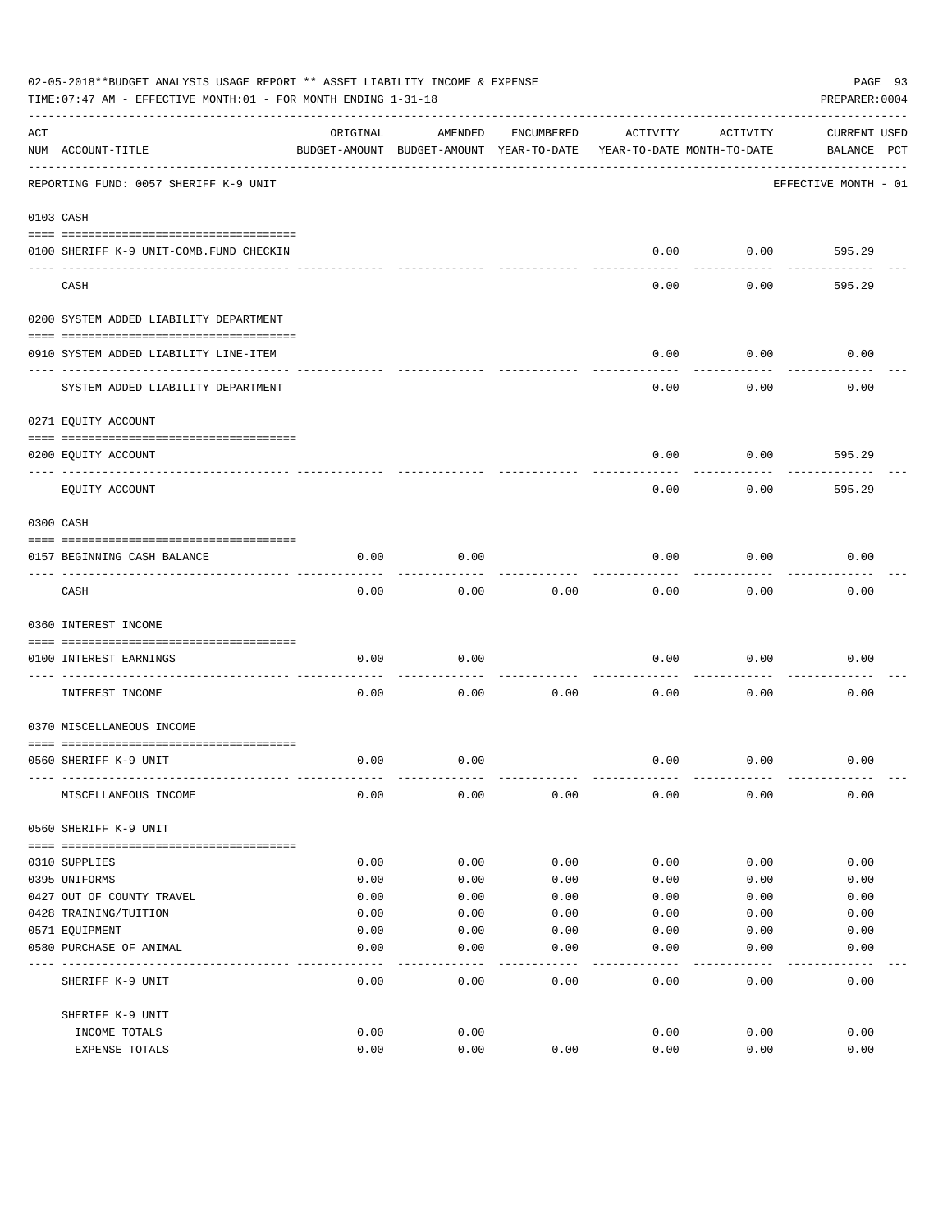02-05-2018**BUDGET ANALYSIS USAGE REPORT ** ASSET LIABILITY INCOME & EXPENSE

TIME:07:47 AM - EFFECTIVE MONTH:01 - FOR MONTH ENDING 1-31-18

PREPARER:0004

| ACT NUM | ACCOUNT-TITLE | ORIGINAL BUDGET-AMOUNT | AMENDED BUDGET-AMOUNT | ENCUMBERED YEAR-TO-DATE | ACTIVITY YEAR-TO-DATE | ACTIVITY MONTH-TO-DATE | CURRENT BALANCE | USED PCT |
|---|---|---|---|---|---|---|---|---|
| | REPORTING FUND: 0057 SHERIFF K-9 UNIT | | | | | | EFFECTIVE MONTH - 01 | |
| | 0103 CASH | | | | | | | |
| 0100 | SHERIFF K-9 UNIT-COMB.FUND CHECKIN | | | | 0.00 | 0.00 | 595.29 | |
| | CASH | | | | 0.00 | 0.00 | 595.29 | |
| | 0200 SYSTEM ADDED LIABILITY DEPARTMENT | | | | | | | |
| 0910 | SYSTEM ADDED LIABILITY LINE-ITEM | | | | 0.00 | 0.00 | 0.00 | |
| | SYSTEM ADDED LIABILITY DEPARTMENT | | | | 0.00 | 0.00 | 0.00 | |
| | 0271 EQUITY ACCOUNT | | | | | | | |
| 0200 | EQUITY ACCOUNT | | | | 0.00 | 0.00 | 595.29 | |
| | EQUITY ACCOUNT | | | | 0.00 | 0.00 | 595.29 | |
| | 0300 CASH | | | | | | | |
| 0157 | BEGINNING CASH BALANCE | 0.00 | 0.00 | | 0.00 | 0.00 | 0.00 | |
| | CASH | 0.00 | 0.00 | 0.00 | 0.00 | 0.00 | 0.00 | |
| | 0360 INTEREST INCOME | | | | | | | |
| 0100 | INTEREST EARNINGS | 0.00 | 0.00 | | 0.00 | 0.00 | 0.00 | |
| | INTEREST INCOME | 0.00 | 0.00 | 0.00 | 0.00 | 0.00 | 0.00 | |
| | 0370 MISCELLANEOUS INCOME | | | | | | | |
| 0560 | SHERIFF K-9 UNIT | 0.00 | 0.00 | | 0.00 | 0.00 | 0.00 | |
| | MISCELLANEOUS INCOME | 0.00 | 0.00 | 0.00 | 0.00 | 0.00 | 0.00 | |
| | 0560 SHERIFF K-9 UNIT | | | | | | | |
| 0310 | SUPPLIES | 0.00 | 0.00 | 0.00 | 0.00 | 0.00 | 0.00 | |
| 0395 | UNIFORMS | 0.00 | 0.00 | 0.00 | 0.00 | 0.00 | 0.00 | |
| 0427 | OUT OF COUNTY TRAVEL | 0.00 | 0.00 | 0.00 | 0.00 | 0.00 | 0.00 | |
| 0428 | TRAINING/TUITION | 0.00 | 0.00 | 0.00 | 0.00 | 0.00 | 0.00 | |
| 0571 | EQUIPMENT | 0.00 | 0.00 | 0.00 | 0.00 | 0.00 | 0.00 | |
| 0580 | PURCHASE OF ANIMAL | 0.00 | 0.00 | 0.00 | 0.00 | 0.00 | 0.00 | |
| | SHERIFF K-9 UNIT | 0.00 | 0.00 | 0.00 | 0.00 | 0.00 | 0.00 | |
| | SHERIFF K-9 UNIT | | | | | | | |
| | INCOME TOTALS | 0.00 | 0.00 | | 0.00 | 0.00 | 0.00 | |
| | EXPENSE TOTALS | 0.00 | 0.00 | 0.00 | 0.00 | 0.00 | 0.00 | |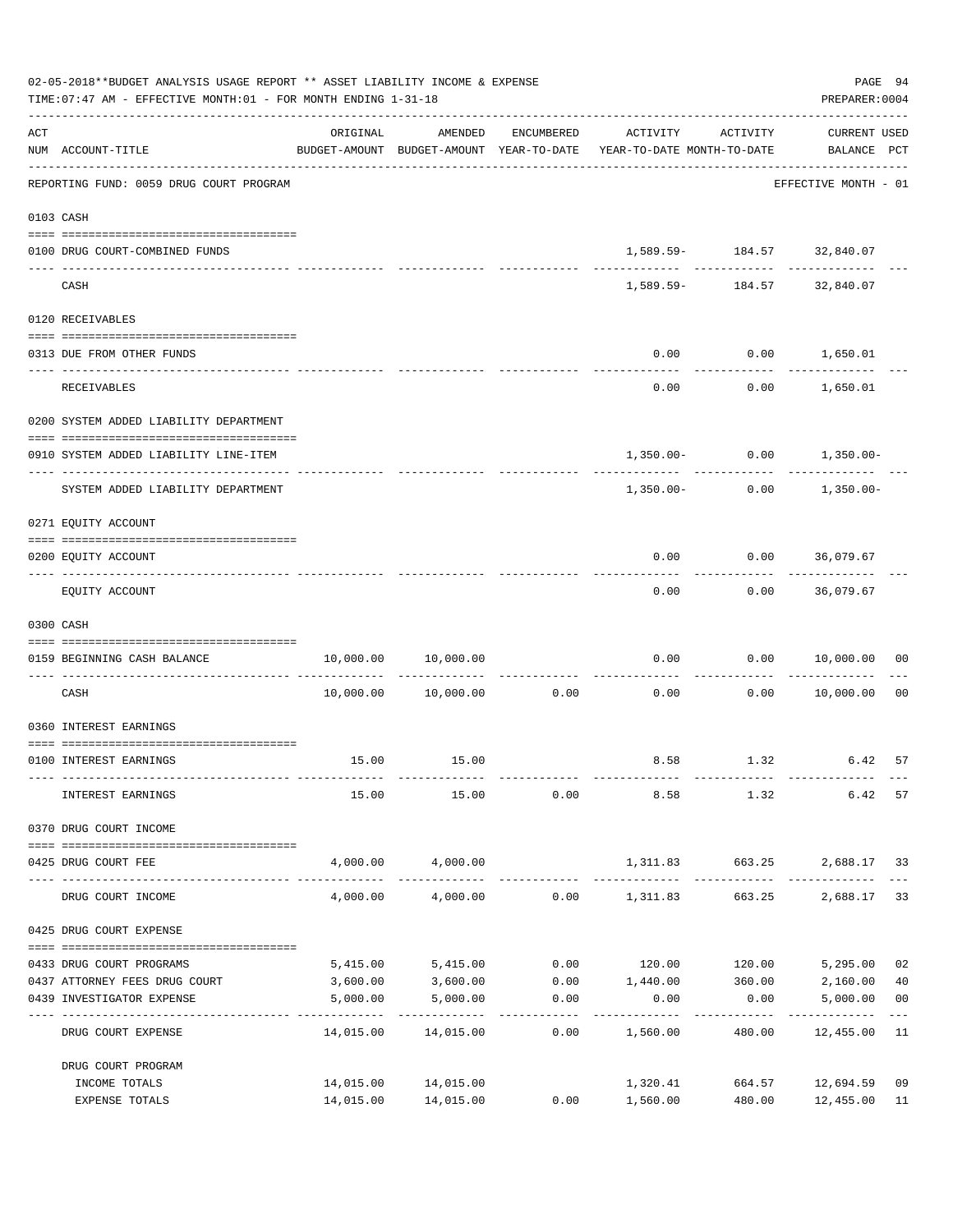02-05-2018**BUDGET ANALYSIS USAGE REPORT ** ASSET LIABILITY INCOME & EXPENSE

TIME:07:47 AM - EFFECTIVE MONTH:01 - FOR MONTH ENDING 1-31-18

PREPARER:0004

REPORTING FUND: 0059 DRUG COURT PROGRAM — EFFECTIVE MONTH - 01

| ACT NUM | ACCOUNT-TITLE | ORIGINAL BUDGET-AMOUNT | AMENDED BUDGET-AMOUNT | ENCUMBERED YEAR-TO-DATE | ACTIVITY YEAR-TO-DATE | ACTIVITY MONTH-TO-DATE | CURRENT BALANCE | USED PCT |
|---|---|---|---|---|---|---|---|---|
| 0103 | CASH | | | | | | | |
| 0100 | DRUG COURT-COMBINED FUNDS | | | | 1,589.59- | 184.57 | 32,840.07 | |
| | CASH | | | | 1,589.59- | 184.57 | 32,840.07 | |
| 0120 | RECEIVABLES | | | | | | | |
| 0313 | DUE FROM OTHER FUNDS | | | | 0.00 | 0.00 | 1,650.01 | |
| | RECEIVABLES | | | | 0.00 | 0.00 | 1,650.01 | |
| 0200 | SYSTEM ADDED LIABILITY DEPARTMENT | | | | | | | |
| 0910 | SYSTEM ADDED LIABILITY LINE-ITEM | | | | 1,350.00- | 0.00 | 1,350.00- | |
| | SYSTEM ADDED LIABILITY DEPARTMENT | | | | 1,350.00- | 0.00 | 1,350.00- | |
| 0271 | EQUITY ACCOUNT | | | | | | | |
| 0200 | EQUITY ACCOUNT | | | | 0.00 | 0.00 | 36,079.67 | |
| | EQUITY ACCOUNT | | | | 0.00 | 0.00 | 36,079.67 | |
| 0300 | CASH | | | | | | | |
| 0159 | BEGINNING CASH BALANCE | 10,000.00 | 10,000.00 | | 0.00 | 0.00 | 10,000.00 | 00 |
| | CASH | 10,000.00 | 10,000.00 | 0.00 | 0.00 | 0.00 | 10,000.00 | 00 |
| 0360 | INTEREST EARNINGS | | | | | | | |
| 0100 | INTEREST EARNINGS | 15.00 | 15.00 | | 8.58 | 1.32 | 6.42 | 57 |
| | INTEREST EARNINGS | 15.00 | 15.00 | 0.00 | 8.58 | 1.32 | 6.42 | 57 |
| 0370 | DRUG COURT INCOME | | | | | | | |
| 0425 | DRUG COURT FEE | 4,000.00 | 4,000.00 | | 1,311.83 | 663.25 | 2,688.17 | 33 |
| | DRUG COURT INCOME | 4,000.00 | 4,000.00 | 0.00 | 1,311.83 | 663.25 | 2,688.17 | 33 |
| 0425 | DRUG COURT EXPENSE | | | | | | | |
| 0433 | DRUG COURT PROGRAMS | 5,415.00 | 5,415.00 | 0.00 | 120.00 | 120.00 | 5,295.00 | 02 |
| 0437 | ATTORNEY FEES DRUG COURT | 3,600.00 | 3,600.00 | 0.00 | 1,440.00 | 360.00 | 2,160.00 | 40 |
| 0439 | INVESTIGATOR EXPENSE | 5,000.00 | 5,000.00 | 0.00 | 0.00 | 0.00 | 5,000.00 | 00 |
| | DRUG COURT EXPENSE | 14,015.00 | 14,015.00 | 0.00 | 1,560.00 | 480.00 | 12,455.00 | 11 |
| | DRUG COURT PROGRAM | | | | | | | |
| | INCOME TOTALS | 14,015.00 | 14,015.00 | | 1,320.41 | 664.57 | 12,694.59 | 09 |
| | EXPENSE TOTALS | 14,015.00 | 14,015.00 | 0.00 | 1,560.00 | 480.00 | 12,455.00 | 11 |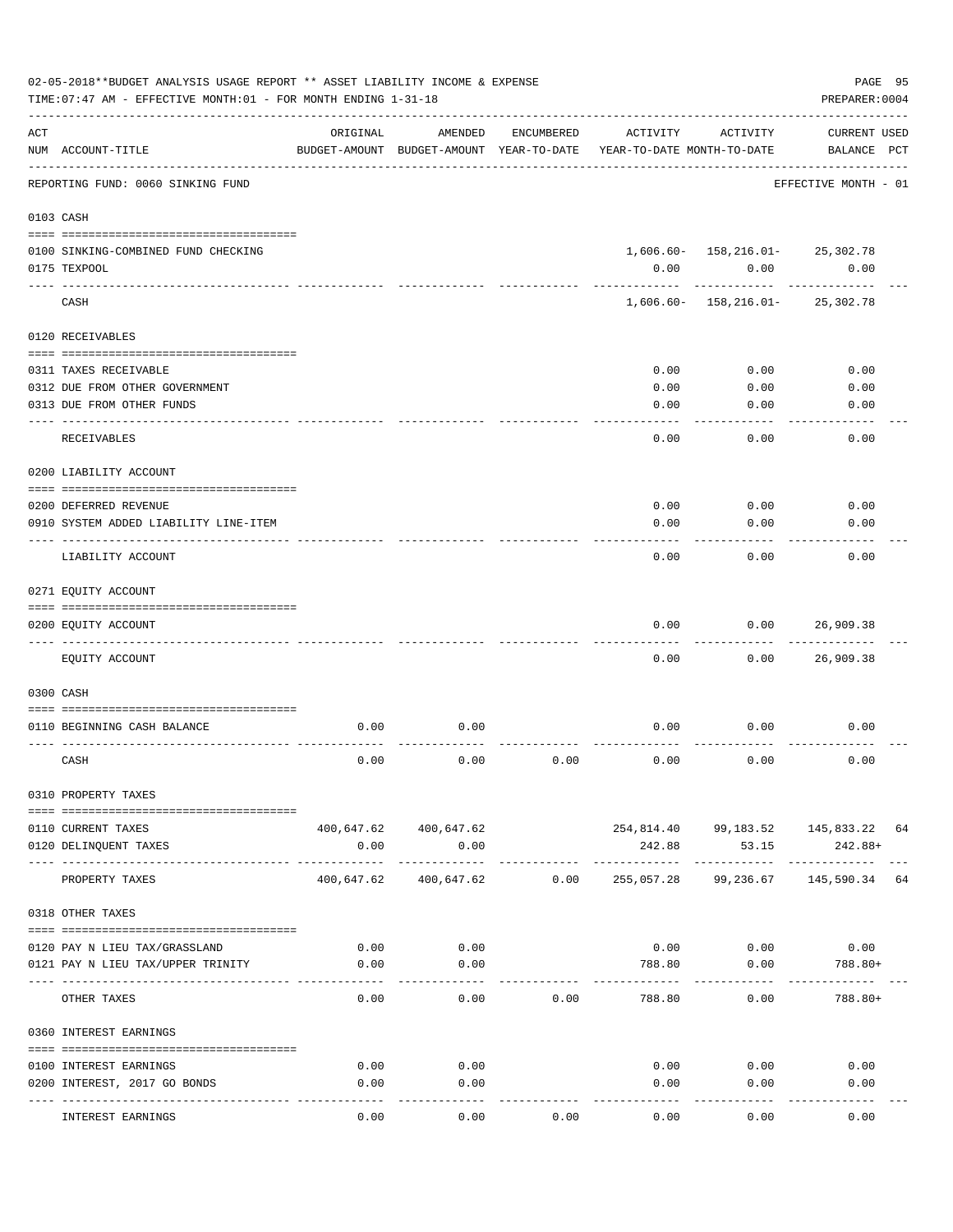02-05-2018**BUDGET ANALYSIS USAGE REPORT ** ASSET LIABILITY INCOME & EXPENSE

TIME:07:47 AM - EFFECTIVE MONTH:01 - FOR MONTH ENDING 1-31-18

PREPARER:0004

| ACT NUM | ACCOUNT-TITLE | ORIGINAL BUDGET-AMOUNT | AMENDED BUDGET-AMOUNT | ENCUMBERED YEAR-TO-DATE | ACTIVITY YEAR-TO-DATE | ACTIVITY MONTH-TO-DATE | CURRENT USED BALANCE | PCT |
|---|---|---|---|---|---|---|---|---|
| | REPORTING FUND: 0060 SINKING FUND | | | | | | EFFECTIVE MONTH - 01 | |
| 0103 | CASH | | | | | | | |
| 0100 | SINKING-COMBINED FUND CHECKING | | | | 1,606.60- | 158,216.01- | 25,302.78 | |
| 0175 | TEXPOOL | | | | 0.00 | 0.00 | 0.00 | |
| | CASH | | | | 1,606.60- | 158,216.01- | 25,302.78 | |
| 0120 | RECEIVABLES | | | | | | | |
| 0311 | TAXES RECEIVABLE | | | | 0.00 | 0.00 | 0.00 | |
| 0312 | DUE FROM OTHER GOVERNMENT | | | | 0.00 | 0.00 | 0.00 | |
| 0313 | DUE FROM OTHER FUNDS | | | | 0.00 | 0.00 | 0.00 | |
| | RECEIVABLES | | | | 0.00 | 0.00 | 0.00 | |
| 0200 | LIABILITY ACCOUNT | | | | | | | |
| 0200 | DEFERRED REVENUE | | | | 0.00 | 0.00 | 0.00 | |
| 0910 | SYSTEM ADDED LIABILITY LINE-ITEM | | | | 0.00 | 0.00 | 0.00 | |
| | LIABILITY ACCOUNT | | | | 0.00 | 0.00 | 0.00 | |
| 0271 | EQUITY ACCOUNT | | | | | | | |
| 0200 | EQUITY ACCOUNT | | | | 0.00 | 0.00 | 26,909.38 | |
| | EQUITY ACCOUNT | | | | 0.00 | 0.00 | 26,909.38 | |
| 0300 | CASH | | | | | | | |
| 0110 | BEGINNING CASH BALANCE | 0.00 | 0.00 | | 0.00 | 0.00 | 0.00 | |
| | CASH | 0.00 | 0.00 | 0.00 | 0.00 | 0.00 | 0.00 | |
| 0310 | PROPERTY TAXES | | | | | | | |
| 0110 | CURRENT TAXES | 400,647.62 | 400,647.62 | | 254,814.40 | 99,183.52 | 145,833.22 | 64 |
| 0120 | DELINQUENT TAXES | 0.00 | 0.00 | | 242.88 | 53.15 | 242.88+ | |
| | PROPERTY TAXES | 400,647.62 | 400,647.62 | 0.00 | 255,057.28 | 99,236.67 | 145,590.34 | 64 |
| 0318 | OTHER TAXES | | | | | | | |
| 0120 | PAY N LIEU TAX/GRASSLAND | 0.00 | 0.00 | | 0.00 | 0.00 | 0.00 | |
| 0121 | PAY N LIEU TAX/UPPER TRINITY | 0.00 | 0.00 | | 788.80 | 0.00 | 788.80+ | |
| | OTHER TAXES | 0.00 | 0.00 | 0.00 | 788.80 | 0.00 | 788.80+ | |
| 0360 | INTEREST EARNINGS | | | | | | | |
| 0100 | INTEREST EARNINGS | 0.00 | 0.00 | | 0.00 | 0.00 | 0.00 | |
| 0200 | INTEREST, 2017 GO BONDS | 0.00 | 0.00 | | 0.00 | 0.00 | 0.00 | |
| | INTEREST EARNINGS | 0.00 | 0.00 | 0.00 | 0.00 | 0.00 | 0.00 | |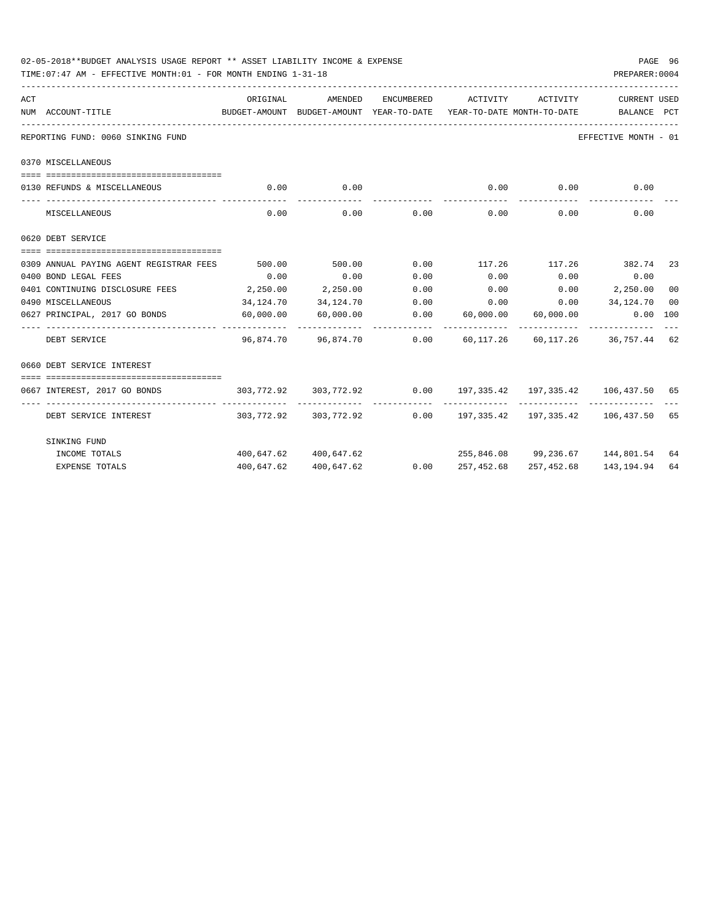02-05-2018**BUDGET ANALYSIS USAGE REPORT ** ASSET LIABILITY INCOME & EXPENSE

TIME:07:47 AM - EFFECTIVE MONTH:01 - FOR MONTH ENDING 1-31-18

PREPARER:0004

| ACT NUM | ACCOUNT-TITLE | ORIGINAL BUDGET-AMOUNT | AMENDED BUDGET-AMOUNT | ENCUMBERED YEAR-TO-DATE | ACTIVITY YEAR-TO-DATE | ACTIVITY MONTH-TO-DATE | CURRENT BALANCE | USED PCT |
|---|---|---|---|---|---|---|---|---|
| REPORTING FUND: 0060 SINKING FUND | | | | | | | EFFECTIVE MONTH - 01 | |
| 0370 MISCELLANEOUS | | | | | | | | |
| 0130 | REFUNDS & MISCELLANEOUS | 0.00 | 0.00 | | 0.00 | 0.00 | 0.00 | |
| | MISCELLANEOUS | 0.00 | 0.00 | 0.00 | 0.00 | 0.00 | 0.00 | |
| 0620 DEBT SERVICE | | | | | | | | |
| 0309 | ANNUAL PAYING AGENT REGISTRAR FEES | 500.00 | 500.00 | 0.00 | 117.26 | 117.26 | 382.74 | 23 |
| 0400 | BOND LEGAL FEES | 0.00 | 0.00 | 0.00 | 0.00 | 0.00 | 0.00 | |
| 0401 | CONTINUING DISCLOSURE FEES | 2,250.00 | 2,250.00 | 0.00 | 0.00 | 0.00 | 2,250.00 | 00 |
| 0490 | MISCELLANEOUS | 34,124.70 | 34,124.70 | 0.00 | 0.00 | 0.00 | 34,124.70 | 00 |
| 0627 | PRINCIPAL, 2017 GO BONDS | 60,000.00 | 60,000.00 | 0.00 | 60,000.00 | 60,000.00 | 0.00 | 100 |
| | DEBT SERVICE | 96,874.70 | 96,874.70 | 0.00 | 60,117.26 | 60,117.26 | 36,757.44 | 62 |
| 0660 DEBT SERVICE INTEREST | | | | | | | | |
| 0667 | INTEREST, 2017 GO BONDS | 303,772.92 | 303,772.92 | 0.00 | 197,335.42 | 197,335.42 | 106,437.50 | 65 |
| | DEBT SERVICE INTEREST | 303,772.92 | 303,772.92 | 0.00 | 197,335.42 | 197,335.42 | 106,437.50 | 65 |
| | SINKING FUND | | | | | | | |
| | INCOME TOTALS | 400,647.62 | 400,647.62 | | 255,846.08 | 99,236.67 | 144,801.54 | 64 |
| | EXPENSE TOTALS | 400,647.62 | 400,647.62 | 0.00 | 257,452.68 | 257,452.68 | 143,194.94 | 64 |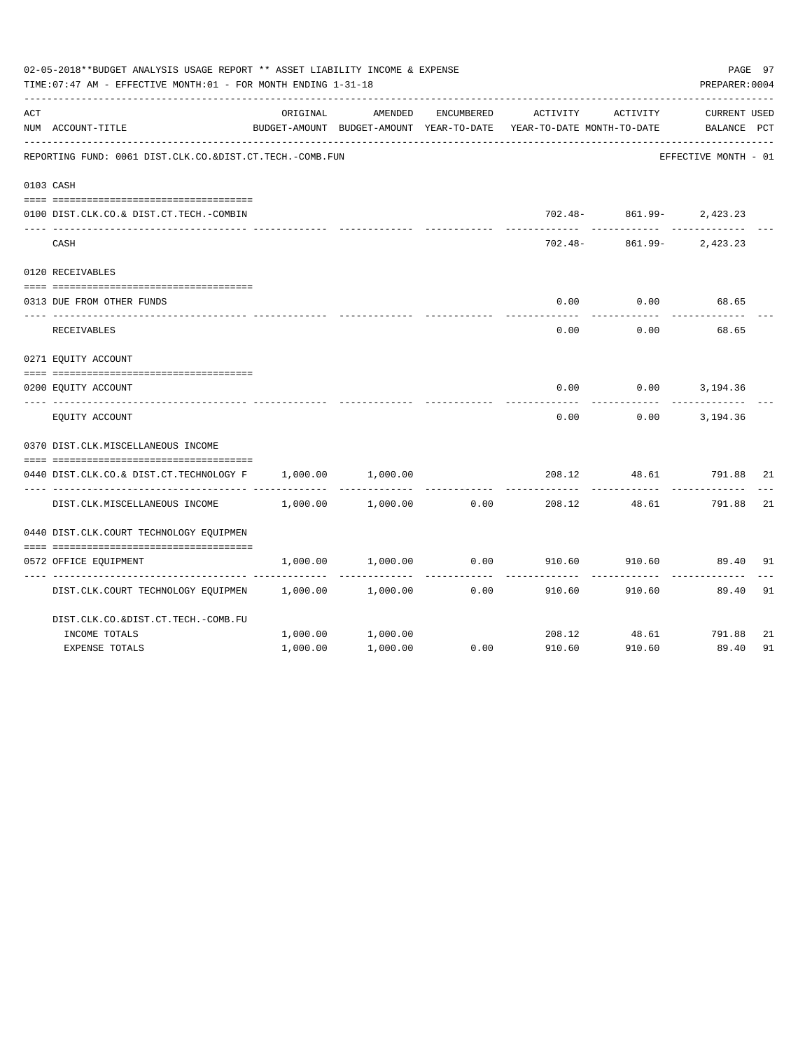02-05-2018**BUDGET ANALYSIS USAGE REPORT ** ASSET LIABILITY INCOME & EXPENSE

TIME:07:47 AM - EFFECTIVE MONTH:01 - FOR MONTH ENDING 1-31-18

PREPARER:0004

| ACT NUM | ACCOUNT-TITLE | ORIGINAL BUDGET-AMOUNT | AMENDED BUDGET-AMOUNT | ENCUMBERED YEAR-TO-DATE | ACTIVITY YEAR-TO-DATE | ACTIVITY MONTH-TO-DATE | CURRENT BALANCE | USED PCT |
|---|---|---|---|---|---|---|---|---|
| | REPORTING FUND: 0061 DIST.CLK.CO.&DIST.CT.TECH.-COMB.FUN | | | | | | EFFECTIVE MONTH - 01 | |
| 0103 | CASH | | | | | | | |
| 0100 | DIST.CLK.CO.& DIST.CT.TECH.-COMBIN | | | | 702.48- | 861.99- | 2,423.23 | |
| | CASH | | | | 702.48- | 861.99- | 2,423.23 | |
| 0120 | RECEIVABLES | | | | | | | |
| 0313 | DUE FROM OTHER FUNDS | | | | 0.00 | 0.00 | 68.65 | |
| | RECEIVABLES | | | | 0.00 | 0.00 | 68.65 | |
| 0271 | EQUITY ACCOUNT | | | | | | | |
| 0200 | EQUITY ACCOUNT | | | | 0.00 | 0.00 | 3,194.36 | |
| | EQUITY ACCOUNT | | | | 0.00 | 0.00 | 3,194.36 | |
| 0370 | DIST.CLK.MISCELLANEOUS INCOME | | | | | | | |
| 0440 | DIST.CLK.CO.& DIST.CT.TECHNOLOGY F | 1,000.00 | 1,000.00 | | 208.12 | 48.61 | 791.88 | 21 |
| | DIST.CLK.MISCELLANEOUS INCOME | 1,000.00 | 1,000.00 | 0.00 | 208.12 | 48.61 | 791.88 | 21 |
| 0440 | DIST.CLK.COURT TECHNOLOGY EQUIPMEN | | | | | | | |
| 0572 | OFFICE EQUIPMENT | 1,000.00 | 1,000.00 | 0.00 | 910.60 | 910.60 | 89.40 | 91 |
| | DIST.CLK.COURT TECHNOLOGY EQUIPMEN | 1,000.00 | 1,000.00 | 0.00 | 910.60 | 910.60 | 89.40 | 91 |
| | DIST.CLK.CO.&DIST.CT.TECH.-COMB.FU | | | | | | | |
| | INCOME TOTALS | 1,000.00 | 1,000.00 | | 208.12 | 48.61 | 791.88 | 21 |
| | EXPENSE TOTALS | 1,000.00 | 1,000.00 | 0.00 | 910.60 | 910.60 | 89.40 | 91 |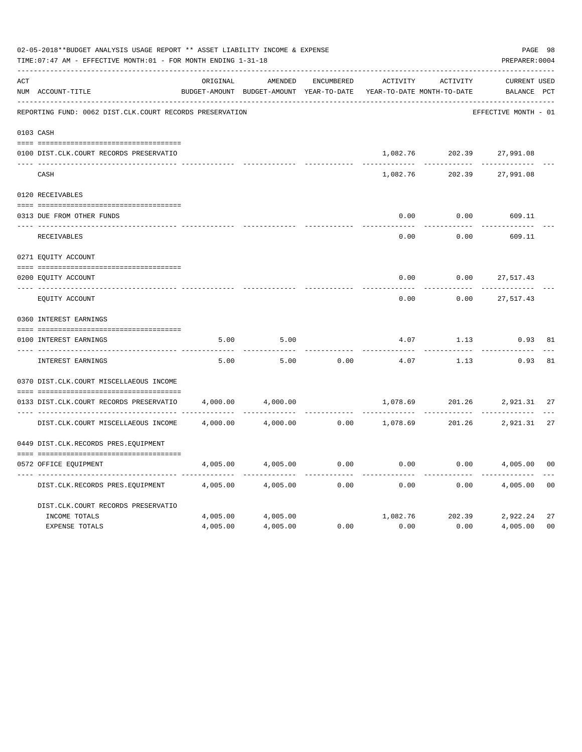02-05-2018**BUDGET ANALYSIS USAGE REPORT ** ASSET LIABILITY INCOME & EXPENSE

TIME:07:47 AM - EFFECTIVE MONTH:01 - FOR MONTH ENDING 1-31-18

PREPARER:0004

| ACT NUM | ACCOUNT-TITLE | ORIGINAL BUDGET-AMOUNT | AMENDED BUDGET-AMOUNT | ENCUMBERED YEAR-TO-DATE | ACTIVITY YEAR-TO-DATE | ACTIVITY MONTH-TO-DATE | CURRENT BALANCE | USED PCT |
|---|---|---|---|---|---|---|---|---|
| | REPORTING FUND: 0062 DIST.CLK.COURT RECORDS PRESERVATION | | | | | | EFFECTIVE MONTH - 01 | |
| 0103 | CASH | | | | | | | |
| 0100 | DIST.CLK.COURT RECORDS PRESERVATIO | | | | 1,082.76 | 202.39 | 27,991.08 | |
| | CASH | | | | 1,082.76 | 202.39 | 27,991.08 | |
| 0120 | RECEIVABLES | | | | | | | |
| 0313 | DUE FROM OTHER FUNDS | | | | 0.00 | 0.00 | 609.11 | |
| | RECEIVABLES | | | | 0.00 | 0.00 | 609.11 | |
| 0271 | EQUITY ACCOUNT | | | | | | | |
| 0200 | EQUITY ACCOUNT | | | | 0.00 | 0.00 | 27,517.43 | |
| | EQUITY ACCOUNT | | | | 0.00 | 0.00 | 27,517.43 | |
| 0360 | INTEREST EARNINGS | | | | | | | |
| 0100 | INTEREST EARNINGS | 5.00 | 5.00 | | 4.07 | 1.13 | 0.93 | 81 |
| | INTEREST EARNINGS | 5.00 | 5.00 | 0.00 | 4.07 | 1.13 | 0.93 | 81 |
| 0370 | DIST.CLK.COURT MISCELLAEOUS INCOME | | | | | | | |
| 0133 | DIST.CLK.COURT RECORDS PRESERVATIO | 4,000.00 | 4,000.00 | | 1,078.69 | 201.26 | 2,921.31 | 27 |
| | DIST.CLK.COURT MISCELLAEOUS INCOME | 4,000.00 | 4,000.00 | 0.00 | 1,078.69 | 201.26 | 2,921.31 | 27 |
| 0449 | DIST.CLK.RECORDS PRES.EQUIPMENT | | | | | | | |
| 0572 | OFFICE EQUIPMENT | 4,005.00 | 4,005.00 | 0.00 | 0.00 | 0.00 | 4,005.00 | 00 |
| | DIST.CLK.RECORDS PRES.EQUIPMENT | 4,005.00 | 4,005.00 | 0.00 | 0.00 | 0.00 | 4,005.00 | 00 |
| | DIST.CLK.COURT RECORDS PRESERVATIO | | | | | | | |
| | INCOME TOTALS | 4,005.00 | 4,005.00 | | 1,082.76 | 202.39 | 2,922.24 | 27 |
| | EXPENSE TOTALS | 4,005.00 | 4,005.00 | 0.00 | 0.00 | 0.00 | 4,005.00 | 00 |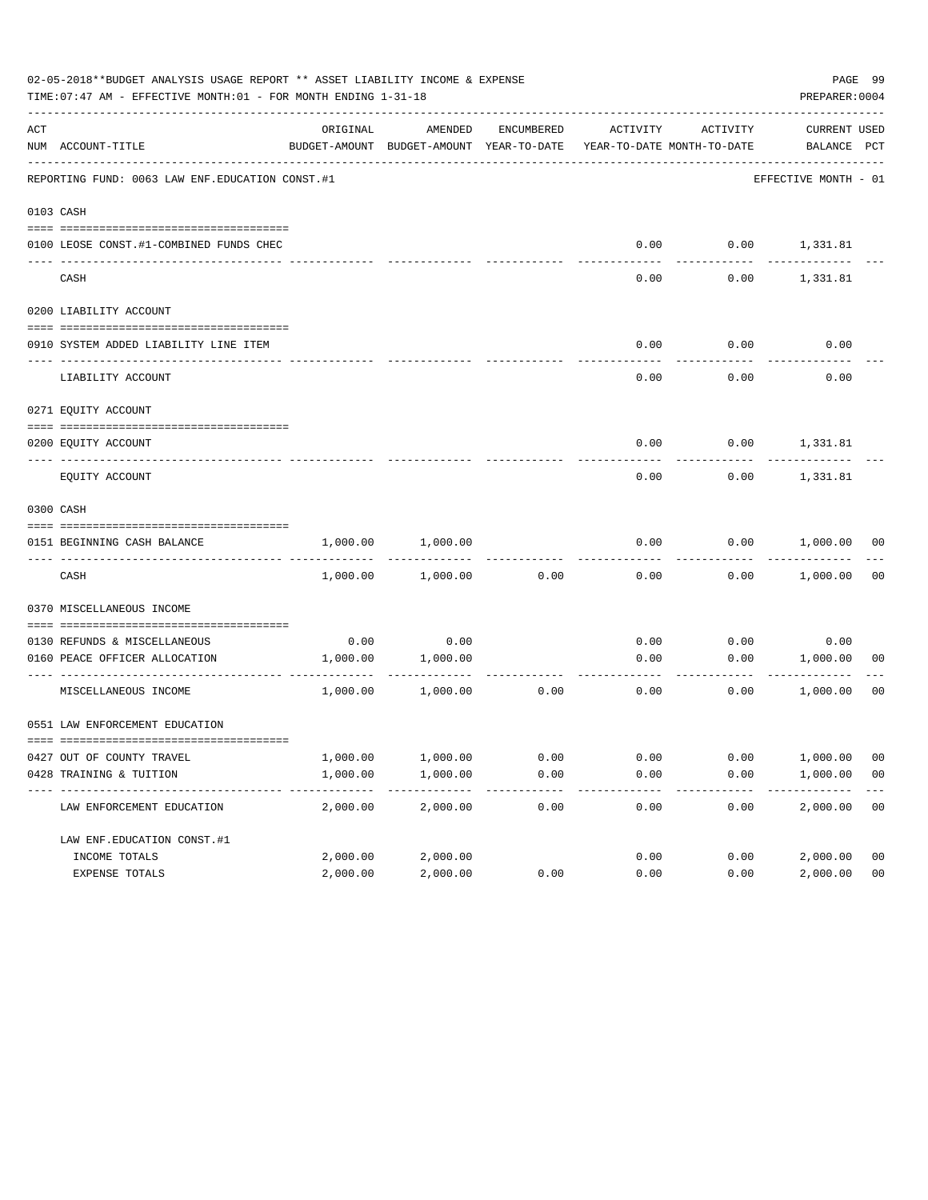02-05-2018**BUDGET ANALYSIS USAGE REPORT ** ASSET LIABILITY INCOME & EXPENSE

TIME:07:47 AM - EFFECTIVE MONTH:01 - FOR MONTH ENDING 1-31-18

PREPARER:0004

REPORTING FUND: 0063 LAW ENF.EDUCATION CONST.#1 — EFFECTIVE MONTH - 01

| ACT NUM | ACCOUNT-TITLE | ORIGINAL BUDGET-AMOUNT | AMENDED BUDGET-AMOUNT | ENCUMBERED YEAR-TO-DATE | ACTIVITY YEAR-TO-DATE | ACTIVITY MONTH-TO-DATE | CURRENT BALANCE | USED PCT |
|---|---|---|---|---|---|---|---|---|
| 0103 | CASH | | | | | | | |
| 0100 | LEOSE CONST.#1-COMBINED FUNDS CHEC | | | | 0.00 | 0.00 | 1,331.81 | |
| | CASH | | | | 0.00 | 0.00 | 1,331.81 | |
| 0200 | LIABILITY ACCOUNT | | | | | | | |
| 0910 | SYSTEM ADDED LIABILITY LINE ITEM | | | | 0.00 | 0.00 | 0.00 | |
| | LIABILITY ACCOUNT | | | | 0.00 | 0.00 | 0.00 | |
| 0271 | EQUITY ACCOUNT | | | | | | | |
| 0200 | EQUITY ACCOUNT | | | | 0.00 | 0.00 | 1,331.81 | |
| | EQUITY ACCOUNT | | | | 0.00 | 0.00 | 1,331.81 | |
| 0300 | CASH | | | | | | | |
| 0151 | BEGINNING CASH BALANCE | 1,000.00 | 1,000.00 | | 0.00 | 0.00 | 1,000.00 | 00 |
| | CASH | 1,000.00 | 1,000.00 | 0.00 | 0.00 | 0.00 | 1,000.00 | 00 |
| 0370 | MISCELLANEOUS INCOME | | | | | | | |
| 0130 | REFUNDS & MISCELLANEOUS | 0.00 | 0.00 | | 0.00 | 0.00 | 0.00 | |
| 0160 | PEACE OFFICER ALLOCATION | 1,000.00 | 1,000.00 | | 0.00 | 0.00 | 1,000.00 | 00 |
| | MISCELLANEOUS INCOME | 1,000.00 | 1,000.00 | 0.00 | 0.00 | 0.00 | 1,000.00 | 00 |
| 0551 | LAW ENFORCEMENT EDUCATION | | | | | | | |
| 0427 | OUT OF COUNTY TRAVEL | 1,000.00 | 1,000.00 | 0.00 | 0.00 | 0.00 | 1,000.00 | 00 |
| 0428 | TRAINING & TUITION | 1,000.00 | 1,000.00 | 0.00 | 0.00 | 0.00 | 1,000.00 | 00 |
| | LAW ENFORCEMENT EDUCATION | 2,000.00 | 2,000.00 | 0.00 | 0.00 | 0.00 | 2,000.00 | 00 |
| | LAW ENF.EDUCATION CONST.#1 | | | | | | | |
| | INCOME TOTALS | 2,000.00 | 2,000.00 | | 0.00 | 0.00 | 2,000.00 | 00 |
| | EXPENSE TOTALS | 2,000.00 | 2,000.00 | 0.00 | 0.00 | 0.00 | 2,000.00 | 00 |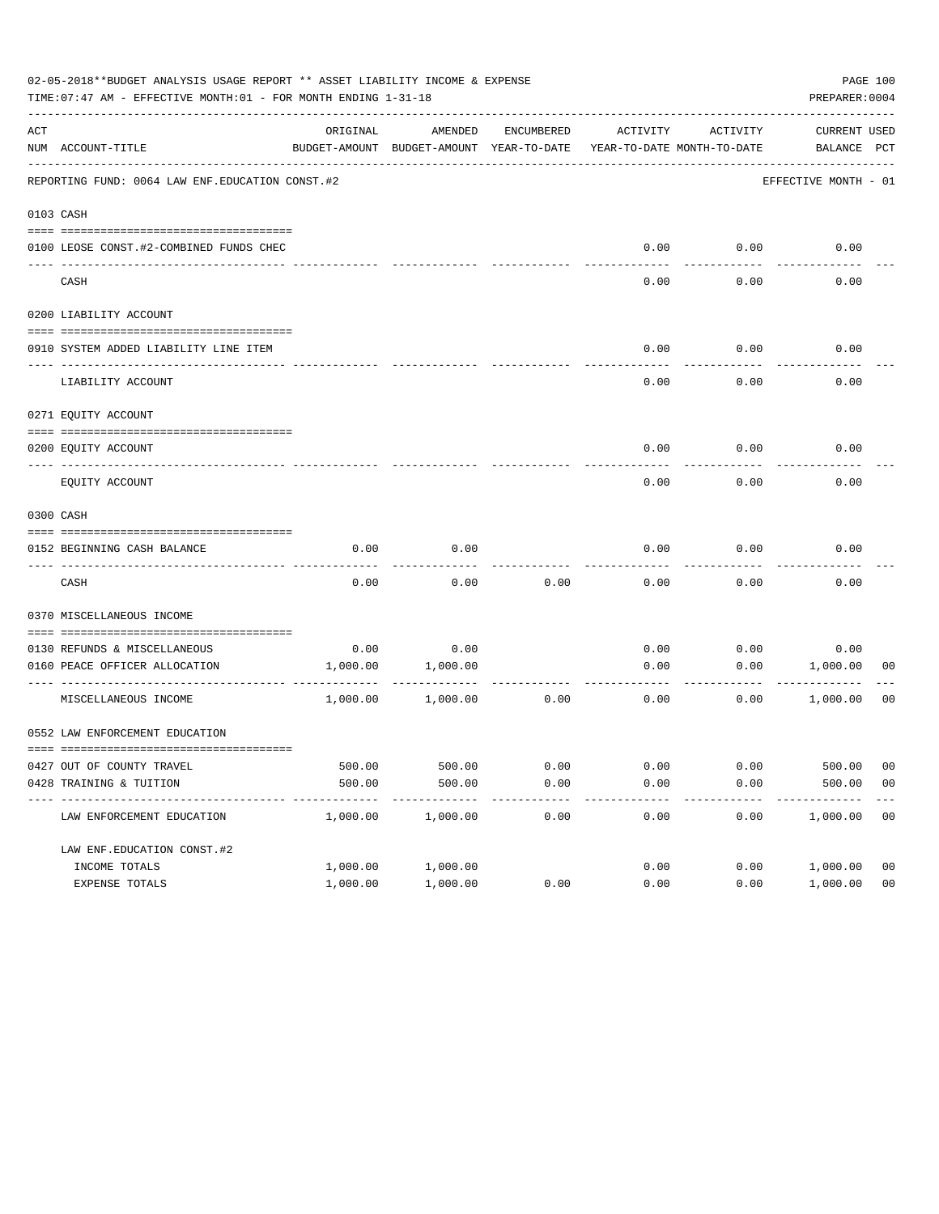02-05-2018**BUDGET ANALYSIS USAGE REPORT ** ASSET LIABILITY INCOME & EXPENSE

TIME:07:47 AM - EFFECTIVE MONTH:01 - FOR MONTH ENDING 1-31-18

PREPARER:0004

| ACT NUM | ACCOUNT-TITLE | ORIGINAL BUDGET-AMOUNT | AMENDED BUDGET-AMOUNT | ENCUMBERED YEAR-TO-DATE | ACTIVITY YEAR-TO-DATE | ACTIVITY MONTH-TO-DATE | CURRENT BALANCE | USED PCT |
|---|---|---|---|---|---|---|---|---|
| | REPORTING FUND: 0064 LAW ENF.EDUCATION CONST.#2 | | | | | | EFFECTIVE MONTH - 01 | |
| 0103 | CASH | | | | | | | |
| 0100 | LEOSE CONST.#2-COMBINED FUNDS CHEC | | | | 0.00 | 0.00 | 0.00 | |
| | CASH | | | | 0.00 | 0.00 | 0.00 | |
| 0200 | LIABILITY ACCOUNT | | | | | | | |
| 0910 | SYSTEM ADDED LIABILITY LINE ITEM | | | | 0.00 | 0.00 | 0.00 | |
| | LIABILITY ACCOUNT | | | | 0.00 | 0.00 | 0.00 | |
| 0271 | EQUITY ACCOUNT | | | | | | | |
| 0200 | EQUITY ACCOUNT | | | | 0.00 | 0.00 | 0.00 | |
| | EQUITY ACCOUNT | | | | 0.00 | 0.00 | 0.00 | |
| 0300 | CASH | | | | | | | |
| 0152 | BEGINNING CASH BALANCE | 0.00 | 0.00 | | 0.00 | 0.00 | 0.00 | |
| | CASH | 0.00 | 0.00 | 0.00 | 0.00 | 0.00 | 0.00 | |
| 0370 | MISCELLANEOUS INCOME | | | | | | | |
| 0130 | REFUNDS & MISCELLANEOUS | 0.00 | 0.00 | | 0.00 | 0.00 | 0.00 | |
| 0160 | PEACE OFFICER ALLOCATION | 1,000.00 | 1,000.00 | | 0.00 | 0.00 | 1,000.00 | 00 |
| | MISCELLANEOUS INCOME | 1,000.00 | 1,000.00 | 0.00 | 0.00 | 0.00 | 1,000.00 | 00 |
| 0552 | LAW ENFORCEMENT EDUCATION | | | | | | | |
| 0427 | OUT OF COUNTY TRAVEL | 500.00 | 500.00 | 0.00 | 0.00 | 0.00 | 500.00 | 00 |
| 0428 | TRAINING & TUITION | 500.00 | 500.00 | 0.00 | 0.00 | 0.00 | 500.00 | 00 |
| | LAW ENFORCEMENT EDUCATION | 1,000.00 | 1,000.00 | 0.00 | 0.00 | 0.00 | 1,000.00 | 00 |
| | LAW ENF.EDUCATION CONST.#2 | | | | | | | |
| | INCOME TOTALS | 1,000.00 | 1,000.00 | | 0.00 | 0.00 | 1,000.00 | 00 |
| | EXPENSE TOTALS | 1,000.00 | 1,000.00 | 0.00 | 0.00 | 0.00 | 1,000.00 | 00 |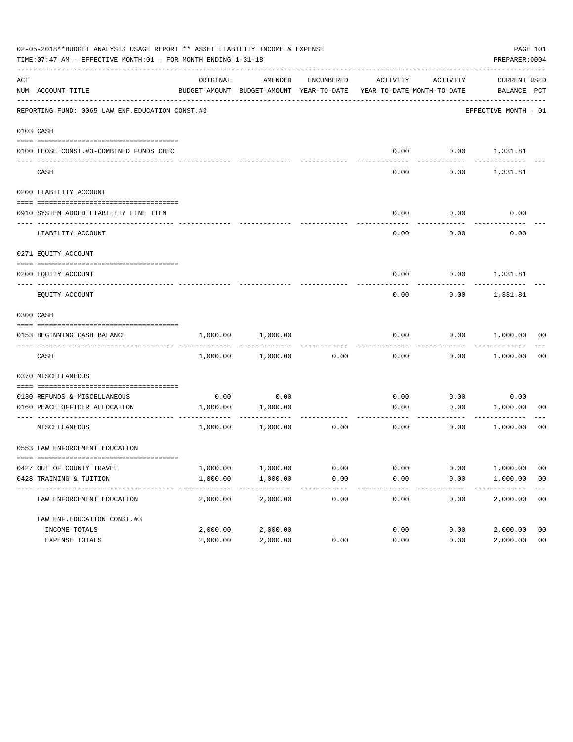02-05-2018**BUDGET ANALYSIS USAGE REPORT ** ASSET LIABILITY INCOME & EXPENSE

TIME:07:47 AM - EFFECTIVE MONTH:01 - FOR MONTH ENDING 1-31-18

PREPARER:0004

REPORTING FUND: 0065 LAW ENF.EDUCATION CONST.#3 — EFFECTIVE MONTH - 01

| ACT NUM | ACCOUNT-TITLE | ORIGINAL BUDGET-AMOUNT | AMENDED BUDGET-AMOUNT | ENCUMBERED YEAR-TO-DATE | ACTIVITY YEAR-TO-DATE | ACTIVITY MONTH-TO-DATE | CURRENT BALANCE | USED PCT |
|---|---|---|---|---|---|---|---|---|
| **0103** | **CASH** | | | | | | | |
| 0100 | LEOSE CONST.#3-COMBINED FUNDS CHEC | | | | 0.00 | 0.00 | 1,331.81 | |
| | CASH | | | | 0.00 | 0.00 | 1,331.81 | |
| **0200** | **LIABILITY ACCOUNT** | | | | | | | |
| 0910 | SYSTEM ADDED LIABILITY LINE ITEM | | | | 0.00 | 0.00 | 0.00 | |
| | LIABILITY ACCOUNT | | | | 0.00 | 0.00 | 0.00 | |
| **0271** | **EQUITY ACCOUNT** | | | | | | | |
| 0200 | EQUITY ACCOUNT | | | | 0.00 | 0.00 | 1,331.81 | |
| | EQUITY ACCOUNT | | | | 0.00 | 0.00 | 1,331.81 | |
| **0300** | **CASH** | | | | | | | |
| 0153 | BEGINNING CASH BALANCE | 1,000.00 | 1,000.00 | | 0.00 | 0.00 | 1,000.00 | 00 |
| | CASH | 1,000.00 | 1,000.00 | 0.00 | 0.00 | 0.00 | 1,000.00 | 00 |
| **0370** | **MISCELLANEOUS** | | | | | | | |
| 0130 | REFUNDS & MISCELLANEOUS | 0.00 | 0.00 | | 0.00 | 0.00 | 0.00 | |
| 0160 | PEACE OFFICER ALLOCATION | 1,000.00 | 1,000.00 | | 0.00 | 0.00 | 1,000.00 | 00 |
| | MISCELLANEOUS | 1,000.00 | 1,000.00 | 0.00 | 0.00 | 0.00 | 1,000.00 | 00 |
| **0553** | **LAW ENFORCEMENT EDUCATION** | | | | | | | |
| 0427 | OUT OF COUNTY TRAVEL | 1,000.00 | 1,000.00 | 0.00 | 0.00 | 0.00 | 1,000.00 | 00 |
| 0428 | TRAINING & TUITION | 1,000.00 | 1,000.00 | 0.00 | 0.00 | 0.00 | 1,000.00 | 00 |
| | LAW ENFORCEMENT EDUCATION | 2,000.00 | 2,000.00 | 0.00 | 0.00 | 0.00 | 2,000.00 | 00 |
| | **LAW ENF.EDUCATION CONST.#3** | | | | | | | |
| | INCOME TOTALS | 2,000.00 | 2,000.00 | | 0.00 | 0.00 | 2,000.00 | 00 |
| | EXPENSE TOTALS | 2,000.00 | 2,000.00 | 0.00 | 0.00 | 0.00 | 2,000.00 | 00 |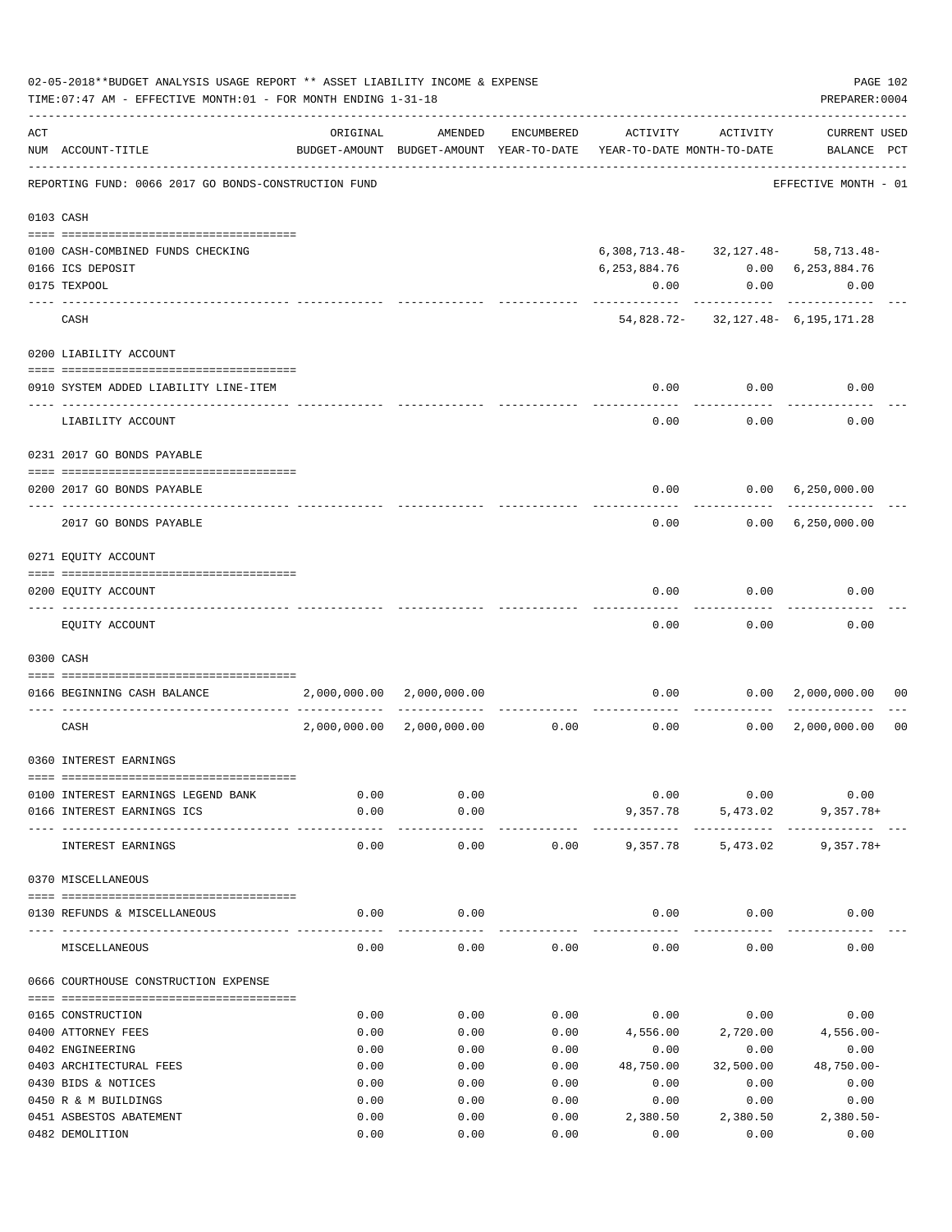02-05-2018**BUDGET ANALYSIS USAGE REPORT ** ASSET LIABILITY INCOME & EXPENSE

TIME:07:47 AM - EFFECTIVE MONTH:01 - FOR MONTH ENDING 1-31-18

PREPARER:0004

REPORTING FUND: 0066 2017 GO BONDS-CONSTRUCTION FUND — EFFECTIVE MONTH - 01

| ACT NUM | ACCOUNT-TITLE | ORIGINAL BUDGET-AMOUNT | AMENDED BUDGET-AMOUNT | ENCUMBERED YEAR-TO-DATE | ACTIVITY YEAR-TO-DATE | ACTIVITY MONTH-TO-DATE | CURRENT BALANCE | USED PCT |
|---|---|---|---|---|---|---|---|---|
| 0103 | CASH | | | | | | | |
| 0100 | CASH-COMBINED FUNDS CHECKING | | | | 6,308,713.48- | 32,127.48- | 58,713.48- | |
| 0166 | ICS DEPOSIT | | | | 6,253,884.76 | 0.00 | 6,253,884.76 | |
| 0175 | TEXPOOL | | | | 0.00 | 0.00 | 0.00 | |
| | CASH | | | | 54,828.72- | 32,127.48- | 6,195,171.28 | |
| 0200 | LIABILITY ACCOUNT | | | | | | | |
| 0910 | SYSTEM ADDED LIABILITY LINE-ITEM | | | | 0.00 | 0.00 | 0.00 | |
| | LIABILITY ACCOUNT | | | | 0.00 | 0.00 | 0.00 | |
| 0231 | 2017 GO BONDS PAYABLE | | | | | | | |
| 0200 | 2017 GO BONDS PAYABLE | | | | 0.00 | 0.00 | 6,250,000.00 | |
| | 2017 GO BONDS PAYABLE | | | | 0.00 | 0.00 | 6,250,000.00 | |
| 0271 | EQUITY ACCOUNT | | | | | | | |
| 0200 | EQUITY ACCOUNT | | | | 0.00 | 0.00 | 0.00 | |
| | EQUITY ACCOUNT | | | | 0.00 | 0.00 | 0.00 | |
| 0300 | CASH | | | | | | | |
| 0166 | BEGINNING CASH BALANCE | 2,000,000.00 | 2,000,000.00 | | 0.00 | 0.00 | 2,000,000.00 | 00 |
| | CASH | 2,000,000.00 | 2,000,000.00 | 0.00 | 0.00 | 0.00 | 2,000,000.00 | 00 |
| 0360 | INTEREST EARNINGS | | | | | | | |
| 0100 | INTEREST EARNINGS LEGEND BANK | 0.00 | 0.00 | | 0.00 | 0.00 | 0.00 | |
| 0166 | INTEREST EARNINGS ICS | 0.00 | 0.00 | | 9,357.78 | 5,473.02 | 9,357.78+ | |
| | INTEREST EARNINGS | 0.00 | 0.00 | 0.00 | 9,357.78 | 5,473.02 | 9,357.78+ | |
| 0370 | MISCELLANEOUS | | | | | | | |
| 0130 | REFUNDS & MISCELLANEOUS | 0.00 | 0.00 | | 0.00 | 0.00 | 0.00 | |
| | MISCELLANEOUS | 0.00 | 0.00 | 0.00 | 0.00 | 0.00 | 0.00 | |
| 0666 | COURTHOUSE CONSTRUCTION EXPENSE | | | | | | | |
| 0165 | CONSTRUCTION | 0.00 | 0.00 | 0.00 | 0.00 | 0.00 | 0.00 | |
| 0400 | ATTORNEY FEES | 0.00 | 0.00 | 0.00 | 4,556.00 | 2,720.00 | 4,556.00- | |
| 0402 | ENGINEERING | 0.00 | 0.00 | 0.00 | 0.00 | 0.00 | 0.00 | |
| 0403 | ARCHITECTURAL FEES | 0.00 | 0.00 | 0.00 | 48,750.00 | 32,500.00 | 48,750.00- | |
| 0430 | BIDS & NOTICES | 0.00 | 0.00 | 0.00 | 0.00 | 0.00 | 0.00 | |
| 0450 | R & M BUILDINGS | 0.00 | 0.00 | 0.00 | 0.00 | 0.00 | 0.00 | |
| 0451 | ASBESTOS ABATEMENT | 0.00 | 0.00 | 0.00 | 2,380.50 | 2,380.50 | 2,380.50- | |
| 0482 | DEMOLITION | 0.00 | 0.00 | 0.00 | 0.00 | 0.00 | 0.00 | |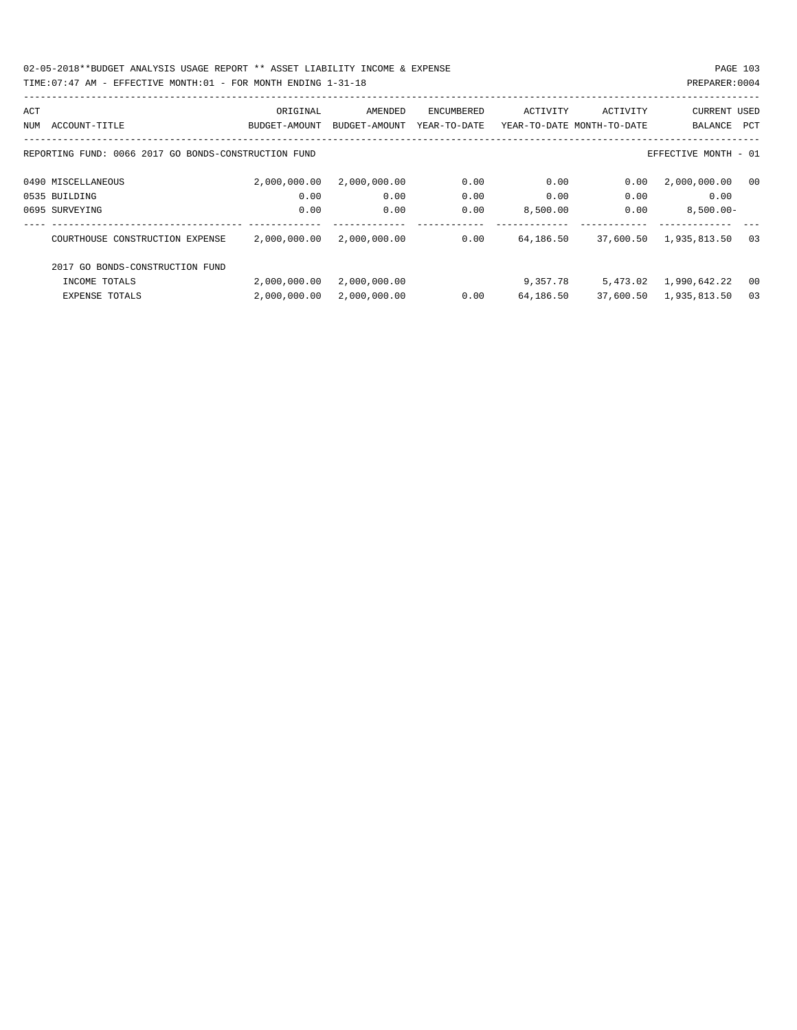02-05-2018**BUDGET ANALYSIS USAGE REPORT ** ASSET LIABILITY INCOME & EXPENSE

TIME:07:47 AM - EFFECTIVE MONTH:01 - FOR MONTH ENDING 1-31-18 PREPARER:0004

REPORTING FUND: 0066 2017 GO BONDS-CONSTRUCTION FUND — EFFECTIVE MONTH - 01

| ACT NUM | ACCOUNT-TITLE | ORIGINAL BUDGET-AMOUNT | AMENDED BUDGET-AMOUNT | ENCUMBERED YEAR-TO-DATE | ACTIVITY YEAR-TO-DATE | ACTIVITY MONTH-TO-DATE | CURRENT BALANCE | USED PCT |
|---|---|---|---|---|---|---|---|---|
| 0490 | MISCELLANEOUS | 2,000,000.00 | 2,000,000.00 | 0.00 | 0.00 | 0.00 | 2,000,000.00 | 00 |
| 0535 | BUILDING | 0.00 | 0.00 | 0.00 | 0.00 | 0.00 | 0.00 | |
| 0695 | SURVEYING | 0.00 | 0.00 | 0.00 | 8,500.00 | 0.00 | 8,500.00- | |
| | COURTHOUSE CONSTRUCTION EXPENSE | 2,000,000.00 | 2,000,000.00 | 0.00 | 64,186.50 | 37,600.50 | 1,935,813.50 | 03 |
| | 2017 GO BONDS-CONSTRUCTION FUND | | | | | | | |
| | INCOME TOTALS | 2,000,000.00 | 2,000,000.00 | | 9,357.78 | 5,473.02 | 1,990,642.22 | 00 |
| | EXPENSE TOTALS | 2,000,000.00 | 2,000,000.00 | 0.00 | 64,186.50 | 37,600.50 | 1,935,813.50 | 03 |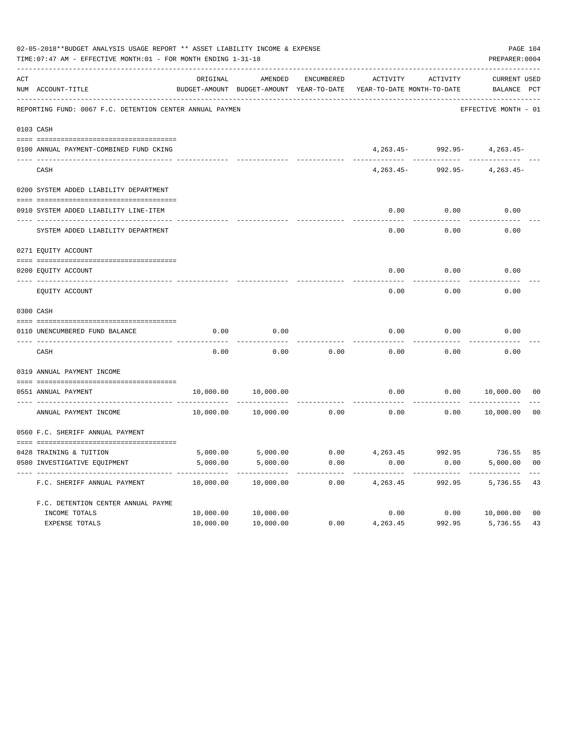02-05-2018**BUDGET ANALYSIS USAGE REPORT ** ASSET LIABILITY INCOME & EXPENSE

TIME:07:47 AM - EFFECTIVE MONTH:01 - FOR MONTH ENDING 1-31-18

PREPARER:0004

REPORTING FUND: 0067 F.C. DETENTION CENTER ANNUAL PAYMEN — EFFECTIVE MONTH - 01

| ACT NUM | ACCOUNT-TITLE | ORIGINAL BUDGET-AMOUNT | AMENDED BUDGET-AMOUNT | ENCUMBERED YEAR-TO-DATE | ACTIVITY YEAR-TO-DATE | ACTIVITY MONTH-TO-DATE | CURRENT BALANCE | USED PCT |
|---|---|---|---|---|---|---|---|---|
| 0103 | CASH | | | | | | | |
| 0100 | ANNUAL PAYMENT-COMBINED FUND CKING | | | | 4,263.45- | 992.95- | 4,263.45- | |
| | CASH | | | | 4,263.45- | 992.95- | 4,263.45- | |
| 0200 | SYSTEM ADDED LIABILITY DEPARTMENT | | | | | | | |
| 0910 | SYSTEM ADDED LIABILITY LINE-ITEM | | | | 0.00 | 0.00 | 0.00 | |
| | SYSTEM ADDED LIABILITY DEPARTMENT | | | | 0.00 | 0.00 | 0.00 | |
| 0271 | EQUITY ACCOUNT | | | | | | | |
| 0200 | EQUITY ACCOUNT | | | | 0.00 | 0.00 | 0.00 | |
| | EQUITY ACCOUNT | | | | 0.00 | 0.00 | 0.00 | |
| 0300 | CASH | | | | | | | |
| 0110 | UNENCUMBERED FUND BALANCE | 0.00 | 0.00 | | 0.00 | 0.00 | 0.00 | |
| | CASH | 0.00 | 0.00 | 0.00 | 0.00 | 0.00 | 0.00 | |
| 0319 | ANNUAL PAYMENT INCOME | | | | | | | |
| 0551 | ANNUAL PAYMENT | 10,000.00 | 10,000.00 | | 0.00 | 0.00 | 10,000.00 | 00 |
| | ANNUAL PAYMENT INCOME | 10,000.00 | 10,000.00 | 0.00 | 0.00 | 0.00 | 10,000.00 | 00 |
| 0560 | F.C. SHERIFF ANNUAL PAYMENT | | | | | | | |
| 0428 | TRAINING & TUITION | 5,000.00 | 5,000.00 | 0.00 | 4,263.45 | 992.95 | 736.55 | 85 |
| 0580 | INVESTIGATIVE EQUIPMENT | 5,000.00 | 5,000.00 | 0.00 | 0.00 | 0.00 | 5,000.00 | 00 |
| | F.C. SHERIFF ANNUAL PAYMENT | 10,000.00 | 10,000.00 | 0.00 | 4,263.45 | 992.95 | 5,736.55 | 43 |
| | F.C. DETENTION CENTER ANNUAL PAYME | | | | | | | |
| | INCOME TOTALS | 10,000.00 | 10,000.00 | | 0.00 | 0.00 | 10,000.00 | 00 |
| | EXPENSE TOTALS | 10,000.00 | 10,000.00 | 0.00 | 4,263.45 | 992.95 | 5,736.55 | 43 |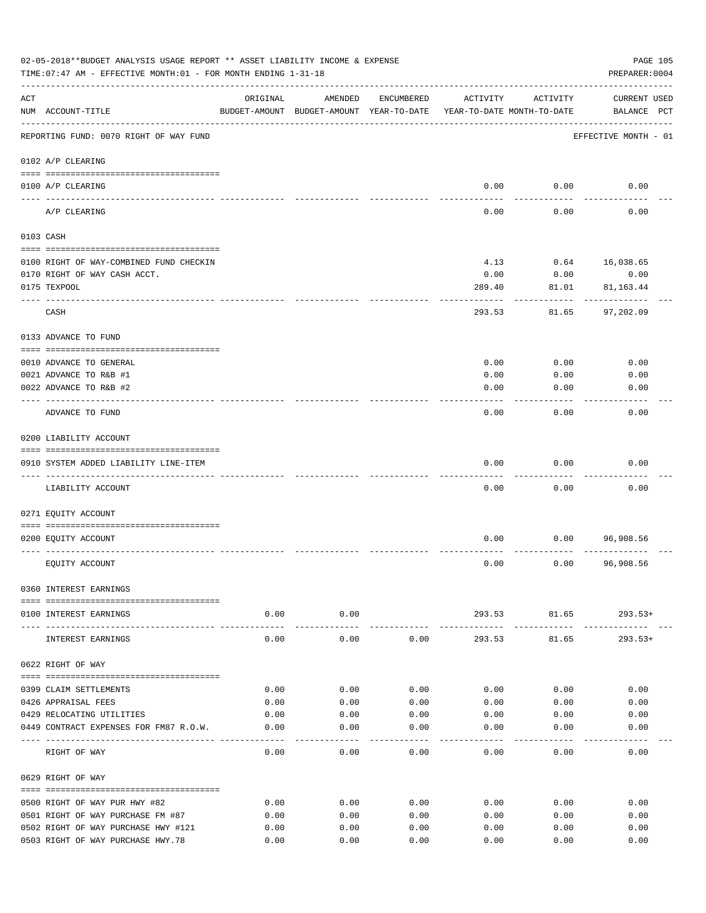02-05-2018**BUDGET ANALYSIS USAGE REPORT ** ASSET LIABILITY INCOME & EXPENSE

TIME:07:47 AM - EFFECTIVE MONTH:01 - FOR MONTH ENDING 1-31-18

PREPARER:0004

| ACT NUM | ACCOUNT-TITLE | ORIGINAL BUDGET-AMOUNT | AMENDED BUDGET-AMOUNT | ENCUMBERED YEAR-TO-DATE | ACTIVITY YEAR-TO-DATE | ACTIVITY MONTH-TO-DATE | CURRENT BALANCE | USED PCT |
|---|---|---|---|---|---|---|---|---|
| | REPORTING FUND: 0070 RIGHT OF WAY FUND | | | | | | EFFECTIVE MONTH - 01 | |
| 0102 | A/P CLEARING | | | | | | | |
| 0100 | A/P CLEARING | | | | 0.00 | 0.00 | 0.00 | |
| | A/P CLEARING | | | | 0.00 | 0.00 | 0.00 | |
| 0103 | CASH | | | | | | | |
| 0100 | RIGHT OF WAY-COMBINED FUND CHECKIN | | | | 4.13 | 0.64 | 16,038.65 | |
| 0170 | RIGHT OF WAY CASH ACCT. | | | | 0.00 | 0.00 | 0.00 | |
| 0175 | TEXPOOL | | | | 289.40 | 81.01 | 81,163.44 | |
| | CASH | | | | 293.53 | 81.65 | 97,202.09 | |
| 0133 | ADVANCE TO FUND | | | | | | | |
| 0010 | ADVANCE TO GENERAL | | | | 0.00 | 0.00 | 0.00 | |
| 0021 | ADVANCE TO R&B #1 | | | | 0.00 | 0.00 | 0.00 | |
| 0022 | ADVANCE TO R&B #2 | | | | 0.00 | 0.00 | 0.00 | |
| | ADVANCE TO FUND | | | | 0.00 | 0.00 | 0.00 | |
| 0200 | LIABILITY ACCOUNT | | | | | | | |
| 0910 | SYSTEM ADDED LIABILITY LINE-ITEM | | | | 0.00 | 0.00 | 0.00 | |
| | LIABILITY ACCOUNT | | | | 0.00 | 0.00 | 0.00 | |
| 0271 | EQUITY ACCOUNT | | | | | | | |
| 0200 | EQUITY ACCOUNT | | | | 0.00 | 0.00 | 96,908.56 | |
| | EQUITY ACCOUNT | | | | 0.00 | 0.00 | 96,908.56 | |
| 0360 | INTEREST EARNINGS | | | | | | | |
| 0100 | INTEREST EARNINGS | 0.00 | 0.00 | | 293.53 | 81.65 | 293.53+ | |
| | INTEREST EARNINGS | 0.00 | 0.00 | 0.00 | 293.53 | 81.65 | 293.53+ | |
| 0622 | RIGHT OF WAY | | | | | | | |
| 0399 | CLAIM SETTLEMENTS | 0.00 | 0.00 | 0.00 | 0.00 | 0.00 | 0.00 | |
| 0426 | APPRAISAL FEES | 0.00 | 0.00 | 0.00 | 0.00 | 0.00 | 0.00 | |
| 0429 | RELOCATING UTILITIES | 0.00 | 0.00 | 0.00 | 0.00 | 0.00 | 0.00 | |
| 0449 | CONTRACT EXPENSES FOR FM87 R.O.W. | 0.00 | 0.00 | 0.00 | 0.00 | 0.00 | 0.00 | |
| | RIGHT OF WAY | 0.00 | 0.00 | 0.00 | 0.00 | 0.00 | 0.00 | |
| 0629 | RIGHT OF WAY | | | | | | | |
| 0500 | RIGHT OF WAY PUR HWY #82 | 0.00 | 0.00 | 0.00 | 0.00 | 0.00 | 0.00 | |
| 0501 | RIGHT OF WAY PURCHASE FM #87 | 0.00 | 0.00 | 0.00 | 0.00 | 0.00 | 0.00 | |
| 0502 | RIGHT OF WAY PURCHASE HWY #121 | 0.00 | 0.00 | 0.00 | 0.00 | 0.00 | 0.00 | |
| 0503 | RIGHT OF WAY PURCHASE HWY.78 | 0.00 | 0.00 | 0.00 | 0.00 | 0.00 | 0.00 | |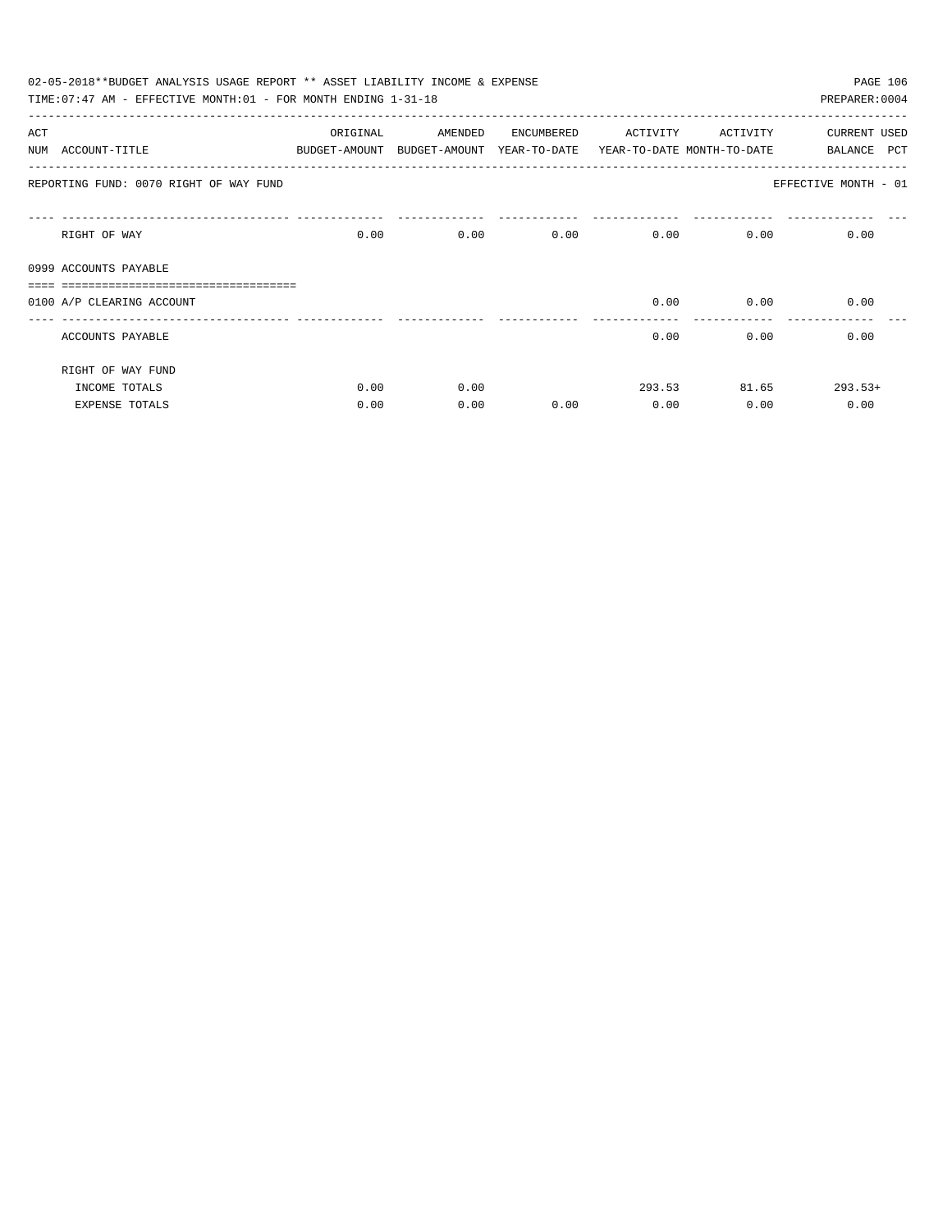02-05-2018**BUDGET ANALYSIS USAGE REPORT ** ASSET LIABILITY INCOME & EXPENSE

TIME:07:47 AM - EFFECTIVE MONTH:01 - FOR MONTH ENDING 1-31-18 PREPARER:0004

| ACT NUM | ACCOUNT-TITLE | ORIGINAL BUDGET-AMOUNT | AMENDED BUDGET-AMOUNT | ENCUMBERED YEAR-TO-DATE | ACTIVITY YEAR-TO-DATE | ACTIVITY MONTH-TO-DATE | CURRENT BALANCE | USED PCT |
|---|---|---|---|---|---|---|---|---|
| | REPORTING FUND: 0070 RIGHT OF WAY FUND | | | | | | EFFECTIVE MONTH - 01 | |
| | RIGHT OF WAY | 0.00 | 0.00 | 0.00 | 0.00 | 0.00 | 0.00 | |
| 0999 | ACCOUNTS PAYABLE | | | | | | | |
| 0100 | A/P CLEARING ACCOUNT | | | | 0.00 | 0.00 | 0.00 | |
| | ACCOUNTS PAYABLE | | | | 0.00 | 0.00 | 0.00 | |
| | RIGHT OF WAY FUND | | | | | | | |
| | INCOME TOTALS | 0.00 | 0.00 | | 293.53 | 81.65 | 293.53+ | |
| | EXPENSE TOTALS | 0.00 | 0.00 | 0.00 | 0.00 | 0.00 | 0.00 | |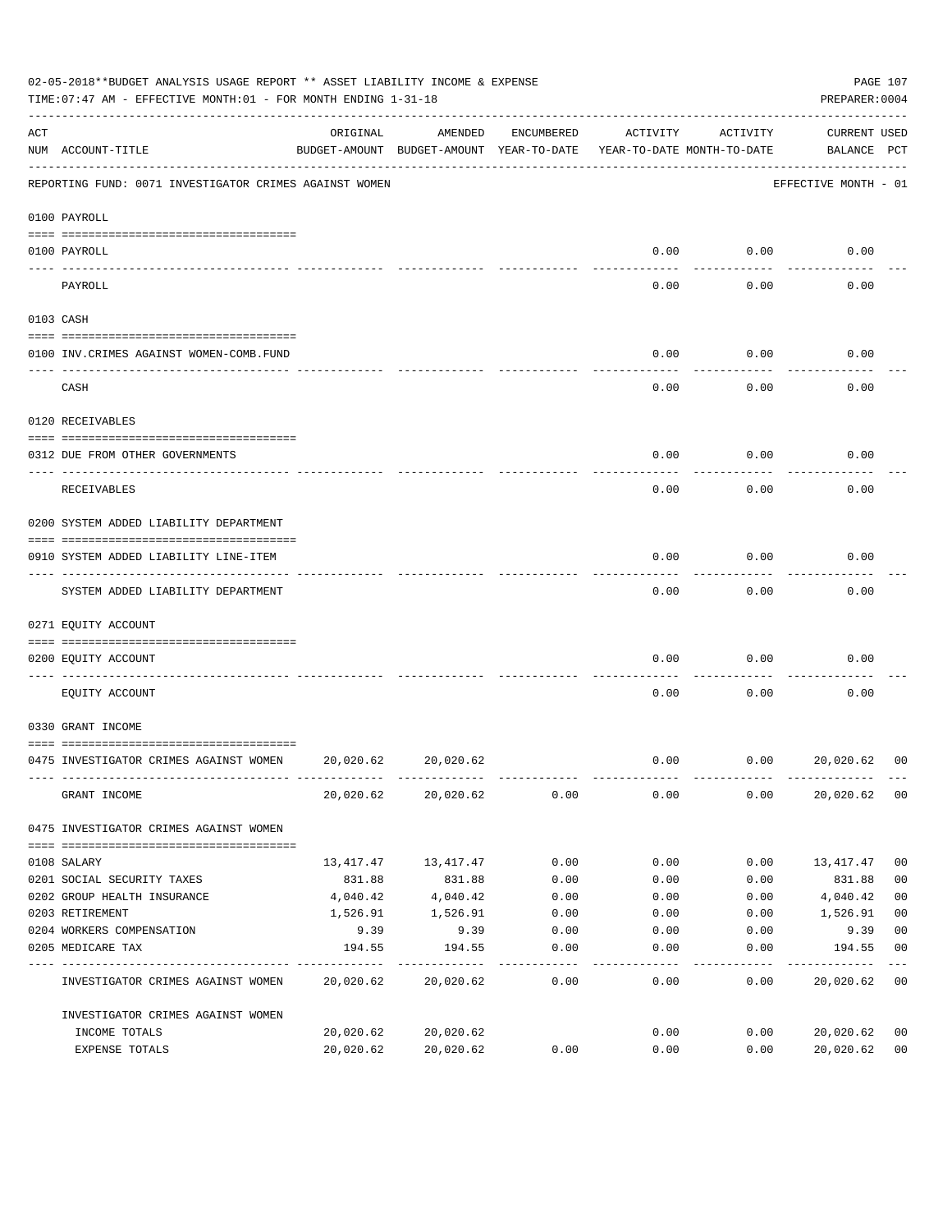02-05-2018**BUDGET ANALYSIS USAGE REPORT ** ASSET LIABILITY INCOME & EXPENSE

TIME:07:47 AM - EFFECTIVE MONTH:01 - FOR MONTH ENDING 1-31-18

PREPARER:0004

REPORTING FUND: 0071 INVESTIGATOR CRIMES AGAINST WOMEN — EFFECTIVE MONTH - 01

| ACT NUM | ACCOUNT-TITLE | ORIGINAL BUDGET-AMOUNT | AMENDED BUDGET-AMOUNT | ENCUMBERED YEAR-TO-DATE | ACTIVITY YEAR-TO-DATE | ACTIVITY MONTH-TO-DATE | CURRENT BALANCE | USED PCT |
|---|---|---|---|---|---|---|---|---|
| | **0100 PAYROLL** | | | | | | | |
| 0100 | PAYROLL | | | | 0.00 | 0.00 | 0.00 | |
| | PAYROLL | | | | 0.00 | 0.00 | 0.00 | |
| | **0103 CASH** | | | | | | | |
| 0100 | INV.CRIMES AGAINST WOMEN-COMB.FUND | | | | 0.00 | 0.00 | 0.00 | |
| | CASH | | | | 0.00 | 0.00 | 0.00 | |
| | **0120 RECEIVABLES** | | | | | | | |
| 0312 | DUE FROM OTHER GOVERNMENTS | | | | 0.00 | 0.00 | 0.00 | |
| | RECEIVABLES | | | | 0.00 | 0.00 | 0.00 | |
| | **0200 SYSTEM ADDED LIABILITY DEPARTMENT** | | | | | | | |
| 0910 | SYSTEM ADDED LIABILITY LINE-ITEM | | | | 0.00 | 0.00 | 0.00 | |
| | SYSTEM ADDED LIABILITY DEPARTMENT | | | | 0.00 | 0.00 | 0.00 | |
| | **0271 EQUITY ACCOUNT** | | | | | | | |
| 0200 | EQUITY ACCOUNT | | | | 0.00 | 0.00 | 0.00 | |
| | EQUITY ACCOUNT | | | | 0.00 | 0.00 | 0.00 | |
| | **0330 GRANT INCOME** | | | | | | | |
| 0475 | INVESTIGATOR CRIMES AGAINST WOMEN | 20,020.62 | 20,020.62 | | 0.00 | 0.00 | 20,020.62 | 00 |
| | GRANT INCOME | 20,020.62 | 20,020.62 | 0.00 | 0.00 | 0.00 | 20,020.62 | 00 |
| | **0475 INVESTIGATOR CRIMES AGAINST WOMEN** | | | | | | | |
| 0108 | SALARY | 13,417.47 | 13,417.47 | 0.00 | 0.00 | 0.00 | 13,417.47 | 00 |
| 0201 | SOCIAL SECURITY TAXES | 831.88 | 831.88 | 0.00 | 0.00 | 0.00 | 831.88 | 00 |
| 0202 | GROUP HEALTH INSURANCE | 4,040.42 | 4,040.42 | 0.00 | 0.00 | 0.00 | 4,040.42 | 00 |
| 0203 | RETIREMENT | 1,526.91 | 1,526.91 | 0.00 | 0.00 | 0.00 | 1,526.91 | 00 |
| 0204 | WORKERS COMPENSATION | 9.39 | 9.39 | 0.00 | 0.00 | 0.00 | 9.39 | 00 |
| 0205 | MEDICARE TAX | 194.55 | 194.55 | 0.00 | 0.00 | 0.00 | 194.55 | 00 |
| | INVESTIGATOR CRIMES AGAINST WOMEN | 20,020.62 | 20,020.62 | 0.00 | 0.00 | 0.00 | 20,020.62 | 00 |
| | **INVESTIGATOR CRIMES AGAINST WOMEN** | | | | | | | |
| | INCOME TOTALS | 20,020.62 | 20,020.62 | | 0.00 | 0.00 | 20,020.62 | 00 |
| | EXPENSE TOTALS | 20,020.62 | 20,020.62 | 0.00 | 0.00 | 0.00 | 20,020.62 | 00 |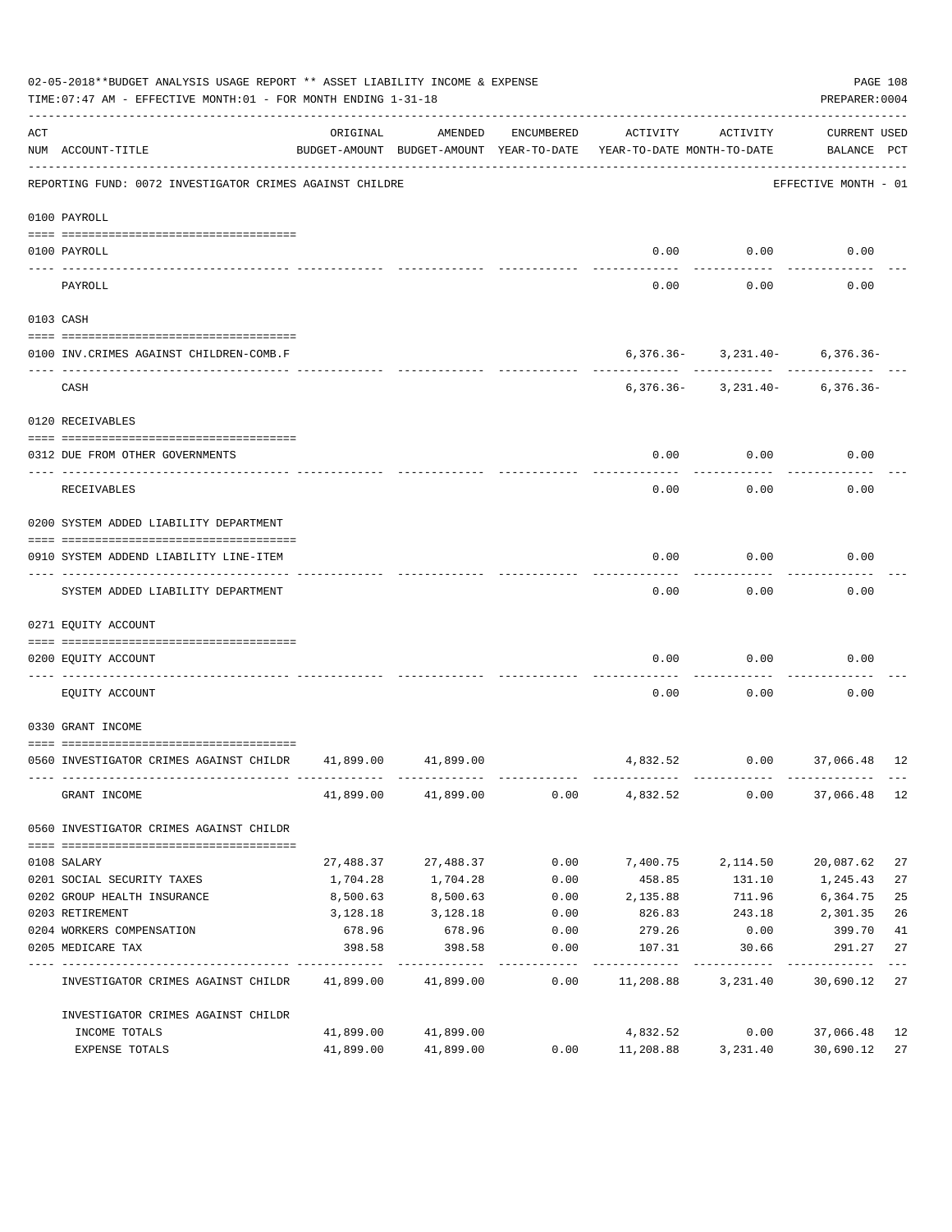02-05-2018**BUDGET ANALYSIS USAGE REPORT ** ASSET LIABILITY INCOME & EXPENSE

TIME:07:47 AM - EFFECTIVE MONTH:01 - FOR MONTH ENDING 1-31-18

PREPARER:0004

REPORTING FUND: 0072 INVESTIGATOR CRIMES AGAINST CHILDRE — EFFECTIVE MONTH - 01

| ACT NUM | ACCOUNT-TITLE | ORIGINAL BUDGET-AMOUNT | AMENDED BUDGET-AMOUNT | ENCUMBERED YEAR-TO-DATE | ACTIVITY YEAR-TO-DATE | ACTIVITY MONTH-TO-DATE | CURRENT USED BALANCE | PCT |
|---|---|---|---|---|---|---|---|---|
| | **0100 PAYROLL** | | | | | | | |
| 0100 | PAYROLL | | | | 0.00 | 0.00 | 0.00 | |
| | PAYROLL | | | | 0.00 | 0.00 | 0.00 | |
| | **0103 CASH** | | | | | | | |
| 0100 | INV.CRIMES AGAINST CHILDREN-COMB.F | | | | 6,376.36- | 3,231.40- | 6,376.36- | |
| | CASH | | | | 6,376.36- | 3,231.40- | 6,376.36- | |
| | **0120 RECEIVABLES** | | | | | | | |
| 0312 | DUE FROM OTHER GOVERNMENTS | | | | 0.00 | 0.00 | 0.00 | |
| | RECEIVABLES | | | | 0.00 | 0.00 | 0.00 | |
| | **0200 SYSTEM ADDED LIABILITY DEPARTMENT** | | | | | | | |
| 0910 | SYSTEM ADDEND LIABILITY LINE-ITEM | | | | 0.00 | 0.00 | 0.00 | |
| | SYSTEM ADDED LIABILITY DEPARTMENT | | | | 0.00 | 0.00 | 0.00 | |
| | **0271 EQUITY ACCOUNT** | | | | | | | |
| 0200 | EQUITY ACCOUNT | | | | 0.00 | 0.00 | 0.00 | |
| | EQUITY ACCOUNT | | | | 0.00 | 0.00 | 0.00 | |
| | **0330 GRANT INCOME** | | | | | | | |
| 0560 | INVESTIGATOR CRIMES AGAINST CHILDR | 41,899.00 | 41,899.00 | | 4,832.52 | 0.00 | 37,066.48 | 12 |
| | GRANT INCOME | 41,899.00 | 41,899.00 | 0.00 | 4,832.52 | 0.00 | 37,066.48 | 12 |
| | **0560 INVESTIGATOR CRIMES AGAINST CHILDR** | | | | | | | |
| 0108 | SALARY | 27,488.37 | 27,488.37 | 0.00 | 7,400.75 | 2,114.50 | 20,087.62 | 27 |
| 0201 | SOCIAL SECURITY TAXES | 1,704.28 | 1,704.28 | 0.00 | 458.85 | 131.10 | 1,245.43 | 27 |
| 0202 | GROUP HEALTH INSURANCE | 8,500.63 | 8,500.63 | 0.00 | 2,135.88 | 711.96 | 6,364.75 | 25 |
| 0203 | RETIREMENT | 3,128.18 | 3,128.18 | 0.00 | 826.83 | 243.18 | 2,301.35 | 26 |
| 0204 | WORKERS COMPENSATION | 678.96 | 678.96 | 0.00 | 279.26 | 0.00 | 399.70 | 41 |
| 0205 | MEDICARE TAX | 398.58 | 398.58 | 0.00 | 107.31 | 30.66 | 291.27 | 27 |
| | INVESTIGATOR CRIMES AGAINST CHILDR | 41,899.00 | 41,899.00 | 0.00 | 11,208.88 | 3,231.40 | 30,690.12 | 27 |
| | **INVESTIGATOR CRIMES AGAINST CHILDR** | | | | | | | |
| | INCOME TOTALS | 41,899.00 | 41,899.00 | | 4,832.52 | 0.00 | 37,066.48 | 12 |
| | EXPENSE TOTALS | 41,899.00 | 41,899.00 | 0.00 | 11,208.88 | 3,231.40 | 30,690.12 | 27 |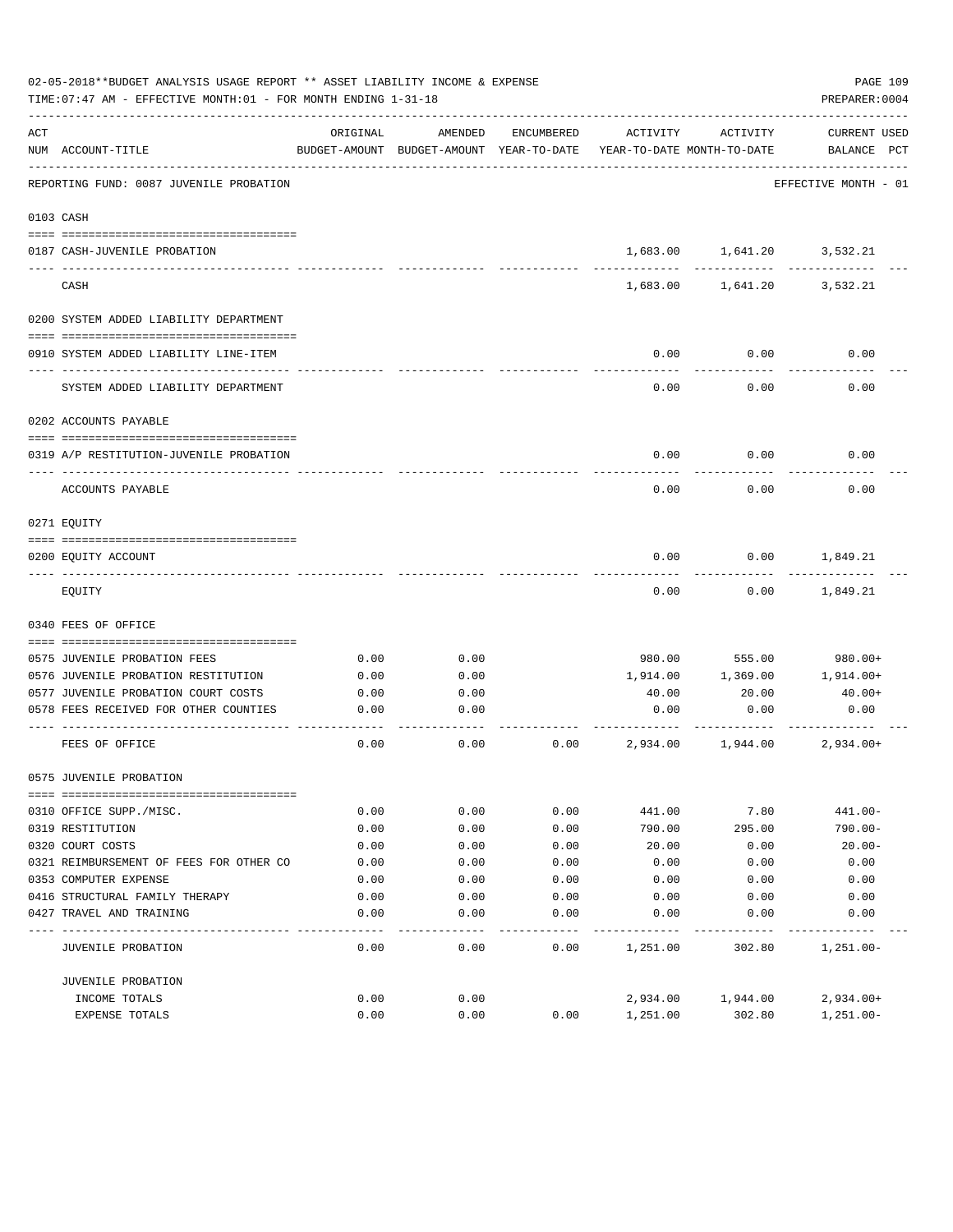02-05-2018**BUDGET ANALYSIS USAGE REPORT ** ASSET LIABILITY INCOME & EXPENSE

TIME:07:47 AM - EFFECTIVE MONTH:01 - FOR MONTH ENDING 1-31-18

PREPARER:0004

| ACT NUM | ACCOUNT-TITLE | ORIGINAL BUDGET-AMOUNT | AMENDED BUDGET-AMOUNT | ENCUMBERED YEAR-TO-DATE | ACTIVITY YEAR-TO-DATE | ACTIVITY MONTH-TO-DATE | CURRENT BALANCE | USED PCT |
|---|---|---|---|---|---|---|---|---|
| | REPORTING FUND: 0087 JUVENILE PROBATION | | | | | | EFFECTIVE MONTH - 01 | |
| | 0103 CASH | | | | | | | |
| 0187 | CASH-JUVENILE PROBATION | | | | 1,683.00 | 1,641.20 | 3,532.21 | |
| | CASH | | | | 1,683.00 | 1,641.20 | 3,532.21 | |
| | 0200 SYSTEM ADDED LIABILITY DEPARTMENT | | | | | | | |
| 0910 | SYSTEM ADDED LIABILITY LINE-ITEM | | | | 0.00 | 0.00 | 0.00 | |
| | SYSTEM ADDED LIABILITY DEPARTMENT | | | | 0.00 | 0.00 | 0.00 | |
| | 0202 ACCOUNTS PAYABLE | | | | | | | |
| 0319 | A/P RESTITUTION-JUVENILE PROBATION | | | | 0.00 | 0.00 | 0.00 | |
| | ACCOUNTS PAYABLE | | | | 0.00 | 0.00 | 0.00 | |
| | 0271 EQUITY | | | | | | | |
| 0200 | EQUITY ACCOUNT | | | | 0.00 | 0.00 | 1,849.21 | |
| | EQUITY | | | | 0.00 | 0.00 | 1,849.21 | |
| | 0340 FEES OF OFFICE | | | | | | | |
| 0575 | JUVENILE PROBATION FEES | 0.00 | 0.00 | | 980.00 | 555.00 | 980.00+ | |
| 0576 | JUVENILE PROBATION RESTITUTION | 0.00 | 0.00 | | 1,914.00 | 1,369.00 | 1,914.00+ | |
| 0577 | JUVENILE PROBATION COURT COSTS | 0.00 | 0.00 | | 40.00 | 20.00 | 40.00+ | |
| 0578 | FEES RECEIVED FOR OTHER COUNTIES | 0.00 | 0.00 | | 0.00 | 0.00 | 0.00 | |
| | FEES OF OFFICE | 0.00 | 0.00 | 0.00 | 2,934.00 | 1,944.00 | 2,934.00+ | |
| | 0575 JUVENILE PROBATION | | | | | | | |
| 0310 | OFFICE SUPP./MISC. | 0.00 | 0.00 | 0.00 | 441.00 | 7.80 | 441.00- | |
| 0319 | RESTITUTION | 0.00 | 0.00 | 0.00 | 790.00 | 295.00 | 790.00- | |
| 0320 | COURT COSTS | 0.00 | 0.00 | 0.00 | 20.00 | 0.00 | 20.00- | |
| 0321 | REIMBURSEMENT OF FEES FOR OTHER CO | 0.00 | 0.00 | 0.00 | 0.00 | 0.00 | 0.00 | |
| 0353 | COMPUTER EXPENSE | 0.00 | 0.00 | 0.00 | 0.00 | 0.00 | 0.00 | |
| 0416 | STRUCTURAL FAMILY THERAPY | 0.00 | 0.00 | 0.00 | 0.00 | 0.00 | 0.00 | |
| 0427 | TRAVEL AND TRAINING | 0.00 | 0.00 | 0.00 | 0.00 | 0.00 | 0.00 | |
| | JUVENILE PROBATION | 0.00 | 0.00 | 0.00 | 1,251.00 | 302.80 | 1,251.00- | |
| | JUVENILE PROBATION | | | | | | | |
| | INCOME TOTALS | 0.00 | 0.00 | | 2,934.00 | 1,944.00 | 2,934.00+ | |
| | EXPENSE TOTALS | 0.00 | 0.00 | 0.00 | 1,251.00 | 302.80 | 1,251.00- | |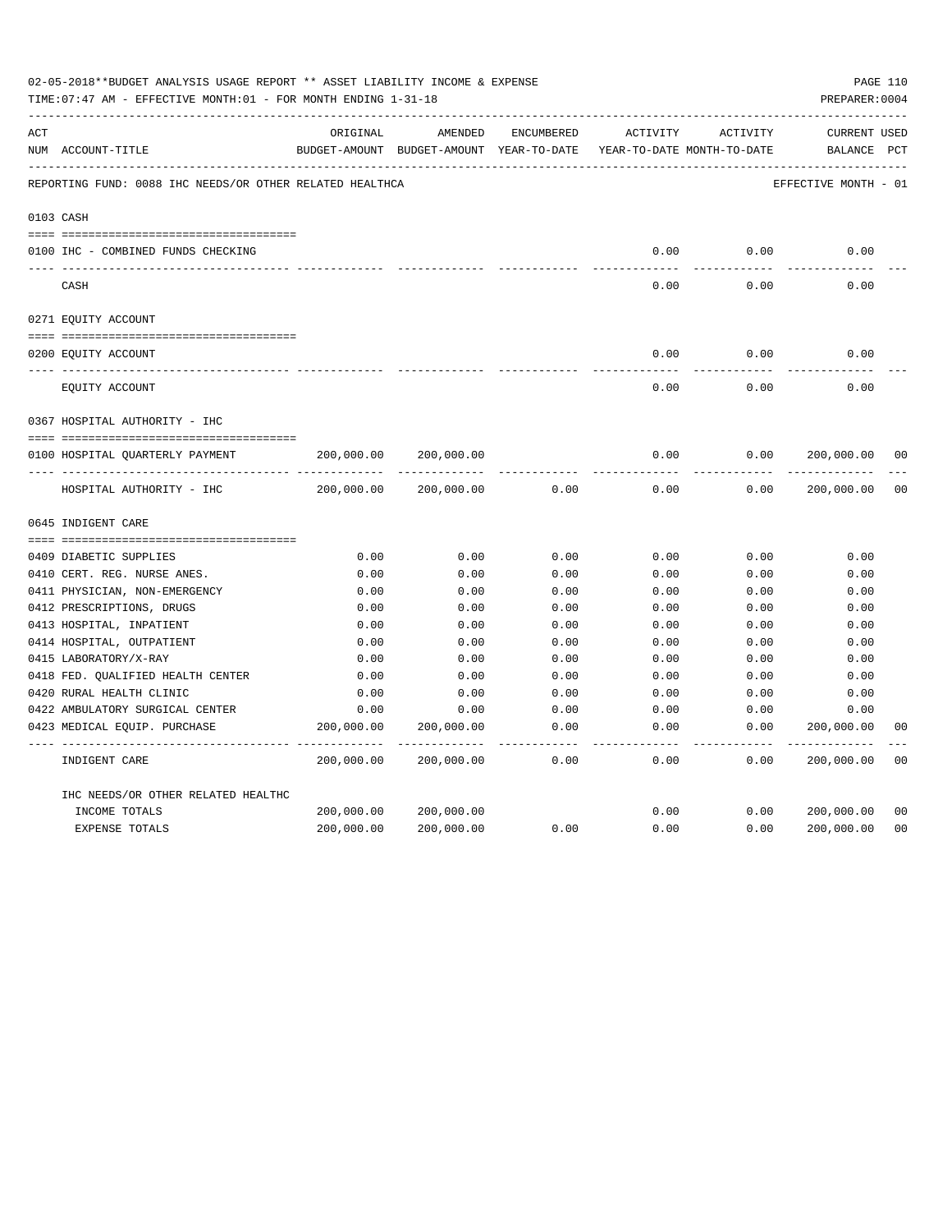02-05-2018**BUDGET ANALYSIS USAGE REPORT ** ASSET LIABILITY INCOME & EXPENSE

TIME:07:47 AM - EFFECTIVE MONTH:01 - FOR MONTH ENDING 1-31-18

PREPARER:0004

REPORTING FUND: 0088 IHC NEEDS/OR OTHER RELATED HEALTHCA — EFFECTIVE MONTH - 01

| ACT NUM | ACCOUNT-TITLE | ORIGINAL BUDGET-AMOUNT | AMENDED BUDGET-AMOUNT | ENCUMBERED YEAR-TO-DATE | ACTIVITY YEAR-TO-DATE | ACTIVITY MONTH-TO-DATE | CURRENT BALANCE | USED PCT |
|---|---|---|---|---|---|---|---|---|
| 0103 | CASH | | | | | | | |
| 0100 | IHC - COMBINED FUNDS CHECKING | | | | 0.00 | 0.00 | 0.00 | |
| | CASH | | | | 0.00 | 0.00 | 0.00 | |
| 0271 | EQUITY ACCOUNT | | | | | | | |
| 0200 | EQUITY ACCOUNT | | | | 0.00 | 0.00 | 0.00 | |
| | EQUITY ACCOUNT | | | | 0.00 | 0.00 | 0.00 | |
| 0367 | HOSPITAL AUTHORITY - IHC | | | | | | | |
| 0100 | HOSPITAL QUARTERLY PAYMENT | 200,000.00 | 200,000.00 | | 0.00 | 0.00 | 200,000.00 | 00 |
| | HOSPITAL AUTHORITY - IHC | 200,000.00 | 200,000.00 | 0.00 | 0.00 | 0.00 | 200,000.00 | 00 |
| 0645 | INDIGENT CARE | | | | | | | |
| 0409 | DIABETIC SUPPLIES | 0.00 | 0.00 | 0.00 | 0.00 | 0.00 | 0.00 | |
| 0410 | CERT. REG. NURSE ANES. | 0.00 | 0.00 | 0.00 | 0.00 | 0.00 | 0.00 | |
| 0411 | PHYSICIAN, NON-EMERGENCY | 0.00 | 0.00 | 0.00 | 0.00 | 0.00 | 0.00 | |
| 0412 | PRESCRIPTIONS, DRUGS | 0.00 | 0.00 | 0.00 | 0.00 | 0.00 | 0.00 | |
| 0413 | HOSPITAL, INPATIENT | 0.00 | 0.00 | 0.00 | 0.00 | 0.00 | 0.00 | |
| 0414 | HOSPITAL, OUTPATIENT | 0.00 | 0.00 | 0.00 | 0.00 | 0.00 | 0.00 | |
| 0415 | LABORATORY/X-RAY | 0.00 | 0.00 | 0.00 | 0.00 | 0.00 | 0.00 | |
| 0418 | FED. QUALIFIED HEALTH CENTER | 0.00 | 0.00 | 0.00 | 0.00 | 0.00 | 0.00 | |
| 0420 | RURAL HEALTH CLINIC | 0.00 | 0.00 | 0.00 | 0.00 | 0.00 | 0.00 | |
| 0422 | AMBULATORY SURGICAL CENTER | 0.00 | 0.00 | 0.00 | 0.00 | 0.00 | 0.00 | |
| 0423 | MEDICAL EQUIP. PURCHASE | 200,000.00 | 200,000.00 | 0.00 | 0.00 | 0.00 | 200,000.00 | 00 |
| | INDIGENT CARE | 200,000.00 | 200,000.00 | 0.00 | 0.00 | 0.00 | 200,000.00 | 00 |
| | IHC NEEDS/OR OTHER RELATED HEALTHC | | | | | | | |
| | INCOME TOTALS | 200,000.00 | 200,000.00 | | 0.00 | 0.00 | 200,000.00 | 00 |
| | EXPENSE TOTALS | 200,000.00 | 200,000.00 | 0.00 | 0.00 | 0.00 | 200,000.00 | 00 |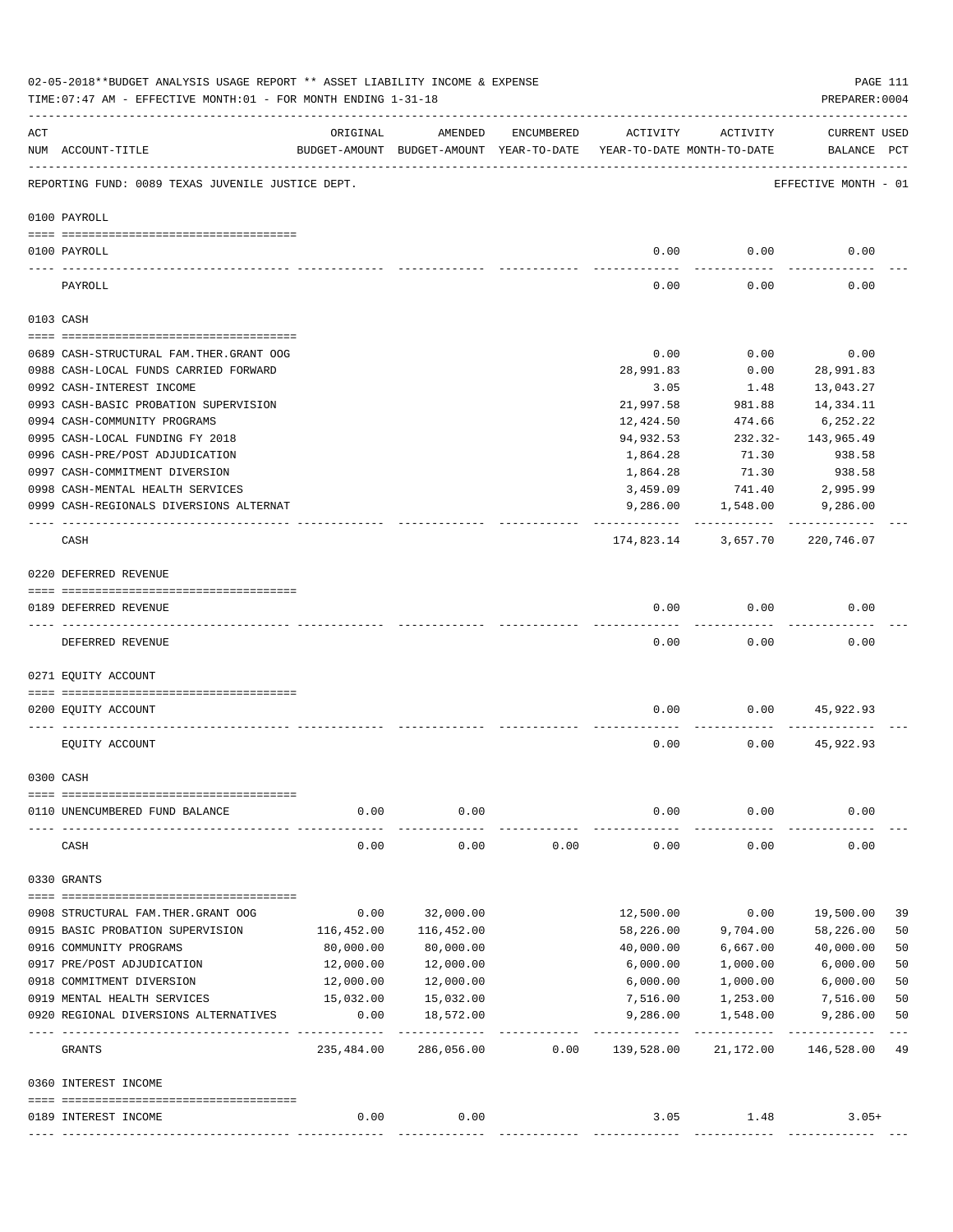02-05-2018**BUDGET ANALYSIS USAGE REPORT ** ASSET LIABILITY INCOME & EXPENSE

TIME:07:47 AM - EFFECTIVE MONTH:01 - FOR MONTH ENDING 1-31-18

PREPARER:0004

| ACT NUM | ACCOUNT-TITLE | ORIGINAL BUDGET-AMOUNT | AMENDED BUDGET-AMOUNT | ENCUMBERED YEAR-TO-DATE | ACTIVITY YEAR-TO-DATE | ACTIVITY MONTH-TO-DATE | CURRENT BALANCE | USED PCT |
|---|---|---|---|---|---|---|---|---|
| | REPORTING FUND: 0089 TEXAS JUVENILE JUSTICE DEPT. | | | | | | EFFECTIVE MONTH - 01 | |
| | 0100 PAYROLL | | | | | | | |
| 0100 | PAYROLL | | | | 0.00 | 0.00 | 0.00 | |
| | PAYROLL | | | | 0.00 | 0.00 | 0.00 | |
| | 0103 CASH | | | | | | | |
| 0689 | CASH-STRUCTURAL FAM.THER.GRANT OOG | | | | 0.00 | 0.00 | 0.00 | |
| 0988 | CASH-LOCAL FUNDS CARRIED FORWARD | | | | 28,991.83 | 0.00 | 28,991.83 | |
| 0992 | CASH-INTEREST INCOME | | | | 3.05 | 1.48 | 13,043.27 | |
| 0993 | CASH-BASIC PROBATION SUPERVISION | | | | 21,997.58 | 981.88 | 14,334.11 | |
| 0994 | CASH-COMMUNITY PROGRAMS | | | | 12,424.50 | 474.66 | 6,252.22 | |
| 0995 | CASH-LOCAL FUNDING FY 2018 | | | | 94,932.53 | 232.32- | 143,965.49 | |
| 0996 | CASH-PRE/POST ADJUDICATION | | | | 1,864.28 | 71.30 | 938.58 | |
| 0997 | CASH-COMMITMENT DIVERSION | | | | 1,864.28 | 71.30 | 938.58 | |
| 0998 | CASH-MENTAL HEALTH SERVICES | | | | 3,459.09 | 741.40 | 2,995.99 | |
| 0999 | CASH-REGIONALS DIVERSIONS ALTERNAT | | | | 9,286.00 | 1,548.00 | 9,286.00 | |
| | CASH | | | | 174,823.14 | 3,657.70 | 220,746.07 | |
| | 0220 DEFERRED REVENUE | | | | | | | |
| 0189 | DEFERRED REVENUE | | | | 0.00 | 0.00 | 0.00 | |
| | DEFERRED REVENUE | | | | 0.00 | 0.00 | 0.00 | |
| | 0271 EQUITY ACCOUNT | | | | | | | |
| 0200 | EQUITY ACCOUNT | | | | 0.00 | 0.00 | 45,922.93 | |
| | EQUITY ACCOUNT | | | | 0.00 | 0.00 | 45,922.93 | |
| | 0300 CASH | | | | | | | |
| 0110 | UNENCUMBERED FUND BALANCE | 0.00 | 0.00 | | 0.00 | 0.00 | 0.00 | |
| | CASH | 0.00 | 0.00 | 0.00 | 0.00 | 0.00 | 0.00 | |
| | 0330 GRANTS | | | | | | | |
| 0908 | STRUCTURAL FAM.THER.GRANT OOG | 0.00 | 32,000.00 | | 12,500.00 | 0.00 | 19,500.00 | 39 |
| 0915 | BASIC PROBATION SUPERVISION | 116,452.00 | 116,452.00 | | 58,226.00 | 9,704.00 | 58,226.00 | 50 |
| 0916 | COMMUNITY PROGRAMS | 80,000.00 | 80,000.00 | | 40,000.00 | 6,667.00 | 40,000.00 | 50 |
| 0917 | PRE/POST ADJUDICATION | 12,000.00 | 12,000.00 | | 6,000.00 | 1,000.00 | 6,000.00 | 50 |
| 0918 | COMMITMENT DIVERSION | 12,000.00 | 12,000.00 | | 6,000.00 | 1,000.00 | 6,000.00 | 50 |
| 0919 | MENTAL HEALTH SERVICES | 15,032.00 | 15,032.00 | | 7,516.00 | 1,253.00 | 7,516.00 | 50 |
| 0920 | REGIONAL DIVERSIONS ALTERNATIVES | 0.00 | 18,572.00 | | 9,286.00 | 1,548.00 | 9,286.00 | 50 |
| | GRANTS | 235,484.00 | 286,056.00 | 0.00 | 139,528.00 | 21,172.00 | 146,528.00 | 49 |
| | 0360 INTEREST INCOME | | | | | | | |
| 0189 | INTEREST INCOME | 0.00 | 0.00 | | 3.05 | 1.48 | 3.05+ | |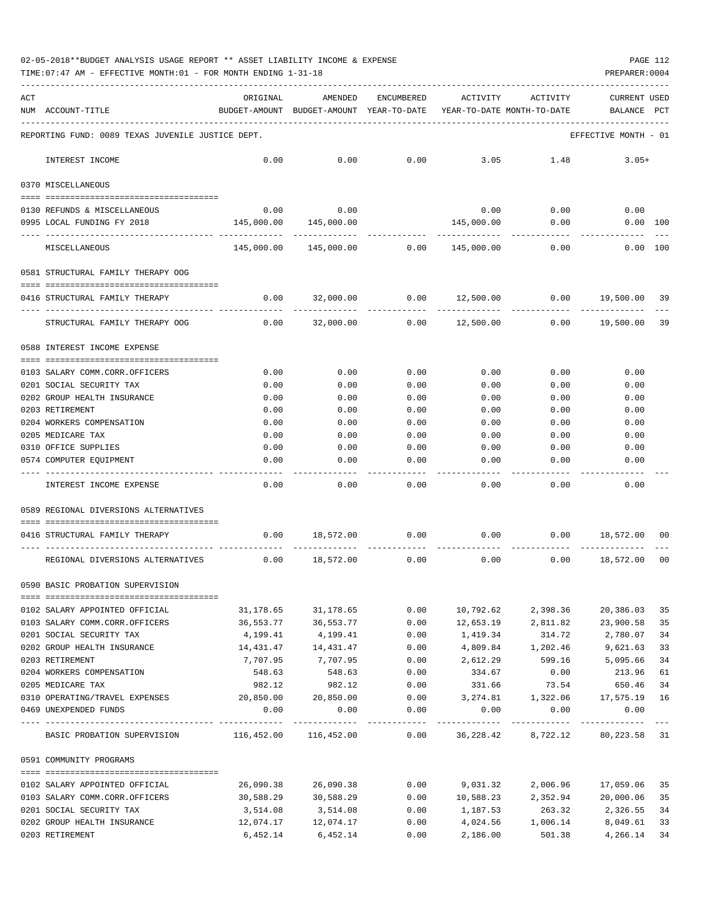02-05-2018**BUDGET ANALYSIS USAGE REPORT ** ASSET LIABILITY INCOME & EXPENSE

TIME:07:47 AM - EFFECTIVE MONTH:01 - FOR MONTH ENDING 1-31-18

PREPARER:0004

| ACT NUM | ACCOUNT-TITLE | ORIGINAL BUDGET-AMOUNT | AMENDED BUDGET-AMOUNT | ENCUMBERED YEAR-TO-DATE | ACTIVITY YEAR-TO-DATE | ACTIVITY MONTH-TO-DATE | CURRENT BALANCE | USED PCT |
|---|---|---|---|---|---|---|---|---|
| | REPORTING FUND: 0089 TEXAS JUVENILE JUSTICE DEPT. | | | | | | EFFECTIVE MONTH - 01 | |
| | INTEREST INCOME | 0.00 | 0.00 | 0.00 | 3.05 | 1.48 | 3.05+ | |
| | 0370 MISCELLANEOUS | | | | | | | |
| 0130 | REFUNDS & MISCELLANEOUS | 0.00 | 0.00 | | 0.00 | 0.00 | 0.00 | |
| 0995 | LOCAL FUNDING FY 2018 | 145,000.00 | 145,000.00 | | 145,000.00 | 0.00 | 0.00 | 100 |
| | MISCELLANEOUS | 145,000.00 | 145,000.00 | 0.00 | 145,000.00 | 0.00 | 0.00 | 100 |
| | 0581 STRUCTURAL FAMILY THERAPY OOG | | | | | | | |
| 0416 | STRUCTURAL FAMILY THERAPY | 0.00 | 32,000.00 | 0.00 | 12,500.00 | 0.00 | 19,500.00 | 39 |
| | STRUCTURAL FAMILY THERAPY OOG | 0.00 | 32,000.00 | 0.00 | 12,500.00 | 0.00 | 19,500.00 | 39 |
| | 0588 INTEREST INCOME EXPENSE | | | | | | | |
| 0103 | SALARY COMM.CORR.OFFICERS | 0.00 | 0.00 | 0.00 | 0.00 | 0.00 | 0.00 | |
| 0201 | SOCIAL SECURITY TAX | 0.00 | 0.00 | 0.00 | 0.00 | 0.00 | 0.00 | |
| 0202 | GROUP HEALTH INSURANCE | 0.00 | 0.00 | 0.00 | 0.00 | 0.00 | 0.00 | |
| 0203 | RETIREMENT | 0.00 | 0.00 | 0.00 | 0.00 | 0.00 | 0.00 | |
| 0204 | WORKERS COMPENSATION | 0.00 | 0.00 | 0.00 | 0.00 | 0.00 | 0.00 | |
| 0205 | MEDICARE TAX | 0.00 | 0.00 | 0.00 | 0.00 | 0.00 | 0.00 | |
| 0310 | OFFICE SUPPLIES | 0.00 | 0.00 | 0.00 | 0.00 | 0.00 | 0.00 | |
| 0574 | COMPUTER EQUIPMENT | 0.00 | 0.00 | 0.00 | 0.00 | 0.00 | 0.00 | |
| | INTEREST INCOME EXPENSE | 0.00 | 0.00 | 0.00 | 0.00 | 0.00 | 0.00 | |
| | 0589 REGIONAL DIVERSIONS ALTERNATIVES | | | | | | | |
| 0416 | STRUCTURAL FAMILY THERAPY | 0.00 | 18,572.00 | 0.00 | 0.00 | 0.00 | 18,572.00 | 00 |
| | REGIONAL DIVERSIONS ALTERNATIVES | 0.00 | 18,572.00 | 0.00 | 0.00 | 0.00 | 18,572.00 | 00 |
| | 0590 BASIC PROBATION SUPERVISION | | | | | | | |
| 0102 | SALARY APPOINTED OFFICIAL | 31,178.65 | 31,178.65 | 0.00 | 10,792.62 | 2,398.36 | 20,386.03 | 35 |
| 0103 | SALARY COMM.CORR.OFFICERS | 36,553.77 | 36,553.77 | 0.00 | 12,653.19 | 2,811.82 | 23,900.58 | 35 |
| 0201 | SOCIAL SECURITY TAX | 4,199.41 | 4,199.41 | 0.00 | 1,419.34 | 314.72 | 2,780.07 | 34 |
| 0202 | GROUP HEALTH INSURANCE | 14,431.47 | 14,431.47 | 0.00 | 4,809.84 | 1,202.46 | 9,621.63 | 33 |
| 0203 | RETIREMENT | 7,707.95 | 7,707.95 | 0.00 | 2,612.29 | 599.16 | 5,095.66 | 34 |
| 0204 | WORKERS COMPENSATION | 548.63 | 548.63 | 0.00 | 334.67 | 0.00 | 213.96 | 61 |
| 0205 | MEDICARE TAX | 982.12 | 982.12 | 0.00 | 331.66 | 73.54 | 650.46 | 34 |
| 0310 | OPERATING/TRAVEL EXPENSES | 20,850.00 | 20,850.00 | 0.00 | 3,274.81 | 1,322.06 | 17,575.19 | 16 |
| 0469 | UNEXPENDED FUNDS | 0.00 | 0.00 | 0.00 | 0.00 | 0.00 | 0.00 | |
| | BASIC PROBATION SUPERVISION | 116,452.00 | 116,452.00 | 0.00 | 36,228.42 | 8,722.12 | 80,223.58 | 31 |
| | 0591 COMMUNITY PROGRAMS | | | | | | | |
| 0102 | SALARY APPOINTED OFFICIAL | 26,090.38 | 26,090.38 | 0.00 | 9,031.32 | 2,006.96 | 17,059.06 | 35 |
| 0103 | SALARY COMM.CORR.OFFICERS | 30,588.29 | 30,588.29 | 0.00 | 10,588.23 | 2,352.94 | 20,000.06 | 35 |
| 0201 | SOCIAL SECURITY TAX | 3,514.08 | 3,514.08 | 0.00 | 1,187.53 | 263.32 | 2,326.55 | 34 |
| 0202 | GROUP HEALTH INSURANCE | 12,074.17 | 12,074.17 | 0.00 | 4,024.56 | 1,006.14 | 8,049.61 | 33 |
| 0203 | RETIREMENT | 6,452.14 | 6,452.14 | 0.00 | 2,186.00 | 501.38 | 4,266.14 | 34 |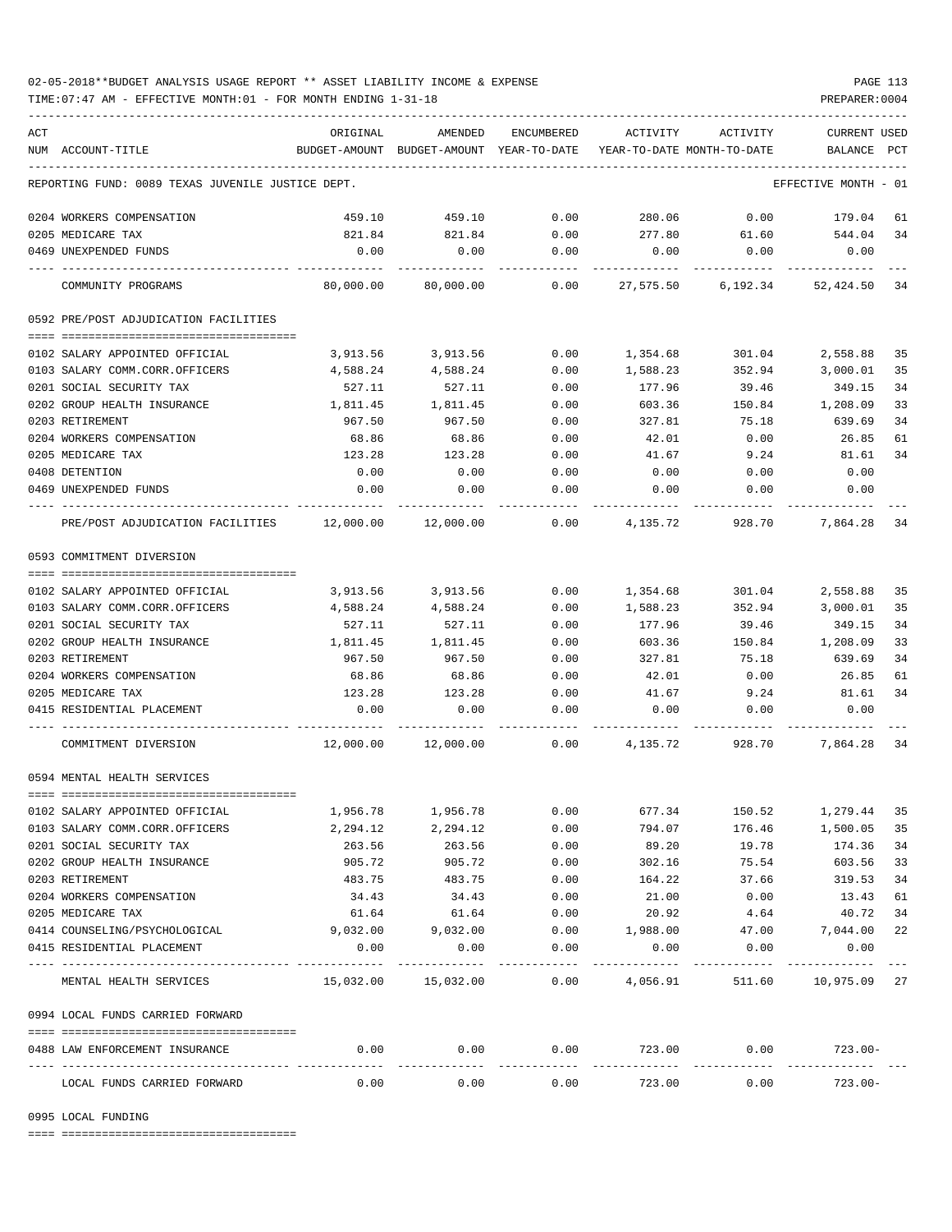02-05-2018**BUDGET ANALYSIS USAGE REPORT ** ASSET LIABILITY INCOME & EXPENSE

TIME:07:47 AM - EFFECTIVE MONTH:01 - FOR MONTH ENDING 1-31-18

PREPARER:0004

REPORTING FUND: 0089 TEXAS JUVENILE JUSTICE DEPT. — EFFECTIVE MONTH - 01

| ACT NUM | ACCOUNT-TITLE | ORIGINAL BUDGET-AMOUNT | AMENDED BUDGET-AMOUNT | ENCUMBERED YEAR-TO-DATE | ACTIVITY YEAR-TO-DATE | ACTIVITY MONTH-TO-DATE | CURRENT BALANCE | USED PCT |
|---|---|---|---|---|---|---|---|---|
| 0204 | WORKERS COMPENSATION | 459.10 | 459.10 | 0.00 | 280.06 | 0.00 | 179.04 | 61 |
| 0205 | MEDICARE TAX | 821.84 | 821.84 | 0.00 | 277.80 | 61.60 | 544.04 | 34 |
| 0469 | UNEXPENDED FUNDS | 0.00 | 0.00 | 0.00 | 0.00 | 0.00 | 0.00 | |
| | COMMUNITY PROGRAMS | 80,000.00 | 80,000.00 | 0.00 | 27,575.50 | 6,192.34 | 52,424.50 | 34 |
| | **0592 PRE/POST ADJUDICATION FACILITIES** | | | | | | | |
| 0102 | SALARY APPOINTED OFFICIAL | 3,913.56 | 3,913.56 | 0.00 | 1,354.68 | 301.04 | 2,558.88 | 35 |
| 0103 | SALARY COMM.CORR.OFFICERS | 4,588.24 | 4,588.24 | 0.00 | 1,588.23 | 352.94 | 3,000.01 | 35 |
| 0201 | SOCIAL SECURITY TAX | 527.11 | 527.11 | 0.00 | 177.96 | 39.46 | 349.15 | 34 |
| 0202 | GROUP HEALTH INSURANCE | 1,811.45 | 1,811.45 | 0.00 | 603.36 | 150.84 | 1,208.09 | 33 |
| 0203 | RETIREMENT | 967.50 | 967.50 | 0.00 | 327.81 | 75.18 | 639.69 | 34 |
| 0204 | WORKERS COMPENSATION | 68.86 | 68.86 | 0.00 | 42.01 | 0.00 | 26.85 | 61 |
| 0205 | MEDICARE TAX | 123.28 | 123.28 | 0.00 | 41.67 | 9.24 | 81.61 | 34 |
| 0408 | DETENTION | 0.00 | 0.00 | 0.00 | 0.00 | 0.00 | 0.00 | |
| 0469 | UNEXPENDED FUNDS | 0.00 | 0.00 | 0.00 | 0.00 | 0.00 | 0.00 | |
| | PRE/POST ADJUDICATION FACILITIES | 12,000.00 | 12,000.00 | 0.00 | 4,135.72 | 928.70 | 7,864.28 | 34 |
| | **0593 COMMITMENT DIVERSION** | | | | | | | |
| 0102 | SALARY APPOINTED OFFICIAL | 3,913.56 | 3,913.56 | 0.00 | 1,354.68 | 301.04 | 2,558.88 | 35 |
| 0103 | SALARY COMM.CORR.OFFICERS | 4,588.24 | 4,588.24 | 0.00 | 1,588.23 | 352.94 | 3,000.01 | 35 |
| 0201 | SOCIAL SECURITY TAX | 527.11 | 527.11 | 0.00 | 177.96 | 39.46 | 349.15 | 34 |
| 0202 | GROUP HEALTH INSURANCE | 1,811.45 | 1,811.45 | 0.00 | 603.36 | 150.84 | 1,208.09 | 33 |
| 0203 | RETIREMENT | 967.50 | 967.50 | 0.00 | 327.81 | 75.18 | 639.69 | 34 |
| 0204 | WORKERS COMPENSATION | 68.86 | 68.86 | 0.00 | 42.01 | 0.00 | 26.85 | 61 |
| 0205 | MEDICARE TAX | 123.28 | 123.28 | 0.00 | 41.67 | 9.24 | 81.61 | 34 |
| 0415 | RESIDENTIAL PLACEMENT | 0.00 | 0.00 | 0.00 | 0.00 | 0.00 | 0.00 | |
| | COMMITMENT DIVERSION | 12,000.00 | 12,000.00 | 0.00 | 4,135.72 | 928.70 | 7,864.28 | 34 |
| | **0594 MENTAL HEALTH SERVICES** | | | | | | | |
| 0102 | SALARY APPOINTED OFFICIAL | 1,956.78 | 1,956.78 | 0.00 | 677.34 | 150.52 | 1,279.44 | 35 |
| 0103 | SALARY COMM.CORR.OFFICERS | 2,294.12 | 2,294.12 | 0.00 | 794.07 | 176.46 | 1,500.05 | 35 |
| 0201 | SOCIAL SECURITY TAX | 263.56 | 263.56 | 0.00 | 89.20 | 19.78 | 174.36 | 34 |
| 0202 | GROUP HEALTH INSURANCE | 905.72 | 905.72 | 0.00 | 302.16 | 75.54 | 603.56 | 33 |
| 0203 | RETIREMENT | 483.75 | 483.75 | 0.00 | 164.22 | 37.66 | 319.53 | 34 |
| 0204 | WORKERS COMPENSATION | 34.43 | 34.43 | 0.00 | 21.00 | 0.00 | 13.43 | 61 |
| 0205 | MEDICARE TAX | 61.64 | 61.64 | 0.00 | 20.92 | 4.64 | 40.72 | 34 |
| 0414 | COUNSELING/PSYCHOLOGICAL | 9,032.00 | 9,032.00 | 0.00 | 1,988.00 | 47.00 | 7,044.00 | 22 |
| 0415 | RESIDENTIAL PLACEMENT | 0.00 | 0.00 | 0.00 | 0.00 | 0.00 | 0.00 | |
| | MENTAL HEALTH SERVICES | 15,032.00 | 15,032.00 | 0.00 | 4,056.91 | 511.60 | 10,975.09 | 27 |
| | **0994 LOCAL FUNDS CARRIED FORWARD** | | | | | | | |
| 0488 | LAW ENFORCEMENT INSURANCE | 0.00 | 0.00 | 0.00 | 723.00 | 0.00 | 723.00- | |
| | LOCAL FUNDS CARRIED FORWARD | 0.00 | 0.00 | 0.00 | 723.00 | 0.00 | 723.00- | |
| | **0995 LOCAL FUNDING** | | | | | | | |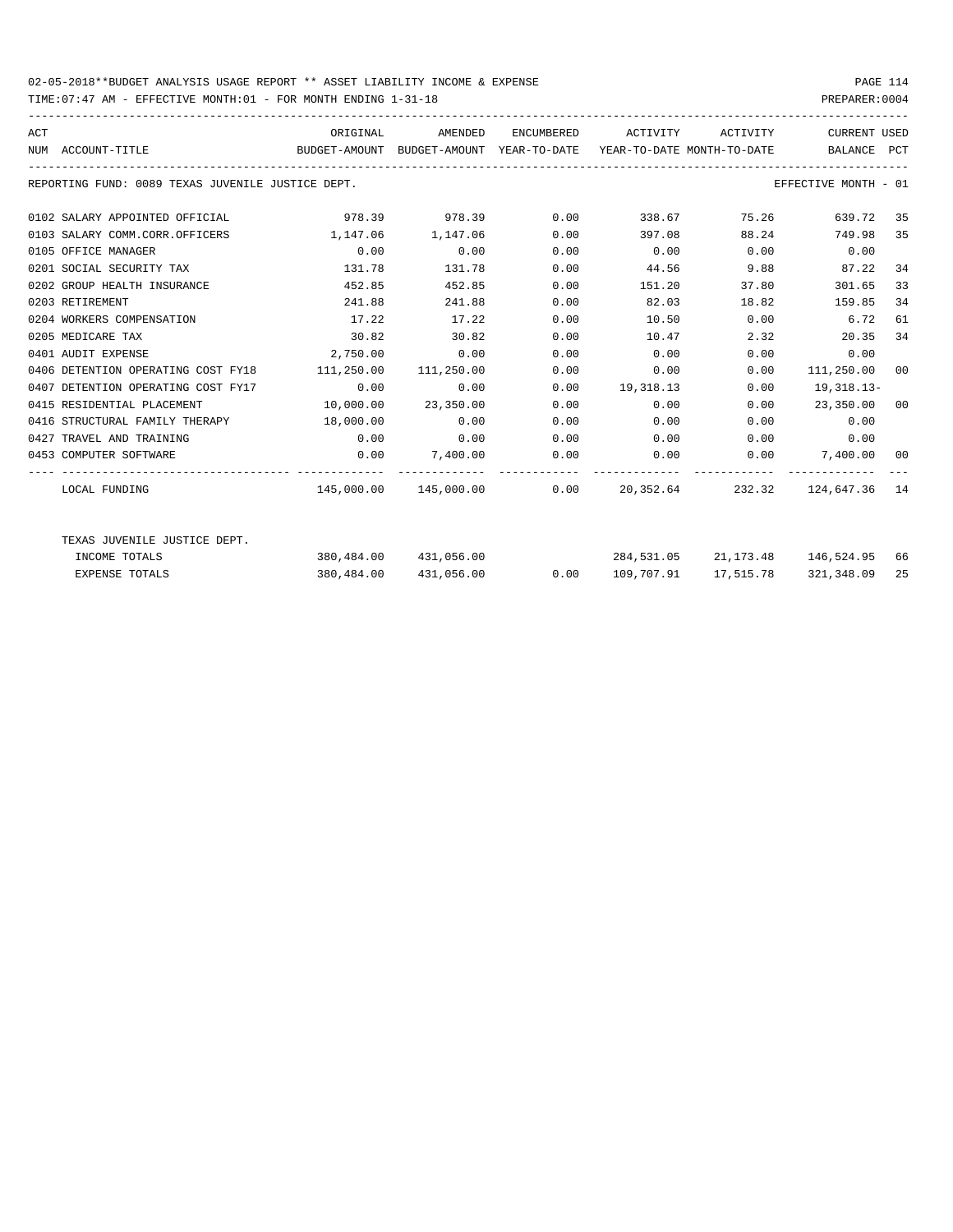02-05-2018**BUDGET ANALYSIS USAGE REPORT ** ASSET LIABILITY INCOME & EXPENSE

TIME:07:47 AM - EFFECTIVE MONTH:01 - FOR MONTH ENDING 1-31-18 PREPARER:0004

REPORTING FUND: 0089 TEXAS JUVENILE JUSTICE DEPT. EFFECTIVE MONTH - 01

| ACT NUM | ACCOUNT-TITLE | ORIGINAL BUDGET-AMOUNT | AMENDED BUDGET-AMOUNT | ENCUMBERED YEAR-TO-DATE | ACTIVITY YEAR-TO-DATE | ACTIVITY MONTH-TO-DATE | CURRENT BALANCE | USED PCT |
|---|---|---|---|---|---|---|---|---|
| 0102 | SALARY APPOINTED OFFICIAL | 978.39 | 978.39 | 0.00 | 338.67 | 75.26 | 639.72 | 35 |
| 0103 | SALARY COMM.CORR.OFFICERS | 1,147.06 | 1,147.06 | 0.00 | 397.08 | 88.24 | 749.98 | 35 |
| 0105 | OFFICE MANAGER | 0.00 | 0.00 | 0.00 | 0.00 | 0.00 | 0.00 | |
| 0201 | SOCIAL SECURITY TAX | 131.78 | 131.78 | 0.00 | 44.56 | 9.88 | 87.22 | 34 |
| 0202 | GROUP HEALTH INSURANCE | 452.85 | 452.85 | 0.00 | 151.20 | 37.80 | 301.65 | 33 |
| 0203 | RETIREMENT | 241.88 | 241.88 | 0.00 | 82.03 | 18.82 | 159.85 | 34 |
| 0204 | WORKERS COMPENSATION | 17.22 | 17.22 | 0.00 | 10.50 | 0.00 | 6.72 | 61 |
| 0205 | MEDICARE TAX | 30.82 | 30.82 | 0.00 | 10.47 | 2.32 | 20.35 | 34 |
| 0401 | AUDIT EXPENSE | 2,750.00 | 0.00 | 0.00 | 0.00 | 0.00 | 0.00 | |
| 0406 | DETENTION OPERATING COST FY18 | 111,250.00 | 111,250.00 | 0.00 | 0.00 | 0.00 | 111,250.00 | 00 |
| 0407 | DETENTION OPERATING COST FY17 | 0.00 | 0.00 | 0.00 | 19,318.13 | 0.00 | 19,318.13- | |
| 0415 | RESIDENTIAL PLACEMENT | 10,000.00 | 23,350.00 | 0.00 | 0.00 | 0.00 | 23,350.00 | 00 |
| 0416 | STRUCTURAL FAMILY THERAPY | 18,000.00 | 0.00 | 0.00 | 0.00 | 0.00 | 0.00 | |
| 0427 | TRAVEL AND TRAINING | 0.00 | 0.00 | 0.00 | 0.00 | 0.00 | 0.00 | |
| 0453 | COMPUTER SOFTWARE | 0.00 | 7,400.00 | 0.00 | 0.00 | 0.00 | 7,400.00 | 00 |
| | LOCAL FUNDING | 145,000.00 | 145,000.00 | 0.00 | 20,352.64 | 232.32 | 124,647.36 | 14 |
| | TEXAS JUVENILE JUSTICE DEPT. | | | | | | | |
| | INCOME TOTALS | 380,484.00 | 431,056.00 | | 284,531.05 | 21,173.48 | 146,524.95 | 66 |
| | EXPENSE TOTALS | 380,484.00 | 431,056.00 | 0.00 | 109,707.91 | 17,515.78 | 321,348.09 | 25 |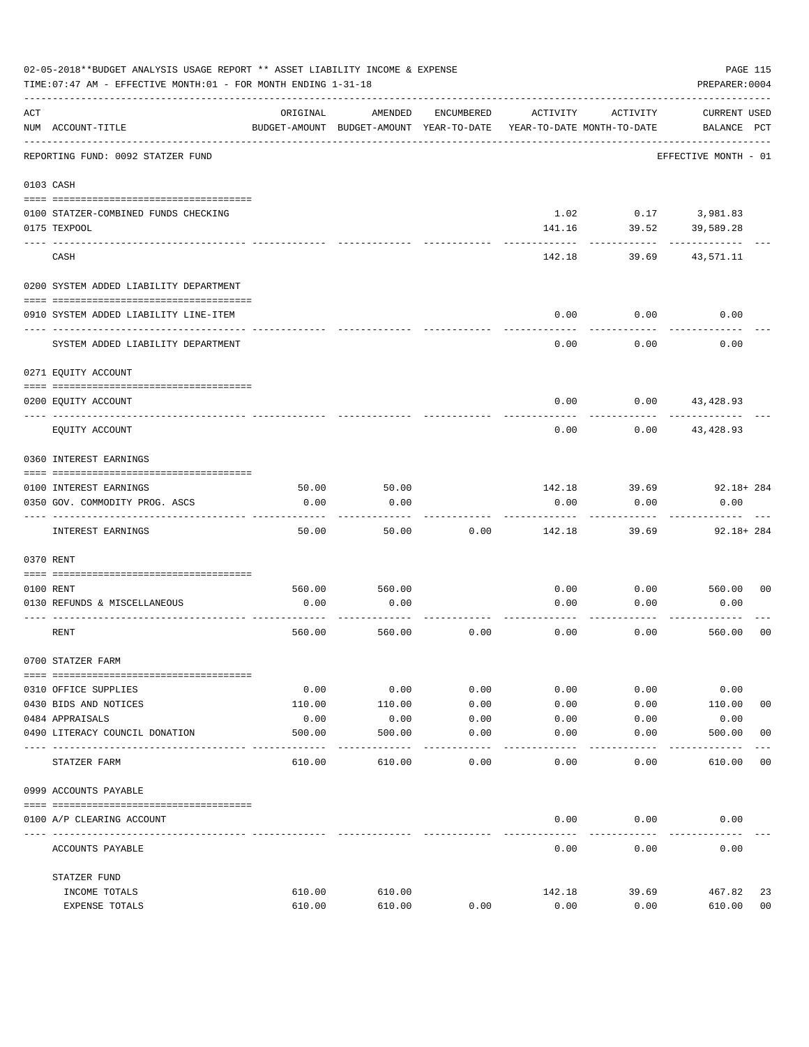02-05-2018**BUDGET ANALYSIS USAGE REPORT ** ASSET LIABILITY INCOME & EXPENSE

TIME:07:47 AM - EFFECTIVE MONTH:01 - FOR MONTH ENDING 1-31-18

PREPARER:0004

| ACT NUM | ACCOUNT-TITLE | ORIGINAL BUDGET-AMOUNT | AMENDED BUDGET-AMOUNT | ENCUMBERED YEAR-TO-DATE | ACTIVITY YEAR-TO-DATE | ACTIVITY MONTH-TO-DATE | CURRENT BALANCE | USED PCT |
|---|---|---|---|---|---|---|---|---|
| | REPORTING FUND: 0092 STATZER FUND | | | | | | EFFECTIVE MONTH - 01 | |
| | **0103 CASH** | | | | | | | |
| 0100 | STATZER-COMBINED FUNDS CHECKING | | | | 1.02 | 0.17 | 3,981.83 | |
| 0175 | TEXPOOL | | | | 141.16 | 39.52 | 39,589.28 | |
| | CASH | | | | 142.18 | 39.69 | 43,571.11 | |
| | **0200 SYSTEM ADDED LIABILITY DEPARTMENT** | | | | | | | |
| 0910 | SYSTEM ADDED LIABILITY LINE-ITEM | | | | 0.00 | 0.00 | 0.00 | |
| | SYSTEM ADDED LIABILITY DEPARTMENT | | | | 0.00 | 0.00 | 0.00 | |
| | **0271 EQUITY ACCOUNT** | | | | | | | |
| 0200 | EQUITY ACCOUNT | | | | 0.00 | 0.00 | 43,428.93 | |
| | EQUITY ACCOUNT | | | | 0.00 | 0.00 | 43,428.93 | |
| | **0360 INTEREST EARNINGS** | | | | | | | |
| 0100 | INTEREST EARNINGS | 50.00 | 50.00 | | 142.18 | 39.69 | 92.18+ | 284 |
| 0350 | GOV. COMMODITY PROG. ASCS | 0.00 | 0.00 | | 0.00 | 0.00 | 0.00 | |
| | INTEREST EARNINGS | 50.00 | 50.00 | 0.00 | 142.18 | 39.69 | 92.18+ | 284 |
| | **0370 RENT** | | | | | | | |
| 0100 | RENT | 560.00 | 560.00 | | 0.00 | 0.00 | 560.00 | 00 |
| 0130 | REFUNDS & MISCELLANEOUS | 0.00 | 0.00 | | 0.00 | 0.00 | 0.00 | |
| | RENT | 560.00 | 560.00 | 0.00 | 0.00 | 0.00 | 560.00 | 00 |
| | **0700 STATZER FARM** | | | | | | | |
| 0310 | OFFICE SUPPLIES | 0.00 | 0.00 | 0.00 | 0.00 | 0.00 | 0.00 | |
| 0430 | BIDS AND NOTICES | 110.00 | 110.00 | 0.00 | 0.00 | 0.00 | 110.00 | 00 |
| 0484 | APPRAISALS | 0.00 | 0.00 | 0.00 | 0.00 | 0.00 | 0.00 | |
| 0490 | LITERACY COUNCIL DONATION | 500.00 | 500.00 | 0.00 | 0.00 | 0.00 | 500.00 | 00 |
| | STATZER FARM | 610.00 | 610.00 | 0.00 | 0.00 | 0.00 | 610.00 | 00 |
| | **0999 ACCOUNTS PAYABLE** | | | | | | | |
| 0100 | A/P CLEARING ACCOUNT | | | | 0.00 | 0.00 | 0.00 | |
| | ACCOUNTS PAYABLE | | | | 0.00 | 0.00 | 0.00 | |
| | STATZER FUND | | | | | | | |
| | INCOME TOTALS | 610.00 | 610.00 | | 142.18 | 39.69 | 467.82 | 23 |
| | EXPENSE TOTALS | 610.00 | 610.00 | 0.00 | 0.00 | 0.00 | 610.00 | 00 |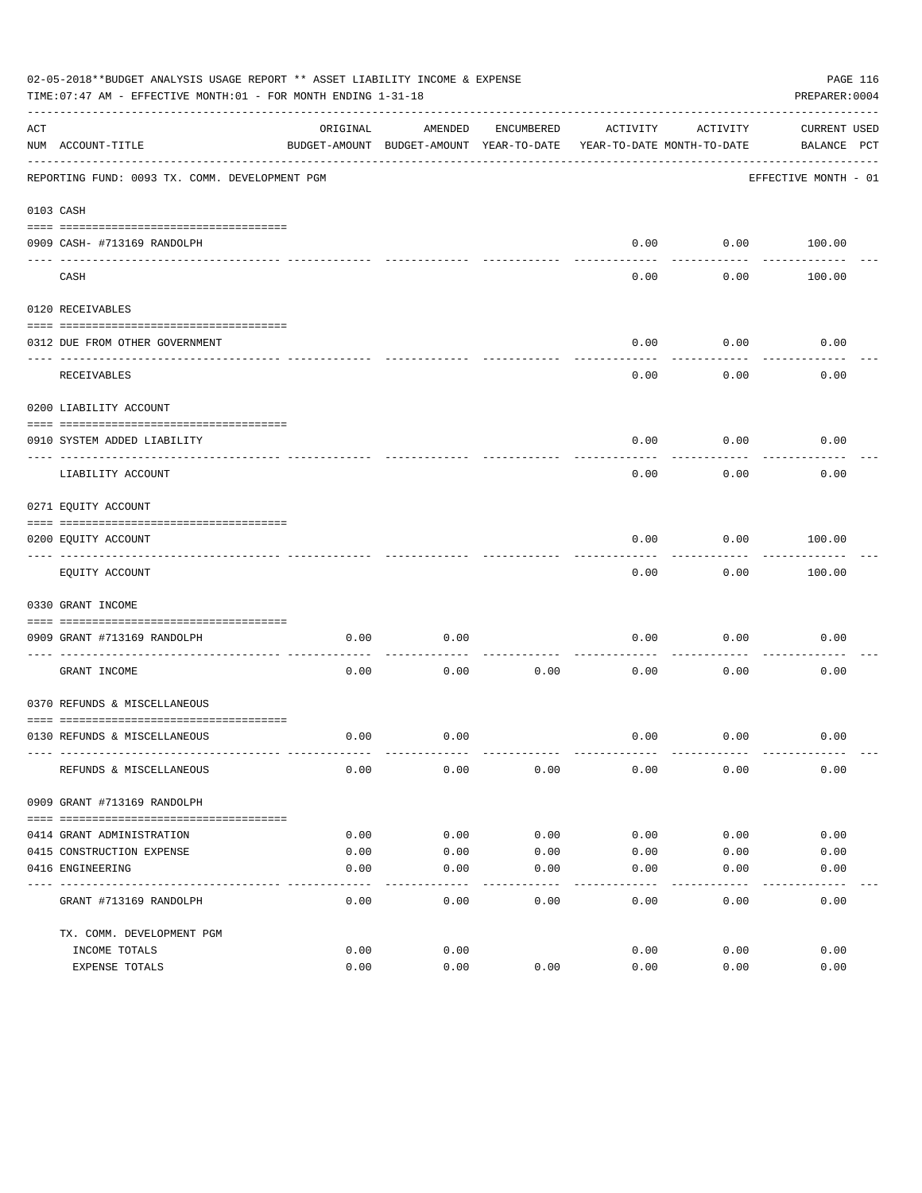02-05-2018**BUDGET ANALYSIS USAGE REPORT ** ASSET LIABILITY INCOME & EXPENSE

TIME:07:47 AM - EFFECTIVE MONTH:01 - FOR MONTH ENDING 1-31-18

PREPARER:0004

| ACT NUM | ACCOUNT-TITLE | ORIGINAL BUDGET-AMOUNT | AMENDED BUDGET-AMOUNT | ENCUMBERED YEAR-TO-DATE | ACTIVITY YEAR-TO-DATE | ACTIVITY MONTH-TO-DATE | CURRENT BALANCE | USED PCT |
|---|---|---|---|---|---|---|---|---|
| | REPORTING FUND: 0093 TX. COMM. DEVELOPMENT PGM | | | | | | EFFECTIVE MONTH - 01 | |
| 0103 | CASH | | | | | | | |
| 0909 | CASH- #713169 RANDOLPH | | | | 0.00 | 0.00 | 100.00 | |
| | CASH | | | | 0.00 | 0.00 | 100.00 | |
| 0120 | RECEIVABLES | | | | | | | |
| 0312 | DUE FROM OTHER GOVERNMENT | | | | 0.00 | 0.00 | 0.00 | |
| | RECEIVABLES | | | | 0.00 | 0.00 | 0.00 | |
| 0200 | LIABILITY ACCOUNT | | | | | | | |
| 0910 | SYSTEM ADDED LIABILITY | | | | 0.00 | 0.00 | 0.00 | |
| | LIABILITY ACCOUNT | | | | 0.00 | 0.00 | 0.00 | |
| 0271 | EQUITY ACCOUNT | | | | | | | |
| 0200 | EQUITY ACCOUNT | | | | 0.00 | 0.00 | 100.00 | |
| | EQUITY ACCOUNT | | | | 0.00 | 0.00 | 100.00 | |
| 0330 | GRANT INCOME | | | | | | | |
| 0909 | GRANT #713169 RANDOLPH | 0.00 | 0.00 | | 0.00 | 0.00 | 0.00 | |
| | GRANT INCOME | 0.00 | 0.00 | 0.00 | 0.00 | 0.00 | 0.00 | |
| 0370 | REFUNDS & MISCELLANEOUS | | | | | | | |
| 0130 | REFUNDS & MISCELLANEOUS | 0.00 | 0.00 | | 0.00 | 0.00 | 0.00 | |
| | REFUNDS & MISCELLANEOUS | 0.00 | 0.00 | 0.00 | 0.00 | 0.00 | 0.00 | |
| 0909 | GRANT #713169 RANDOLPH | | | | | | | |
| 0414 | GRANT ADMINISTRATION | 0.00 | 0.00 | 0.00 | 0.00 | 0.00 | 0.00 | |
| 0415 | CONSTRUCTION EXPENSE | 0.00 | 0.00 | 0.00 | 0.00 | 0.00 | 0.00 | |
| 0416 | ENGINEERING | 0.00 | 0.00 | 0.00 | 0.00 | 0.00 | 0.00 | |
| | GRANT #713169 RANDOLPH | 0.00 | 0.00 | 0.00 | 0.00 | 0.00 | 0.00 | |
| | TX. COMM. DEVELOPMENT PGM | | | | | | | |
| | INCOME TOTALS | 0.00 | 0.00 | | 0.00 | 0.00 | 0.00 | |
| | EXPENSE TOTALS | 0.00 | 0.00 | 0.00 | 0.00 | 0.00 | 0.00 | |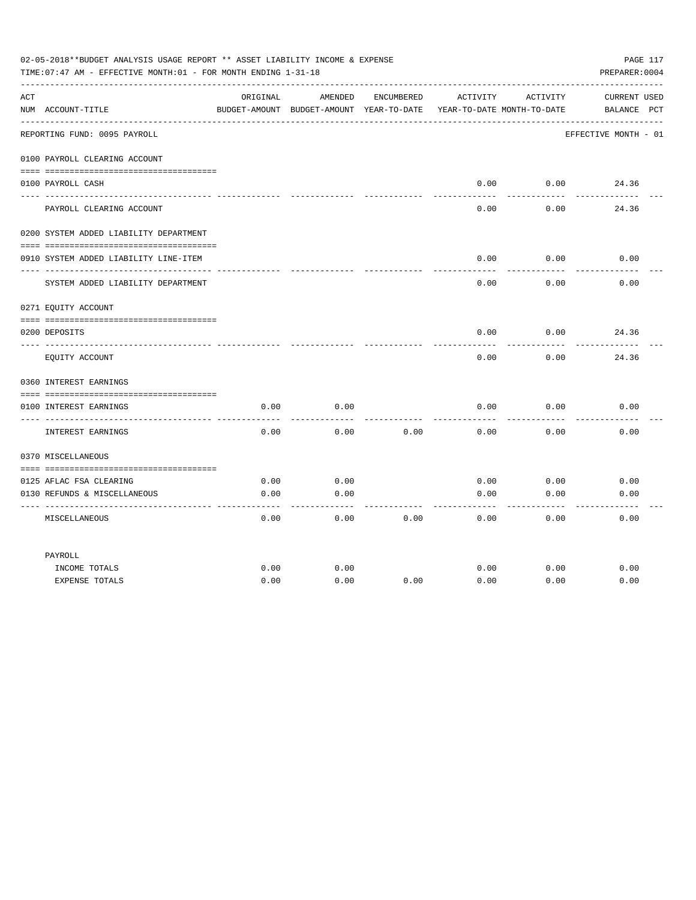02-05-2018**BUDGET ANALYSIS USAGE REPORT ** ASSET LIABILITY INCOME & EXPENSE

TIME:07:47 AM - EFFECTIVE MONTH:01 - FOR MONTH ENDING 1-31-18

PREPARER:0004

| ACT NUM | ACCOUNT-TITLE | ORIGINAL BUDGET-AMOUNT | AMENDED BUDGET-AMOUNT | ENCUMBERED YEAR-TO-DATE | ACTIVITY YEAR-TO-DATE | ACTIVITY MONTH-TO-DATE | CURRENT BALANCE | USED PCT |
|---|---|---|---|---|---|---|---|---|
| | REPORTING FUND: 0095 PAYROLL | | | | | | EFFECTIVE MONTH - 01 | |
| | 0100 PAYROLL CLEARING ACCOUNT | | | | | | | |
| 0100 | PAYROLL CASH | | | | 0.00 | 0.00 | 24.36 | |
| | PAYROLL CLEARING ACCOUNT | | | | 0.00 | 0.00 | 24.36 | |
| | 0200 SYSTEM ADDED LIABILITY DEPARTMENT | | | | | | | |
| 0910 | SYSTEM ADDED LIABILITY LINE-ITEM | | | | 0.00 | 0.00 | 0.00 | |
| | SYSTEM ADDED LIABILITY DEPARTMENT | | | | 0.00 | 0.00 | 0.00 | |
| | 0271 EQUITY ACCOUNT | | | | | | | |
| 0200 | DEPOSITS | | | | 0.00 | 0.00 | 24.36 | |
| | EQUITY ACCOUNT | | | | 0.00 | 0.00 | 24.36 | |
| | 0360 INTEREST EARNINGS | | | | | | | |
| 0100 | INTEREST EARNINGS | 0.00 | 0.00 | | 0.00 | 0.00 | 0.00 | |
| | INTEREST EARNINGS | 0.00 | 0.00 | 0.00 | 0.00 | 0.00 | 0.00 | |
| | 0370 MISCELLANEOUS | | | | | | | |
| 0125 | AFLAC FSA CLEARING | 0.00 | 0.00 | | 0.00 | 0.00 | 0.00 | |
| 0130 | REFUNDS & MISCELLANEOUS | 0.00 | 0.00 | | 0.00 | 0.00 | 0.00 | |
| | MISCELLANEOUS | 0.00 | 0.00 | 0.00 | 0.00 | 0.00 | 0.00 | |
| | PAYROLL | | | | | | | |
| | INCOME TOTALS | 0.00 | 0.00 | | 0.00 | 0.00 | 0.00 | |
| | EXPENSE TOTALS | 0.00 | 0.00 | 0.00 | 0.00 | 0.00 | 0.00 | |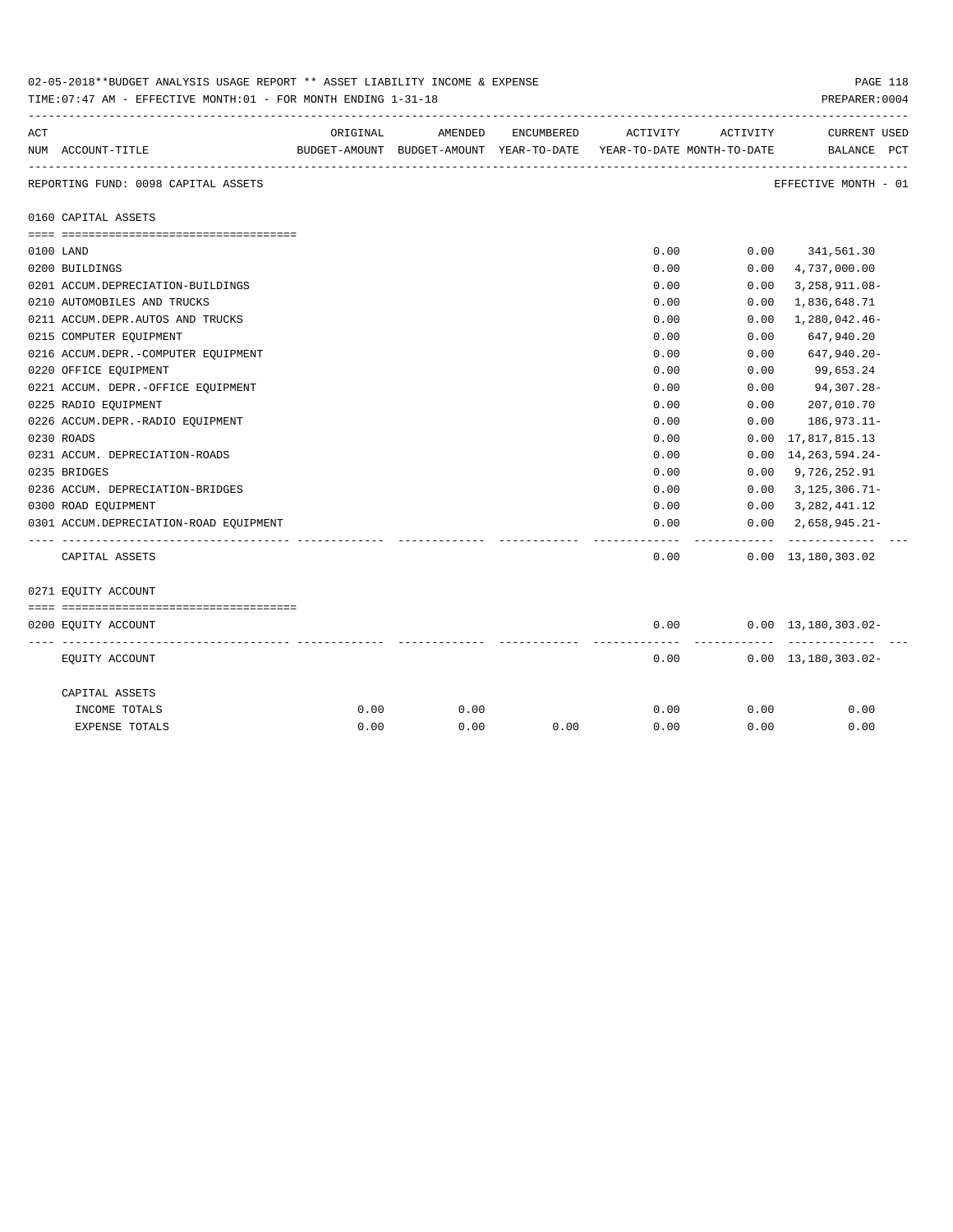02-05-2018**BUDGET ANALYSIS USAGE REPORT ** ASSET LIABILITY INCOME & EXPENSE

TIME:07:47 AM - EFFECTIVE MONTH:01 - FOR MONTH ENDING 1-31-18

PREPARER:0004

| ACT NUM | ACCOUNT-TITLE | ORIGINAL BUDGET-AMOUNT | AMENDED BUDGET-AMOUNT | ENCUMBERED YEAR-TO-DATE | ACTIVITY YEAR-TO-DATE | ACTIVITY MONTH-TO-DATE | CURRENT BALANCE | USED PCT |
|---|---|---|---|---|---|---|---|---|
| | REPORTING FUND: 0098 CAPITAL ASSETS | | | | | | EFFECTIVE MONTH - 01 | |
| | 0160 CAPITAL ASSETS | | | | | | | |
| 0100 | LAND | | | | 0.00 | 0.00 | 341,561.30 | |
| 0200 | BUILDINGS | | | | 0.00 | 0.00 | 4,737,000.00 | |
| 0201 | ACCUM.DEPRECIATION-BUILDINGS | | | | 0.00 | 0.00 | 3,258,911.08- | |
| 0210 | AUTOMOBILES AND TRUCKS | | | | 0.00 | 0.00 | 1,836,648.71 | |
| 0211 | ACCUM.DEPR.AUTOS AND TRUCKS | | | | 0.00 | 0.00 | 1,280,042.46- | |
| 0215 | COMPUTER EQUIPMENT | | | | 0.00 | 0.00 | 647,940.20 | |
| 0216 | ACCUM.DEPR.-COMPUTER EQUIPMENT | | | | 0.00 | 0.00 | 647,940.20- | |
| 0220 | OFFICE EQUIPMENT | | | | 0.00 | 0.00 | 99,653.24 | |
| 0221 | ACCUM. DEPR.-OFFICE EQUIPMENT | | | | 0.00 | 0.00 | 94,307.28- | |
| 0225 | RADIO EQUIPMENT | | | | 0.00 | 0.00 | 207,010.70 | |
| 0226 | ACCUM.DEPR.-RADIO EQUIPMENT | | | | 0.00 | 0.00 | 186,973.11- | |
| 0230 | ROADS | | | | 0.00 | 0.00 | 17,817,815.13 | |
| 0231 | ACCUM. DEPRECIATION-ROADS | | | | 0.00 | 0.00 | 14,263,594.24- | |
| 0235 | BRIDGES | | | | 0.00 | 0.00 | 9,726,252.91 | |
| 0236 | ACCUM. DEPRECIATION-BRIDGES | | | | 0.00 | 0.00 | 3,125,306.71- | |
| 0300 | ROAD EQUIPMENT | | | | 0.00 | 0.00 | 3,282,441.12 | |
| 0301 | ACCUM.DEPRECIATION-ROAD EQUIPMENT | | | | 0.00 | 0.00 | 2,658,945.21- | |
| | CAPITAL ASSETS | | | | 0.00 | 0.00 | 13,180,303.02 | |
| | 0271 EQUITY ACCOUNT | | | | | | | |
| 0200 | EQUITY ACCOUNT | | | | 0.00 | 0.00 | 13,180,303.02- | |
| | EQUITY ACCOUNT | | | | 0.00 | 0.00 | 13,180,303.02- | |
| | CAPITAL ASSETS | | | | | | | |
| | INCOME TOTALS | 0.00 | 0.00 | | 0.00 | 0.00 | 0.00 | |
| | EXPENSE TOTALS | 0.00 | 0.00 | 0.00 | 0.00 | 0.00 | 0.00 | |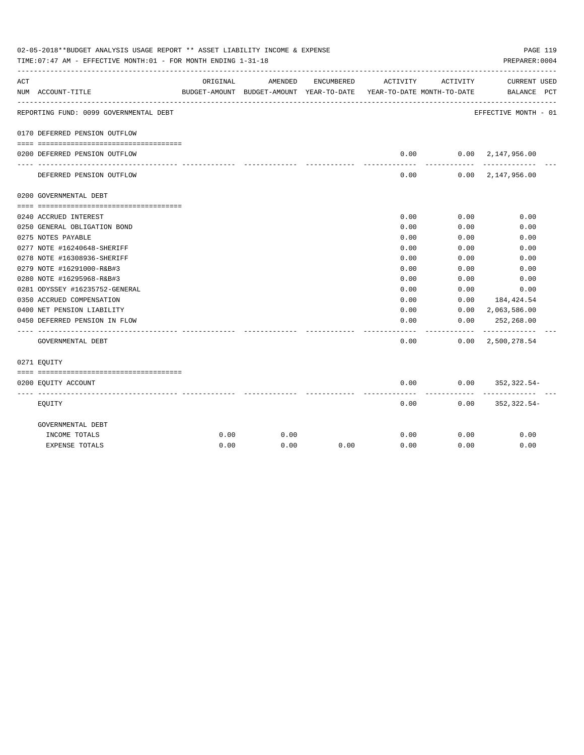02-05-2018**BUDGET ANALYSIS USAGE REPORT ** ASSET LIABILITY INCOME & EXPENSE

TIME:07:47 AM - EFFECTIVE MONTH:01 - FOR MONTH ENDING 1-31-18

PREPARER:0004

| ACT NUM | ACCOUNT-TITLE | ORIGINAL BUDGET-AMOUNT | AMENDED BUDGET-AMOUNT | ENCUMBERED YEAR-TO-DATE | ACTIVITY YEAR-TO-DATE | ACTIVITY MONTH-TO-DATE | CURRENT BALANCE | USED PCT |
|---|---|---|---|---|---|---|---|---|
| | REPORTING FUND: 0099 GOVERNMENTAL DEBT | | | | | | EFFECTIVE MONTH - 01 | |
| 0170 | DEFERRED PENSION OUTFLOW | | | | | | | |
| 0200 | DEFERRED PENSION OUTFLOW | | | | 0.00 | 0.00 | 2,147,956.00 | |
| | DEFERRED PENSION OUTFLOW | | | | 0.00 | 0.00 | 2,147,956.00 | |
| 0200 | GOVERNMENTAL DEBT | | | | | | | |
| 0240 | ACCRUED INTEREST | | | | 0.00 | 0.00 | 0.00 | |
| 0250 | GENERAL OBLIGATION BOND | | | | 0.00 | 0.00 | 0.00 | |
| 0275 | NOTES PAYABLE | | | | 0.00 | 0.00 | 0.00 | |
| 0277 | NOTE #16240648-SHERIFF | | | | 0.00 | 0.00 | 0.00 | |
| 0278 | NOTE #16308936-SHERIFF | | | | 0.00 | 0.00 | 0.00 | |
| 0279 | NOTE #16291000-R&B#3 | | | | 0.00 | 0.00 | 0.00 | |
| 0280 | NOTE #16295968-R&B#3 | | | | 0.00 | 0.00 | 0.00 | |
| 0281 | ODYSSEY #16235752-GENERAL | | | | 0.00 | 0.00 | 0.00 | |
| 0350 | ACCRUED COMPENSATION | | | | 0.00 | 0.00 | 184,424.54 | |
| 0400 | NET PENSION LIABILITY | | | | 0.00 | 0.00 | 2,063,586.00 | |
| 0450 | DEFERRED PENSION IN FLOW | | | | 0.00 | 0.00 | 252,268.00 | |
| | GOVERNMENTAL DEBT | | | | 0.00 | 0.00 | 2,500,278.54 | |
| 0271 | EQUITY | | | | | | | |
| 0200 | EQUITY ACCOUNT | | | | 0.00 | 0.00 | 352,322.54- | |
| | EQUITY | | | | 0.00 | 0.00 | 352,322.54- | |
| | GOVERNMENTAL DEBT | | | | | | | |
| | INCOME TOTALS | 0.00 | 0.00 | | 0.00 | 0.00 | 0.00 | |
| | EXPENSE TOTALS | 0.00 | 0.00 | 0.00 | 0.00 | 0.00 | 0.00 | |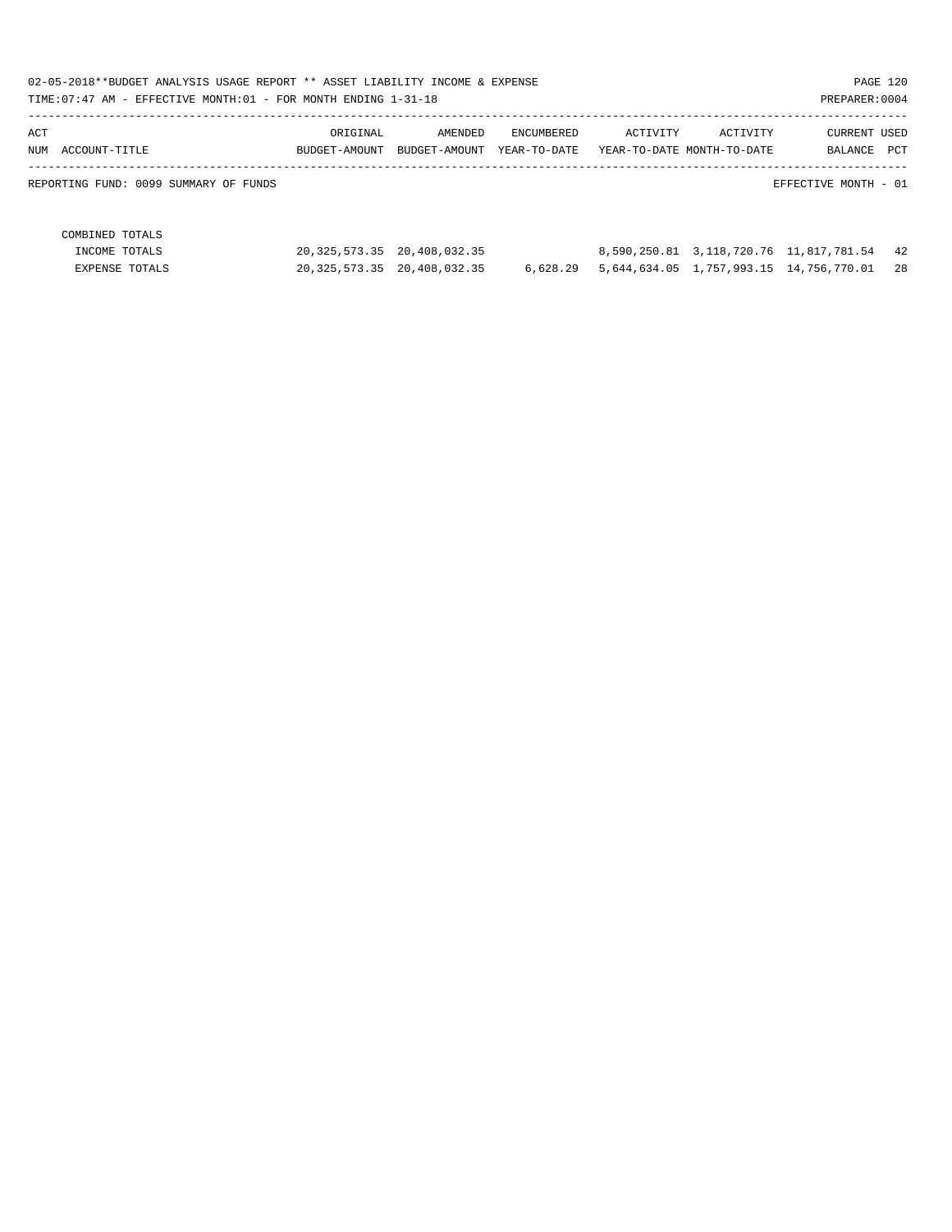02-05-2018**BUDGET ANALYSIS USAGE REPORT ** ASSET LIABILITY INCOME & EXPENSE

TIME:07:47 AM - EFFECTIVE MONTH:01 - FOR MONTH ENDING 1-31-18

PREPARER:0004

| ACT NUM ACCOUNT-TITLE | ORIGINAL BUDGET-AMOUNT | AMENDED BUDGET-AMOUNT | ENCUMBERED YEAR-TO-DATE | ACTIVITY YEAR-TO-DATE | ACTIVITY MONTH-TO-DATE | CURRENT BALANCE | USED PCT |
|---|---|---|---|---|---|---|---|
| REPORTING FUND: 0099 SUMMARY OF FUNDS | | | | | | EFFECTIVE MONTH - 01 | |
| COMBINED TOTALS | | | | | | | |
| INCOME TOTALS | 20,325,573.35 | 20,408,032.35 | | 8,590,250.81 | 3,118,720.76 | 11,817,781.54 | 42 |
| EXPENSE TOTALS | 20,325,573.35 | 20,408,032.35 | 6,628.29 | 5,644,634.05 | 1,757,993.15 | 14,756,770.01 | 28 |